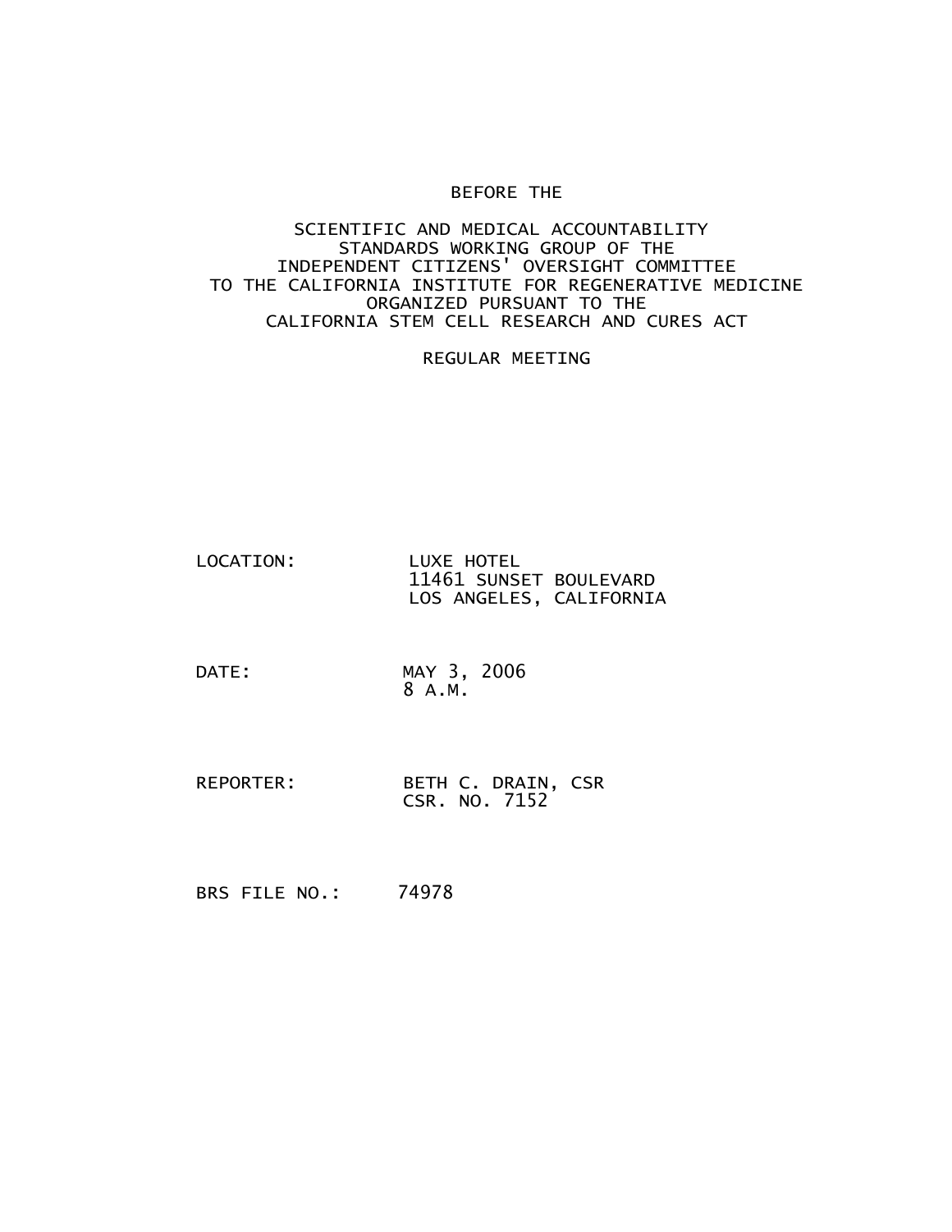BEFORE THE

SCIENTIFIC AND MEDICAL ACCOUNTABILITY STANDARDS WORKING GROUP OF THE INDEPENDENT CITIZENS' OVERSIGHT COMMITTEE TO THE CALIFORNIA INSTITUTE FOR REGENERATIVE MEDICINE ORGANIZED PURSUANT TO THE CALIFORNIA STEM CELL RESEARCH AND CURES ACT

REGULAR MEETING

LOCATION: LUXE HOTEL
11461 SUNSET BOULEVARD
LOS ANGELES, CALIFORNIA

DATE: MAY 3, 2006
8 A.M.

REPORTER: BETH C. DRAIN, CSR
CSR. NO. 7152

BRS FILE NO.: 74978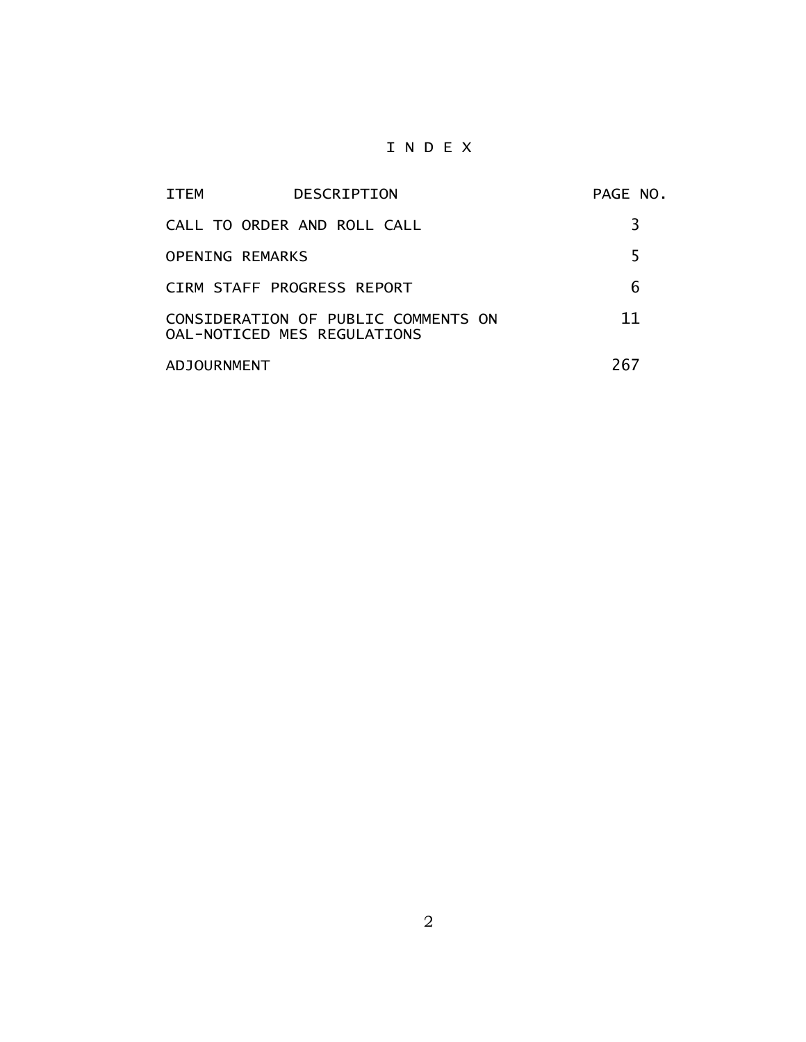# I N D E X

| ITEM DESCRIPTION | PAGE NO. |
|---|---|
| CALL TO ORDER AND ROLL CALL | 3 |
| OPENING REMARKS | 5 |
| CIRM STAFF PROGRESS REPORT | 6 |
| CONSIDERATION OF PUBLIC COMMENTS ON OAL-NOTICED MES REGULATIONS | 11 |
| ADJOURNMENT | 267 |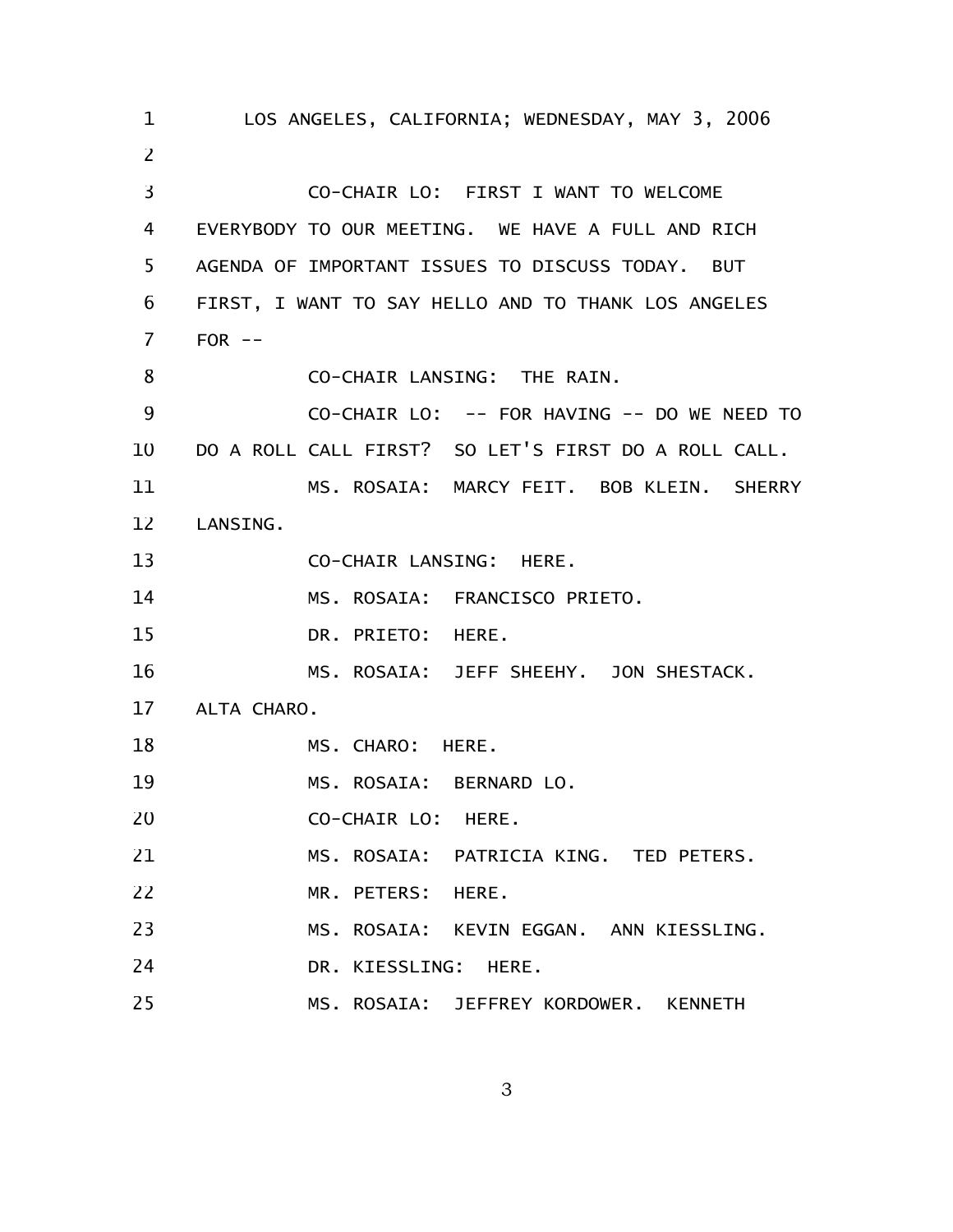LOS ANGELES, CALIFORNIA; WEDNESDAY, MAY 3, 2006

CO-CHAIR LO: FIRST I WANT TO WELCOME EVERYBODY TO OUR MEETING. WE HAVE A FULL AND RICH AGENDA OF IMPORTANT ISSUES TO DISCUSS TODAY. BUT FIRST, I WANT TO SAY HELLO AND TO THANK LOS ANGELES FOR --

CO-CHAIR LANSING: THE RAIN.

CO-CHAIR LO: -- FOR HAVING -- DO WE NEED TO DO A ROLL CALL FIRST? SO LET'S FIRST DO A ROLL CALL.

MS. ROSAIA: MARCY FEIT. BOB KLEIN. SHERRY LANSING.

CO-CHAIR LANSING: HERE.

MS. ROSAIA: FRANCISCO PRIETO.

DR. PRIETO: HERE.

MS. ROSAIA: JEFF SHEEHY. JON SHESTACK. ALTA CHARO.

MS. CHARO: HERE.

MS. ROSAIA: BERNARD LO.

CO-CHAIR LO: HERE.

MS. ROSAIA: PATRICIA KING. TED PETERS.

MR. PETERS: HERE.

MS. ROSAIA: KEVIN EGGAN. ANN KIESSLING.

DR. KIESSLING: HERE.

MS. ROSAIA: JEFFREY KORDOWER. KENNETH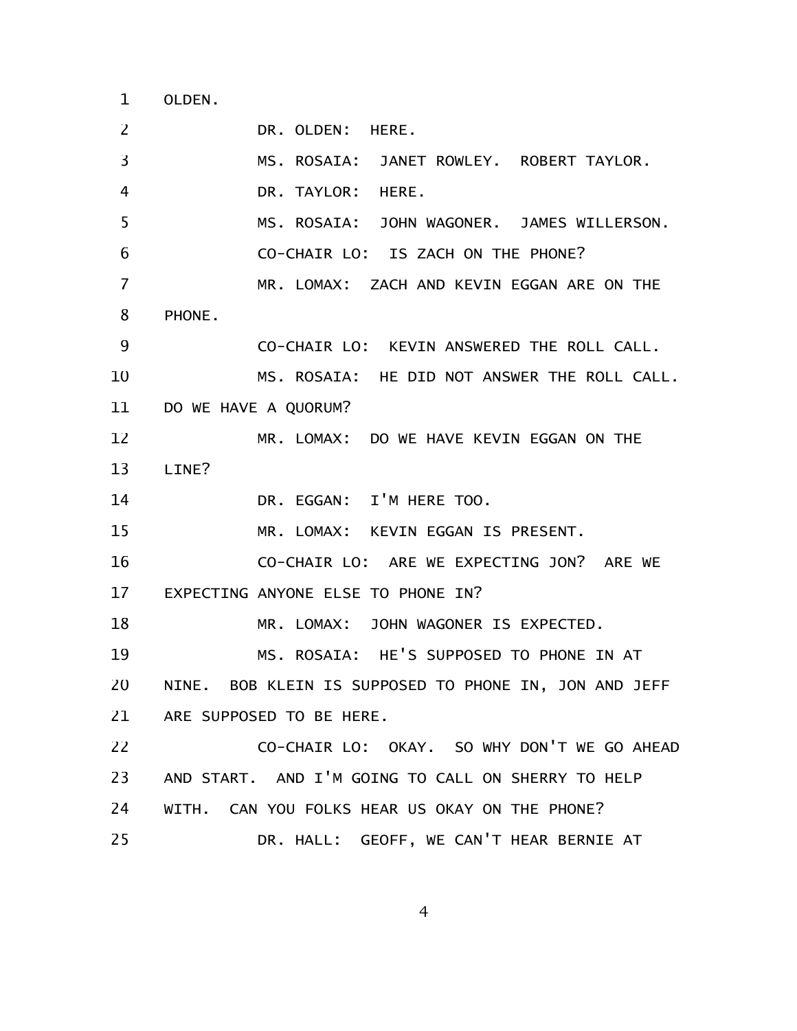OLDEN.

DR. OLDEN: HERE.

MS. ROSAIA: JANET ROWLEY. ROBERT TAYLOR.

DR. TAYLOR: HERE.

MS. ROSAIA: JOHN WAGONER. JAMES WILLERSON.

CO-CHAIR LO: IS ZACH ON THE PHONE?

MR. LOMAX: ZACH AND KEVIN EGGAN ARE ON THE PHONE.

CO-CHAIR LO: KEVIN ANSWERED THE ROLL CALL.

MS. ROSAIA: HE DID NOT ANSWER THE ROLL CALL. DO WE HAVE A QUORUM?

MR. LOMAX: DO WE HAVE KEVIN EGGAN ON THE LINE?

DR. EGGAN: I'M HERE TOO.

MR. LOMAX: KEVIN EGGAN IS PRESENT.

CO-CHAIR LO: ARE WE EXPECTING JON? ARE WE EXPECTING ANYONE ELSE TO PHONE IN?

MR. LOMAX: JOHN WAGONER IS EXPECTED.

MS. ROSAIA: HE'S SUPPOSED TO PHONE IN AT NINE. BOB KLEIN IS SUPPOSED TO PHONE IN, JON AND JEFF ARE SUPPOSED TO BE HERE.

CO-CHAIR LO: OKAY. SO WHY DON'T WE GO AHEAD AND START. AND I'M GOING TO CALL ON SHERRY TO HELP WITH. CAN YOU FOLKS HEAR US OKAY ON THE PHONE?

DR. HALL: GEOFF, WE CAN'T HEAR BERNIE AT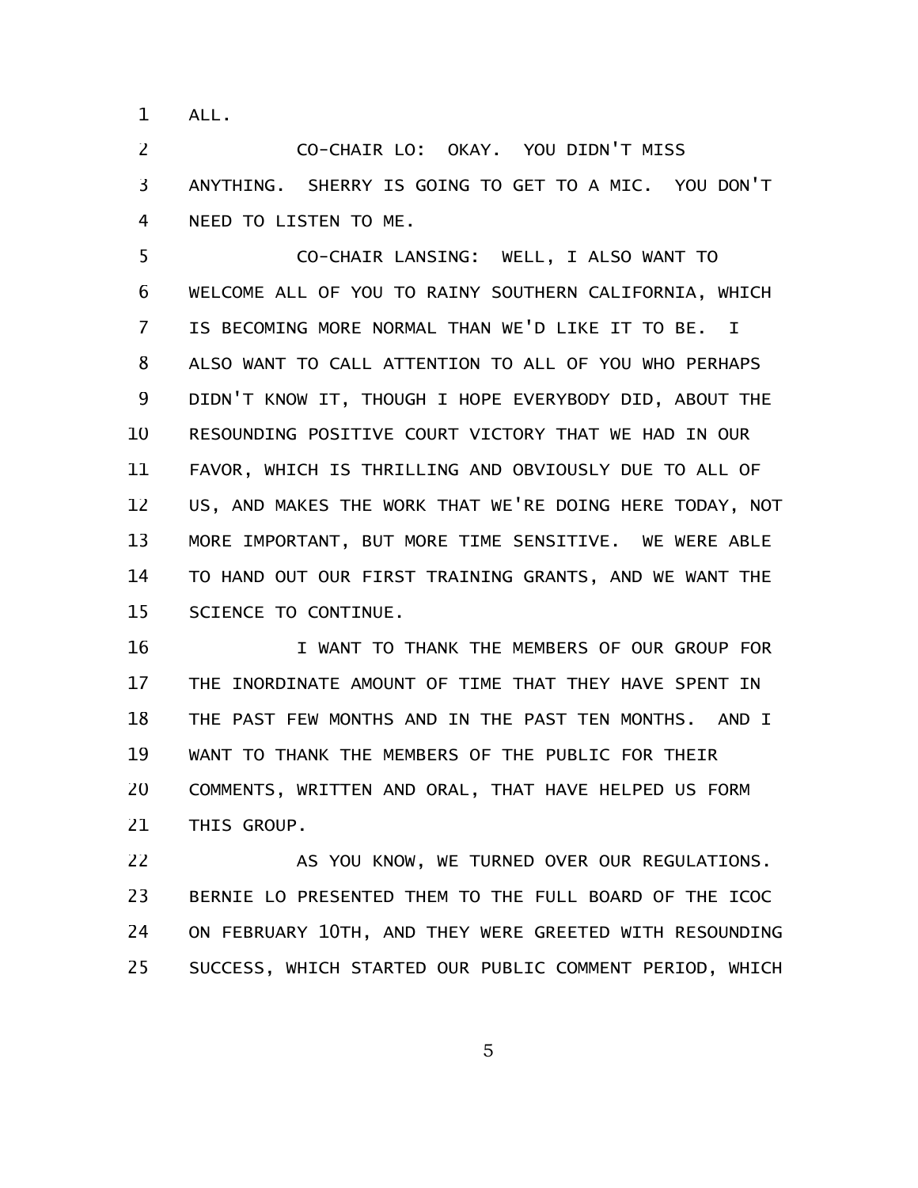ALL.

CO-CHAIR LO: OKAY. YOU DIDN'T MISS ANYTHING. SHERRY IS GOING TO GET TO A MIC. YOU DON'T NEED TO LISTEN TO ME.

CO-CHAIR LANSING: WELL, I ALSO WANT TO WELCOME ALL OF YOU TO RAINY SOUTHERN CALIFORNIA, WHICH IS BECOMING MORE NORMAL THAN WE'D LIKE IT TO BE. I ALSO WANT TO CALL ATTENTION TO ALL OF YOU WHO PERHAPS DIDN'T KNOW IT, THOUGH I HOPE EVERYBODY DID, ABOUT THE RESOUNDING POSITIVE COURT VICTORY THAT WE HAD IN OUR FAVOR, WHICH IS THRILLING AND OBVIOUSLY DUE TO ALL OF US, AND MAKES THE WORK THAT WE'RE DOING HERE TODAY, NOT MORE IMPORTANT, BUT MORE TIME SENSITIVE. WE WERE ABLE TO HAND OUT OUR FIRST TRAINING GRANTS, AND WE WANT THE SCIENCE TO CONTINUE.

I WANT TO THANK THE MEMBERS OF OUR GROUP FOR THE INORDINATE AMOUNT OF TIME THAT THEY HAVE SPENT IN THE PAST FEW MONTHS AND IN THE PAST TEN MONTHS. AND I WANT TO THANK THE MEMBERS OF THE PUBLIC FOR THEIR COMMENTS, WRITTEN AND ORAL, THAT HAVE HELPED US FORM THIS GROUP.

AS YOU KNOW, WE TURNED OVER OUR REGULATIONS. BERNIE LO PRESENTED THEM TO THE FULL BOARD OF THE ICOC ON FEBRUARY 10TH, AND THEY WERE GREETED WITH RESOUNDING SUCCESS, WHICH STARTED OUR PUBLIC COMMENT PERIOD, WHICH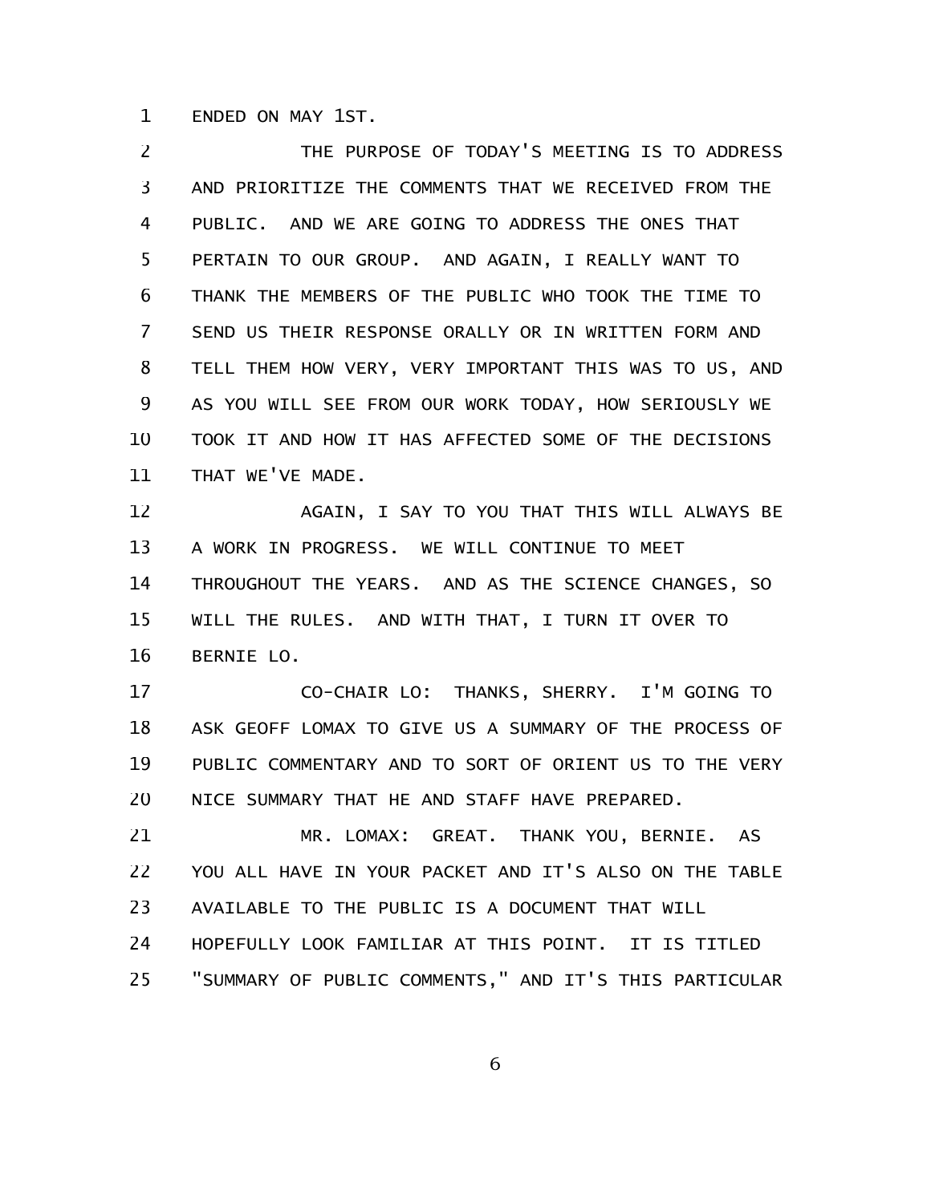ENDED ON MAY 1ST.

THE PURPOSE OF TODAY'S MEETING IS TO ADDRESS AND PRIORITIZE THE COMMENTS THAT WE RECEIVED FROM THE PUBLIC. AND WE ARE GOING TO ADDRESS THE ONES THAT PERTAIN TO OUR GROUP. AND AGAIN, I REALLY WANT TO THANK THE MEMBERS OF THE PUBLIC WHO TOOK THE TIME TO SEND US THEIR RESPONSE ORALLY OR IN WRITTEN FORM AND TELL THEM HOW VERY, VERY IMPORTANT THIS WAS TO US, AND AS YOU WILL SEE FROM OUR WORK TODAY, HOW SERIOUSLY WE TOOK IT AND HOW IT HAS AFFECTED SOME OF THE DECISIONS THAT WE'VE MADE.

AGAIN, I SAY TO YOU THAT THIS WILL ALWAYS BE A WORK IN PROGRESS. WE WILL CONTINUE TO MEET THROUGHOUT THE YEARS. AND AS THE SCIENCE CHANGES, SO WILL THE RULES. AND WITH THAT, I TURN IT OVER TO BERNIE LO.

CO-CHAIR LO: THANKS, SHERRY. I'M GOING TO ASK GEOFF LOMAX TO GIVE US A SUMMARY OF THE PROCESS OF PUBLIC COMMENTARY AND TO SORT OF ORIENT US TO THE VERY NICE SUMMARY THAT HE AND STAFF HAVE PREPARED.

MR. LOMAX: GREAT. THANK YOU, BERNIE. AS YOU ALL HAVE IN YOUR PACKET AND IT'S ALSO ON THE TABLE AVAILABLE TO THE PUBLIC IS A DOCUMENT THAT WILL HOPEFULLY LOOK FAMILIAR AT THIS POINT. IT IS TITLED "SUMMARY OF PUBLIC COMMENTS," AND IT'S THIS PARTICULAR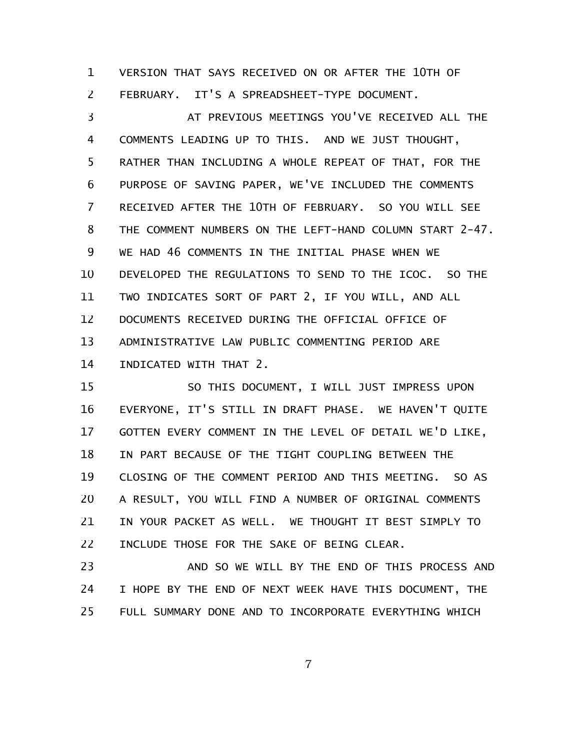VERSION THAT SAYS RECEIVED ON OR AFTER THE 10TH OF FEBRUARY. IT'S A SPREADSHEET-TYPE DOCUMENT.

AT PREVIOUS MEETINGS YOU'VE RECEIVED ALL THE COMMENTS LEADING UP TO THIS. AND WE JUST THOUGHT, RATHER THAN INCLUDING A WHOLE REPEAT OF THAT, FOR THE PURPOSE OF SAVING PAPER, WE'VE INCLUDED THE COMMENTS RECEIVED AFTER THE 10TH OF FEBRUARY. SO YOU WILL SEE THE COMMENT NUMBERS ON THE LEFT-HAND COLUMN START 2-47. WE HAD 46 COMMENTS IN THE INITIAL PHASE WHEN WE DEVELOPED THE REGULATIONS TO SEND TO THE ICOC. SO THE TWO INDICATES SORT OF PART 2, IF YOU WILL, AND ALL DOCUMENTS RECEIVED DURING THE OFFICIAL OFFICE OF ADMINISTRATIVE LAW PUBLIC COMMENTING PERIOD ARE INDICATED WITH THAT 2.

SO THIS DOCUMENT, I WILL JUST IMPRESS UPON EVERYONE, IT'S STILL IN DRAFT PHASE. WE HAVEN'T QUITE GOTTEN EVERY COMMENT IN THE LEVEL OF DETAIL WE'D LIKE, IN PART BECAUSE OF THE TIGHT COUPLING BETWEEN THE CLOSING OF THE COMMENT PERIOD AND THIS MEETING. SO AS A RESULT, YOU WILL FIND A NUMBER OF ORIGINAL COMMENTS IN YOUR PACKET AS WELL. WE THOUGHT IT BEST SIMPLY TO INCLUDE THOSE FOR THE SAKE OF BEING CLEAR.

AND SO WE WILL BY THE END OF THIS PROCESS AND I HOPE BY THE END OF NEXT WEEK HAVE THIS DOCUMENT, THE FULL SUMMARY DONE AND TO INCORPORATE EVERYTHING WHICH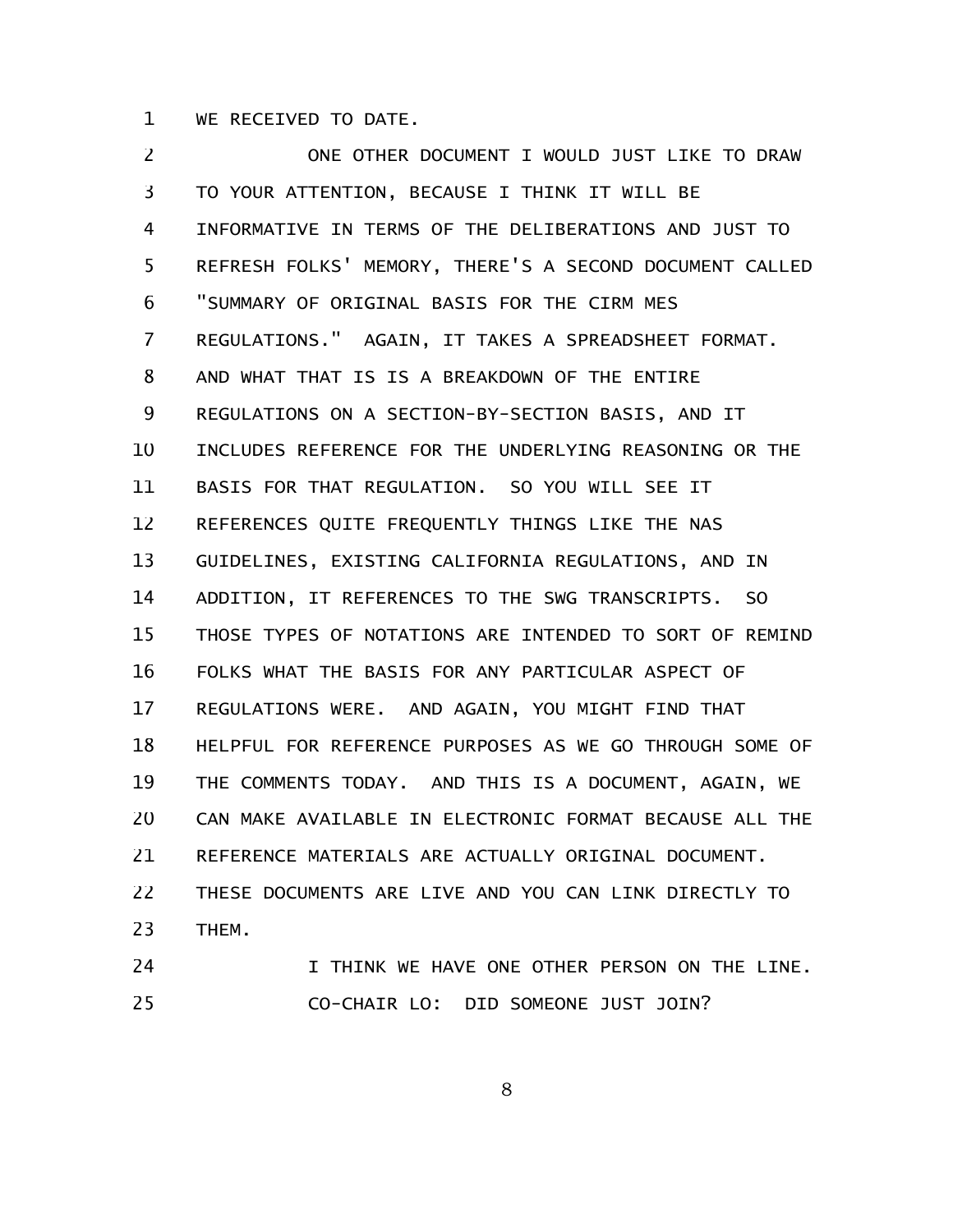WE RECEIVED TO DATE.

ONE OTHER DOCUMENT I WOULD JUST LIKE TO DRAW TO YOUR ATTENTION, BECAUSE I THINK IT WILL BE INFORMATIVE IN TERMS OF THE DELIBERATIONS AND JUST TO REFRESH FOLKS' MEMORY, THERE'S A SECOND DOCUMENT CALLED "SUMMARY OF ORIGINAL BASIS FOR THE CIRM MES REGULATIONS." AGAIN, IT TAKES A SPREADSHEET FORMAT. AND WHAT THAT IS IS A BREAKDOWN OF THE ENTIRE REGULATIONS ON A SECTION-BY-SECTION BASIS, AND IT INCLUDES REFERENCE FOR THE UNDERLYING REASONING OR THE BASIS FOR THAT REGULATION. SO YOU WILL SEE IT REFERENCES QUITE FREQUENTLY THINGS LIKE THE NAS GUIDELINES, EXISTING CALIFORNIA REGULATIONS, AND IN ADDITION, IT REFERENCES TO THE SWG TRANSCRIPTS. SO THOSE TYPES OF NOTATIONS ARE INTENDED TO SORT OF REMIND FOLKS WHAT THE BASIS FOR ANY PARTICULAR ASPECT OF REGULATIONS WERE. AND AGAIN, YOU MIGHT FIND THAT HELPFUL FOR REFERENCE PURPOSES AS WE GO THROUGH SOME OF THE COMMENTS TODAY. AND THIS IS A DOCUMENT, AGAIN, WE CAN MAKE AVAILABLE IN ELECTRONIC FORMAT BECAUSE ALL THE REFERENCE MATERIALS ARE ACTUALLY ORIGINAL DOCUMENT. THESE DOCUMENTS ARE LIVE AND YOU CAN LINK DIRECTLY TO THEM.

I THINK WE HAVE ONE OTHER PERSON ON THE LINE.

CO-CHAIR LO: DID SOMEONE JUST JOIN?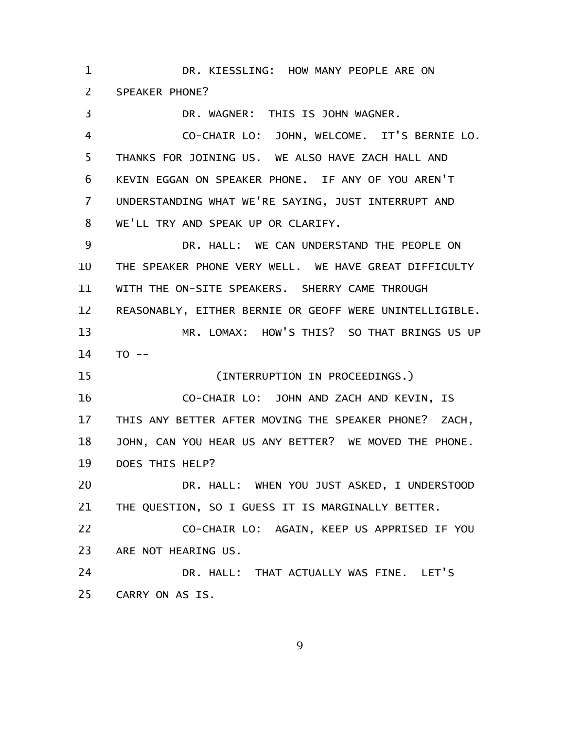DR. KIESSLING: HOW MANY PEOPLE ARE ON SPEAKER PHONE?

DR. WAGNER: THIS IS JOHN WAGNER.

CO-CHAIR LO: JOHN, WELCOME. IT'S BERNIE LO. THANKS FOR JOINING US. WE ALSO HAVE ZACH HALL AND KEVIN EGGAN ON SPEAKER PHONE. IF ANY OF YOU AREN'T UNDERSTANDING WHAT WE'RE SAYING, JUST INTERRUPT AND WE'LL TRY AND SPEAK UP OR CLARIFY.

DR. HALL: WE CAN UNDERSTAND THE PEOPLE ON THE SPEAKER PHONE VERY WELL. WE HAVE GREAT DIFFICULTY WITH THE ON-SITE SPEAKERS. SHERRY CAME THROUGH REASONABLY, EITHER BERNIE OR GEOFF WERE UNINTELLIGIBLE.

MR. LOMAX: HOW'S THIS? SO THAT BRINGS US UP TO --

(INTERRUPTION IN PROCEEDINGS.)

CO-CHAIR LO: JOHN AND ZACH AND KEVIN, IS THIS ANY BETTER AFTER MOVING THE SPEAKER PHONE? ZACH, JOHN, CAN YOU HEAR US ANY BETTER? WE MOVED THE PHONE. DOES THIS HELP?

DR. HALL: WHEN YOU JUST ASKED, I UNDERSTOOD THE QUESTION, SO I GUESS IT IS MARGINALLY BETTER.

CO-CHAIR LO: AGAIN, KEEP US APPRISED IF YOU ARE NOT HEARING US.

DR. HALL: THAT ACTUALLY WAS FINE. LET'S CARRY ON AS IS.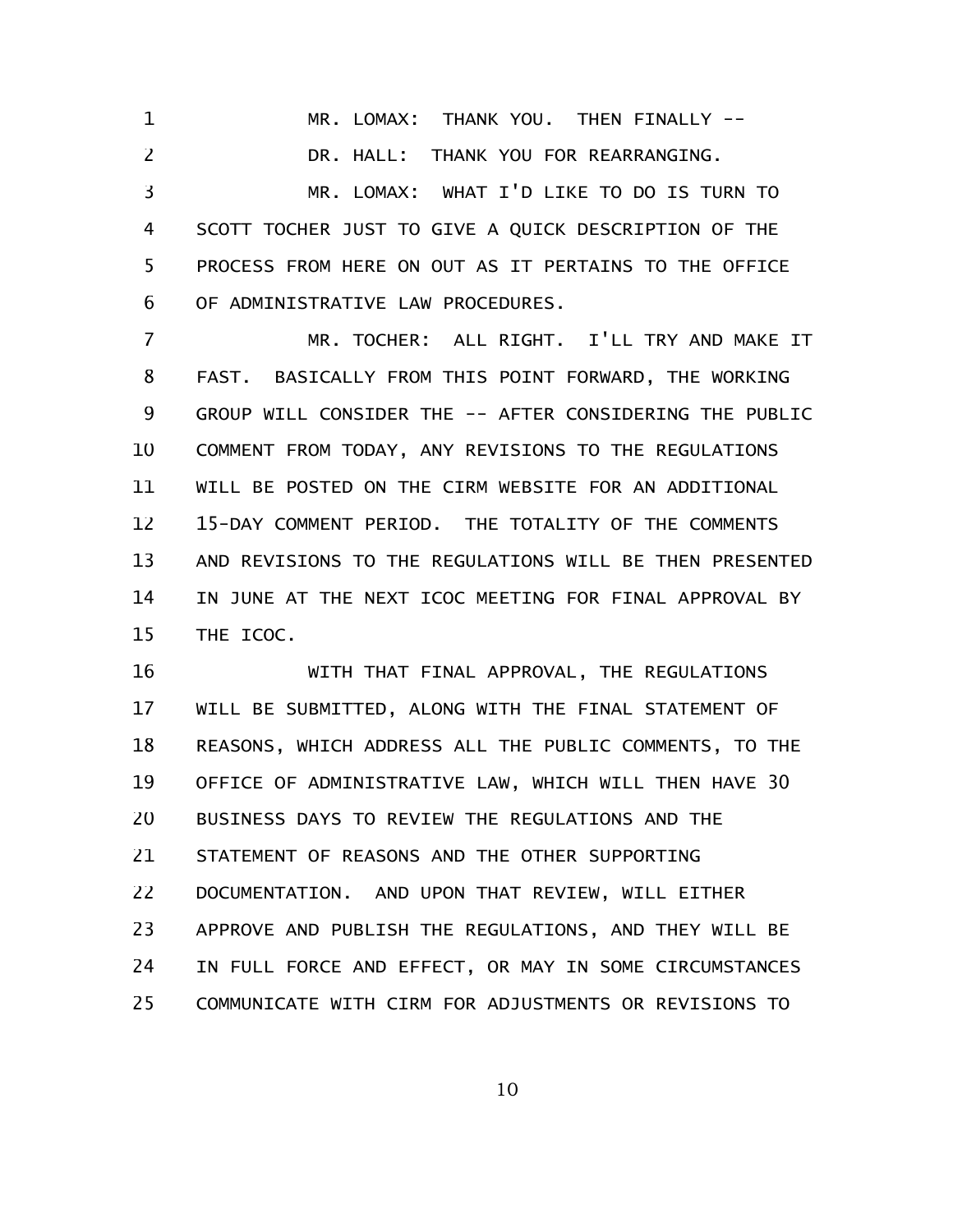MR. LOMAX: THANK YOU. THEN FINALLY --

DR. HALL: THANK YOU FOR REARRANGING.

MR. LOMAX: WHAT I'D LIKE TO DO IS TURN TO SCOTT TOCHER JUST TO GIVE A QUICK DESCRIPTION OF THE PROCESS FROM HERE ON OUT AS IT PERTAINS TO THE OFFICE OF ADMINISTRATIVE LAW PROCEDURES.

MR. TOCHER: ALL RIGHT. I'LL TRY AND MAKE IT FAST. BASICALLY FROM THIS POINT FORWARD, THE WORKING GROUP WILL CONSIDER THE -- AFTER CONSIDERING THE PUBLIC COMMENT FROM TODAY, ANY REVISIONS TO THE REGULATIONS WILL BE POSTED ON THE CIRM WEBSITE FOR AN ADDITIONAL 15-DAY COMMENT PERIOD. THE TOTALITY OF THE COMMENTS AND REVISIONS TO THE REGULATIONS WILL BE THEN PRESENTED IN JUNE AT THE NEXT ICOC MEETING FOR FINAL APPROVAL BY THE ICOC.

WITH THAT FINAL APPROVAL, THE REGULATIONS WILL BE SUBMITTED, ALONG WITH THE FINAL STATEMENT OF REASONS, WHICH ADDRESS ALL THE PUBLIC COMMENTS, TO THE OFFICE OF ADMINISTRATIVE LAW, WHICH WILL THEN HAVE 30 BUSINESS DAYS TO REVIEW THE REGULATIONS AND THE STATEMENT OF REASONS AND THE OTHER SUPPORTING DOCUMENTATION. AND UPON THAT REVIEW, WILL EITHER APPROVE AND PUBLISH THE REGULATIONS, AND THEY WILL BE IN FULL FORCE AND EFFECT, OR MAY IN SOME CIRCUMSTANCES COMMUNICATE WITH CIRM FOR ADJUSTMENTS OR REVISIONS TO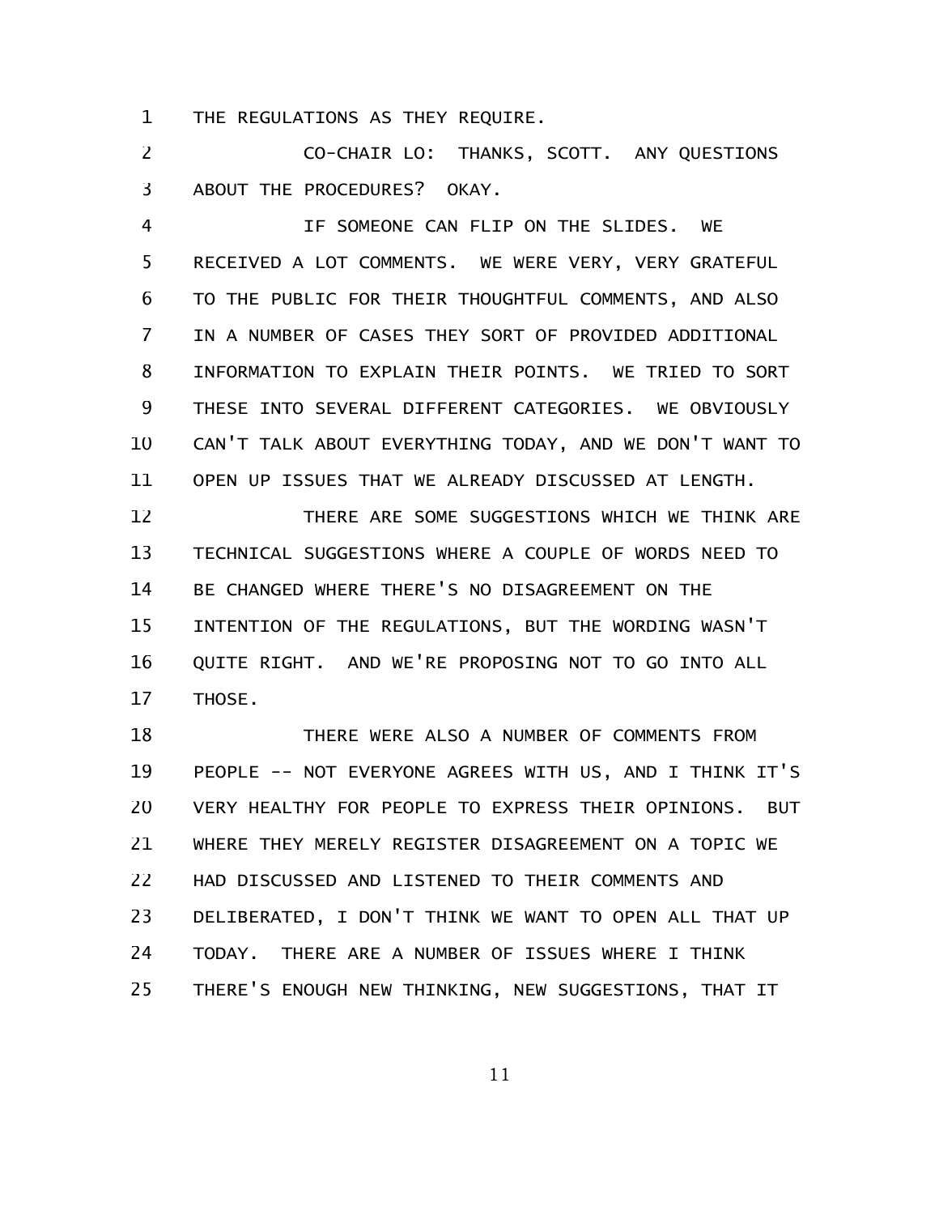THE REGULATIONS AS THEY REQUIRE.

CO-CHAIR LO: THANKS, SCOTT. ANY QUESTIONS ABOUT THE PROCEDURES? OKAY.

IF SOMEONE CAN FLIP ON THE SLIDES. WE RECEIVED A LOT COMMENTS. WE WERE VERY, VERY GRATEFUL TO THE PUBLIC FOR THEIR THOUGHTFUL COMMENTS, AND ALSO IN A NUMBER OF CASES THEY SORT OF PROVIDED ADDITIONAL INFORMATION TO EXPLAIN THEIR POINTS. WE TRIED TO SORT THESE INTO SEVERAL DIFFERENT CATEGORIES. WE OBVIOUSLY CAN'T TALK ABOUT EVERYTHING TODAY, AND WE DON'T WANT TO OPEN UP ISSUES THAT WE ALREADY DISCUSSED AT LENGTH.

THERE ARE SOME SUGGESTIONS WHICH WE THINK ARE TECHNICAL SUGGESTIONS WHERE A COUPLE OF WORDS NEED TO BE CHANGED WHERE THERE'S NO DISAGREEMENT ON THE INTENTION OF THE REGULATIONS, BUT THE WORDING WASN'T QUITE RIGHT. AND WE'RE PROPOSING NOT TO GO INTO ALL THOSE.

THERE WERE ALSO A NUMBER OF COMMENTS FROM PEOPLE -- NOT EVERYONE AGREES WITH US, AND I THINK IT'S VERY HEALTHY FOR PEOPLE TO EXPRESS THEIR OPINIONS. BUT WHERE THEY MERELY REGISTER DISAGREEMENT ON A TOPIC WE HAD DISCUSSED AND LISTENED TO THEIR COMMENTS AND DELIBERATED, I DON'T THINK WE WANT TO OPEN ALL THAT UP TODAY. THERE ARE A NUMBER OF ISSUES WHERE I THINK THERE'S ENOUGH NEW THINKING, NEW SUGGESTIONS, THAT IT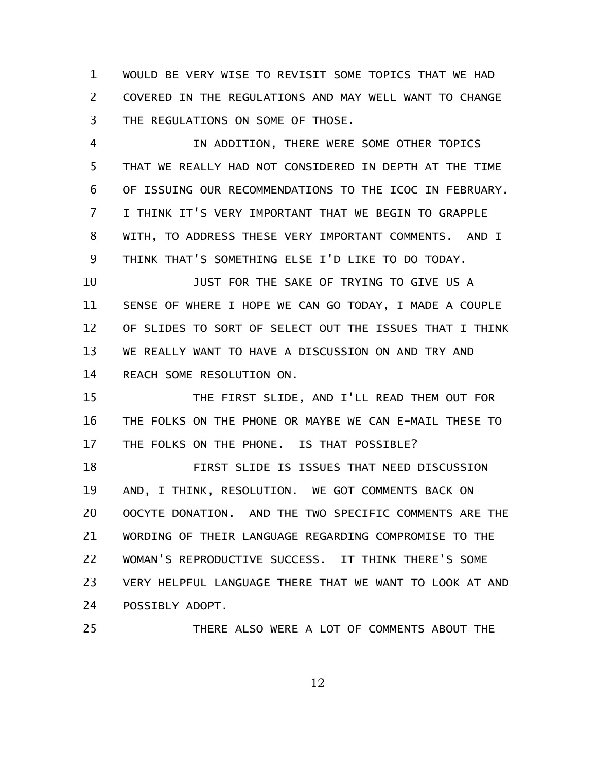WOULD BE VERY WISE TO REVISIT SOME TOPICS THAT WE HAD COVERED IN THE REGULATIONS AND MAY WELL WANT TO CHANGE THE REGULATIONS ON SOME OF THOSE.

IN ADDITION, THERE WERE SOME OTHER TOPICS THAT WE REALLY HAD NOT CONSIDERED IN DEPTH AT THE TIME OF ISSUING OUR RECOMMENDATIONS TO THE ICOC IN FEBRUARY. I THINK IT'S VERY IMPORTANT THAT WE BEGIN TO GRAPPLE WITH, TO ADDRESS THESE VERY IMPORTANT COMMENTS. AND I THINK THAT'S SOMETHING ELSE I'D LIKE TO DO TODAY.

JUST FOR THE SAKE OF TRYING TO GIVE US A SENSE OF WHERE I HOPE WE CAN GO TODAY, I MADE A COUPLE OF SLIDES TO SORT OF SELECT OUT THE ISSUES THAT I THINK WE REALLY WANT TO HAVE A DISCUSSION ON AND TRY AND REACH SOME RESOLUTION ON.

THE FIRST SLIDE, AND I'LL READ THEM OUT FOR THE FOLKS ON THE PHONE OR MAYBE WE CAN E-MAIL THESE TO THE FOLKS ON THE PHONE. IS THAT POSSIBLE?

FIRST SLIDE IS ISSUES THAT NEED DISCUSSION AND, I THINK, RESOLUTION. WE GOT COMMENTS BACK ON OOCYTE DONATION. AND THE TWO SPECIFIC COMMENTS ARE THE WORDING OF THEIR LANGUAGE REGARDING COMPROMISE TO THE WOMAN'S REPRODUCTIVE SUCCESS. IT THINK THERE'S SOME VERY HELPFUL LANGUAGE THERE THAT WE WANT TO LOOK AT AND POSSIBLY ADOPT.

THERE ALSO WERE A LOT OF COMMENTS ABOUT THE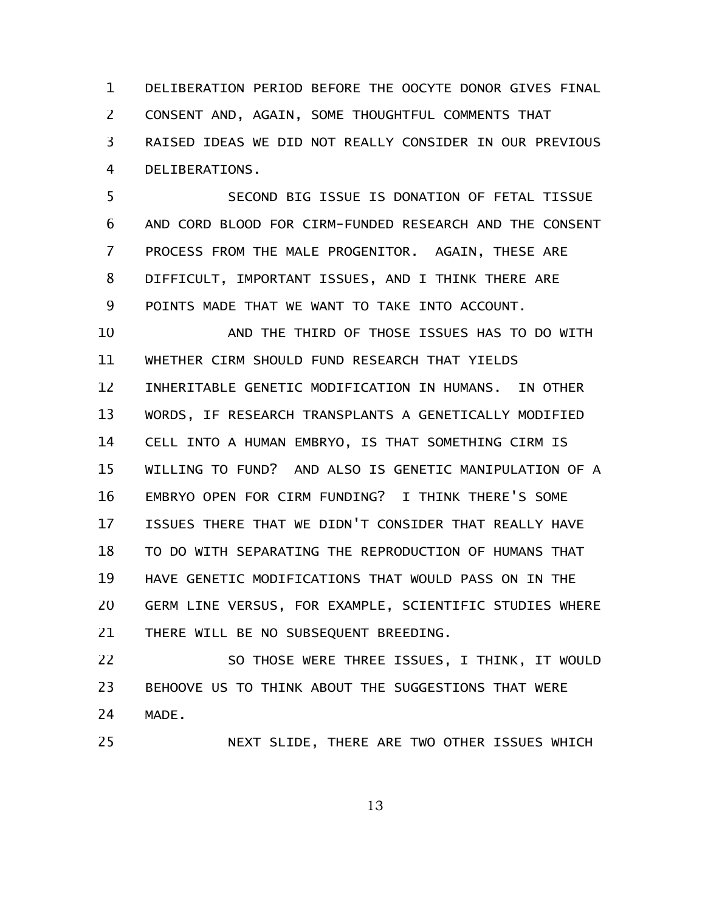DELIBERATION PERIOD BEFORE THE OOCYTE DONOR GIVES FINAL CONSENT AND, AGAIN, SOME THOUGHTFUL COMMENTS THAT RAISED IDEAS WE DID NOT REALLY CONSIDER IN OUR PREVIOUS DELIBERATIONS.

SECOND BIG ISSUE IS DONATION OF FETAL TISSUE AND CORD BLOOD FOR CIRM-FUNDED RESEARCH AND THE CONSENT PROCESS FROM THE MALE PROGENITOR. AGAIN, THESE ARE DIFFICULT, IMPORTANT ISSUES, AND I THINK THERE ARE POINTS MADE THAT WE WANT TO TAKE INTO ACCOUNT.

AND THE THIRD OF THOSE ISSUES HAS TO DO WITH WHETHER CIRM SHOULD FUND RESEARCH THAT YIELDS INHERITABLE GENETIC MODIFICATION IN HUMANS. IN OTHER WORDS, IF RESEARCH TRANSPLANTS A GENETICALLY MODIFIED CELL INTO A HUMAN EMBRYO, IS THAT SOMETHING CIRM IS WILLING TO FUND? AND ALSO IS GENETIC MANIPULATION OF A EMBRYO OPEN FOR CIRM FUNDING? I THINK THERE'S SOME ISSUES THERE THAT WE DIDN'T CONSIDER THAT REALLY HAVE TO DO WITH SEPARATING THE REPRODUCTION OF HUMANS THAT HAVE GENETIC MODIFICATIONS THAT WOULD PASS ON IN THE GERM LINE VERSUS, FOR EXAMPLE, SCIENTIFIC STUDIES WHERE THERE WILL BE NO SUBSEQUENT BREEDING.

SO THOSE WERE THREE ISSUES, I THINK, IT WOULD BEHOOVE US TO THINK ABOUT THE SUGGESTIONS THAT WERE MADE.

NEXT SLIDE, THERE ARE TWO OTHER ISSUES WHICH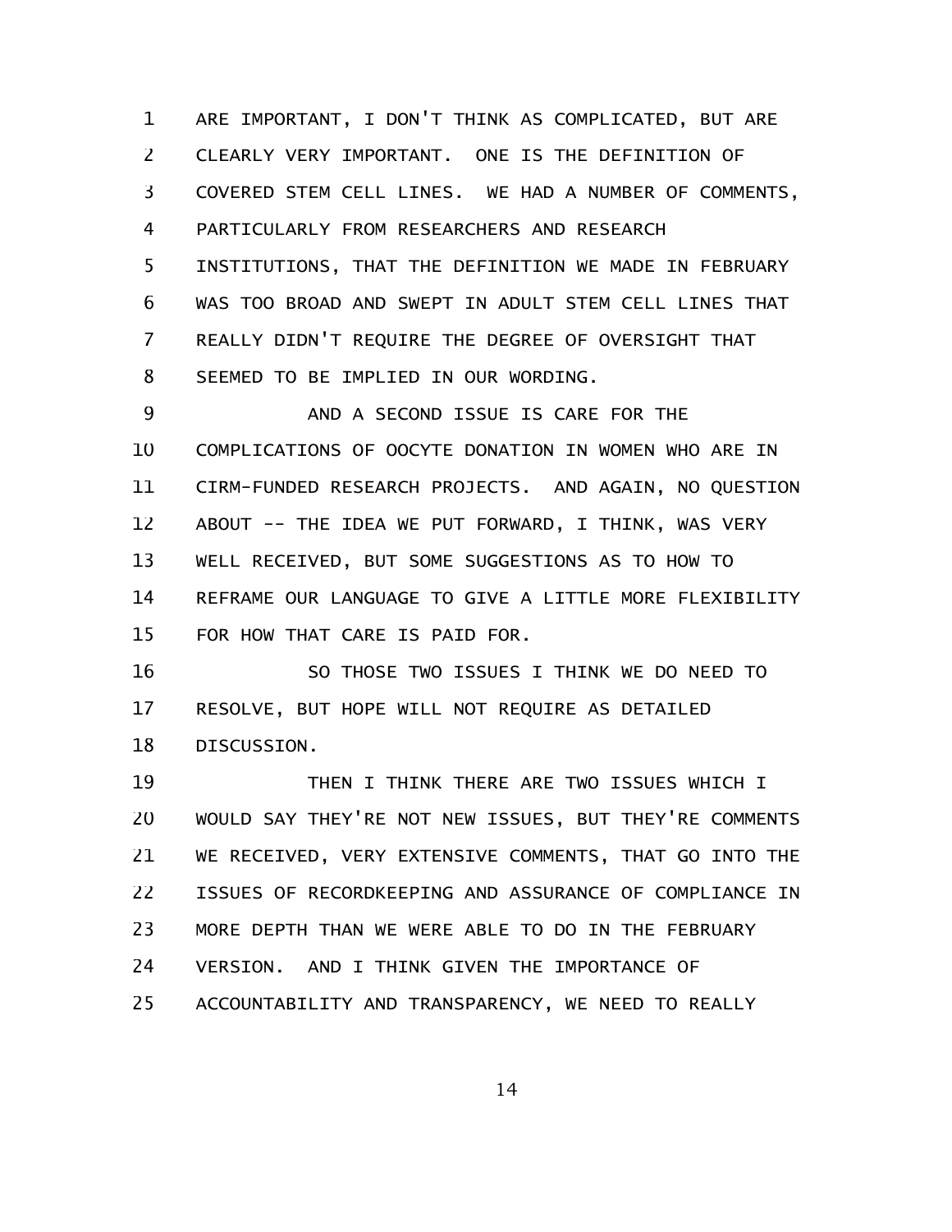ARE IMPORTANT, I DON'T THINK AS COMPLICATED, BUT ARE CLEARLY VERY IMPORTANT. ONE IS THE DEFINITION OF COVERED STEM CELL LINES. WE HAD A NUMBER OF COMMENTS, PARTICULARLY FROM RESEARCHERS AND RESEARCH INSTITUTIONS, THAT THE DEFINITION WE MADE IN FEBRUARY WAS TOO BROAD AND SWEPT IN ADULT STEM CELL LINES THAT REALLY DIDN'T REQUIRE THE DEGREE OF OVERSIGHT THAT SEEMED TO BE IMPLIED IN OUR WORDING.

AND A SECOND ISSUE IS CARE FOR THE COMPLICATIONS OF OOCYTE DONATION IN WOMEN WHO ARE IN CIRM-FUNDED RESEARCH PROJECTS. AND AGAIN, NO QUESTION ABOUT -- THE IDEA WE PUT FORWARD, I THINK, WAS VERY WELL RECEIVED, BUT SOME SUGGESTIONS AS TO HOW TO REFRAME OUR LANGUAGE TO GIVE A LITTLE MORE FLEXIBILITY FOR HOW THAT CARE IS PAID FOR.

SO THOSE TWO ISSUES I THINK WE DO NEED TO RESOLVE, BUT HOPE WILL NOT REQUIRE AS DETAILED DISCUSSION.

THEN I THINK THERE ARE TWO ISSUES WHICH I WOULD SAY THEY'RE NOT NEW ISSUES, BUT THEY'RE COMMENTS WE RECEIVED, VERY EXTENSIVE COMMENTS, THAT GO INTO THE ISSUES OF RECORDKEEPING AND ASSURANCE OF COMPLIANCE IN MORE DEPTH THAN WE WERE ABLE TO DO IN THE FEBRUARY VERSION. AND I THINK GIVEN THE IMPORTANCE OF ACCOUNTABILITY AND TRANSPARENCY, WE NEED TO REALLY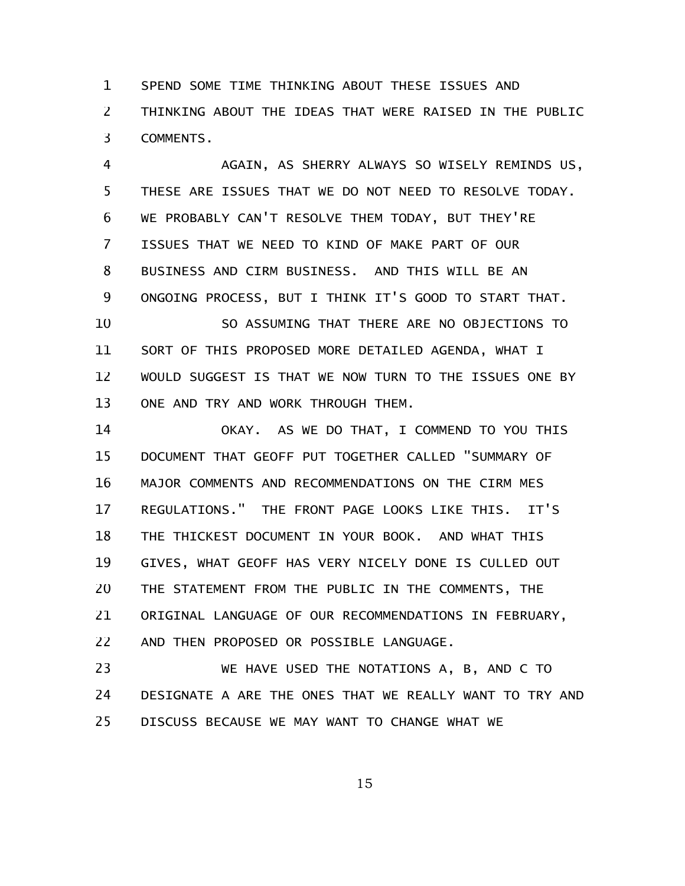SPEND SOME TIME THINKING ABOUT THESE ISSUES AND THINKING ABOUT THE IDEAS THAT WERE RAISED IN THE PUBLIC COMMENTS.

AGAIN, AS SHERRY ALWAYS SO WISELY REMINDS US, THESE ARE ISSUES THAT WE DO NOT NEED TO RESOLVE TODAY. WE PROBABLY CAN'T RESOLVE THEM TODAY, BUT THEY'RE ISSUES THAT WE NEED TO KIND OF MAKE PART OF OUR BUSINESS AND CIRM BUSINESS. AND THIS WILL BE AN ONGOING PROCESS, BUT I THINK IT'S GOOD TO START THAT.

SO ASSUMING THAT THERE ARE NO OBJECTIONS TO SORT OF THIS PROPOSED MORE DETAILED AGENDA, WHAT I WOULD SUGGEST IS THAT WE NOW TURN TO THE ISSUES ONE BY ONE AND TRY AND WORK THROUGH THEM.

OKAY. AS WE DO THAT, I COMMEND TO YOU THIS DOCUMENT THAT GEOFF PUT TOGETHER CALLED "SUMMARY OF MAJOR COMMENTS AND RECOMMENDATIONS ON THE CIRM MES REGULATIONS." THE FRONT PAGE LOOKS LIKE THIS. IT'S THE THICKEST DOCUMENT IN YOUR BOOK. AND WHAT THIS GIVES, WHAT GEOFF HAS VERY NICELY DONE IS CULLED OUT THE STATEMENT FROM THE PUBLIC IN THE COMMENTS, THE ORIGINAL LANGUAGE OF OUR RECOMMENDATIONS IN FEBRUARY, AND THEN PROPOSED OR POSSIBLE LANGUAGE.

WE HAVE USED THE NOTATIONS A, B, AND C TO DESIGNATE A ARE THE ONES THAT WE REALLY WANT TO TRY AND DISCUSS BECAUSE WE MAY WANT TO CHANGE WHAT WE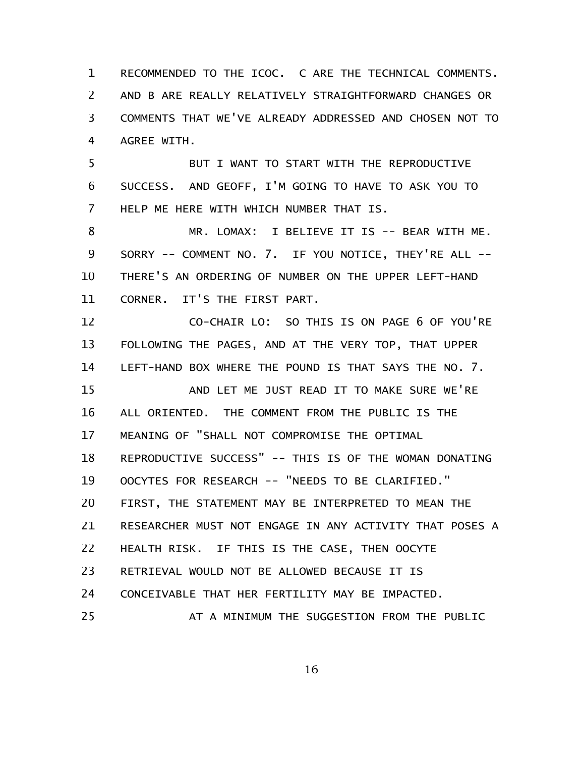RECOMMENDED TO THE ICOC. C ARE THE TECHNICAL COMMENTS. AND B ARE REALLY RELATIVELY STRAIGHTFORWARD CHANGES OR COMMENTS THAT WE'VE ALREADY ADDRESSED AND CHOSEN NOT TO AGREE WITH.

BUT I WANT TO START WITH THE REPRODUCTIVE SUCCESS. AND GEOFF, I'M GOING TO HAVE TO ASK YOU TO HELP ME HERE WITH WHICH NUMBER THAT IS.

MR. LOMAX: I BELIEVE IT IS -- BEAR WITH ME. SORRY -- COMMENT NO. 7. IF YOU NOTICE, THEY'RE ALL -- THERE'S AN ORDERING OF NUMBER ON THE UPPER LEFT-HAND CORNER. IT'S THE FIRST PART.

CO-CHAIR LO: SO THIS IS ON PAGE 6 OF YOU'RE FOLLOWING THE PAGES, AND AT THE VERY TOP, THAT UPPER LEFT-HAND BOX WHERE THE POUND IS THAT SAYS THE NO. 7.

AND LET ME JUST READ IT TO MAKE SURE WE'RE ALL ORIENTED. THE COMMENT FROM THE PUBLIC IS THE MEANING OF "SHALL NOT COMPROMISE THE OPTIMAL REPRODUCTIVE SUCCESS" -- THIS IS OF THE WOMAN DONATING OOCYTES FOR RESEARCH -- "NEEDS TO BE CLARIFIED." FIRST, THE STATEMENT MAY BE INTERPRETED TO MEAN THE RESEARCHER MUST NOT ENGAGE IN ANY ACTIVITY THAT POSES A HEALTH RISK. IF THIS IS THE CASE, THEN OOCYTE RETRIEVAL WOULD NOT BE ALLOWED BECAUSE IT IS CONCEIVABLE THAT HER FERTILITY MAY BE IMPACTED.

AT A MINIMUM THE SUGGESTION FROM THE PUBLIC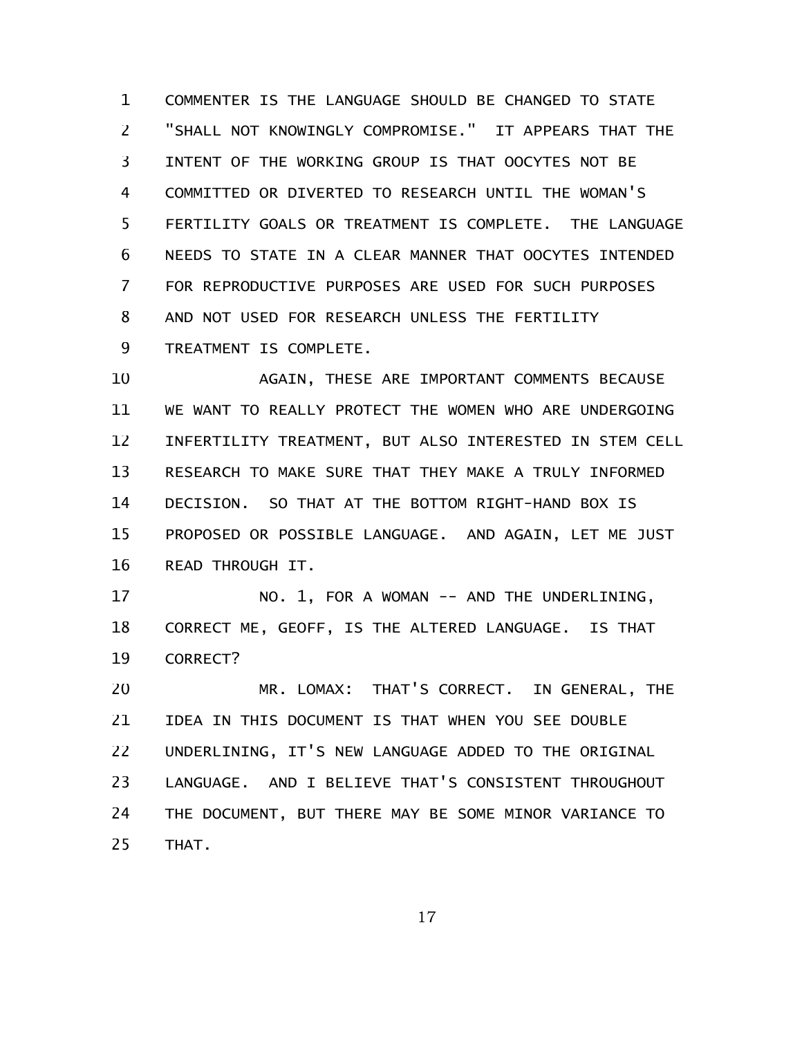COMMENTER IS THE LANGUAGE SHOULD BE CHANGED TO STATE "SHALL NOT KNOWINGLY COMPROMISE." IT APPEARS THAT THE INTENT OF THE WORKING GROUP IS THAT OOCYTES NOT BE COMMITTED OR DIVERTED TO RESEARCH UNTIL THE WOMAN'S FERTILITY GOALS OR TREATMENT IS COMPLETE. THE LANGUAGE NEEDS TO STATE IN A CLEAR MANNER THAT OOCYTES INTENDED FOR REPRODUCTIVE PURPOSES ARE USED FOR SUCH PURPOSES AND NOT USED FOR RESEARCH UNLESS THE FERTILITY TREATMENT IS COMPLETE.

AGAIN, THESE ARE IMPORTANT COMMENTS BECAUSE WE WANT TO REALLY PROTECT THE WOMEN WHO ARE UNDERGOING INFERTILITY TREATMENT, BUT ALSO INTERESTED IN STEM CELL RESEARCH TO MAKE SURE THAT THEY MAKE A TRULY INFORMED DECISION. SO THAT AT THE BOTTOM RIGHT-HAND BOX IS PROPOSED OR POSSIBLE LANGUAGE. AND AGAIN, LET ME JUST READ THROUGH IT.

NO. 1, FOR A WOMAN -- AND THE UNDERLINING, CORRECT ME, GEOFF, IS THE ALTERED LANGUAGE. IS THAT CORRECT?

MR. LOMAX: THAT'S CORRECT. IN GENERAL, THE IDEA IN THIS DOCUMENT IS THAT WHEN YOU SEE DOUBLE UNDERLINING, IT'S NEW LANGUAGE ADDED TO THE ORIGINAL LANGUAGE. AND I BELIEVE THAT'S CONSISTENT THROUGHOUT THE DOCUMENT, BUT THERE MAY BE SOME MINOR VARIANCE TO THAT.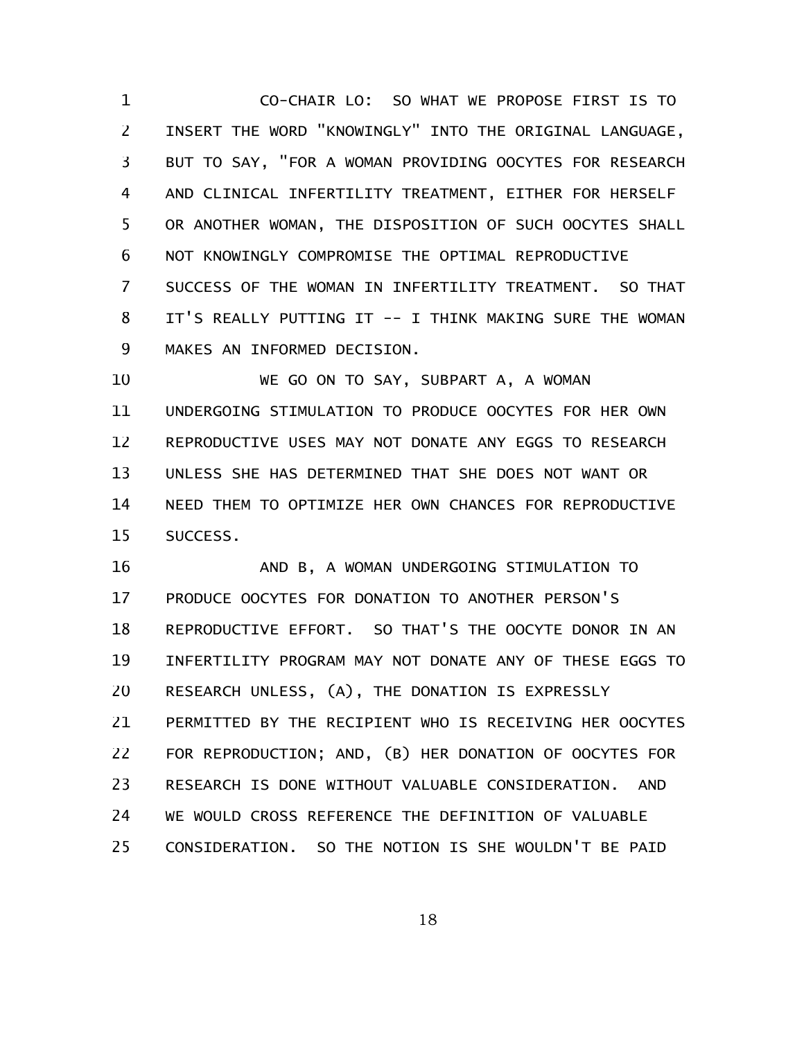CO-CHAIR LO: SO WHAT WE PROPOSE FIRST IS TO INSERT THE WORD "KNOWINGLY" INTO THE ORIGINAL LANGUAGE, BUT TO SAY, "FOR A WOMAN PROVIDING OOCYTES FOR RESEARCH AND CLINICAL INFERTILITY TREATMENT, EITHER FOR HERSELF OR ANOTHER WOMAN, THE DISPOSITION OF SUCH OOCYTES SHALL NOT KNOWINGLY COMPROMISE THE OPTIMAL REPRODUCTIVE SUCCESS OF THE WOMAN IN INFERTILITY TREATMENT. SO THAT IT'S REALLY PUTTING IT -- I THINK MAKING SURE THE WOMAN MAKES AN INFORMED DECISION.

WE GO ON TO SAY, SUBPART A, A WOMAN UNDERGOING STIMULATION TO PRODUCE OOCYTES FOR HER OWN REPRODUCTIVE USES MAY NOT DONATE ANY EGGS TO RESEARCH UNLESS SHE HAS DETERMINED THAT SHE DOES NOT WANT OR NEED THEM TO OPTIMIZE HER OWN CHANCES FOR REPRODUCTIVE SUCCESS.

AND B, A WOMAN UNDERGOING STIMULATION TO PRODUCE OOCYTES FOR DONATION TO ANOTHER PERSON'S REPRODUCTIVE EFFORT. SO THAT'S THE OOCYTE DONOR IN AN INFERTILITY PROGRAM MAY NOT DONATE ANY OF THESE EGGS TO RESEARCH UNLESS, (A), THE DONATION IS EXPRESSLY PERMITTED BY THE RECIPIENT WHO IS RECEIVING HER OOCYTES FOR REPRODUCTION; AND, (B) HER DONATION OF OOCYTES FOR RESEARCH IS DONE WITHOUT VALUABLE CONSIDERATION. AND WE WOULD CROSS REFERENCE THE DEFINITION OF VALUABLE CONSIDERATION. SO THE NOTION IS SHE WOULDN'T BE PAID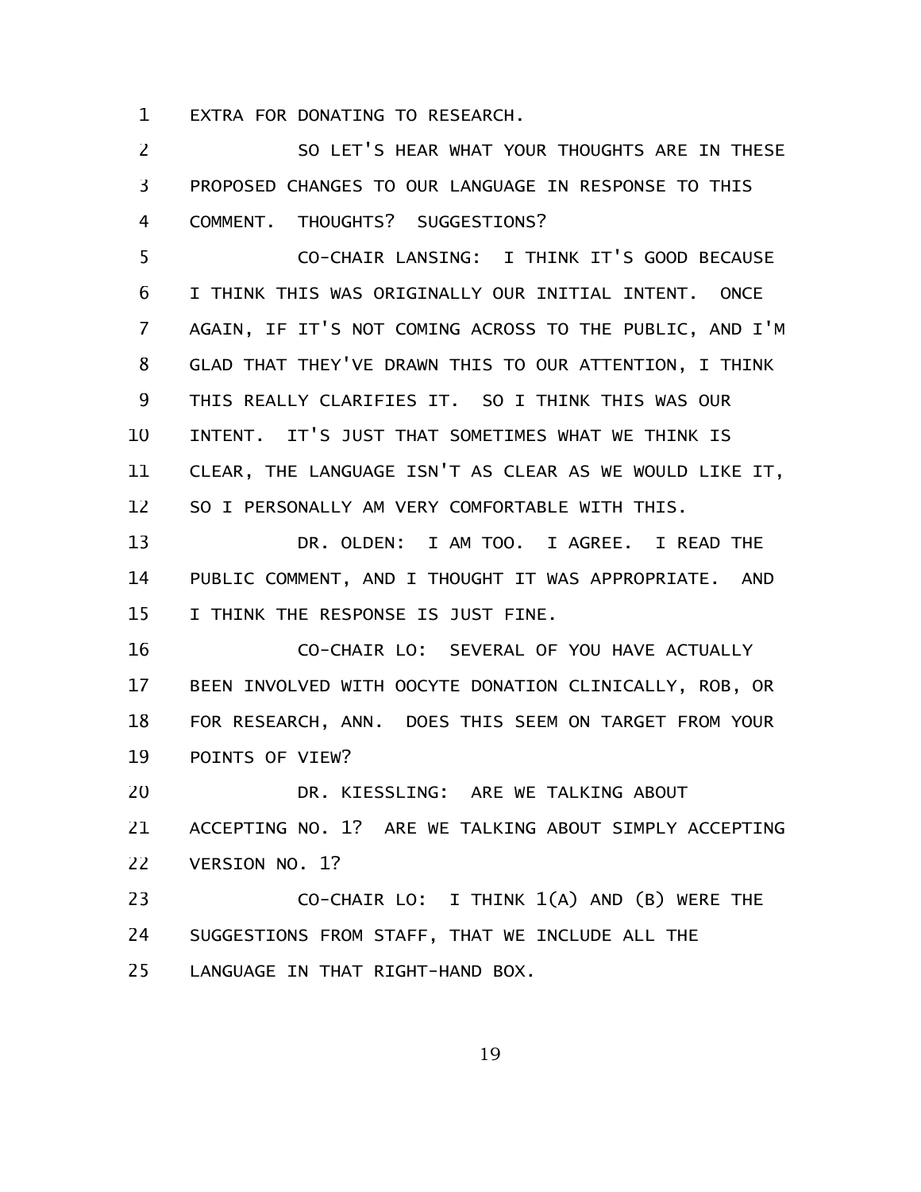EXTRA FOR DONATING TO RESEARCH.

SO LET'S HEAR WHAT YOUR THOUGHTS ARE IN THESE PROPOSED CHANGES TO OUR LANGUAGE IN RESPONSE TO THIS COMMENT. THOUGHTS? SUGGESTIONS?

CO-CHAIR LANSING: I THINK IT'S GOOD BECAUSE I THINK THIS WAS ORIGINALLY OUR INITIAL INTENT. ONCE AGAIN, IF IT'S NOT COMING ACROSS TO THE PUBLIC, AND I'M GLAD THAT THEY'VE DRAWN THIS TO OUR ATTENTION, I THINK THIS REALLY CLARIFIES IT. SO I THINK THIS WAS OUR INTENT. IT'S JUST THAT SOMETIMES WHAT WE THINK IS CLEAR, THE LANGUAGE ISN'T AS CLEAR AS WE WOULD LIKE IT, SO I PERSONALLY AM VERY COMFORTABLE WITH THIS.

DR. OLDEN: I AM TOO. I AGREE. I READ THE PUBLIC COMMENT, AND I THOUGHT IT WAS APPROPRIATE. AND I THINK THE RESPONSE IS JUST FINE.

CO-CHAIR LO: SEVERAL OF YOU HAVE ACTUALLY BEEN INVOLVED WITH OOCYTE DONATION CLINICALLY, ROB, OR FOR RESEARCH, ANN. DOES THIS SEEM ON TARGET FROM YOUR POINTS OF VIEW?

DR. KIESSLING: ARE WE TALKING ABOUT ACCEPTING NO. 1? ARE WE TALKING ABOUT SIMPLY ACCEPTING VERSION NO. 1?

CO-CHAIR LO: I THINK 1(A) AND (B) WERE THE SUGGESTIONS FROM STAFF, THAT WE INCLUDE ALL THE LANGUAGE IN THAT RIGHT-HAND BOX.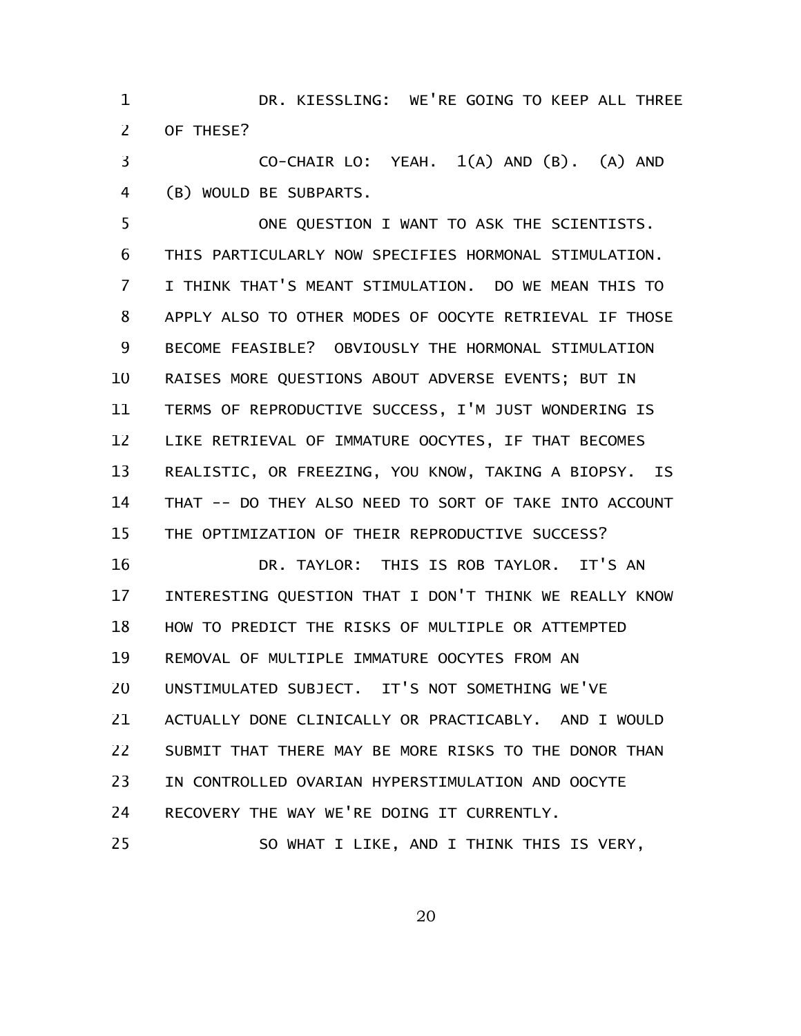DR. KIESSLING: WE'RE GOING TO KEEP ALL THREE OF THESE?

CO-CHAIR LO: YEAH. 1(A) AND (B). (A) AND (B) WOULD BE SUBPARTS.

ONE QUESTION I WANT TO ASK THE SCIENTISTS. THIS PARTICULARLY NOW SPECIFIES HORMONAL STIMULATION. I THINK THAT'S MEANT STIMULATION. DO WE MEAN THIS TO APPLY ALSO TO OTHER MODES OF OOCYTE RETRIEVAL IF THOSE BECOME FEASIBLE? OBVIOUSLY THE HORMONAL STIMULATION RAISES MORE QUESTIONS ABOUT ADVERSE EVENTS; BUT IN TERMS OF REPRODUCTIVE SUCCESS, I'M JUST WONDERING IS LIKE RETRIEVAL OF IMMATURE OOCYTES, IF THAT BECOMES REALISTIC, OR FREEZING, YOU KNOW, TAKING A BIOPSY. IS THAT -- DO THEY ALSO NEED TO SORT OF TAKE INTO ACCOUNT THE OPTIMIZATION OF THEIR REPRODUCTIVE SUCCESS?

DR. TAYLOR: THIS IS ROB TAYLOR. IT'S AN INTERESTING QUESTION THAT I DON'T THINK WE REALLY KNOW HOW TO PREDICT THE RISKS OF MULTIPLE OR ATTEMPTED REMOVAL OF MULTIPLE IMMATURE OOCYTES FROM AN UNSTIMULATED SUBJECT. IT'S NOT SOMETHING WE'VE ACTUALLY DONE CLINICALLY OR PRACTICABLY. AND I WOULD SUBMIT THAT THERE MAY BE MORE RISKS TO THE DONOR THAN IN CONTROLLED OVARIAN HYPERSTIMULATION AND OOCYTE RECOVERY THE WAY WE'RE DOING IT CURRENTLY.

SO WHAT I LIKE, AND I THINK THIS IS VERY,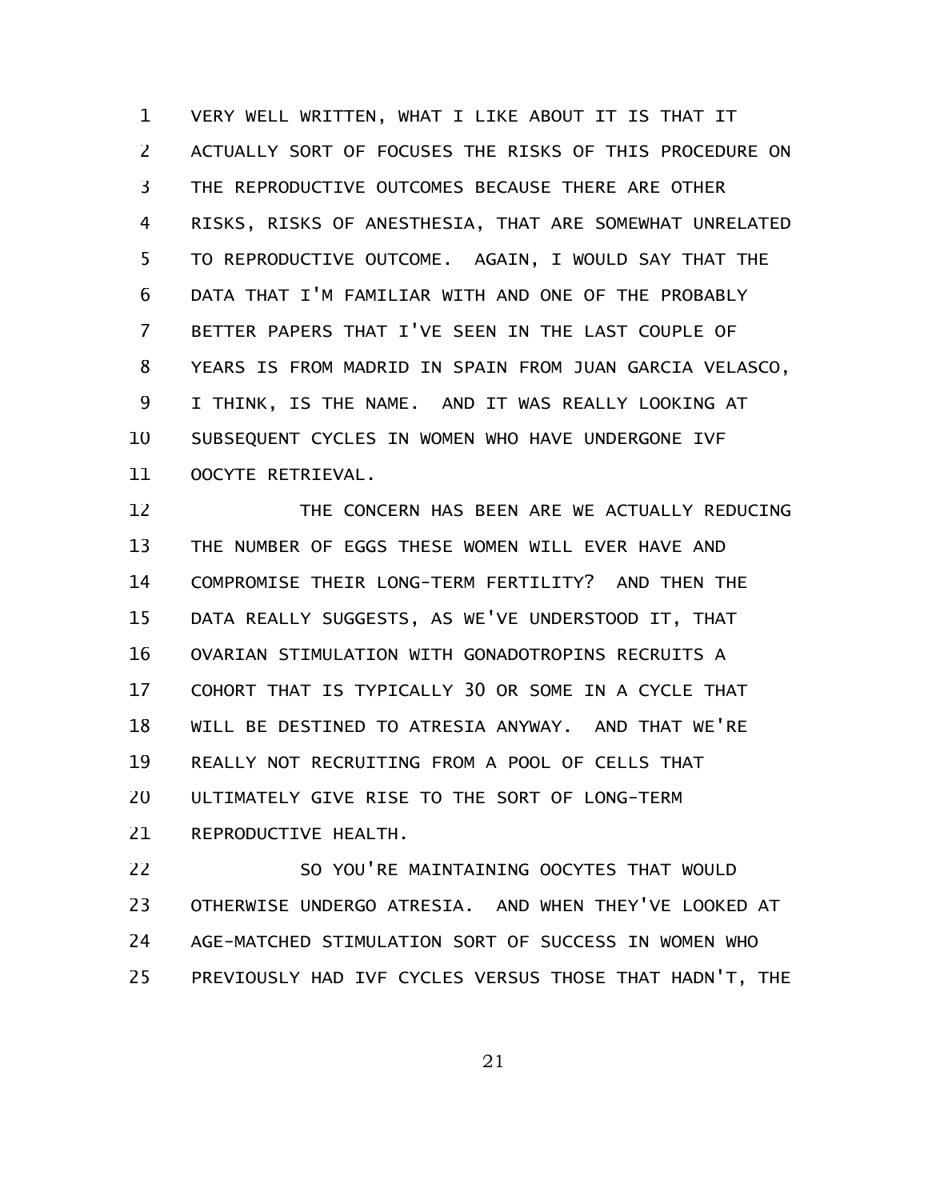VERY WELL WRITTEN, WHAT I LIKE ABOUT IT IS THAT IT ACTUALLY SORT OF FOCUSES THE RISKS OF THIS PROCEDURE ON THE REPRODUCTIVE OUTCOMES BECAUSE THERE ARE OTHER RISKS, RISKS OF ANESTHESIA, THAT ARE SOMEWHAT UNRELATED TO REPRODUCTIVE OUTCOME. AGAIN, I WOULD SAY THAT THE DATA THAT I'M FAMILIAR WITH AND ONE OF THE PROBABLY BETTER PAPERS THAT I'VE SEEN IN THE LAST COUPLE OF YEARS IS FROM MADRID IN SPAIN FROM JUAN GARCIA VELASCO, I THINK, IS THE NAME. AND IT WAS REALLY LOOKING AT SUBSEQUENT CYCLES IN WOMEN WHO HAVE UNDERGONE IVF OOCYTE RETRIEVAL.

THE CONCERN HAS BEEN ARE WE ACTUALLY REDUCING THE NUMBER OF EGGS THESE WOMEN WILL EVER HAVE AND COMPROMISE THEIR LONG-TERM FERTILITY? AND THEN THE DATA REALLY SUGGESTS, AS WE'VE UNDERSTOOD IT, THAT OVARIAN STIMULATION WITH GONADOTROPINS RECRUITS A COHORT THAT IS TYPICALLY 30 OR SOME IN A CYCLE THAT WILL BE DESTINED TO ATRESIA ANYWAY. AND THAT WE'RE REALLY NOT RECRUITING FROM A POOL OF CELLS THAT ULTIMATELY GIVE RISE TO THE SORT OF LONG-TERM REPRODUCTIVE HEALTH.

SO YOU'RE MAINTAINING OOCYTES THAT WOULD OTHERWISE UNDERGO ATRESIA. AND WHEN THEY'VE LOOKED AT AGE-MATCHED STIMULATION SORT OF SUCCESS IN WOMEN WHO PREVIOUSLY HAD IVF CYCLES VERSUS THOSE THAT HADN'T, THE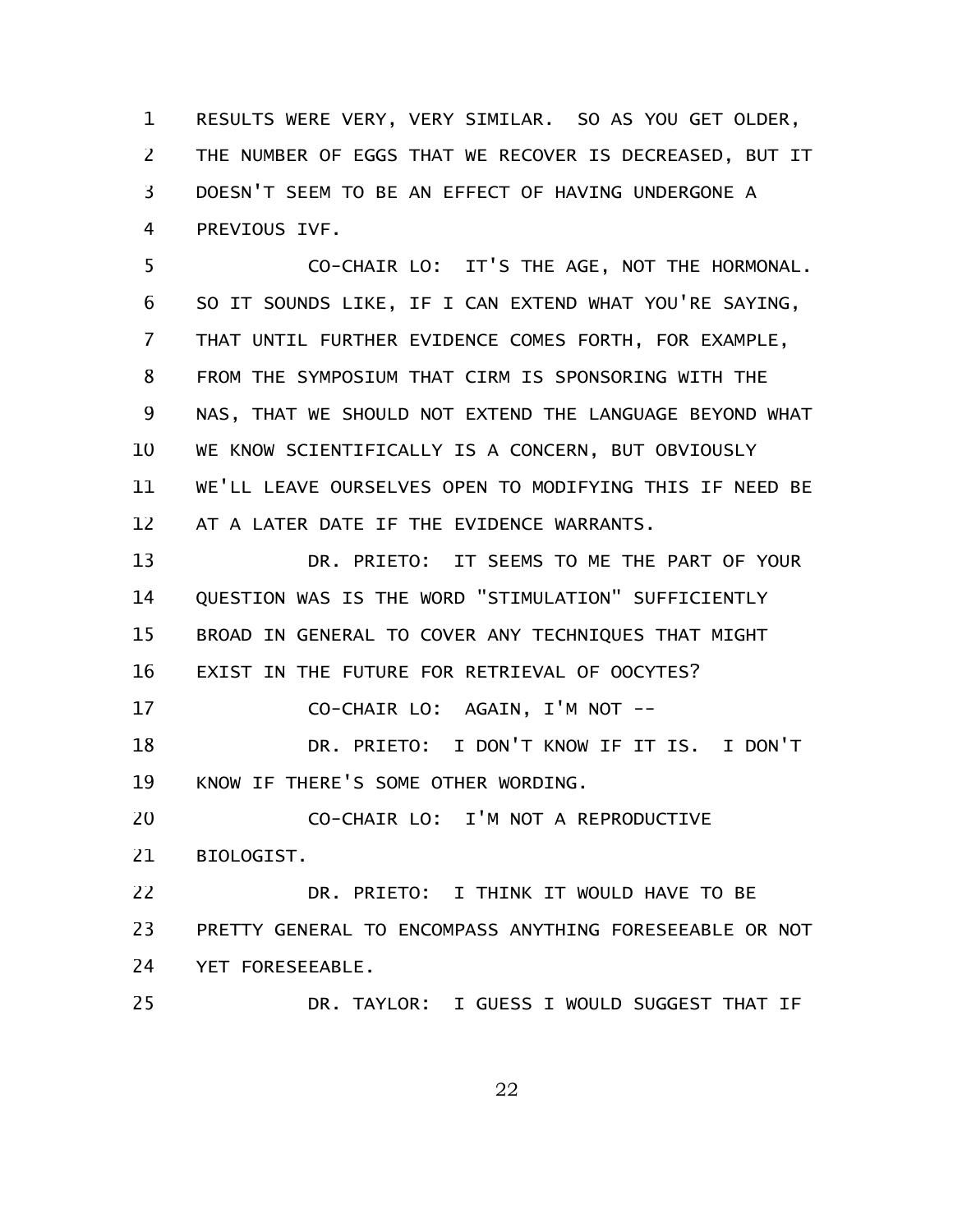RESULTS WERE VERY, VERY SIMILAR. SO AS YOU GET OLDER, THE NUMBER OF EGGS THAT WE RECOVER IS DECREASED, BUT IT DOESN'T SEEM TO BE AN EFFECT OF HAVING UNDERGONE A PREVIOUS IVF.

CO-CHAIR LO: IT'S THE AGE, NOT THE HORMONAL. SO IT SOUNDS LIKE, IF I CAN EXTEND WHAT YOU'RE SAYING, THAT UNTIL FURTHER EVIDENCE COMES FORTH, FOR EXAMPLE, FROM THE SYMPOSIUM THAT CIRM IS SPONSORING WITH THE NAS, THAT WE SHOULD NOT EXTEND THE LANGUAGE BEYOND WHAT WE KNOW SCIENTIFICALLY IS A CONCERN, BUT OBVIOUSLY WE'LL LEAVE OURSELVES OPEN TO MODIFYING THIS IF NEED BE AT A LATER DATE IF THE EVIDENCE WARRANTS.

DR. PRIETO: IT SEEMS TO ME THE PART OF YOUR QUESTION WAS IS THE WORD "STIMULATION" SUFFICIENTLY BROAD IN GENERAL TO COVER ANY TECHNIQUES THAT MIGHT EXIST IN THE FUTURE FOR RETRIEVAL OF OOCYTES?

CO-CHAIR LO: AGAIN, I'M NOT --

DR. PRIETO: I DON'T KNOW IF IT IS. I DON'T KNOW IF THERE'S SOME OTHER WORDING.

CO-CHAIR LO: I'M NOT A REPRODUCTIVE BIOLOGIST.

DR. PRIETO: I THINK IT WOULD HAVE TO BE PRETTY GENERAL TO ENCOMPASS ANYTHING FORESEEABLE OR NOT YET FORESEEABLE.

DR. TAYLOR: I GUESS I WOULD SUGGEST THAT IF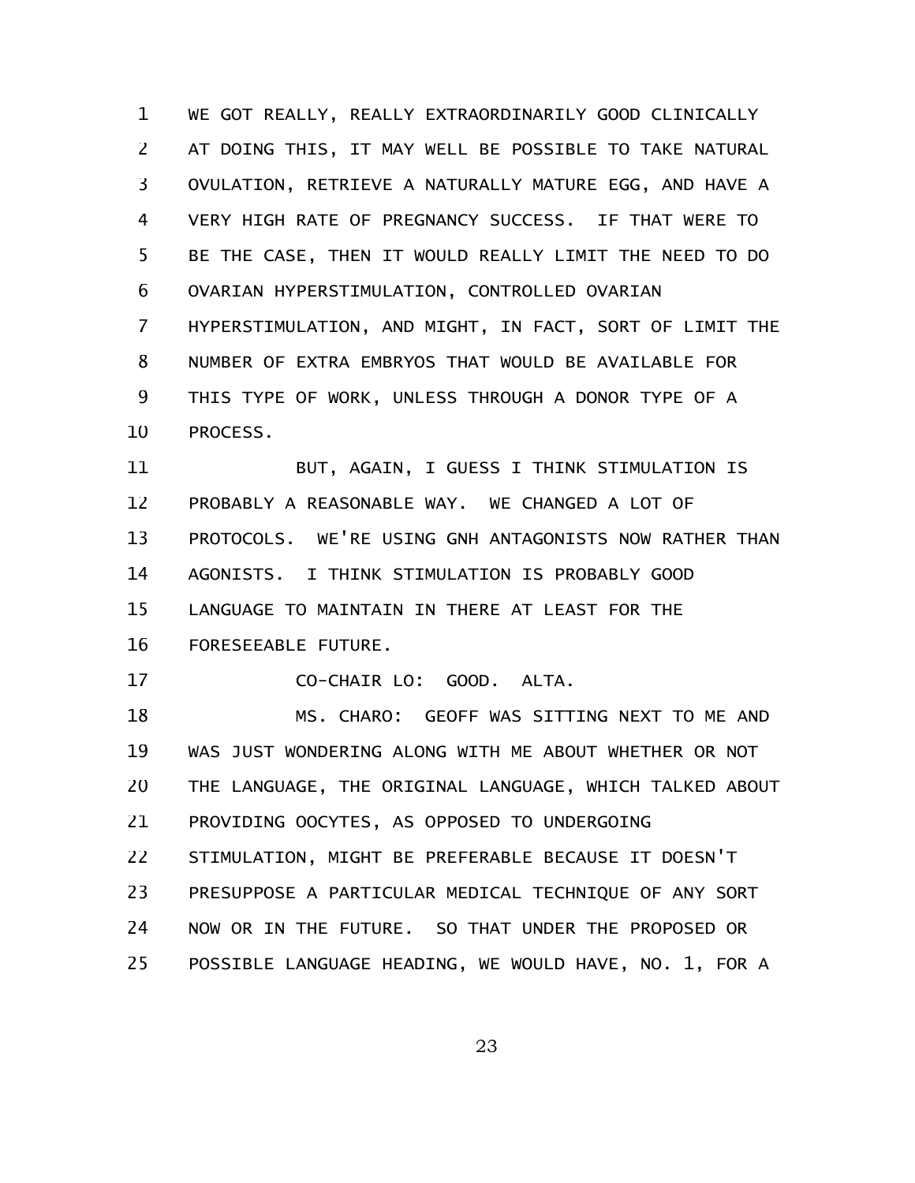WE GOT REALLY, REALLY EXTRAORDINARILY GOOD CLINICALLY AT DOING THIS, IT MAY WELL BE POSSIBLE TO TAKE NATURAL OVULATION, RETRIEVE A NATURALLY MATURE EGG, AND HAVE A VERY HIGH RATE OF PREGNANCY SUCCESS. IF THAT WERE TO BE THE CASE, THEN IT WOULD REALLY LIMIT THE NEED TO DO OVARIAN HYPERSTIMULATION, CONTROLLED OVARIAN HYPERSTIMULATION, AND MIGHT, IN FACT, SORT OF LIMIT THE NUMBER OF EXTRA EMBRYOS THAT WOULD BE AVAILABLE FOR THIS TYPE OF WORK, UNLESS THROUGH A DONOR TYPE OF A PROCESS.

BUT, AGAIN, I GUESS I THINK STIMULATION IS PROBABLY A REASONABLE WAY. WE CHANGED A LOT OF PROTOCOLS. WE'RE USING GNH ANTAGONISTS NOW RATHER THAN AGONISTS. I THINK STIMULATION IS PROBABLY GOOD LANGUAGE TO MAINTAIN IN THERE AT LEAST FOR THE FORESEEABLE FUTURE.

CO-CHAIR LO: GOOD. ALTA.

MS. CHARO: GEOFF WAS SITTING NEXT TO ME AND WAS JUST WONDERING ALONG WITH ME ABOUT WHETHER OR NOT THE LANGUAGE, THE ORIGINAL LANGUAGE, WHICH TALKED ABOUT PROVIDING OOCYTES, AS OPPOSED TO UNDERGOING STIMULATION, MIGHT BE PREFERABLE BECAUSE IT DOESN'T PRESUPPOSE A PARTICULAR MEDICAL TECHNIQUE OF ANY SORT NOW OR IN THE FUTURE. SO THAT UNDER THE PROPOSED OR POSSIBLE LANGUAGE HEADING, WE WOULD HAVE, NO. 1, FOR A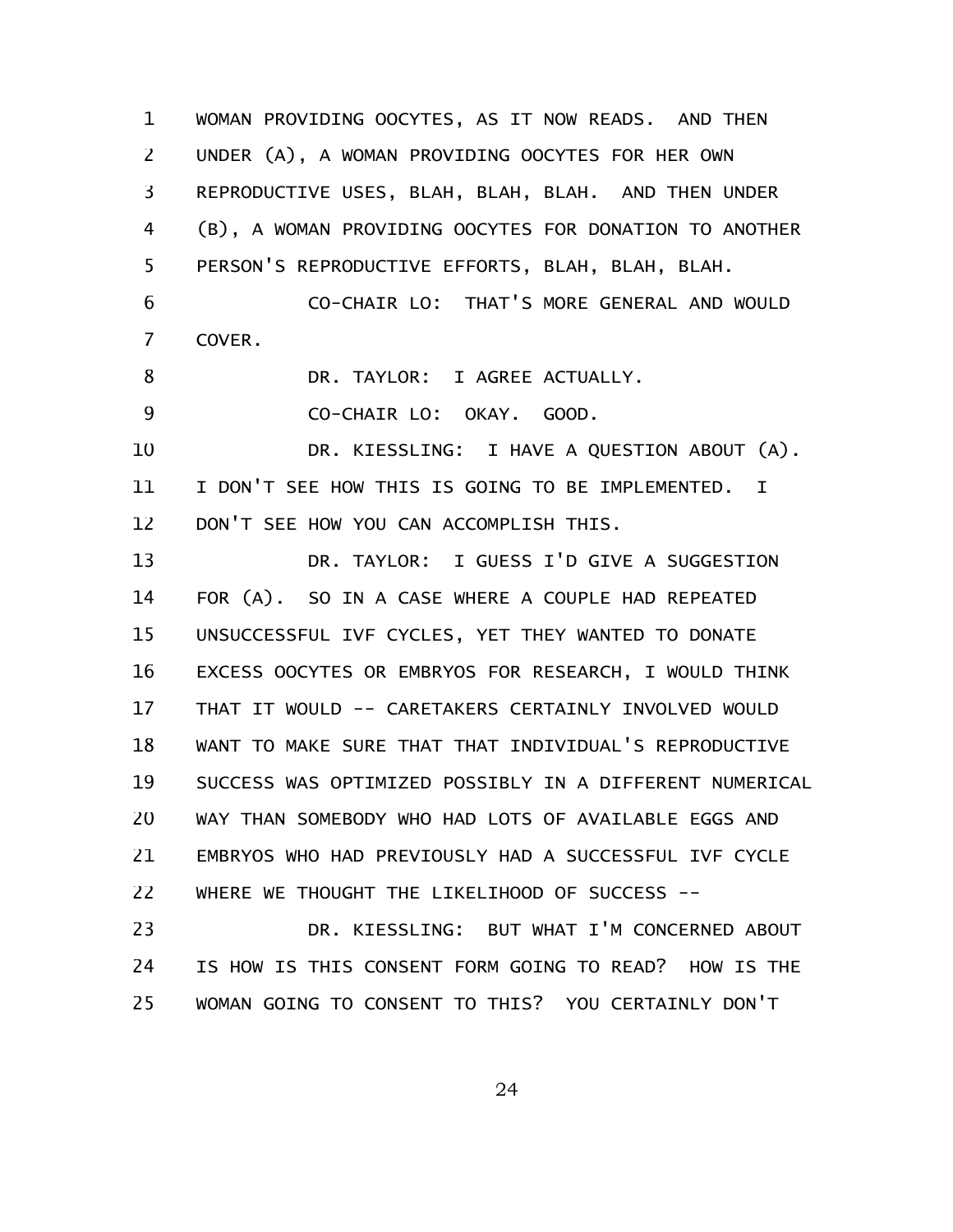WOMAN PROVIDING OOCYTES, AS IT NOW READS. AND THEN UNDER (A), A WOMAN PROVIDING OOCYTES FOR HER OWN REPRODUCTIVE USES, BLAH, BLAH, BLAH. AND THEN UNDER (B), A WOMAN PROVIDING OOCYTES FOR DONATION TO ANOTHER PERSON'S REPRODUCTIVE EFFORTS, BLAH, BLAH, BLAH.

CO-CHAIR LO: THAT'S MORE GENERAL AND WOULD COVER.

DR. TAYLOR: I AGREE ACTUALLY.

CO-CHAIR LO: OKAY. GOOD.

DR. KIESSLING: I HAVE A QUESTION ABOUT (A). I DON'T SEE HOW THIS IS GOING TO BE IMPLEMENTED. I DON'T SEE HOW YOU CAN ACCOMPLISH THIS.

DR. TAYLOR: I GUESS I'D GIVE A SUGGESTION FOR (A). SO IN A CASE WHERE A COUPLE HAD REPEATED UNSUCCESSFUL IVF CYCLES, YET THEY WANTED TO DONATE EXCESS OOCYTES OR EMBRYOS FOR RESEARCH, I WOULD THINK THAT IT WOULD -- CARETAKERS CERTAINLY INVOLVED WOULD WANT TO MAKE SURE THAT THAT INDIVIDUAL'S REPRODUCTIVE SUCCESS WAS OPTIMIZED POSSIBLY IN A DIFFERENT NUMERICAL WAY THAN SOMEBODY WHO HAD LOTS OF AVAILABLE EGGS AND EMBRYOS WHO HAD PREVIOUSLY HAD A SUCCESSFUL IVF CYCLE WHERE WE THOUGHT THE LIKELIHOOD OF SUCCESS --

DR. KIESSLING: BUT WHAT I'M CONCERNED ABOUT IS HOW IS THIS CONSENT FORM GOING TO READ? HOW IS THE WOMAN GOING TO CONSENT TO THIS? YOU CERTAINLY DON'T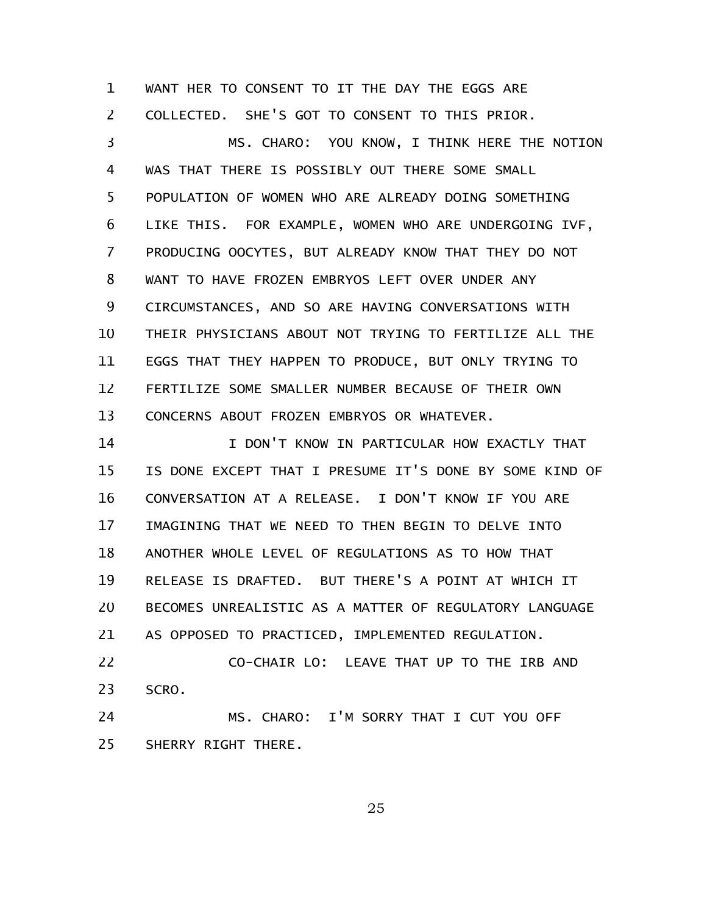WANT HER TO CONSENT TO IT THE DAY THE EGGS ARE COLLECTED. SHE'S GOT TO CONSENT TO THIS PRIOR.

MS. CHARO: YOU KNOW, I THINK HERE THE NOTION WAS THAT THERE IS POSSIBLY OUT THERE SOME SMALL POPULATION OF WOMEN WHO ARE ALREADY DOING SOMETHING LIKE THIS. FOR EXAMPLE, WOMEN WHO ARE UNDERGOING IVF, PRODUCING OOCYTES, BUT ALREADY KNOW THAT THEY DO NOT WANT TO HAVE FROZEN EMBRYOS LEFT OVER UNDER ANY CIRCUMSTANCES, AND SO ARE HAVING CONVERSATIONS WITH THEIR PHYSICIANS ABOUT NOT TRYING TO FERTILIZE ALL THE EGGS THAT THEY HAPPEN TO PRODUCE, BUT ONLY TRYING TO FERTILIZE SOME SMALLER NUMBER BECAUSE OF THEIR OWN CONCERNS ABOUT FROZEN EMBRYOS OR WHATEVER.

I DON'T KNOW IN PARTICULAR HOW EXACTLY THAT IS DONE EXCEPT THAT I PRESUME IT'S DONE BY SOME KIND OF CONVERSATION AT A RELEASE. I DON'T KNOW IF YOU ARE IMAGINING THAT WE NEED TO THEN BEGIN TO DELVE INTO ANOTHER WHOLE LEVEL OF REGULATIONS AS TO HOW THAT RELEASE IS DRAFTED. BUT THERE'S A POINT AT WHICH IT BECOMES UNREALISTIC AS A MATTER OF REGULATORY LANGUAGE AS OPPOSED TO PRACTICED, IMPLEMENTED REGULATION.

CO-CHAIR LO: LEAVE THAT UP TO THE IRB AND SCRO.

MS. CHARO: I'M SORRY THAT I CUT YOU OFF SHERRY RIGHT THERE.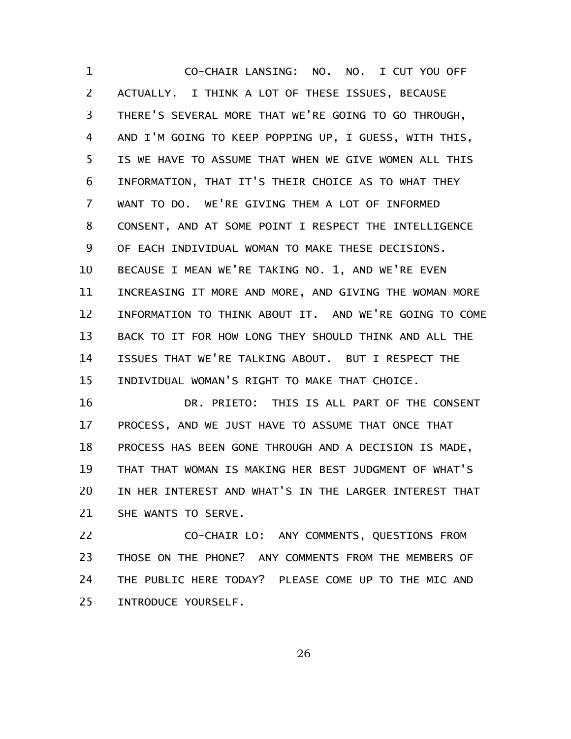CO-CHAIR LANSING: NO. NO. I CUT YOU OFF ACTUALLY. I THINK A LOT OF THESE ISSUES, BECAUSE THERE'S SEVERAL MORE THAT WE'RE GOING TO GO THROUGH, AND I'M GOING TO KEEP POPPING UP, I GUESS, WITH THIS, IS WE HAVE TO ASSUME THAT WHEN WE GIVE WOMEN ALL THIS INFORMATION, THAT IT'S THEIR CHOICE AS TO WHAT THEY WANT TO DO. WE'RE GIVING THEM A LOT OF INFORMED CONSENT, AND AT SOME POINT I RESPECT THE INTELLIGENCE OF EACH INDIVIDUAL WOMAN TO MAKE THESE DECISIONS. BECAUSE I MEAN WE'RE TAKING NO. 1, AND WE'RE EVEN INCREASING IT MORE AND MORE, AND GIVING THE WOMAN MORE INFORMATION TO THINK ABOUT IT. AND WE'RE GOING TO COME BACK TO IT FOR HOW LONG THEY SHOULD THINK AND ALL THE ISSUES THAT WE'RE TALKING ABOUT. BUT I RESPECT THE INDIVIDUAL WOMAN'S RIGHT TO MAKE THAT CHOICE.

DR. PRIETO: THIS IS ALL PART OF THE CONSENT PROCESS, AND WE JUST HAVE TO ASSUME THAT ONCE THAT PROCESS HAS BEEN GONE THROUGH AND A DECISION IS MADE, THAT THAT WOMAN IS MAKING HER BEST JUDGMENT OF WHAT'S IN HER INTEREST AND WHAT'S IN THE LARGER INTEREST THAT SHE WANTS TO SERVE.

CO-CHAIR LO: ANY COMMENTS, QUESTIONS FROM THOSE ON THE PHONE? ANY COMMENTS FROM THE MEMBERS OF THE PUBLIC HERE TODAY? PLEASE COME UP TO THE MIC AND INTRODUCE YOURSELF.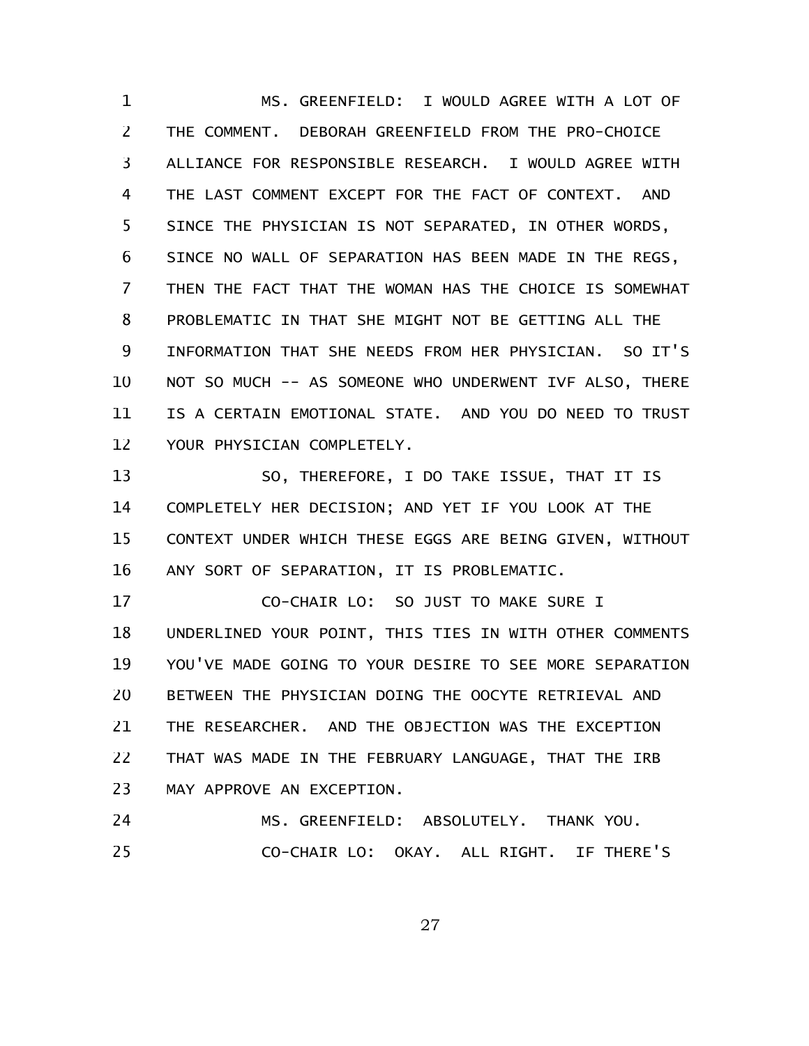MS. GREENFIELD: I WOULD AGREE WITH A LOT OF THE COMMENT. DEBORAH GREENFIELD FROM THE PRO-CHOICE ALLIANCE FOR RESPONSIBLE RESEARCH. I WOULD AGREE WITH THE LAST COMMENT EXCEPT FOR THE FACT OF CONTEXT. AND SINCE THE PHYSICIAN IS NOT SEPARATED, IN OTHER WORDS, SINCE NO WALL OF SEPARATION HAS BEEN MADE IN THE REGS, THEN THE FACT THAT THE WOMAN HAS THE CHOICE IS SOMEWHAT PROBLEMATIC IN THAT SHE MIGHT NOT BE GETTING ALL THE INFORMATION THAT SHE NEEDS FROM HER PHYSICIAN. SO IT'S NOT SO MUCH -- AS SOMEONE WHO UNDERWENT IVF ALSO, THERE IS A CERTAIN EMOTIONAL STATE. AND YOU DO NEED TO TRUST YOUR PHYSICIAN COMPLETELY.

SO, THEREFORE, I DO TAKE ISSUE, THAT IT IS COMPLETELY HER DECISION; AND YET IF YOU LOOK AT THE CONTEXT UNDER WHICH THESE EGGS ARE BEING GIVEN, WITHOUT ANY SORT OF SEPARATION, IT IS PROBLEMATIC.

CO-CHAIR LO: SO JUST TO MAKE SURE I UNDERLINED YOUR POINT, THIS TIES IN WITH OTHER COMMENTS YOU'VE MADE GOING TO YOUR DESIRE TO SEE MORE SEPARATION BETWEEN THE PHYSICIAN DOING THE OOCYTE RETRIEVAL AND THE RESEARCHER. AND THE OBJECTION WAS THE EXCEPTION THAT WAS MADE IN THE FEBRUARY LANGUAGE, THAT THE IRB MAY APPROVE AN EXCEPTION.

MS. GREENFIELD: ABSOLUTELY. THANK YOU.

CO-CHAIR LO: OKAY. ALL RIGHT. IF THERE'S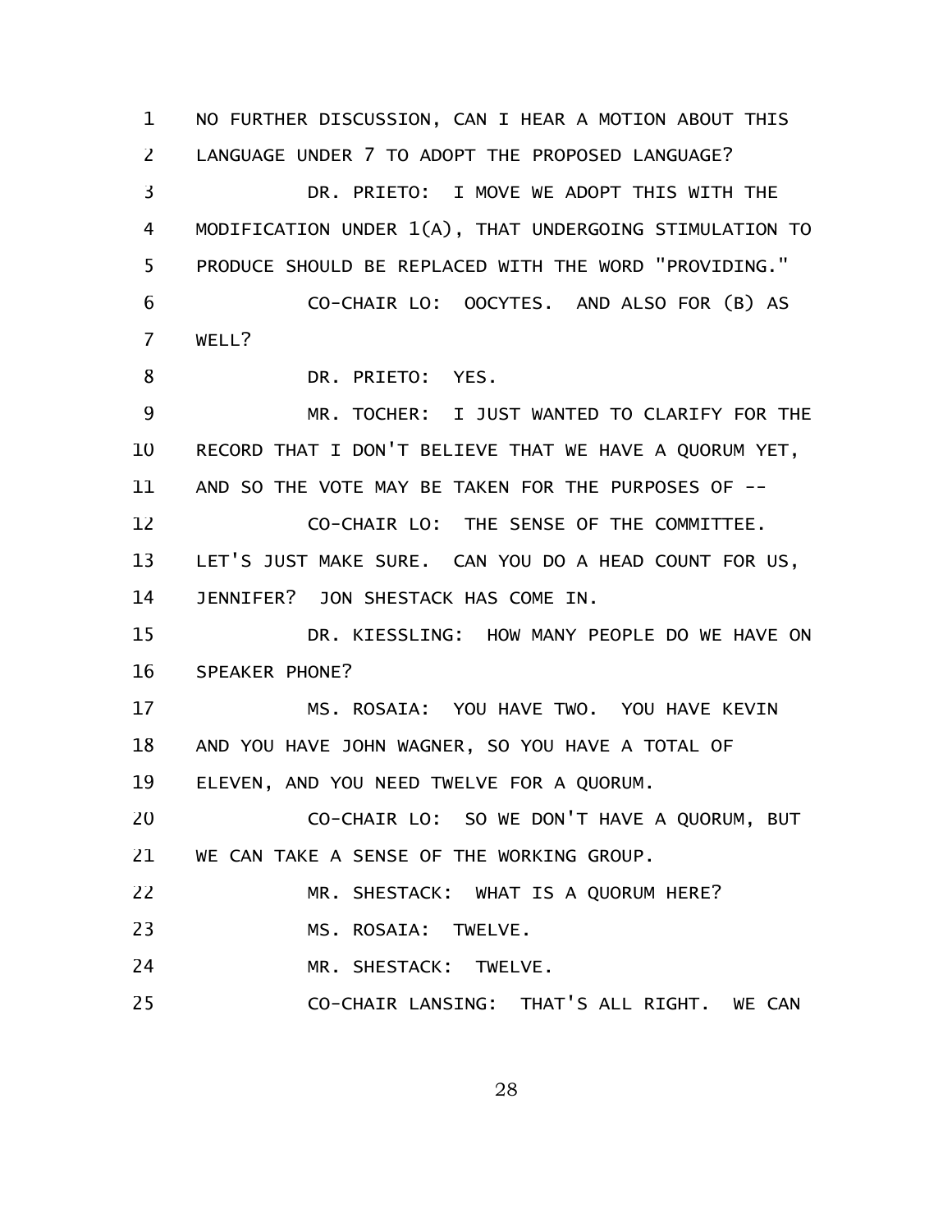NO FURTHER DISCUSSION, CAN I HEAR A MOTION ABOUT THIS LANGUAGE UNDER 7 TO ADOPT THE PROPOSED LANGUAGE?

DR. PRIETO: I MOVE WE ADOPT THIS WITH THE MODIFICATION UNDER 1(A), THAT UNDERGOING STIMULATION TO PRODUCE SHOULD BE REPLACED WITH THE WORD "PROVIDING."

CO-CHAIR LO: OOCYTES. AND ALSO FOR (B) AS WELL?

DR. PRIETO: YES.

MR. TOCHER: I JUST WANTED TO CLARIFY FOR THE RECORD THAT I DON'T BELIEVE THAT WE HAVE A QUORUM YET, AND SO THE VOTE MAY BE TAKEN FOR THE PURPOSES OF --

CO-CHAIR LO: THE SENSE OF THE COMMITTEE. LET'S JUST MAKE SURE. CAN YOU DO A HEAD COUNT FOR US, JENNIFER? JON SHESTACK HAS COME IN.

DR. KIESSLING: HOW MANY PEOPLE DO WE HAVE ON SPEAKER PHONE?

MS. ROSAIA: YOU HAVE TWO. YOU HAVE KEVIN AND YOU HAVE JOHN WAGNER, SO YOU HAVE A TOTAL OF ELEVEN, AND YOU NEED TWELVE FOR A QUORUM.

CO-CHAIR LO: SO WE DON'T HAVE A QUORUM, BUT WE CAN TAKE A SENSE OF THE WORKING GROUP.

MR. SHESTACK: WHAT IS A QUORUM HERE?

MS. ROSAIA: TWELVE.

MR. SHESTACK: TWELVE.

CO-CHAIR LANSING: THAT'S ALL RIGHT. WE CAN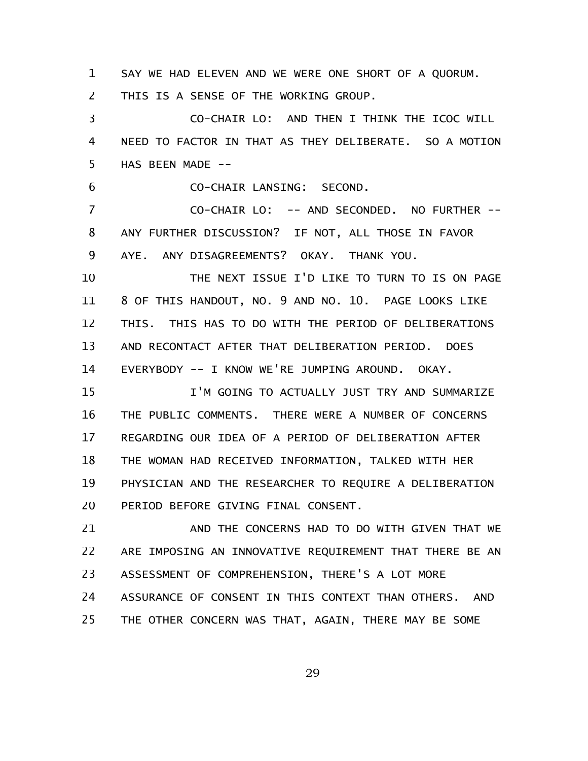SAY WE HAD ELEVEN AND WE WERE ONE SHORT OF A QUORUM. THIS IS A SENSE OF THE WORKING GROUP.

CO-CHAIR LO: AND THEN I THINK THE ICOC WILL NEED TO FACTOR IN THAT AS THEY DELIBERATE. SO A MOTION HAS BEEN MADE --

CO-CHAIR LANSING: SECOND.

CO-CHAIR LO: -- AND SECONDED. NO FURTHER -- ANY FURTHER DISCUSSION? IF NOT, ALL THOSE IN FAVOR AYE. ANY DISAGREEMENTS? OKAY. THANK YOU.

THE NEXT ISSUE I'D LIKE TO TURN TO IS ON PAGE 8 OF THIS HANDOUT, NO. 9 AND NO. 10. PAGE LOOKS LIKE THIS. THIS HAS TO DO WITH THE PERIOD OF DELIBERATIONS AND RECONTACT AFTER THAT DELIBERATION PERIOD. DOES EVERYBODY -- I KNOW WE'RE JUMPING AROUND. OKAY.

I'M GOING TO ACTUALLY JUST TRY AND SUMMARIZE THE PUBLIC COMMENTS. THERE WERE A NUMBER OF CONCERNS REGARDING OUR IDEA OF A PERIOD OF DELIBERATION AFTER THE WOMAN HAD RECEIVED INFORMATION, TALKED WITH HER PHYSICIAN AND THE RESEARCHER TO REQUIRE A DELIBERATION PERIOD BEFORE GIVING FINAL CONSENT.

AND THE CONCERNS HAD TO DO WITH GIVEN THAT WE ARE IMPOSING AN INNOVATIVE REQUIREMENT THAT THERE BE AN ASSESSMENT OF COMPREHENSION, THERE'S A LOT MORE ASSURANCE OF CONSENT IN THIS CONTEXT THAN OTHERS. AND THE OTHER CONCERN WAS THAT, AGAIN, THERE MAY BE SOME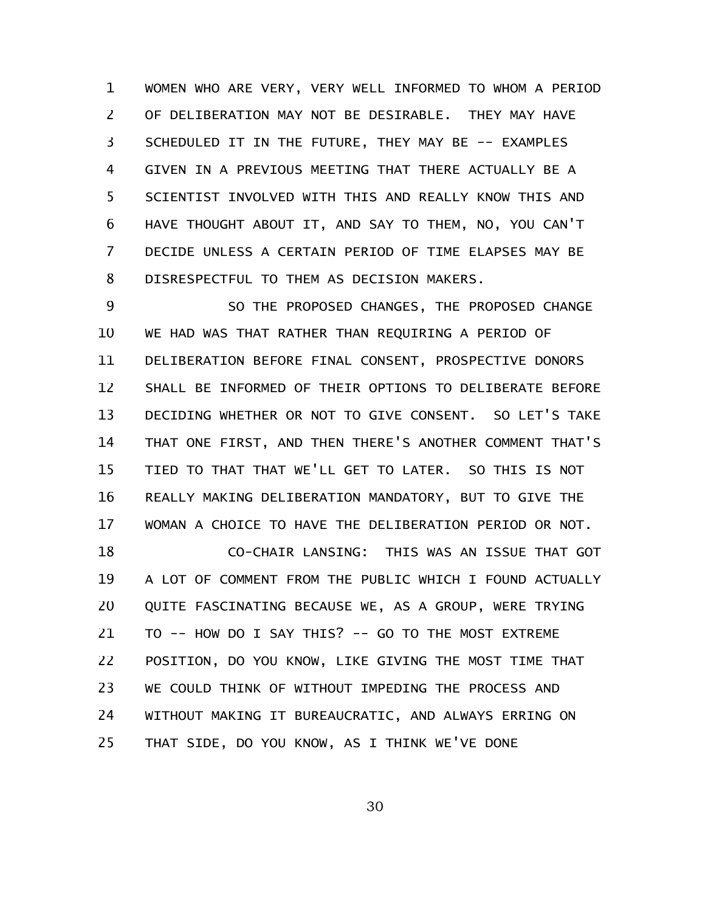WOMEN WHO ARE VERY, VERY WELL INFORMED TO WHOM A PERIOD OF DELIBERATION MAY NOT BE DESIRABLE. THEY MAY HAVE SCHEDULED IT IN THE FUTURE, THEY MAY BE -- EXAMPLES GIVEN IN A PREVIOUS MEETING THAT THERE ACTUALLY BE A SCIENTIST INVOLVED WITH THIS AND REALLY KNOW THIS AND HAVE THOUGHT ABOUT IT, AND SAY TO THEM, NO, YOU CAN'T DECIDE UNLESS A CERTAIN PERIOD OF TIME ELAPSES MAY BE DISRESPECTFUL TO THEM AS DECISION MAKERS.

SO THE PROPOSED CHANGES, THE PROPOSED CHANGE WE HAD WAS THAT RATHER THAN REQUIRING A PERIOD OF DELIBERATION BEFORE FINAL CONSENT, PROSPECTIVE DONORS SHALL BE INFORMED OF THEIR OPTIONS TO DELIBERATE BEFORE DECIDING WHETHER OR NOT TO GIVE CONSENT. SO LET'S TAKE THAT ONE FIRST, AND THEN THERE'S ANOTHER COMMENT THAT'S TIED TO THAT THAT WE'LL GET TO LATER. SO THIS IS NOT REALLY MAKING DELIBERATION MANDATORY, BUT TO GIVE THE WOMAN A CHOICE TO HAVE THE DELIBERATION PERIOD OR NOT.

CO-CHAIR LANSING: THIS WAS AN ISSUE THAT GOT A LOT OF COMMENT FROM THE PUBLIC WHICH I FOUND ACTUALLY QUITE FASCINATING BECAUSE WE, AS A GROUP, WERE TRYING TO -- HOW DO I SAY THIS? -- GO TO THE MOST EXTREME POSITION, DO YOU KNOW, LIKE GIVING THE MOST TIME THAT WE COULD THINK OF WITHOUT IMPEDING THE PROCESS AND WITHOUT MAKING IT BUREAUCRATIC, AND ALWAYS ERRING ON THAT SIDE, DO YOU KNOW, AS I THINK WE'VE DONE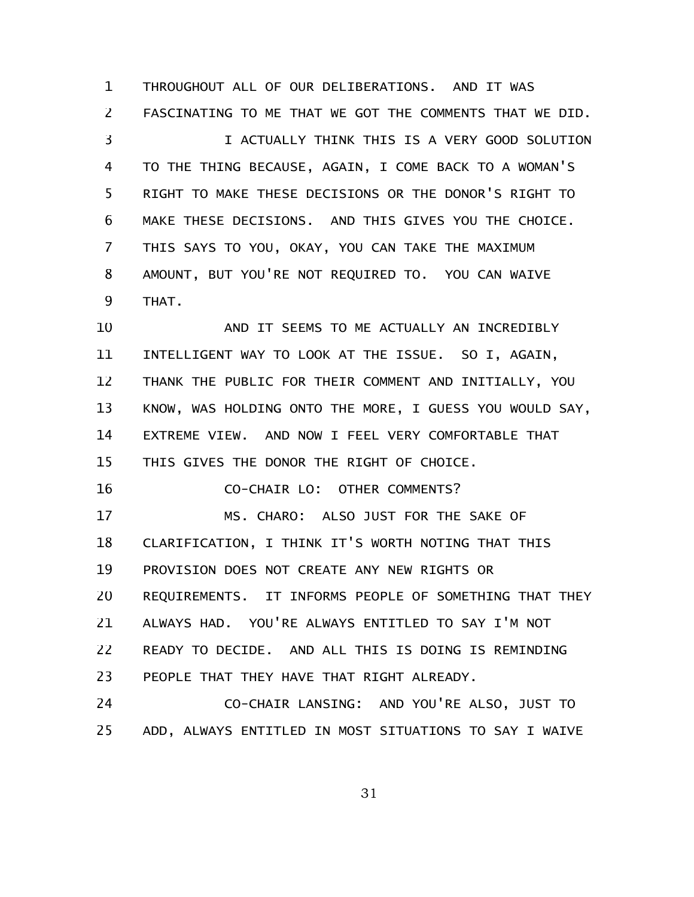THROUGHOUT ALL OF OUR DELIBERATIONS. AND IT WAS FASCINATING TO ME THAT WE GOT THE COMMENTS THAT WE DID.

I ACTUALLY THINK THIS IS A VERY GOOD SOLUTION TO THE THING BECAUSE, AGAIN, I COME BACK TO A WOMAN'S RIGHT TO MAKE THESE DECISIONS OR THE DONOR'S RIGHT TO MAKE THESE DECISIONS. AND THIS GIVES YOU THE CHOICE. THIS SAYS TO YOU, OKAY, YOU CAN TAKE THE MAXIMUM AMOUNT, BUT YOU'RE NOT REQUIRED TO. YOU CAN WAIVE THAT.

AND IT SEEMS TO ME ACTUALLY AN INCREDIBLY INTELLIGENT WAY TO LOOK AT THE ISSUE. SO I, AGAIN, THANK THE PUBLIC FOR THEIR COMMENT AND INITIALLY, YOU KNOW, WAS HOLDING ONTO THE MORE, I GUESS YOU WOULD SAY, EXTREME VIEW. AND NOW I FEEL VERY COMFORTABLE THAT THIS GIVES THE DONOR THE RIGHT OF CHOICE.

CO-CHAIR LO: OTHER COMMENTS?

MS. CHARO: ALSO JUST FOR THE SAKE OF CLARIFICATION, I THINK IT'S WORTH NOTING THAT THIS PROVISION DOES NOT CREATE ANY NEW RIGHTS OR REQUIREMENTS. IT INFORMS PEOPLE OF SOMETHING THAT THEY ALWAYS HAD. YOU'RE ALWAYS ENTITLED TO SAY I'M NOT READY TO DECIDE. AND ALL THIS IS DOING IS REMINDING PEOPLE THAT THEY HAVE THAT RIGHT ALREADY.

CO-CHAIR LANSING: AND YOU'RE ALSO, JUST TO ADD, ALWAYS ENTITLED IN MOST SITUATIONS TO SAY I WAIVE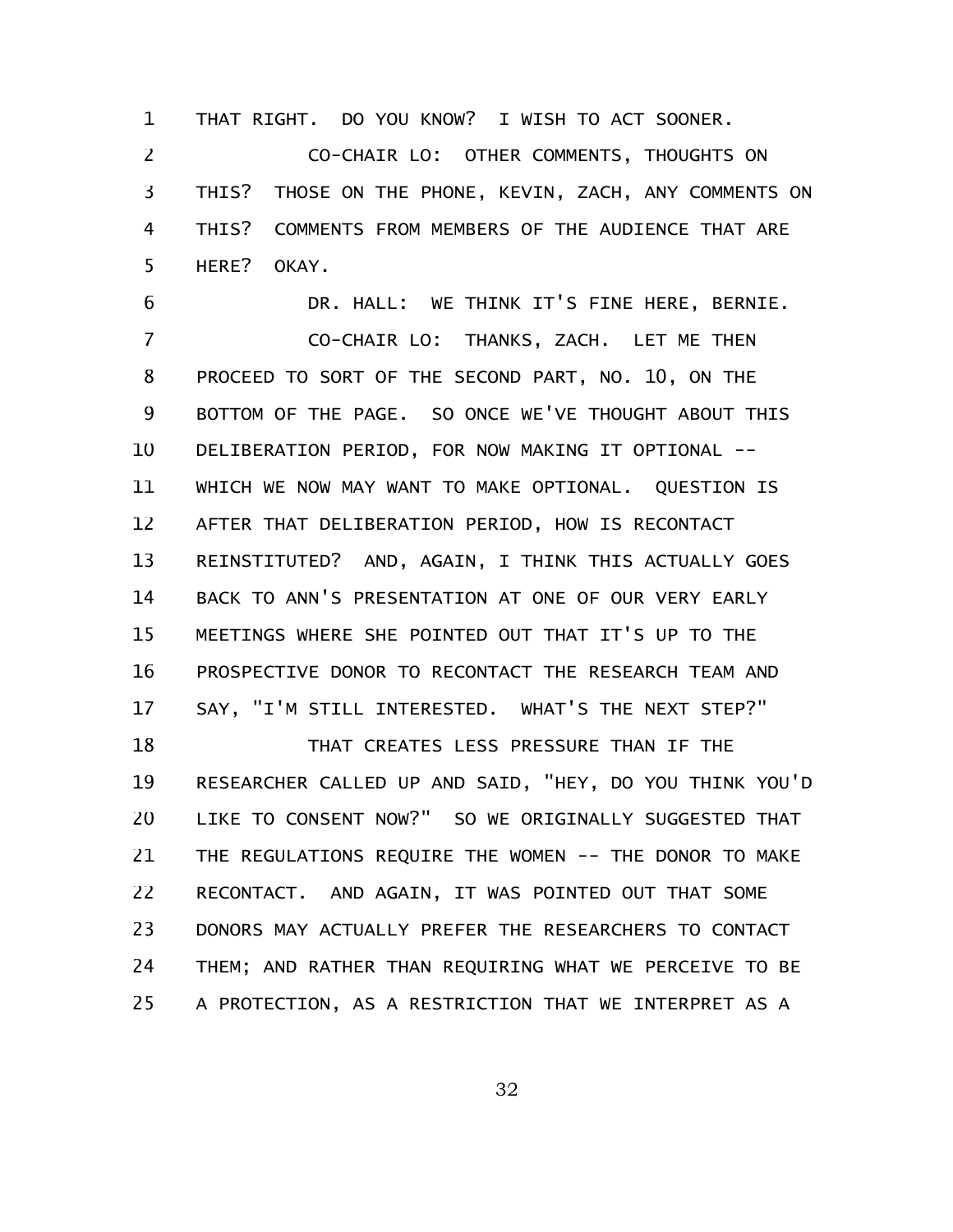THAT RIGHT. DO YOU KNOW? I WISH TO ACT SOONER.

CO-CHAIR LO: OTHER COMMENTS, THOUGHTS ON THIS? THOSE ON THE PHONE, KEVIN, ZACH, ANY COMMENTS ON THIS? COMMENTS FROM MEMBERS OF THE AUDIENCE THAT ARE HERE? OKAY.

DR. HALL: WE THINK IT'S FINE HERE, BERNIE.

CO-CHAIR LO: THANKS, ZACH. LET ME THEN PROCEED TO SORT OF THE SECOND PART, NO. 10, ON THE BOTTOM OF THE PAGE. SO ONCE WE'VE THOUGHT ABOUT THIS DELIBERATION PERIOD, FOR NOW MAKING IT OPTIONAL -- WHICH WE NOW MAY WANT TO MAKE OPTIONAL. QUESTION IS AFTER THAT DELIBERATION PERIOD, HOW IS RECONTACT REINSTITUTED? AND, AGAIN, I THINK THIS ACTUALLY GOES BACK TO ANN'S PRESENTATION AT ONE OF OUR VERY EARLY MEETINGS WHERE SHE POINTED OUT THAT IT'S UP TO THE PROSPECTIVE DONOR TO RECONTACT THE RESEARCH TEAM AND SAY, "I'M STILL INTERESTED. WHAT'S THE NEXT STEP?"

THAT CREATES LESS PRESSURE THAN IF THE RESEARCHER CALLED UP AND SAID, "HEY, DO YOU THINK YOU'D LIKE TO CONSENT NOW?" SO WE ORIGINALLY SUGGESTED THAT THE REGULATIONS REQUIRE THE WOMEN -- THE DONOR TO MAKE RECONTACT. AND AGAIN, IT WAS POINTED OUT THAT SOME DONORS MAY ACTUALLY PREFER THE RESEARCHERS TO CONTACT THEM; AND RATHER THAN REQUIRING WHAT WE PERCEIVE TO BE A PROTECTION, AS A RESTRICTION THAT WE INTERPRET AS A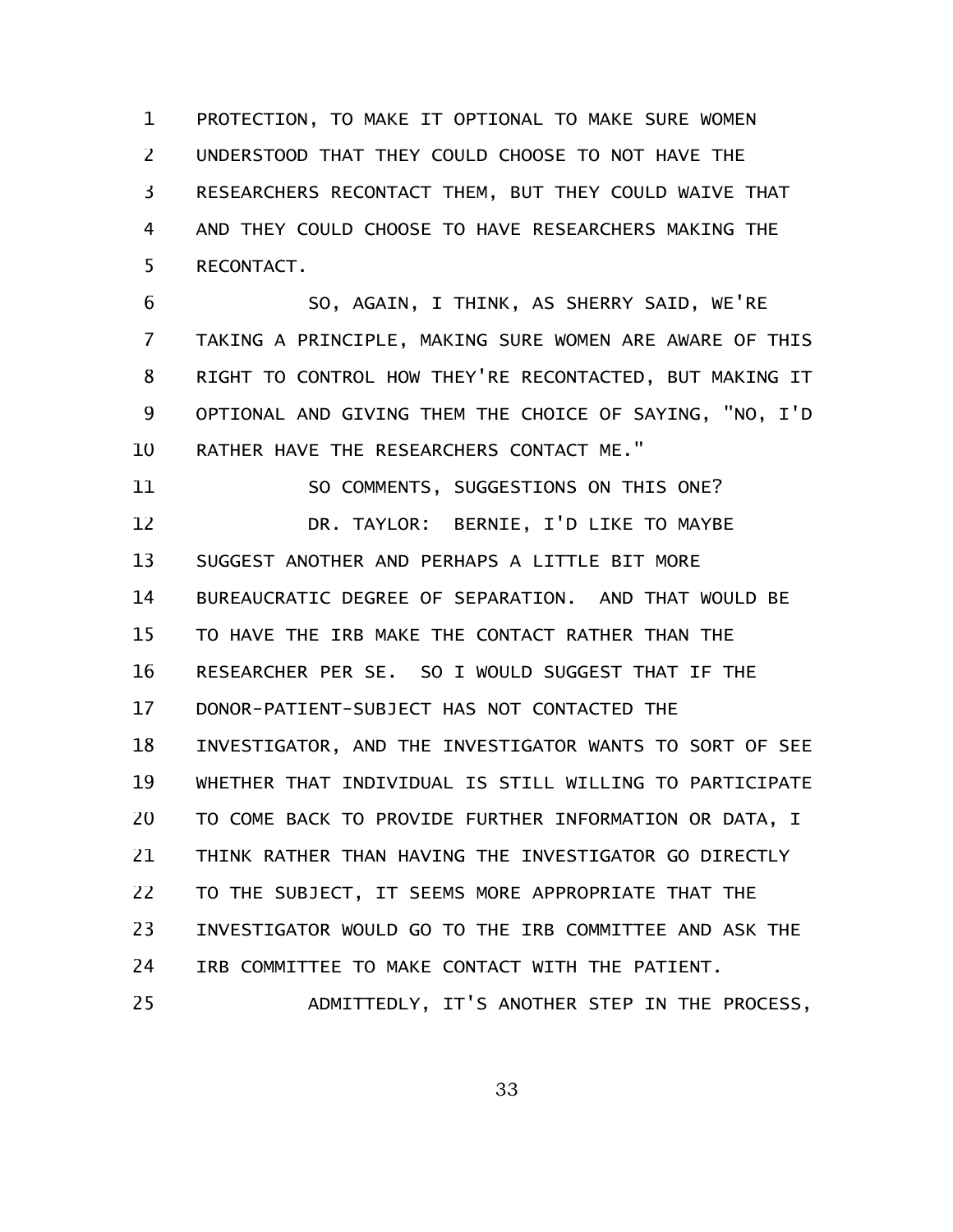PROTECTION, TO MAKE IT OPTIONAL TO MAKE SURE WOMEN UNDERSTOOD THAT THEY COULD CHOOSE TO NOT HAVE THE RESEARCHERS RECONTACT THEM, BUT THEY COULD WAIVE THAT AND THEY COULD CHOOSE TO HAVE RESEARCHERS MAKING THE RECONTACT.

SO, AGAIN, I THINK, AS SHERRY SAID, WE'RE TAKING A PRINCIPLE, MAKING SURE WOMEN ARE AWARE OF THIS RIGHT TO CONTROL HOW THEY'RE RECONTACTED, BUT MAKING IT OPTIONAL AND GIVING THEM THE CHOICE OF SAYING, "NO, I'D RATHER HAVE THE RESEARCHERS CONTACT ME."

SO COMMENTS, SUGGESTIONS ON THIS ONE?

DR. TAYLOR: BERNIE, I'D LIKE TO MAYBE SUGGEST ANOTHER AND PERHAPS A LITTLE BIT MORE BUREAUCRATIC DEGREE OF SEPARATION. AND THAT WOULD BE TO HAVE THE IRB MAKE THE CONTACT RATHER THAN THE RESEARCHER PER SE. SO I WOULD SUGGEST THAT IF THE DONOR-PATIENT-SUBJECT HAS NOT CONTACTED THE INVESTIGATOR, AND THE INVESTIGATOR WANTS TO SORT OF SEE WHETHER THAT INDIVIDUAL IS STILL WILLING TO PARTICIPATE TO COME BACK TO PROVIDE FURTHER INFORMATION OR DATA, I THINK RATHER THAN HAVING THE INVESTIGATOR GO DIRECTLY TO THE SUBJECT, IT SEEMS MORE APPROPRIATE THAT THE INVESTIGATOR WOULD GO TO THE IRB COMMITTEE AND ASK THE IRB COMMITTEE TO MAKE CONTACT WITH THE PATIENT.

ADMITTEDLY, IT'S ANOTHER STEP IN THE PROCESS,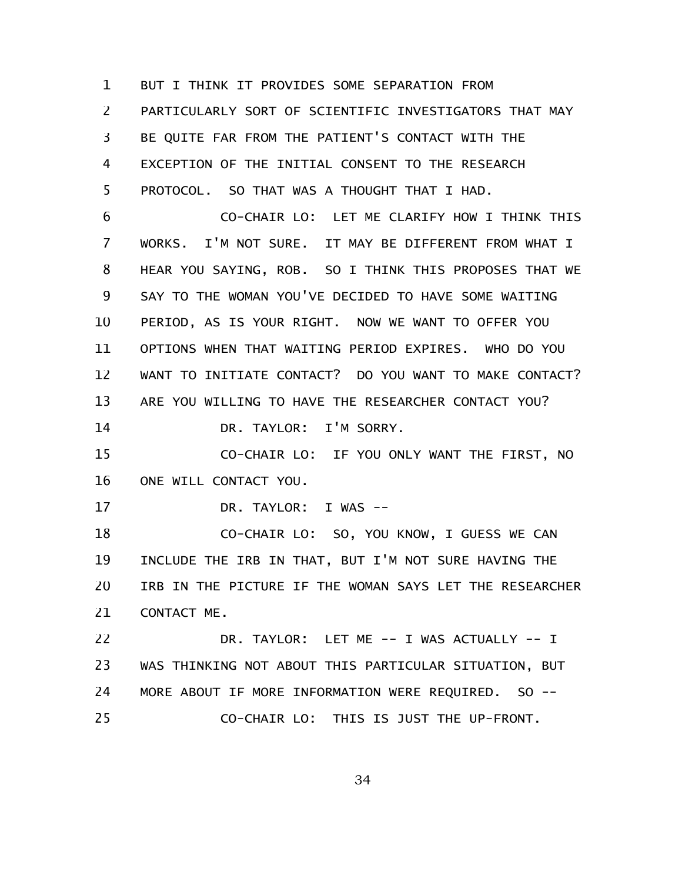BUT I THINK IT PROVIDES SOME SEPARATION FROM PARTICULARLY SORT OF SCIENTIFIC INVESTIGATORS THAT MAY BE QUITE FAR FROM THE PATIENT'S CONTACT WITH THE EXCEPTION OF THE INITIAL CONSENT TO THE RESEARCH PROTOCOL. SO THAT WAS A THOUGHT THAT I HAD.

CO-CHAIR LO: LET ME CLARIFY HOW I THINK THIS WORKS. I'M NOT SURE. IT MAY BE DIFFERENT FROM WHAT I HEAR YOU SAYING, ROB. SO I THINK THIS PROPOSES THAT WE SAY TO THE WOMAN YOU'VE DECIDED TO HAVE SOME WAITING PERIOD, AS IS YOUR RIGHT. NOW WE WANT TO OFFER YOU OPTIONS WHEN THAT WAITING PERIOD EXPIRES. WHO DO YOU WANT TO INITIATE CONTACT? DO YOU WANT TO MAKE CONTACT? ARE YOU WILLING TO HAVE THE RESEARCHER CONTACT YOU?

DR. TAYLOR: I'M SORRY.

CO-CHAIR LO: IF YOU ONLY WANT THE FIRST, NO ONE WILL CONTACT YOU.

DR. TAYLOR: I WAS --

CO-CHAIR LO: SO, YOU KNOW, I GUESS WE CAN INCLUDE THE IRB IN THAT, BUT I'M NOT SURE HAVING THE IRB IN THE PICTURE IF THE WOMAN SAYS LET THE RESEARCHER CONTACT ME.

DR. TAYLOR: LET ME -- I WAS ACTUALLY -- I WAS THINKING NOT ABOUT THIS PARTICULAR SITUATION, BUT MORE ABOUT IF MORE INFORMATION WERE REQUIRED. SO --

CO-CHAIR LO: THIS IS JUST THE UP-FRONT.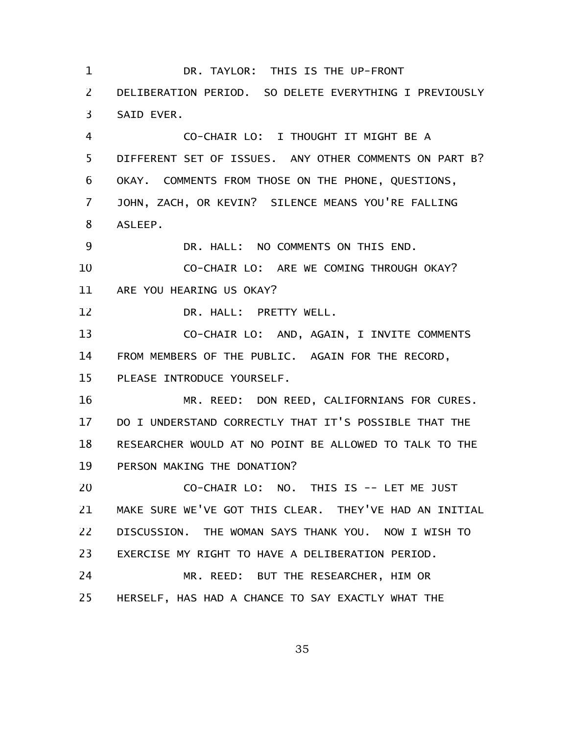DR. TAYLOR: THIS IS THE UP-FRONT DELIBERATION PERIOD. SO DELETE EVERYTHING I PREVIOUSLY SAID EVER.

CO-CHAIR LO: I THOUGHT IT MIGHT BE A DIFFERENT SET OF ISSUES. ANY OTHER COMMENTS ON PART B? OKAY. COMMENTS FROM THOSE ON THE PHONE, QUESTIONS, JOHN, ZACH, OR KEVIN? SILENCE MEANS YOU'RE FALLING ASLEEP.

DR. HALL: NO COMMENTS ON THIS END.

CO-CHAIR LO: ARE WE COMING THROUGH OKAY? ARE YOU HEARING US OKAY?

DR. HALL: PRETTY WELL.

CO-CHAIR LO: AND, AGAIN, I INVITE COMMENTS FROM MEMBERS OF THE PUBLIC. AGAIN FOR THE RECORD, PLEASE INTRODUCE YOURSELF.

MR. REED: DON REED, CALIFORNIANS FOR CURES. DO I UNDERSTAND CORRECTLY THAT IT'S POSSIBLE THAT THE RESEARCHER WOULD AT NO POINT BE ALLOWED TO TALK TO THE PERSON MAKING THE DONATION?

CO-CHAIR LO: NO. THIS IS -- LET ME JUST MAKE SURE WE'VE GOT THIS CLEAR. THEY'VE HAD AN INITIAL DISCUSSION. THE WOMAN SAYS THANK YOU. NOW I WISH TO EXERCISE MY RIGHT TO HAVE A DELIBERATION PERIOD.

MR. REED: BUT THE RESEARCHER, HIM OR HERSELF, HAS HAD A CHANCE TO SAY EXACTLY WHAT THE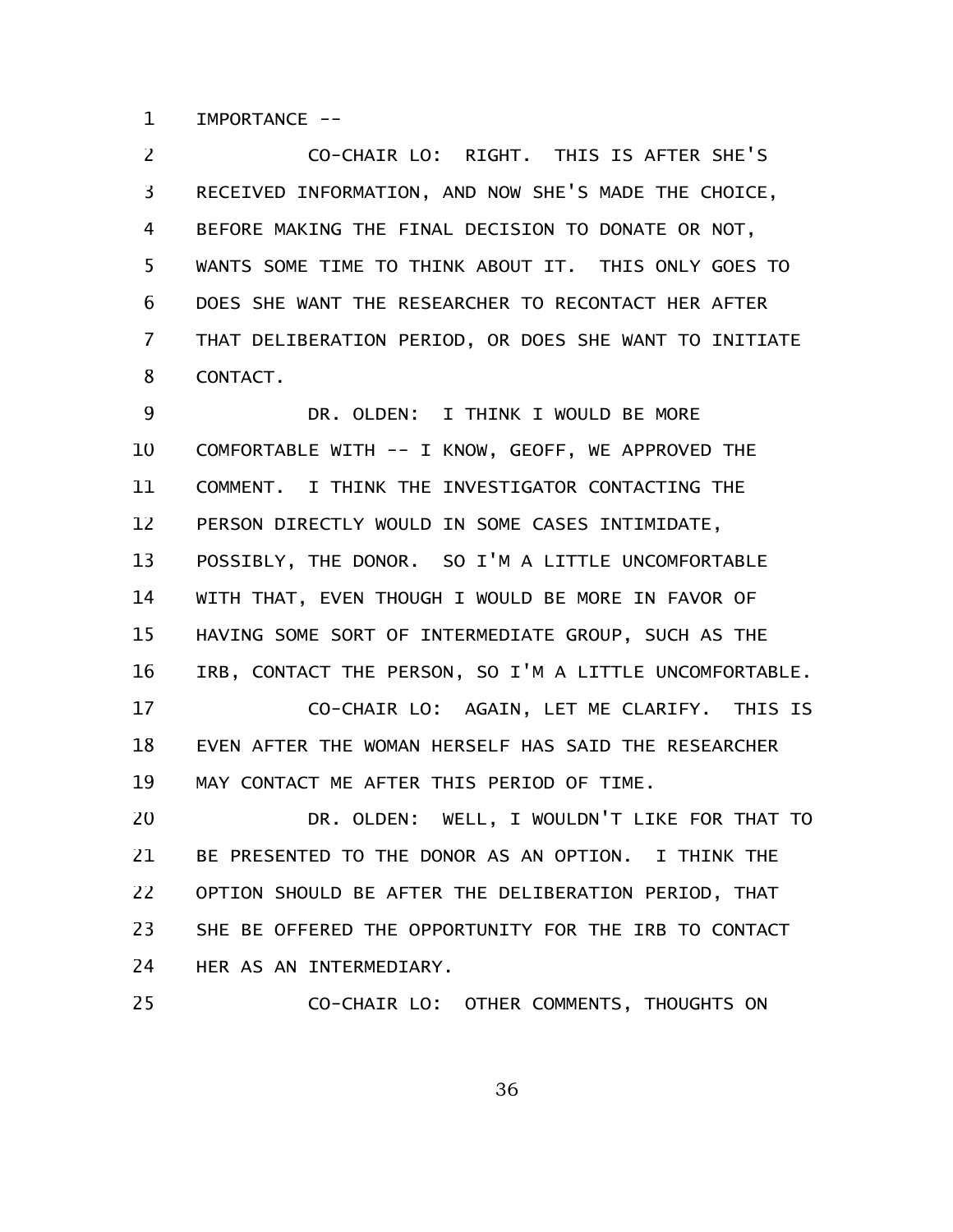IMPORTANCE --

CO-CHAIR LO: RIGHT. THIS IS AFTER SHE'S RECEIVED INFORMATION, AND NOW SHE'S MADE THE CHOICE, BEFORE MAKING THE FINAL DECISION TO DONATE OR NOT, WANTS SOME TIME TO THINK ABOUT IT. THIS ONLY GOES TO DOES SHE WANT THE RESEARCHER TO RECONTACT HER AFTER THAT DELIBERATION PERIOD, OR DOES SHE WANT TO INITIATE CONTACT.

DR. OLDEN: I THINK I WOULD BE MORE COMFORTABLE WITH -- I KNOW, GEOFF, WE APPROVED THE COMMENT. I THINK THE INVESTIGATOR CONTACTING THE PERSON DIRECTLY WOULD IN SOME CASES INTIMIDATE, POSSIBLY, THE DONOR. SO I'M A LITTLE UNCOMFORTABLE WITH THAT, EVEN THOUGH I WOULD BE MORE IN FAVOR OF HAVING SOME SORT OF INTERMEDIATE GROUP, SUCH AS THE IRB, CONTACT THE PERSON, SO I'M A LITTLE UNCOMFORTABLE.

CO-CHAIR LO: AGAIN, LET ME CLARIFY. THIS IS EVEN AFTER THE WOMAN HERSELF HAS SAID THE RESEARCHER MAY CONTACT ME AFTER THIS PERIOD OF TIME.

DR. OLDEN: WELL, I WOULDN'T LIKE FOR THAT TO BE PRESENTED TO THE DONOR AS AN OPTION. I THINK THE OPTION SHOULD BE AFTER THE DELIBERATION PERIOD, THAT SHE BE OFFERED THE OPPORTUNITY FOR THE IRB TO CONTACT HER AS AN INTERMEDIARY.

CO-CHAIR LO: OTHER COMMENTS, THOUGHTS ON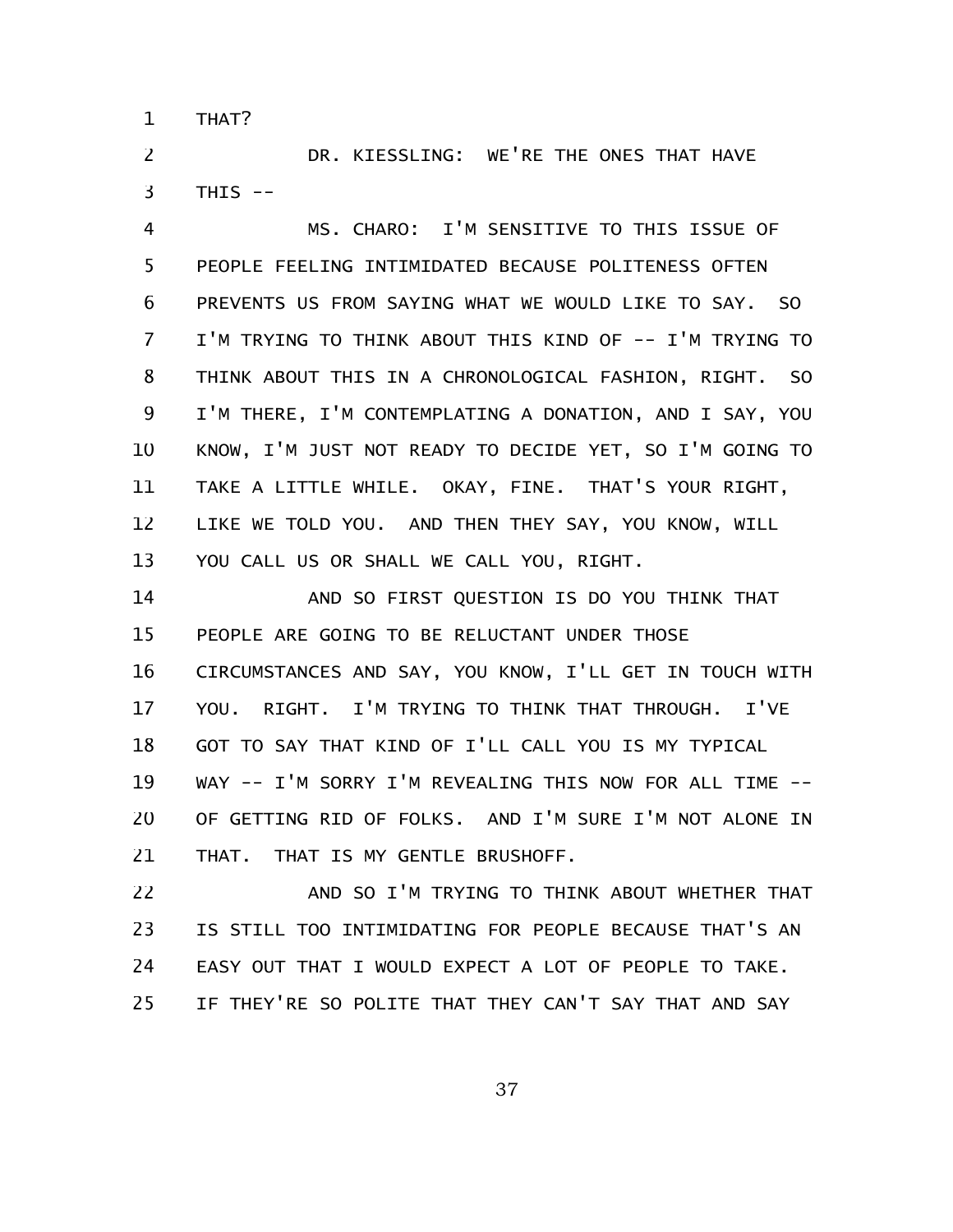THAT?

DR. KIESSLING: WE'RE THE ONES THAT HAVE THIS --

MS. CHARO: I'M SENSITIVE TO THIS ISSUE OF PEOPLE FEELING INTIMIDATED BECAUSE POLITENESS OFTEN PREVENTS US FROM SAYING WHAT WE WOULD LIKE TO SAY. SO I'M TRYING TO THINK ABOUT THIS KIND OF -- I'M TRYING TO THINK ABOUT THIS IN A CHRONOLOGICAL FASHION, RIGHT. SO I'M THERE, I'M CONTEMPLATING A DONATION, AND I SAY, YOU KNOW, I'M JUST NOT READY TO DECIDE YET, SO I'M GOING TO TAKE A LITTLE WHILE. OKAY, FINE. THAT'S YOUR RIGHT, LIKE WE TOLD YOU. AND THEN THEY SAY, YOU KNOW, WILL YOU CALL US OR SHALL WE CALL YOU, RIGHT.

AND SO FIRST QUESTION IS DO YOU THINK THAT PEOPLE ARE GOING TO BE RELUCTANT UNDER THOSE CIRCUMSTANCES AND SAY, YOU KNOW, I'LL GET IN TOUCH WITH YOU. RIGHT. I'M TRYING TO THINK THAT THROUGH. I'VE GOT TO SAY THAT KIND OF I'LL CALL YOU IS MY TYPICAL WAY -- I'M SORRY I'M REVEALING THIS NOW FOR ALL TIME -- OF GETTING RID OF FOLKS. AND I'M SURE I'M NOT ALONE IN THAT. THAT IS MY GENTLE BRUSHOFF.

AND SO I'M TRYING TO THINK ABOUT WHETHER THAT IS STILL TOO INTIMIDATING FOR PEOPLE BECAUSE THAT'S AN EASY OUT THAT I WOULD EXPECT A LOT OF PEOPLE TO TAKE. IF THEY'RE SO POLITE THAT THEY CAN'T SAY THAT AND SAY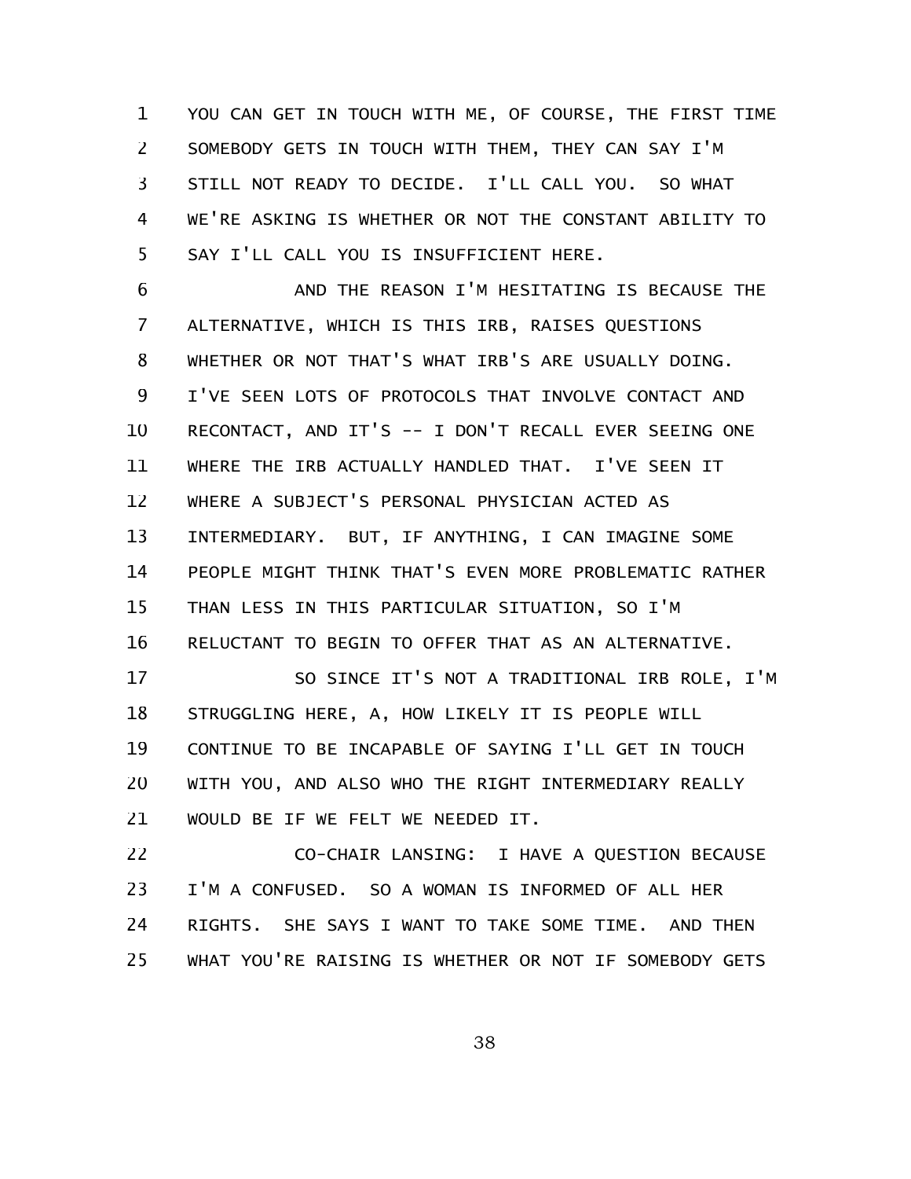YOU CAN GET IN TOUCH WITH ME, OF COURSE, THE FIRST TIME SOMEBODY GETS IN TOUCH WITH THEM, THEY CAN SAY I'M STILL NOT READY TO DECIDE. I'LL CALL YOU. SO WHAT WE'RE ASKING IS WHETHER OR NOT THE CONSTANT ABILITY TO SAY I'LL CALL YOU IS INSUFFICIENT HERE.

AND THE REASON I'M HESITATING IS BECAUSE THE ALTERNATIVE, WHICH IS THIS IRB, RAISES QUESTIONS WHETHER OR NOT THAT'S WHAT IRB'S ARE USUALLY DOING. I'VE SEEN LOTS OF PROTOCOLS THAT INVOLVE CONTACT AND RECONTACT, AND IT'S -- I DON'T RECALL EVER SEEING ONE WHERE THE IRB ACTUALLY HANDLED THAT. I'VE SEEN IT WHERE A SUBJECT'S PERSONAL PHYSICIAN ACTED AS INTERMEDIARY. BUT, IF ANYTHING, I CAN IMAGINE SOME PEOPLE MIGHT THINK THAT'S EVEN MORE PROBLEMATIC RATHER THAN LESS IN THIS PARTICULAR SITUATION, SO I'M RELUCTANT TO BEGIN TO OFFER THAT AS AN ALTERNATIVE.

SO SINCE IT'S NOT A TRADITIONAL IRB ROLE, I'M STRUGGLING HERE, A, HOW LIKELY IT IS PEOPLE WILL CONTINUE TO BE INCAPABLE OF SAYING I'LL GET IN TOUCH WITH YOU, AND ALSO WHO THE RIGHT INTERMEDIARY REALLY WOULD BE IF WE FELT WE NEEDED IT.

CO-CHAIR LANSING: I HAVE A QUESTION BECAUSE I'M A CONFUSED. SO A WOMAN IS INFORMED OF ALL HER RIGHTS. SHE SAYS I WANT TO TAKE SOME TIME. AND THEN WHAT YOU'RE RAISING IS WHETHER OR NOT IF SOMEBODY GETS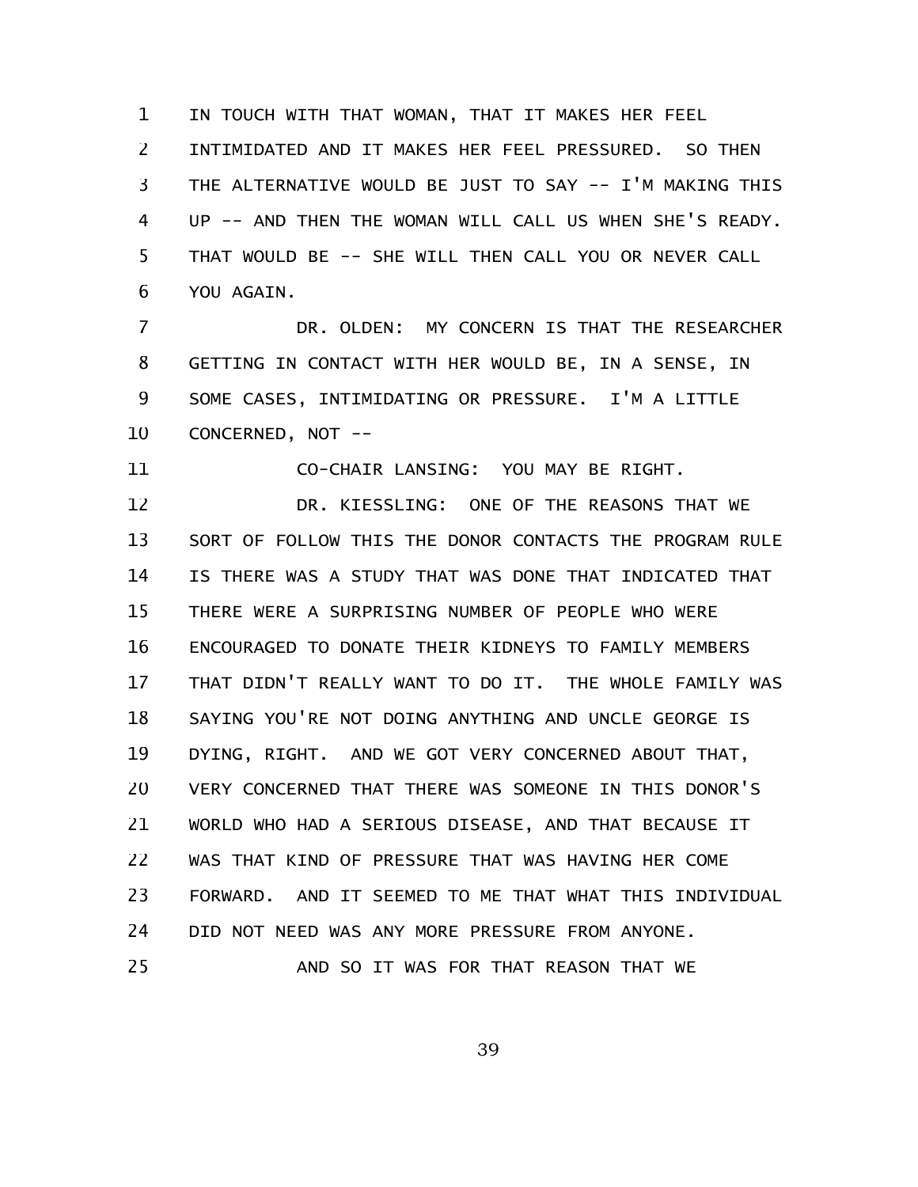IN TOUCH WITH THAT WOMAN, THAT IT MAKES HER FEEL INTIMIDATED AND IT MAKES HER FEEL PRESSURED. SO THEN THE ALTERNATIVE WOULD BE JUST TO SAY -- I'M MAKING THIS UP -- AND THEN THE WOMAN WILL CALL US WHEN SHE'S READY. THAT WOULD BE -- SHE WILL THEN CALL YOU OR NEVER CALL YOU AGAIN.

DR. OLDEN: MY CONCERN IS THAT THE RESEARCHER GETTING IN CONTACT WITH HER WOULD BE, IN A SENSE, IN SOME CASES, INTIMIDATING OR PRESSURE. I'M A LITTLE CONCERNED, NOT --

CO-CHAIR LANSING: YOU MAY BE RIGHT.

DR. KIESSLING: ONE OF THE REASONS THAT WE SORT OF FOLLOW THIS THE DONOR CONTACTS THE PROGRAM RULE IS THERE WAS A STUDY THAT WAS DONE THAT INDICATED THAT THERE WERE A SURPRISING NUMBER OF PEOPLE WHO WERE ENCOURAGED TO DONATE THEIR KIDNEYS TO FAMILY MEMBERS THAT DIDN'T REALLY WANT TO DO IT. THE WHOLE FAMILY WAS SAYING YOU'RE NOT DOING ANYTHING AND UNCLE GEORGE IS DYING, RIGHT. AND WE GOT VERY CONCERNED ABOUT THAT, VERY CONCERNED THAT THERE WAS SOMEONE IN THIS DONOR'S WORLD WHO HAD A SERIOUS DISEASE, AND THAT BECAUSE IT WAS THAT KIND OF PRESSURE THAT WAS HAVING HER COME FORWARD. AND IT SEEMED TO ME THAT WHAT THIS INDIVIDUAL DID NOT NEED WAS ANY MORE PRESSURE FROM ANYONE.

AND SO IT WAS FOR THAT REASON THAT WE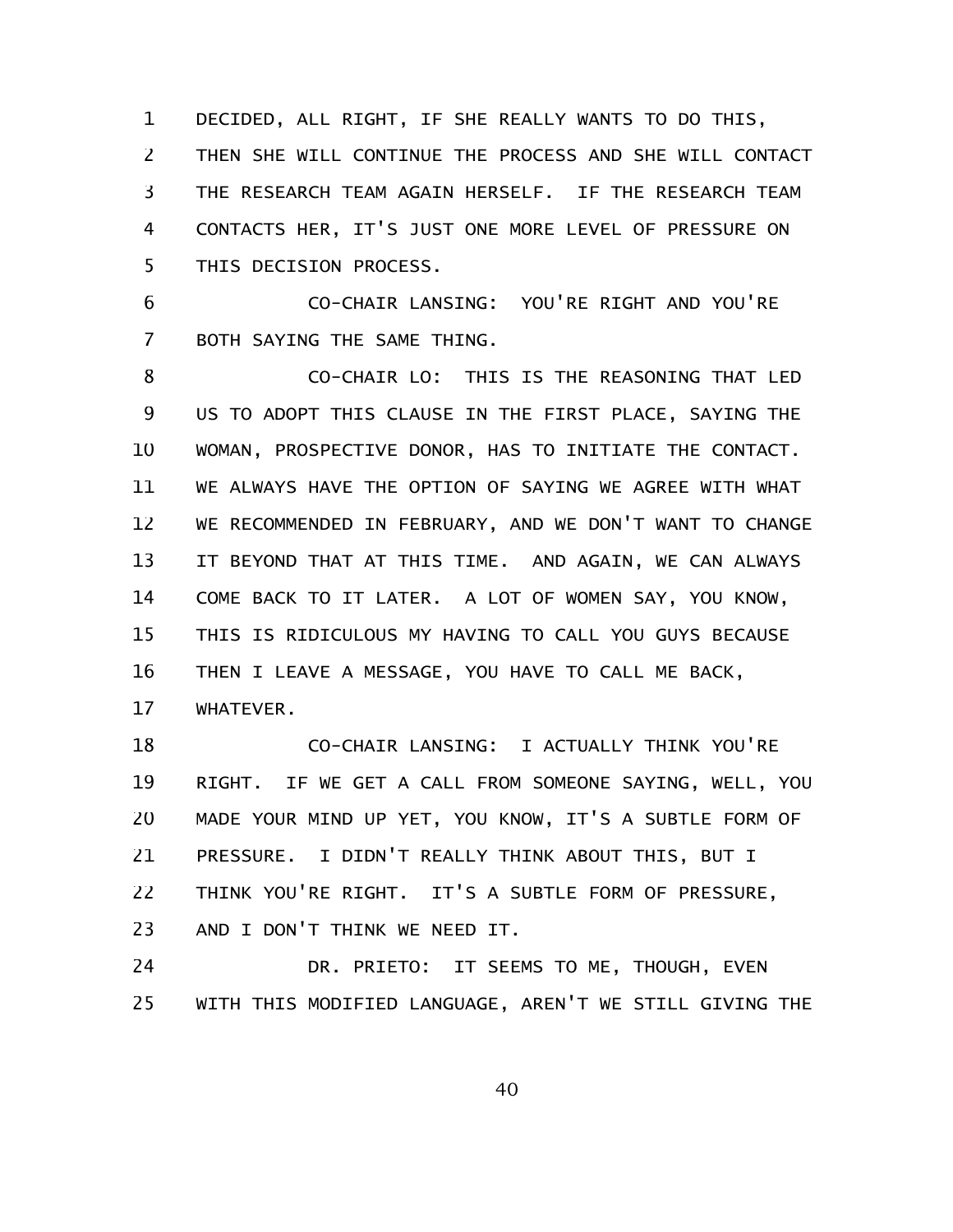DECIDED, ALL RIGHT, IF SHE REALLY WANTS TO DO THIS, THEN SHE WILL CONTINUE THE PROCESS AND SHE WILL CONTACT THE RESEARCH TEAM AGAIN HERSELF. IF THE RESEARCH TEAM CONTACTS HER, IT'S JUST ONE MORE LEVEL OF PRESSURE ON THIS DECISION PROCESS.

CO-CHAIR LANSING: YOU'RE RIGHT AND YOU'RE BOTH SAYING THE SAME THING.

CO-CHAIR LO: THIS IS THE REASONING THAT LED US TO ADOPT THIS CLAUSE IN THE FIRST PLACE, SAYING THE WOMAN, PROSPECTIVE DONOR, HAS TO INITIATE THE CONTACT. WE ALWAYS HAVE THE OPTION OF SAYING WE AGREE WITH WHAT WE RECOMMENDED IN FEBRUARY, AND WE DON'T WANT TO CHANGE IT BEYOND THAT AT THIS TIME. AND AGAIN, WE CAN ALWAYS COME BACK TO IT LATER. A LOT OF WOMEN SAY, YOU KNOW, THIS IS RIDICULOUS MY HAVING TO CALL YOU GUYS BECAUSE THEN I LEAVE A MESSAGE, YOU HAVE TO CALL ME BACK, WHATEVER.

CO-CHAIR LANSING: I ACTUALLY THINK YOU'RE RIGHT. IF WE GET A CALL FROM SOMEONE SAYING, WELL, YOU MADE YOUR MIND UP YET, YOU KNOW, IT'S A SUBTLE FORM OF PRESSURE. I DIDN'T REALLY THINK ABOUT THIS, BUT I THINK YOU'RE RIGHT. IT'S A SUBTLE FORM OF PRESSURE, AND I DON'T THINK WE NEED IT.

DR. PRIETO: IT SEEMS TO ME, THOUGH, EVEN WITH THIS MODIFIED LANGUAGE, AREN'T WE STILL GIVING THE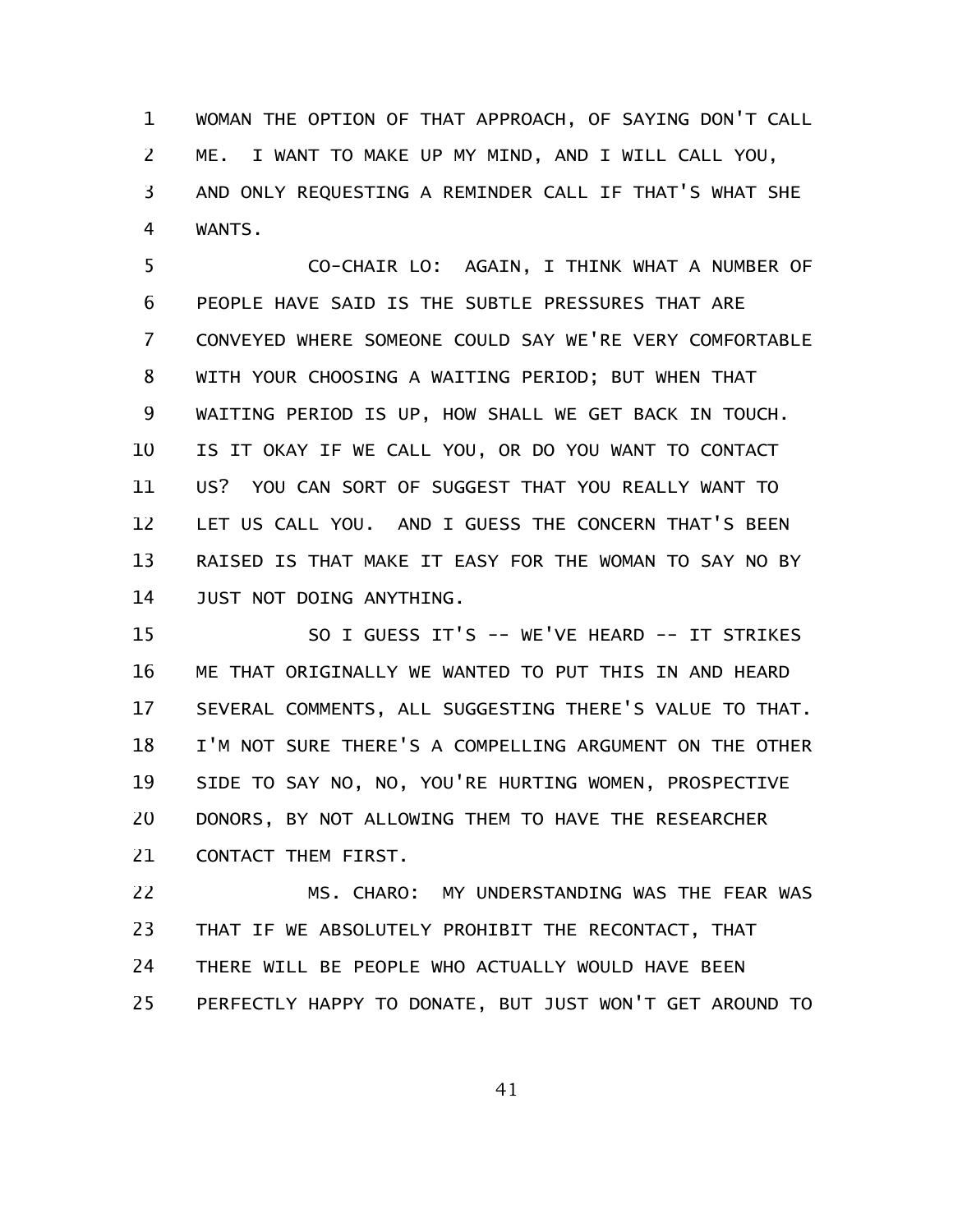WOMAN THE OPTION OF THAT APPROACH, OF SAYING DON'T CALL ME. I WANT TO MAKE UP MY MIND, AND I WILL CALL YOU, AND ONLY REQUESTING A REMINDER CALL IF THAT'S WHAT SHE WANTS.

CO-CHAIR LO: AGAIN, I THINK WHAT A NUMBER OF PEOPLE HAVE SAID IS THE SUBTLE PRESSURES THAT ARE CONVEYED WHERE SOMEONE COULD SAY WE'RE VERY COMFORTABLE WITH YOUR CHOOSING A WAITING PERIOD; BUT WHEN THAT WAITING PERIOD IS UP, HOW SHALL WE GET BACK IN TOUCH. IS IT OKAY IF WE CALL YOU, OR DO YOU WANT TO CONTACT US? YOU CAN SORT OF SUGGEST THAT YOU REALLY WANT TO LET US CALL YOU. AND I GUESS THE CONCERN THAT'S BEEN RAISED IS THAT MAKE IT EASY FOR THE WOMAN TO SAY NO BY JUST NOT DOING ANYTHING.

SO I GUESS IT'S -- WE'VE HEARD -- IT STRIKES ME THAT ORIGINALLY WE WANTED TO PUT THIS IN AND HEARD SEVERAL COMMENTS, ALL SUGGESTING THERE'S VALUE TO THAT. I'M NOT SURE THERE'S A COMPELLING ARGUMENT ON THE OTHER SIDE TO SAY NO, NO, YOU'RE HURTING WOMEN, PROSPECTIVE DONORS, BY NOT ALLOWING THEM TO HAVE THE RESEARCHER CONTACT THEM FIRST.

MS. CHARO: MY UNDERSTANDING WAS THE FEAR WAS THAT IF WE ABSOLUTELY PROHIBIT THE RECONTACT, THAT THERE WILL BE PEOPLE WHO ACTUALLY WOULD HAVE BEEN PERFECTLY HAPPY TO DONATE, BUT JUST WON'T GET AROUND TO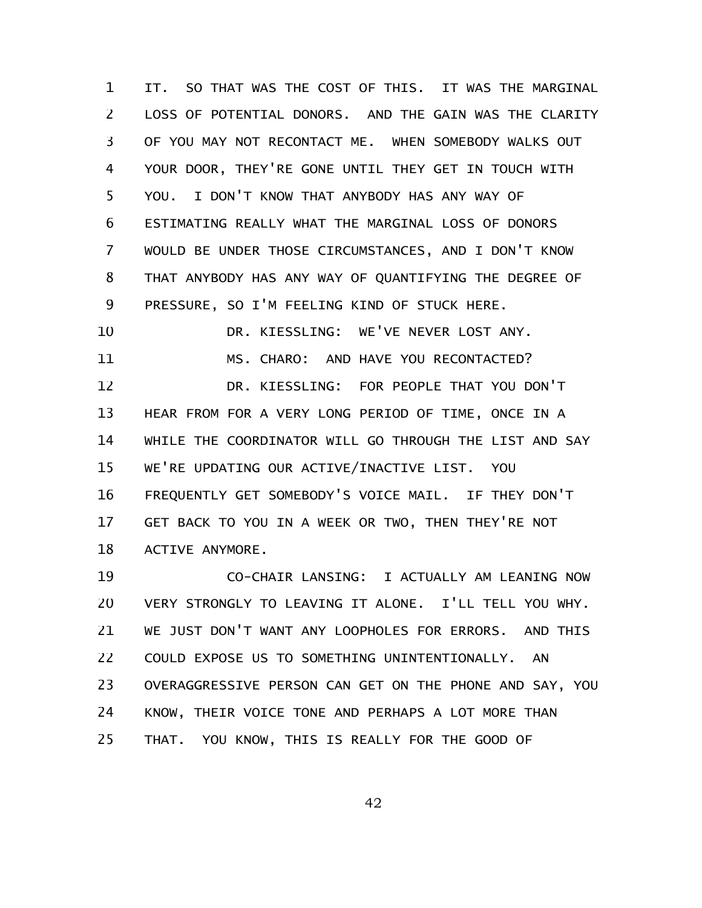IT. SO THAT WAS THE COST OF THIS. IT WAS THE MARGINAL LOSS OF POTENTIAL DONORS. AND THE GAIN WAS THE CLARITY OF YOU MAY NOT RECONTACT ME. WHEN SOMEBODY WALKS OUT YOUR DOOR, THEY'RE GONE UNTIL THEY GET IN TOUCH WITH YOU. I DON'T KNOW THAT ANYBODY HAS ANY WAY OF ESTIMATING REALLY WHAT THE MARGINAL LOSS OF DONORS WOULD BE UNDER THOSE CIRCUMSTANCES, AND I DON'T KNOW THAT ANYBODY HAS ANY WAY OF QUANTIFYING THE DEGREE OF PRESSURE, SO I'M FEELING KIND OF STUCK HERE.

DR. KIESSLING: WE'VE NEVER LOST ANY.

MS. CHARO: AND HAVE YOU RECONTACTED?

DR. KIESSLING: FOR PEOPLE THAT YOU DON'T HEAR FROM FOR A VERY LONG PERIOD OF TIME, ONCE IN A WHILE THE COORDINATOR WILL GO THROUGH THE LIST AND SAY WE'RE UPDATING OUR ACTIVE/INACTIVE LIST. YOU FREQUENTLY GET SOMEBODY'S VOICE MAIL. IF THEY DON'T GET BACK TO YOU IN A WEEK OR TWO, THEN THEY'RE NOT ACTIVE ANYMORE.

CO-CHAIR LANSING: I ACTUALLY AM LEANING NOW VERY STRONGLY TO LEAVING IT ALONE. I'LL TELL YOU WHY. WE JUST DON'T WANT ANY LOOPHOLES FOR ERRORS. AND THIS COULD EXPOSE US TO SOMETHING UNINTENTIONALLY. AN OVERAGGRESSIVE PERSON CAN GET ON THE PHONE AND SAY, YOU KNOW, THEIR VOICE TONE AND PERHAPS A LOT MORE THAN THAT. YOU KNOW, THIS IS REALLY FOR THE GOOD OF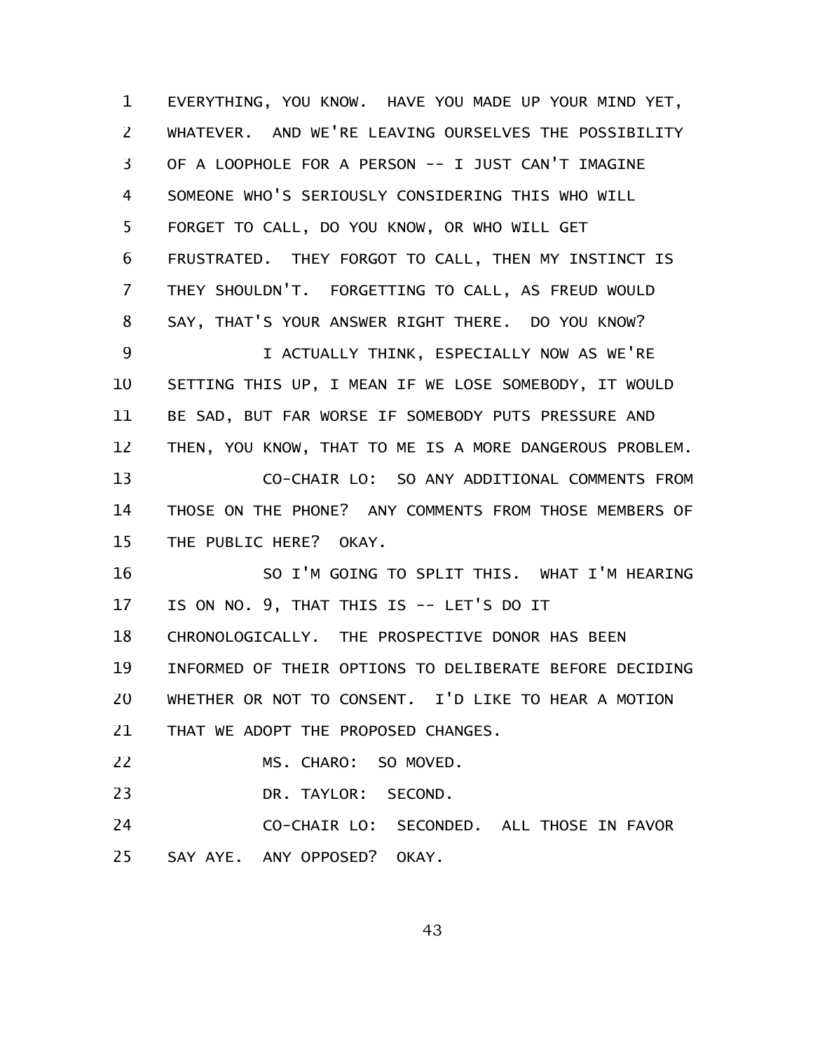EVERYTHING, YOU KNOW. HAVE YOU MADE UP YOUR MIND YET, WHATEVER. AND WE'RE LEAVING OURSELVES THE POSSIBILITY OF A LOOPHOLE FOR A PERSON -- I JUST CAN'T IMAGINE SOMEONE WHO'S SERIOUSLY CONSIDERING THIS WHO WILL FORGET TO CALL, DO YOU KNOW, OR WHO WILL GET FRUSTRATED. THEY FORGOT TO CALL, THEN MY INSTINCT IS THEY SHOULDN'T. FORGETTING TO CALL, AS FREUD WOULD SAY, THAT'S YOUR ANSWER RIGHT THERE. DO YOU KNOW?

I ACTUALLY THINK, ESPECIALLY NOW AS WE'RE SETTING THIS UP, I MEAN IF WE LOSE SOMEBODY, IT WOULD BE SAD, BUT FAR WORSE IF SOMEBODY PUTS PRESSURE AND THEN, YOU KNOW, THAT TO ME IS A MORE DANGEROUS PROBLEM.

CO-CHAIR LO: SO ANY ADDITIONAL COMMENTS FROM THOSE ON THE PHONE? ANY COMMENTS FROM THOSE MEMBERS OF THE PUBLIC HERE? OKAY.

SO I'M GOING TO SPLIT THIS. WHAT I'M HEARING IS ON NO. 9, THAT THIS IS -- LET'S DO IT CHRONOLOGICALLY. THE PROSPECTIVE DONOR HAS BEEN INFORMED OF THEIR OPTIONS TO DELIBERATE BEFORE DECIDING WHETHER OR NOT TO CONSENT. I'D LIKE TO HEAR A MOTION THAT WE ADOPT THE PROPOSED CHANGES.

MS. CHARO: SO MOVED.

DR. TAYLOR: SECOND.

CO-CHAIR LO: SECONDED. ALL THOSE IN FAVOR SAY AYE. ANY OPPOSED? OKAY.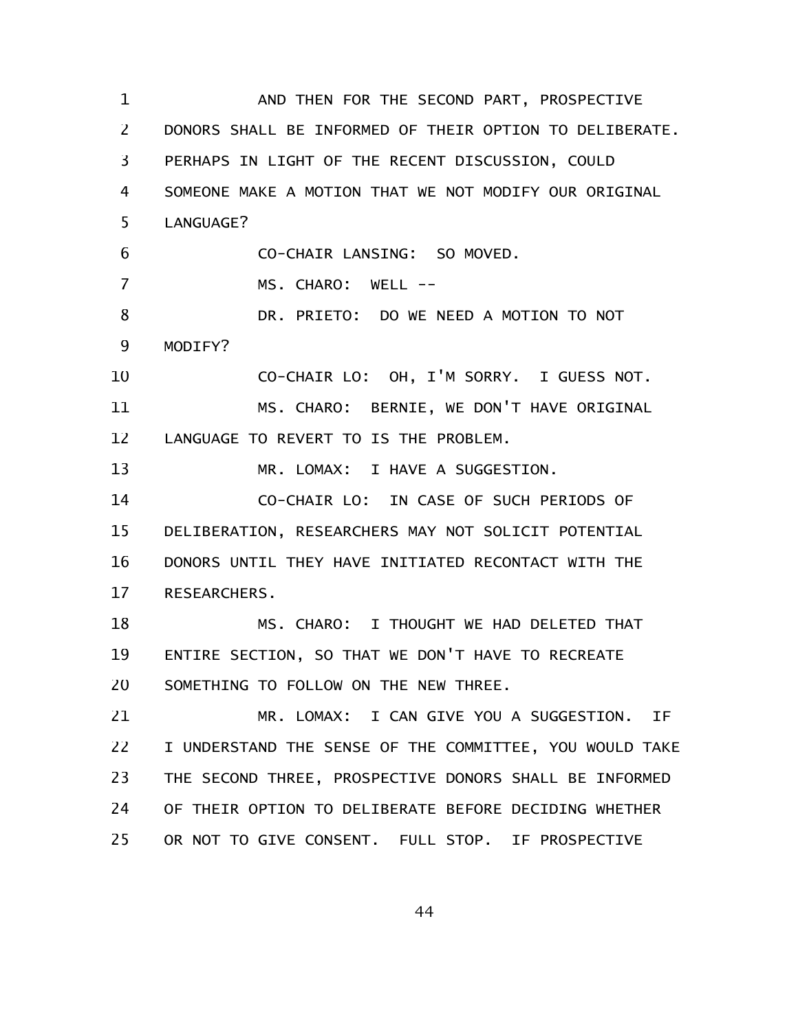AND THEN FOR THE SECOND PART, PROSPECTIVE DONORS SHALL BE INFORMED OF THEIR OPTION TO DELIBERATE. PERHAPS IN LIGHT OF THE RECENT DISCUSSION, COULD SOMEONE MAKE A MOTION THAT WE NOT MODIFY OUR ORIGINAL LANGUAGE?

CO-CHAIR LANSING: SO MOVED.

MS. CHARO: WELL --

DR. PRIETO: DO WE NEED A MOTION TO NOT MODIFY?

CO-CHAIR LO: OH, I'M SORRY. I GUESS NOT.

MS. CHARO: BERNIE, WE DON'T HAVE ORIGINAL LANGUAGE TO REVERT TO IS THE PROBLEM.

MR. LOMAX: I HAVE A SUGGESTION.

CO-CHAIR LO: IN CASE OF SUCH PERIODS OF DELIBERATION, RESEARCHERS MAY NOT SOLICIT POTENTIAL DONORS UNTIL THEY HAVE INITIATED RECONTACT WITH THE RESEARCHERS.

MS. CHARO: I THOUGHT WE HAD DELETED THAT ENTIRE SECTION, SO THAT WE DON'T HAVE TO RECREATE SOMETHING TO FOLLOW ON THE NEW THREE.

MR. LOMAX: I CAN GIVE YOU A SUGGESTION. IF I UNDERSTAND THE SENSE OF THE COMMITTEE, YOU WOULD TAKE THE SECOND THREE, PROSPECTIVE DONORS SHALL BE INFORMED OF THEIR OPTION TO DELIBERATE BEFORE DECIDING WHETHER OR NOT TO GIVE CONSENT. FULL STOP. IF PROSPECTIVE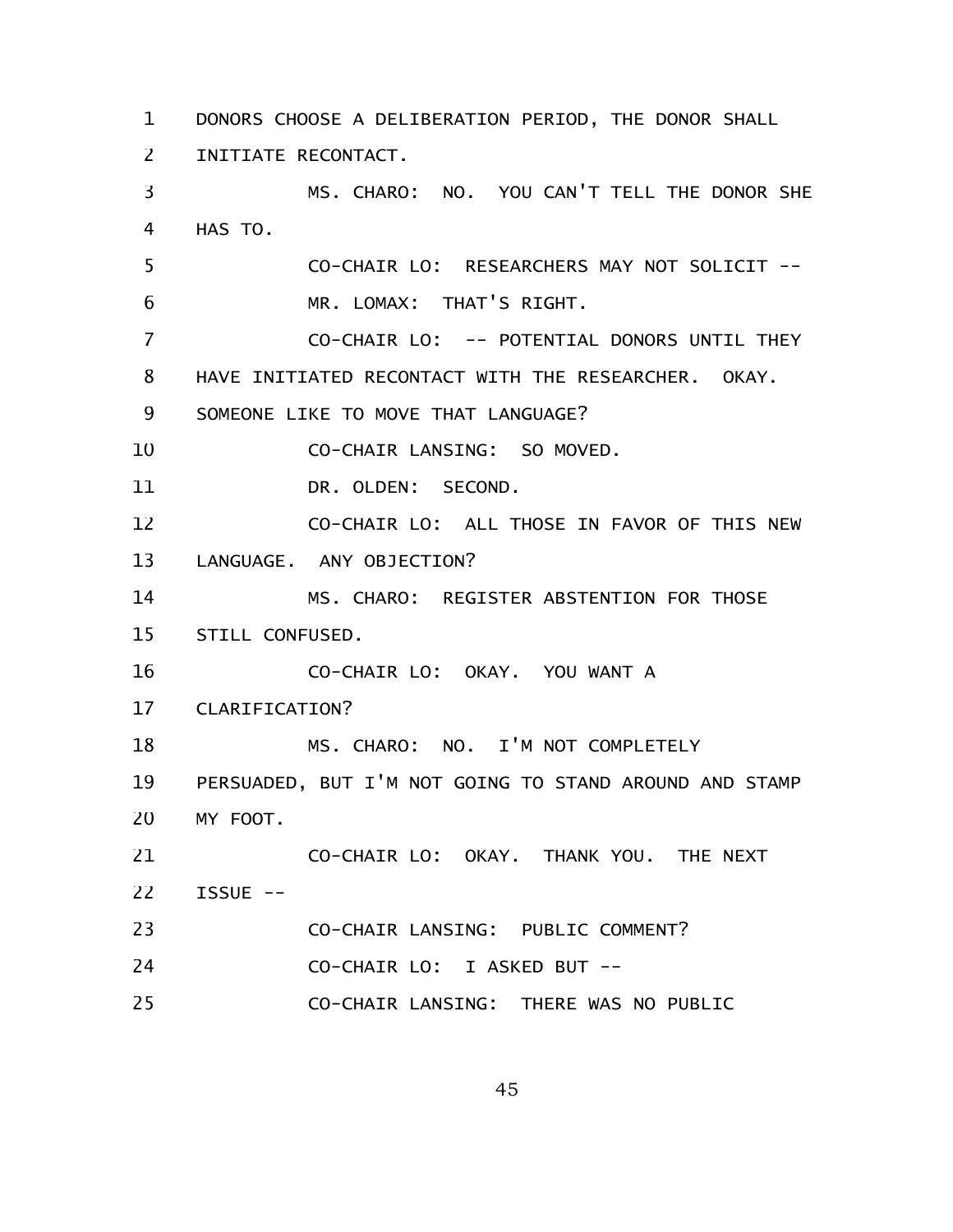DONORS CHOOSE A DELIBERATION PERIOD, THE DONOR SHALL INITIATE RECONTACT.

MS. CHARO: NO. YOU CAN'T TELL THE DONOR SHE HAS TO.

CO-CHAIR LO: RESEARCHERS MAY NOT SOLICIT --

MR. LOMAX: THAT'S RIGHT.

CO-CHAIR LO: -- POTENTIAL DONORS UNTIL THEY HAVE INITIATED RECONTACT WITH THE RESEARCHER. OKAY. SOMEONE LIKE TO MOVE THAT LANGUAGE?

CO-CHAIR LANSING: SO MOVED.

DR. OLDEN: SECOND.

CO-CHAIR LO: ALL THOSE IN FAVOR OF THIS NEW LANGUAGE. ANY OBJECTION?

MS. CHARO: REGISTER ABSTENTION FOR THOSE STILL CONFUSED.

CO-CHAIR LO: OKAY. YOU WANT A CLARIFICATION?

MS. CHARO: NO. I'M NOT COMPLETELY PERSUADED, BUT I'M NOT GOING TO STAND AROUND AND STAMP MY FOOT.

CO-CHAIR LO: OKAY. THANK YOU. THE NEXT ISSUE --

CO-CHAIR LANSING: PUBLIC COMMENT?

CO-CHAIR LO: I ASKED BUT --

CO-CHAIR LANSING: THERE WAS NO PUBLIC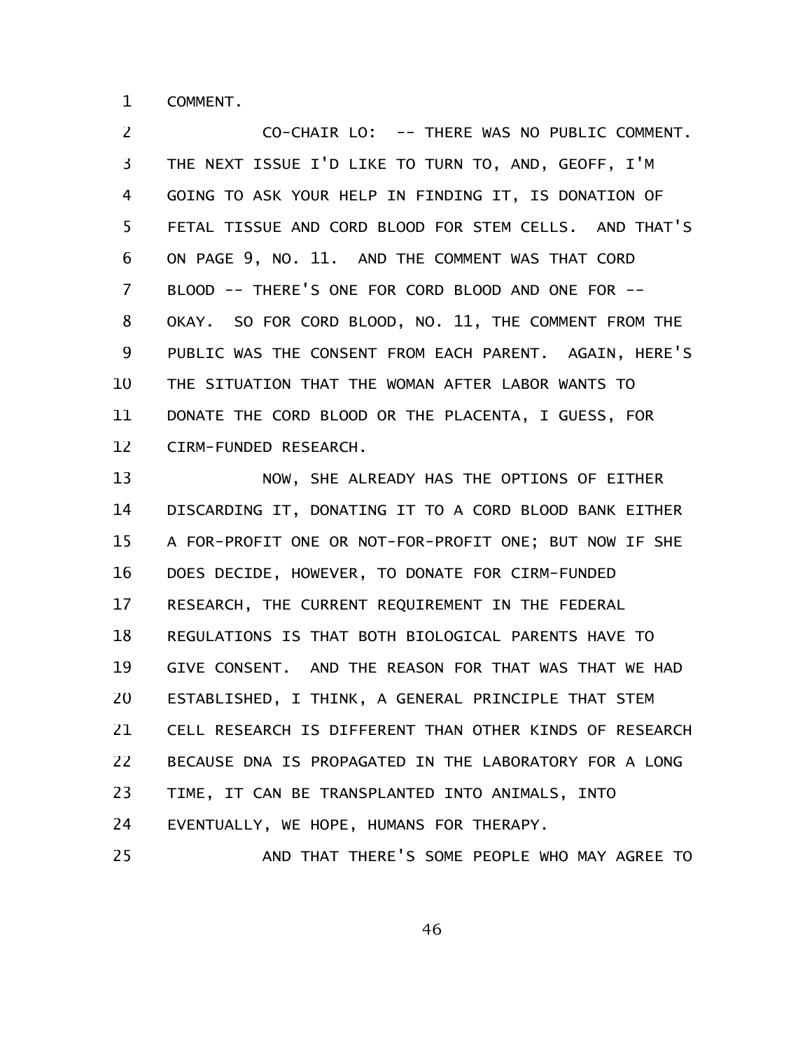COMMENT.

CO-CHAIR LO: -- THERE WAS NO PUBLIC COMMENT. THE NEXT ISSUE I'D LIKE TO TURN TO, AND, GEOFF, I'M GOING TO ASK YOUR HELP IN FINDING IT, IS DONATION OF FETAL TISSUE AND CORD BLOOD FOR STEM CELLS. AND THAT'S ON PAGE 9, NO. 11. AND THE COMMENT WAS THAT CORD BLOOD -- THERE'S ONE FOR CORD BLOOD AND ONE FOR -- OKAY. SO FOR CORD BLOOD, NO. 11, THE COMMENT FROM THE PUBLIC WAS THE CONSENT FROM EACH PARENT. AGAIN, HERE'S THE SITUATION THAT THE WOMAN AFTER LABOR WANTS TO DONATE THE CORD BLOOD OR THE PLACENTA, I GUESS, FOR CIRM-FUNDED RESEARCH.

NOW, SHE ALREADY HAS THE OPTIONS OF EITHER DISCARDING IT, DONATING IT TO A CORD BLOOD BANK EITHER A FOR-PROFIT ONE OR NOT-FOR-PROFIT ONE; BUT NOW IF SHE DOES DECIDE, HOWEVER, TO DONATE FOR CIRM-FUNDED RESEARCH, THE CURRENT REQUIREMENT IN THE FEDERAL REGULATIONS IS THAT BOTH BIOLOGICAL PARENTS HAVE TO GIVE CONSENT. AND THE REASON FOR THAT WAS THAT WE HAD ESTABLISHED, I THINK, A GENERAL PRINCIPLE THAT STEM CELL RESEARCH IS DIFFERENT THAN OTHER KINDS OF RESEARCH BECAUSE DNA IS PROPAGATED IN THE LABORATORY FOR A LONG TIME, IT CAN BE TRANSPLANTED INTO ANIMALS, INTO EVENTUALLY, WE HOPE, HUMANS FOR THERAPY.

AND THAT THERE'S SOME PEOPLE WHO MAY AGREE TO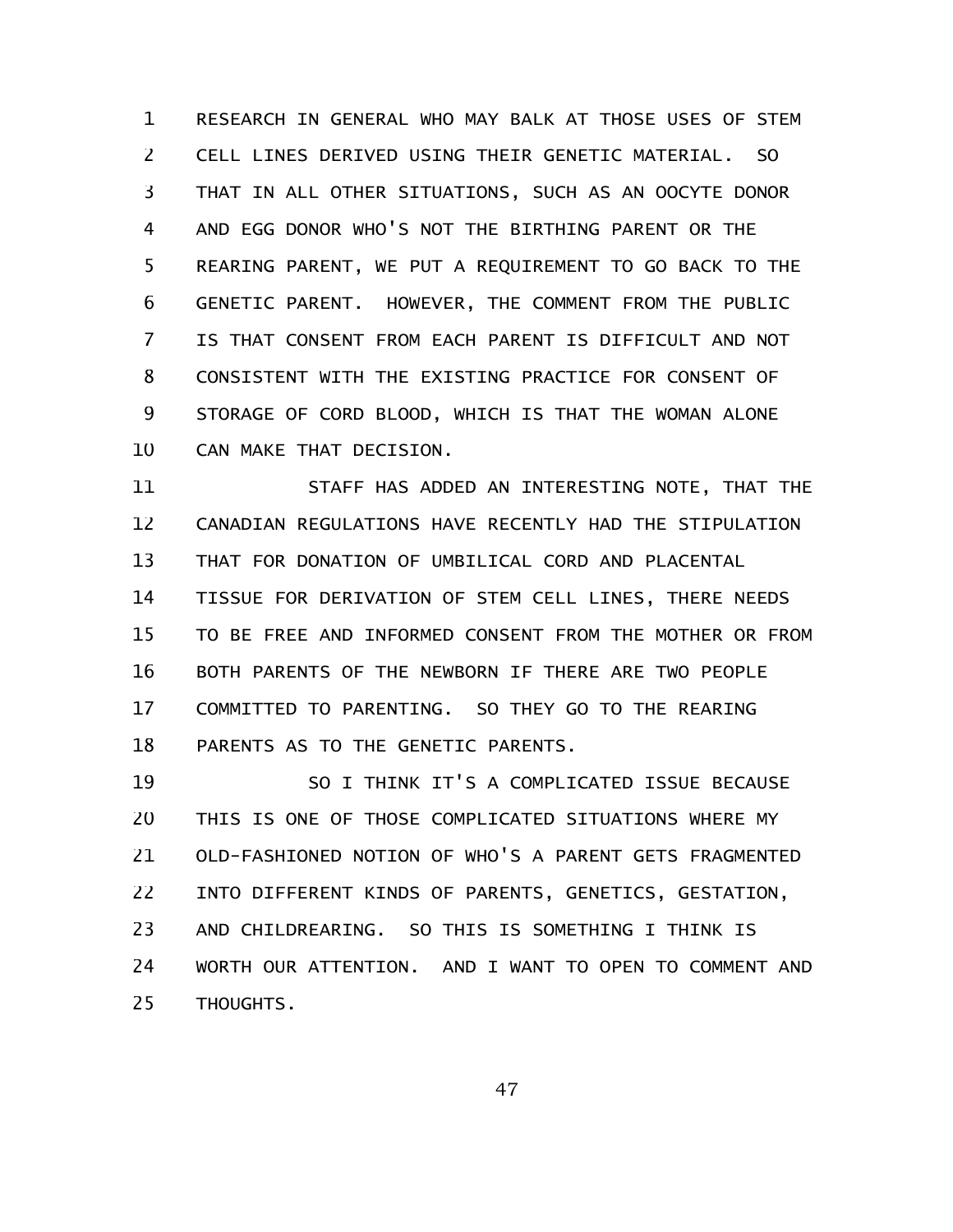RESEARCH IN GENERAL WHO MAY BALK AT THOSE USES OF STEM CELL LINES DERIVED USING THEIR GENETIC MATERIAL. SO THAT IN ALL OTHER SITUATIONS, SUCH AS AN OOCYTE DONOR AND EGG DONOR WHO'S NOT THE BIRTHING PARENT OR THE REARING PARENT, WE PUT A REQUIREMENT TO GO BACK TO THE GENETIC PARENT. HOWEVER, THE COMMENT FROM THE PUBLIC IS THAT CONSENT FROM EACH PARENT IS DIFFICULT AND NOT CONSISTENT WITH THE EXISTING PRACTICE FOR CONSENT OF STORAGE OF CORD BLOOD, WHICH IS THAT THE WOMAN ALONE CAN MAKE THAT DECISION.

STAFF HAS ADDED AN INTERESTING NOTE, THAT THE CANADIAN REGULATIONS HAVE RECENTLY HAD THE STIPULATION THAT FOR DONATION OF UMBILICAL CORD AND PLACENTAL TISSUE FOR DERIVATION OF STEM CELL LINES, THERE NEEDS TO BE FREE AND INFORMED CONSENT FROM THE MOTHER OR FROM BOTH PARENTS OF THE NEWBORN IF THERE ARE TWO PEOPLE COMMITTED TO PARENTING. SO THEY GO TO THE REARING PARENTS AS TO THE GENETIC PARENTS.

SO I THINK IT'S A COMPLICATED ISSUE BECAUSE THIS IS ONE OF THOSE COMPLICATED SITUATIONS WHERE MY OLD-FASHIONED NOTION OF WHO'S A PARENT GETS FRAGMENTED INTO DIFFERENT KINDS OF PARENTS, GENETICS, GESTATION, AND CHILDREARING. SO THIS IS SOMETHING I THINK IS WORTH OUR ATTENTION. AND I WANT TO OPEN TO COMMENT AND THOUGHTS.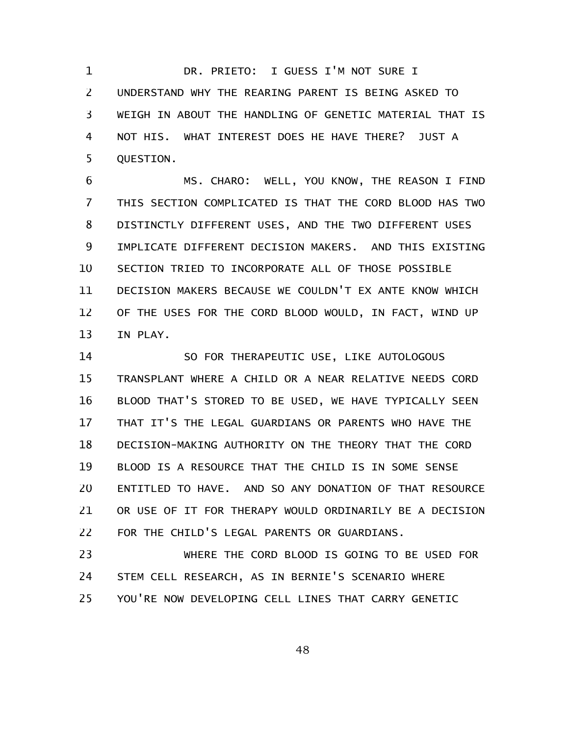DR. PRIETO: I GUESS I'M NOT SURE I UNDERSTAND WHY THE REARING PARENT IS BEING ASKED TO WEIGH IN ABOUT THE HANDLING OF GENETIC MATERIAL THAT IS NOT HIS. WHAT INTEREST DOES HE HAVE THERE? JUST A QUESTION.

MS. CHARO: WELL, YOU KNOW, THE REASON I FIND THIS SECTION COMPLICATED IS THAT THE CORD BLOOD HAS TWO DISTINCTLY DIFFERENT USES, AND THE TWO DIFFERENT USES IMPLICATE DIFFERENT DECISION MAKERS. AND THIS EXISTING SECTION TRIED TO INCORPORATE ALL OF THOSE POSSIBLE DECISION MAKERS BECAUSE WE COULDN'T EX ANTE KNOW WHICH OF THE USES FOR THE CORD BLOOD WOULD, IN FACT, WIND UP IN PLAY.

SO FOR THERAPEUTIC USE, LIKE AUTOLOGOUS TRANSPLANT WHERE A CHILD OR A NEAR RELATIVE NEEDS CORD BLOOD THAT'S STORED TO BE USED, WE HAVE TYPICALLY SEEN THAT IT'S THE LEGAL GUARDIANS OR PARENTS WHO HAVE THE DECISION-MAKING AUTHORITY ON THE THEORY THAT THE CORD BLOOD IS A RESOURCE THAT THE CHILD IS IN SOME SENSE ENTITLED TO HAVE. AND SO ANY DONATION OF THAT RESOURCE OR USE OF IT FOR THERAPY WOULD ORDINARILY BE A DECISION FOR THE CHILD'S LEGAL PARENTS OR GUARDIANS.

WHERE THE CORD BLOOD IS GOING TO BE USED FOR STEM CELL RESEARCH, AS IN BERNIE'S SCENARIO WHERE YOU'RE NOW DEVELOPING CELL LINES THAT CARRY GENETIC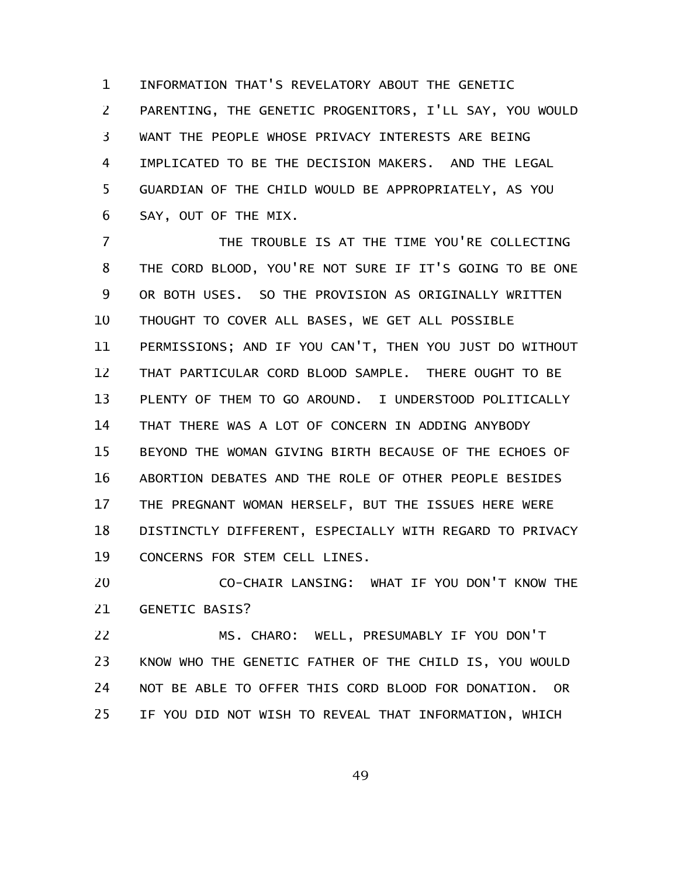INFORMATION THAT'S REVELATORY ABOUT THE GENETIC PARENTING, THE GENETIC PROGENITORS, I'LL SAY, YOU WOULD WANT THE PEOPLE WHOSE PRIVACY INTERESTS ARE BEING IMPLICATED TO BE THE DECISION MAKERS. AND THE LEGAL GUARDIAN OF THE CHILD WOULD BE APPROPRIATELY, AS YOU SAY, OUT OF THE MIX.

THE TROUBLE IS AT THE TIME YOU'RE COLLECTING THE CORD BLOOD, YOU'RE NOT SURE IF IT'S GOING TO BE ONE OR BOTH USES. SO THE PROVISION AS ORIGINALLY WRITTEN THOUGHT TO COVER ALL BASES, WE GET ALL POSSIBLE PERMISSIONS; AND IF YOU CAN'T, THEN YOU JUST DO WITHOUT THAT PARTICULAR CORD BLOOD SAMPLE. THERE OUGHT TO BE PLENTY OF THEM TO GO AROUND. I UNDERSTOOD POLITICALLY THAT THERE WAS A LOT OF CONCERN IN ADDING ANYBODY BEYOND THE WOMAN GIVING BIRTH BECAUSE OF THE ECHOES OF ABORTION DEBATES AND THE ROLE OF OTHER PEOPLE BESIDES THE PREGNANT WOMAN HERSELF, BUT THE ISSUES HERE WERE DISTINCTLY DIFFERENT, ESPECIALLY WITH REGARD TO PRIVACY CONCERNS FOR STEM CELL LINES.

CO-CHAIR LANSING: WHAT IF YOU DON'T KNOW THE GENETIC BASIS?

MS. CHARO: WELL, PRESUMABLY IF YOU DON'T KNOW WHO THE GENETIC FATHER OF THE CHILD IS, YOU WOULD NOT BE ABLE TO OFFER THIS CORD BLOOD FOR DONATION. OR IF YOU DID NOT WISH TO REVEAL THAT INFORMATION, WHICH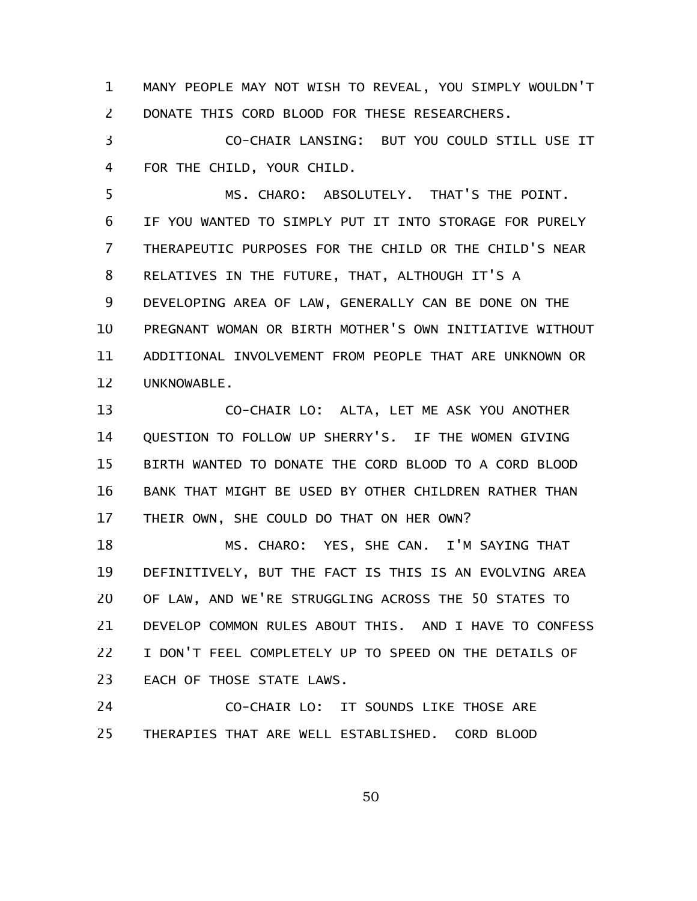MANY PEOPLE MAY NOT WISH TO REVEAL, YOU SIMPLY WOULDN'T DONATE THIS CORD BLOOD FOR THESE RESEARCHERS.

CO-CHAIR LANSING: BUT YOU COULD STILL USE IT FOR THE CHILD, YOUR CHILD.

MS. CHARO: ABSOLUTELY. THAT'S THE POINT. IF YOU WANTED TO SIMPLY PUT IT INTO STORAGE FOR PURELY THERAPEUTIC PURPOSES FOR THE CHILD OR THE CHILD'S NEAR RELATIVES IN THE FUTURE, THAT, ALTHOUGH IT'S A DEVELOPING AREA OF LAW, GENERALLY CAN BE DONE ON THE PREGNANT WOMAN OR BIRTH MOTHER'S OWN INITIATIVE WITHOUT ADDITIONAL INVOLVEMENT FROM PEOPLE THAT ARE UNKNOWN OR UNKNOWABLE.

CO-CHAIR LO: ALTA, LET ME ASK YOU ANOTHER QUESTION TO FOLLOW UP SHERRY'S. IF THE WOMEN GIVING BIRTH WANTED TO DONATE THE CORD BLOOD TO A CORD BLOOD BANK THAT MIGHT BE USED BY OTHER CHILDREN RATHER THAN THEIR OWN, SHE COULD DO THAT ON HER OWN?

MS. CHARO: YES, SHE CAN. I'M SAYING THAT DEFINITIVELY, BUT THE FACT IS THIS IS AN EVOLVING AREA OF LAW, AND WE'RE STRUGGLING ACROSS THE 50 STATES TO DEVELOP COMMON RULES ABOUT THIS. AND I HAVE TO CONFESS I DON'T FEEL COMPLETELY UP TO SPEED ON THE DETAILS OF EACH OF THOSE STATE LAWS.

CO-CHAIR LO: IT SOUNDS LIKE THOSE ARE THERAPIES THAT ARE WELL ESTABLISHED. CORD BLOOD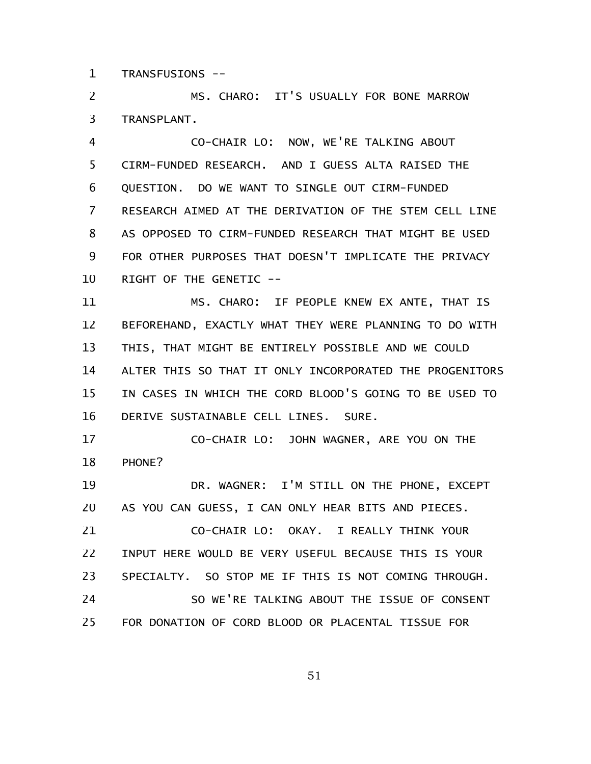TRANSFUSIONS --

MS. CHARO: IT'S USUALLY FOR BONE MARROW TRANSPLANT.

CO-CHAIR LO: NOW, WE'RE TALKING ABOUT CIRM-FUNDED RESEARCH. AND I GUESS ALTA RAISED THE QUESTION. DO WE WANT TO SINGLE OUT CIRM-FUNDED RESEARCH AIMED AT THE DERIVATION OF THE STEM CELL LINE AS OPPOSED TO CIRM-FUNDED RESEARCH THAT MIGHT BE USED FOR OTHER PURPOSES THAT DOESN'T IMPLICATE THE PRIVACY RIGHT OF THE GENETIC --

MS. CHARO: IF PEOPLE KNEW EX ANTE, THAT IS BEFOREHAND, EXACTLY WHAT THEY WERE PLANNING TO DO WITH THIS, THAT MIGHT BE ENTIRELY POSSIBLE AND WE COULD ALTER THIS SO THAT IT ONLY INCORPORATED THE PROGENITORS IN CASES IN WHICH THE CORD BLOOD'S GOING TO BE USED TO DERIVE SUSTAINABLE CELL LINES. SURE.

CO-CHAIR LO: JOHN WAGNER, ARE YOU ON THE PHONE?

DR. WAGNER: I'M STILL ON THE PHONE, EXCEPT AS YOU CAN GUESS, I CAN ONLY HEAR BITS AND PIECES.

CO-CHAIR LO: OKAY. I REALLY THINK YOUR INPUT HERE WOULD BE VERY USEFUL BECAUSE THIS IS YOUR SPECIALTY. SO STOP ME IF THIS IS NOT COMING THROUGH.

SO WE'RE TALKING ABOUT THE ISSUE OF CONSENT FOR DONATION OF CORD BLOOD OR PLACENTAL TISSUE FOR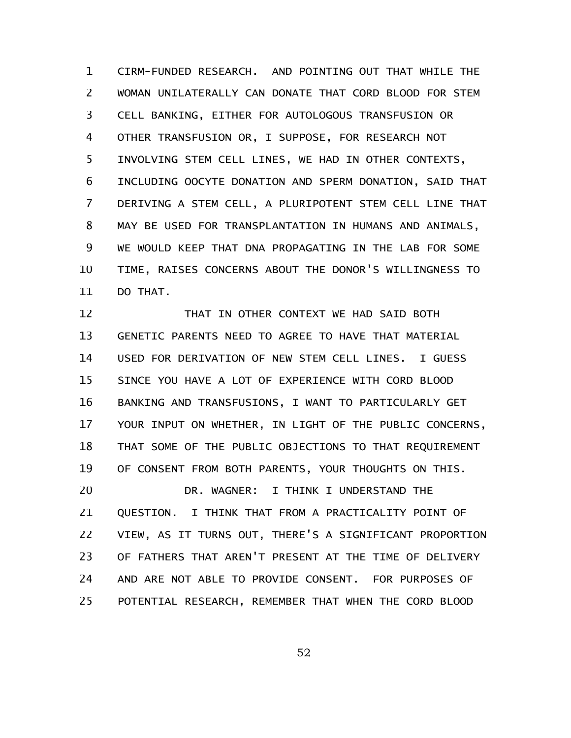CIRM-FUNDED RESEARCH. AND POINTING OUT THAT WHILE THE WOMAN UNILATERALLY CAN DONATE THAT CORD BLOOD FOR STEM CELL BANKING, EITHER FOR AUTOLOGOUS TRANSFUSION OR OTHER TRANSFUSION OR, I SUPPOSE, FOR RESEARCH NOT INVOLVING STEM CELL LINES, WE HAD IN OTHER CONTEXTS, INCLUDING OOCYTE DONATION AND SPERM DONATION, SAID THAT DERIVING A STEM CELL, A PLURIPOTENT STEM CELL LINE THAT MAY BE USED FOR TRANSPLANTATION IN HUMANS AND ANIMALS, WE WOULD KEEP THAT DNA PROPAGATING IN THE LAB FOR SOME TIME, RAISES CONCERNS ABOUT THE DONOR'S WILLINGNESS TO DO THAT.

THAT IN OTHER CONTEXT WE HAD SAID BOTH GENETIC PARENTS NEED TO AGREE TO HAVE THAT MATERIAL USED FOR DERIVATION OF NEW STEM CELL LINES. I GUESS SINCE YOU HAVE A LOT OF EXPERIENCE WITH CORD BLOOD BANKING AND TRANSFUSIONS, I WANT TO PARTICULARLY GET YOUR INPUT ON WHETHER, IN LIGHT OF THE PUBLIC CONCERNS, THAT SOME OF THE PUBLIC OBJECTIONS TO THAT REQUIREMENT OF CONSENT FROM BOTH PARENTS, YOUR THOUGHTS ON THIS.

DR. WAGNER: I THINK I UNDERSTAND THE QUESTION. I THINK THAT FROM A PRACTICALITY POINT OF VIEW, AS IT TURNS OUT, THERE'S A SIGNIFICANT PROPORTION OF FATHERS THAT AREN'T PRESENT AT THE TIME OF DELIVERY AND ARE NOT ABLE TO PROVIDE CONSENT. FOR PURPOSES OF POTENTIAL RESEARCH, REMEMBER THAT WHEN THE CORD BLOOD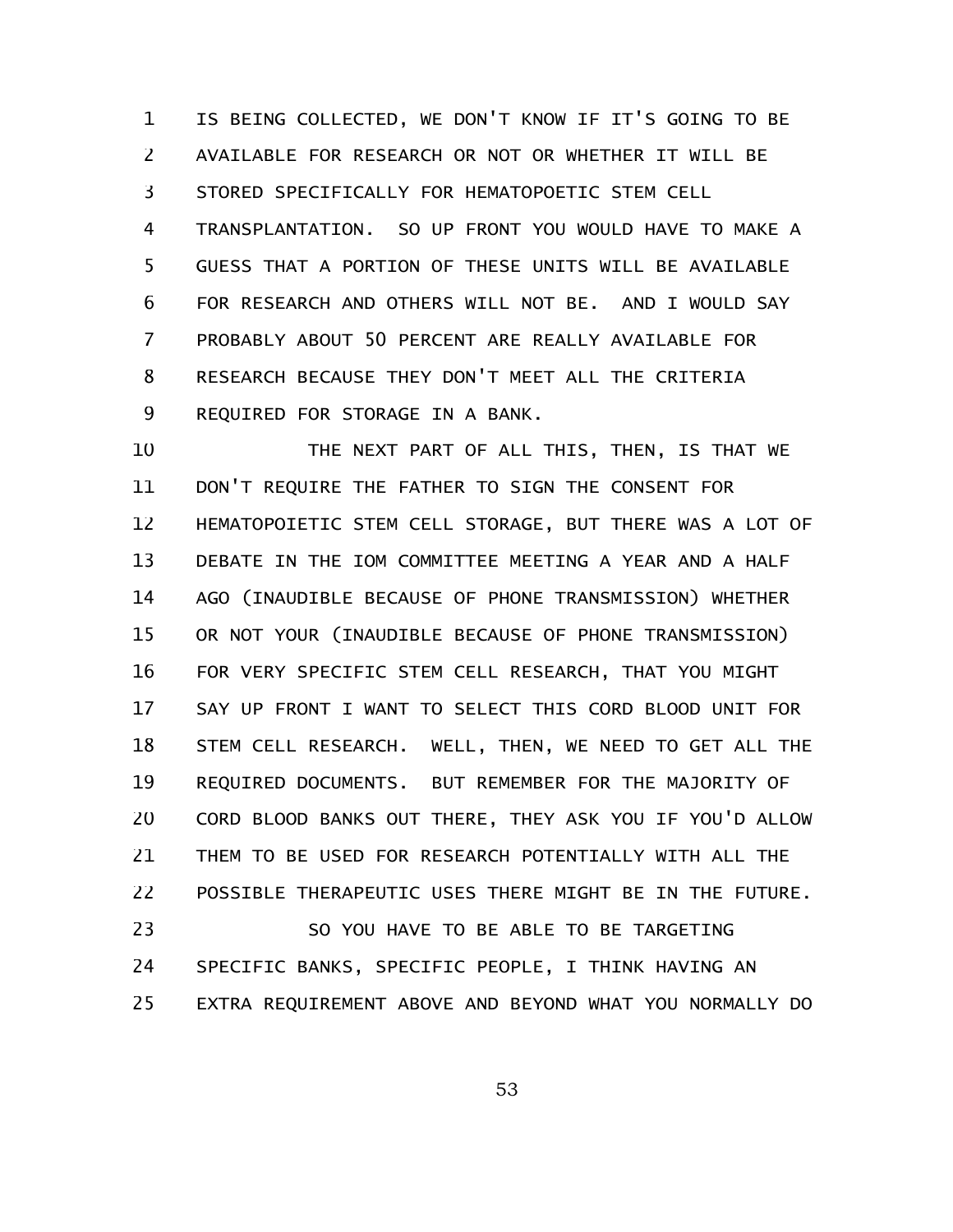IS BEING COLLECTED, WE DON'T KNOW IF IT'S GOING TO BE AVAILABLE FOR RESEARCH OR NOT OR WHETHER IT WILL BE STORED SPECIFICALLY FOR HEMATOPOETIC STEM CELL TRANSPLANTATION. SO UP FRONT YOU WOULD HAVE TO MAKE A GUESS THAT A PORTION OF THESE UNITS WILL BE AVAILABLE FOR RESEARCH AND OTHERS WILL NOT BE. AND I WOULD SAY PROBABLY ABOUT 50 PERCENT ARE REALLY AVAILABLE FOR RESEARCH BECAUSE THEY DON'T MEET ALL THE CRITERIA REQUIRED FOR STORAGE IN A BANK.

THE NEXT PART OF ALL THIS, THEN, IS THAT WE DON'T REQUIRE THE FATHER TO SIGN THE CONSENT FOR HEMATOPOIETIC STEM CELL STORAGE, BUT THERE WAS A LOT OF DEBATE IN THE IOM COMMITTEE MEETING A YEAR AND A HALF AGO (INAUDIBLE BECAUSE OF PHONE TRANSMISSION) WHETHER OR NOT YOUR (INAUDIBLE BECAUSE OF PHONE TRANSMISSION) FOR VERY SPECIFIC STEM CELL RESEARCH, THAT YOU MIGHT SAY UP FRONT I WANT TO SELECT THIS CORD BLOOD UNIT FOR STEM CELL RESEARCH. WELL, THEN, WE NEED TO GET ALL THE REQUIRED DOCUMENTS. BUT REMEMBER FOR THE MAJORITY OF CORD BLOOD BANKS OUT THERE, THEY ASK YOU IF YOU'D ALLOW THEM TO BE USED FOR RESEARCH POTENTIALLY WITH ALL THE POSSIBLE THERAPEUTIC USES THERE MIGHT BE IN THE FUTURE.

SO YOU HAVE TO BE ABLE TO BE TARGETING SPECIFIC BANKS, SPECIFIC PEOPLE, I THINK HAVING AN EXTRA REQUIREMENT ABOVE AND BEYOND WHAT YOU NORMALLY DO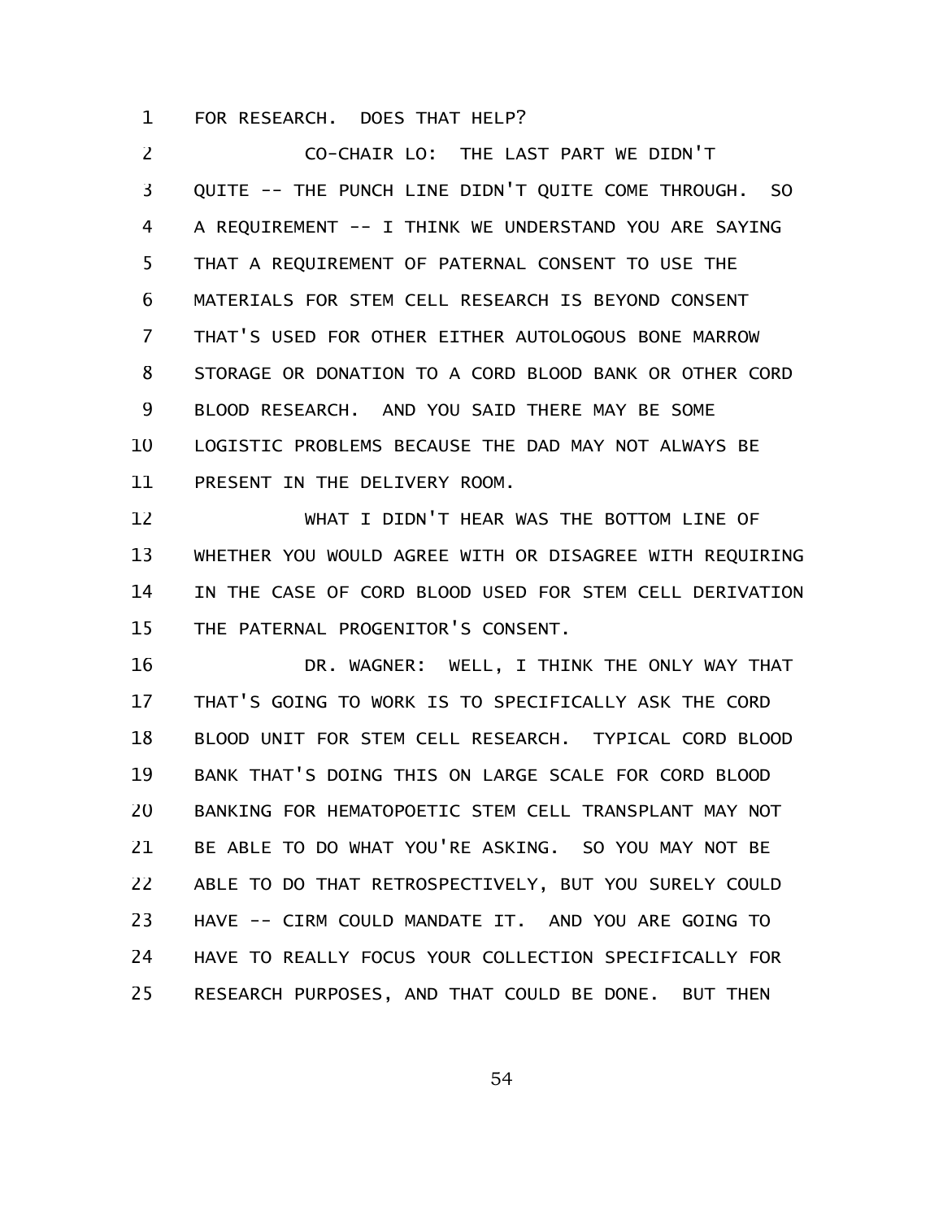FOR RESEARCH. DOES THAT HELP?

CO-CHAIR LO: THE LAST PART WE DIDN'T QUITE -- THE PUNCH LINE DIDN'T QUITE COME THROUGH. SO A REQUIREMENT -- I THINK WE UNDERSTAND YOU ARE SAYING THAT A REQUIREMENT OF PATERNAL CONSENT TO USE THE MATERIALS FOR STEM CELL RESEARCH IS BEYOND CONSENT THAT'S USED FOR OTHER EITHER AUTOLOGOUS BONE MARROW STORAGE OR DONATION TO A CORD BLOOD BANK OR OTHER CORD BLOOD RESEARCH. AND YOU SAID THERE MAY BE SOME LOGISTIC PROBLEMS BECAUSE THE DAD MAY NOT ALWAYS BE PRESENT IN THE DELIVERY ROOM.

WHAT I DIDN'T HEAR WAS THE BOTTOM LINE OF WHETHER YOU WOULD AGREE WITH OR DISAGREE WITH REQUIRING IN THE CASE OF CORD BLOOD USED FOR STEM CELL DERIVATION THE PATERNAL PROGENITOR'S CONSENT.

DR. WAGNER: WELL, I THINK THE ONLY WAY THAT THAT'S GOING TO WORK IS TO SPECIFICALLY ASK THE CORD BLOOD UNIT FOR STEM CELL RESEARCH. TYPICAL CORD BLOOD BANK THAT'S DOING THIS ON LARGE SCALE FOR CORD BLOOD BANKING FOR HEMATOPOETIC STEM CELL TRANSPLANT MAY NOT BE ABLE TO DO WHAT YOU'RE ASKING. SO YOU MAY NOT BE ABLE TO DO THAT RETROSPECTIVELY, BUT YOU SURELY COULD HAVE -- CIRM COULD MANDATE IT. AND YOU ARE GOING TO HAVE TO REALLY FOCUS YOUR COLLECTION SPECIFICALLY FOR RESEARCH PURPOSES, AND THAT COULD BE DONE. BUT THEN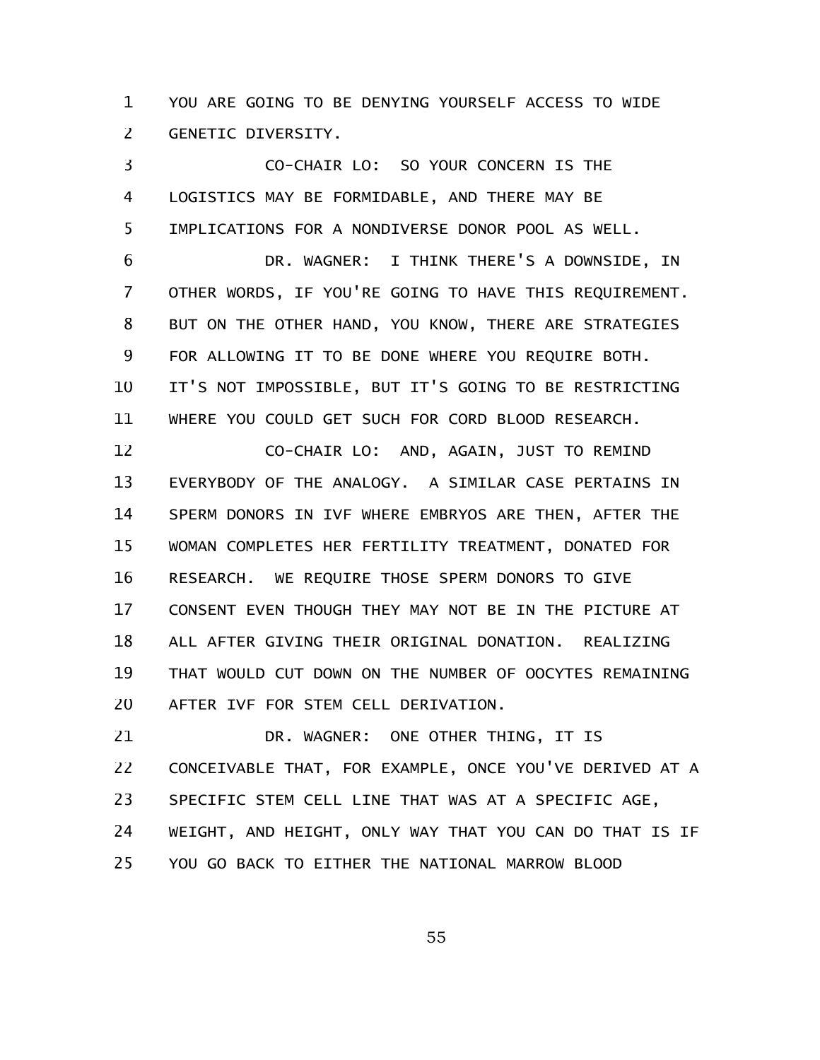YOU ARE GOING TO BE DENYING YOURSELF ACCESS TO WIDE GENETIC DIVERSITY.

CO-CHAIR LO: SO YOUR CONCERN IS THE LOGISTICS MAY BE FORMIDABLE, AND THERE MAY BE IMPLICATIONS FOR A NONDIVERSE DONOR POOL AS WELL.

DR. WAGNER: I THINK THERE'S A DOWNSIDE, IN OTHER WORDS, IF YOU'RE GOING TO HAVE THIS REQUIREMENT. BUT ON THE OTHER HAND, YOU KNOW, THERE ARE STRATEGIES FOR ALLOWING IT TO BE DONE WHERE YOU REQUIRE BOTH. IT'S NOT IMPOSSIBLE, BUT IT'S GOING TO BE RESTRICTING WHERE YOU COULD GET SUCH FOR CORD BLOOD RESEARCH.

CO-CHAIR LO: AND, AGAIN, JUST TO REMIND EVERYBODY OF THE ANALOGY. A SIMILAR CASE PERTAINS IN SPERM DONORS IN IVF WHERE EMBRYOS ARE THEN, AFTER THE WOMAN COMPLETES HER FERTILITY TREATMENT, DONATED FOR RESEARCH. WE REQUIRE THOSE SPERM DONORS TO GIVE CONSENT EVEN THOUGH THEY MAY NOT BE IN THE PICTURE AT ALL AFTER GIVING THEIR ORIGINAL DONATION. REALIZING THAT WOULD CUT DOWN ON THE NUMBER OF OOCYTES REMAINING AFTER IVF FOR STEM CELL DERIVATION.

DR. WAGNER: ONE OTHER THING, IT IS CONCEIVABLE THAT, FOR EXAMPLE, ONCE YOU'VE DERIVED AT A SPECIFIC STEM CELL LINE THAT WAS AT A SPECIFIC AGE, WEIGHT, AND HEIGHT, ONLY WAY THAT YOU CAN DO THAT IS IF YOU GO BACK TO EITHER THE NATIONAL MARROW BLOOD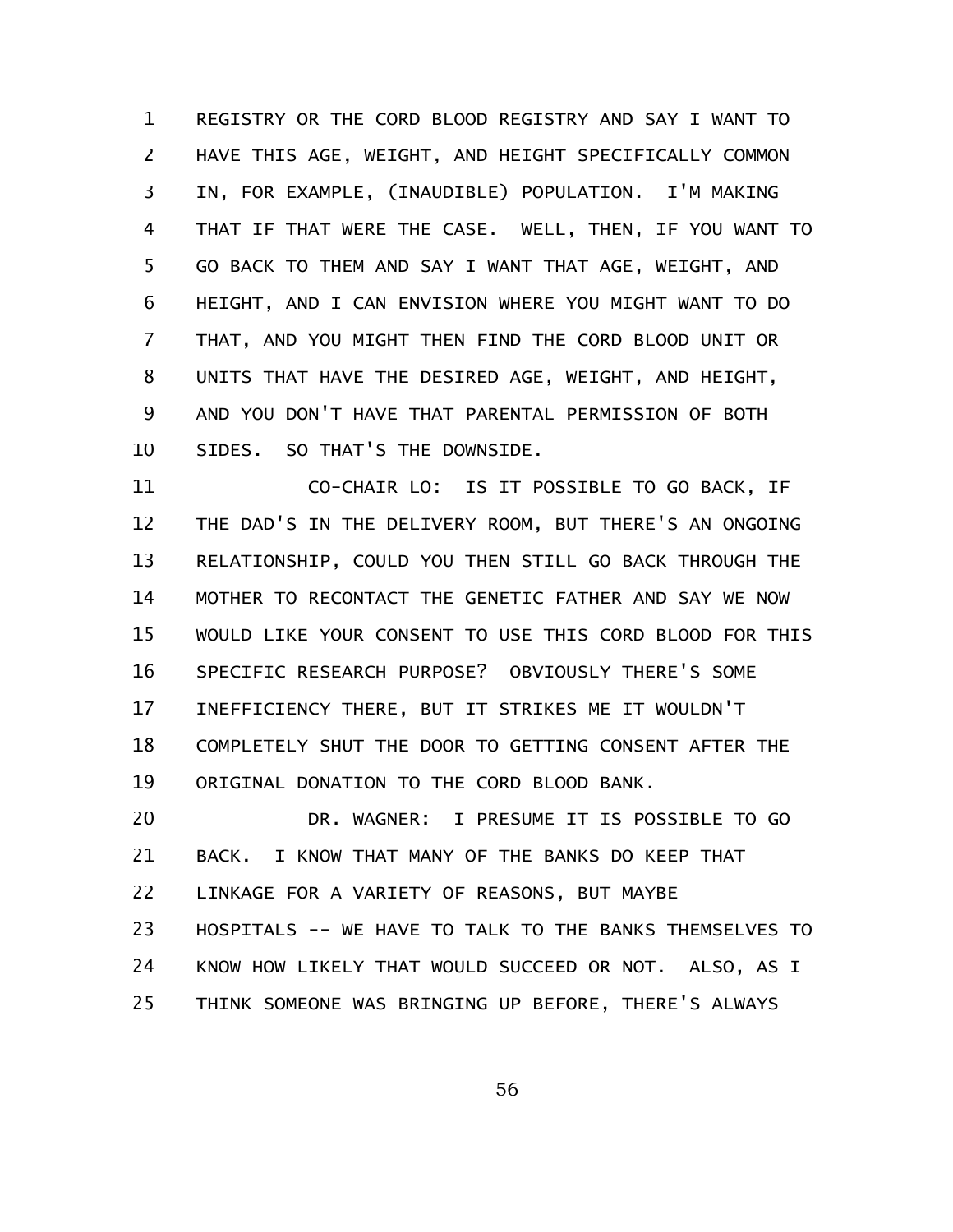REGISTRY OR THE CORD BLOOD REGISTRY AND SAY I WANT TO HAVE THIS AGE, WEIGHT, AND HEIGHT SPECIFICALLY COMMON IN, FOR EXAMPLE, (INAUDIBLE) POPULATION. I'M MAKING THAT IF THAT WERE THE CASE. WELL, THEN, IF YOU WANT TO GO BACK TO THEM AND SAY I WANT THAT AGE, WEIGHT, AND HEIGHT, AND I CAN ENVISION WHERE YOU MIGHT WANT TO DO THAT, AND YOU MIGHT THEN FIND THE CORD BLOOD UNIT OR UNITS THAT HAVE THE DESIRED AGE, WEIGHT, AND HEIGHT, AND YOU DON'T HAVE THAT PARENTAL PERMISSION OF BOTH SIDES. SO THAT'S THE DOWNSIDE.

CO-CHAIR LO: IS IT POSSIBLE TO GO BACK, IF THE DAD'S IN THE DELIVERY ROOM, BUT THERE'S AN ONGOING RELATIONSHIP, COULD YOU THEN STILL GO BACK THROUGH THE MOTHER TO RECONTACT THE GENETIC FATHER AND SAY WE NOW WOULD LIKE YOUR CONSENT TO USE THIS CORD BLOOD FOR THIS SPECIFIC RESEARCH PURPOSE? OBVIOUSLY THERE'S SOME INEFFICIENCY THERE, BUT IT STRIKES ME IT WOULDN'T COMPLETELY SHUT THE DOOR TO GETTING CONSENT AFTER THE ORIGINAL DONATION TO THE CORD BLOOD BANK.

DR. WAGNER: I PRESUME IT IS POSSIBLE TO GO BACK. I KNOW THAT MANY OF THE BANKS DO KEEP THAT LINKAGE FOR A VARIETY OF REASONS, BUT MAYBE HOSPITALS -- WE HAVE TO TALK TO THE BANKS THEMSELVES TO KNOW HOW LIKELY THAT WOULD SUCCEED OR NOT. ALSO, AS I THINK SOMEONE WAS BRINGING UP BEFORE, THERE'S ALWAYS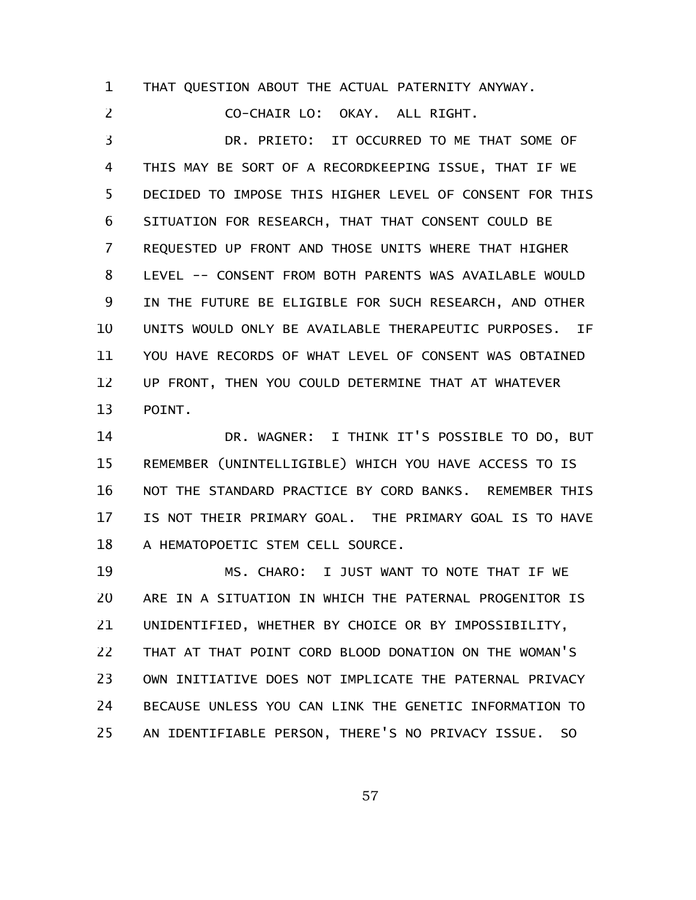THAT QUESTION ABOUT THE ACTUAL PATERNITY ANYWAY.

CO-CHAIR LO: OKAY. ALL RIGHT.

DR. PRIETO: IT OCCURRED TO ME THAT SOME OF THIS MAY BE SORT OF A RECORDKEEPING ISSUE, THAT IF WE DECIDED TO IMPOSE THIS HIGHER LEVEL OF CONSENT FOR THIS SITUATION FOR RESEARCH, THAT THAT CONSENT COULD BE REQUESTED UP FRONT AND THOSE UNITS WHERE THAT HIGHER LEVEL -- CONSENT FROM BOTH PARENTS WAS AVAILABLE WOULD IN THE FUTURE BE ELIGIBLE FOR SUCH RESEARCH, AND OTHER UNITS WOULD ONLY BE AVAILABLE THERAPEUTIC PURPOSES. IF YOU HAVE RECORDS OF WHAT LEVEL OF CONSENT WAS OBTAINED UP FRONT, THEN YOU COULD DETERMINE THAT AT WHATEVER POINT.

DR. WAGNER: I THINK IT'S POSSIBLE TO DO, BUT REMEMBER (UNINTELLIGIBLE) WHICH YOU HAVE ACCESS TO IS NOT THE STANDARD PRACTICE BY CORD BANKS. REMEMBER THIS IS NOT THEIR PRIMARY GOAL. THE PRIMARY GOAL IS TO HAVE A HEMATOPOETIC STEM CELL SOURCE.

MS. CHARO: I JUST WANT TO NOTE THAT IF WE ARE IN A SITUATION IN WHICH THE PATERNAL PROGENITOR IS UNIDENTIFIED, WHETHER BY CHOICE OR BY IMPOSSIBILITY, THAT AT THAT POINT CORD BLOOD DONATION ON THE WOMAN'S OWN INITIATIVE DOES NOT IMPLICATE THE PATERNAL PRIVACY BECAUSE UNLESS YOU CAN LINK THE GENETIC INFORMATION TO AN IDENTIFIABLE PERSON, THERE'S NO PRIVACY ISSUE. SO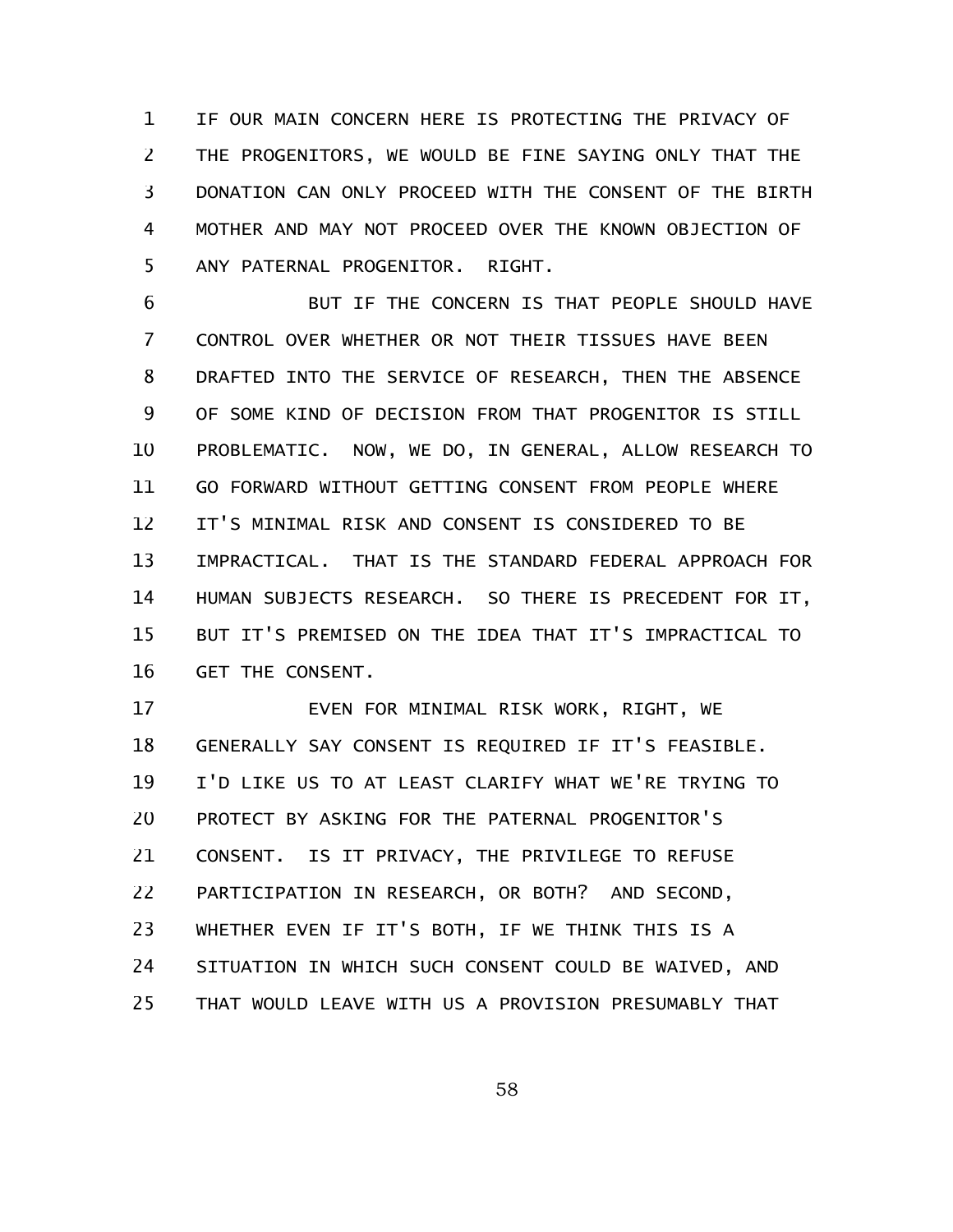IF OUR MAIN CONCERN HERE IS PROTECTING THE PRIVACY OF THE PROGENITORS, WE WOULD BE FINE SAYING ONLY THAT THE DONATION CAN ONLY PROCEED WITH THE CONSENT OF THE BIRTH MOTHER AND MAY NOT PROCEED OVER THE KNOWN OBJECTION OF ANY PATERNAL PROGENITOR. RIGHT.

BUT IF THE CONCERN IS THAT PEOPLE SHOULD HAVE CONTROL OVER WHETHER OR NOT THEIR TISSUES HAVE BEEN DRAFTED INTO THE SERVICE OF RESEARCH, THEN THE ABSENCE OF SOME KIND OF DECISION FROM THAT PROGENITOR IS STILL PROBLEMATIC. NOW, WE DO, IN GENERAL, ALLOW RESEARCH TO GO FORWARD WITHOUT GETTING CONSENT FROM PEOPLE WHERE IT'S MINIMAL RISK AND CONSENT IS CONSIDERED TO BE IMPRACTICAL. THAT IS THE STANDARD FEDERAL APPROACH FOR HUMAN SUBJECTS RESEARCH. SO THERE IS PRECEDENT FOR IT, BUT IT'S PREMISED ON THE IDEA THAT IT'S IMPRACTICAL TO GET THE CONSENT.

EVEN FOR MINIMAL RISK WORK, RIGHT, WE GENERALLY SAY CONSENT IS REQUIRED IF IT'S FEASIBLE. I'D LIKE US TO AT LEAST CLARIFY WHAT WE'RE TRYING TO PROTECT BY ASKING FOR THE PATERNAL PROGENITOR'S CONSENT. IS IT PRIVACY, THE PRIVILEGE TO REFUSE PARTICIPATION IN RESEARCH, OR BOTH? AND SECOND, WHETHER EVEN IF IT'S BOTH, IF WE THINK THIS IS A SITUATION IN WHICH SUCH CONSENT COULD BE WAIVED, AND THAT WOULD LEAVE WITH US A PROVISION PRESUMABLY THAT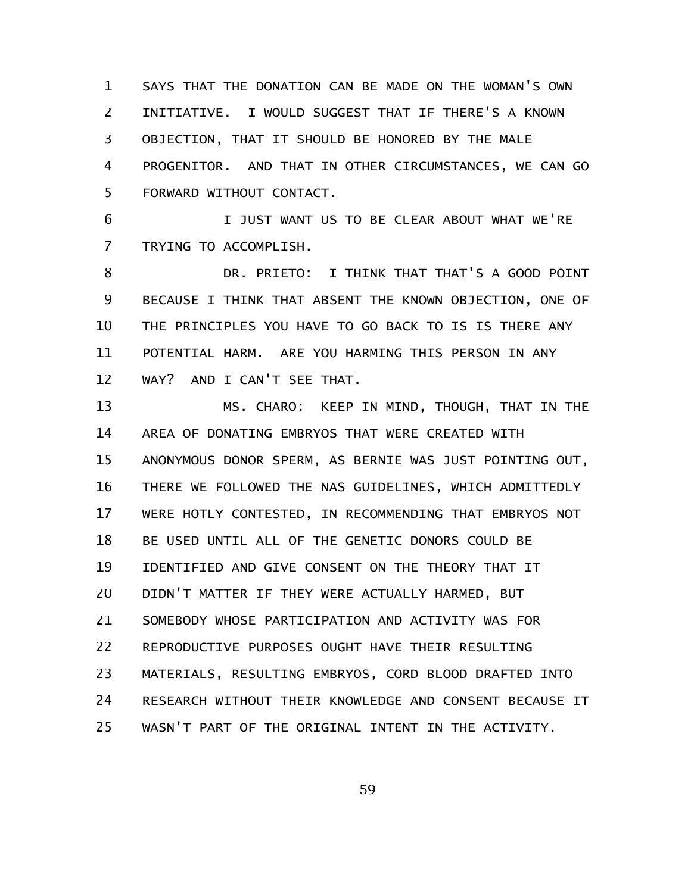SAYS THAT THE DONATION CAN BE MADE ON THE WOMAN'S OWN INITIATIVE. I WOULD SUGGEST THAT IF THERE'S A KNOWN OBJECTION, THAT IT SHOULD BE HONORED BY THE MALE PROGENITOR. AND THAT IN OTHER CIRCUMSTANCES, WE CAN GO FORWARD WITHOUT CONTACT.

I JUST WANT US TO BE CLEAR ABOUT WHAT WE'RE TRYING TO ACCOMPLISH.

DR. PRIETO: I THINK THAT THAT'S A GOOD POINT BECAUSE I THINK THAT ABSENT THE KNOWN OBJECTION, ONE OF THE PRINCIPLES YOU HAVE TO GO BACK TO IS IS THERE ANY POTENTIAL HARM. ARE YOU HARMING THIS PERSON IN ANY WAY? AND I CAN'T SEE THAT.

MS. CHARO: KEEP IN MIND, THOUGH, THAT IN THE AREA OF DONATING EMBRYOS THAT WERE CREATED WITH ANONYMOUS DONOR SPERM, AS BERNIE WAS JUST POINTING OUT, THERE WE FOLLOWED THE NAS GUIDELINES, WHICH ADMITTEDLY WERE HOTLY CONTESTED, IN RECOMMENDING THAT EMBRYOS NOT BE USED UNTIL ALL OF THE GENETIC DONORS COULD BE IDENTIFIED AND GIVE CONSENT ON THE THEORY THAT IT DIDN'T MATTER IF THEY WERE ACTUALLY HARMED, BUT SOMEBODY WHOSE PARTICIPATION AND ACTIVITY WAS FOR REPRODUCTIVE PURPOSES OUGHT HAVE THEIR RESULTING MATERIALS, RESULTING EMBRYOS, CORD BLOOD DRAFTED INTO RESEARCH WITHOUT THEIR KNOWLEDGE AND CONSENT BECAUSE IT WASN'T PART OF THE ORIGINAL INTENT IN THE ACTIVITY.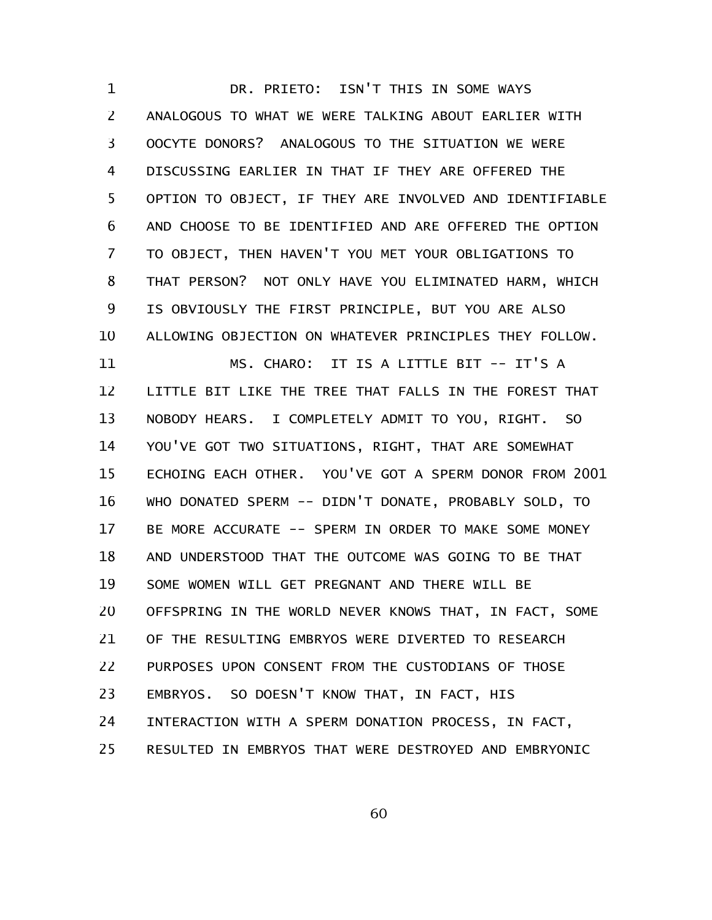DR. PRIETO: ISN'T THIS IN SOME WAYS ANALOGOUS TO WHAT WE WERE TALKING ABOUT EARLIER WITH OOCYTE DONORS? ANALOGOUS TO THE SITUATION WE WERE DISCUSSING EARLIER IN THAT IF THEY ARE OFFERED THE OPTION TO OBJECT, IF THEY ARE INVOLVED AND IDENTIFIABLE AND CHOOSE TO BE IDENTIFIED AND ARE OFFERED THE OPTION TO OBJECT, THEN HAVEN'T YOU MET YOUR OBLIGATIONS TO THAT PERSON? NOT ONLY HAVE YOU ELIMINATED HARM, WHICH IS OBVIOUSLY THE FIRST PRINCIPLE, BUT YOU ARE ALSO ALLOWING OBJECTION ON WHATEVER PRINCIPLES THEY FOLLOW.

MS. CHARO: IT IS A LITTLE BIT -- IT'S A LITTLE BIT LIKE THE TREE THAT FALLS IN THE FOREST THAT NOBODY HEARS. I COMPLETELY ADMIT TO YOU, RIGHT. SO YOU'VE GOT TWO SITUATIONS, RIGHT, THAT ARE SOMEWHAT ECHOING EACH OTHER. YOU'VE GOT A SPERM DONOR FROM 2001 WHO DONATED SPERM -- DIDN'T DONATE, PROBABLY SOLD, TO BE MORE ACCURATE -- SPERM IN ORDER TO MAKE SOME MONEY AND UNDERSTOOD THAT THE OUTCOME WAS GOING TO BE THAT SOME WOMEN WILL GET PREGNANT AND THERE WILL BE OFFSPRING IN THE WORLD NEVER KNOWS THAT, IN FACT, SOME OF THE RESULTING EMBRYOS WERE DIVERTED TO RESEARCH PURPOSES UPON CONSENT FROM THE CUSTODIANS OF THOSE EMBRYOS. SO DOESN'T KNOW THAT, IN FACT, HIS INTERACTION WITH A SPERM DONATION PROCESS, IN FACT, RESULTED IN EMBRYOS THAT WERE DESTROYED AND EMBRYONIC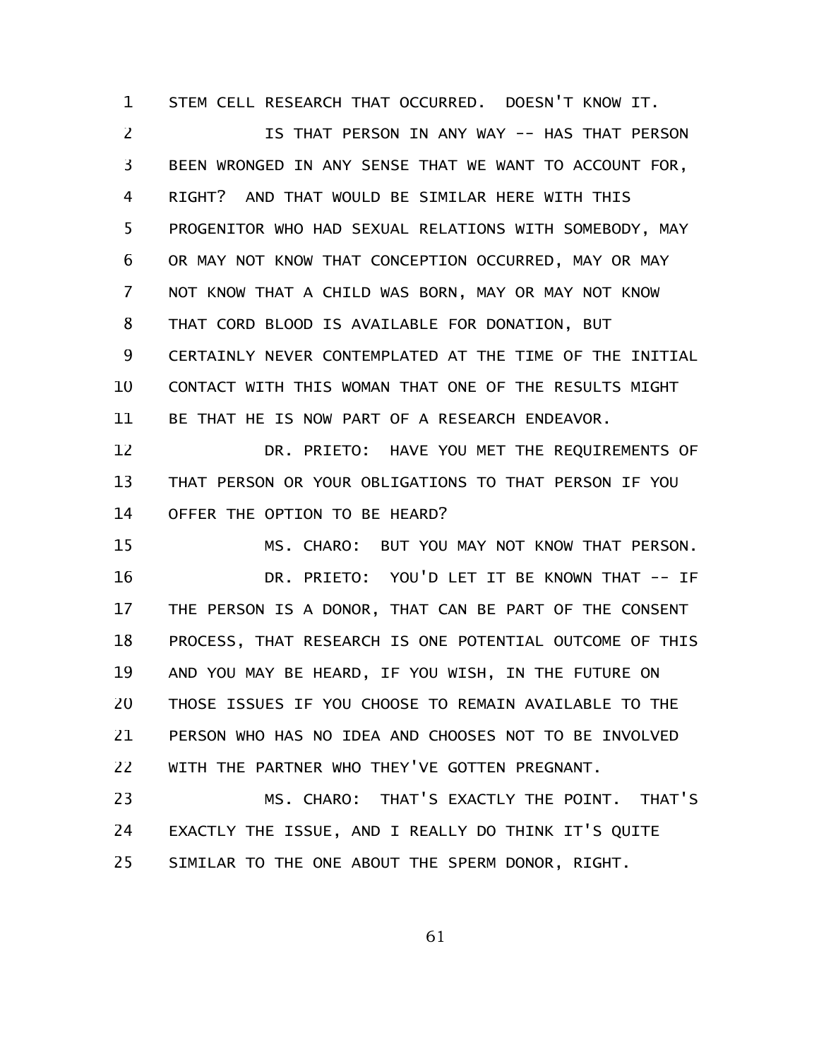STEM CELL RESEARCH THAT OCCURRED. DOESN'T KNOW IT.

IS THAT PERSON IN ANY WAY -- HAS THAT PERSON BEEN WRONGED IN ANY SENSE THAT WE WANT TO ACCOUNT FOR, RIGHT? AND THAT WOULD BE SIMILAR HERE WITH THIS PROGENITOR WHO HAD SEXUAL RELATIONS WITH SOMEBODY, MAY OR MAY NOT KNOW THAT CONCEPTION OCCURRED, MAY OR MAY NOT KNOW THAT A CHILD WAS BORN, MAY OR MAY NOT KNOW THAT CORD BLOOD IS AVAILABLE FOR DONATION, BUT CERTAINLY NEVER CONTEMPLATED AT THE TIME OF THE INITIAL CONTACT WITH THIS WOMAN THAT ONE OF THE RESULTS MIGHT BE THAT HE IS NOW PART OF A RESEARCH ENDEAVOR.

DR. PRIETO: HAVE YOU MET THE REQUIREMENTS OF THAT PERSON OR YOUR OBLIGATIONS TO THAT PERSON IF YOU OFFER THE OPTION TO BE HEARD?

MS. CHARO: BUT YOU MAY NOT KNOW THAT PERSON.

DR. PRIETO: YOU'D LET IT BE KNOWN THAT -- IF THE PERSON IS A DONOR, THAT CAN BE PART OF THE CONSENT PROCESS, THAT RESEARCH IS ONE POTENTIAL OUTCOME OF THIS AND YOU MAY BE HEARD, IF YOU WISH, IN THE FUTURE ON THOSE ISSUES IF YOU CHOOSE TO REMAIN AVAILABLE TO THE PERSON WHO HAS NO IDEA AND CHOOSES NOT TO BE INVOLVED WITH THE PARTNER WHO THEY'VE GOTTEN PREGNANT.

MS. CHARO: THAT'S EXACTLY THE POINT. THAT'S EXACTLY THE ISSUE, AND I REALLY DO THINK IT'S QUITE SIMILAR TO THE ONE ABOUT THE SPERM DONOR, RIGHT.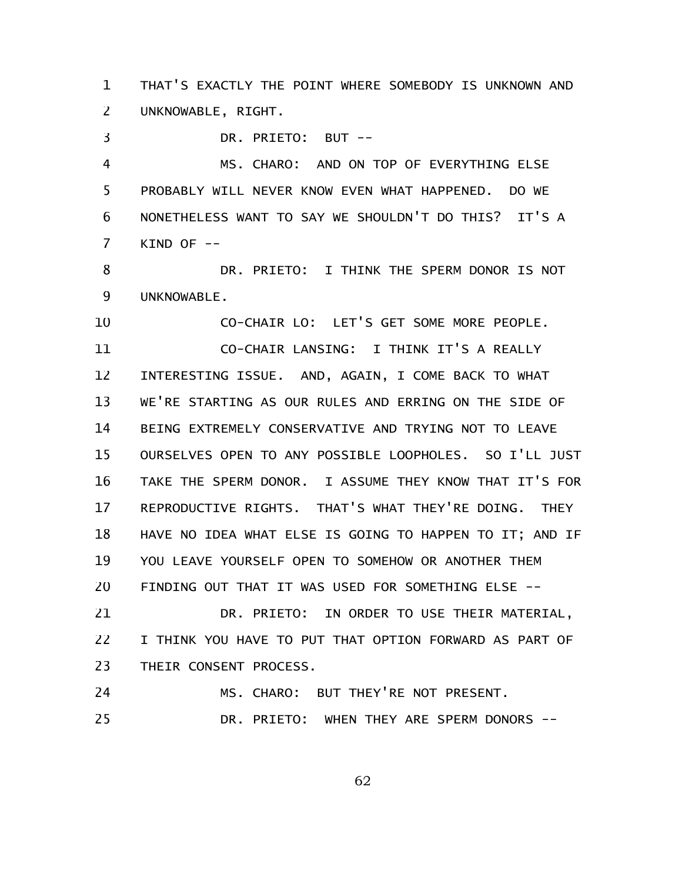THAT'S EXACTLY THE POINT WHERE SOMEBODY IS UNKNOWN AND UNKNOWABLE, RIGHT.

DR. PRIETO: BUT --

MS. CHARO: AND ON TOP OF EVERYTHING ELSE PROBABLY WILL NEVER KNOW EVEN WHAT HAPPENED. DO WE NONETHELESS WANT TO SAY WE SHOULDN'T DO THIS? IT'S A KIND OF --

DR. PRIETO: I THINK THE SPERM DONOR IS NOT UNKNOWABLE.

CO-CHAIR LO: LET'S GET SOME MORE PEOPLE.

CO-CHAIR LANSING: I THINK IT'S A REALLY INTERESTING ISSUE. AND, AGAIN, I COME BACK TO WHAT WE'RE STARTING AS OUR RULES AND ERRING ON THE SIDE OF BEING EXTREMELY CONSERVATIVE AND TRYING NOT TO LEAVE OURSELVES OPEN TO ANY POSSIBLE LOOPHOLES. SO I'LL JUST TAKE THE SPERM DONOR. I ASSUME THEY KNOW THAT IT'S FOR REPRODUCTIVE RIGHTS. THAT'S WHAT THEY'RE DOING. THEY HAVE NO IDEA WHAT ELSE IS GOING TO HAPPEN TO IT; AND IF YOU LEAVE YOURSELF OPEN TO SOMEHOW OR ANOTHER THEM FINDING OUT THAT IT WAS USED FOR SOMETHING ELSE --

DR. PRIETO: IN ORDER TO USE THEIR MATERIAL, I THINK YOU HAVE TO PUT THAT OPTION FORWARD AS PART OF THEIR CONSENT PROCESS.

MS. CHARO: BUT THEY'RE NOT PRESENT.

DR. PRIETO: WHEN THEY ARE SPERM DONORS --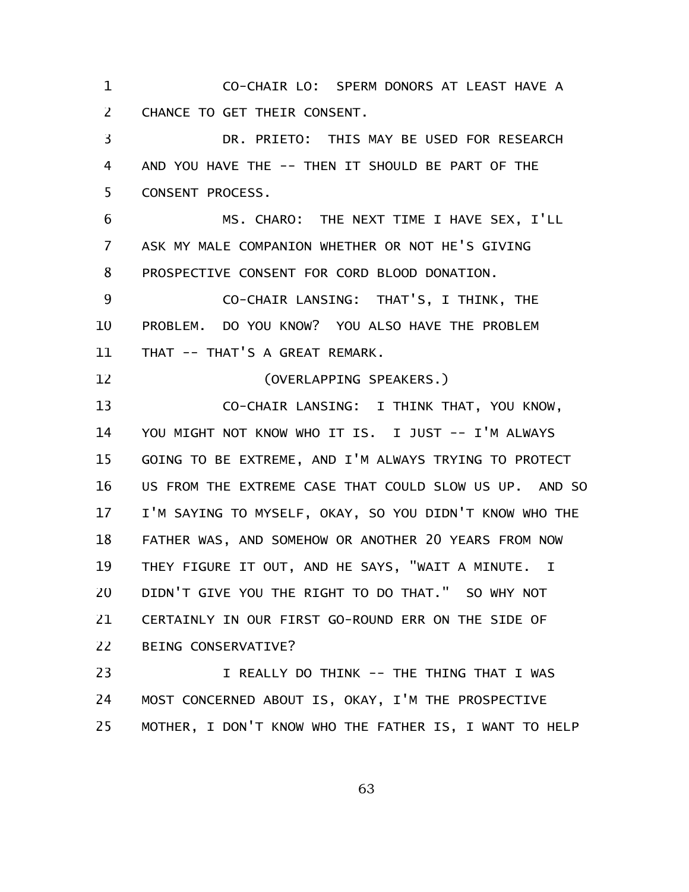CO-CHAIR LO: SPERM DONORS AT LEAST HAVE A CHANCE TO GET THEIR CONSENT.

DR. PRIETO: THIS MAY BE USED FOR RESEARCH AND YOU HAVE THE -- THEN IT SHOULD BE PART OF THE CONSENT PROCESS.

MS. CHARO: THE NEXT TIME I HAVE SEX, I'LL ASK MY MALE COMPANION WHETHER OR NOT HE'S GIVING PROSPECTIVE CONSENT FOR CORD BLOOD DONATION.

CO-CHAIR LANSING: THAT'S, I THINK, THE PROBLEM. DO YOU KNOW? YOU ALSO HAVE THE PROBLEM THAT -- THAT'S A GREAT REMARK.

(OVERLAPPING SPEAKERS.)

CO-CHAIR LANSING: I THINK THAT, YOU KNOW, YOU MIGHT NOT KNOW WHO IT IS. I JUST -- I'M ALWAYS GOING TO BE EXTREME, AND I'M ALWAYS TRYING TO PROTECT US FROM THE EXTREME CASE THAT COULD SLOW US UP. AND SO I'M SAYING TO MYSELF, OKAY, SO YOU DIDN'T KNOW WHO THE FATHER WAS, AND SOMEHOW OR ANOTHER 20 YEARS FROM NOW THEY FIGURE IT OUT, AND HE SAYS, "WAIT A MINUTE. I DIDN'T GIVE YOU THE RIGHT TO DO THAT." SO WHY NOT CERTAINLY IN OUR FIRST GO-ROUND ERR ON THE SIDE OF BEING CONSERVATIVE?

I REALLY DO THINK -- THE THING THAT I WAS MOST CONCERNED ABOUT IS, OKAY, I'M THE PROSPECTIVE MOTHER, I DON'T KNOW WHO THE FATHER IS, I WANT TO HELP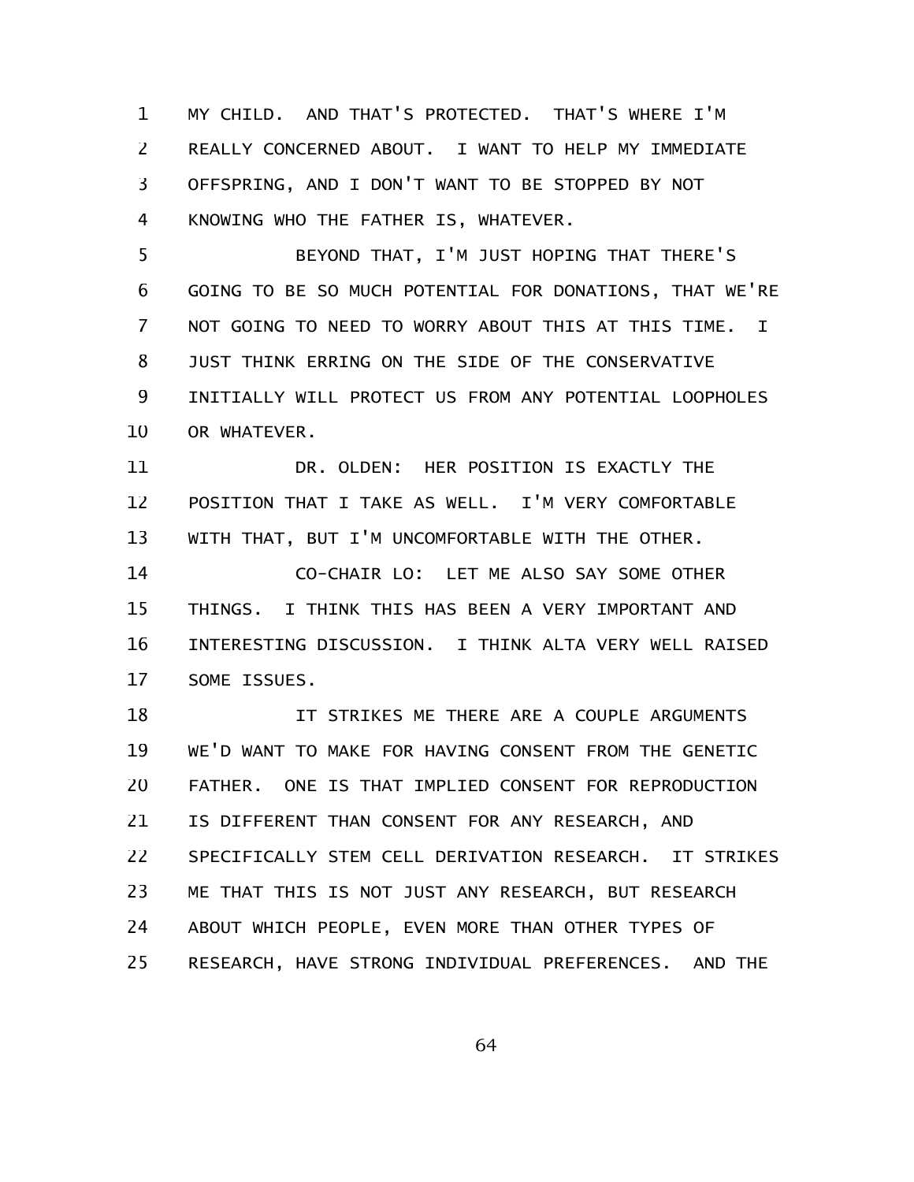MY CHILD. AND THAT'S PROTECTED. THAT'S WHERE I'M REALLY CONCERNED ABOUT. I WANT TO HELP MY IMMEDIATE OFFSPRING, AND I DON'T WANT TO BE STOPPED BY NOT KNOWING WHO THE FATHER IS, WHATEVER.

BEYOND THAT, I'M JUST HOPING THAT THERE'S GOING TO BE SO MUCH POTENTIAL FOR DONATIONS, THAT WE'RE NOT GOING TO NEED TO WORRY ABOUT THIS AT THIS TIME. I JUST THINK ERRING ON THE SIDE OF THE CONSERVATIVE INITIALLY WILL PROTECT US FROM ANY POTENTIAL LOOPHOLES OR WHATEVER.

DR. OLDEN: HER POSITION IS EXACTLY THE POSITION THAT I TAKE AS WELL. I'M VERY COMFORTABLE WITH THAT, BUT I'M UNCOMFORTABLE WITH THE OTHER.

CO-CHAIR LO: LET ME ALSO SAY SOME OTHER THINGS. I THINK THIS HAS BEEN A VERY IMPORTANT AND INTERESTING DISCUSSION. I THINK ALTA VERY WELL RAISED SOME ISSUES.

IT STRIKES ME THERE ARE A COUPLE ARGUMENTS WE'D WANT TO MAKE FOR HAVING CONSENT FROM THE GENETIC FATHER. ONE IS THAT IMPLIED CONSENT FOR REPRODUCTION IS DIFFERENT THAN CONSENT FOR ANY RESEARCH, AND SPECIFICALLY STEM CELL DERIVATION RESEARCH. IT STRIKES ME THAT THIS IS NOT JUST ANY RESEARCH, BUT RESEARCH ABOUT WHICH PEOPLE, EVEN MORE THAN OTHER TYPES OF RESEARCH, HAVE STRONG INDIVIDUAL PREFERENCES. AND THE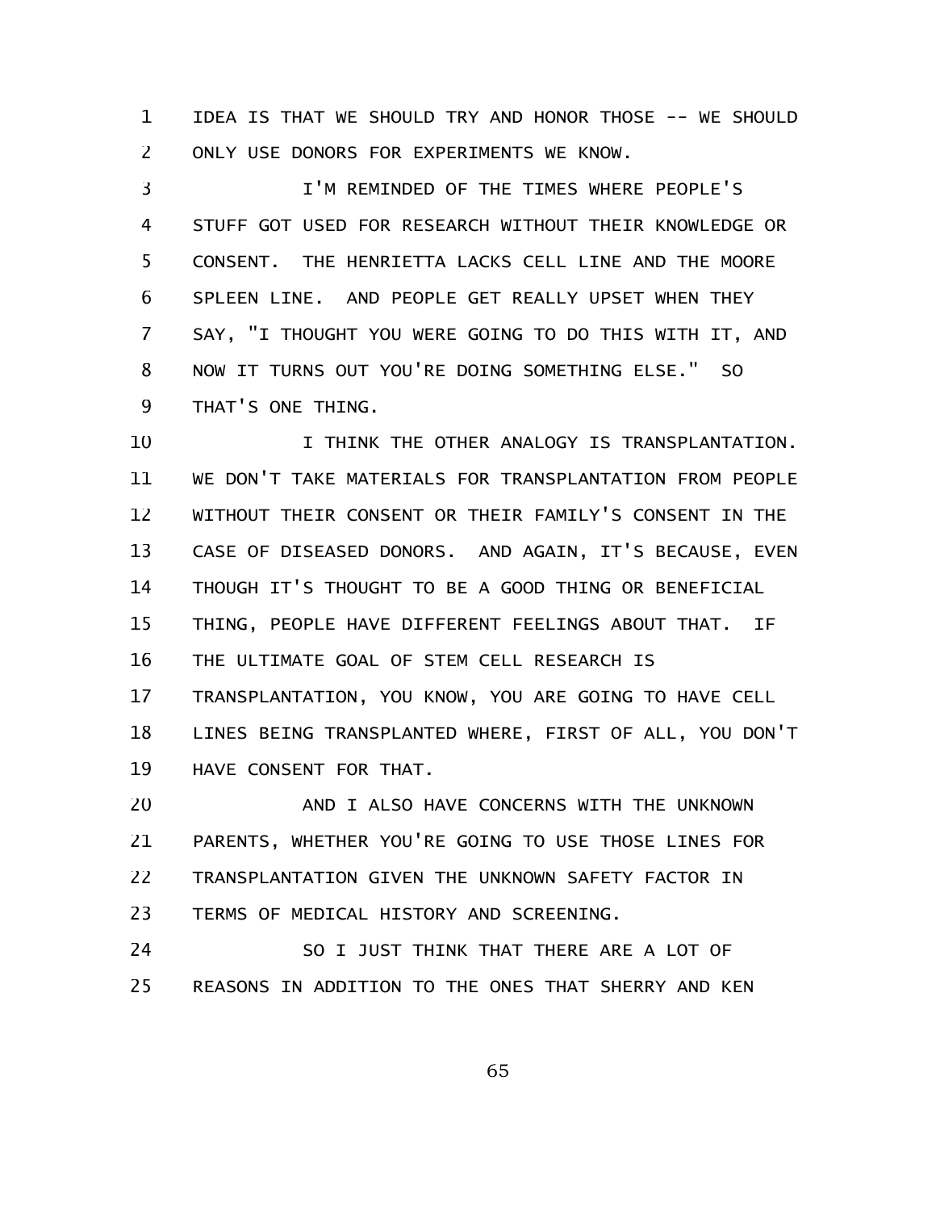IDEA IS THAT WE SHOULD TRY AND HONOR THOSE -- WE SHOULD ONLY USE DONORS FOR EXPERIMENTS WE KNOW.

I'M REMINDED OF THE TIMES WHERE PEOPLE'S STUFF GOT USED FOR RESEARCH WITHOUT THEIR KNOWLEDGE OR CONSENT. THE HENRIETTA LACKS CELL LINE AND THE MOORE SPLEEN LINE. AND PEOPLE GET REALLY UPSET WHEN THEY SAY, "I THOUGHT YOU WERE GOING TO DO THIS WITH IT, AND NOW IT TURNS OUT YOU'RE DOING SOMETHING ELSE." SO THAT'S ONE THING.

I THINK THE OTHER ANALOGY IS TRANSPLANTATION. WE DON'T TAKE MATERIALS FOR TRANSPLANTATION FROM PEOPLE WITHOUT THEIR CONSENT OR THEIR FAMILY'S CONSENT IN THE CASE OF DISEASED DONORS. AND AGAIN, IT'S BECAUSE, EVEN THOUGH IT'S THOUGHT TO BE A GOOD THING OR BENEFICIAL THING, PEOPLE HAVE DIFFERENT FEELINGS ABOUT THAT. IF THE ULTIMATE GOAL OF STEM CELL RESEARCH IS TRANSPLANTATION, YOU KNOW, YOU ARE GOING TO HAVE CELL LINES BEING TRANSPLANTED WHERE, FIRST OF ALL, YOU DON'T HAVE CONSENT FOR THAT.

AND I ALSO HAVE CONCERNS WITH THE UNKNOWN PARENTS, WHETHER YOU'RE GOING TO USE THOSE LINES FOR TRANSPLANTATION GIVEN THE UNKNOWN SAFETY FACTOR IN TERMS OF MEDICAL HISTORY AND SCREENING.

SO I JUST THINK THAT THERE ARE A LOT OF REASONS IN ADDITION TO THE ONES THAT SHERRY AND KEN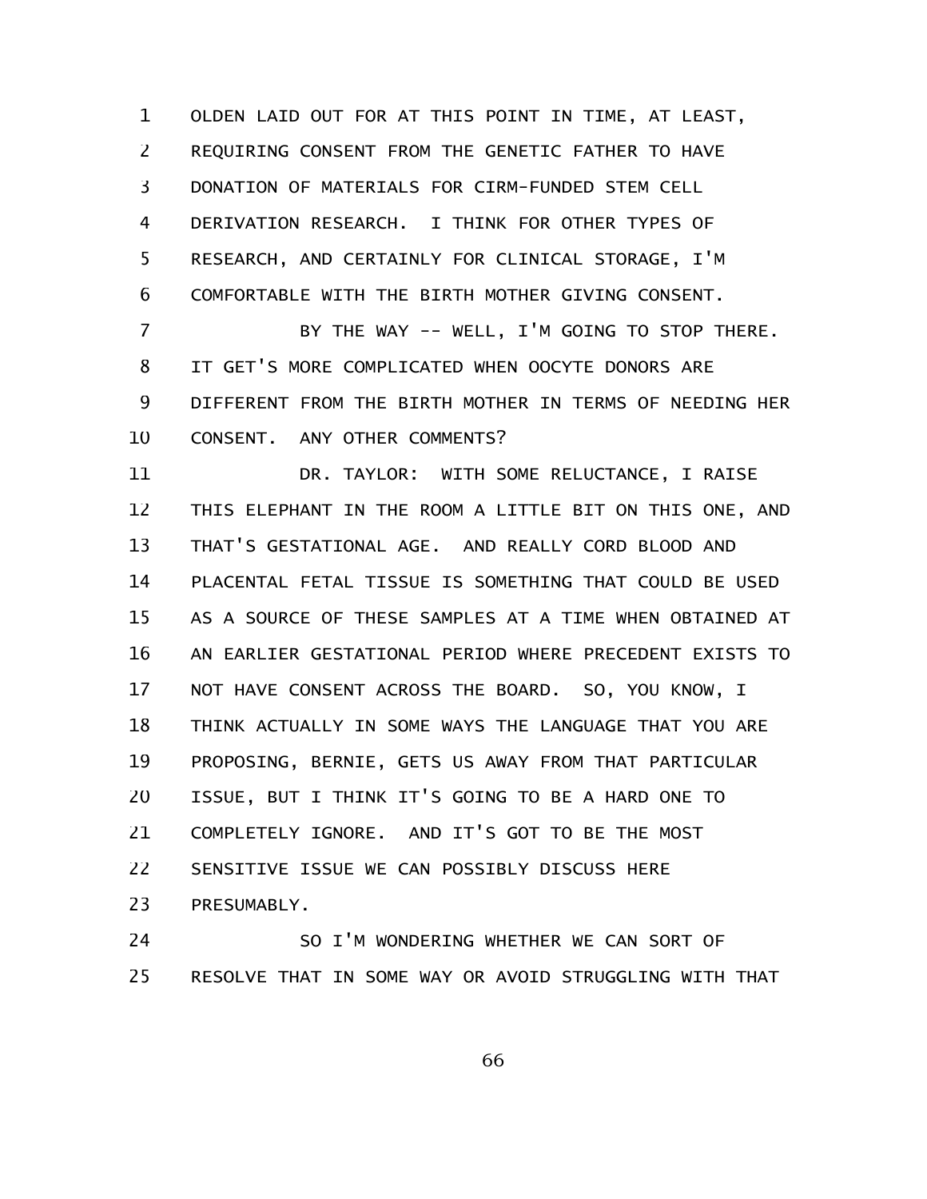OLDEN LAID OUT FOR AT THIS POINT IN TIME, AT LEAST, REQUIRING CONSENT FROM THE GENETIC FATHER TO HAVE DONATION OF MATERIALS FOR CIRM-FUNDED STEM CELL DERIVATION RESEARCH. I THINK FOR OTHER TYPES OF RESEARCH, AND CERTAINLY FOR CLINICAL STORAGE, I'M COMFORTABLE WITH THE BIRTH MOTHER GIVING CONSENT.

BY THE WAY -- WELL, I'M GOING TO STOP THERE. IT GET'S MORE COMPLICATED WHEN OOCYTE DONORS ARE DIFFERENT FROM THE BIRTH MOTHER IN TERMS OF NEEDING HER CONSENT. ANY OTHER COMMENTS?

DR. TAYLOR: WITH SOME RELUCTANCE, I RAISE THIS ELEPHANT IN THE ROOM A LITTLE BIT ON THIS ONE, AND THAT'S GESTATIONAL AGE. AND REALLY CORD BLOOD AND PLACENTAL FETAL TISSUE IS SOMETHING THAT COULD BE USED AS A SOURCE OF THESE SAMPLES AT A TIME WHEN OBTAINED AT AN EARLIER GESTATIONAL PERIOD WHERE PRECEDENT EXISTS TO NOT HAVE CONSENT ACROSS THE BOARD. SO, YOU KNOW, I THINK ACTUALLY IN SOME WAYS THE LANGUAGE THAT YOU ARE PROPOSING, BERNIE, GETS US AWAY FROM THAT PARTICULAR ISSUE, BUT I THINK IT'S GOING TO BE A HARD ONE TO COMPLETELY IGNORE. AND IT'S GOT TO BE THE MOST SENSITIVE ISSUE WE CAN POSSIBLY DISCUSS HERE PRESUMABLY.

SO I'M WONDERING WHETHER WE CAN SORT OF RESOLVE THAT IN SOME WAY OR AVOID STRUGGLING WITH THAT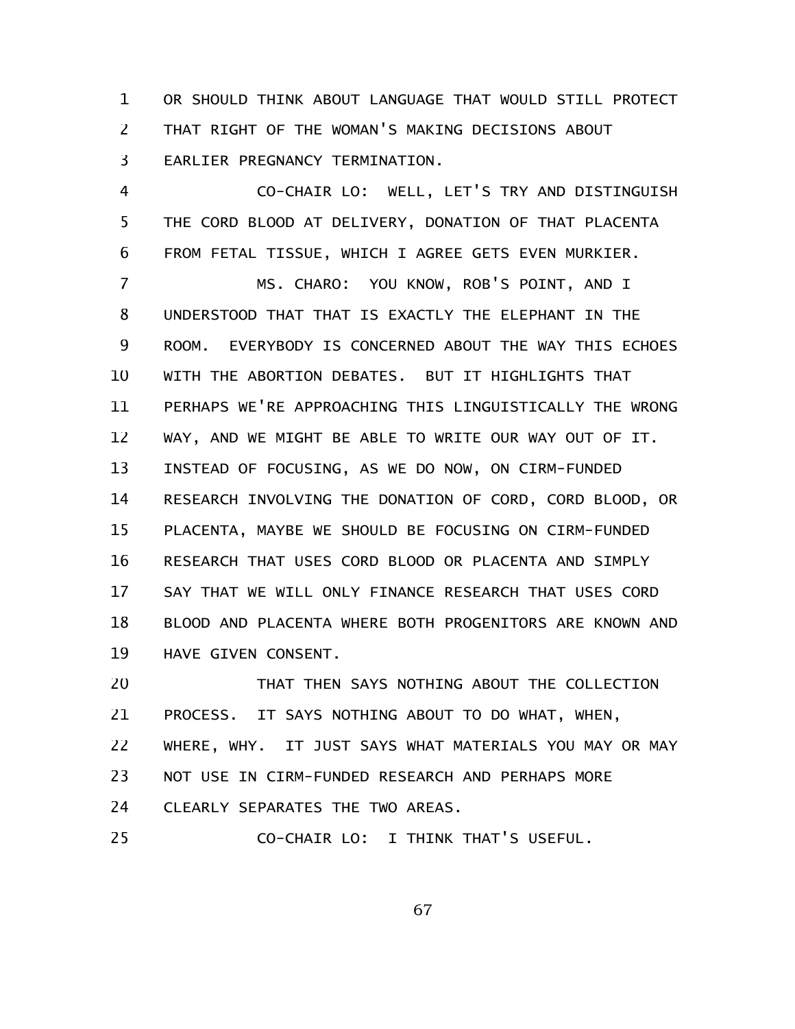OR SHOULD THINK ABOUT LANGUAGE THAT WOULD STILL PROTECT THAT RIGHT OF THE WOMAN'S MAKING DECISIONS ABOUT EARLIER PREGNANCY TERMINATION.

CO-CHAIR LO: WELL, LET'S TRY AND DISTINGUISH THE CORD BLOOD AT DELIVERY, DONATION OF THAT PLACENTA FROM FETAL TISSUE, WHICH I AGREE GETS EVEN MURKIER.

MS. CHARO: YOU KNOW, ROB'S POINT, AND I UNDERSTOOD THAT THAT IS EXACTLY THE ELEPHANT IN THE ROOM. EVERYBODY IS CONCERNED ABOUT THE WAY THIS ECHOES WITH THE ABORTION DEBATES. BUT IT HIGHLIGHTS THAT PERHAPS WE'RE APPROACHING THIS LINGUISTICALLY THE WRONG WAY, AND WE MIGHT BE ABLE TO WRITE OUR WAY OUT OF IT. INSTEAD OF FOCUSING, AS WE DO NOW, ON CIRM-FUNDED RESEARCH INVOLVING THE DONATION OF CORD, CORD BLOOD, OR PLACENTA, MAYBE WE SHOULD BE FOCUSING ON CIRM-FUNDED RESEARCH THAT USES CORD BLOOD OR PLACENTA AND SIMPLY SAY THAT WE WILL ONLY FINANCE RESEARCH THAT USES CORD BLOOD AND PLACENTA WHERE BOTH PROGENITORS ARE KNOWN AND HAVE GIVEN CONSENT.

THAT THEN SAYS NOTHING ABOUT THE COLLECTION PROCESS. IT SAYS NOTHING ABOUT TO DO WHAT, WHEN, WHERE, WHY. IT JUST SAYS WHAT MATERIALS YOU MAY OR MAY NOT USE IN CIRM-FUNDED RESEARCH AND PERHAPS MORE CLEARLY SEPARATES THE TWO AREAS.

CO-CHAIR LO: I THINK THAT'S USEFUL.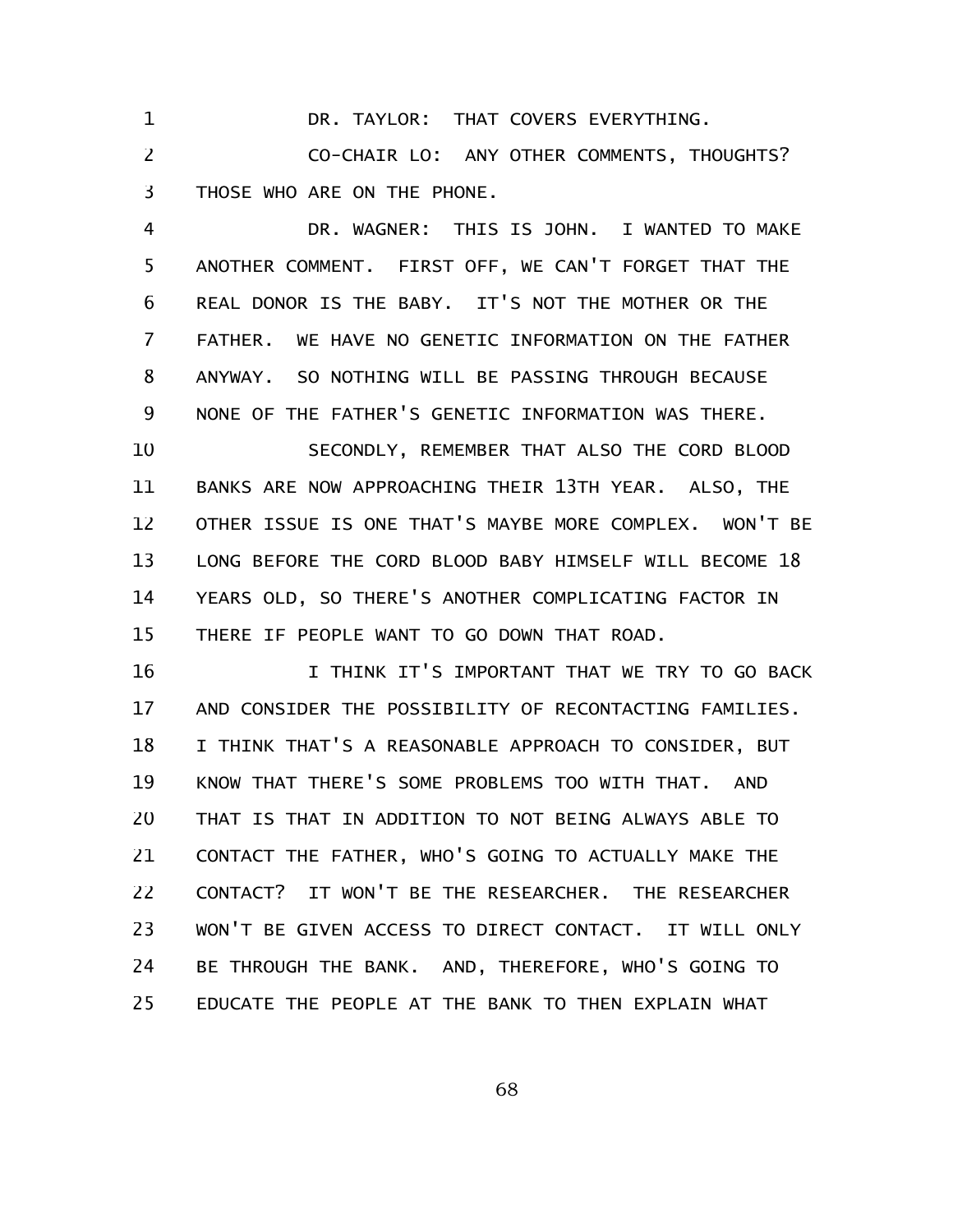DR. TAYLOR: THAT COVERS EVERYTHING.

CO-CHAIR LO: ANY OTHER COMMENTS, THOUGHTS? THOSE WHO ARE ON THE PHONE.

DR. WAGNER: THIS IS JOHN. I WANTED TO MAKE ANOTHER COMMENT. FIRST OFF, WE CAN'T FORGET THAT THE REAL DONOR IS THE BABY. IT'S NOT THE MOTHER OR THE FATHER. WE HAVE NO GENETIC INFORMATION ON THE FATHER ANYWAY. SO NOTHING WILL BE PASSING THROUGH BECAUSE NONE OF THE FATHER'S GENETIC INFORMATION WAS THERE.

SECONDLY, REMEMBER THAT ALSO THE CORD BLOOD BANKS ARE NOW APPROACHING THEIR 13TH YEAR. ALSO, THE OTHER ISSUE IS ONE THAT'S MAYBE MORE COMPLEX. WON'T BE LONG BEFORE THE CORD BLOOD BABY HIMSELF WILL BECOME 18 YEARS OLD, SO THERE'S ANOTHER COMPLICATING FACTOR IN THERE IF PEOPLE WANT TO GO DOWN THAT ROAD.

I THINK IT'S IMPORTANT THAT WE TRY TO GO BACK AND CONSIDER THE POSSIBILITY OF RECONTACTING FAMILIES. I THINK THAT'S A REASONABLE APPROACH TO CONSIDER, BUT KNOW THAT THERE'S SOME PROBLEMS TOO WITH THAT. AND THAT IS THAT IN ADDITION TO NOT BEING ALWAYS ABLE TO CONTACT THE FATHER, WHO'S GOING TO ACTUALLY MAKE THE CONTACT? IT WON'T BE THE RESEARCHER. THE RESEARCHER WON'T BE GIVEN ACCESS TO DIRECT CONTACT. IT WILL ONLY BE THROUGH THE BANK. AND, THEREFORE, WHO'S GOING TO EDUCATE THE PEOPLE AT THE BANK TO THEN EXPLAIN WHAT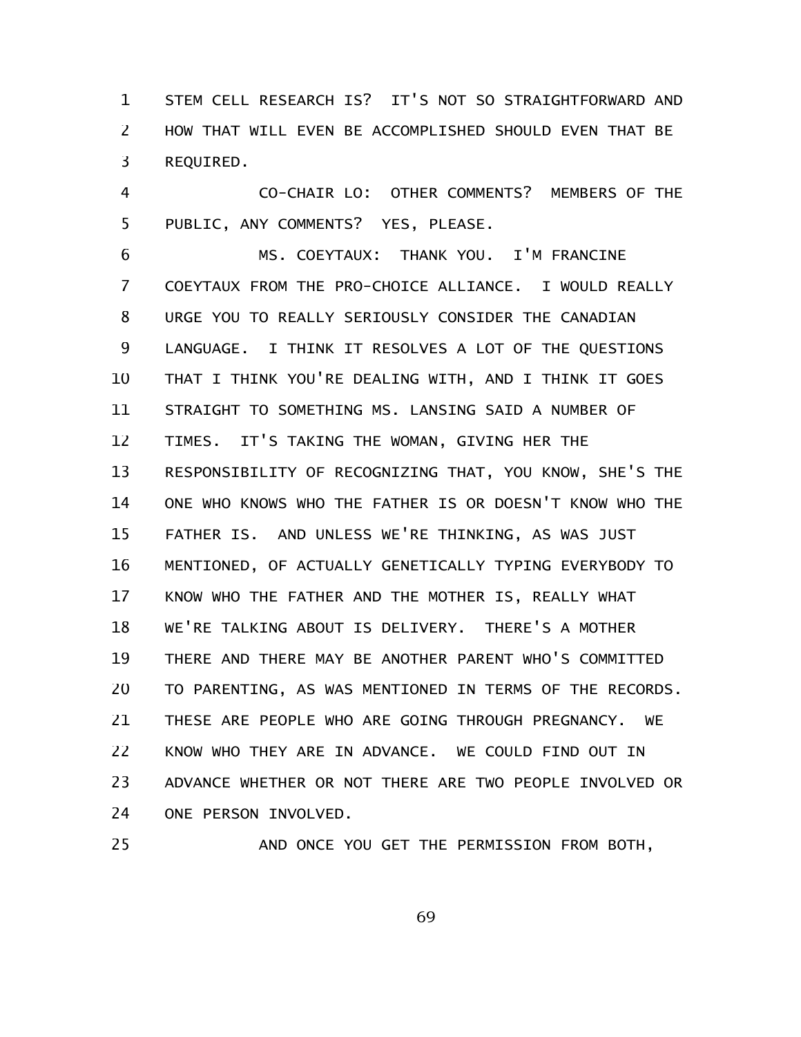STEM CELL RESEARCH IS? IT'S NOT SO STRAIGHTFORWARD AND HOW THAT WILL EVEN BE ACCOMPLISHED SHOULD EVEN THAT BE REQUIRED.

CO-CHAIR LO: OTHER COMMENTS? MEMBERS OF THE PUBLIC, ANY COMMENTS? YES, PLEASE.

MS. COEYTAUX: THANK YOU. I'M FRANCINE COEYTAUX FROM THE PRO-CHOICE ALLIANCE. I WOULD REALLY URGE YOU TO REALLY SERIOUSLY CONSIDER THE CANADIAN LANGUAGE. I THINK IT RESOLVES A LOT OF THE QUESTIONS THAT I THINK YOU'RE DEALING WITH, AND I THINK IT GOES STRAIGHT TO SOMETHING MS. LANSING SAID A NUMBER OF TIMES. IT'S TAKING THE WOMAN, GIVING HER THE RESPONSIBILITY OF RECOGNIZING THAT, YOU KNOW, SHE'S THE ONE WHO KNOWS WHO THE FATHER IS OR DOESN'T KNOW WHO THE FATHER IS. AND UNLESS WE'RE THINKING, AS WAS JUST MENTIONED, OF ACTUALLY GENETICALLY TYPING EVERYBODY TO KNOW WHO THE FATHER AND THE MOTHER IS, REALLY WHAT WE'RE TALKING ABOUT IS DELIVERY. THERE'S A MOTHER THERE AND THERE MAY BE ANOTHER PARENT WHO'S COMMITTED TO PARENTING, AS WAS MENTIONED IN TERMS OF THE RECORDS. THESE ARE PEOPLE WHO ARE GOING THROUGH PREGNANCY. WE KNOW WHO THEY ARE IN ADVANCE. WE COULD FIND OUT IN ADVANCE WHETHER OR NOT THERE ARE TWO PEOPLE INVOLVED OR ONE PERSON INVOLVED.

AND ONCE YOU GET THE PERMISSION FROM BOTH,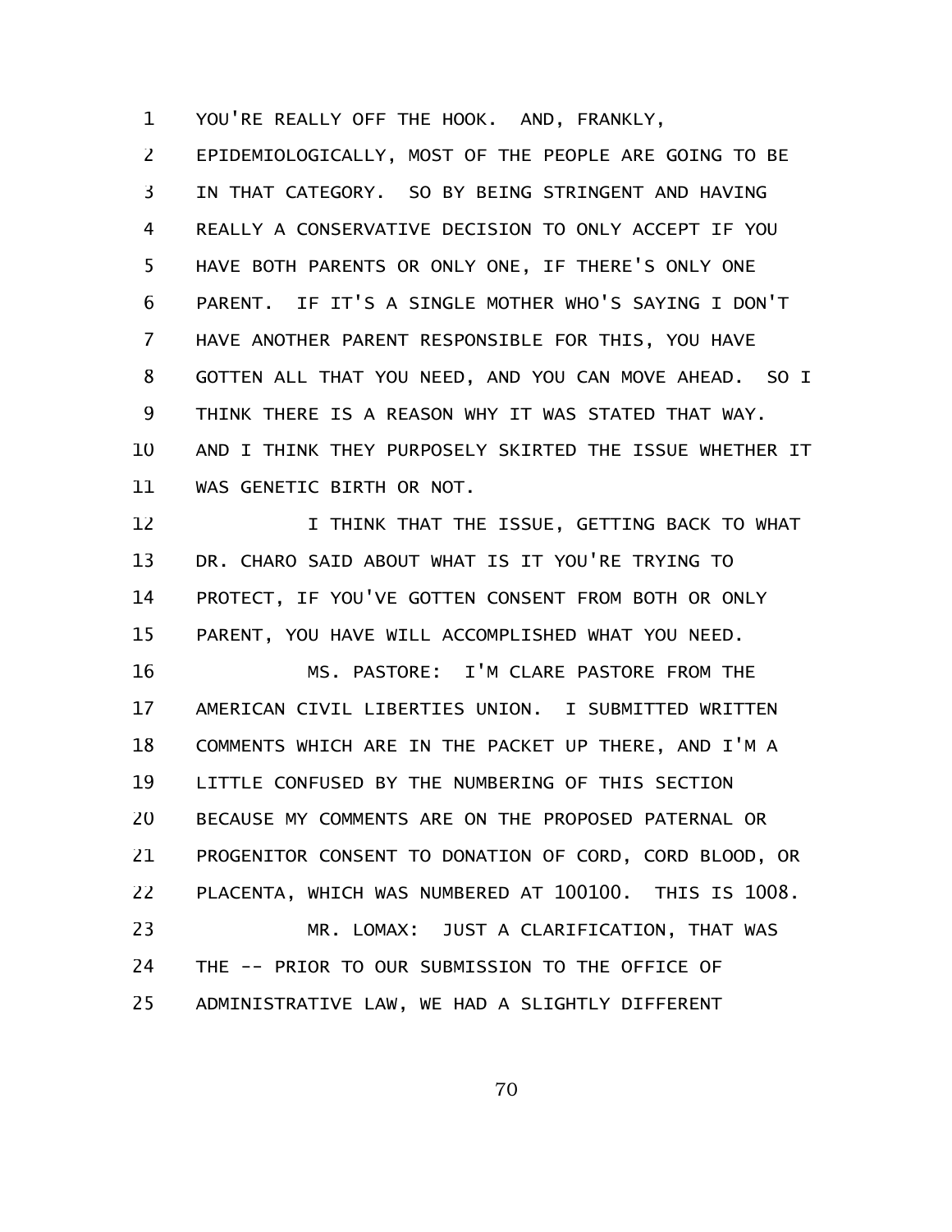YOU'RE REALLY OFF THE HOOK. AND, FRANKLY, EPIDEMIOLOGICALLY, MOST OF THE PEOPLE ARE GOING TO BE IN THAT CATEGORY. SO BY BEING STRINGENT AND HAVING REALLY A CONSERVATIVE DECISION TO ONLY ACCEPT IF YOU HAVE BOTH PARENTS OR ONLY ONE, IF THERE'S ONLY ONE PARENT. IF IT'S A SINGLE MOTHER WHO'S SAYING I DON'T HAVE ANOTHER PARENT RESPONSIBLE FOR THIS, YOU HAVE GOTTEN ALL THAT YOU NEED, AND YOU CAN MOVE AHEAD. SO I THINK THERE IS A REASON WHY IT WAS STATED THAT WAY. AND I THINK THEY PURPOSELY SKIRTED THE ISSUE WHETHER IT WAS GENETIC BIRTH OR NOT.

I THINK THAT THE ISSUE, GETTING BACK TO WHAT DR. CHARO SAID ABOUT WHAT IS IT YOU'RE TRYING TO PROTECT, IF YOU'VE GOTTEN CONSENT FROM BOTH OR ONLY PARENT, YOU HAVE WILL ACCOMPLISHED WHAT YOU NEED.

MS. PASTORE: I'M CLARE PASTORE FROM THE AMERICAN CIVIL LIBERTIES UNION. I SUBMITTED WRITTEN COMMENTS WHICH ARE IN THE PACKET UP THERE, AND I'M A LITTLE CONFUSED BY THE NUMBERING OF THIS SECTION BECAUSE MY COMMENTS ARE ON THE PROPOSED PATERNAL OR PROGENITOR CONSENT TO DONATION OF CORD, CORD BLOOD, OR PLACENTA, WHICH WAS NUMBERED AT 100100. THIS IS 1008.

MR. LOMAX: JUST A CLARIFICATION, THAT WAS THE -- PRIOR TO OUR SUBMISSION TO THE OFFICE OF ADMINISTRATIVE LAW, WE HAD A SLIGHTLY DIFFERENT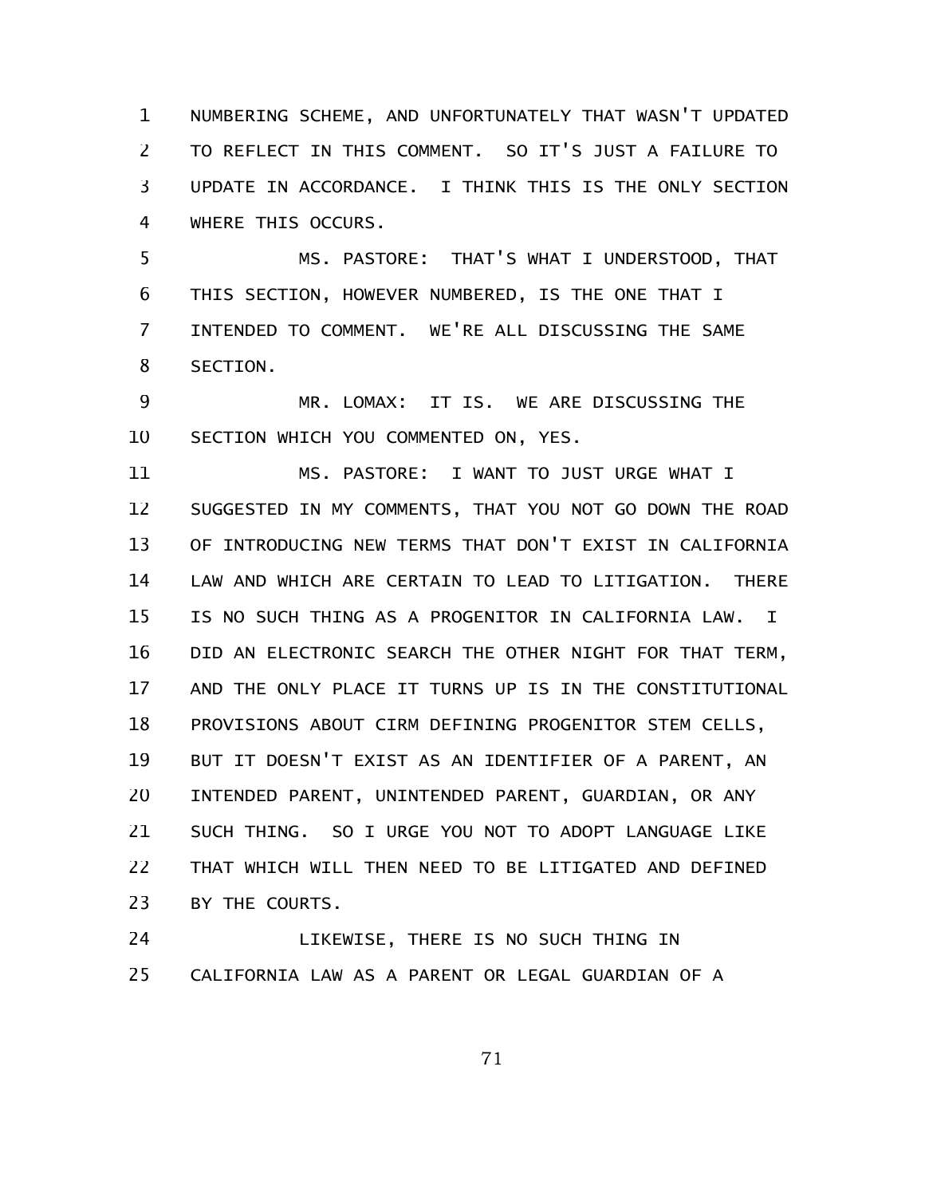NUMBERING SCHEME, AND UNFORTUNATELY THAT WASN'T UPDATED TO REFLECT IN THIS COMMENT. SO IT'S JUST A FAILURE TO UPDATE IN ACCORDANCE. I THINK THIS IS THE ONLY SECTION WHERE THIS OCCURS.

MS. PASTORE: THAT'S WHAT I UNDERSTOOD, THAT THIS SECTION, HOWEVER NUMBERED, IS THE ONE THAT I INTENDED TO COMMENT. WE'RE ALL DISCUSSING THE SAME SECTION.

MR. LOMAX: IT IS. WE ARE DISCUSSING THE SECTION WHICH YOU COMMENTED ON, YES.

MS. PASTORE: I WANT TO JUST URGE WHAT I SUGGESTED IN MY COMMENTS, THAT YOU NOT GO DOWN THE ROAD OF INTRODUCING NEW TERMS THAT DON'T EXIST IN CALIFORNIA LAW AND WHICH ARE CERTAIN TO LEAD TO LITIGATION. THERE IS NO SUCH THING AS A PROGENITOR IN CALIFORNIA LAW. I DID AN ELECTRONIC SEARCH THE OTHER NIGHT FOR THAT TERM, AND THE ONLY PLACE IT TURNS UP IS IN THE CONSTITUTIONAL PROVISIONS ABOUT CIRM DEFINING PROGENITOR STEM CELLS, BUT IT DOESN'T EXIST AS AN IDENTIFIER OF A PARENT, AN INTENDED PARENT, UNINTENDED PARENT, GUARDIAN, OR ANY SUCH THING. SO I URGE YOU NOT TO ADOPT LANGUAGE LIKE THAT WHICH WILL THEN NEED TO BE LITIGATED AND DEFINED BY THE COURTS.

LIKEWISE, THERE IS NO SUCH THING IN CALIFORNIA LAW AS A PARENT OR LEGAL GUARDIAN OF A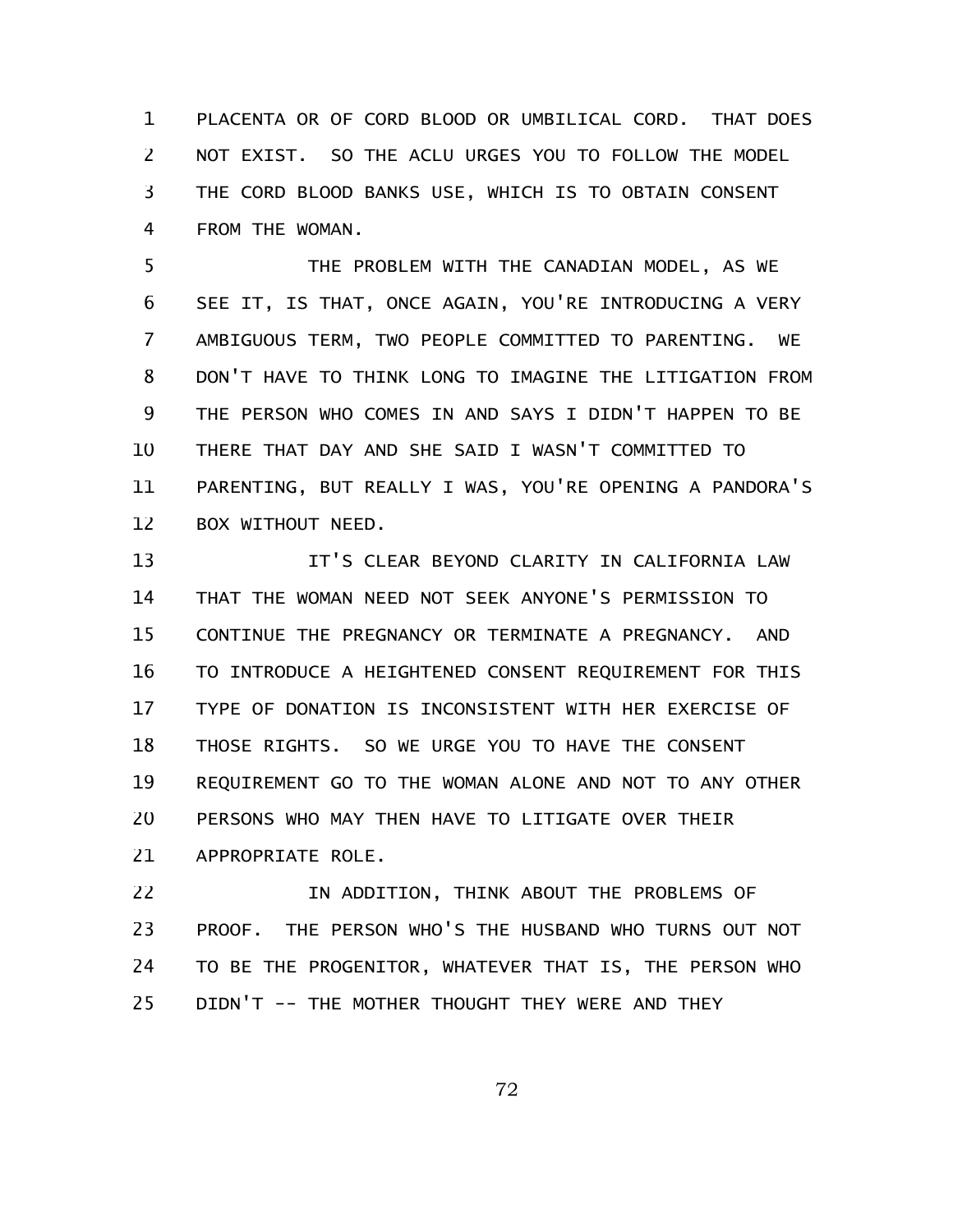PLACENTA OR OF CORD BLOOD OR UMBILICAL CORD. THAT DOES NOT EXIST. SO THE ACLU URGES YOU TO FOLLOW THE MODEL THE CORD BLOOD BANKS USE, WHICH IS TO OBTAIN CONSENT FROM THE WOMAN.

THE PROBLEM WITH THE CANADIAN MODEL, AS WE SEE IT, IS THAT, ONCE AGAIN, YOU'RE INTRODUCING A VERY AMBIGUOUS TERM, TWO PEOPLE COMMITTED TO PARENTING. WE DON'T HAVE TO THINK LONG TO IMAGINE THE LITIGATION FROM THE PERSON WHO COMES IN AND SAYS I DIDN'T HAPPEN TO BE THERE THAT DAY AND SHE SAID I WASN'T COMMITTED TO PARENTING, BUT REALLY I WAS, YOU'RE OPENING A PANDORA'S BOX WITHOUT NEED.

IT'S CLEAR BEYOND CLARITY IN CALIFORNIA LAW THAT THE WOMAN NEED NOT SEEK ANYONE'S PERMISSION TO CONTINUE THE PREGNANCY OR TERMINATE A PREGNANCY. AND TO INTRODUCE A HEIGHTENED CONSENT REQUIREMENT FOR THIS TYPE OF DONATION IS INCONSISTENT WITH HER EXERCISE OF THOSE RIGHTS. SO WE URGE YOU TO HAVE THE CONSENT REQUIREMENT GO TO THE WOMAN ALONE AND NOT TO ANY OTHER PERSONS WHO MAY THEN HAVE TO LITIGATE OVER THEIR APPROPRIATE ROLE.

IN ADDITION, THINK ABOUT THE PROBLEMS OF PROOF. THE PERSON WHO'S THE HUSBAND WHO TURNS OUT NOT TO BE THE PROGENITOR, WHATEVER THAT IS, THE PERSON WHO DIDN'T -- THE MOTHER THOUGHT THEY WERE AND THEY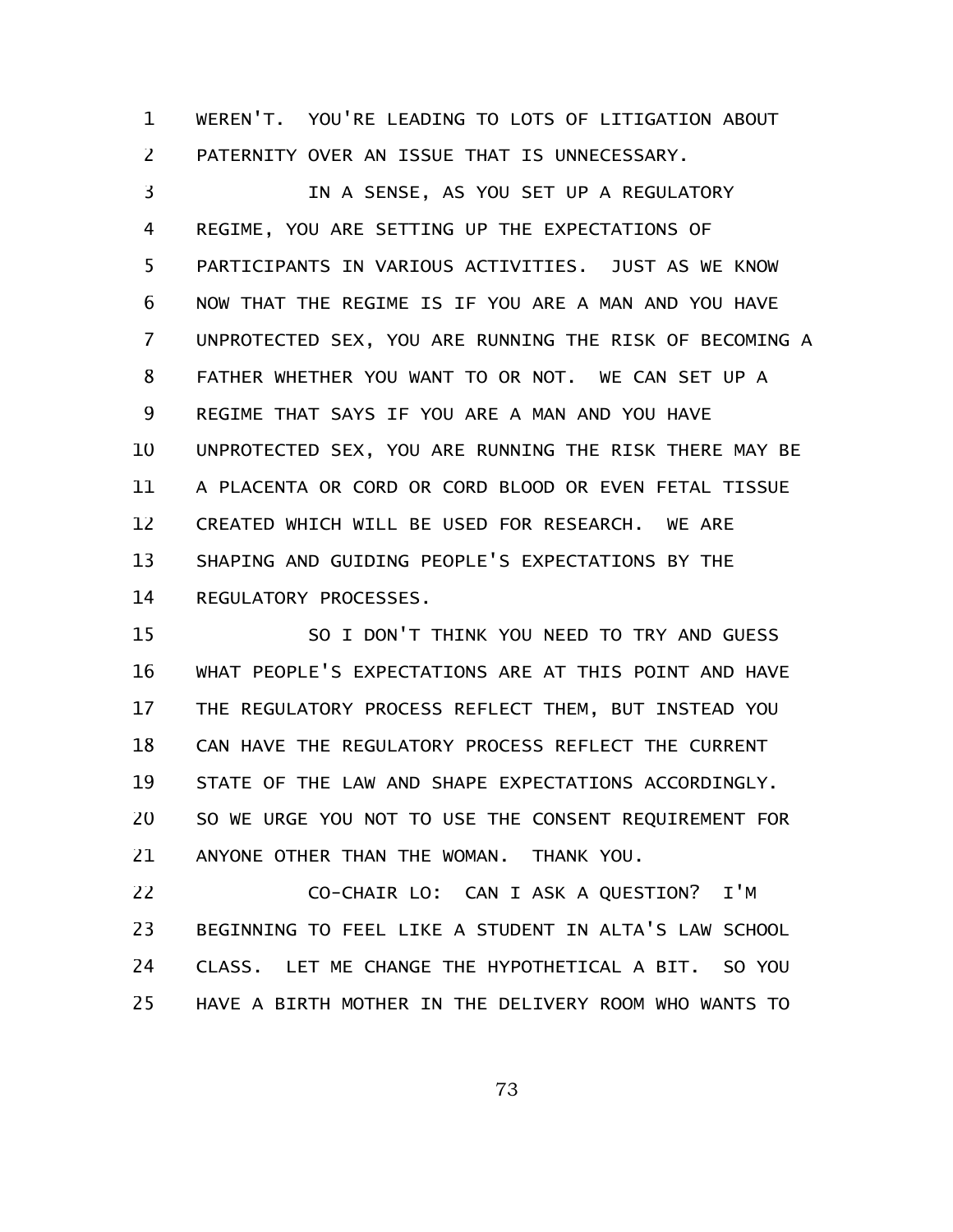WEREN'T. YOU'RE LEADING TO LOTS OF LITIGATION ABOUT PATERNITY OVER AN ISSUE THAT IS UNNECESSARY.

IN A SENSE, AS YOU SET UP A REGULATORY REGIME, YOU ARE SETTING UP THE EXPECTATIONS OF PARTICIPANTS IN VARIOUS ACTIVITIES. JUST AS WE KNOW NOW THAT THE REGIME IS IF YOU ARE A MAN AND YOU HAVE UNPROTECTED SEX, YOU ARE RUNNING THE RISK OF BECOMING A FATHER WHETHER YOU WANT TO OR NOT. WE CAN SET UP A REGIME THAT SAYS IF YOU ARE A MAN AND YOU HAVE UNPROTECTED SEX, YOU ARE RUNNING THE RISK THERE MAY BE A PLACENTA OR CORD OR CORD BLOOD OR EVEN FETAL TISSUE CREATED WHICH WILL BE USED FOR RESEARCH. WE ARE SHAPING AND GUIDING PEOPLE'S EXPECTATIONS BY THE REGULATORY PROCESSES.

SO I DON'T THINK YOU NEED TO TRY AND GUESS WHAT PEOPLE'S EXPECTATIONS ARE AT THIS POINT AND HAVE THE REGULATORY PROCESS REFLECT THEM, BUT INSTEAD YOU CAN HAVE THE REGULATORY PROCESS REFLECT THE CURRENT STATE OF THE LAW AND SHAPE EXPECTATIONS ACCORDINGLY. SO WE URGE YOU NOT TO USE THE CONSENT REQUIREMENT FOR ANYONE OTHER THAN THE WOMAN. THANK YOU.

CO-CHAIR LO: CAN I ASK A QUESTION? I'M BEGINNING TO FEEL LIKE A STUDENT IN ALTA'S LAW SCHOOL CLASS. LET ME CHANGE THE HYPOTHETICAL A BIT. SO YOU HAVE A BIRTH MOTHER IN THE DELIVERY ROOM WHO WANTS TO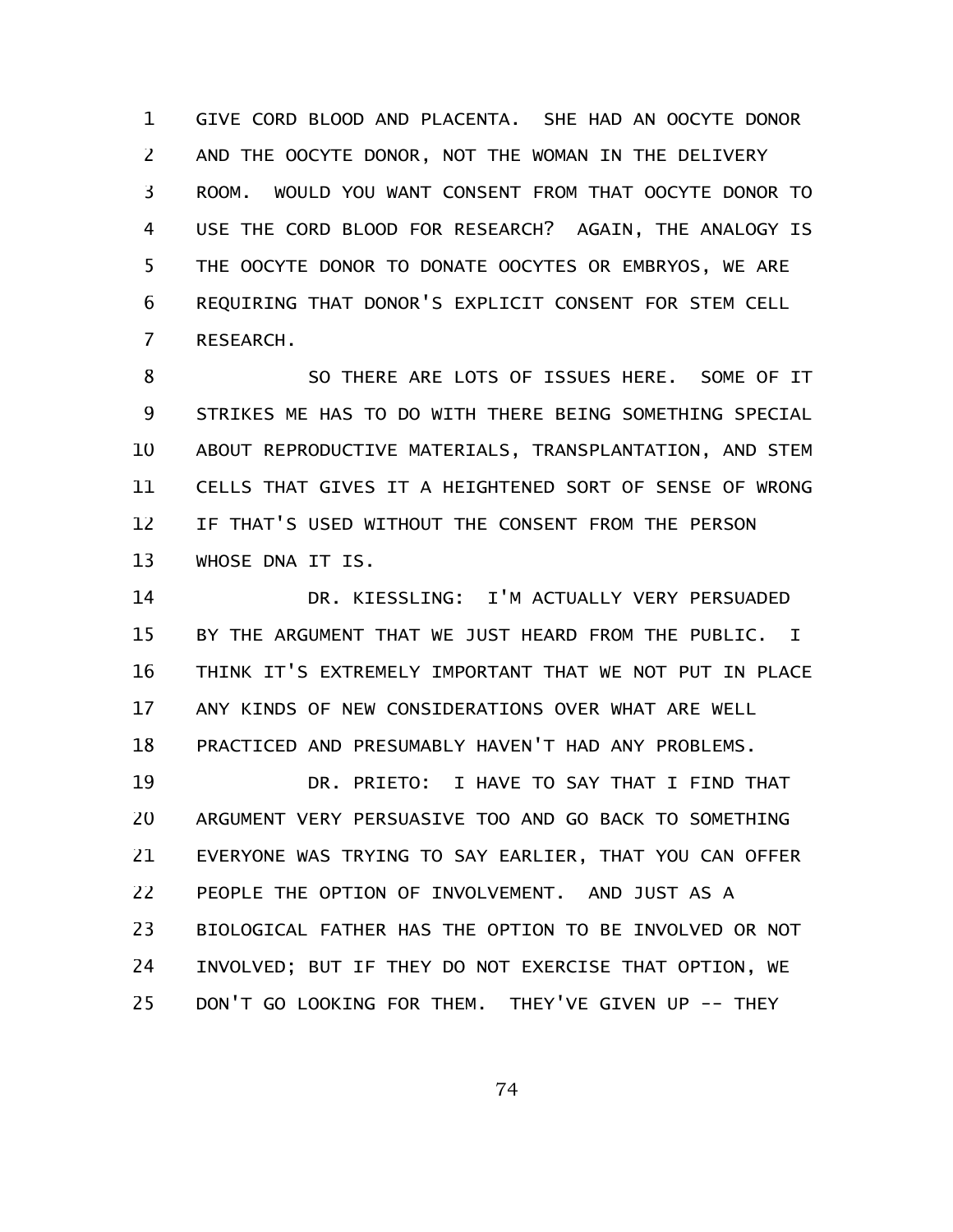GIVE CORD BLOOD AND PLACENTA. SHE HAD AN OOCYTE DONOR AND THE OOCYTE DONOR, NOT THE WOMAN IN THE DELIVERY ROOM. WOULD YOU WANT CONSENT FROM THAT OOCYTE DONOR TO USE THE CORD BLOOD FOR RESEARCH? AGAIN, THE ANALOGY IS THE OOCYTE DONOR TO DONATE OOCYTES OR EMBRYOS, WE ARE REQUIRING THAT DONOR'S EXPLICIT CONSENT FOR STEM CELL RESEARCH.

SO THERE ARE LOTS OF ISSUES HERE. SOME OF IT STRIKES ME HAS TO DO WITH THERE BEING SOMETHING SPECIAL ABOUT REPRODUCTIVE MATERIALS, TRANSPLANTATION, AND STEM CELLS THAT GIVES IT A HEIGHTENED SORT OF SENSE OF WRONG IF THAT'S USED WITHOUT THE CONSENT FROM THE PERSON WHOSE DNA IT IS.

DR. KIESSLING: I'M ACTUALLY VERY PERSUADED BY THE ARGUMENT THAT WE JUST HEARD FROM THE PUBLIC. I THINK IT'S EXTREMELY IMPORTANT THAT WE NOT PUT IN PLACE ANY KINDS OF NEW CONSIDERATIONS OVER WHAT ARE WELL PRACTICED AND PRESUMABLY HAVEN'T HAD ANY PROBLEMS.

DR. PRIETO: I HAVE TO SAY THAT I FIND THAT ARGUMENT VERY PERSUASIVE TOO AND GO BACK TO SOMETHING EVERYONE WAS TRYING TO SAY EARLIER, THAT YOU CAN OFFER PEOPLE THE OPTION OF INVOLVEMENT. AND JUST AS A BIOLOGICAL FATHER HAS THE OPTION TO BE INVOLVED OR NOT INVOLVED; BUT IF THEY DO NOT EXERCISE THAT OPTION, WE DON'T GO LOOKING FOR THEM. THEY'VE GIVEN UP -- THEY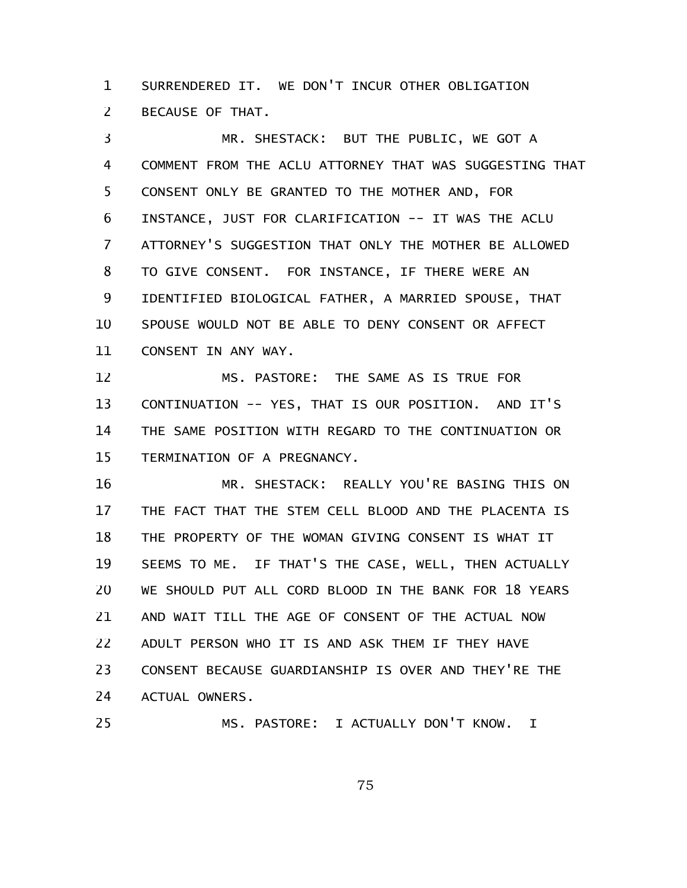SURRENDERED IT. WE DON'T INCUR OTHER OBLIGATION BECAUSE OF THAT.

MR. SHESTACK: BUT THE PUBLIC, WE GOT A COMMENT FROM THE ACLU ATTORNEY THAT WAS SUGGESTING THAT CONSENT ONLY BE GRANTED TO THE MOTHER AND, FOR INSTANCE, JUST FOR CLARIFICATION -- IT WAS THE ACLU ATTORNEY'S SUGGESTION THAT ONLY THE MOTHER BE ALLOWED TO GIVE CONSENT. FOR INSTANCE, IF THERE WERE AN IDENTIFIED BIOLOGICAL FATHER, A MARRIED SPOUSE, THAT SPOUSE WOULD NOT BE ABLE TO DENY CONSENT OR AFFECT CONSENT IN ANY WAY.

MS. PASTORE: THE SAME AS IS TRUE FOR CONTINUATION -- YES, THAT IS OUR POSITION. AND IT'S THE SAME POSITION WITH REGARD TO THE CONTINUATION OR TERMINATION OF A PREGNANCY.

MR. SHESTACK: REALLY YOU'RE BASING THIS ON THE FACT THAT THE STEM CELL BLOOD AND THE PLACENTA IS THE PROPERTY OF THE WOMAN GIVING CONSENT IS WHAT IT SEEMS TO ME. IF THAT'S THE CASE, WELL, THEN ACTUALLY WE SHOULD PUT ALL CORD BLOOD IN THE BANK FOR 18 YEARS AND WAIT TILL THE AGE OF CONSENT OF THE ACTUAL NOW ADULT PERSON WHO IT IS AND ASK THEM IF THEY HAVE CONSENT BECAUSE GUARDIANSHIP IS OVER AND THEY'RE THE ACTUAL OWNERS.

MS. PASTORE: I ACTUALLY DON'T KNOW. I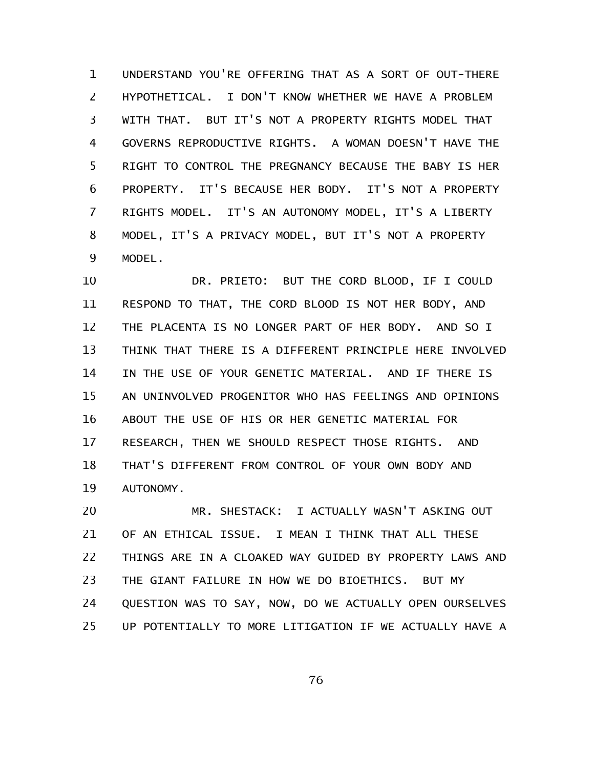UNDERSTAND YOU'RE OFFERING THAT AS A SORT OF OUT-THERE HYPOTHETICAL. I DON'T KNOW WHETHER WE HAVE A PROBLEM WITH THAT. BUT IT'S NOT A PROPERTY RIGHTS MODEL THAT GOVERNS REPRODUCTIVE RIGHTS. A WOMAN DOESN'T HAVE THE RIGHT TO CONTROL THE PREGNANCY BECAUSE THE BABY IS HER PROPERTY. IT'S BECAUSE HER BODY. IT'S NOT A PROPERTY RIGHTS MODEL. IT'S AN AUTONOMY MODEL, IT'S A LIBERTY MODEL, IT'S A PRIVACY MODEL, BUT IT'S NOT A PROPERTY MODEL.

DR. PRIETO: BUT THE CORD BLOOD, IF I COULD RESPOND TO THAT, THE CORD BLOOD IS NOT HER BODY, AND THE PLACENTA IS NO LONGER PART OF HER BODY. AND SO I THINK THAT THERE IS A DIFFERENT PRINCIPLE HERE INVOLVED IN THE USE OF YOUR GENETIC MATERIAL. AND IF THERE IS AN UNINVOLVED PROGENITOR WHO HAS FEELINGS AND OPINIONS ABOUT THE USE OF HIS OR HER GENETIC MATERIAL FOR RESEARCH, THEN WE SHOULD RESPECT THOSE RIGHTS. AND THAT'S DIFFERENT FROM CONTROL OF YOUR OWN BODY AND AUTONOMY.

MR. SHESTACK: I ACTUALLY WASN'T ASKING OUT OF AN ETHICAL ISSUE. I MEAN I THINK THAT ALL THESE THINGS ARE IN A CLOAKED WAY GUIDED BY PROPERTY LAWS AND THE GIANT FAILURE IN HOW WE DO BIOETHICS. BUT MY QUESTION WAS TO SAY, NOW, DO WE ACTUALLY OPEN OURSELVES UP POTENTIALLY TO MORE LITIGATION IF WE ACTUALLY HAVE A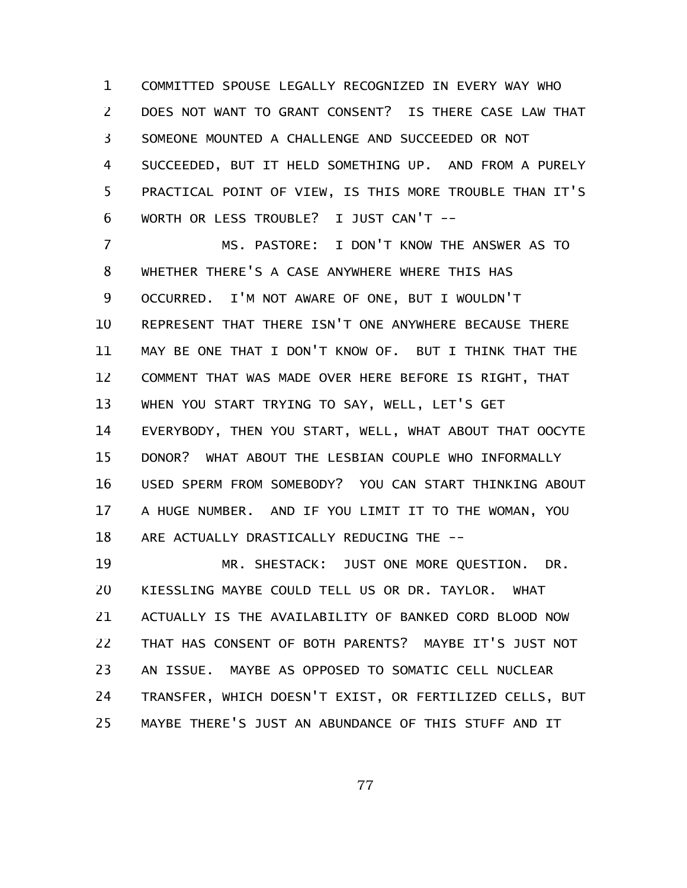COMMITTED SPOUSE LEGALLY RECOGNIZED IN EVERY WAY WHO DOES NOT WANT TO GRANT CONSENT? IS THERE CASE LAW THAT SOMEONE MOUNTED A CHALLENGE AND SUCCEEDED OR NOT SUCCEEDED, BUT IT HELD SOMETHING UP. AND FROM A PURELY PRACTICAL POINT OF VIEW, IS THIS MORE TROUBLE THAN IT'S WORTH OR LESS TROUBLE? I JUST CAN'T --

MS. PASTORE: I DON'T KNOW THE ANSWER AS TO WHETHER THERE'S A CASE ANYWHERE WHERE THIS HAS OCCURRED. I'M NOT AWARE OF ONE, BUT I WOULDN'T REPRESENT THAT THERE ISN'T ONE ANYWHERE BECAUSE THERE MAY BE ONE THAT I DON'T KNOW OF. BUT I THINK THAT THE COMMENT THAT WAS MADE OVER HERE BEFORE IS RIGHT, THAT WHEN YOU START TRYING TO SAY, WELL, LET'S GET EVERYBODY, THEN YOU START, WELL, WHAT ABOUT THAT OOCYTE DONOR? WHAT ABOUT THE LESBIAN COUPLE WHO INFORMALLY USED SPERM FROM SOMEBODY? YOU CAN START THINKING ABOUT A HUGE NUMBER. AND IF YOU LIMIT IT TO THE WOMAN, YOU ARE ACTUALLY DRASTICALLY REDUCING THE --

MR. SHESTACK: JUST ONE MORE QUESTION. DR. KIESSLING MAYBE COULD TELL US OR DR. TAYLOR. WHAT ACTUALLY IS THE AVAILABILITY OF BANKED CORD BLOOD NOW THAT HAS CONSENT OF BOTH PARENTS? MAYBE IT'S JUST NOT AN ISSUE. MAYBE AS OPPOSED TO SOMATIC CELL NUCLEAR TRANSFER, WHICH DOESN'T EXIST, OR FERTILIZED CELLS, BUT MAYBE THERE'S JUST AN ABUNDANCE OF THIS STUFF AND IT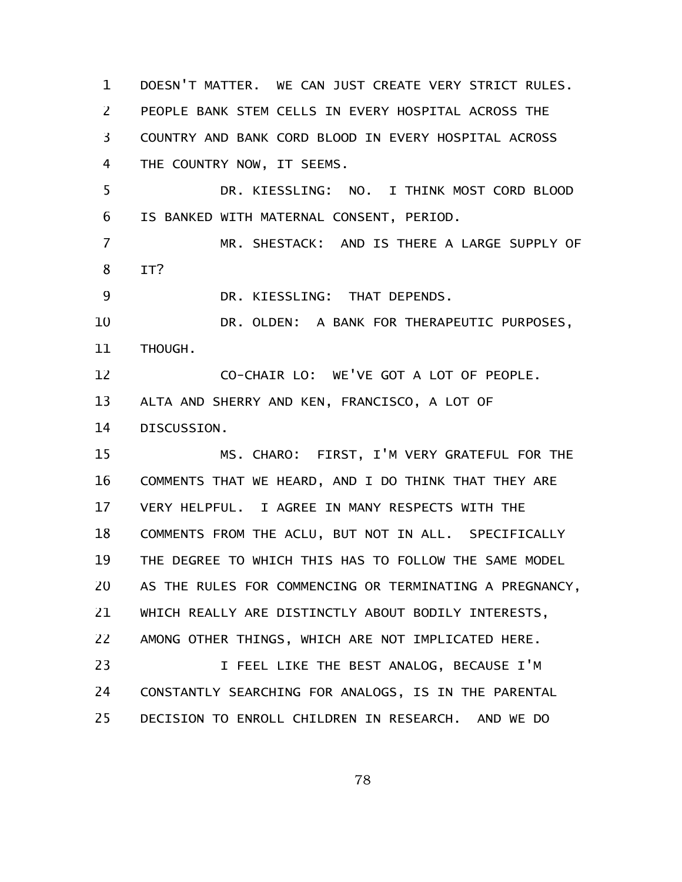DOESN'T MATTER. WE CAN JUST CREATE VERY STRICT RULES. PEOPLE BANK STEM CELLS IN EVERY HOSPITAL ACROSS THE COUNTRY AND BANK CORD BLOOD IN EVERY HOSPITAL ACROSS THE COUNTRY NOW, IT SEEMS.

DR. KIESSLING: NO. I THINK MOST CORD BLOOD IS BANKED WITH MATERNAL CONSENT, PERIOD.

MR. SHESTACK: AND IS THERE A LARGE SUPPLY OF IT?

DR. KIESSLING: THAT DEPENDS.

DR. OLDEN: A BANK FOR THERAPEUTIC PURPOSES, THOUGH.

CO-CHAIR LO: WE'VE GOT A LOT OF PEOPLE. ALTA AND SHERRY AND KEN, FRANCISCO, A LOT OF DISCUSSION.

MS. CHARO: FIRST, I'M VERY GRATEFUL FOR THE COMMENTS THAT WE HEARD, AND I DO THINK THAT THEY ARE VERY HELPFUL. I AGREE IN MANY RESPECTS WITH THE COMMENTS FROM THE ACLU, BUT NOT IN ALL. SPECIFICALLY THE DEGREE TO WHICH THIS HAS TO FOLLOW THE SAME MODEL AS THE RULES FOR COMMENCING OR TERMINATING A PREGNANCY, WHICH REALLY ARE DISTINCTLY ABOUT BODILY INTERESTS, AMONG OTHER THINGS, WHICH ARE NOT IMPLICATED HERE.

I FEEL LIKE THE BEST ANALOG, BECAUSE I'M CONSTANTLY SEARCHING FOR ANALOGS, IS IN THE PARENTAL DECISION TO ENROLL CHILDREN IN RESEARCH. AND WE DO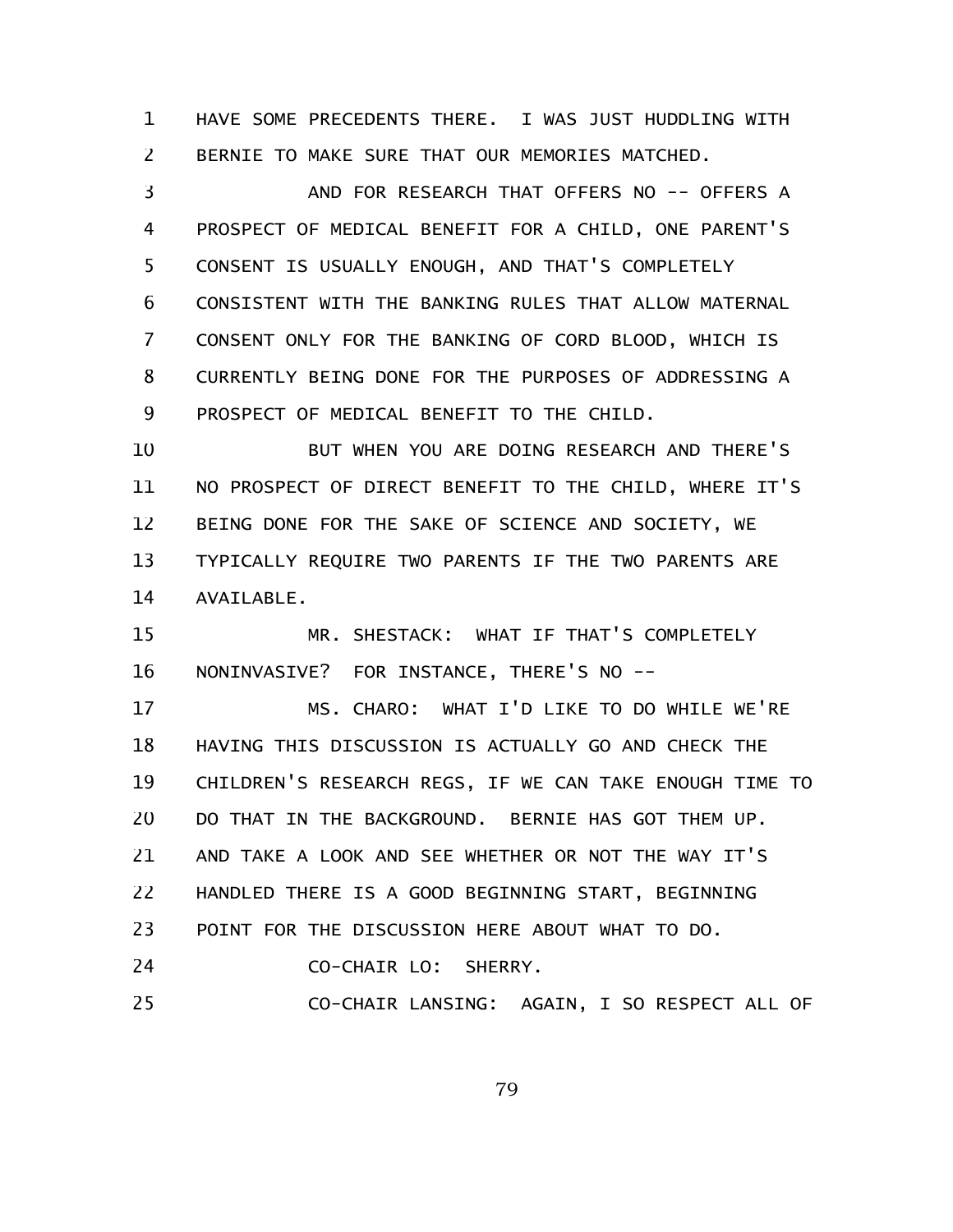HAVE SOME PRECEDENTS THERE. I WAS JUST HUDDLING WITH BERNIE TO MAKE SURE THAT OUR MEMORIES MATCHED.

AND FOR RESEARCH THAT OFFERS NO -- OFFERS A PROSPECT OF MEDICAL BENEFIT FOR A CHILD, ONE PARENT'S CONSENT IS USUALLY ENOUGH, AND THAT'S COMPLETELY CONSISTENT WITH THE BANKING RULES THAT ALLOW MATERNAL CONSENT ONLY FOR THE BANKING OF CORD BLOOD, WHICH IS CURRENTLY BEING DONE FOR THE PURPOSES OF ADDRESSING A PROSPECT OF MEDICAL BENEFIT TO THE CHILD.

BUT WHEN YOU ARE DOING RESEARCH AND THERE'S NO PROSPECT OF DIRECT BENEFIT TO THE CHILD, WHERE IT'S BEING DONE FOR THE SAKE OF SCIENCE AND SOCIETY, WE TYPICALLY REQUIRE TWO PARENTS IF THE TWO PARENTS ARE AVAILABLE.

MR. SHESTACK: WHAT IF THAT'S COMPLETELY NONINVASIVE? FOR INSTANCE, THERE'S NO --

MS. CHARO: WHAT I'D LIKE TO DO WHILE WE'RE HAVING THIS DISCUSSION IS ACTUALLY GO AND CHECK THE CHILDREN'S RESEARCH REGS, IF WE CAN TAKE ENOUGH TIME TO DO THAT IN THE BACKGROUND. BERNIE HAS GOT THEM UP. AND TAKE A LOOK AND SEE WHETHER OR NOT THE WAY IT'S HANDLED THERE IS A GOOD BEGINNING START, BEGINNING POINT FOR THE DISCUSSION HERE ABOUT WHAT TO DO.

CO-CHAIR LO: SHERRY.

CO-CHAIR LANSING: AGAIN, I SO RESPECT ALL OF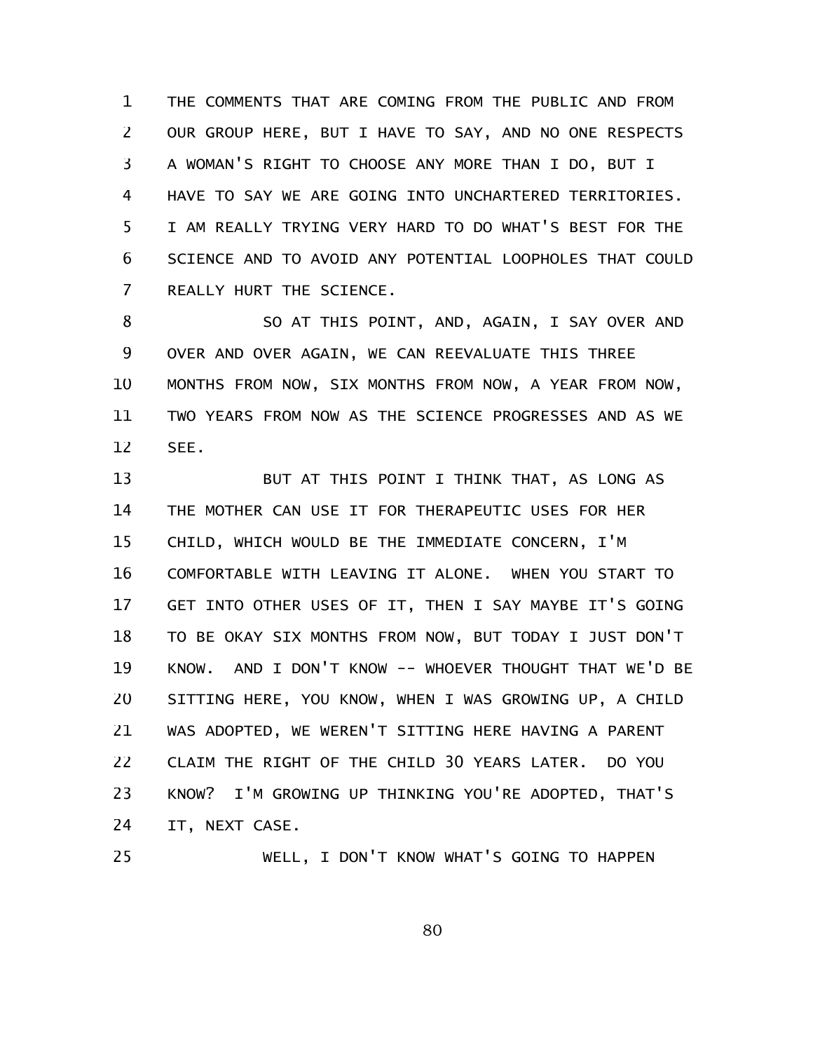THE COMMENTS THAT ARE COMING FROM THE PUBLIC AND FROM OUR GROUP HERE, BUT I HAVE TO SAY, AND NO ONE RESPECTS A WOMAN'S RIGHT TO CHOOSE ANY MORE THAN I DO, BUT I HAVE TO SAY WE ARE GOING INTO UNCHARTERED TERRITORIES. I AM REALLY TRYING VERY HARD TO DO WHAT'S BEST FOR THE SCIENCE AND TO AVOID ANY POTENTIAL LOOPHOLES THAT COULD REALLY HURT THE SCIENCE.

SO AT THIS POINT, AND, AGAIN, I SAY OVER AND OVER AND OVER AGAIN, WE CAN REEVALUATE THIS THREE MONTHS FROM NOW, SIX MONTHS FROM NOW, A YEAR FROM NOW, TWO YEARS FROM NOW AS THE SCIENCE PROGRESSES AND AS WE SEE.

BUT AT THIS POINT I THINK THAT, AS LONG AS THE MOTHER CAN USE IT FOR THERAPEUTIC USES FOR HER CHILD, WHICH WOULD BE THE IMMEDIATE CONCERN, I'M COMFORTABLE WITH LEAVING IT ALONE. WHEN YOU START TO GET INTO OTHER USES OF IT, THEN I SAY MAYBE IT'S GOING TO BE OKAY SIX MONTHS FROM NOW, BUT TODAY I JUST DON'T KNOW. AND I DON'T KNOW -- WHOEVER THOUGHT THAT WE'D BE SITTING HERE, YOU KNOW, WHEN I WAS GROWING UP, A CHILD WAS ADOPTED, WE WEREN'T SITTING HERE HAVING A PARENT CLAIM THE RIGHT OF THE CHILD 30 YEARS LATER. DO YOU KNOW? I'M GROWING UP THINKING YOU'RE ADOPTED, THAT'S IT, NEXT CASE.

WELL, I DON'T KNOW WHAT'S GOING TO HAPPEN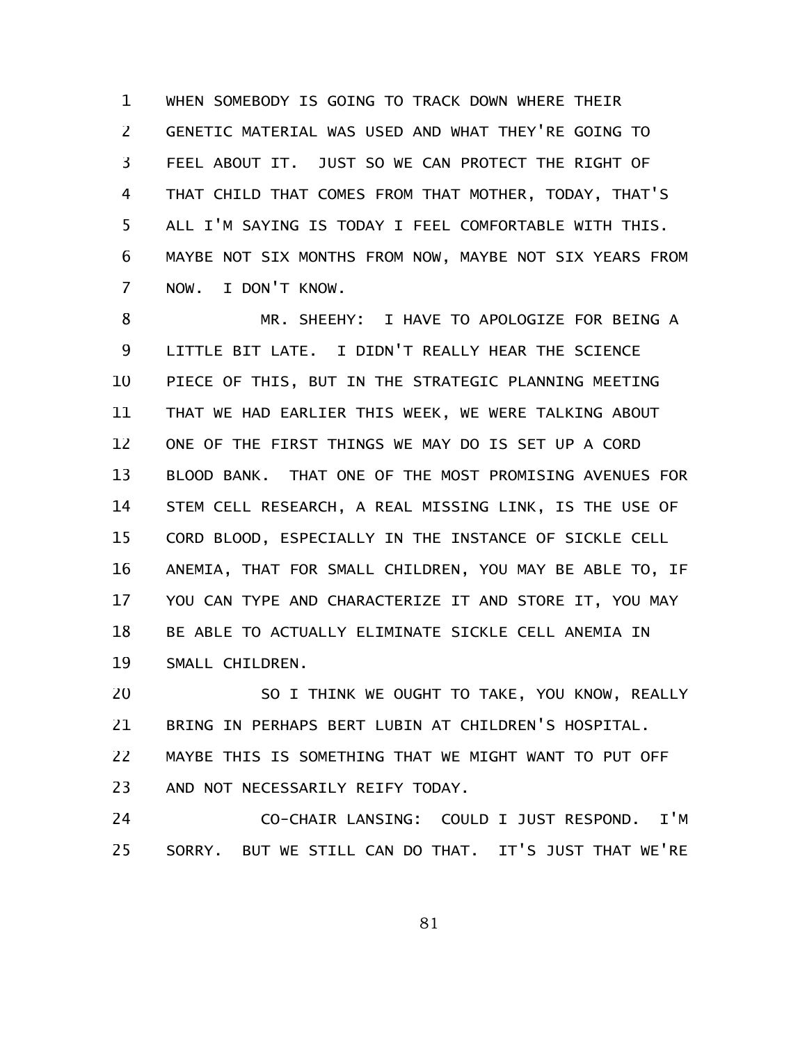WHEN SOMEBODY IS GOING TO TRACK DOWN WHERE THEIR GENETIC MATERIAL WAS USED AND WHAT THEY'RE GOING TO FEEL ABOUT IT. JUST SO WE CAN PROTECT THE RIGHT OF THAT CHILD THAT COMES FROM THAT MOTHER, TODAY, THAT'S ALL I'M SAYING IS TODAY I FEEL COMFORTABLE WITH THIS. MAYBE NOT SIX MONTHS FROM NOW, MAYBE NOT SIX YEARS FROM NOW. I DON'T KNOW.

MR. SHEEHY: I HAVE TO APOLOGIZE FOR BEING A LITTLE BIT LATE. I DIDN'T REALLY HEAR THE SCIENCE PIECE OF THIS, BUT IN THE STRATEGIC PLANNING MEETING THAT WE HAD EARLIER THIS WEEK, WE WERE TALKING ABOUT ONE OF THE FIRST THINGS WE MAY DO IS SET UP A CORD BLOOD BANK. THAT ONE OF THE MOST PROMISING AVENUES FOR STEM CELL RESEARCH, A REAL MISSING LINK, IS THE USE OF CORD BLOOD, ESPECIALLY IN THE INSTANCE OF SICKLE CELL ANEMIA, THAT FOR SMALL CHILDREN, YOU MAY BE ABLE TO, IF YOU CAN TYPE AND CHARACTERIZE IT AND STORE IT, YOU MAY BE ABLE TO ACTUALLY ELIMINATE SICKLE CELL ANEMIA IN SMALL CHILDREN.

SO I THINK WE OUGHT TO TAKE, YOU KNOW, REALLY BRING IN PERHAPS BERT LUBIN AT CHILDREN'S HOSPITAL. MAYBE THIS IS SOMETHING THAT WE MIGHT WANT TO PUT OFF AND NOT NECESSARILY REIFY TODAY.

CO-CHAIR LANSING: COULD I JUST RESPOND. I'M SORRY. BUT WE STILL CAN DO THAT. IT'S JUST THAT WE'RE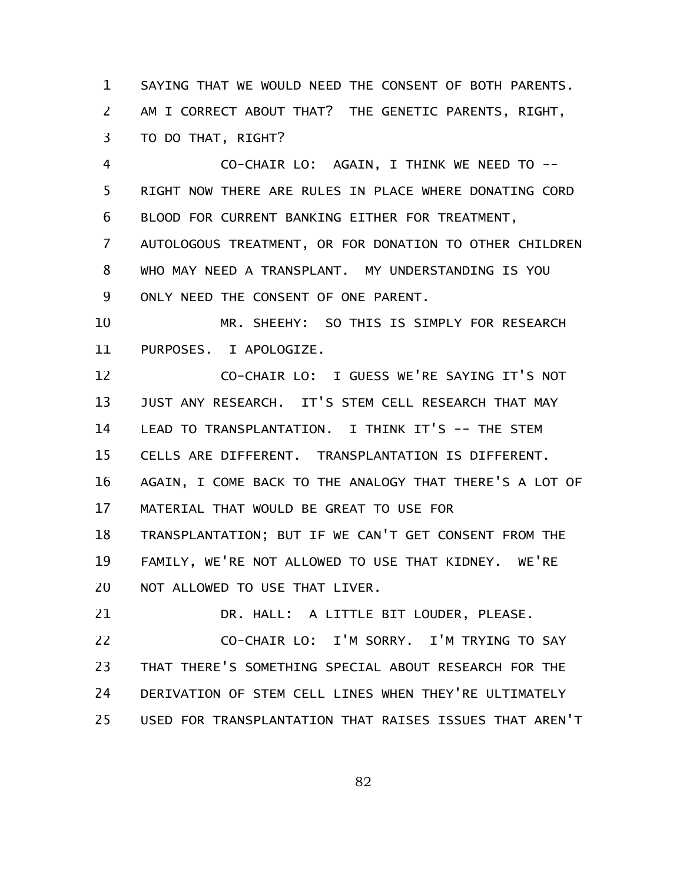SAYING THAT WE WOULD NEED THE CONSENT OF BOTH PARENTS. AM I CORRECT ABOUT THAT? THE GENETIC PARENTS, RIGHT, TO DO THAT, RIGHT?

CO-CHAIR LO: AGAIN, I THINK WE NEED TO -- RIGHT NOW THERE ARE RULES IN PLACE WHERE DONATING CORD BLOOD FOR CURRENT BANKING EITHER FOR TREATMENT, AUTOLOGOUS TREATMENT, OR FOR DONATION TO OTHER CHILDREN WHO MAY NEED A TRANSPLANT. MY UNDERSTANDING IS YOU ONLY NEED THE CONSENT OF ONE PARENT.

MR. SHEEHY: SO THIS IS SIMPLY FOR RESEARCH PURPOSES. I APOLOGIZE.

CO-CHAIR LO: I GUESS WE'RE SAYING IT'S NOT JUST ANY RESEARCH. IT'S STEM CELL RESEARCH THAT MAY LEAD TO TRANSPLANTATION. I THINK IT'S -- THE STEM CELLS ARE DIFFERENT. TRANSPLANTATION IS DIFFERENT. AGAIN, I COME BACK TO THE ANALOGY THAT THERE'S A LOT OF MATERIAL THAT WOULD BE GREAT TO USE FOR TRANSPLANTATION; BUT IF WE CAN'T GET CONSENT FROM THE FAMILY, WE'RE NOT ALLOWED TO USE THAT KIDNEY. WE'RE NOT ALLOWED TO USE THAT LIVER.

DR. HALL: A LITTLE BIT LOUDER, PLEASE.

CO-CHAIR LO: I'M SORRY. I'M TRYING TO SAY THAT THERE'S SOMETHING SPECIAL ABOUT RESEARCH FOR THE DERIVATION OF STEM CELL LINES WHEN THEY'RE ULTIMATELY USED FOR TRANSPLANTATION THAT RAISES ISSUES THAT AREN'T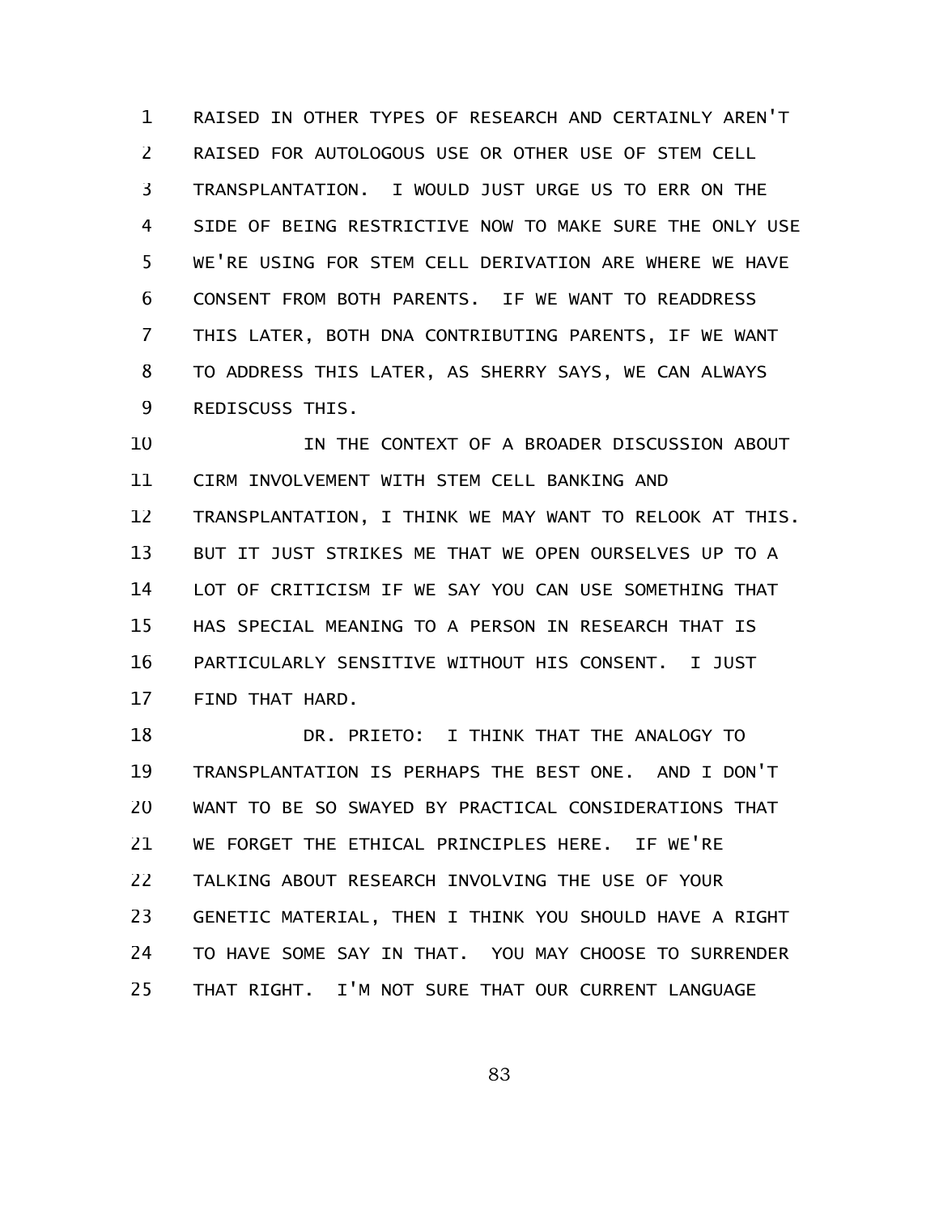RAISED IN OTHER TYPES OF RESEARCH AND CERTAINLY AREN'T RAISED FOR AUTOLOGOUS USE OR OTHER USE OF STEM CELL TRANSPLANTATION. I WOULD JUST URGE US TO ERR ON THE SIDE OF BEING RESTRICTIVE NOW TO MAKE SURE THE ONLY USE WE'RE USING FOR STEM CELL DERIVATION ARE WHERE WE HAVE CONSENT FROM BOTH PARENTS. IF WE WANT TO READDRESS THIS LATER, BOTH DNA CONTRIBUTING PARENTS, IF WE WANT TO ADDRESS THIS LATER, AS SHERRY SAYS, WE CAN ALWAYS REDISCUSS THIS.

IN THE CONTEXT OF A BROADER DISCUSSION ABOUT CIRM INVOLVEMENT WITH STEM CELL BANKING AND TRANSPLANTATION, I THINK WE MAY WANT TO RELOOK AT THIS. BUT IT JUST STRIKES ME THAT WE OPEN OURSELVES UP TO A LOT OF CRITICISM IF WE SAY YOU CAN USE SOMETHING THAT HAS SPECIAL MEANING TO A PERSON IN RESEARCH THAT IS PARTICULARLY SENSITIVE WITHOUT HIS CONSENT. I JUST FIND THAT HARD.

DR. PRIETO: I THINK THAT THE ANALOGY TO TRANSPLANTATION IS PERHAPS THE BEST ONE. AND I DON'T WANT TO BE SO SWAYED BY PRACTICAL CONSIDERATIONS THAT WE FORGET THE ETHICAL PRINCIPLES HERE. IF WE'RE TALKING ABOUT RESEARCH INVOLVING THE USE OF YOUR GENETIC MATERIAL, THEN I THINK YOU SHOULD HAVE A RIGHT TO HAVE SOME SAY IN THAT. YOU MAY CHOOSE TO SURRENDER THAT RIGHT. I'M NOT SURE THAT OUR CURRENT LANGUAGE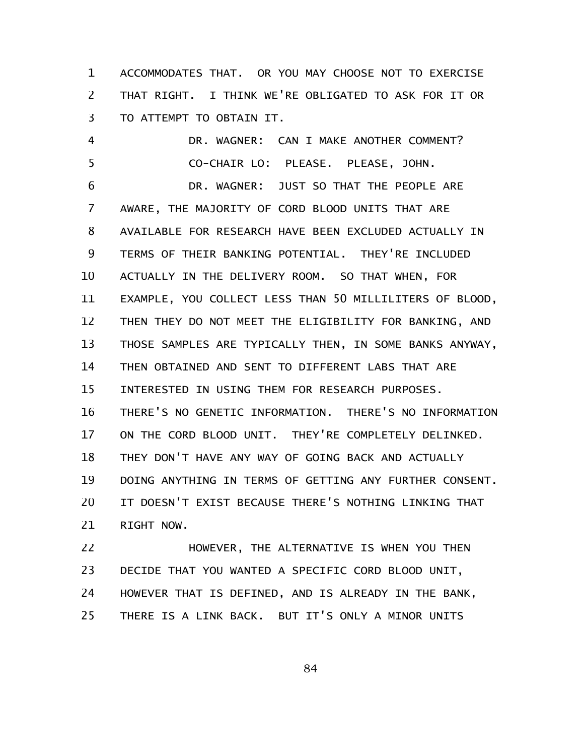ACCOMMODATES THAT. OR YOU MAY CHOOSE NOT TO EXERCISE THAT RIGHT. I THINK WE'RE OBLIGATED TO ASK FOR IT OR TO ATTEMPT TO OBTAIN IT.

DR. WAGNER: CAN I MAKE ANOTHER COMMENT?

CO-CHAIR LO: PLEASE. PLEASE, JOHN.

DR. WAGNER: JUST SO THAT THE PEOPLE ARE AWARE, THE MAJORITY OF CORD BLOOD UNITS THAT ARE AVAILABLE FOR RESEARCH HAVE BEEN EXCLUDED ACTUALLY IN TERMS OF THEIR BANKING POTENTIAL. THEY'RE INCLUDED ACTUALLY IN THE DELIVERY ROOM. SO THAT WHEN, FOR EXAMPLE, YOU COLLECT LESS THAN 50 MILLILITERS OF BLOOD, THEN THEY DO NOT MEET THE ELIGIBILITY FOR BANKING, AND THOSE SAMPLES ARE TYPICALLY THEN, IN SOME BANKS ANYWAY, THEN OBTAINED AND SENT TO DIFFERENT LABS THAT ARE INTERESTED IN USING THEM FOR RESEARCH PURPOSES. THERE'S NO GENETIC INFORMATION. THERE'S NO INFORMATION ON THE CORD BLOOD UNIT. THEY'RE COMPLETELY DELINKED. THEY DON'T HAVE ANY WAY OF GOING BACK AND ACTUALLY DOING ANYTHING IN TERMS OF GETTING ANY FURTHER CONSENT. IT DOESN'T EXIST BECAUSE THERE'S NOTHING LINKING THAT RIGHT NOW.

HOWEVER, THE ALTERNATIVE IS WHEN YOU THEN DECIDE THAT YOU WANTED A SPECIFIC CORD BLOOD UNIT, HOWEVER THAT IS DEFINED, AND IS ALREADY IN THE BANK, THERE IS A LINK BACK. BUT IT'S ONLY A MINOR UNITS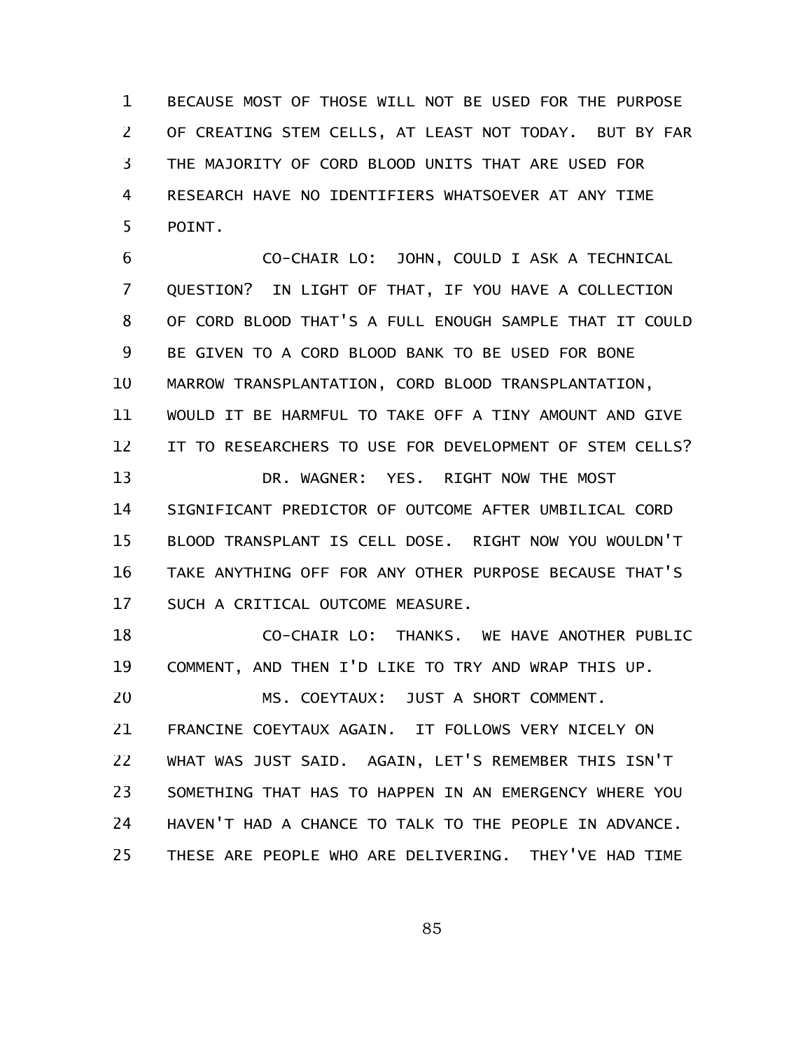BECAUSE MOST OF THOSE WILL NOT BE USED FOR THE PURPOSE OF CREATING STEM CELLS, AT LEAST NOT TODAY. BUT BY FAR THE MAJORITY OF CORD BLOOD UNITS THAT ARE USED FOR RESEARCH HAVE NO IDENTIFIERS WHATSOEVER AT ANY TIME POINT.

CO-CHAIR LO: JOHN, COULD I ASK A TECHNICAL QUESTION? IN LIGHT OF THAT, IF YOU HAVE A COLLECTION OF CORD BLOOD THAT'S A FULL ENOUGH SAMPLE THAT IT COULD BE GIVEN TO A CORD BLOOD BANK TO BE USED FOR BONE MARROW TRANSPLANTATION, CORD BLOOD TRANSPLANTATION, WOULD IT BE HARMFUL TO TAKE OFF A TINY AMOUNT AND GIVE IT TO RESEARCHERS TO USE FOR DEVELOPMENT OF STEM CELLS?

DR. WAGNER: YES. RIGHT NOW THE MOST SIGNIFICANT PREDICTOR OF OUTCOME AFTER UMBILICAL CORD BLOOD TRANSPLANT IS CELL DOSE. RIGHT NOW YOU WOULDN'T TAKE ANYTHING OFF FOR ANY OTHER PURPOSE BECAUSE THAT'S SUCH A CRITICAL OUTCOME MEASURE.

CO-CHAIR LO: THANKS. WE HAVE ANOTHER PUBLIC COMMENT, AND THEN I'D LIKE TO TRY AND WRAP THIS UP.

MS. COEYTAUX: JUST A SHORT COMMENT. FRANCINE COEYTAUX AGAIN. IT FOLLOWS VERY NICELY ON WHAT WAS JUST SAID. AGAIN, LET'S REMEMBER THIS ISN'T SOMETHING THAT HAS TO HAPPEN IN AN EMERGENCY WHERE YOU HAVEN'T HAD A CHANCE TO TALK TO THE PEOPLE IN ADVANCE. THESE ARE PEOPLE WHO ARE DELIVERING. THEY'VE HAD TIME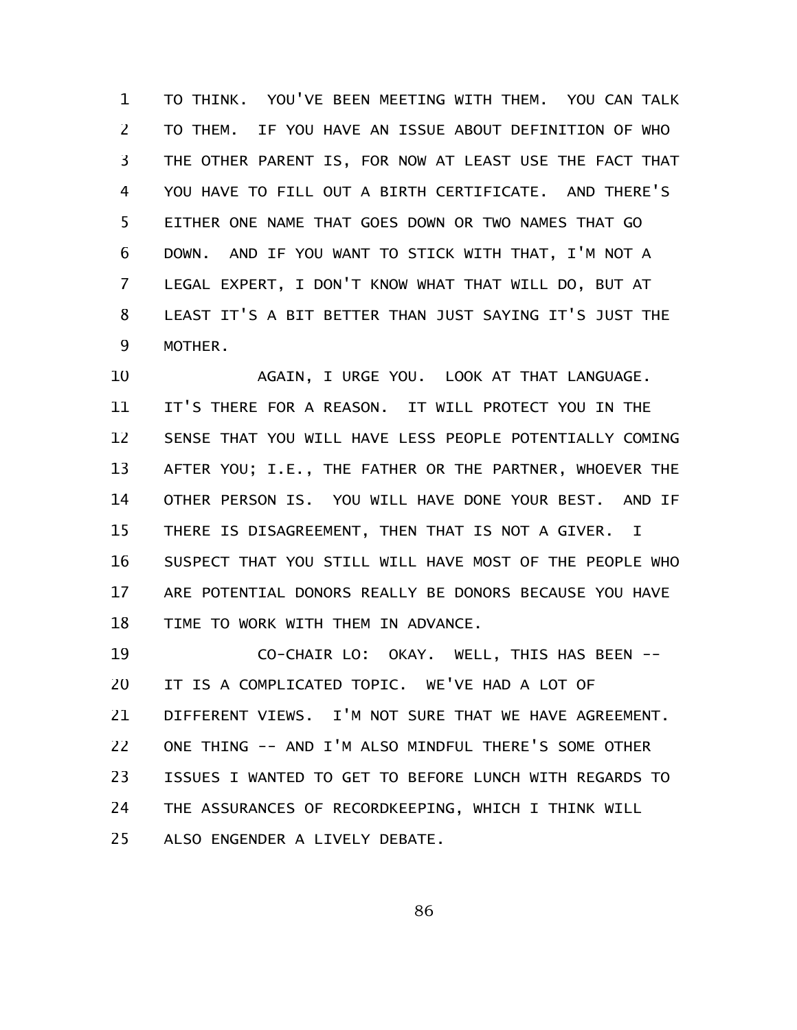TO THINK. YOU'VE BEEN MEETING WITH THEM. YOU CAN TALK TO THEM. IF YOU HAVE AN ISSUE ABOUT DEFINITION OF WHO THE OTHER PARENT IS, FOR NOW AT LEAST USE THE FACT THAT YOU HAVE TO FILL OUT A BIRTH CERTIFICATE. AND THERE'S EITHER ONE NAME THAT GOES DOWN OR TWO NAMES THAT GO DOWN. AND IF YOU WANT TO STICK WITH THAT, I'M NOT A LEGAL EXPERT, I DON'T KNOW WHAT THAT WILL DO, BUT AT LEAST IT'S A BIT BETTER THAN JUST SAYING IT'S JUST THE MOTHER.

AGAIN, I URGE YOU. LOOK AT THAT LANGUAGE. IT'S THERE FOR A REASON. IT WILL PROTECT YOU IN THE SENSE THAT YOU WILL HAVE LESS PEOPLE POTENTIALLY COMING AFTER YOU; I.E., THE FATHER OR THE PARTNER, WHOEVER THE OTHER PERSON IS. YOU WILL HAVE DONE YOUR BEST. AND IF THERE IS DISAGREEMENT, THEN THAT IS NOT A GIVER. I SUSPECT THAT YOU STILL WILL HAVE MOST OF THE PEOPLE WHO ARE POTENTIAL DONORS REALLY BE DONORS BECAUSE YOU HAVE TIME TO WORK WITH THEM IN ADVANCE.

CO-CHAIR LO: OKAY. WELL, THIS HAS BEEN -- IT IS A COMPLICATED TOPIC. WE'VE HAD A LOT OF DIFFERENT VIEWS. I'M NOT SURE THAT WE HAVE AGREEMENT. ONE THING -- AND I'M ALSO MINDFUL THERE'S SOME OTHER ISSUES I WANTED TO GET TO BEFORE LUNCH WITH REGARDS TO THE ASSURANCES OF RECORDKEEPING, WHICH I THINK WILL ALSO ENGENDER A LIVELY DEBATE.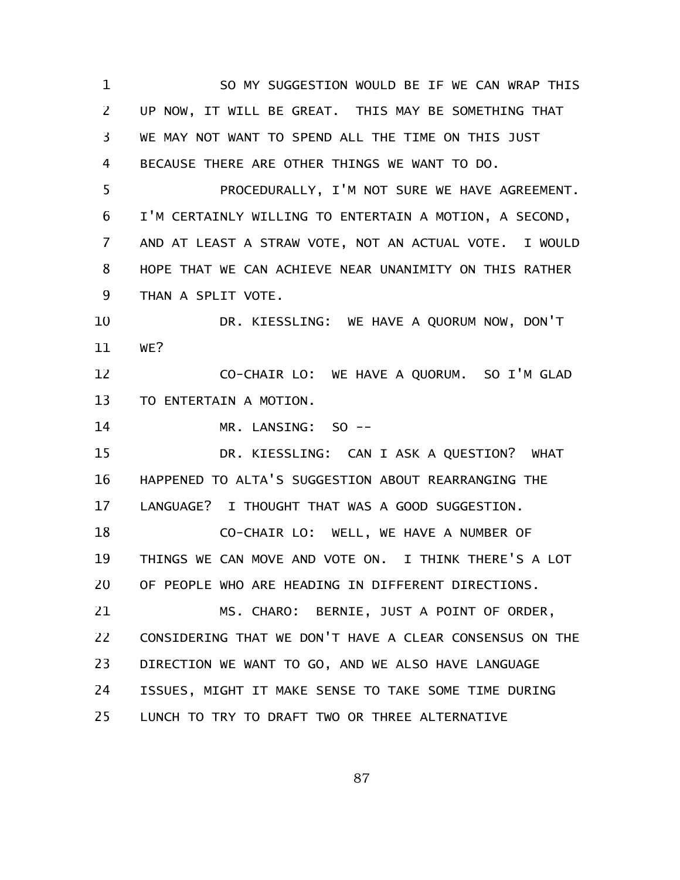SO MY SUGGESTION WOULD BE IF WE CAN WRAP THIS UP NOW, IT WILL BE GREAT. THIS MAY BE SOMETHING THAT WE MAY NOT WANT TO SPEND ALL THE TIME ON THIS JUST BECAUSE THERE ARE OTHER THINGS WE WANT TO DO.

PROCEDURALLY, I'M NOT SURE WE HAVE AGREEMENT. I'M CERTAINLY WILLING TO ENTERTAIN A MOTION, A SECOND, AND AT LEAST A STRAW VOTE, NOT AN ACTUAL VOTE. I WOULD HOPE THAT WE CAN ACHIEVE NEAR UNANIMITY ON THIS RATHER THAN A SPLIT VOTE.

DR. KIESSLING: WE HAVE A QUORUM NOW, DON'T WE?

CO-CHAIR LO: WE HAVE A QUORUM. SO I'M GLAD TO ENTERTAIN A MOTION.

MR. LANSING: SO --

DR. KIESSLING: CAN I ASK A QUESTION? WHAT HAPPENED TO ALTA'S SUGGESTION ABOUT REARRANGING THE LANGUAGE? I THOUGHT THAT WAS A GOOD SUGGESTION.

CO-CHAIR LO: WELL, WE HAVE A NUMBER OF THINGS WE CAN MOVE AND VOTE ON. I THINK THERE'S A LOT OF PEOPLE WHO ARE HEADING IN DIFFERENT DIRECTIONS.

MS. CHARO: BERNIE, JUST A POINT OF ORDER, CONSIDERING THAT WE DON'T HAVE A CLEAR CONSENSUS ON THE DIRECTION WE WANT TO GO, AND WE ALSO HAVE LANGUAGE ISSUES, MIGHT IT MAKE SENSE TO TAKE SOME TIME DURING LUNCH TO TRY TO DRAFT TWO OR THREE ALTERNATIVE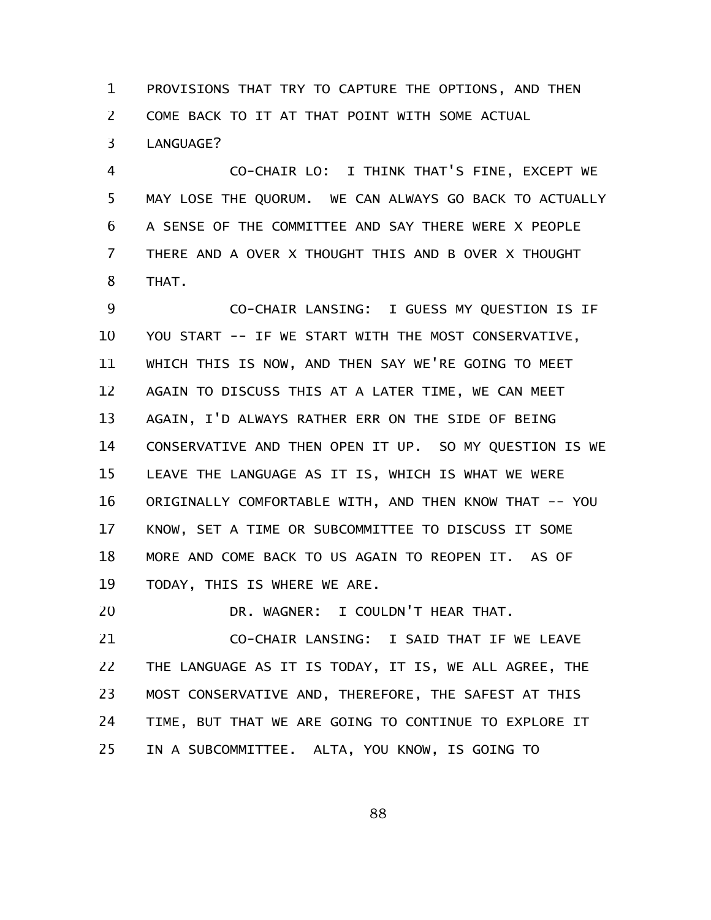PROVISIONS THAT TRY TO CAPTURE THE OPTIONS, AND THEN COME BACK TO IT AT THAT POINT WITH SOME ACTUAL LANGUAGE?

CO-CHAIR LO: I THINK THAT'S FINE, EXCEPT WE MAY LOSE THE QUORUM. WE CAN ALWAYS GO BACK TO ACTUALLY A SENSE OF THE COMMITTEE AND SAY THERE WERE X PEOPLE THERE AND A OVER X THOUGHT THIS AND B OVER X THOUGHT THAT.

CO-CHAIR LANSING: I GUESS MY QUESTION IS IF YOU START -- IF WE START WITH THE MOST CONSERVATIVE, WHICH THIS IS NOW, AND THEN SAY WE'RE GOING TO MEET AGAIN TO DISCUSS THIS AT A LATER TIME, WE CAN MEET AGAIN, I'D ALWAYS RATHER ERR ON THE SIDE OF BEING CONSERVATIVE AND THEN OPEN IT UP. SO MY QUESTION IS WE LEAVE THE LANGUAGE AS IT IS, WHICH IS WHAT WE WERE ORIGINALLY COMFORTABLE WITH, AND THEN KNOW THAT -- YOU KNOW, SET A TIME OR SUBCOMMITTEE TO DISCUSS IT SOME MORE AND COME BACK TO US AGAIN TO REOPEN IT. AS OF TODAY, THIS IS WHERE WE ARE.

DR. WAGNER: I COULDN'T HEAR THAT.

CO-CHAIR LANSING: I SAID THAT IF WE LEAVE THE LANGUAGE AS IT IS TODAY, IT IS, WE ALL AGREE, THE MOST CONSERVATIVE AND, THEREFORE, THE SAFEST AT THIS TIME, BUT THAT WE ARE GOING TO CONTINUE TO EXPLORE IT IN A SUBCOMMITTEE. ALTA, YOU KNOW, IS GOING TO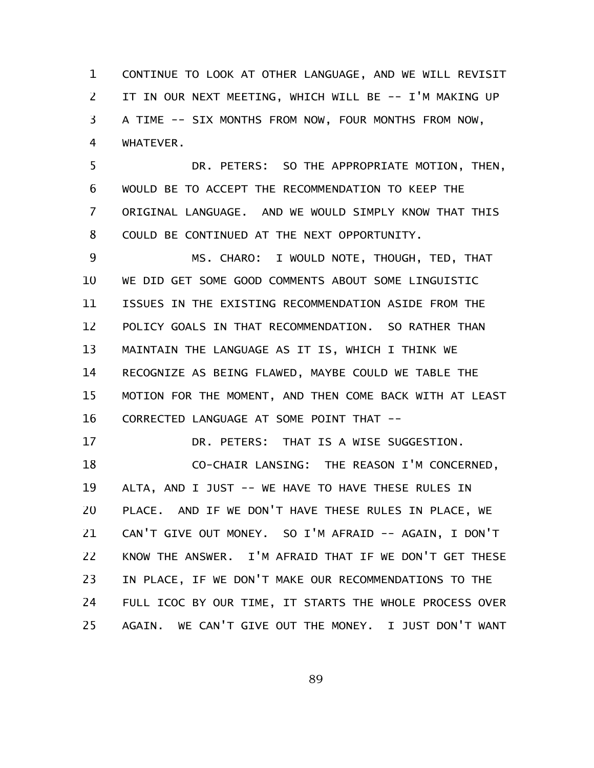CONTINUE TO LOOK AT OTHER LANGUAGE, AND WE WILL REVISIT IT IN OUR NEXT MEETING, WHICH WILL BE -- I'M MAKING UP A TIME -- SIX MONTHS FROM NOW, FOUR MONTHS FROM NOW, WHATEVER.

DR. PETERS: SO THE APPROPRIATE MOTION, THEN, WOULD BE TO ACCEPT THE RECOMMENDATION TO KEEP THE ORIGINAL LANGUAGE. AND WE WOULD SIMPLY KNOW THAT THIS COULD BE CONTINUED AT THE NEXT OPPORTUNITY.

MS. CHARO: I WOULD NOTE, THOUGH, TED, THAT WE DID GET SOME GOOD COMMENTS ABOUT SOME LINGUISTIC ISSUES IN THE EXISTING RECOMMENDATION ASIDE FROM THE POLICY GOALS IN THAT RECOMMENDATION. SO RATHER THAN MAINTAIN THE LANGUAGE AS IT IS, WHICH I THINK WE RECOGNIZE AS BEING FLAWED, MAYBE COULD WE TABLE THE MOTION FOR THE MOMENT, AND THEN COME BACK WITH AT LEAST CORRECTED LANGUAGE AT SOME POINT THAT --

DR. PETERS: THAT IS A WISE SUGGESTION.

CO-CHAIR LANSING: THE REASON I'M CONCERNED, ALTA, AND I JUST -- WE HAVE TO HAVE THESE RULES IN PLACE. AND IF WE DON'T HAVE THESE RULES IN PLACE, WE CAN'T GIVE OUT MONEY. SO I'M AFRAID -- AGAIN, I DON'T KNOW THE ANSWER. I'M AFRAID THAT IF WE DON'T GET THESE IN PLACE, IF WE DON'T MAKE OUR RECOMMENDATIONS TO THE FULL ICOC BY OUR TIME, IT STARTS THE WHOLE PROCESS OVER AGAIN. WE CAN'T GIVE OUT THE MONEY. I JUST DON'T WANT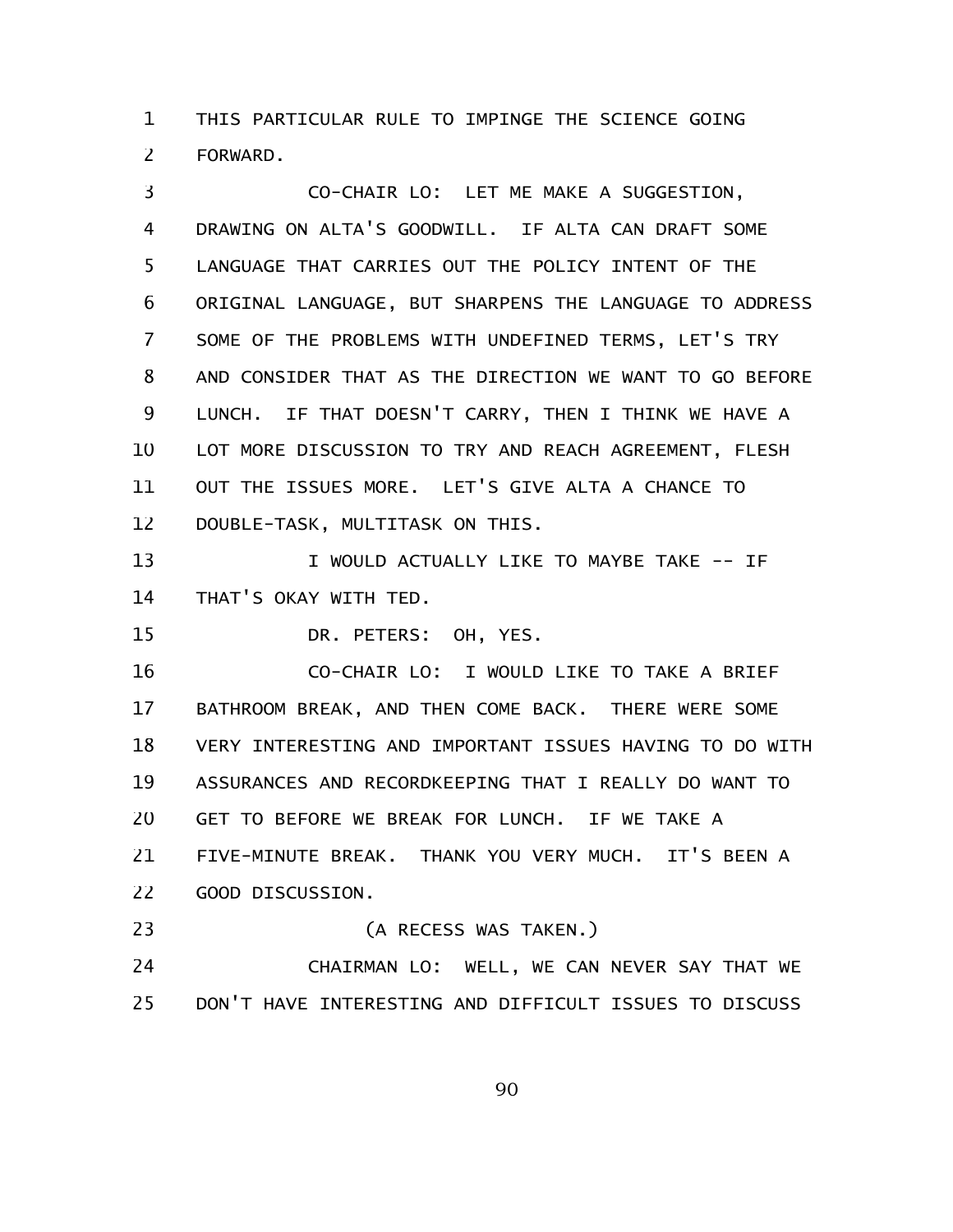THIS PARTICULAR RULE TO IMPINGE THE SCIENCE GOING FORWARD.

CO-CHAIR LO: LET ME MAKE A SUGGESTION, DRAWING ON ALTA'S GOODWILL. IF ALTA CAN DRAFT SOME LANGUAGE THAT CARRIES OUT THE POLICY INTENT OF THE ORIGINAL LANGUAGE, BUT SHARPENS THE LANGUAGE TO ADDRESS SOME OF THE PROBLEMS WITH UNDEFINED TERMS, LET'S TRY AND CONSIDER THAT AS THE DIRECTION WE WANT TO GO BEFORE LUNCH. IF THAT DOESN'T CARRY, THEN I THINK WE HAVE A LOT MORE DISCUSSION TO TRY AND REACH AGREEMENT, FLESH OUT THE ISSUES MORE. LET'S GIVE ALTA A CHANCE TO DOUBLE-TASK, MULTITASK ON THIS.

I WOULD ACTUALLY LIKE TO MAYBE TAKE -- IF THAT'S OKAY WITH TED.

DR. PETERS: OH, YES.

CO-CHAIR LO: I WOULD LIKE TO TAKE A BRIEF BATHROOM BREAK, AND THEN COME BACK. THERE WERE SOME VERY INTERESTING AND IMPORTANT ISSUES HAVING TO DO WITH ASSURANCES AND RECORDKEEPING THAT I REALLY DO WANT TO GET TO BEFORE WE BREAK FOR LUNCH. IF WE TAKE A FIVE-MINUTE BREAK. THANK YOU VERY MUCH. IT'S BEEN A GOOD DISCUSSION.

(A RECESS WAS TAKEN.)

CHAIRMAN LO: WELL, WE CAN NEVER SAY THAT WE DON'T HAVE INTERESTING AND DIFFICULT ISSUES TO DISCUSS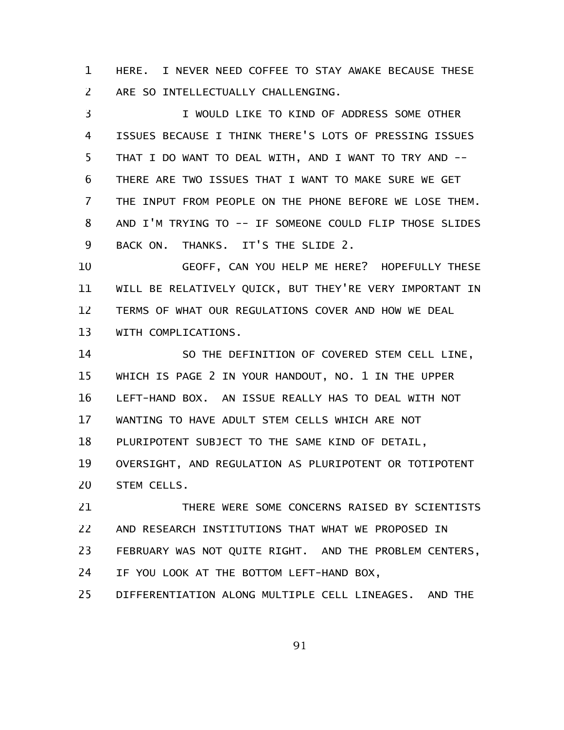HERE. I NEVER NEED COFFEE TO STAY AWAKE BECAUSE THESE ARE SO INTELLECTUALLY CHALLENGING.

I WOULD LIKE TO KIND OF ADDRESS SOME OTHER ISSUES BECAUSE I THINK THERE'S LOTS OF PRESSING ISSUES THAT I DO WANT TO DEAL WITH, AND I WANT TO TRY AND -- THERE ARE TWO ISSUES THAT I WANT TO MAKE SURE WE GET THE INPUT FROM PEOPLE ON THE PHONE BEFORE WE LOSE THEM. AND I'M TRYING TO -- IF SOMEONE COULD FLIP THOSE SLIDES BACK ON. THANKS. IT'S THE SLIDE 2.

GEOFF, CAN YOU HELP ME HERE? HOPEFULLY THESE WILL BE RELATIVELY QUICK, BUT THEY'RE VERY IMPORTANT IN TERMS OF WHAT OUR REGULATIONS COVER AND HOW WE DEAL WITH COMPLICATIONS.

SO THE DEFINITION OF COVERED STEM CELL LINE, WHICH IS PAGE 2 IN YOUR HANDOUT, NO. 1 IN THE UPPER LEFT-HAND BOX. AN ISSUE REALLY HAS TO DEAL WITH NOT WANTING TO HAVE ADULT STEM CELLS WHICH ARE NOT PLURIPOTENT SUBJECT TO THE SAME KIND OF DETAIL, OVERSIGHT, AND REGULATION AS PLURIPOTENT OR TOTIPOTENT STEM CELLS.

THERE WERE SOME CONCERNS RAISED BY SCIENTISTS AND RESEARCH INSTITUTIONS THAT WHAT WE PROPOSED IN FEBRUARY WAS NOT QUITE RIGHT. AND THE PROBLEM CENTERS, IF YOU LOOK AT THE BOTTOM LEFT-HAND BOX, DIFFERENTIATION ALONG MULTIPLE CELL LINEAGES. AND THE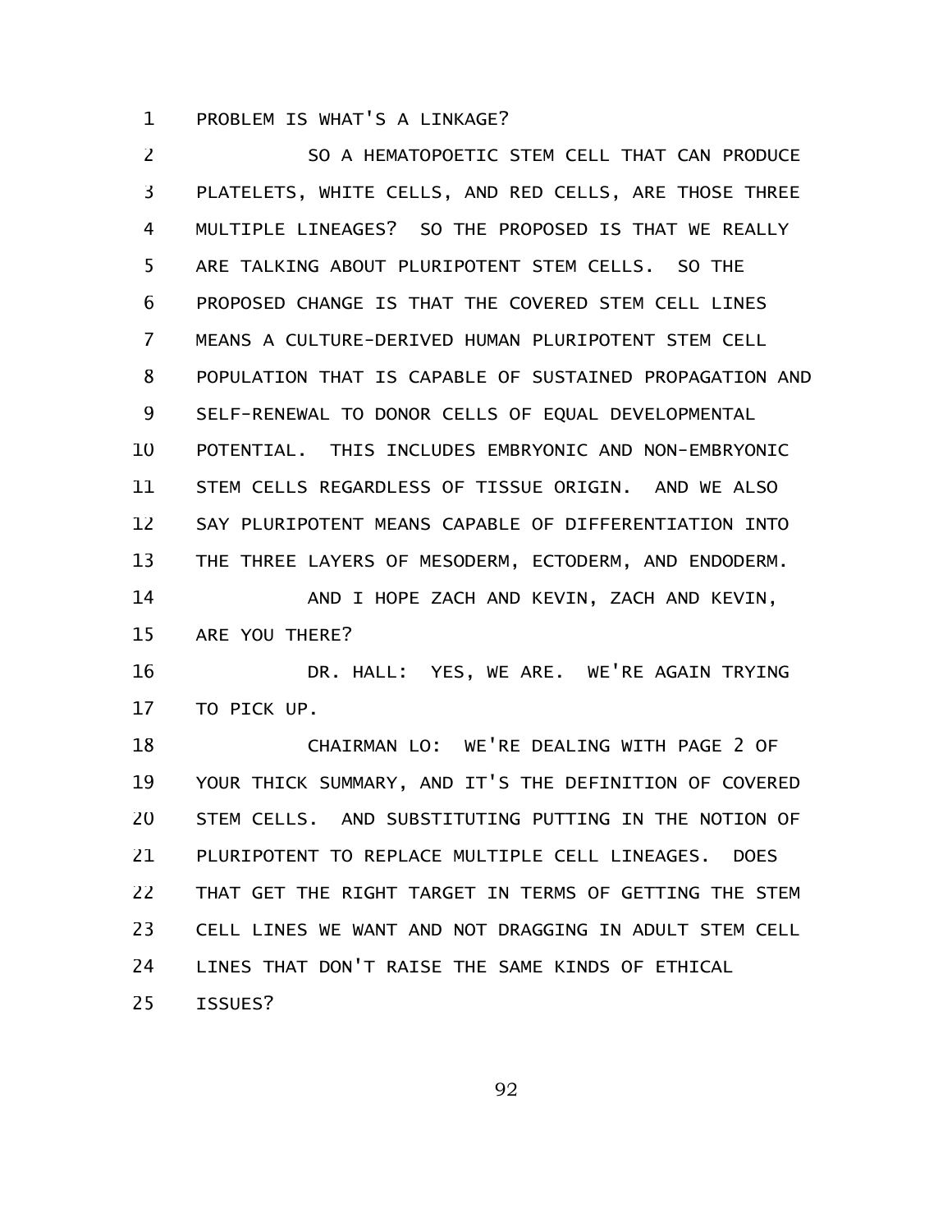PROBLEM IS WHAT'S A LINKAGE?

SO A HEMATOPOETIC STEM CELL THAT CAN PRODUCE PLATELETS, WHITE CELLS, AND RED CELLS, ARE THOSE THREE MULTIPLE LINEAGES? SO THE PROPOSED IS THAT WE REALLY ARE TALKING ABOUT PLURIPOTENT STEM CELLS. SO THE PROPOSED CHANGE IS THAT THE COVERED STEM CELL LINES MEANS A CULTURE-DERIVED HUMAN PLURIPOTENT STEM CELL POPULATION THAT IS CAPABLE OF SUSTAINED PROPAGATION AND SELF-RENEWAL TO DONOR CELLS OF EQUAL DEVELOPMENTAL POTENTIAL. THIS INCLUDES EMBRYONIC AND NON-EMBRYONIC STEM CELLS REGARDLESS OF TISSUE ORIGIN. AND WE ALSO SAY PLURIPOTENT MEANS CAPABLE OF DIFFERENTIATION INTO THE THREE LAYERS OF MESODERM, ECTODERM, AND ENDODERM.

AND I HOPE ZACH AND KEVIN, ZACH AND KEVIN, ARE YOU THERE?

DR. HALL: YES, WE ARE. WE'RE AGAIN TRYING TO PICK UP.

CHAIRMAN LO: WE'RE DEALING WITH PAGE 2 OF YOUR THICK SUMMARY, AND IT'S THE DEFINITION OF COVERED STEM CELLS. AND SUBSTITUTING PUTTING IN THE NOTION OF PLURIPOTENT TO REPLACE MULTIPLE CELL LINEAGES. DOES THAT GET THE RIGHT TARGET IN TERMS OF GETTING THE STEM CELL LINES WE WANT AND NOT DRAGGING IN ADULT STEM CELL LINES THAT DON'T RAISE THE SAME KINDS OF ETHICAL ISSUES?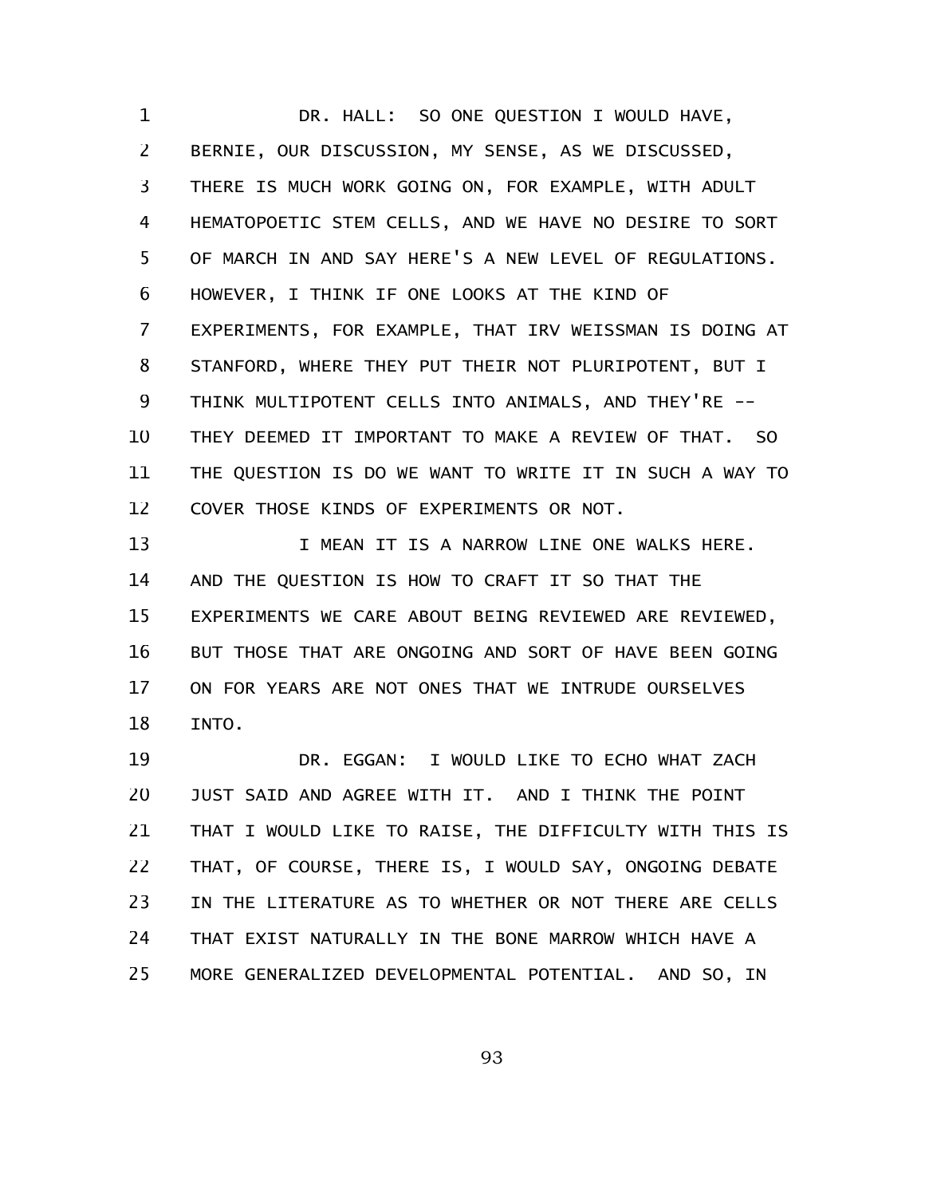DR. HALL: SO ONE QUESTION I WOULD HAVE, BERNIE, OUR DISCUSSION, MY SENSE, AS WE DISCUSSED, THERE IS MUCH WORK GOING ON, FOR EXAMPLE, WITH ADULT HEMATOPOETIC STEM CELLS, AND WE HAVE NO DESIRE TO SORT OF MARCH IN AND SAY HERE'S A NEW LEVEL OF REGULATIONS. HOWEVER, I THINK IF ONE LOOKS AT THE KIND OF EXPERIMENTS, FOR EXAMPLE, THAT IRV WEISSMAN IS DOING AT STANFORD, WHERE THEY PUT THEIR NOT PLURIPOTENT, BUT I THINK MULTIPOTENT CELLS INTO ANIMALS, AND THEY'RE -- THEY DEEMED IT IMPORTANT TO MAKE A REVIEW OF THAT. SO THE QUESTION IS DO WE WANT TO WRITE IT IN SUCH A WAY TO COVER THOSE KINDS OF EXPERIMENTS OR NOT.

I MEAN IT IS A NARROW LINE ONE WALKS HERE. AND THE QUESTION IS HOW TO CRAFT IT SO THAT THE EXPERIMENTS WE CARE ABOUT BEING REVIEWED ARE REVIEWED, BUT THOSE THAT ARE ONGOING AND SORT OF HAVE BEEN GOING ON FOR YEARS ARE NOT ONES THAT WE INTRUDE OURSELVES INTO.

DR. EGGAN: I WOULD LIKE TO ECHO WHAT ZACH JUST SAID AND AGREE WITH IT. AND I THINK THE POINT THAT I WOULD LIKE TO RAISE, THE DIFFICULTY WITH THIS IS THAT, OF COURSE, THERE IS, I WOULD SAY, ONGOING DEBATE IN THE LITERATURE AS TO WHETHER OR NOT THERE ARE CELLS THAT EXIST NATURALLY IN THE BONE MARROW WHICH HAVE A MORE GENERALIZED DEVELOPMENTAL POTENTIAL. AND SO, IN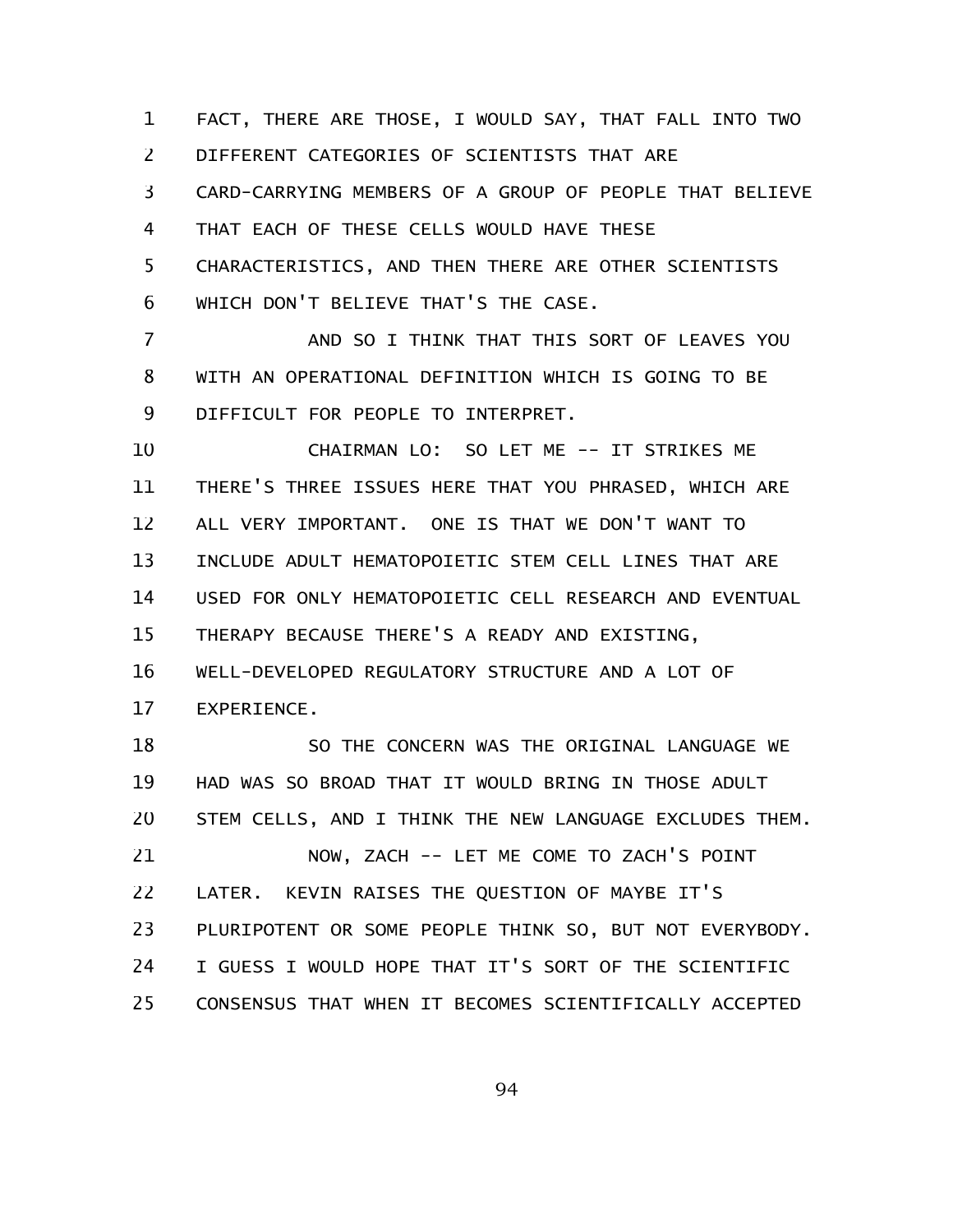FACT, THERE ARE THOSE, I WOULD SAY, THAT FALL INTO TWO DIFFERENT CATEGORIES OF SCIENTISTS THAT ARE CARD-CARRYING MEMBERS OF A GROUP OF PEOPLE THAT BELIEVE THAT EACH OF THESE CELLS WOULD HAVE THESE CHARACTERISTICS, AND THEN THERE ARE OTHER SCIENTISTS WHICH DON'T BELIEVE THAT'S THE CASE.

AND SO I THINK THAT THIS SORT OF LEAVES YOU WITH AN OPERATIONAL DEFINITION WHICH IS GOING TO BE DIFFICULT FOR PEOPLE TO INTERPRET.

CHAIRMAN LO: SO LET ME -- IT STRIKES ME THERE'S THREE ISSUES HERE THAT YOU PHRASED, WHICH ARE ALL VERY IMPORTANT. ONE IS THAT WE DON'T WANT TO INCLUDE ADULT HEMATOPOIETIC STEM CELL LINES THAT ARE USED FOR ONLY HEMATOPOIETIC CELL RESEARCH AND EVENTUAL THERAPY BECAUSE THERE'S A READY AND EXISTING, WELL-DEVELOPED REGULATORY STRUCTURE AND A LOT OF EXPERIENCE.

SO THE CONCERN WAS THE ORIGINAL LANGUAGE WE HAD WAS SO BROAD THAT IT WOULD BRING IN THOSE ADULT STEM CELLS, AND I THINK THE NEW LANGUAGE EXCLUDES THEM.

NOW, ZACH -- LET ME COME TO ZACH'S POINT LATER. KEVIN RAISES THE QUESTION OF MAYBE IT'S PLURIPOTENT OR SOME PEOPLE THINK SO, BUT NOT EVERYBODY. I GUESS I WOULD HOPE THAT IT'S SORT OF THE SCIENTIFIC CONSENSUS THAT WHEN IT BECOMES SCIENTIFICALLY ACCEPTED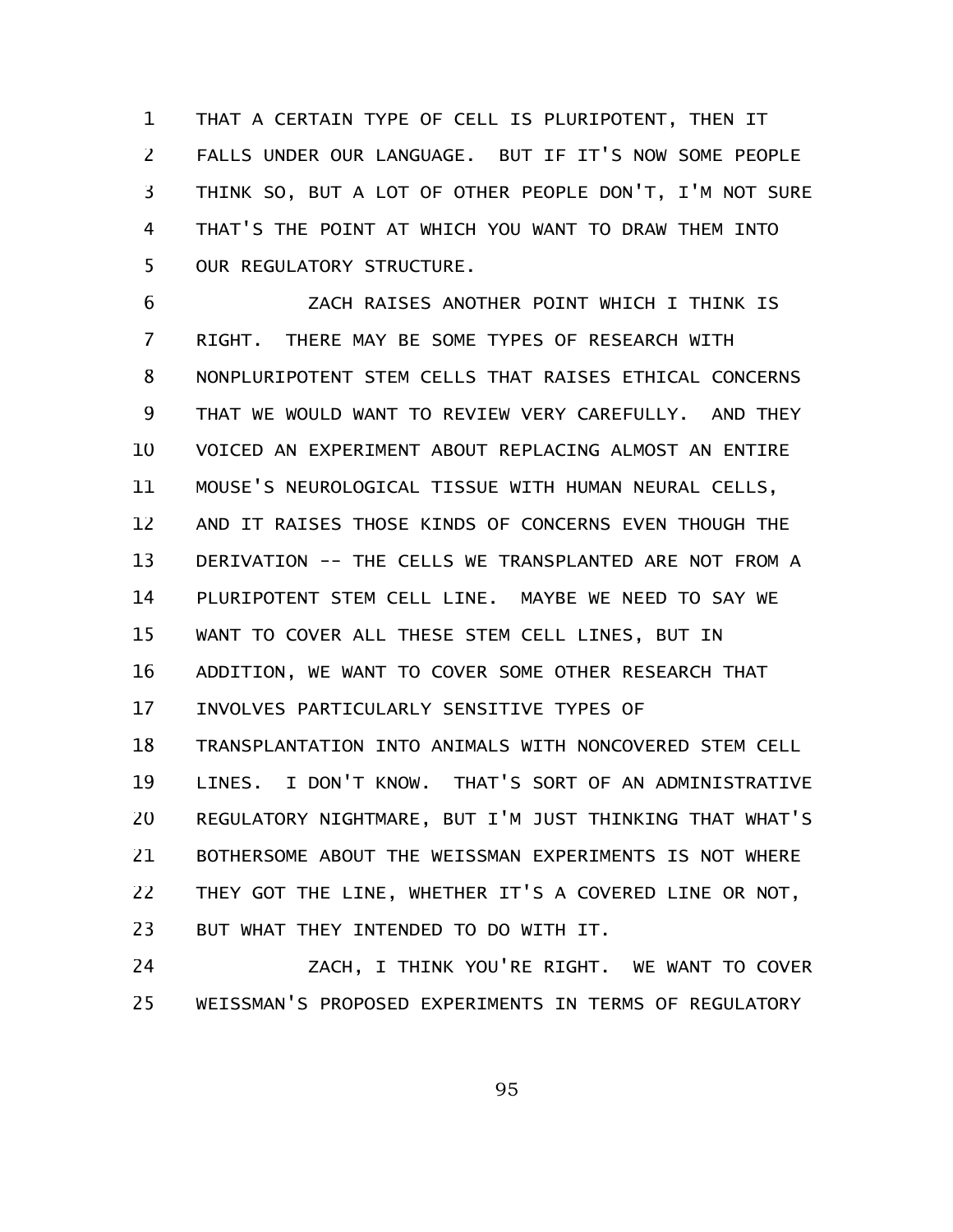THAT A CERTAIN TYPE OF CELL IS PLURIPOTENT, THEN IT FALLS UNDER OUR LANGUAGE. BUT IF IT'S NOW SOME PEOPLE THINK SO, BUT A LOT OF OTHER PEOPLE DON'T, I'M NOT SURE THAT'S THE POINT AT WHICH YOU WANT TO DRAW THEM INTO OUR REGULATORY STRUCTURE.

ZACH RAISES ANOTHER POINT WHICH I THINK IS RIGHT. THERE MAY BE SOME TYPES OF RESEARCH WITH NONPLURIPOTENT STEM CELLS THAT RAISES ETHICAL CONCERNS THAT WE WOULD WANT TO REVIEW VERY CAREFULLY. AND THEY VOICED AN EXPERIMENT ABOUT REPLACING ALMOST AN ENTIRE MOUSE'S NEUROLOGICAL TISSUE WITH HUMAN NEURAL CELLS, AND IT RAISES THOSE KINDS OF CONCERNS EVEN THOUGH THE DERIVATION -- THE CELLS WE TRANSPLANTED ARE NOT FROM A PLURIPOTENT STEM CELL LINE. MAYBE WE NEED TO SAY WE WANT TO COVER ALL THESE STEM CELL LINES, BUT IN ADDITION, WE WANT TO COVER SOME OTHER RESEARCH THAT INVOLVES PARTICULARLY SENSITIVE TYPES OF TRANSPLANTATION INTO ANIMALS WITH NONCOVERED STEM CELL LINES. I DON'T KNOW. THAT'S SORT OF AN ADMINISTRATIVE REGULATORY NIGHTMARE, BUT I'M JUST THINKING THAT WHAT'S BOTHERSOME ABOUT THE WEISSMAN EXPERIMENTS IS NOT WHERE THEY GOT THE LINE, WHETHER IT'S A COVERED LINE OR NOT, BUT WHAT THEY INTENDED TO DO WITH IT.

ZACH, I THINK YOU'RE RIGHT. WE WANT TO COVER WEISSMAN'S PROPOSED EXPERIMENTS IN TERMS OF REGULATORY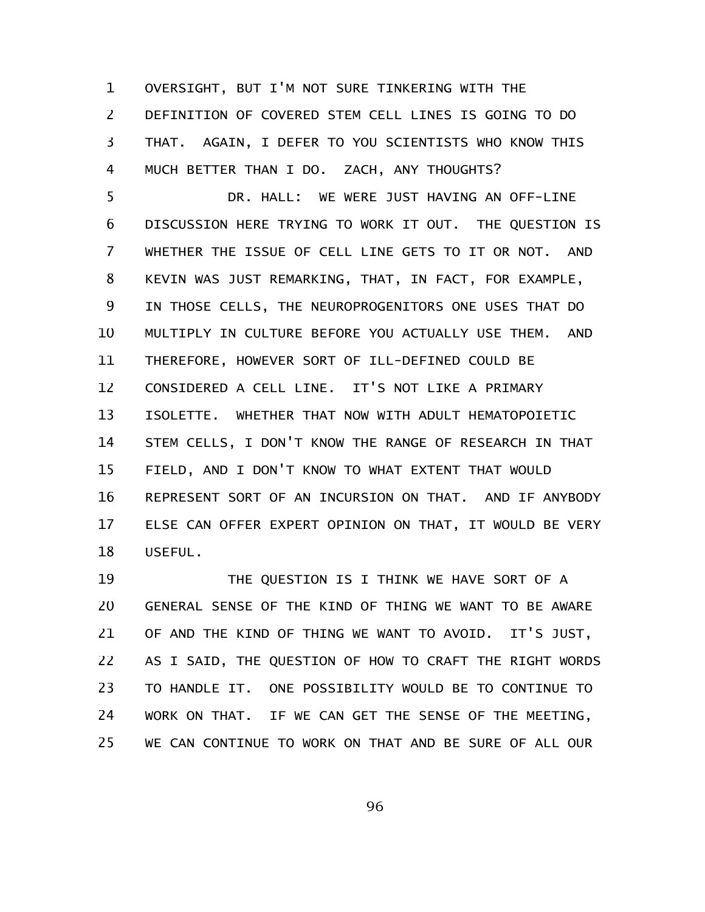OVERSIGHT, BUT I'M NOT SURE TINKERING WITH THE DEFINITION OF COVERED STEM CELL LINES IS GOING TO DO THAT. AGAIN, I DEFER TO YOU SCIENTISTS WHO KNOW THIS MUCH BETTER THAN I DO. ZACH, ANY THOUGHTS?

DR. HALL: WE WERE JUST HAVING AN OFF-LINE DISCUSSION HERE TRYING TO WORK IT OUT. THE QUESTION IS WHETHER THE ISSUE OF CELL LINE GETS TO IT OR NOT. AND KEVIN WAS JUST REMARKING, THAT, IN FACT, FOR EXAMPLE, IN THOSE CELLS, THE NEUROPROGENITORS ONE USES THAT DO MULTIPLY IN CULTURE BEFORE YOU ACTUALLY USE THEM. AND THEREFORE, HOWEVER SORT OF ILL-DEFINED COULD BE CONSIDERED A CELL LINE. IT'S NOT LIKE A PRIMARY ISOLETTE. WHETHER THAT NOW WITH ADULT HEMATOPOIETIC STEM CELLS, I DON'T KNOW THE RANGE OF RESEARCH IN THAT FIELD, AND I DON'T KNOW TO WHAT EXTENT THAT WOULD REPRESENT SORT OF AN INCURSION ON THAT. AND IF ANYBODY ELSE CAN OFFER EXPERT OPINION ON THAT, IT WOULD BE VERY USEFUL.

THE QUESTION IS I THINK WE HAVE SORT OF A GENERAL SENSE OF THE KIND OF THING WE WANT TO BE AWARE OF AND THE KIND OF THING WE WANT TO AVOID. IT'S JUST, AS I SAID, THE QUESTION OF HOW TO CRAFT THE RIGHT WORDS TO HANDLE IT. ONE POSSIBILITY WOULD BE TO CONTINUE TO WORK ON THAT. IF WE CAN GET THE SENSE OF THE MEETING, WE CAN CONTINUE TO WORK ON THAT AND BE SURE OF ALL OUR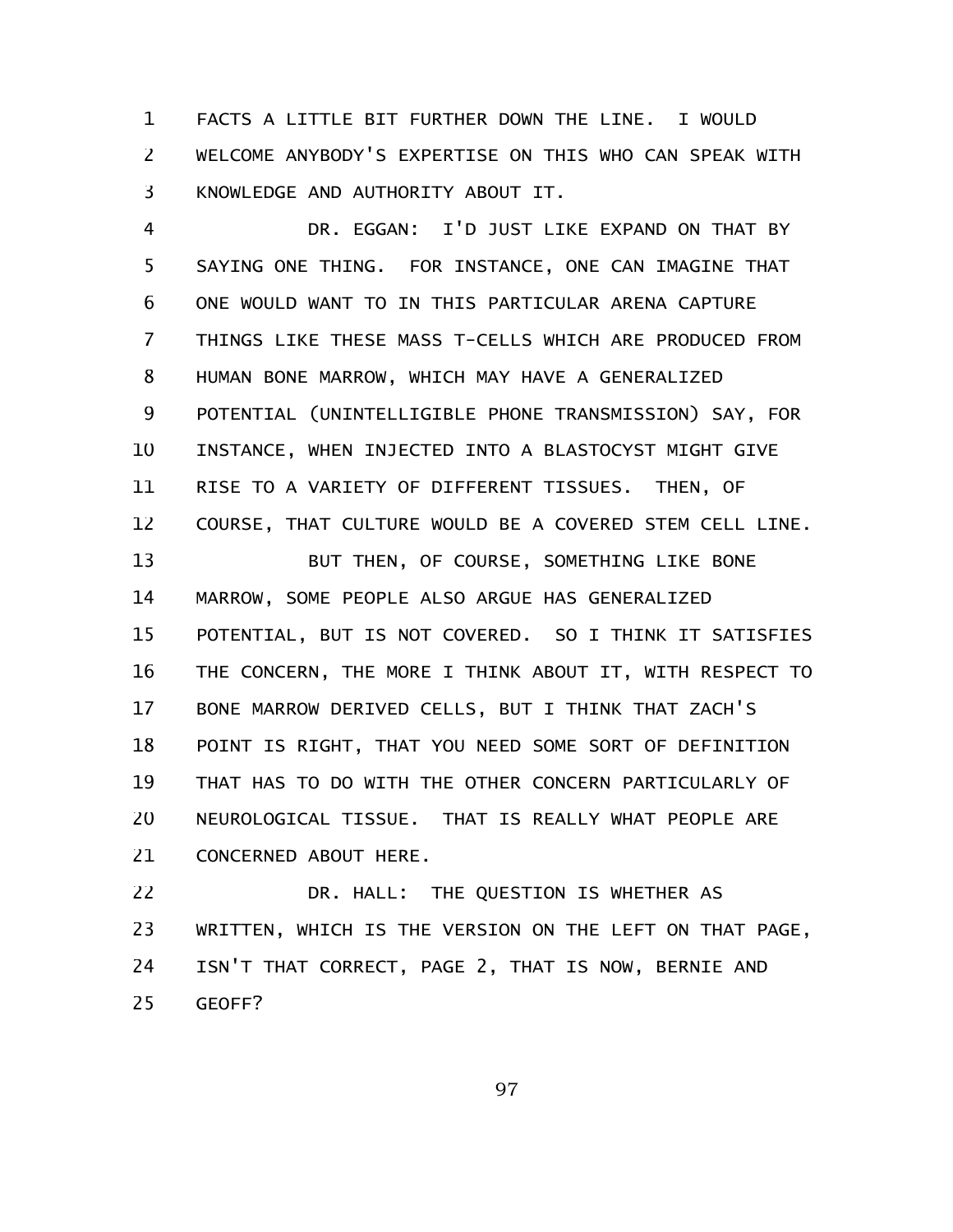FACTS A LITTLE BIT FURTHER DOWN THE LINE. I WOULD WELCOME ANYBODY'S EXPERTISE ON THIS WHO CAN SPEAK WITH KNOWLEDGE AND AUTHORITY ABOUT IT.

DR. EGGAN: I'D JUST LIKE EXPAND ON THAT BY SAYING ONE THING. FOR INSTANCE, ONE CAN IMAGINE THAT ONE WOULD WANT TO IN THIS PARTICULAR ARENA CAPTURE THINGS LIKE THESE MASS T-CELLS WHICH ARE PRODUCED FROM HUMAN BONE MARROW, WHICH MAY HAVE A GENERALIZED POTENTIAL (UNINTELLIGIBLE PHONE TRANSMISSION) SAY, FOR INSTANCE, WHEN INJECTED INTO A BLASTOCYST MIGHT GIVE RISE TO A VARIETY OF DIFFERENT TISSUES. THEN, OF COURSE, THAT CULTURE WOULD BE A COVERED STEM CELL LINE.

BUT THEN, OF COURSE, SOMETHING LIKE BONE MARROW, SOME PEOPLE ALSO ARGUE HAS GENERALIZED POTENTIAL, BUT IS NOT COVERED. SO I THINK IT SATISFIES THE CONCERN, THE MORE I THINK ABOUT IT, WITH RESPECT TO BONE MARROW DERIVED CELLS, BUT I THINK THAT ZACH'S POINT IS RIGHT, THAT YOU NEED SOME SORT OF DEFINITION THAT HAS TO DO WITH THE OTHER CONCERN PARTICULARLY OF NEUROLOGICAL TISSUE. THAT IS REALLY WHAT PEOPLE ARE CONCERNED ABOUT HERE.

DR. HALL: THE QUESTION IS WHETHER AS WRITTEN, WHICH IS THE VERSION ON THE LEFT ON THAT PAGE, ISN'T THAT CORRECT, PAGE 2, THAT IS NOW, BERNIE AND GEOFF?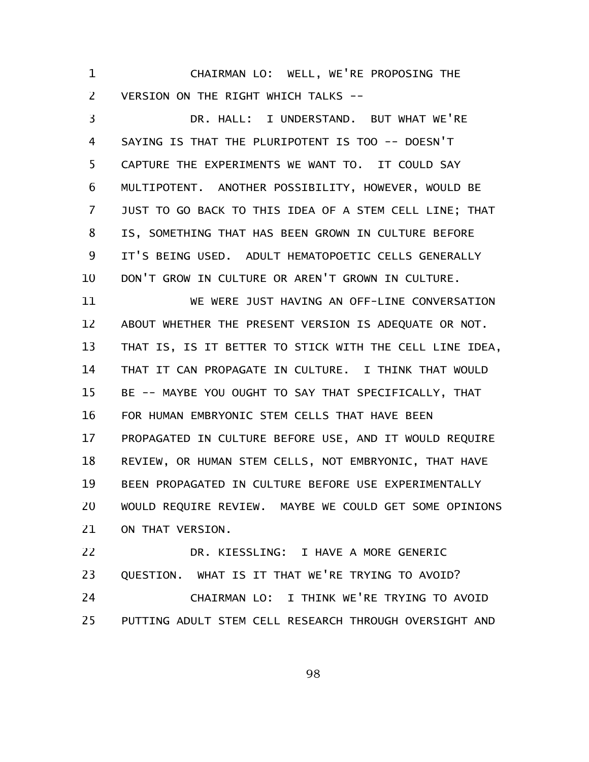CHAIRMAN LO: WELL, WE'RE PROPOSING THE VERSION ON THE RIGHT WHICH TALKS --

DR. HALL: I UNDERSTAND. BUT WHAT WE'RE SAYING IS THAT THE PLURIPOTENT IS TOO -- DOESN'T CAPTURE THE EXPERIMENTS WE WANT TO. IT COULD SAY MULTIPOTENT. ANOTHER POSSIBILITY, HOWEVER, WOULD BE JUST TO GO BACK TO THIS IDEA OF A STEM CELL LINE; THAT IS, SOMETHING THAT HAS BEEN GROWN IN CULTURE BEFORE IT'S BEING USED. ADULT HEMATOPOETIC CELLS GENERALLY DON'T GROW IN CULTURE OR AREN'T GROWN IN CULTURE.

WE WERE JUST HAVING AN OFF-LINE CONVERSATION ABOUT WHETHER THE PRESENT VERSION IS ADEQUATE OR NOT. THAT IS, IS IT BETTER TO STICK WITH THE CELL LINE IDEA, THAT IT CAN PROPAGATE IN CULTURE. I THINK THAT WOULD BE -- MAYBE YOU OUGHT TO SAY THAT SPECIFICALLY, THAT FOR HUMAN EMBRYONIC STEM CELLS THAT HAVE BEEN PROPAGATED IN CULTURE BEFORE USE, AND IT WOULD REQUIRE REVIEW, OR HUMAN STEM CELLS, NOT EMBRYONIC, THAT HAVE BEEN PROPAGATED IN CULTURE BEFORE USE EXPERIMENTALLY WOULD REQUIRE REVIEW. MAYBE WE COULD GET SOME OPINIONS ON THAT VERSION.

DR. KIESSLING: I HAVE A MORE GENERIC QUESTION. WHAT IS IT THAT WE'RE TRYING TO AVOID?

CHAIRMAN LO: I THINK WE'RE TRYING TO AVOID PUTTING ADULT STEM CELL RESEARCH THROUGH OVERSIGHT AND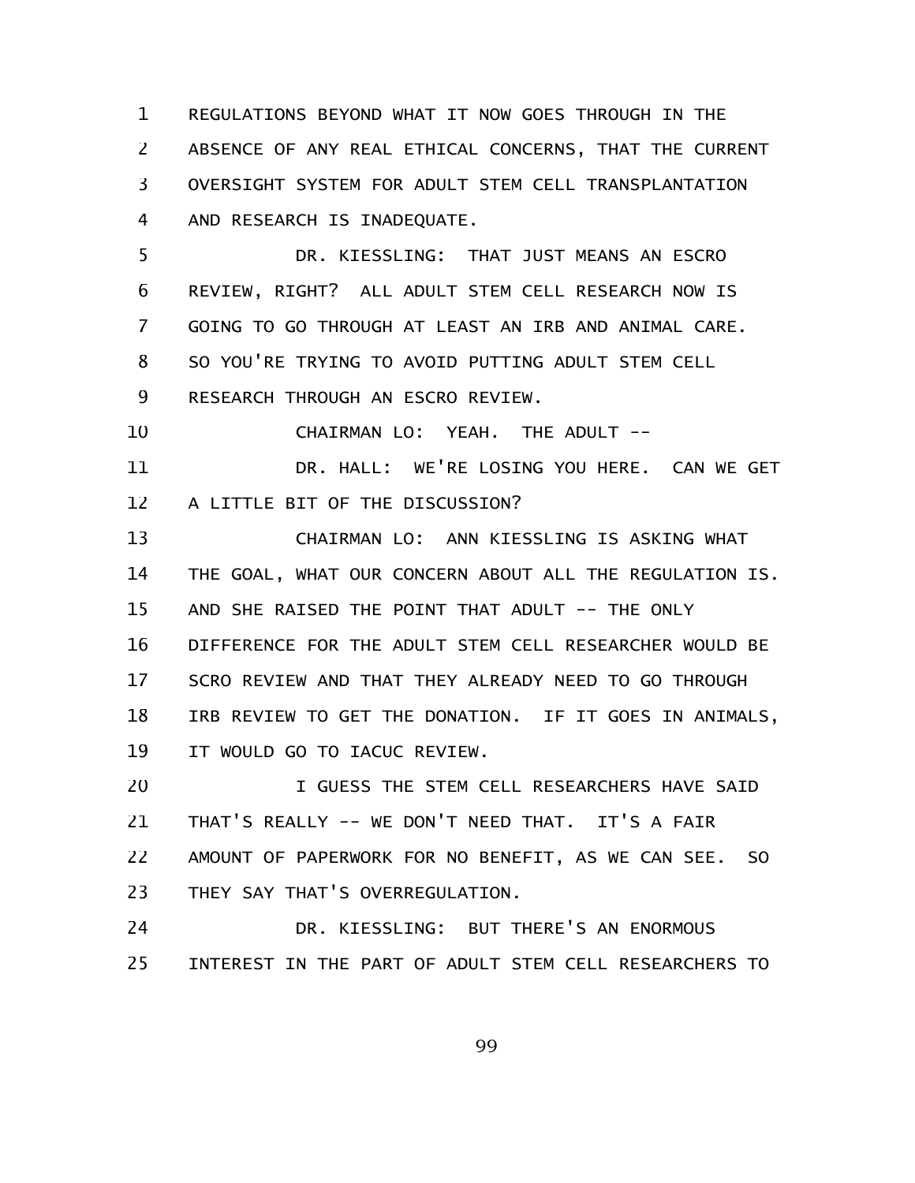REGULATIONS BEYOND WHAT IT NOW GOES THROUGH IN THE ABSENCE OF ANY REAL ETHICAL CONCERNS, THAT THE CURRENT OVERSIGHT SYSTEM FOR ADULT STEM CELL TRANSPLANTATION AND RESEARCH IS INADEQUATE.

DR. KIESSLING: THAT JUST MEANS AN ESCRO REVIEW, RIGHT? ALL ADULT STEM CELL RESEARCH NOW IS GOING TO GO THROUGH AT LEAST AN IRB AND ANIMAL CARE. SO YOU'RE TRYING TO AVOID PUTTING ADULT STEM CELL RESEARCH THROUGH AN ESCRO REVIEW.

CHAIRMAN LO: YEAH. THE ADULT --

DR. HALL: WE'RE LOSING YOU HERE. CAN WE GET A LITTLE BIT OF THE DISCUSSION?

CHAIRMAN LO: ANN KIESSLING IS ASKING WHAT THE GOAL, WHAT OUR CONCERN ABOUT ALL THE REGULATION IS. AND SHE RAISED THE POINT THAT ADULT -- THE ONLY DIFFERENCE FOR THE ADULT STEM CELL RESEARCHER WOULD BE SCRO REVIEW AND THAT THEY ALREADY NEED TO GO THROUGH IRB REVIEW TO GET THE DONATION. IF IT GOES IN ANIMALS, IT WOULD GO TO IACUC REVIEW.

I GUESS THE STEM CELL RESEARCHERS HAVE SAID THAT'S REALLY -- WE DON'T NEED THAT. IT'S A FAIR AMOUNT OF PAPERWORK FOR NO BENEFIT, AS WE CAN SEE. SO THEY SAY THAT'S OVERREGULATION.

DR. KIESSLING: BUT THERE'S AN ENORMOUS INTEREST IN THE PART OF ADULT STEM CELL RESEARCHERS TO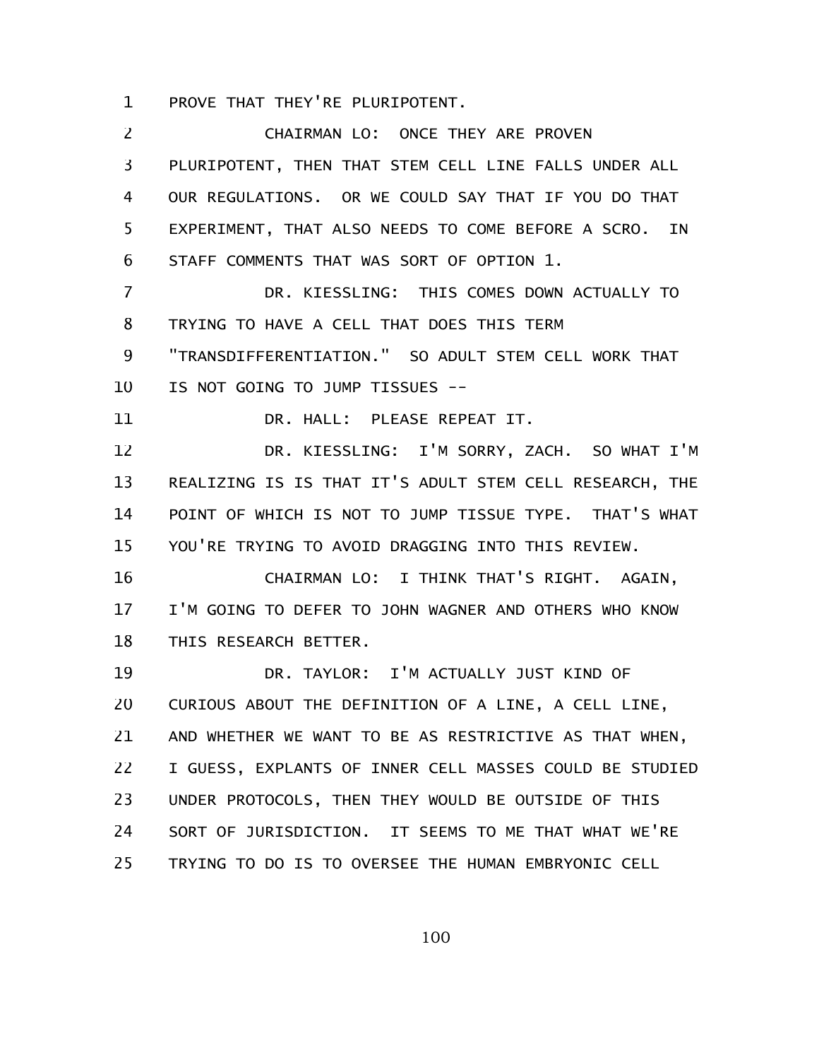PROVE THAT THEY'RE PLURIPOTENT.

CHAIRMAN LO: ONCE THEY ARE PROVEN PLURIPOTENT, THEN THAT STEM CELL LINE FALLS UNDER ALL OUR REGULATIONS. OR WE COULD SAY THAT IF YOU DO THAT EXPERIMENT, THAT ALSO NEEDS TO COME BEFORE A SCRO. IN STAFF COMMENTS THAT WAS SORT OF OPTION 1.

DR. KIESSLING: THIS COMES DOWN ACTUALLY TO TRYING TO HAVE A CELL THAT DOES THIS TERM "TRANSDIFFERENTIATION." SO ADULT STEM CELL WORK THAT IS NOT GOING TO JUMP TISSUES --

DR. HALL: PLEASE REPEAT IT.

DR. KIESSLING: I'M SORRY, ZACH. SO WHAT I'M REALIZING IS IS THAT IT'S ADULT STEM CELL RESEARCH, THE POINT OF WHICH IS NOT TO JUMP TISSUE TYPE. THAT'S WHAT YOU'RE TRYING TO AVOID DRAGGING INTO THIS REVIEW.

CHAIRMAN LO: I THINK THAT'S RIGHT. AGAIN, I'M GOING TO DEFER TO JOHN WAGNER AND OTHERS WHO KNOW THIS RESEARCH BETTER.

DR. TAYLOR: I'M ACTUALLY JUST KIND OF CURIOUS ABOUT THE DEFINITION OF A LINE, A CELL LINE, AND WHETHER WE WANT TO BE AS RESTRICTIVE AS THAT WHEN, I GUESS, EXPLANTS OF INNER CELL MASSES COULD BE STUDIED UNDER PROTOCOLS, THEN THEY WOULD BE OUTSIDE OF THIS SORT OF JURISDICTION. IT SEEMS TO ME THAT WHAT WE'RE TRYING TO DO IS TO OVERSEE THE HUMAN EMBRYONIC CELL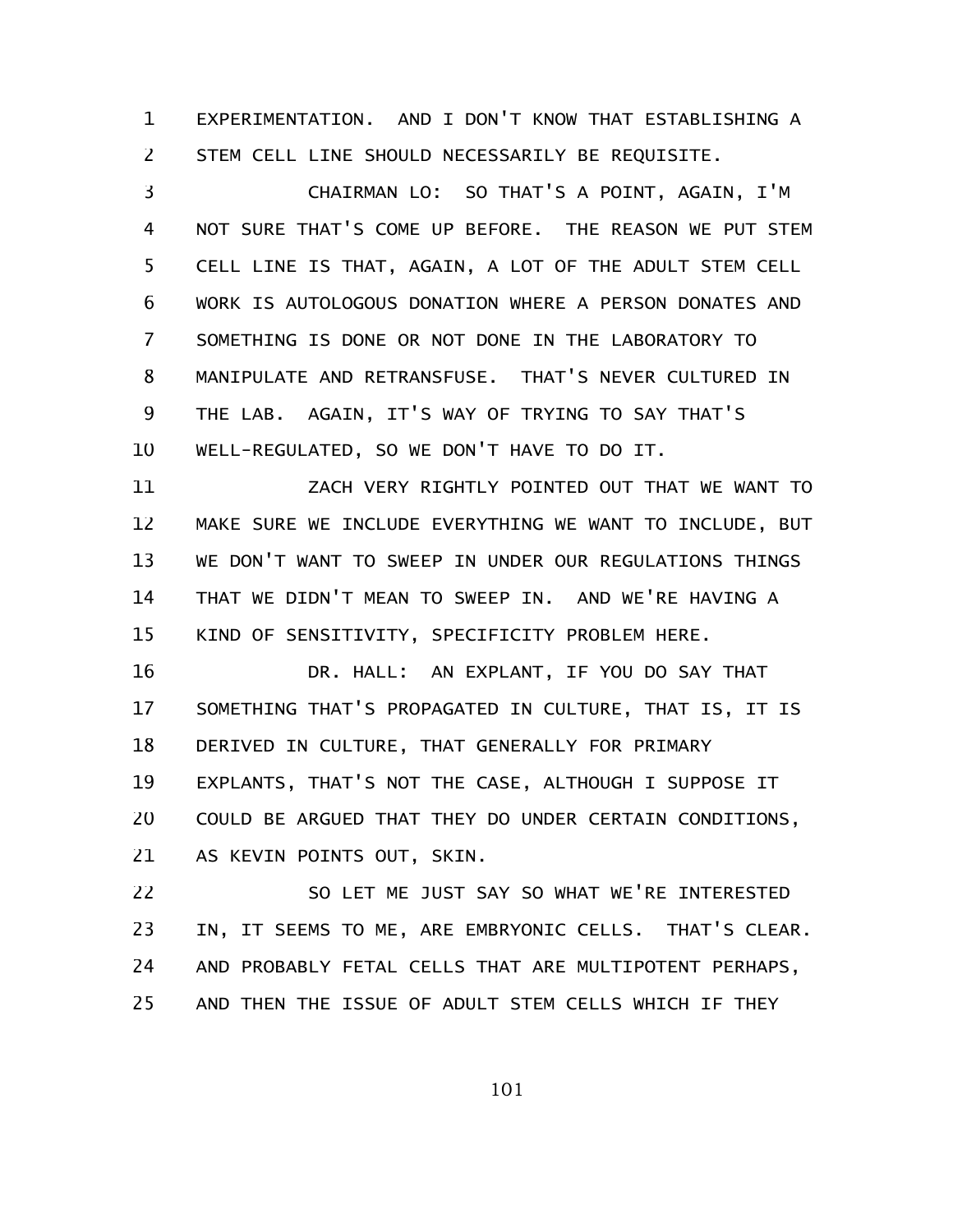EXPERIMENTATION. AND I DON'T KNOW THAT ESTABLISHING A STEM CELL LINE SHOULD NECESSARILY BE REQUISITE.

CHAIRMAN LO: SO THAT'S A POINT, AGAIN, I'M NOT SURE THAT'S COME UP BEFORE. THE REASON WE PUT STEM CELL LINE IS THAT, AGAIN, A LOT OF THE ADULT STEM CELL WORK IS AUTOLOGOUS DONATION WHERE A PERSON DONATES AND SOMETHING IS DONE OR NOT DONE IN THE LABORATORY TO MANIPULATE AND RETRANSFUSE. THAT'S NEVER CULTURED IN THE LAB. AGAIN, IT'S WAY OF TRYING TO SAY THAT'S WELL-REGULATED, SO WE DON'T HAVE TO DO IT.

ZACH VERY RIGHTLY POINTED OUT THAT WE WANT TO MAKE SURE WE INCLUDE EVERYTHING WE WANT TO INCLUDE, BUT WE DON'T WANT TO SWEEP IN UNDER OUR REGULATIONS THINGS THAT WE DIDN'T MEAN TO SWEEP IN. AND WE'RE HAVING A KIND OF SENSITIVITY, SPECIFICITY PROBLEM HERE.

DR. HALL: AN EXPLANT, IF YOU DO SAY THAT SOMETHING THAT'S PROPAGATED IN CULTURE, THAT IS, IT IS DERIVED IN CULTURE, THAT GENERALLY FOR PRIMARY EXPLANTS, THAT'S NOT THE CASE, ALTHOUGH I SUPPOSE IT COULD BE ARGUED THAT THEY DO UNDER CERTAIN CONDITIONS, AS KEVIN POINTS OUT, SKIN.

SO LET ME JUST SAY SO WHAT WE'RE INTERESTED IN, IT SEEMS TO ME, ARE EMBRYONIC CELLS. THAT'S CLEAR. AND PROBABLY FETAL CELLS THAT ARE MULTIPOTENT PERHAPS, AND THEN THE ISSUE OF ADULT STEM CELLS WHICH IF THEY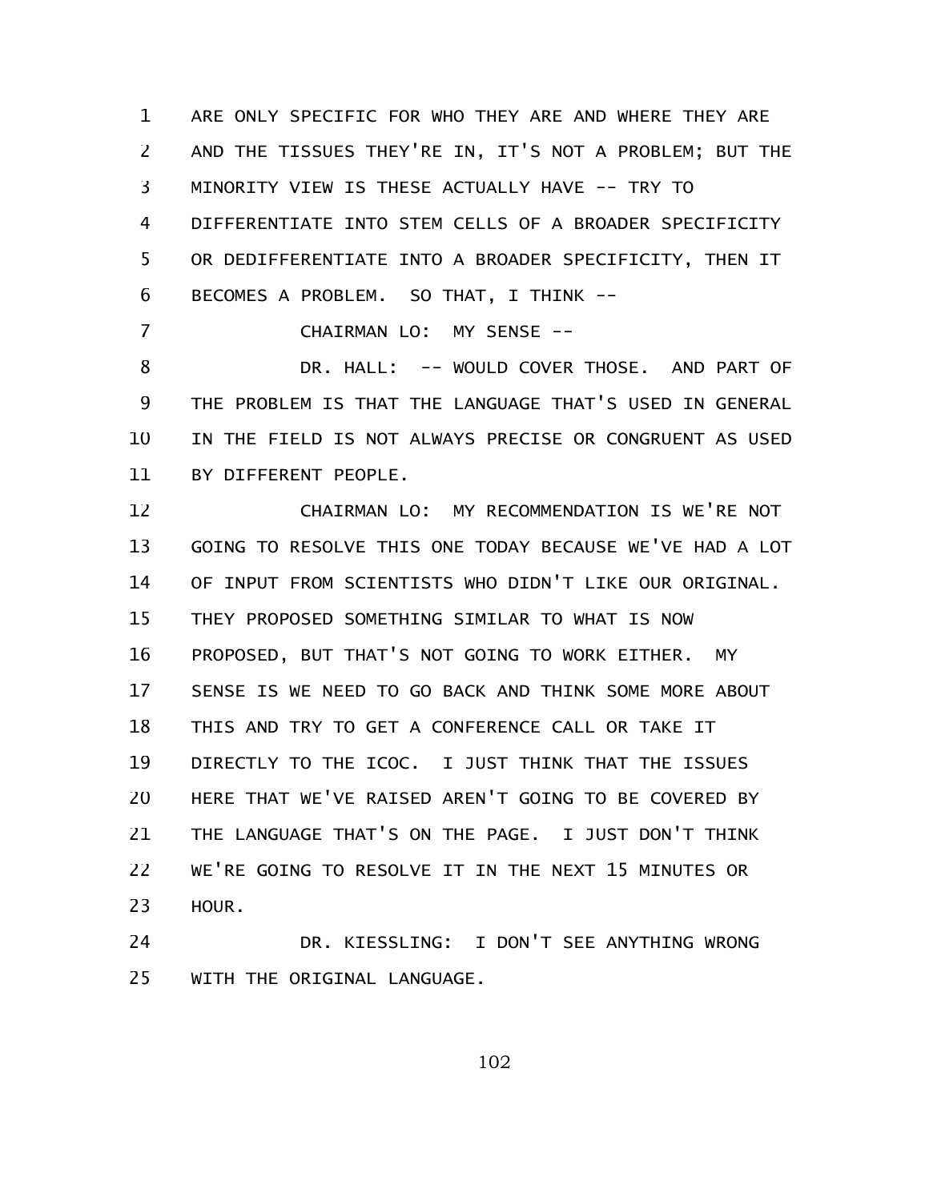ARE ONLY SPECIFIC FOR WHO THEY ARE AND WHERE THEY ARE AND THE TISSUES THEY'RE IN, IT'S NOT A PROBLEM; BUT THE MINORITY VIEW IS THESE ACTUALLY HAVE -- TRY TO DIFFERENTIATE INTO STEM CELLS OF A BROADER SPECIFICITY OR DEDIFFERENTIATE INTO A BROADER SPECIFICITY, THEN IT BECOMES A PROBLEM. SO THAT, I THINK --

CHAIRMAN LO: MY SENSE --

DR. HALL: -- WOULD COVER THOSE. AND PART OF THE PROBLEM IS THAT THE LANGUAGE THAT'S USED IN GENERAL IN THE FIELD IS NOT ALWAYS PRECISE OR CONGRUENT AS USED BY DIFFERENT PEOPLE.

CHAIRMAN LO: MY RECOMMENDATION IS WE'RE NOT GOING TO RESOLVE THIS ONE TODAY BECAUSE WE'VE HAD A LOT OF INPUT FROM SCIENTISTS WHO DIDN'T LIKE OUR ORIGINAL. THEY PROPOSED SOMETHING SIMILAR TO WHAT IS NOW PROPOSED, BUT THAT'S NOT GOING TO WORK EITHER. MY SENSE IS WE NEED TO GO BACK AND THINK SOME MORE ABOUT THIS AND TRY TO GET A CONFERENCE CALL OR TAKE IT DIRECTLY TO THE ICOC. I JUST THINK THAT THE ISSUES HERE THAT WE'VE RAISED AREN'T GOING TO BE COVERED BY THE LANGUAGE THAT'S ON THE PAGE. I JUST DON'T THINK WE'RE GOING TO RESOLVE IT IN THE NEXT 15 MINUTES OR HOUR.

DR. KIESSLING: I DON'T SEE ANYTHING WRONG WITH THE ORIGINAL LANGUAGE.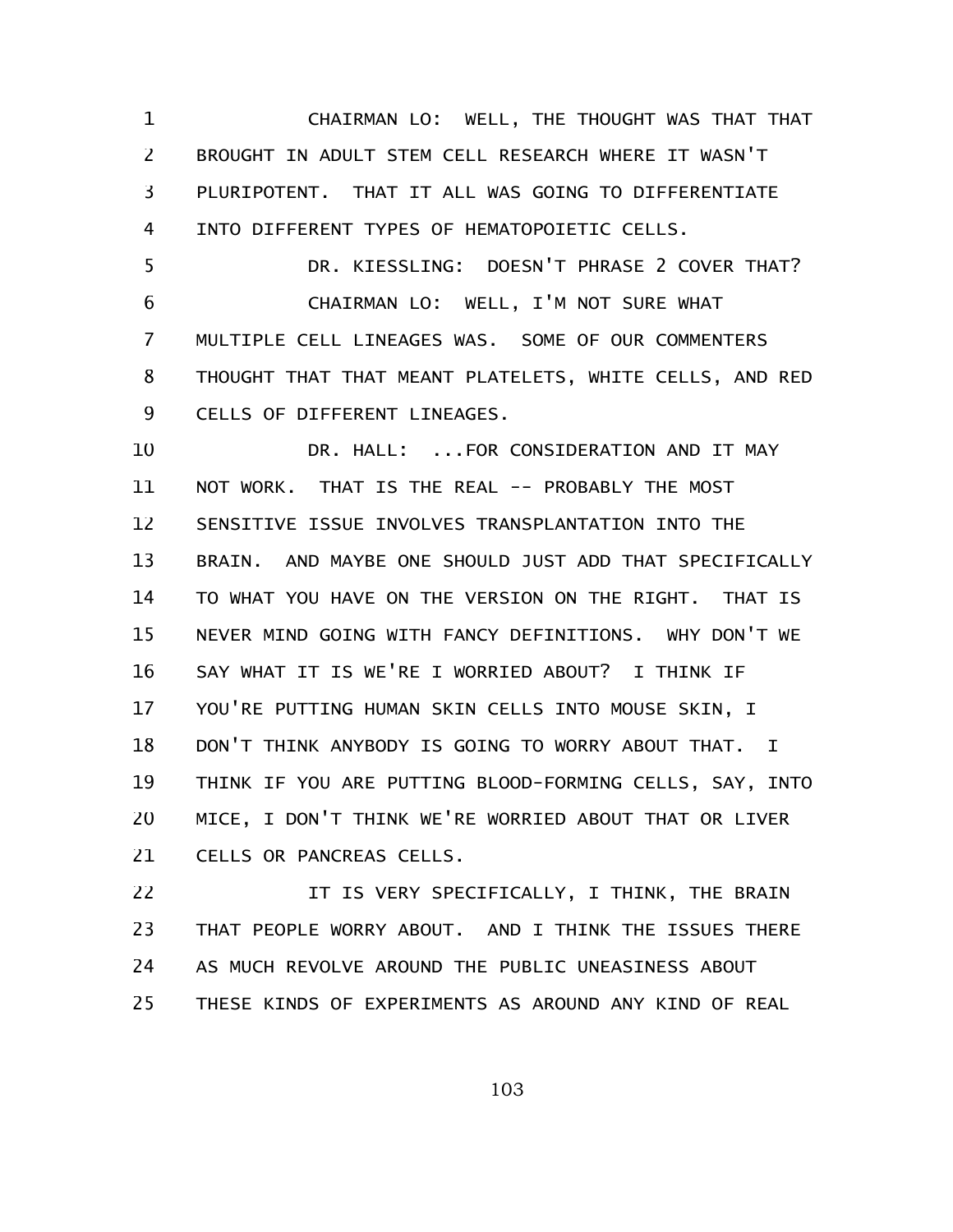CHAIRMAN LO: WELL, THE THOUGHT WAS THAT THAT BROUGHT IN ADULT STEM CELL RESEARCH WHERE IT WASN'T PLURIPOTENT. THAT IT ALL WAS GOING TO DIFFERENTIATE INTO DIFFERENT TYPES OF HEMATOPOIETIC CELLS.

DR. KIESSLING: DOESN'T PHRASE 2 COVER THAT?

CHAIRMAN LO: WELL, I'M NOT SURE WHAT MULTIPLE CELL LINEAGES WAS. SOME OF OUR COMMENTERS THOUGHT THAT THAT MEANT PLATELETS, WHITE CELLS, AND RED CELLS OF DIFFERENT LINEAGES.

DR. HALL: ...FOR CONSIDERATION AND IT MAY NOT WORK. THAT IS THE REAL -- PROBABLY THE MOST SENSITIVE ISSUE INVOLVES TRANSPLANTATION INTO THE BRAIN. AND MAYBE ONE SHOULD JUST ADD THAT SPECIFICALLY TO WHAT YOU HAVE ON THE VERSION ON THE RIGHT. THAT IS NEVER MIND GOING WITH FANCY DEFINITIONS. WHY DON'T WE SAY WHAT IT IS WE'RE I WORRIED ABOUT? I THINK IF YOU'RE PUTTING HUMAN SKIN CELLS INTO MOUSE SKIN, I DON'T THINK ANYBODY IS GOING TO WORRY ABOUT THAT. I THINK IF YOU ARE PUTTING BLOOD-FORMING CELLS, SAY, INTO MICE, I DON'T THINK WE'RE WORRIED ABOUT THAT OR LIVER CELLS OR PANCREAS CELLS.

IT IS VERY SPECIFICALLY, I THINK, THE BRAIN THAT PEOPLE WORRY ABOUT. AND I THINK THE ISSUES THERE AS MUCH REVOLVE AROUND THE PUBLIC UNEASINESS ABOUT THESE KINDS OF EXPERIMENTS AS AROUND ANY KIND OF REAL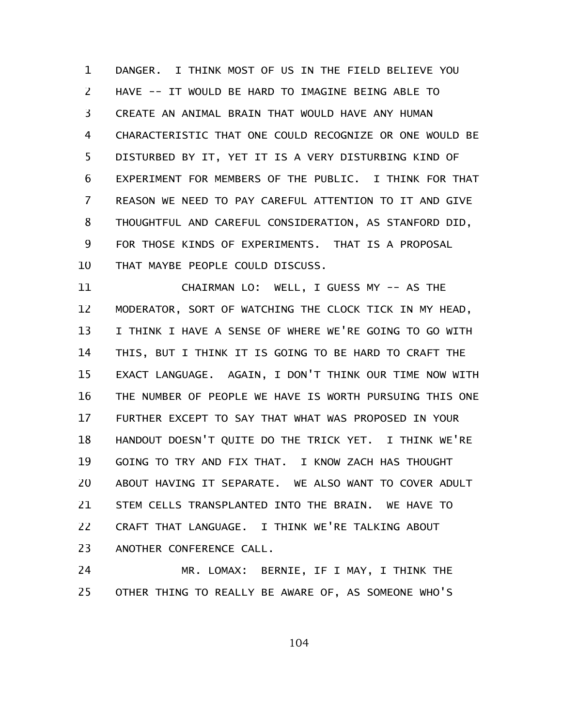DANGER. I THINK MOST OF US IN THE FIELD BELIEVE YOU HAVE -- IT WOULD BE HARD TO IMAGINE BEING ABLE TO CREATE AN ANIMAL BRAIN THAT WOULD HAVE ANY HUMAN CHARACTERISTIC THAT ONE COULD RECOGNIZE OR ONE WOULD BE DISTURBED BY IT, YET IT IS A VERY DISTURBING KIND OF EXPERIMENT FOR MEMBERS OF THE PUBLIC. I THINK FOR THAT REASON WE NEED TO PAY CAREFUL ATTENTION TO IT AND GIVE THOUGHTFUL AND CAREFUL CONSIDERATION, AS STANFORD DID, FOR THOSE KINDS OF EXPERIMENTS. THAT IS A PROPOSAL THAT MAYBE PEOPLE COULD DISCUSS.

CHAIRMAN LO: WELL, I GUESS MY -- AS THE MODERATOR, SORT OF WATCHING THE CLOCK TICK IN MY HEAD, I THINK I HAVE A SENSE OF WHERE WE'RE GOING TO GO WITH THIS, BUT I THINK IT IS GOING TO BE HARD TO CRAFT THE EXACT LANGUAGE. AGAIN, I DON'T THINK OUR TIME NOW WITH THE NUMBER OF PEOPLE WE HAVE IS WORTH PURSUING THIS ONE FURTHER EXCEPT TO SAY THAT WHAT WAS PROPOSED IN YOUR HANDOUT DOESN'T QUITE DO THE TRICK YET. I THINK WE'RE GOING TO TRY AND FIX THAT. I KNOW ZACH HAS THOUGHT ABOUT HAVING IT SEPARATE. WE ALSO WANT TO COVER ADULT STEM CELLS TRANSPLANTED INTO THE BRAIN. WE HAVE TO CRAFT THAT LANGUAGE. I THINK WE'RE TALKING ABOUT ANOTHER CONFERENCE CALL.

MR. LOMAX: BERNIE, IF I MAY, I THINK THE OTHER THING TO REALLY BE AWARE OF, AS SOMEONE WHO'S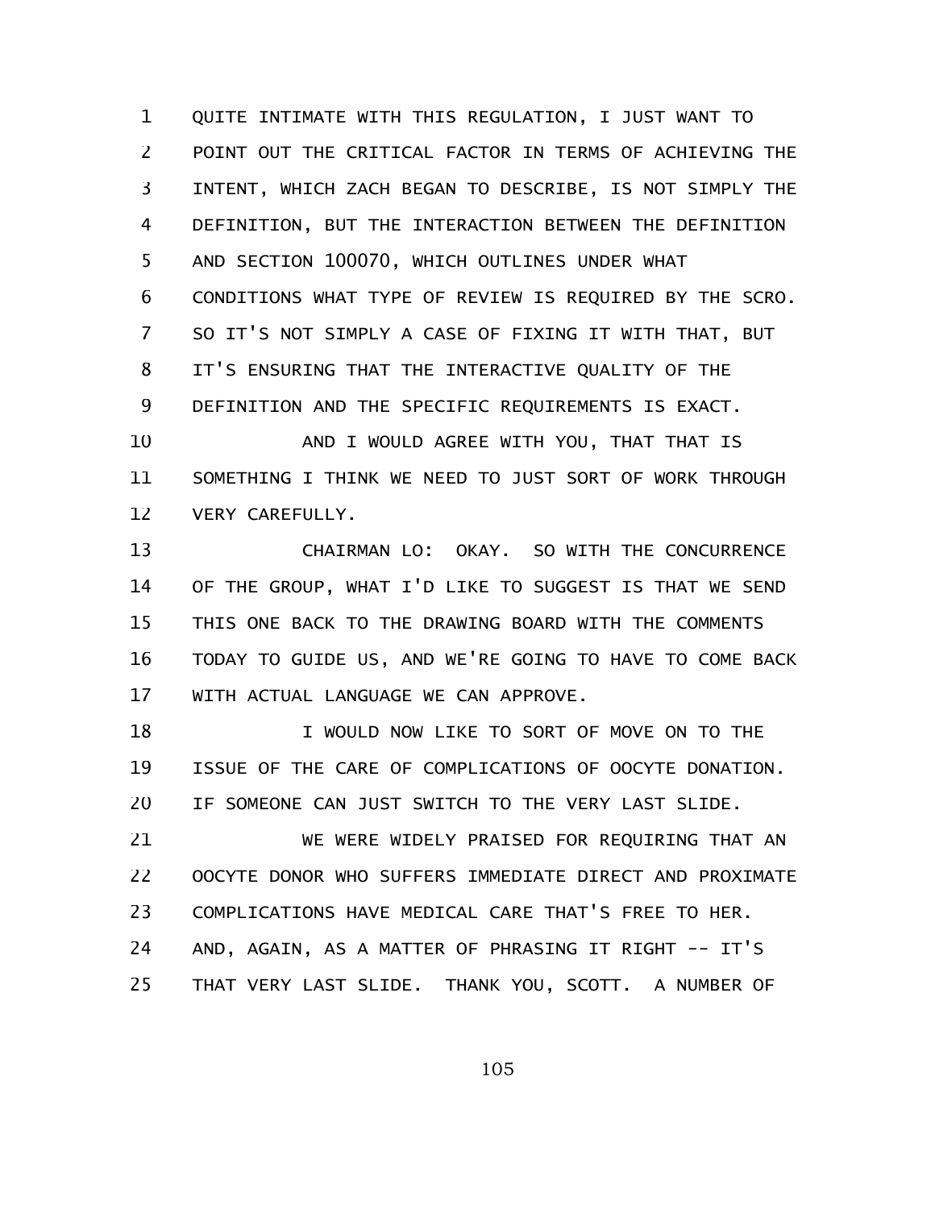QUITE INTIMATE WITH THIS REGULATION, I JUST WANT TO POINT OUT THE CRITICAL FACTOR IN TERMS OF ACHIEVING THE INTENT, WHICH ZACH BEGAN TO DESCRIBE, IS NOT SIMPLY THE DEFINITION, BUT THE INTERACTION BETWEEN THE DEFINITION AND SECTION 100070, WHICH OUTLINES UNDER WHAT CONDITIONS WHAT TYPE OF REVIEW IS REQUIRED BY THE SCRO. SO IT'S NOT SIMPLY A CASE OF FIXING IT WITH THAT, BUT IT'S ENSURING THAT THE INTERACTIVE QUALITY OF THE DEFINITION AND THE SPECIFIC REQUIREMENTS IS EXACT.

AND I WOULD AGREE WITH YOU, THAT THAT IS SOMETHING I THINK WE NEED TO JUST SORT OF WORK THROUGH VERY CAREFULLY.

CHAIRMAN LO: OKAY. SO WITH THE CONCURRENCE OF THE GROUP, WHAT I'D LIKE TO SUGGEST IS THAT WE SEND THIS ONE BACK TO THE DRAWING BOARD WITH THE COMMENTS TODAY TO GUIDE US, AND WE'RE GOING TO HAVE TO COME BACK WITH ACTUAL LANGUAGE WE CAN APPROVE.

I WOULD NOW LIKE TO SORT OF MOVE ON TO THE ISSUE OF THE CARE OF COMPLICATIONS OF OOCYTE DONATION. IF SOMEONE CAN JUST SWITCH TO THE VERY LAST SLIDE.

WE WERE WIDELY PRAISED FOR REQUIRING THAT AN OOCYTE DONOR WHO SUFFERS IMMEDIATE DIRECT AND PROXIMATE COMPLICATIONS HAVE MEDICAL CARE THAT'S FREE TO HER. AND, AGAIN, AS A MATTER OF PHRASING IT RIGHT -- IT'S THAT VERY LAST SLIDE. THANK YOU, SCOTT. A NUMBER OF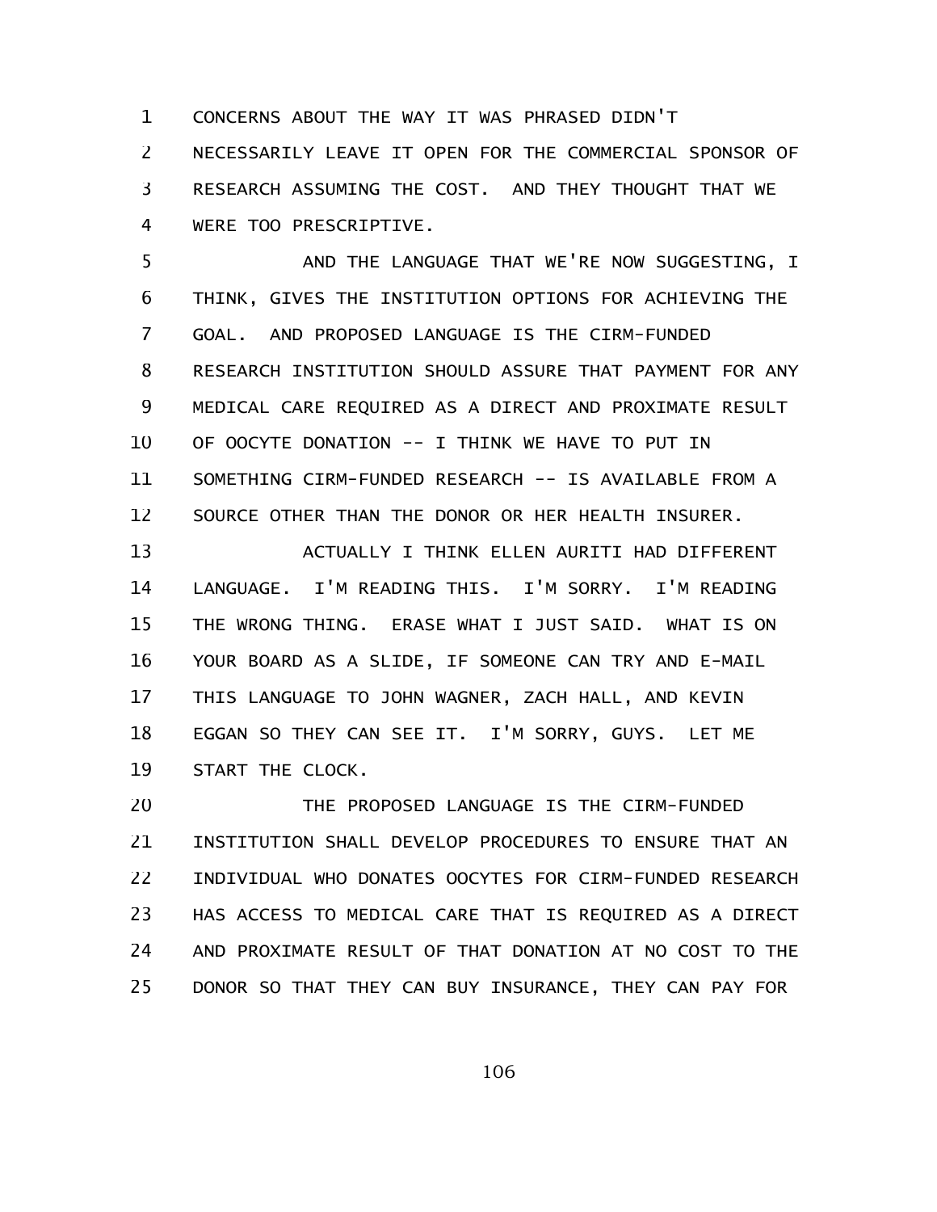CONCERNS ABOUT THE WAY IT WAS PHRASED DIDN'T NECESSARILY LEAVE IT OPEN FOR THE COMMERCIAL SPONSOR OF RESEARCH ASSUMING THE COST. AND THEY THOUGHT THAT WE WERE TOO PRESCRIPTIVE.

AND THE LANGUAGE THAT WE'RE NOW SUGGESTING, I THINK, GIVES THE INSTITUTION OPTIONS FOR ACHIEVING THE GOAL. AND PROPOSED LANGUAGE IS THE CIRM-FUNDED RESEARCH INSTITUTION SHOULD ASSURE THAT PAYMENT FOR ANY MEDICAL CARE REQUIRED AS A DIRECT AND PROXIMATE RESULT OF OOCYTE DONATION -- I THINK WE HAVE TO PUT IN SOMETHING CIRM-FUNDED RESEARCH -- IS AVAILABLE FROM A SOURCE OTHER THAN THE DONOR OR HER HEALTH INSURER.

ACTUALLY I THINK ELLEN AURITI HAD DIFFERENT LANGUAGE. I'M READING THIS. I'M SORRY. I'M READING THE WRONG THING. ERASE WHAT I JUST SAID. WHAT IS ON YOUR BOARD AS A SLIDE, IF SOMEONE CAN TRY AND E-MAIL THIS LANGUAGE TO JOHN WAGNER, ZACH HALL, AND KEVIN EGGAN SO THEY CAN SEE IT. I'M SORRY, GUYS. LET ME START THE CLOCK.

THE PROPOSED LANGUAGE IS THE CIRM-FUNDED INSTITUTION SHALL DEVELOP PROCEDURES TO ENSURE THAT AN INDIVIDUAL WHO DONATES OOCYTES FOR CIRM-FUNDED RESEARCH HAS ACCESS TO MEDICAL CARE THAT IS REQUIRED AS A DIRECT AND PROXIMATE RESULT OF THAT DONATION AT NO COST TO THE DONOR SO THAT THEY CAN BUY INSURANCE, THEY CAN PAY FOR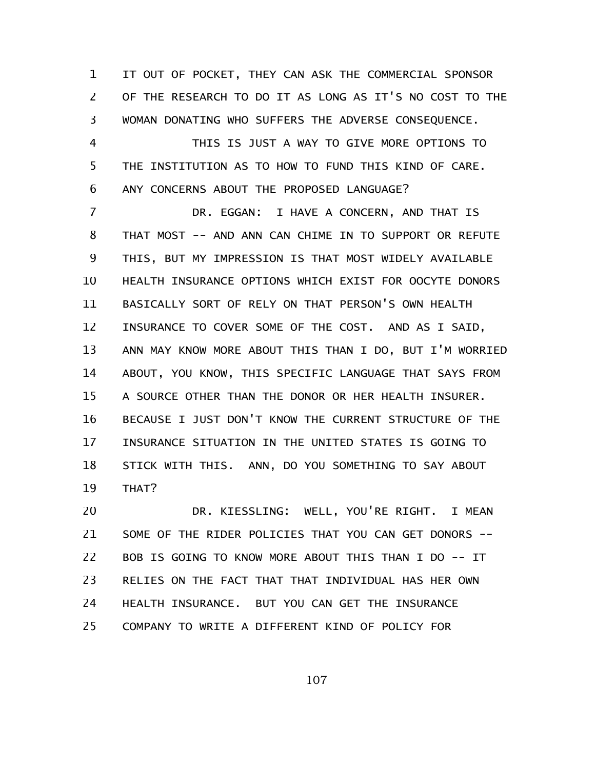IT OUT OF POCKET, THEY CAN ASK THE COMMERCIAL SPONSOR OF THE RESEARCH TO DO IT AS LONG AS IT'S NO COST TO THE WOMAN DONATING WHO SUFFERS THE ADVERSE CONSEQUENCE.

THIS IS JUST A WAY TO GIVE MORE OPTIONS TO THE INSTITUTION AS TO HOW TO FUND THIS KIND OF CARE. ANY CONCERNS ABOUT THE PROPOSED LANGUAGE?

DR. EGGAN: I HAVE A CONCERN, AND THAT IS THAT MOST -- AND ANN CAN CHIME IN TO SUPPORT OR REFUTE THIS, BUT MY IMPRESSION IS THAT MOST WIDELY AVAILABLE HEALTH INSURANCE OPTIONS WHICH EXIST FOR OOCYTE DONORS BASICALLY SORT OF RELY ON THAT PERSON'S OWN HEALTH INSURANCE TO COVER SOME OF THE COST. AND AS I SAID, ANN MAY KNOW MORE ABOUT THIS THAN I DO, BUT I'M WORRIED ABOUT, YOU KNOW, THIS SPECIFIC LANGUAGE THAT SAYS FROM A SOURCE OTHER THAN THE DONOR OR HER HEALTH INSURER. BECAUSE I JUST DON'T KNOW THE CURRENT STRUCTURE OF THE INSURANCE SITUATION IN THE UNITED STATES IS GOING TO STICK WITH THIS. ANN, DO YOU SOMETHING TO SAY ABOUT THAT?

DR. KIESSLING: WELL, YOU'RE RIGHT. I MEAN SOME OF THE RIDER POLICIES THAT YOU CAN GET DONORS -- BOB IS GOING TO KNOW MORE ABOUT THIS THAN I DO -- IT RELIES ON THE FACT THAT THAT INDIVIDUAL HAS HER OWN HEALTH INSURANCE. BUT YOU CAN GET THE INSURANCE COMPANY TO WRITE A DIFFERENT KIND OF POLICY FOR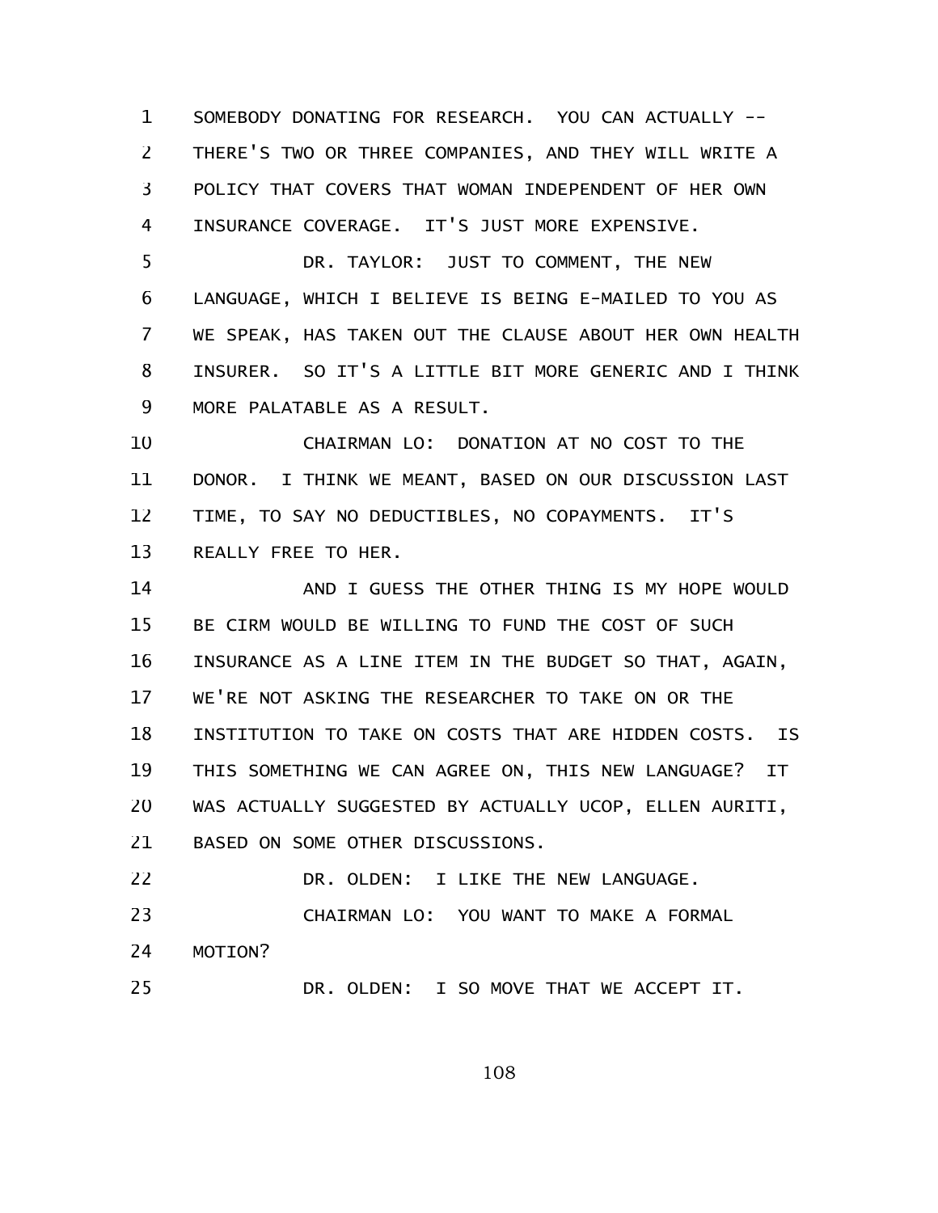SOMEBODY DONATING FOR RESEARCH. YOU CAN ACTUALLY -- THERE'S TWO OR THREE COMPANIES, AND THEY WILL WRITE A POLICY THAT COVERS THAT WOMAN INDEPENDENT OF HER OWN INSURANCE COVERAGE. IT'S JUST MORE EXPENSIVE.

DR. TAYLOR: JUST TO COMMENT, THE NEW LANGUAGE, WHICH I BELIEVE IS BEING E-MAILED TO YOU AS WE SPEAK, HAS TAKEN OUT THE CLAUSE ABOUT HER OWN HEALTH INSURER. SO IT'S A LITTLE BIT MORE GENERIC AND I THINK MORE PALATABLE AS A RESULT.

CHAIRMAN LO: DONATION AT NO COST TO THE DONOR. I THINK WE MEANT, BASED ON OUR DISCUSSION LAST TIME, TO SAY NO DEDUCTIBLES, NO COPAYMENTS. IT'S REALLY FREE TO HER.

AND I GUESS THE OTHER THING IS MY HOPE WOULD BE CIRM WOULD BE WILLING TO FUND THE COST OF SUCH INSURANCE AS A LINE ITEM IN THE BUDGET SO THAT, AGAIN, WE'RE NOT ASKING THE RESEARCHER TO TAKE ON OR THE INSTITUTION TO TAKE ON COSTS THAT ARE HIDDEN COSTS. IS THIS SOMETHING WE CAN AGREE ON, THIS NEW LANGUAGE? IT WAS ACTUALLY SUGGESTED BY ACTUALLY UCOP, ELLEN AURITI, BASED ON SOME OTHER DISCUSSIONS.

DR. OLDEN: I LIKE THE NEW LANGUAGE.

CHAIRMAN LO: YOU WANT TO MAKE A FORMAL MOTION?

DR. OLDEN: I SO MOVE THAT WE ACCEPT IT.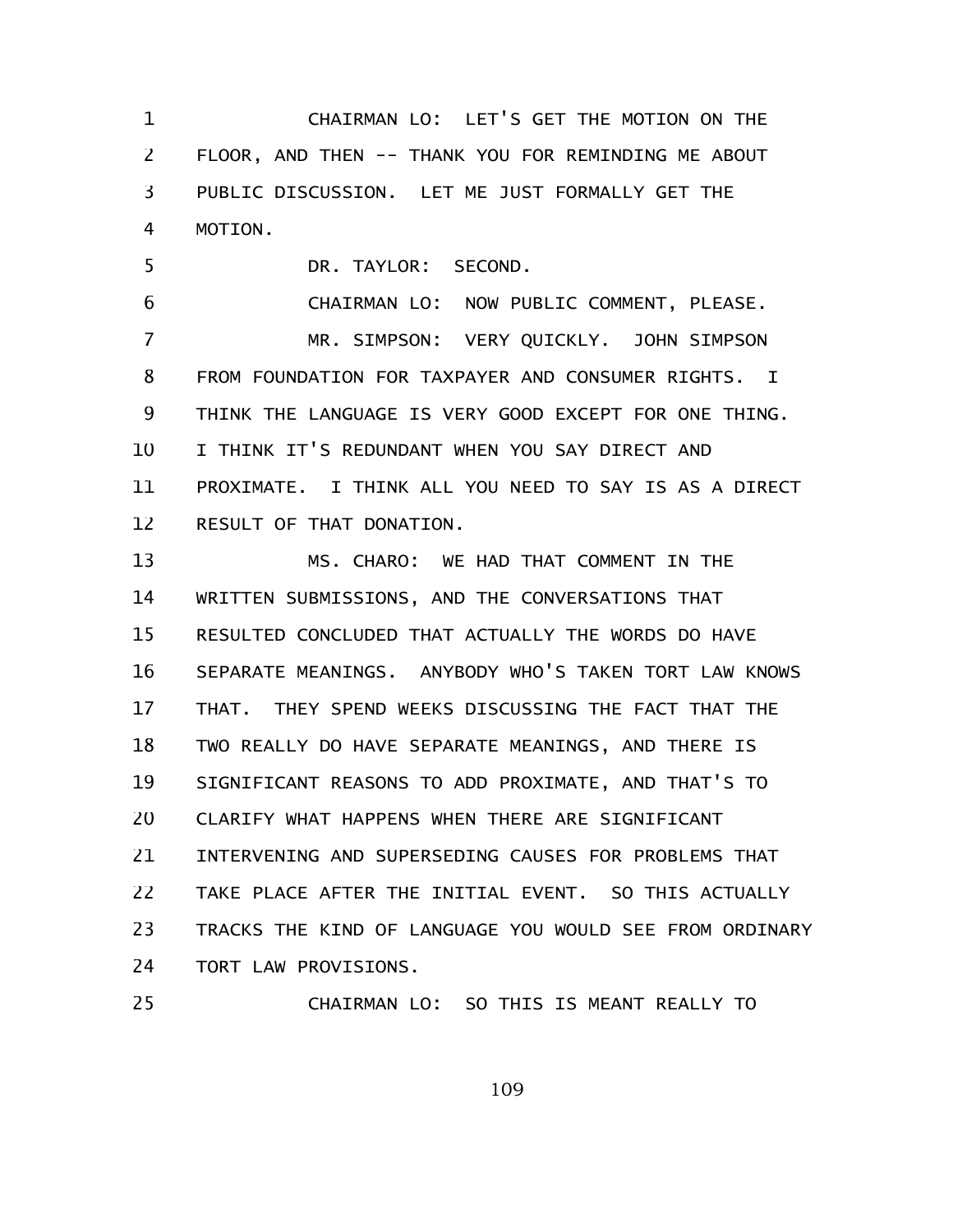CHAIRMAN LO: LET'S GET THE MOTION ON THE FLOOR, AND THEN -- THANK YOU FOR REMINDING ME ABOUT PUBLIC DISCUSSION. LET ME JUST FORMALLY GET THE MOTION.

DR. TAYLOR: SECOND.

CHAIRMAN LO: NOW PUBLIC COMMENT, PLEASE.

MR. SIMPSON: VERY QUICKLY. JOHN SIMPSON FROM FOUNDATION FOR TAXPAYER AND CONSUMER RIGHTS. I THINK THE LANGUAGE IS VERY GOOD EXCEPT FOR ONE THING. I THINK IT'S REDUNDANT WHEN YOU SAY DIRECT AND PROXIMATE. I THINK ALL YOU NEED TO SAY IS AS A DIRECT RESULT OF THAT DONATION.

MS. CHARO: WE HAD THAT COMMENT IN THE WRITTEN SUBMISSIONS, AND THE CONVERSATIONS THAT RESULTED CONCLUDED THAT ACTUALLY THE WORDS DO HAVE SEPARATE MEANINGS. ANYBODY WHO'S TAKEN TORT LAW KNOWS THAT. THEY SPEND WEEKS DISCUSSING THE FACT THAT THE TWO REALLY DO HAVE SEPARATE MEANINGS, AND THERE IS SIGNIFICANT REASONS TO ADD PROXIMATE, AND THAT'S TO CLARIFY WHAT HAPPENS WHEN THERE ARE SIGNIFICANT INTERVENING AND SUPERSEDING CAUSES FOR PROBLEMS THAT TAKE PLACE AFTER THE INITIAL EVENT. SO THIS ACTUALLY TRACKS THE KIND OF LANGUAGE YOU WOULD SEE FROM ORDINARY TORT LAW PROVISIONS.

CHAIRMAN LO: SO THIS IS MEANT REALLY TO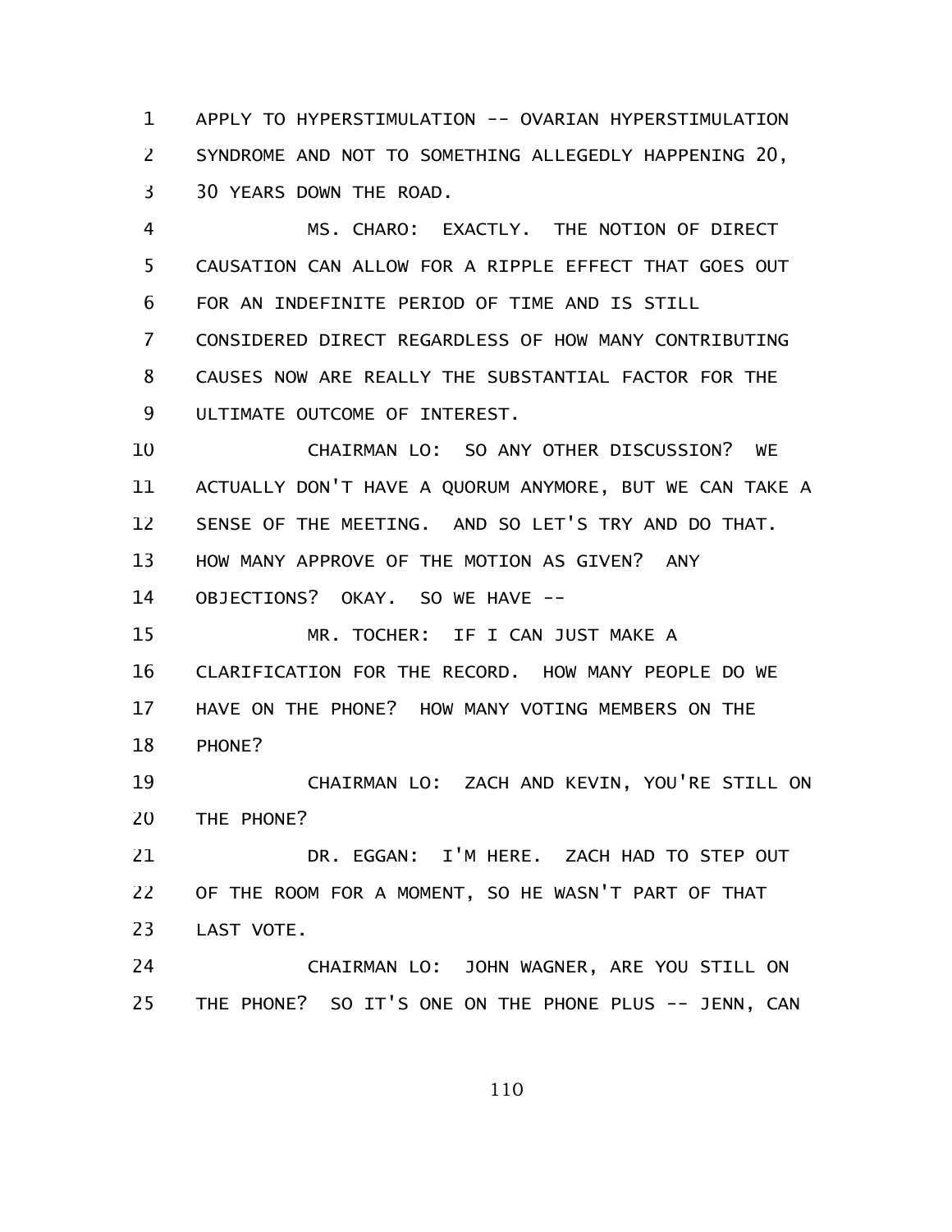APPLY TO HYPERSTIMULATION -- OVARIAN HYPERSTIMULATION SYNDROME AND NOT TO SOMETHING ALLEGEDLY HAPPENING 20, 30 YEARS DOWN THE ROAD.

MS. CHARO: EXACTLY. THE NOTION OF DIRECT CAUSATION CAN ALLOW FOR A RIPPLE EFFECT THAT GOES OUT FOR AN INDEFINITE PERIOD OF TIME AND IS STILL CONSIDERED DIRECT REGARDLESS OF HOW MANY CONTRIBUTING CAUSES NOW ARE REALLY THE SUBSTANTIAL FACTOR FOR THE ULTIMATE OUTCOME OF INTEREST.

CHAIRMAN LO: SO ANY OTHER DISCUSSION? WE ACTUALLY DON'T HAVE A QUORUM ANYMORE, BUT WE CAN TAKE A SENSE OF THE MEETING. AND SO LET'S TRY AND DO THAT. HOW MANY APPROVE OF THE MOTION AS GIVEN? ANY OBJECTIONS? OKAY. SO WE HAVE --

MR. TOCHER: IF I CAN JUST MAKE A CLARIFICATION FOR THE RECORD. HOW MANY PEOPLE DO WE HAVE ON THE PHONE? HOW MANY VOTING MEMBERS ON THE PHONE?

CHAIRMAN LO: ZACH AND KEVIN, YOU'RE STILL ON THE PHONE?

DR. EGGAN: I'M HERE. ZACH HAD TO STEP OUT OF THE ROOM FOR A MOMENT, SO HE WASN'T PART OF THAT LAST VOTE.

CHAIRMAN LO: JOHN WAGNER, ARE YOU STILL ON THE PHONE? SO IT'S ONE ON THE PHONE PLUS -- JENN, CAN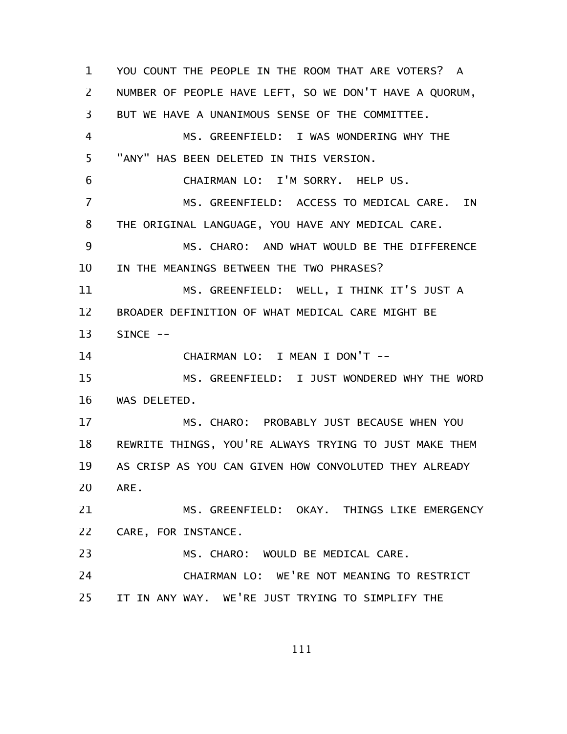YOU COUNT THE PEOPLE IN THE ROOM THAT ARE VOTERS? A NUMBER OF PEOPLE HAVE LEFT, SO WE DON'T HAVE A QUORUM, BUT WE HAVE A UNANIMOUS SENSE OF THE COMMITTEE.

MS. GREENFIELD: I WAS WONDERING WHY THE "ANY" HAS BEEN DELETED IN THIS VERSION.

CHAIRMAN LO: I'M SORRY. HELP US.

MS. GREENFIELD: ACCESS TO MEDICAL CARE. IN THE ORIGINAL LANGUAGE, YOU HAVE ANY MEDICAL CARE.

MS. CHARO: AND WHAT WOULD BE THE DIFFERENCE IN THE MEANINGS BETWEEN THE TWO PHRASES?

MS. GREENFIELD: WELL, I THINK IT'S JUST A BROADER DEFINITION OF WHAT MEDICAL CARE MIGHT BE SINCE --

CHAIRMAN LO: I MEAN I DON'T --

MS. GREENFIELD: I JUST WONDERED WHY THE WORD WAS DELETED.

MS. CHARO: PROBABLY JUST BECAUSE WHEN YOU REWRITE THINGS, YOU'RE ALWAYS TRYING TO JUST MAKE THEM AS CRISP AS YOU CAN GIVEN HOW CONVOLUTED THEY ALREADY ARE.

MS. GREENFIELD: OKAY. THINGS LIKE EMERGENCY CARE, FOR INSTANCE.

MS. CHARO: WOULD BE MEDICAL CARE.

CHAIRMAN LO: WE'RE NOT MEANING TO RESTRICT IT IN ANY WAY. WE'RE JUST TRYING TO SIMPLIFY THE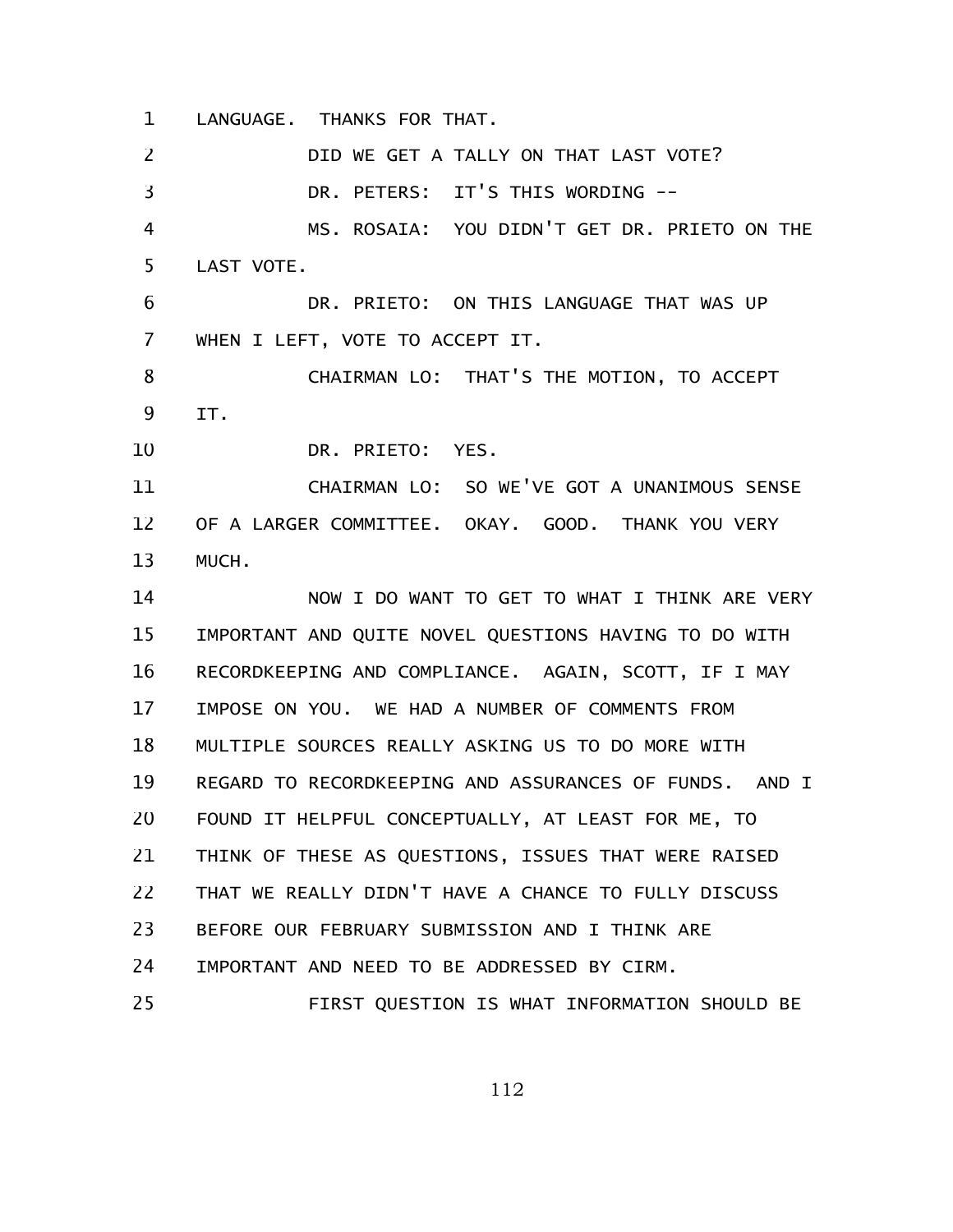LANGUAGE. THANKS FOR THAT.

DID WE GET A TALLY ON THAT LAST VOTE?

DR. PETERS: IT'S THIS WORDING --

MS. ROSAIA: YOU DIDN'T GET DR. PRIETO ON THE LAST VOTE.

DR. PRIETO: ON THIS LANGUAGE THAT WAS UP WHEN I LEFT, VOTE TO ACCEPT IT.

CHAIRMAN LO: THAT'S THE MOTION, TO ACCEPT IT.

DR. PRIETO: YES.

CHAIRMAN LO: SO WE'VE GOT A UNANIMOUS SENSE OF A LARGER COMMITTEE. OKAY. GOOD. THANK YOU VERY MUCH.

NOW I DO WANT TO GET TO WHAT I THINK ARE VERY IMPORTANT AND QUITE NOVEL QUESTIONS HAVING TO DO WITH RECORDKEEPING AND COMPLIANCE. AGAIN, SCOTT, IF I MAY IMPOSE ON YOU. WE HAD A NUMBER OF COMMENTS FROM MULTIPLE SOURCES REALLY ASKING US TO DO MORE WITH REGARD TO RECORDKEEPING AND ASSURANCES OF FUNDS. AND I FOUND IT HELPFUL CONCEPTUALLY, AT LEAST FOR ME, TO THINK OF THESE AS QUESTIONS, ISSUES THAT WERE RAISED THAT WE REALLY DIDN'T HAVE A CHANCE TO FULLY DISCUSS BEFORE OUR FEBRUARY SUBMISSION AND I THINK ARE IMPORTANT AND NEED TO BE ADDRESSED BY CIRM.

FIRST QUESTION IS WHAT INFORMATION SHOULD BE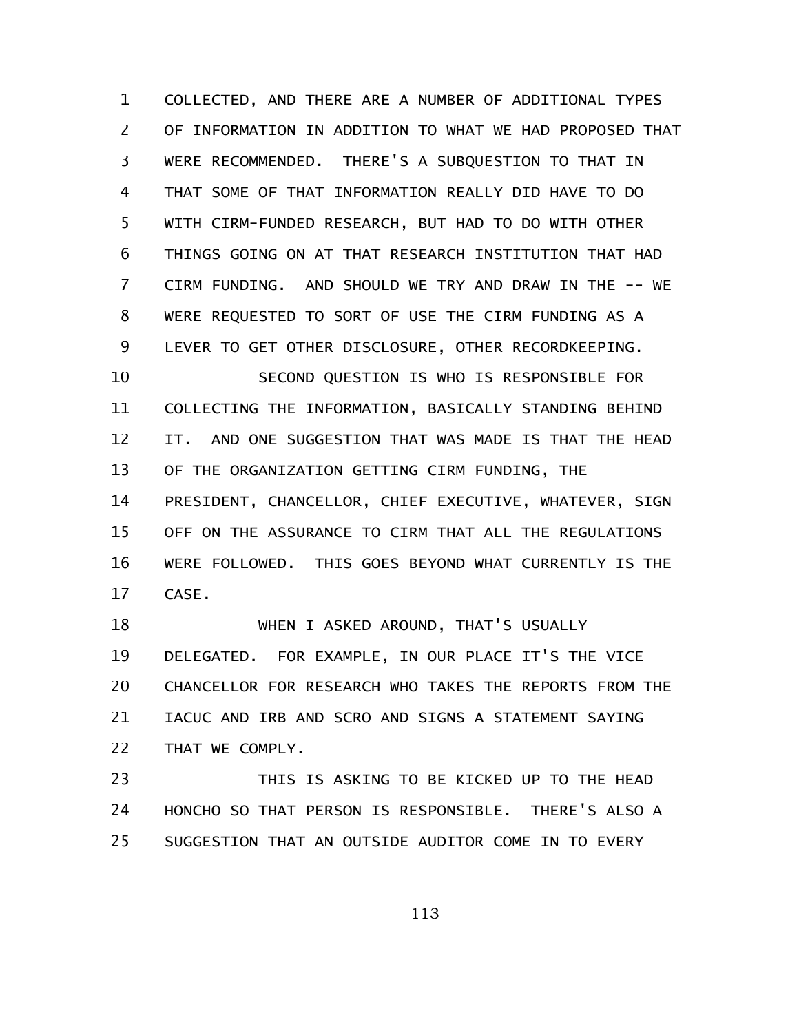COLLECTED, AND THERE ARE A NUMBER OF ADDITIONAL TYPES OF INFORMATION IN ADDITION TO WHAT WE HAD PROPOSED THAT WERE RECOMMENDED. THERE'S A SUBQUESTION TO THAT IN THAT SOME OF THAT INFORMATION REALLY DID HAVE TO DO WITH CIRM-FUNDED RESEARCH, BUT HAD TO DO WITH OTHER THINGS GOING ON AT THAT RESEARCH INSTITUTION THAT HAD CIRM FUNDING. AND SHOULD WE TRY AND DRAW IN THE -- WE WERE REQUESTED TO SORT OF USE THE CIRM FUNDING AS A LEVER TO GET OTHER DISCLOSURE, OTHER RECORDKEEPING.

SECOND QUESTION IS WHO IS RESPONSIBLE FOR COLLECTING THE INFORMATION, BASICALLY STANDING BEHIND IT. AND ONE SUGGESTION THAT WAS MADE IS THAT THE HEAD OF THE ORGANIZATION GETTING CIRM FUNDING, THE PRESIDENT, CHANCELLOR, CHIEF EXECUTIVE, WHATEVER, SIGN OFF ON THE ASSURANCE TO CIRM THAT ALL THE REGULATIONS WERE FOLLOWED. THIS GOES BEYOND WHAT CURRENTLY IS THE CASE.

WHEN I ASKED AROUND, THAT'S USUALLY DELEGATED. FOR EXAMPLE, IN OUR PLACE IT'S THE VICE CHANCELLOR FOR RESEARCH WHO TAKES THE REPORTS FROM THE IACUC AND IRB AND SCRO AND SIGNS A STATEMENT SAYING THAT WE COMPLY.

THIS IS ASKING TO BE KICKED UP TO THE HEAD HONCHO SO THAT PERSON IS RESPONSIBLE. THERE'S ALSO A SUGGESTION THAT AN OUTSIDE AUDITOR COME IN TO EVERY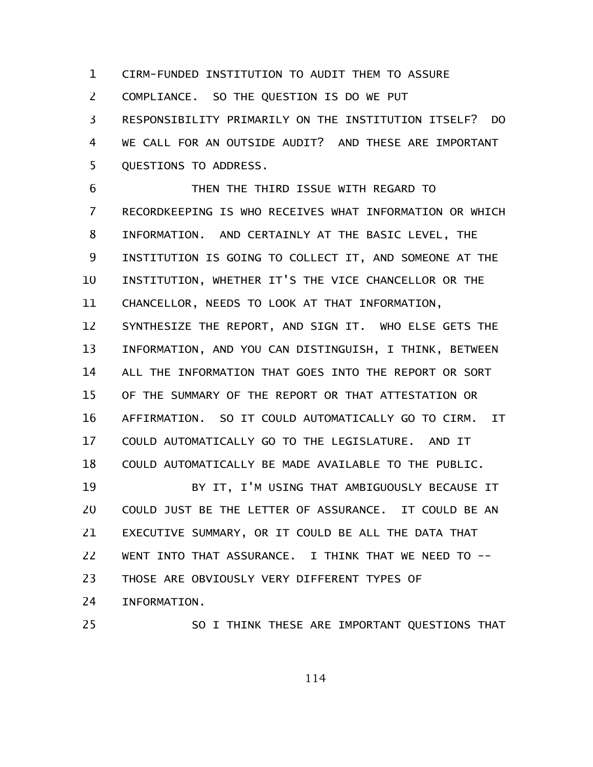CIRM-FUNDED INSTITUTION TO AUDIT THEM TO ASSURE COMPLIANCE. SO THE QUESTION IS DO WE PUT RESPONSIBILITY PRIMARILY ON THE INSTITUTION ITSELF? DO WE CALL FOR AN OUTSIDE AUDIT? AND THESE ARE IMPORTANT QUESTIONS TO ADDRESS.

THEN THE THIRD ISSUE WITH REGARD TO RECORDKEEPING IS WHO RECEIVES WHAT INFORMATION OR WHICH INFORMATION. AND CERTAINLY AT THE BASIC LEVEL, THE INSTITUTION IS GOING TO COLLECT IT, AND SOMEONE AT THE INSTITUTION, WHETHER IT'S THE VICE CHANCELLOR OR THE CHANCELLOR, NEEDS TO LOOK AT THAT INFORMATION, SYNTHESIZE THE REPORT, AND SIGN IT. WHO ELSE GETS THE INFORMATION, AND YOU CAN DISTINGUISH, I THINK, BETWEEN ALL THE INFORMATION THAT GOES INTO THE REPORT OR SORT OF THE SUMMARY OF THE REPORT OR THAT ATTESTATION OR AFFIRMATION. SO IT COULD AUTOMATICALLY GO TO CIRM. IT COULD AUTOMATICALLY GO TO THE LEGISLATURE. AND IT COULD AUTOMATICALLY BE MADE AVAILABLE TO THE PUBLIC.

BY IT, I'M USING THAT AMBIGUOUSLY BECAUSE IT COULD JUST BE THE LETTER OF ASSURANCE. IT COULD BE AN EXECUTIVE SUMMARY, OR IT COULD BE ALL THE DATA THAT WENT INTO THAT ASSURANCE. I THINK THAT WE NEED TO -- THOSE ARE OBVIOUSLY VERY DIFFERENT TYPES OF INFORMATION.

SO I THINK THESE ARE IMPORTANT QUESTIONS THAT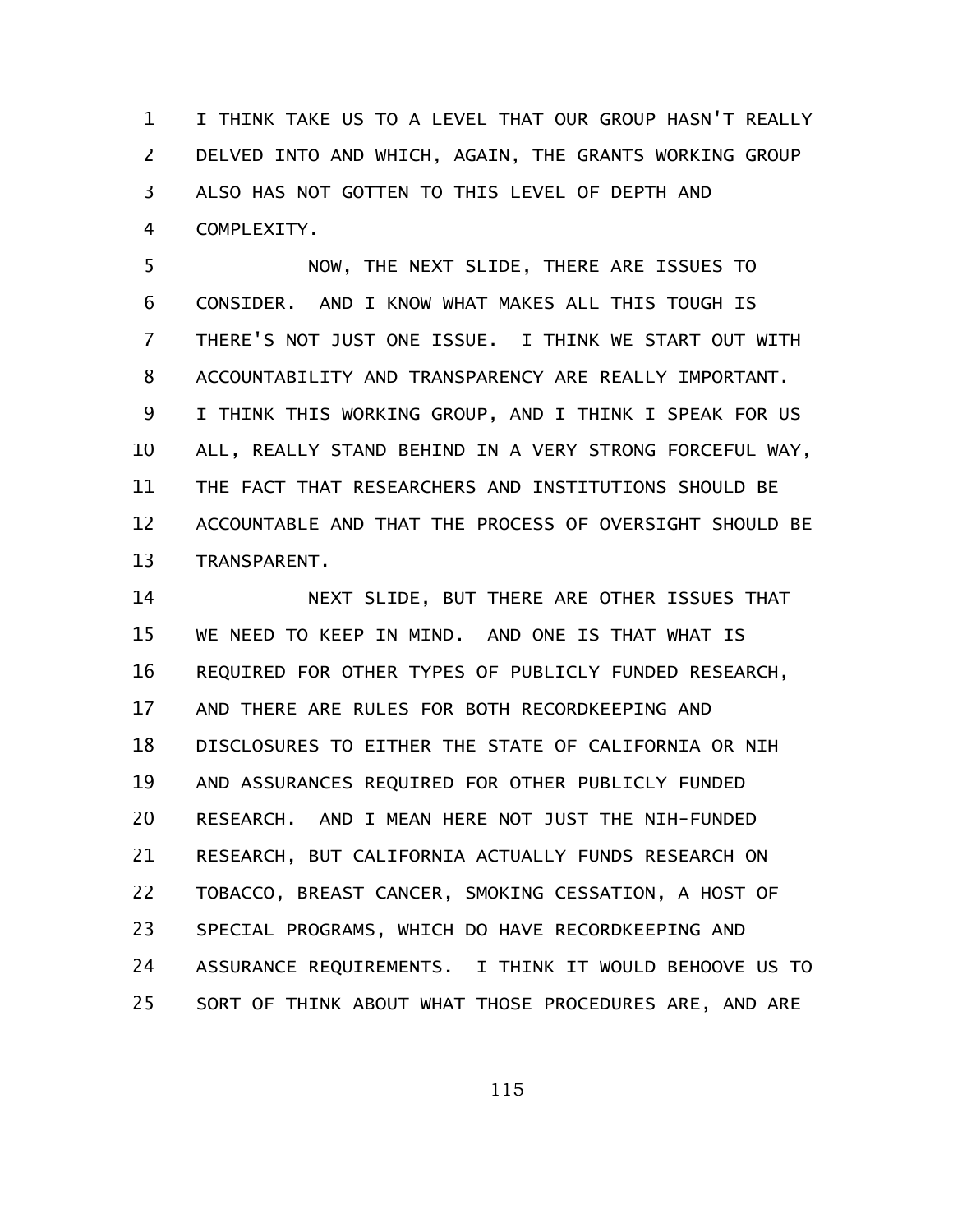I THINK TAKE US TO A LEVEL THAT OUR GROUP HASN'T REALLY DELVED INTO AND WHICH, AGAIN, THE GRANTS WORKING GROUP ALSO HAS NOT GOTTEN TO THIS LEVEL OF DEPTH AND COMPLEXITY.

NOW, THE NEXT SLIDE, THERE ARE ISSUES TO CONSIDER. AND I KNOW WHAT MAKES ALL THIS TOUGH IS THERE'S NOT JUST ONE ISSUE. I THINK WE START OUT WITH ACCOUNTABILITY AND TRANSPARENCY ARE REALLY IMPORTANT. I THINK THIS WORKING GROUP, AND I THINK I SPEAK FOR US ALL, REALLY STAND BEHIND IN A VERY STRONG FORCEFUL WAY, THE FACT THAT RESEARCHERS AND INSTITUTIONS SHOULD BE ACCOUNTABLE AND THAT THE PROCESS OF OVERSIGHT SHOULD BE TRANSPARENT.

NEXT SLIDE, BUT THERE ARE OTHER ISSUES THAT WE NEED TO KEEP IN MIND. AND ONE IS THAT WHAT IS REQUIRED FOR OTHER TYPES OF PUBLICLY FUNDED RESEARCH, AND THERE ARE RULES FOR BOTH RECORDKEEPING AND DISCLOSURES TO EITHER THE STATE OF CALIFORNIA OR NIH AND ASSURANCES REQUIRED FOR OTHER PUBLICLY FUNDED RESEARCH. AND I MEAN HERE NOT JUST THE NIH-FUNDED RESEARCH, BUT CALIFORNIA ACTUALLY FUNDS RESEARCH ON TOBACCO, BREAST CANCER, SMOKING CESSATION, A HOST OF SPECIAL PROGRAMS, WHICH DO HAVE RECORDKEEPING AND ASSURANCE REQUIREMENTS. I THINK IT WOULD BEHOOVE US TO SORT OF THINK ABOUT WHAT THOSE PROCEDURES ARE, AND ARE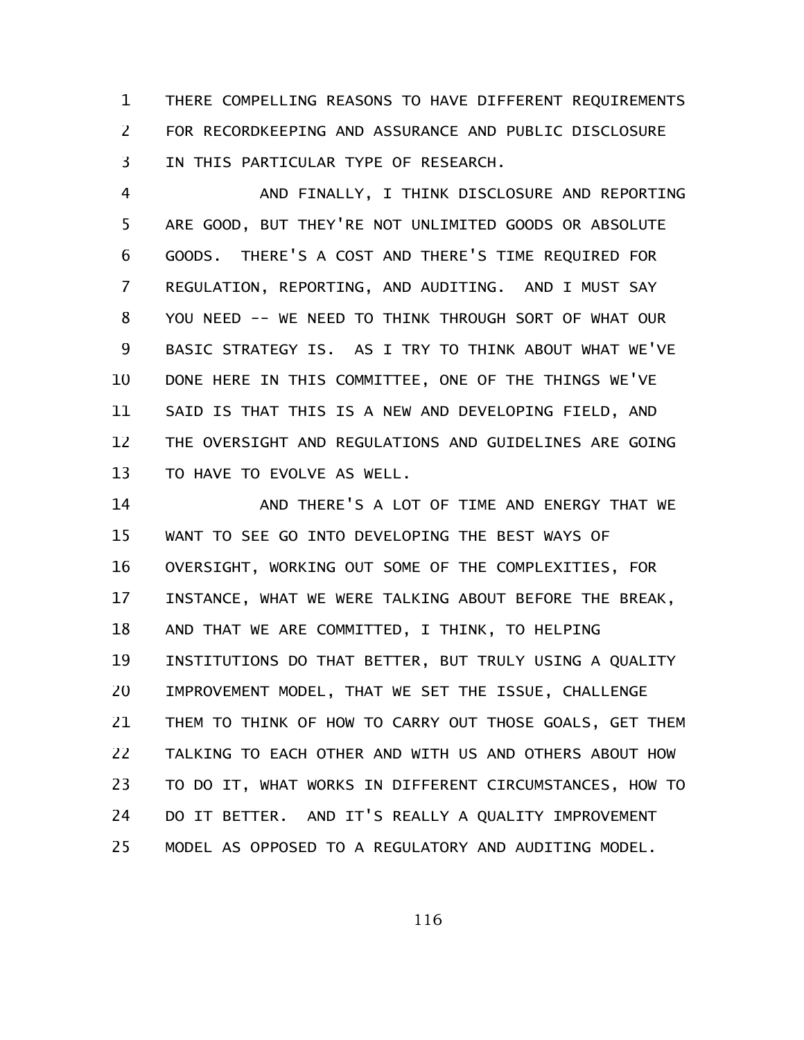THERE COMPELLING REASONS TO HAVE DIFFERENT REQUIREMENTS FOR RECORDKEEPING AND ASSURANCE AND PUBLIC DISCLOSURE IN THIS PARTICULAR TYPE OF RESEARCH.

AND FINALLY, I THINK DISCLOSURE AND REPORTING ARE GOOD, BUT THEY'RE NOT UNLIMITED GOODS OR ABSOLUTE GOODS. THERE'S A COST AND THERE'S TIME REQUIRED FOR REGULATION, REPORTING, AND AUDITING. AND I MUST SAY YOU NEED -- WE NEED TO THINK THROUGH SORT OF WHAT OUR BASIC STRATEGY IS. AS I TRY TO THINK ABOUT WHAT WE'VE DONE HERE IN THIS COMMITTEE, ONE OF THE THINGS WE'VE SAID IS THAT THIS IS A NEW AND DEVELOPING FIELD, AND THE OVERSIGHT AND REGULATIONS AND GUIDELINES ARE GOING TO HAVE TO EVOLVE AS WELL.

AND THERE'S A LOT OF TIME AND ENERGY THAT WE WANT TO SEE GO INTO DEVELOPING THE BEST WAYS OF OVERSIGHT, WORKING OUT SOME OF THE COMPLEXITIES, FOR INSTANCE, WHAT WE WERE TALKING ABOUT BEFORE THE BREAK, AND THAT WE ARE COMMITTED, I THINK, TO HELPING INSTITUTIONS DO THAT BETTER, BUT TRULY USING A QUALITY IMPROVEMENT MODEL, THAT WE SET THE ISSUE, CHALLENGE THEM TO THINK OF HOW TO CARRY OUT THOSE GOALS, GET THEM TALKING TO EACH OTHER AND WITH US AND OTHERS ABOUT HOW TO DO IT, WHAT WORKS IN DIFFERENT CIRCUMSTANCES, HOW TO DO IT BETTER. AND IT'S REALLY A QUALITY IMPROVEMENT MODEL AS OPPOSED TO A REGULATORY AND AUDITING MODEL.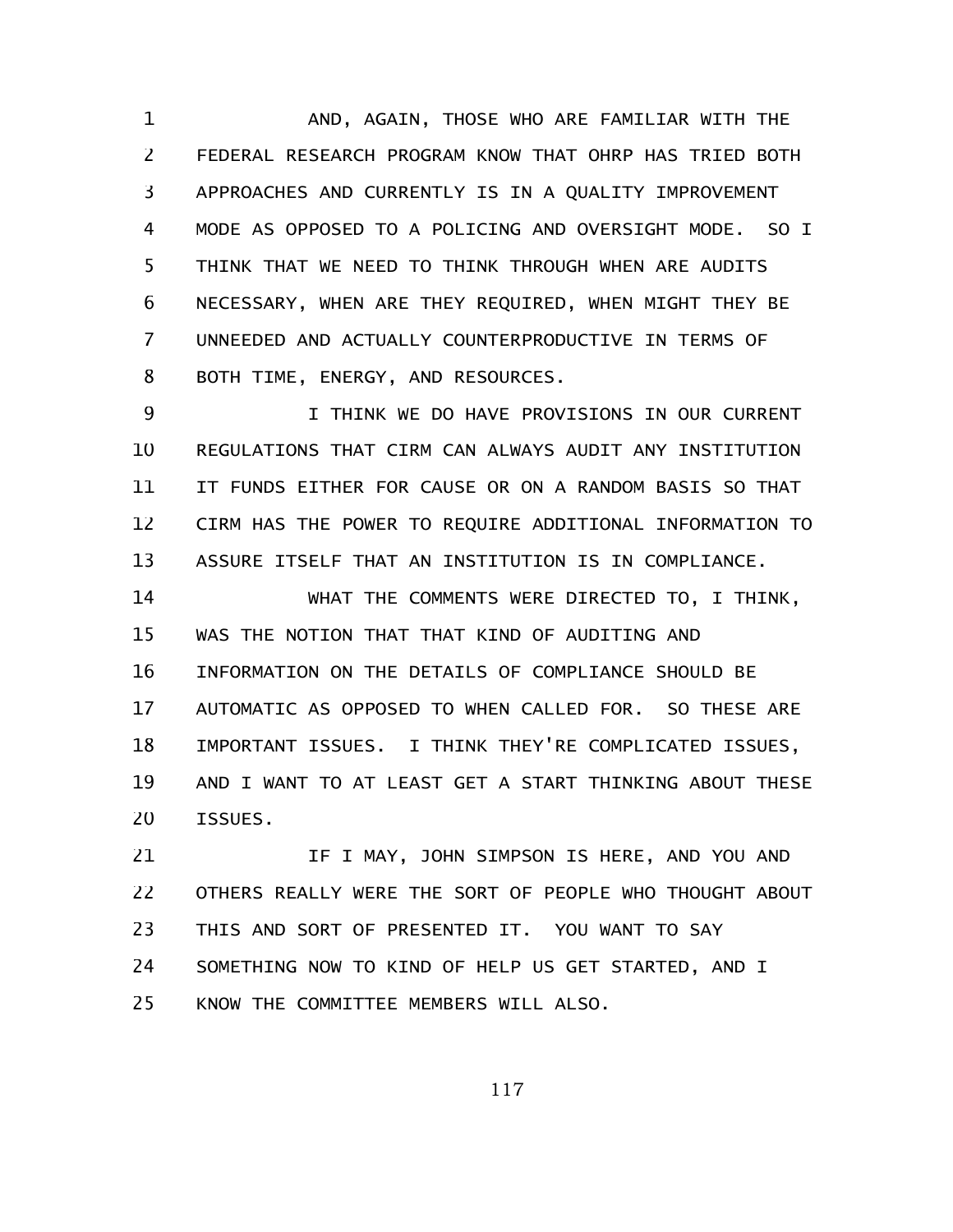AND, AGAIN, THOSE WHO ARE FAMILIAR WITH THE FEDERAL RESEARCH PROGRAM KNOW THAT OHRP HAS TRIED BOTH APPROACHES AND CURRENTLY IS IN A QUALITY IMPROVEMENT MODE AS OPPOSED TO A POLICING AND OVERSIGHT MODE. SO I THINK THAT WE NEED TO THINK THROUGH WHEN ARE AUDITS NECESSARY, WHEN ARE THEY REQUIRED, WHEN MIGHT THEY BE UNNEEDED AND ACTUALLY COUNTERPRODUCTIVE IN TERMS OF BOTH TIME, ENERGY, AND RESOURCES.

I THINK WE DO HAVE PROVISIONS IN OUR CURRENT REGULATIONS THAT CIRM CAN ALWAYS AUDIT ANY INSTITUTION IT FUNDS EITHER FOR CAUSE OR ON A RANDOM BASIS SO THAT CIRM HAS THE POWER TO REQUIRE ADDITIONAL INFORMATION TO ASSURE ITSELF THAT AN INSTITUTION IS IN COMPLIANCE.

WHAT THE COMMENTS WERE DIRECTED TO, I THINK, WAS THE NOTION THAT THAT KIND OF AUDITING AND INFORMATION ON THE DETAILS OF COMPLIANCE SHOULD BE AUTOMATIC AS OPPOSED TO WHEN CALLED FOR. SO THESE ARE IMPORTANT ISSUES. I THINK THEY'RE COMPLICATED ISSUES, AND I WANT TO AT LEAST GET A START THINKING ABOUT THESE ISSUES.

IF I MAY, JOHN SIMPSON IS HERE, AND YOU AND OTHERS REALLY WERE THE SORT OF PEOPLE WHO THOUGHT ABOUT THIS AND SORT OF PRESENTED IT. YOU WANT TO SAY SOMETHING NOW TO KIND OF HELP US GET STARTED, AND I KNOW THE COMMITTEE MEMBERS WILL ALSO.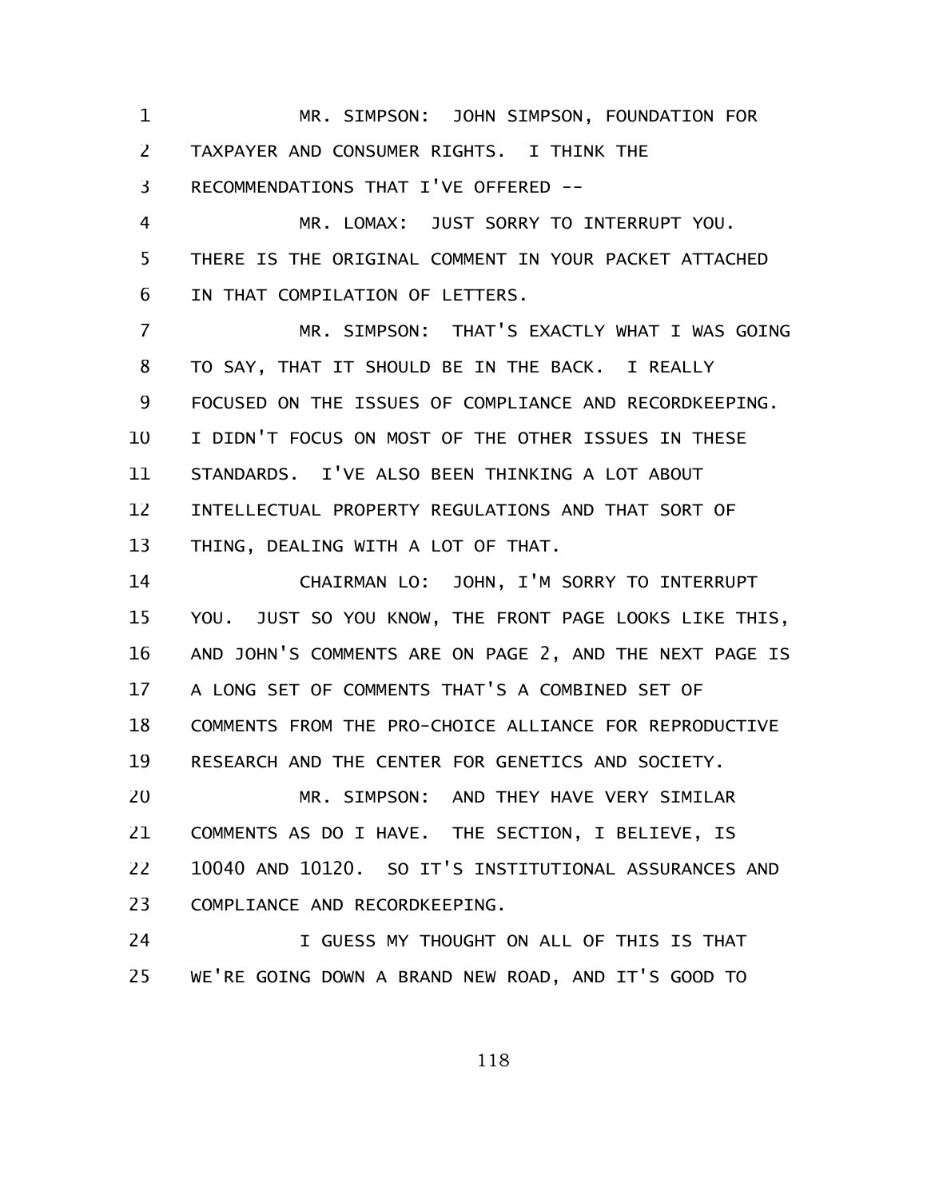MR. SIMPSON: JOHN SIMPSON, FOUNDATION FOR TAXPAYER AND CONSUMER RIGHTS. I THINK THE RECOMMENDATIONS THAT I'VE OFFERED --

MR. LOMAX: JUST SORRY TO INTERRUPT YOU. THERE IS THE ORIGINAL COMMENT IN YOUR PACKET ATTACHED IN THAT COMPILATION OF LETTERS.

MR. SIMPSON: THAT'S EXACTLY WHAT I WAS GOING TO SAY, THAT IT SHOULD BE IN THE BACK. I REALLY FOCUSED ON THE ISSUES OF COMPLIANCE AND RECORDKEEPING. I DIDN'T FOCUS ON MOST OF THE OTHER ISSUES IN THESE STANDARDS. I'VE ALSO BEEN THINKING A LOT ABOUT INTELLECTUAL PROPERTY REGULATIONS AND THAT SORT OF THING, DEALING WITH A LOT OF THAT.

CHAIRMAN LO: JOHN, I'M SORRY TO INTERRUPT YOU. JUST SO YOU KNOW, THE FRONT PAGE LOOKS LIKE THIS, AND JOHN'S COMMENTS ARE ON PAGE 2, AND THE NEXT PAGE IS A LONG SET OF COMMENTS THAT'S A COMBINED SET OF COMMENTS FROM THE PRO-CHOICE ALLIANCE FOR REPRODUCTIVE RESEARCH AND THE CENTER FOR GENETICS AND SOCIETY.

MR. SIMPSON: AND THEY HAVE VERY SIMILAR COMMENTS AS DO I HAVE. THE SECTION, I BELIEVE, IS 10040 AND 10120. SO IT'S INSTITUTIONAL ASSURANCES AND COMPLIANCE AND RECORDKEEPING.

I GUESS MY THOUGHT ON ALL OF THIS IS THAT WE'RE GOING DOWN A BRAND NEW ROAD, AND IT'S GOOD TO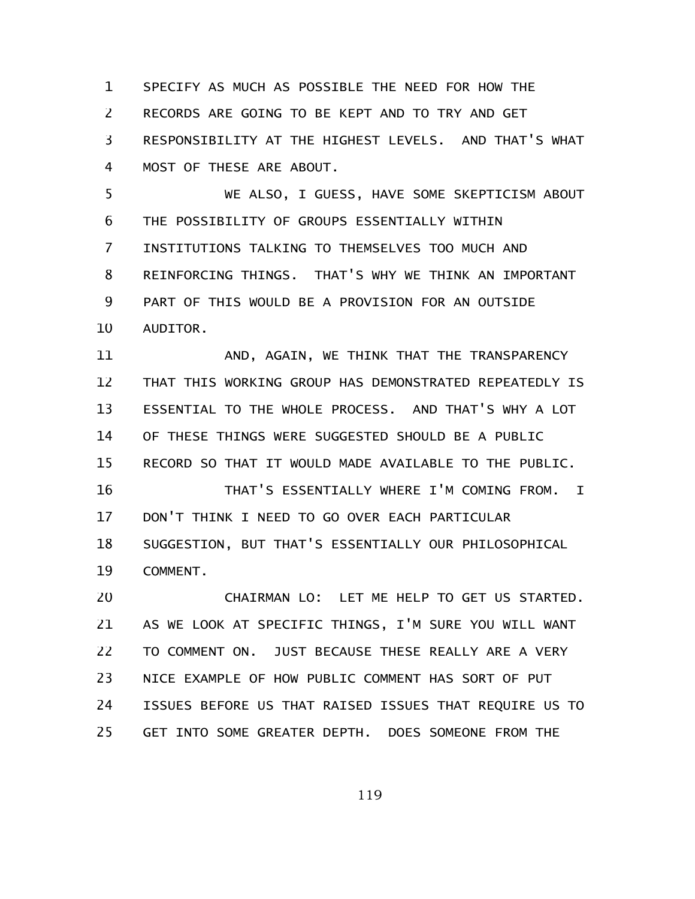SPECIFY AS MUCH AS POSSIBLE THE NEED FOR HOW THE RECORDS ARE GOING TO BE KEPT AND TO TRY AND GET RESPONSIBILITY AT THE HIGHEST LEVELS. AND THAT'S WHAT MOST OF THESE ARE ABOUT.

WE ALSO, I GUESS, HAVE SOME SKEPTICISM ABOUT THE POSSIBILITY OF GROUPS ESSENTIALLY WITHIN INSTITUTIONS TALKING TO THEMSELVES TOO MUCH AND REINFORCING THINGS. THAT'S WHY WE THINK AN IMPORTANT PART OF THIS WOULD BE A PROVISION FOR AN OUTSIDE AUDITOR.

AND, AGAIN, WE THINK THAT THE TRANSPARENCY THAT THIS WORKING GROUP HAS DEMONSTRATED REPEATEDLY IS ESSENTIAL TO THE WHOLE PROCESS. AND THAT'S WHY A LOT OF THESE THINGS WERE SUGGESTED SHOULD BE A PUBLIC RECORD SO THAT IT WOULD MADE AVAILABLE TO THE PUBLIC.

THAT'S ESSENTIALLY WHERE I'M COMING FROM. I DON'T THINK I NEED TO GO OVER EACH PARTICULAR SUGGESTION, BUT THAT'S ESSENTIALLY OUR PHILOSOPHICAL COMMENT.

CHAIRMAN LO: LET ME HELP TO GET US STARTED. AS WE LOOK AT SPECIFIC THINGS, I'M SURE YOU WILL WANT TO COMMENT ON. JUST BECAUSE THESE REALLY ARE A VERY NICE EXAMPLE OF HOW PUBLIC COMMENT HAS SORT OF PUT ISSUES BEFORE US THAT RAISED ISSUES THAT REQUIRE US TO GET INTO SOME GREATER DEPTH. DOES SOMEONE FROM THE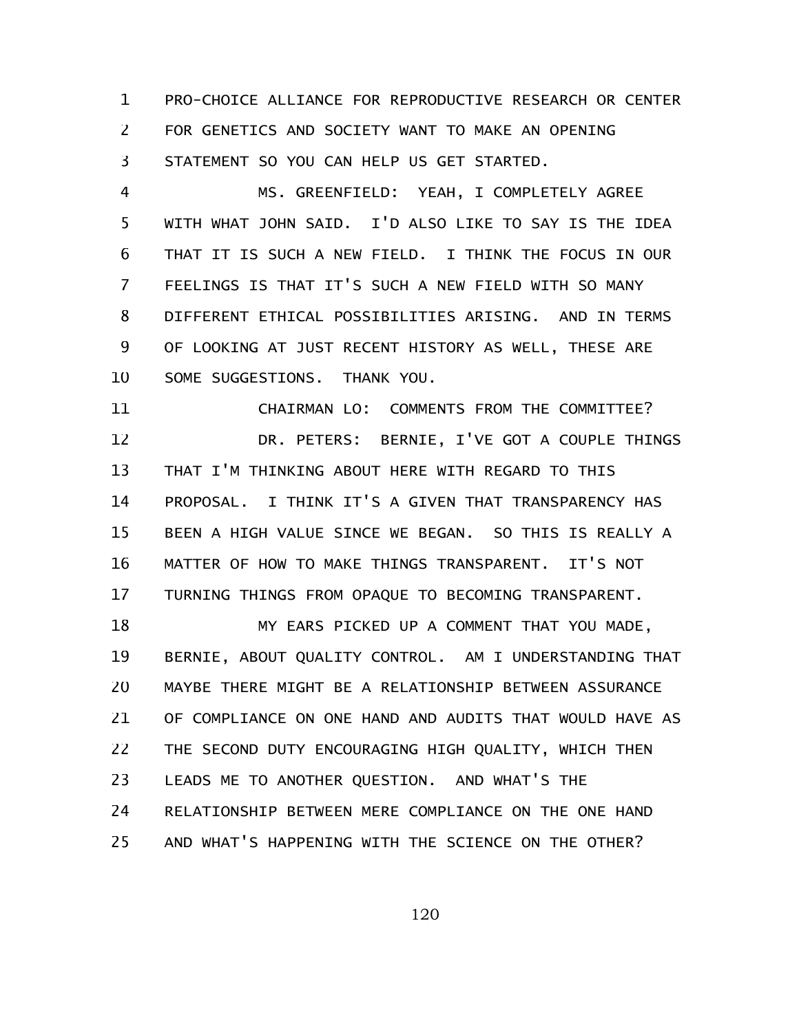PRO-CHOICE ALLIANCE FOR REPRODUCTIVE RESEARCH OR CENTER FOR GENETICS AND SOCIETY WANT TO MAKE AN OPENING STATEMENT SO YOU CAN HELP US GET STARTED.

MS. GREENFIELD: YEAH, I COMPLETELY AGREE WITH WHAT JOHN SAID. I'D ALSO LIKE TO SAY IS THE IDEA THAT IT IS SUCH A NEW FIELD. I THINK THE FOCUS IN OUR FEELINGS IS THAT IT'S SUCH A NEW FIELD WITH SO MANY DIFFERENT ETHICAL POSSIBILITIES ARISING. AND IN TERMS OF LOOKING AT JUST RECENT HISTORY AS WELL, THESE ARE SOME SUGGESTIONS. THANK YOU.

CHAIRMAN LO: COMMENTS FROM THE COMMITTEE?

DR. PETERS: BERNIE, I'VE GOT A COUPLE THINGS THAT I'M THINKING ABOUT HERE WITH REGARD TO THIS PROPOSAL. I THINK IT'S A GIVEN THAT TRANSPARENCY HAS BEEN A HIGH VALUE SINCE WE BEGAN. SO THIS IS REALLY A MATTER OF HOW TO MAKE THINGS TRANSPARENT. IT'S NOT TURNING THINGS FROM OPAQUE TO BECOMING TRANSPARENT.

MY EARS PICKED UP A COMMENT THAT YOU MADE, BERNIE, ABOUT QUALITY CONTROL. AM I UNDERSTANDING THAT MAYBE THERE MIGHT BE A RELATIONSHIP BETWEEN ASSURANCE OF COMPLIANCE ON ONE HAND AND AUDITS THAT WOULD HAVE AS THE SECOND DUTY ENCOURAGING HIGH QUALITY, WHICH THEN LEADS ME TO ANOTHER QUESTION. AND WHAT'S THE RELATIONSHIP BETWEEN MERE COMPLIANCE ON THE ONE HAND AND WHAT'S HAPPENING WITH THE SCIENCE ON THE OTHER?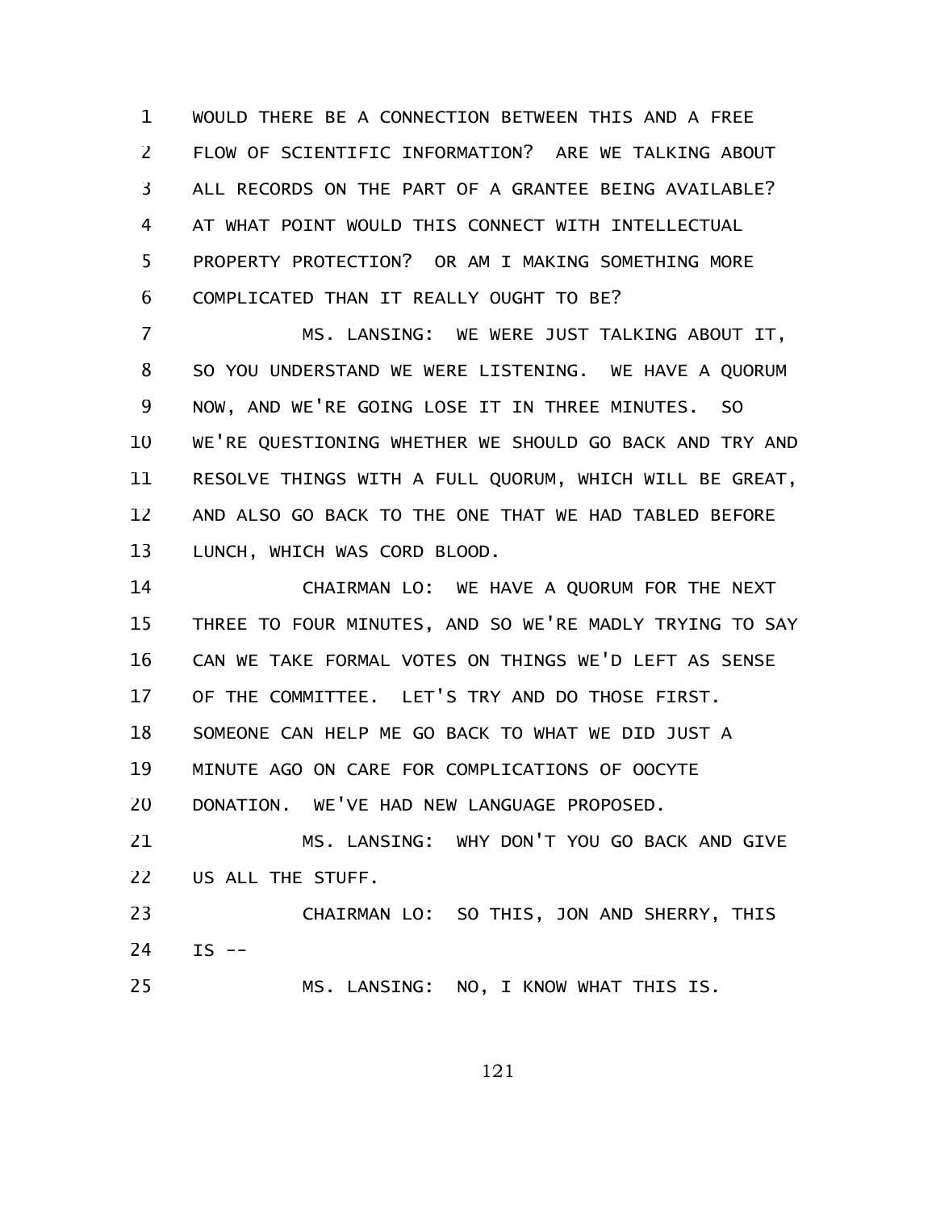WOULD THERE BE A CONNECTION BETWEEN THIS AND A FREE FLOW OF SCIENTIFIC INFORMATION? ARE WE TALKING ABOUT ALL RECORDS ON THE PART OF A GRANTEE BEING AVAILABLE? AT WHAT POINT WOULD THIS CONNECT WITH INTELLECTUAL PROPERTY PROTECTION? OR AM I MAKING SOMETHING MORE COMPLICATED THAN IT REALLY OUGHT TO BE?

MS. LANSING: WE WERE JUST TALKING ABOUT IT, SO YOU UNDERSTAND WE WERE LISTENING. WE HAVE A QUORUM NOW, AND WE'RE GOING LOSE IT IN THREE MINUTES. SO WE'RE QUESTIONING WHETHER WE SHOULD GO BACK AND TRY AND RESOLVE THINGS WITH A FULL QUORUM, WHICH WILL BE GREAT, AND ALSO GO BACK TO THE ONE THAT WE HAD TABLED BEFORE LUNCH, WHICH WAS CORD BLOOD.

CHAIRMAN LO: WE HAVE A QUORUM FOR THE NEXT THREE TO FOUR MINUTES, AND SO WE'RE MADLY TRYING TO SAY CAN WE TAKE FORMAL VOTES ON THINGS WE'D LEFT AS SENSE OF THE COMMITTEE. LET'S TRY AND DO THOSE FIRST. SOMEONE CAN HELP ME GO BACK TO WHAT WE DID JUST A MINUTE AGO ON CARE FOR COMPLICATIONS OF OOCYTE DONATION. WE'VE HAD NEW LANGUAGE PROPOSED.

MS. LANSING: WHY DON'T YOU GO BACK AND GIVE US ALL THE STUFF.

CHAIRMAN LO: SO THIS, JON AND SHERRY, THIS IS --

MS. LANSING: NO, I KNOW WHAT THIS IS.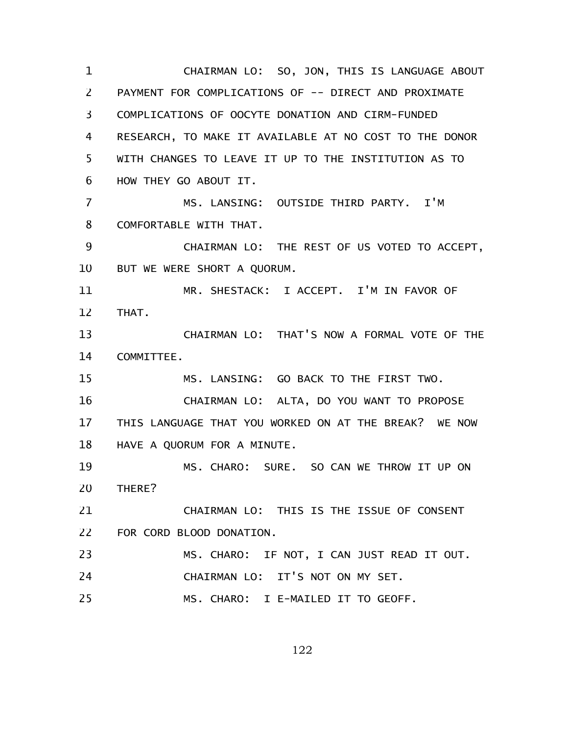CHAIRMAN LO: SO, JON, THIS IS LANGUAGE ABOUT PAYMENT FOR COMPLICATIONS OF -- DIRECT AND PROXIMATE COMPLICATIONS OF OOCYTE DONATION AND CIRM-FUNDED RESEARCH, TO MAKE IT AVAILABLE AT NO COST TO THE DONOR WITH CHANGES TO LEAVE IT UP TO THE INSTITUTION AS TO HOW THEY GO ABOUT IT.

MS. LANSING: OUTSIDE THIRD PARTY. I'M COMFORTABLE WITH THAT.

CHAIRMAN LO: THE REST OF US VOTED TO ACCEPT, BUT WE WERE SHORT A QUORUM.

MR. SHESTACK: I ACCEPT. I'M IN FAVOR OF THAT.

CHAIRMAN LO: THAT'S NOW A FORMAL VOTE OF THE COMMITTEE.

MS. LANSING: GO BACK TO THE FIRST TWO.

CHAIRMAN LO: ALTA, DO YOU WANT TO PROPOSE THIS LANGUAGE THAT YOU WORKED ON AT THE BREAK? WE NOW HAVE A QUORUM FOR A MINUTE.

MS. CHARO: SURE. SO CAN WE THROW IT UP ON THERE?

CHAIRMAN LO: THIS IS THE ISSUE OF CONSENT FOR CORD BLOOD DONATION.

MS. CHARO: IF NOT, I CAN JUST READ IT OUT.

CHAIRMAN LO: IT'S NOT ON MY SET.

MS. CHARO: I E-MAILED IT TO GEOFF.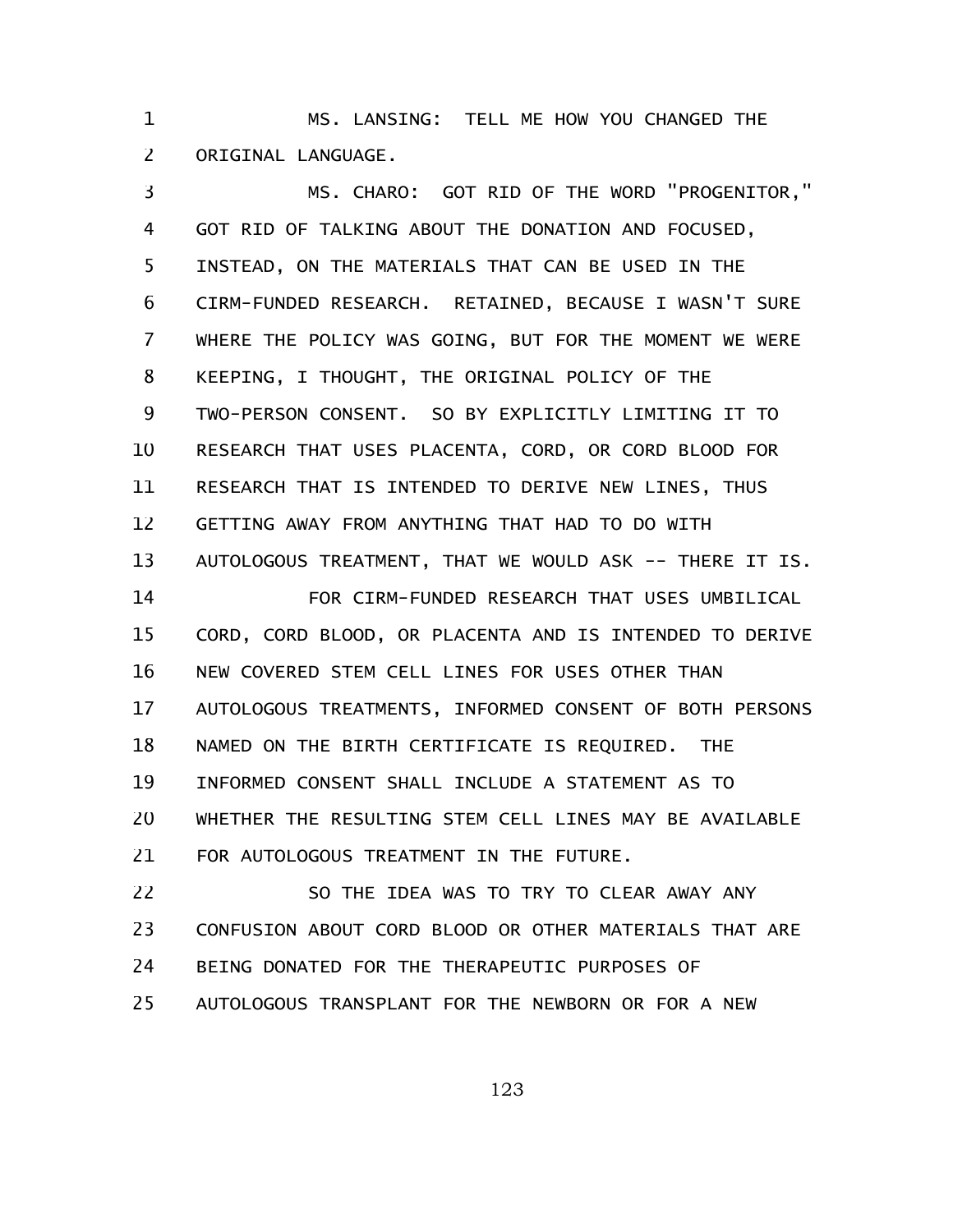MS. LANSING: TELL ME HOW YOU CHANGED THE ORIGINAL LANGUAGE.

MS. CHARO: GOT RID OF THE WORD "PROGENITOR," GOT RID OF TALKING ABOUT THE DONATION AND FOCUSED, INSTEAD, ON THE MATERIALS THAT CAN BE USED IN THE CIRM-FUNDED RESEARCH. RETAINED, BECAUSE I WASN'T SURE WHERE THE POLICY WAS GOING, BUT FOR THE MOMENT WE WERE KEEPING, I THOUGHT, THE ORIGINAL POLICY OF THE TWO-PERSON CONSENT. SO BY EXPLICITLY LIMITING IT TO RESEARCH THAT USES PLACENTA, CORD, OR CORD BLOOD FOR RESEARCH THAT IS INTENDED TO DERIVE NEW LINES, THUS GETTING AWAY FROM ANYTHING THAT HAD TO DO WITH AUTOLOGOUS TREATMENT, THAT WE WOULD ASK -- THERE IT IS.

FOR CIRM-FUNDED RESEARCH THAT USES UMBILICAL CORD, CORD BLOOD, OR PLACENTA AND IS INTENDED TO DERIVE NEW COVERED STEM CELL LINES FOR USES OTHER THAN AUTOLOGOUS TREATMENTS, INFORMED CONSENT OF BOTH PERSONS NAMED ON THE BIRTH CERTIFICATE IS REQUIRED. THE INFORMED CONSENT SHALL INCLUDE A STATEMENT AS TO WHETHER THE RESULTING STEM CELL LINES MAY BE AVAILABLE FOR AUTOLOGOUS TREATMENT IN THE FUTURE.

SO THE IDEA WAS TO TRY TO CLEAR AWAY ANY CONFUSION ABOUT CORD BLOOD OR OTHER MATERIALS THAT ARE BEING DONATED FOR THE THERAPEUTIC PURPOSES OF AUTOLOGOUS TRANSPLANT FOR THE NEWBORN OR FOR A NEW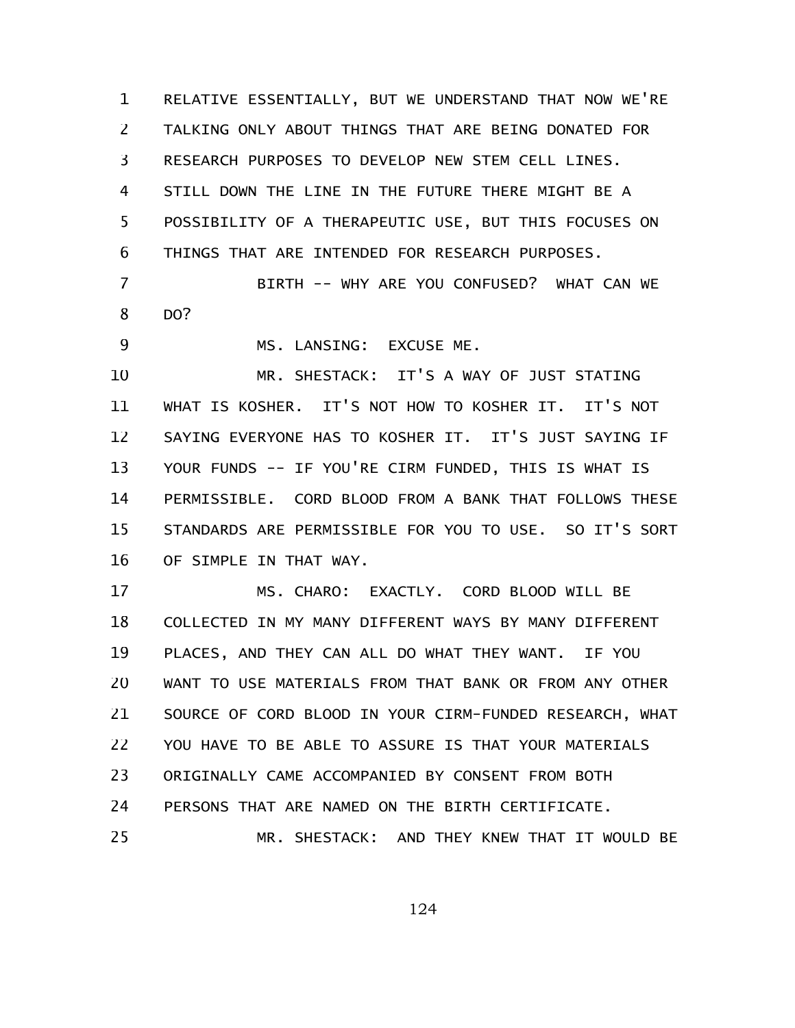RELATIVE ESSENTIALLY, BUT WE UNDERSTAND THAT NOW WE'RE TALKING ONLY ABOUT THINGS THAT ARE BEING DONATED FOR RESEARCH PURPOSES TO DEVELOP NEW STEM CELL LINES. STILL DOWN THE LINE IN THE FUTURE THERE MIGHT BE A POSSIBILITY OF A THERAPEUTIC USE, BUT THIS FOCUSES ON THINGS THAT ARE INTENDED FOR RESEARCH PURPOSES.

BIRTH -- WHY ARE YOU CONFUSED? WHAT CAN WE DO?

MS. LANSING: EXCUSE ME.

MR. SHESTACK: IT'S A WAY OF JUST STATING WHAT IS KOSHER. IT'S NOT HOW TO KOSHER IT. IT'S NOT SAYING EVERYONE HAS TO KOSHER IT. IT'S JUST SAYING IF YOUR FUNDS -- IF YOU'RE CIRM FUNDED, THIS IS WHAT IS PERMISSIBLE. CORD BLOOD FROM A BANK THAT FOLLOWS THESE STANDARDS ARE PERMISSIBLE FOR YOU TO USE. SO IT'S SORT OF SIMPLE IN THAT WAY.

MS. CHARO: EXACTLY. CORD BLOOD WILL BE COLLECTED IN MY MANY DIFFERENT WAYS BY MANY DIFFERENT PLACES, AND THEY CAN ALL DO WHAT THEY WANT. IF YOU WANT TO USE MATERIALS FROM THAT BANK OR FROM ANY OTHER SOURCE OF CORD BLOOD IN YOUR CIRM-FUNDED RESEARCH, WHAT YOU HAVE TO BE ABLE TO ASSURE IS THAT YOUR MATERIALS ORIGINALLY CAME ACCOMPANIED BY CONSENT FROM BOTH PERSONS THAT ARE NAMED ON THE BIRTH CERTIFICATE.

MR. SHESTACK: AND THEY KNEW THAT IT WOULD BE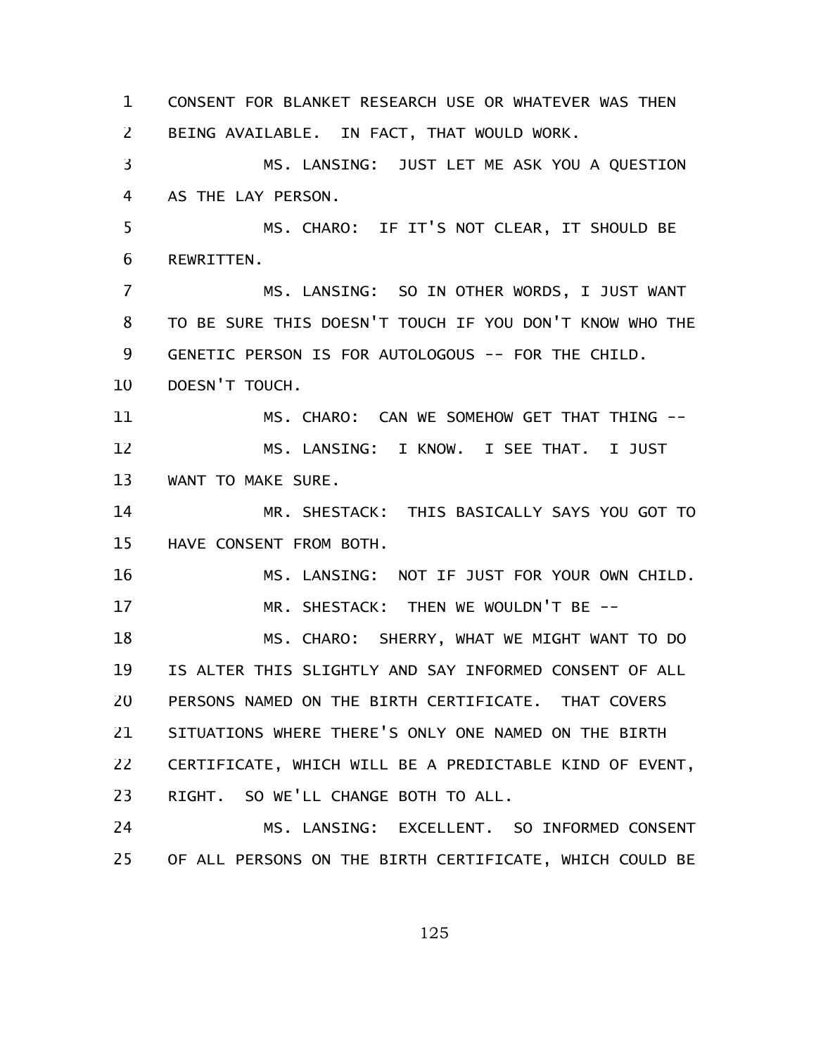CONSENT FOR BLANKET RESEARCH USE OR WHATEVER WAS THEN BEING AVAILABLE. IN FACT, THAT WOULD WORK.

MS. LANSING: JUST LET ME ASK YOU A QUESTION AS THE LAY PERSON.

MS. CHARO: IF IT'S NOT CLEAR, IT SHOULD BE REWRITTEN.

MS. LANSING: SO IN OTHER WORDS, I JUST WANT TO BE SURE THIS DOESN'T TOUCH IF YOU DON'T KNOW WHO THE GENETIC PERSON IS FOR AUTOLOGOUS -- FOR THE CHILD. DOESN'T TOUCH.

MS. CHARO: CAN WE SOMEHOW GET THAT THING --

MS. LANSING: I KNOW. I SEE THAT. I JUST WANT TO MAKE SURE.

MR. SHESTACK: THIS BASICALLY SAYS YOU GOT TO HAVE CONSENT FROM BOTH.

MS. LANSING: NOT IF JUST FOR YOUR OWN CHILD.

MR. SHESTACK: THEN WE WOULDN'T BE --

MS. CHARO: SHERRY, WHAT WE MIGHT WANT TO DO IS ALTER THIS SLIGHTLY AND SAY INFORMED CONSENT OF ALL PERSONS NAMED ON THE BIRTH CERTIFICATE. THAT COVERS SITUATIONS WHERE THERE'S ONLY ONE NAMED ON THE BIRTH CERTIFICATE, WHICH WILL BE A PREDICTABLE KIND OF EVENT, RIGHT. SO WE'LL CHANGE BOTH TO ALL.

MS. LANSING: EXCELLENT. SO INFORMED CONSENT OF ALL PERSONS ON THE BIRTH CERTIFICATE, WHICH COULD BE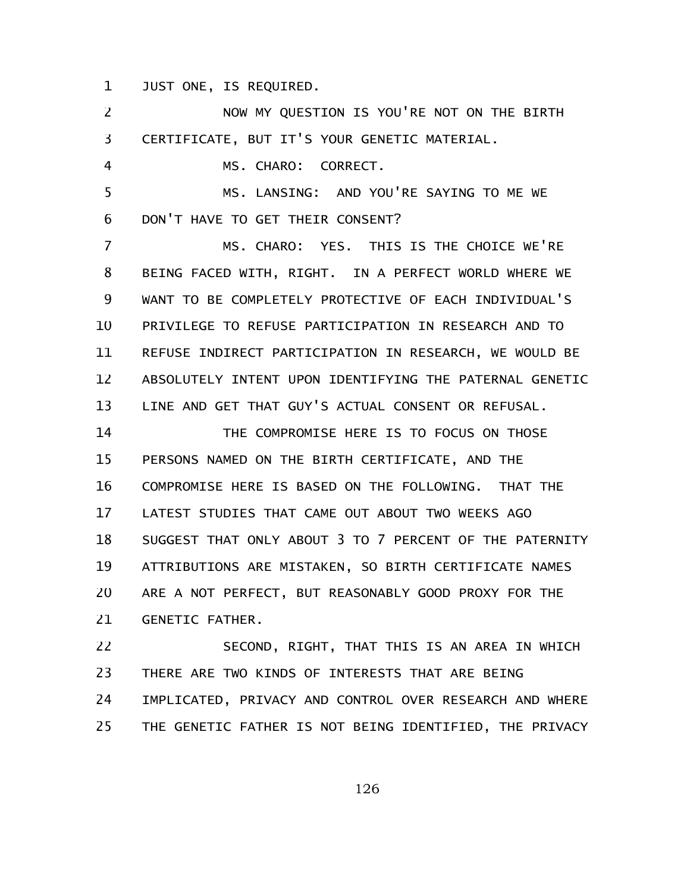JUST ONE, IS REQUIRED.

NOW MY QUESTION IS YOU'RE NOT ON THE BIRTH CERTIFICATE, BUT IT'S YOUR GENETIC MATERIAL.

MS. CHARO: CORRECT.

MS. LANSING: AND YOU'RE SAYING TO ME WE DON'T HAVE TO GET THEIR CONSENT?

MS. CHARO: YES. THIS IS THE CHOICE WE'RE BEING FACED WITH, RIGHT. IN A PERFECT WORLD WHERE WE WANT TO BE COMPLETELY PROTECTIVE OF EACH INDIVIDUAL'S PRIVILEGE TO REFUSE PARTICIPATION IN RESEARCH AND TO REFUSE INDIRECT PARTICIPATION IN RESEARCH, WE WOULD BE ABSOLUTELY INTENT UPON IDENTIFYING THE PATERNAL GENETIC LINE AND GET THAT GUY'S ACTUAL CONSENT OR REFUSAL.

THE COMPROMISE HERE IS TO FOCUS ON THOSE PERSONS NAMED ON THE BIRTH CERTIFICATE, AND THE COMPROMISE HERE IS BASED ON THE FOLLOWING. THAT THE LATEST STUDIES THAT CAME OUT ABOUT TWO WEEKS AGO SUGGEST THAT ONLY ABOUT 3 TO 7 PERCENT OF THE PATERNITY ATTRIBUTIONS ARE MISTAKEN, SO BIRTH CERTIFICATE NAMES ARE A NOT PERFECT, BUT REASONABLY GOOD PROXY FOR THE GENETIC FATHER.

SECOND, RIGHT, THAT THIS IS AN AREA IN WHICH THERE ARE TWO KINDS OF INTERESTS THAT ARE BEING IMPLICATED, PRIVACY AND CONTROL OVER RESEARCH AND WHERE THE GENETIC FATHER IS NOT BEING IDENTIFIED, THE PRIVACY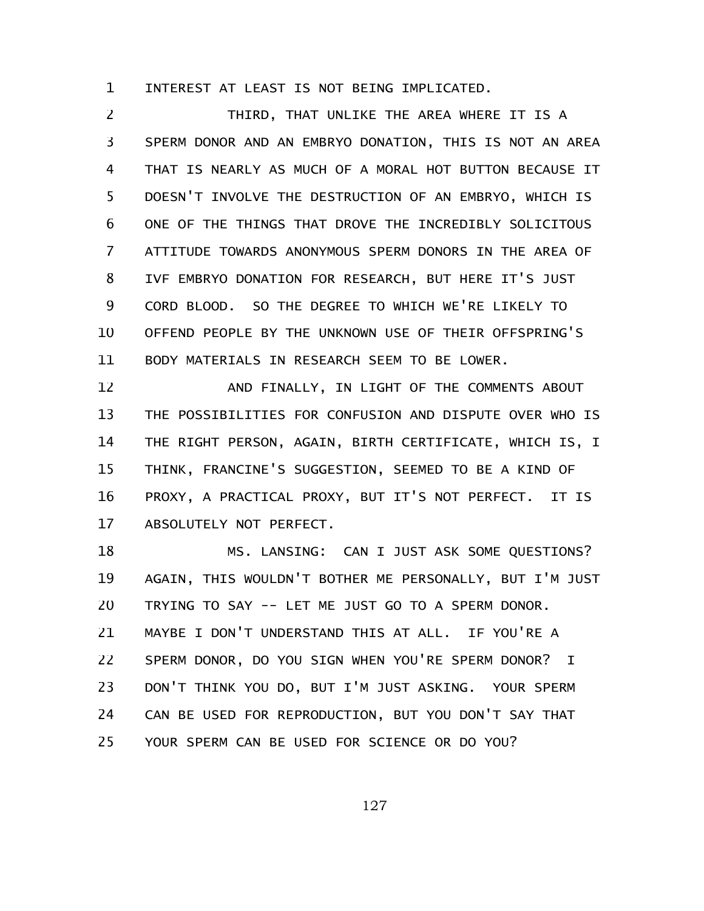INTEREST AT LEAST IS NOT BEING IMPLICATED.

THIRD, THAT UNLIKE THE AREA WHERE IT IS A SPERM DONOR AND AN EMBRYO DONATION, THIS IS NOT AN AREA THAT IS NEARLY AS MUCH OF A MORAL HOT BUTTON BECAUSE IT DOESN'T INVOLVE THE DESTRUCTION OF AN EMBRYO, WHICH IS ONE OF THE THINGS THAT DROVE THE INCREDIBLY SOLICITOUS ATTITUDE TOWARDS ANONYMOUS SPERM DONORS IN THE AREA OF IVF EMBRYO DONATION FOR RESEARCH, BUT HERE IT'S JUST CORD BLOOD. SO THE DEGREE TO WHICH WE'RE LIKELY TO OFFEND PEOPLE BY THE UNKNOWN USE OF THEIR OFFSPRING'S BODY MATERIALS IN RESEARCH SEEM TO BE LOWER.

AND FINALLY, IN LIGHT OF THE COMMENTS ABOUT THE POSSIBILITIES FOR CONFUSION AND DISPUTE OVER WHO IS THE RIGHT PERSON, AGAIN, BIRTH CERTIFICATE, WHICH IS, I THINK, FRANCINE'S SUGGESTION, SEEMED TO BE A KIND OF PROXY, A PRACTICAL PROXY, BUT IT'S NOT PERFECT. IT IS ABSOLUTELY NOT PERFECT.

MS. LANSING: CAN I JUST ASK SOME QUESTIONS? AGAIN, THIS WOULDN'T BOTHER ME PERSONALLY, BUT I'M JUST TRYING TO SAY -- LET ME JUST GO TO A SPERM DONOR. MAYBE I DON'T UNDERSTAND THIS AT ALL. IF YOU'RE A SPERM DONOR, DO YOU SIGN WHEN YOU'RE SPERM DONOR? I DON'T THINK YOU DO, BUT I'M JUST ASKING. YOUR SPERM CAN BE USED FOR REPRODUCTION, BUT YOU DON'T SAY THAT YOUR SPERM CAN BE USED FOR SCIENCE OR DO YOU?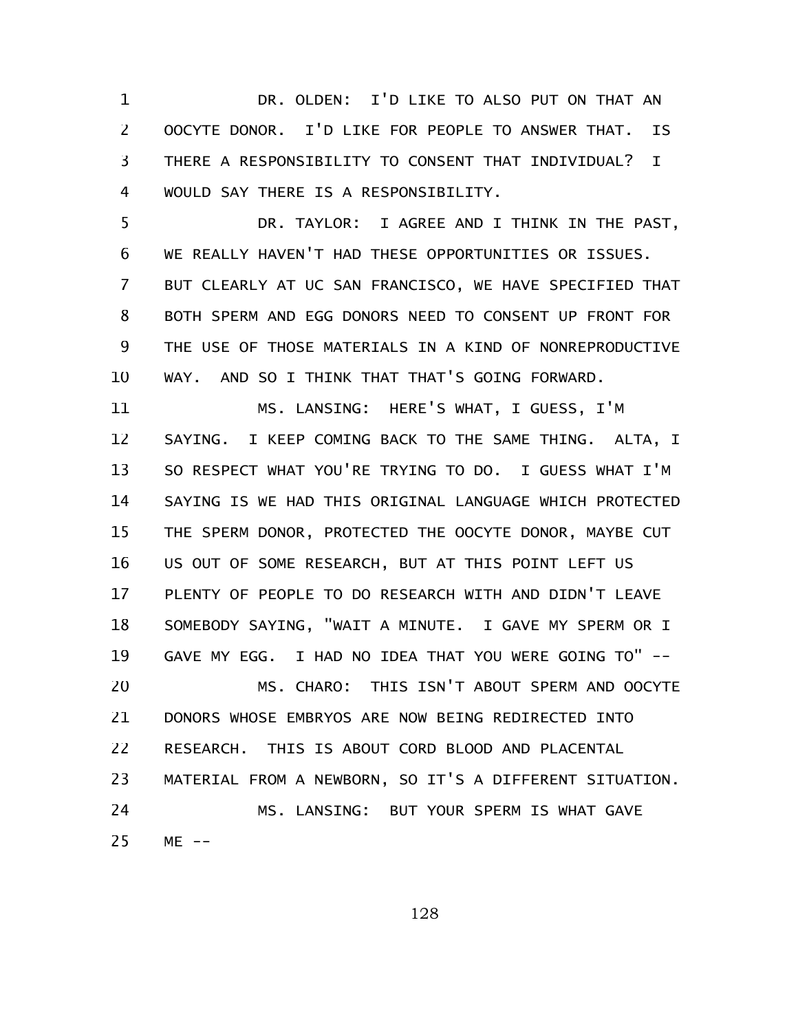DR. OLDEN: I'D LIKE TO ALSO PUT ON THAT AN OOCYTE DONOR. I'D LIKE FOR PEOPLE TO ANSWER THAT. IS THERE A RESPONSIBILITY TO CONSENT THAT INDIVIDUAL? I WOULD SAY THERE IS A RESPONSIBILITY.

DR. TAYLOR: I AGREE AND I THINK IN THE PAST, WE REALLY HAVEN'T HAD THESE OPPORTUNITIES OR ISSUES. BUT CLEARLY AT UC SAN FRANCISCO, WE HAVE SPECIFIED THAT BOTH SPERM AND EGG DONORS NEED TO CONSENT UP FRONT FOR THE USE OF THOSE MATERIALS IN A KIND OF NONREPRODUCTIVE WAY. AND SO I THINK THAT THAT'S GOING FORWARD.

MS. LANSING: HERE'S WHAT, I GUESS, I'M SAYING. I KEEP COMING BACK TO THE SAME THING. ALTA, I SO RESPECT WHAT YOU'RE TRYING TO DO. I GUESS WHAT I'M SAYING IS WE HAD THIS ORIGINAL LANGUAGE WHICH PROTECTED THE SPERM DONOR, PROTECTED THE OOCYTE DONOR, MAYBE CUT US OUT OF SOME RESEARCH, BUT AT THIS POINT LEFT US PLENTY OF PEOPLE TO DO RESEARCH WITH AND DIDN'T LEAVE SOMEBODY SAYING, "WAIT A MINUTE. I GAVE MY SPERM OR I GAVE MY EGG. I HAD NO IDEA THAT YOU WERE GOING TO" --

MS. CHARO: THIS ISN'T ABOUT SPERM AND OOCYTE DONORS WHOSE EMBRYOS ARE NOW BEING REDIRECTED INTO RESEARCH. THIS IS ABOUT CORD BLOOD AND PLACENTAL MATERIAL FROM A NEWBORN, SO IT'S A DIFFERENT SITUATION.

MS. LANSING: BUT YOUR SPERM IS WHAT GAVE ME --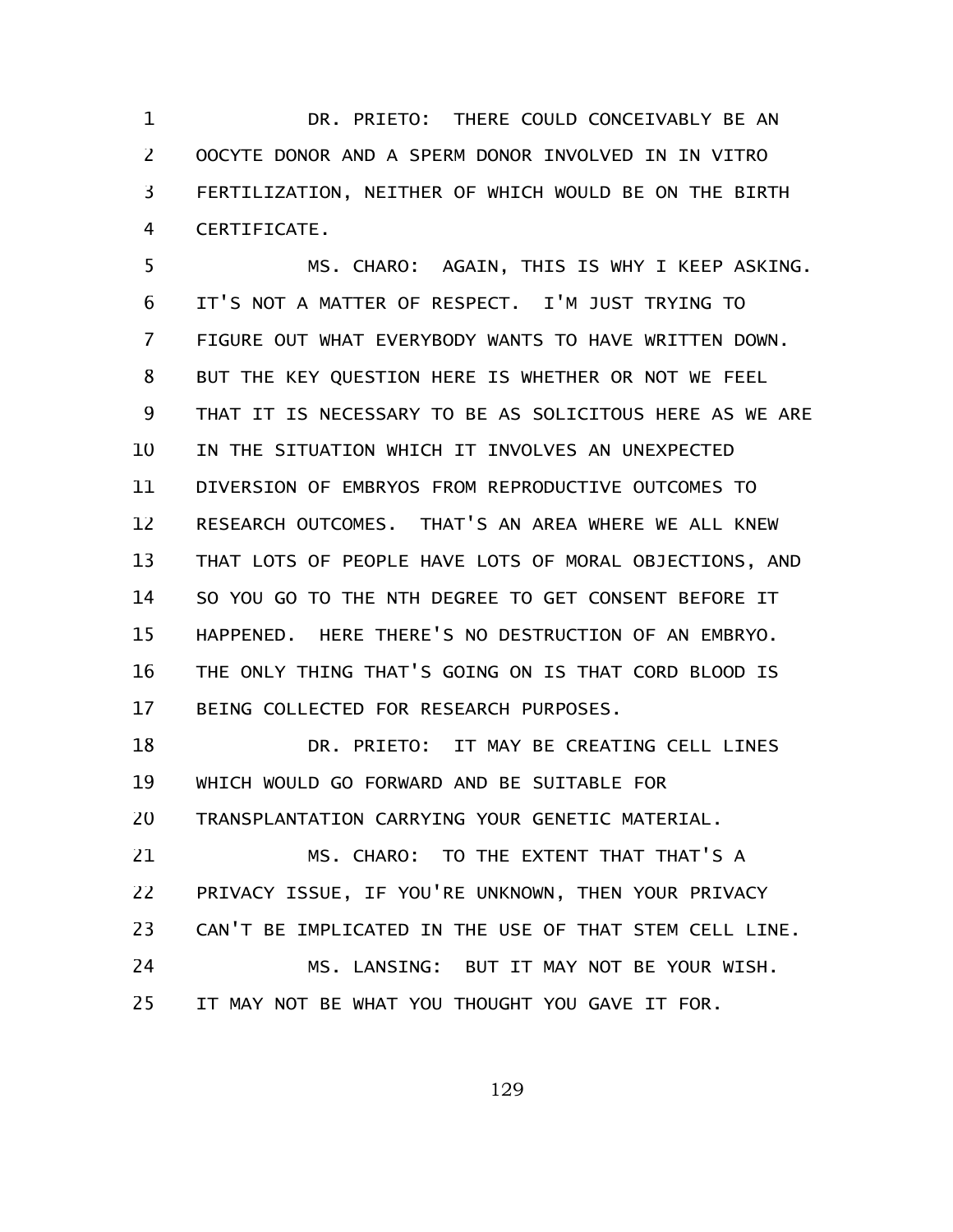DR. PRIETO: THERE COULD CONCEIVABLY BE AN OOCYTE DONOR AND A SPERM DONOR INVOLVED IN IN VITRO FERTILIZATION, NEITHER OF WHICH WOULD BE ON THE BIRTH CERTIFICATE.

MS. CHARO: AGAIN, THIS IS WHY I KEEP ASKING. IT'S NOT A MATTER OF RESPECT. I'M JUST TRYING TO FIGURE OUT WHAT EVERYBODY WANTS TO HAVE WRITTEN DOWN. BUT THE KEY QUESTION HERE IS WHETHER OR NOT WE FEEL THAT IT IS NECESSARY TO BE AS SOLICITOUS HERE AS WE ARE IN THE SITUATION WHICH IT INVOLVES AN UNEXPECTED DIVERSION OF EMBRYOS FROM REPRODUCTIVE OUTCOMES TO RESEARCH OUTCOMES. THAT'S AN AREA WHERE WE ALL KNEW THAT LOTS OF PEOPLE HAVE LOTS OF MORAL OBJECTIONS, AND SO YOU GO TO THE NTH DEGREE TO GET CONSENT BEFORE IT HAPPENED. HERE THERE'S NO DESTRUCTION OF AN EMBRYO. THE ONLY THING THAT'S GOING ON IS THAT CORD BLOOD IS BEING COLLECTED FOR RESEARCH PURPOSES.

DR. PRIETO: IT MAY BE CREATING CELL LINES WHICH WOULD GO FORWARD AND BE SUITABLE FOR TRANSPLANTATION CARRYING YOUR GENETIC MATERIAL.

MS. CHARO: TO THE EXTENT THAT THAT'S A PRIVACY ISSUE, IF YOU'RE UNKNOWN, THEN YOUR PRIVACY CAN'T BE IMPLICATED IN THE USE OF THAT STEM CELL LINE.

MS. LANSING: BUT IT MAY NOT BE YOUR WISH. IT MAY NOT BE WHAT YOU THOUGHT YOU GAVE IT FOR.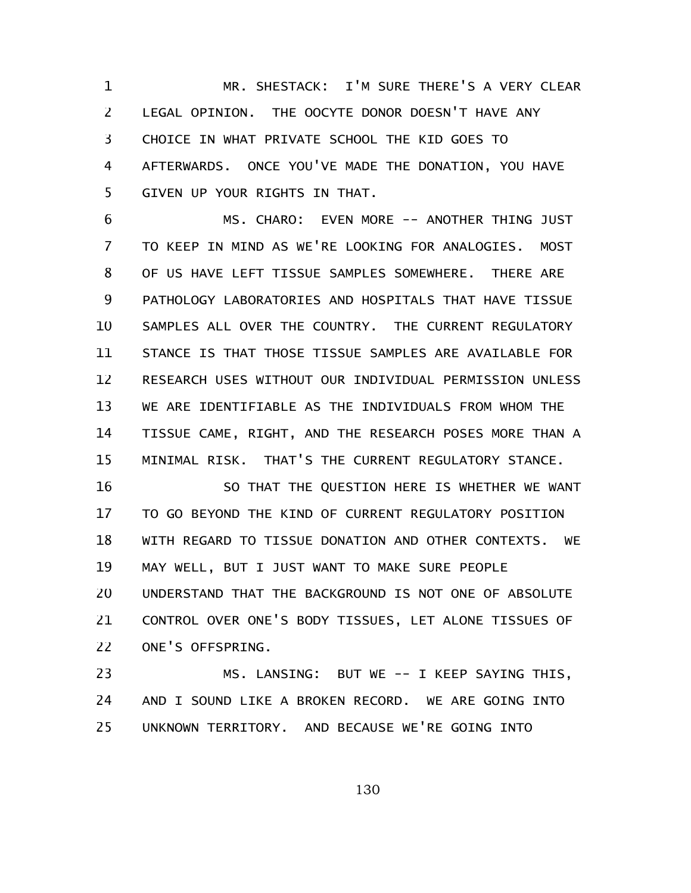MR. SHESTACK: I'M SURE THERE'S A VERY CLEAR LEGAL OPINION. THE OOCYTE DONOR DOESN'T HAVE ANY CHOICE IN WHAT PRIVATE SCHOOL THE KID GOES TO AFTERWARDS. ONCE YOU'VE MADE THE DONATION, YOU HAVE GIVEN UP YOUR RIGHTS IN THAT.

MS. CHARO: EVEN MORE -- ANOTHER THING JUST TO KEEP IN MIND AS WE'RE LOOKING FOR ANALOGIES. MOST OF US HAVE LEFT TISSUE SAMPLES SOMEWHERE. THERE ARE PATHOLOGY LABORATORIES AND HOSPITALS THAT HAVE TISSUE SAMPLES ALL OVER THE COUNTRY. THE CURRENT REGULATORY STANCE IS THAT THOSE TISSUE SAMPLES ARE AVAILABLE FOR RESEARCH USES WITHOUT OUR INDIVIDUAL PERMISSION UNLESS WE ARE IDENTIFIABLE AS THE INDIVIDUALS FROM WHOM THE TISSUE CAME, RIGHT, AND THE RESEARCH POSES MORE THAN A MINIMAL RISK. THAT'S THE CURRENT REGULATORY STANCE.

SO THAT THE QUESTION HERE IS WHETHER WE WANT TO GO BEYOND THE KIND OF CURRENT REGULATORY POSITION WITH REGARD TO TISSUE DONATION AND OTHER CONTEXTS. WE MAY WELL, BUT I JUST WANT TO MAKE SURE PEOPLE UNDERSTAND THAT THE BACKGROUND IS NOT ONE OF ABSOLUTE CONTROL OVER ONE'S BODY TISSUES, LET ALONE TISSUES OF ONE'S OFFSPRING.

MS. LANSING: BUT WE -- I KEEP SAYING THIS, AND I SOUND LIKE A BROKEN RECORD. WE ARE GOING INTO UNKNOWN TERRITORY. AND BECAUSE WE'RE GOING INTO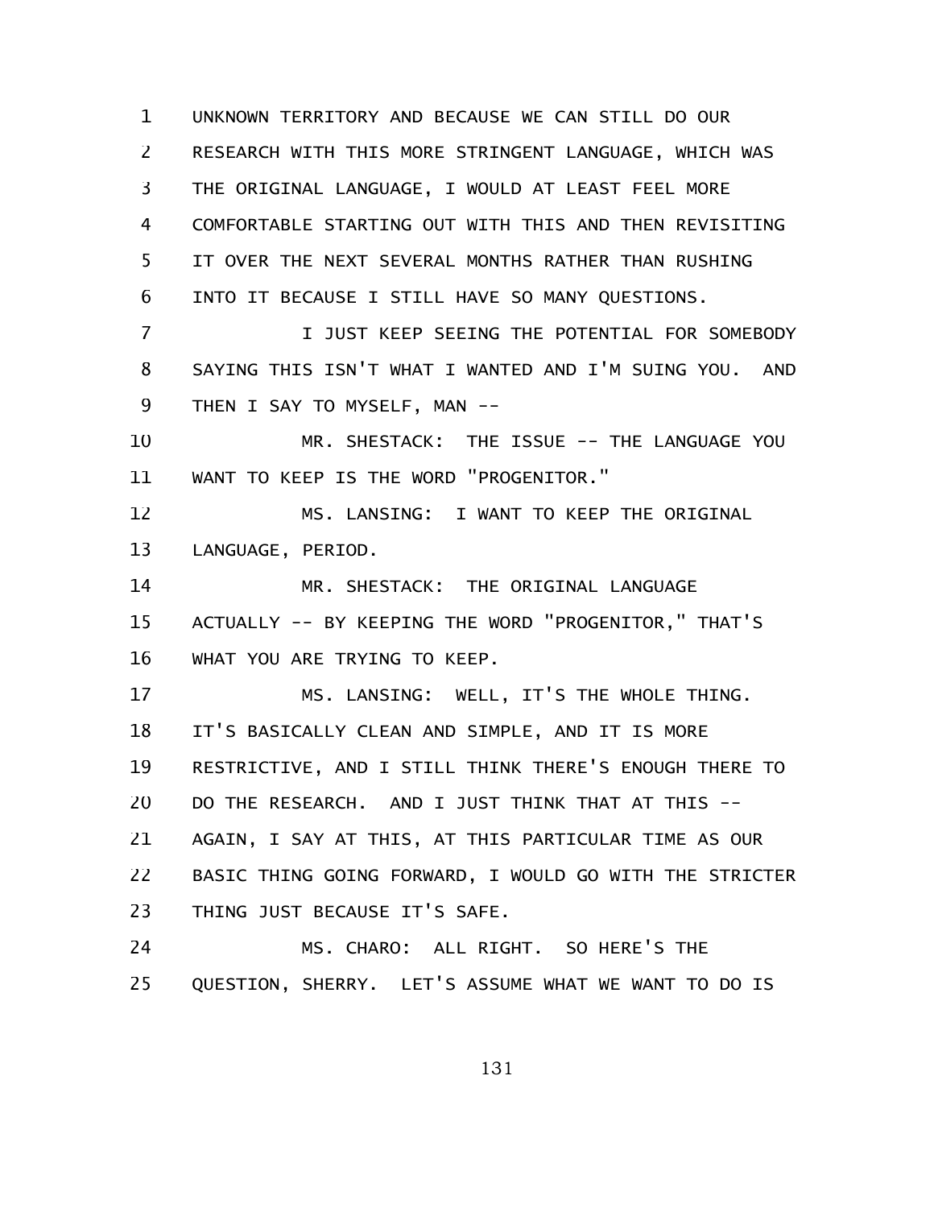UNKNOWN TERRITORY AND BECAUSE WE CAN STILL DO OUR RESEARCH WITH THIS MORE STRINGENT LANGUAGE, WHICH WAS THE ORIGINAL LANGUAGE, I WOULD AT LEAST FEEL MORE COMFORTABLE STARTING OUT WITH THIS AND THEN REVISITING IT OVER THE NEXT SEVERAL MONTHS RATHER THAN RUSHING INTO IT BECAUSE I STILL HAVE SO MANY QUESTIONS.

I JUST KEEP SEEING THE POTENTIAL FOR SOMEBODY SAYING THIS ISN'T WHAT I WANTED AND I'M SUING YOU. AND THEN I SAY TO MYSELF, MAN --

MR. SHESTACK: THE ISSUE -- THE LANGUAGE YOU WANT TO KEEP IS THE WORD "PROGENITOR."

MS. LANSING: I WANT TO KEEP THE ORIGINAL LANGUAGE, PERIOD.

MR. SHESTACK: THE ORIGINAL LANGUAGE ACTUALLY -- BY KEEPING THE WORD "PROGENITOR," THAT'S WHAT YOU ARE TRYING TO KEEP.

MS. LANSING: WELL, IT'S THE WHOLE THING. IT'S BASICALLY CLEAN AND SIMPLE, AND IT IS MORE RESTRICTIVE, AND I STILL THINK THERE'S ENOUGH THERE TO DO THE RESEARCH. AND I JUST THINK THAT AT THIS -- AGAIN, I SAY AT THIS, AT THIS PARTICULAR TIME AS OUR BASIC THING GOING FORWARD, I WOULD GO WITH THE STRICTER THING JUST BECAUSE IT'S SAFE.

MS. CHARO: ALL RIGHT. SO HERE'S THE QUESTION, SHERRY. LET'S ASSUME WHAT WE WANT TO DO IS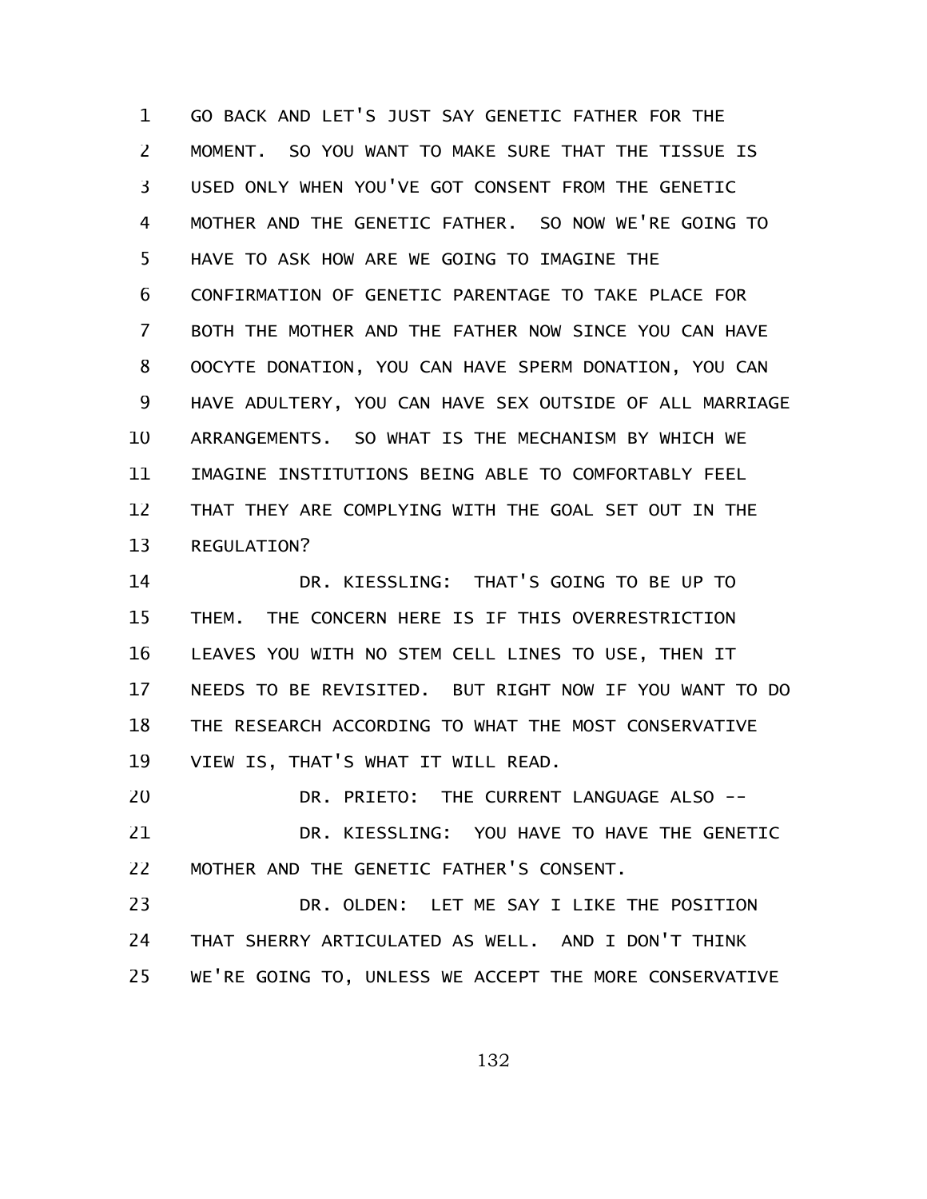GO BACK AND LET'S JUST SAY GENETIC FATHER FOR THE MOMENT. SO YOU WANT TO MAKE SURE THAT THE TISSUE IS USED ONLY WHEN YOU'VE GOT CONSENT FROM THE GENETIC MOTHER AND THE GENETIC FATHER. SO NOW WE'RE GOING TO HAVE TO ASK HOW ARE WE GOING TO IMAGINE THE CONFIRMATION OF GENETIC PARENTAGE TO TAKE PLACE FOR BOTH THE MOTHER AND THE FATHER NOW SINCE YOU CAN HAVE OOCYTE DONATION, YOU CAN HAVE SPERM DONATION, YOU CAN HAVE ADULTERY, YOU CAN HAVE SEX OUTSIDE OF ALL MARRIAGE ARRANGEMENTS. SO WHAT IS THE MECHANISM BY WHICH WE IMAGINE INSTITUTIONS BEING ABLE TO COMFORTABLY FEEL THAT THEY ARE COMPLYING WITH THE GOAL SET OUT IN THE REGULATION?

DR. KIESSLING: THAT'S GOING TO BE UP TO THEM. THE CONCERN HERE IS IF THIS OVERRESTRICTION LEAVES YOU WITH NO STEM CELL LINES TO USE, THEN IT NEEDS TO BE REVISITED. BUT RIGHT NOW IF YOU WANT TO DO THE RESEARCH ACCORDING TO WHAT THE MOST CONSERVATIVE VIEW IS, THAT'S WHAT IT WILL READ.

DR. PRIETO: THE CURRENT LANGUAGE ALSO --

DR. KIESSLING: YOU HAVE TO HAVE THE GENETIC MOTHER AND THE GENETIC FATHER'S CONSENT.

DR. OLDEN: LET ME SAY I LIKE THE POSITION THAT SHERRY ARTICULATED AS WELL. AND I DON'T THINK WE'RE GOING TO, UNLESS WE ACCEPT THE MORE CONSERVATIVE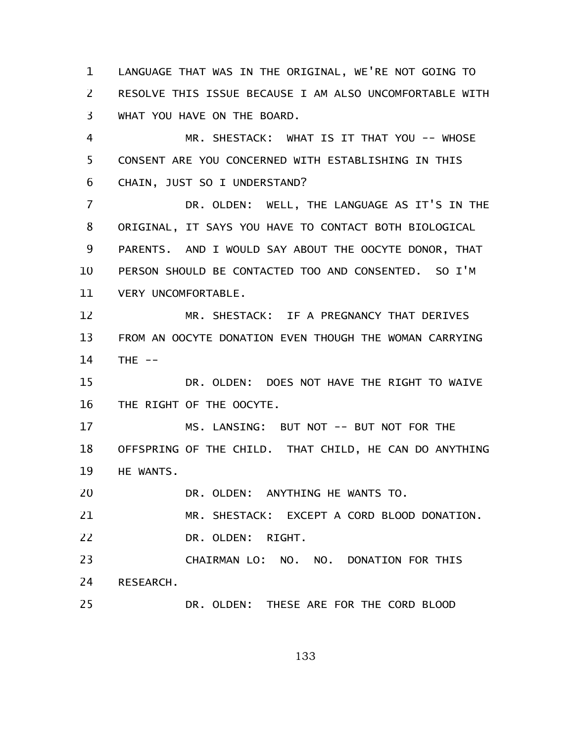LANGUAGE THAT WAS IN THE ORIGINAL, WE'RE NOT GOING TO RESOLVE THIS ISSUE BECAUSE I AM ALSO UNCOMFORTABLE WITH WHAT YOU HAVE ON THE BOARD.

MR. SHESTACK: WHAT IS IT THAT YOU -- WHOSE CONSENT ARE YOU CONCERNED WITH ESTABLISHING IN THIS CHAIN, JUST SO I UNDERSTAND?

DR. OLDEN: WELL, THE LANGUAGE AS IT'S IN THE ORIGINAL, IT SAYS YOU HAVE TO CONTACT BOTH BIOLOGICAL PARENTS. AND I WOULD SAY ABOUT THE OOCYTE DONOR, THAT PERSON SHOULD BE CONTACTED TOO AND CONSENTED. SO I'M VERY UNCOMFORTABLE.

MR. SHESTACK: IF A PREGNANCY THAT DERIVES FROM AN OOCYTE DONATION EVEN THOUGH THE WOMAN CARRYING THE --

DR. OLDEN: DOES NOT HAVE THE RIGHT TO WAIVE THE RIGHT OF THE OOCYTE.

MS. LANSING: BUT NOT -- BUT NOT FOR THE OFFSPRING OF THE CHILD. THAT CHILD, HE CAN DO ANYTHING HE WANTS.

DR. OLDEN: ANYTHING HE WANTS TO.

MR. SHESTACK: EXCEPT A CORD BLOOD DONATION.

DR. OLDEN: RIGHT.

CHAIRMAN LO: NO. NO. DONATION FOR THIS RESEARCH.

DR. OLDEN: THESE ARE FOR THE CORD BLOOD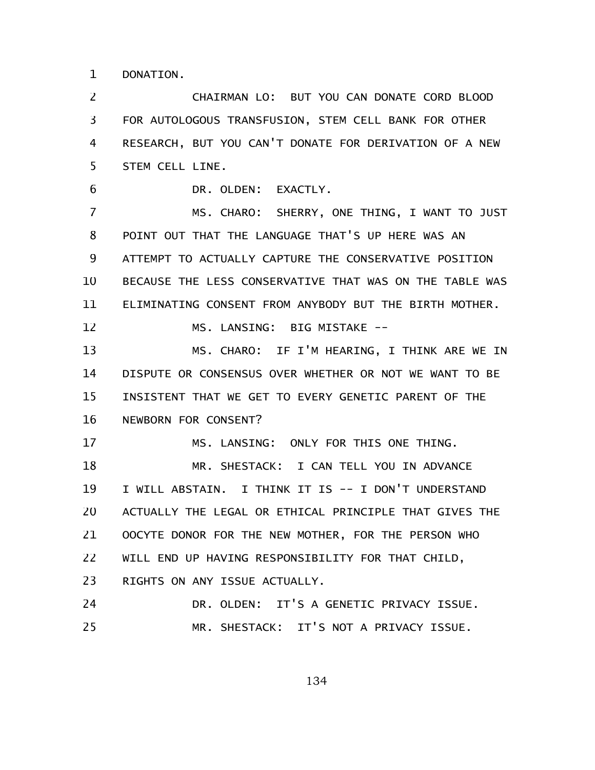DONATION.

CHAIRMAN LO: BUT YOU CAN DONATE CORD BLOOD FOR AUTOLOGOUS TRANSFUSION, STEM CELL BANK FOR OTHER RESEARCH, BUT YOU CAN'T DONATE FOR DERIVATION OF A NEW STEM CELL LINE.

DR. OLDEN: EXACTLY.

MS. CHARO: SHERRY, ONE THING, I WANT TO JUST POINT OUT THAT THE LANGUAGE THAT'S UP HERE WAS AN ATTEMPT TO ACTUALLY CAPTURE THE CONSERVATIVE POSITION BECAUSE THE LESS CONSERVATIVE THAT WAS ON THE TABLE WAS ELIMINATING CONSENT FROM ANYBODY BUT THE BIRTH MOTHER.

MS. LANSING: BIG MISTAKE --

MS. CHARO: IF I'M HEARING, I THINK ARE WE IN DISPUTE OR CONSENSUS OVER WHETHER OR NOT WE WANT TO BE INSISTENT THAT WE GET TO EVERY GENETIC PARENT OF THE NEWBORN FOR CONSENT?

MS. LANSING: ONLY FOR THIS ONE THING.

MR. SHESTACK: I CAN TELL YOU IN ADVANCE I WILL ABSTAIN. I THINK IT IS -- I DON'T UNDERSTAND ACTUALLY THE LEGAL OR ETHICAL PRINCIPLE THAT GIVES THE OOCYTE DONOR FOR THE NEW MOTHER, FOR THE PERSON WHO WILL END UP HAVING RESPONSIBILITY FOR THAT CHILD, RIGHTS ON ANY ISSUE ACTUALLY.

DR. OLDEN: IT'S A GENETIC PRIVACY ISSUE.

MR. SHESTACK: IT'S NOT A PRIVACY ISSUE.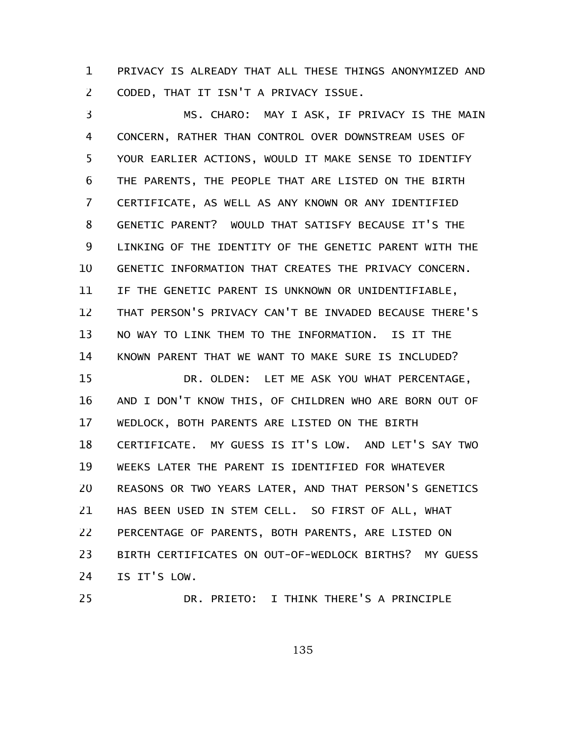PRIVACY IS ALREADY THAT ALL THESE THINGS ANONYMIZED AND CODED, THAT IT ISN'T A PRIVACY ISSUE.

MS. CHARO: MAY I ASK, IF PRIVACY IS THE MAIN CONCERN, RATHER THAN CONTROL OVER DOWNSTREAM USES OF YOUR EARLIER ACTIONS, WOULD IT MAKE SENSE TO IDENTIFY THE PARENTS, THE PEOPLE THAT ARE LISTED ON THE BIRTH CERTIFICATE, AS WELL AS ANY KNOWN OR ANY IDENTIFIED GENETIC PARENT? WOULD THAT SATISFY BECAUSE IT'S THE LINKING OF THE IDENTITY OF THE GENETIC PARENT WITH THE GENETIC INFORMATION THAT CREATES THE PRIVACY CONCERN. IF THE GENETIC PARENT IS UNKNOWN OR UNIDENTIFIABLE, THAT PERSON'S PRIVACY CAN'T BE INVADED BECAUSE THERE'S NO WAY TO LINK THEM TO THE INFORMATION. IS IT THE KNOWN PARENT THAT WE WANT TO MAKE SURE IS INCLUDED?

DR. OLDEN: LET ME ASK YOU WHAT PERCENTAGE, AND I DON'T KNOW THIS, OF CHILDREN WHO ARE BORN OUT OF WEDLOCK, BOTH PARENTS ARE LISTED ON THE BIRTH CERTIFICATE. MY GUESS IS IT'S LOW. AND LET'S SAY TWO WEEKS LATER THE PARENT IS IDENTIFIED FOR WHATEVER REASONS OR TWO YEARS LATER, AND THAT PERSON'S GENETICS HAS BEEN USED IN STEM CELL. SO FIRST OF ALL, WHAT PERCENTAGE OF PARENTS, BOTH PARENTS, ARE LISTED ON BIRTH CERTIFICATES ON OUT-OF-WEDLOCK BIRTHS? MY GUESS IS IT'S LOW.

DR. PRIETO: I THINK THERE'S A PRINCIPLE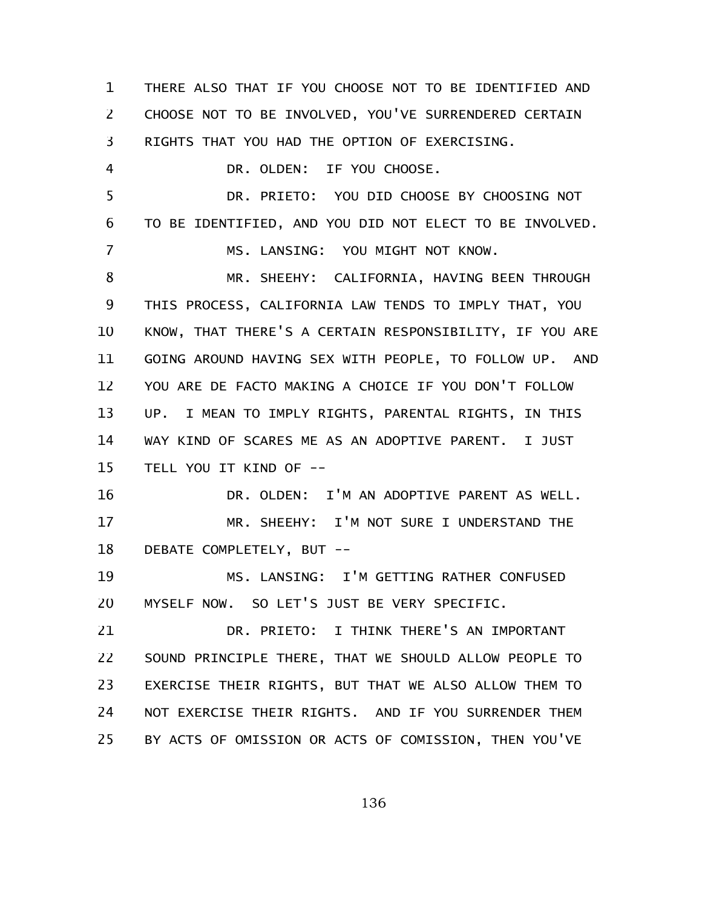THERE ALSO THAT IF YOU CHOOSE NOT TO BE IDENTIFIED AND CHOOSE NOT TO BE INVOLVED, YOU'VE SURRENDERED CERTAIN RIGHTS THAT YOU HAD THE OPTION OF EXERCISING.

DR. OLDEN: IF YOU CHOOSE.

DR. PRIETO: YOU DID CHOOSE BY CHOOSING NOT TO BE IDENTIFIED, AND YOU DID NOT ELECT TO BE INVOLVED.

MS. LANSING: YOU MIGHT NOT KNOW.

MR. SHEEHY: CALIFORNIA, HAVING BEEN THROUGH THIS PROCESS, CALIFORNIA LAW TENDS TO IMPLY THAT, YOU KNOW, THAT THERE'S A CERTAIN RESPONSIBILITY, IF YOU ARE GOING AROUND HAVING SEX WITH PEOPLE, TO FOLLOW UP. AND YOU ARE DE FACTO MAKING A CHOICE IF YOU DON'T FOLLOW UP. I MEAN TO IMPLY RIGHTS, PARENTAL RIGHTS, IN THIS WAY KIND OF SCARES ME AS AN ADOPTIVE PARENT. I JUST TELL YOU IT KIND OF --

DR. OLDEN: I'M AN ADOPTIVE PARENT AS WELL.

MR. SHEEHY: I'M NOT SURE I UNDERSTAND THE DEBATE COMPLETELY, BUT --

MS. LANSING: I'M GETTING RATHER CONFUSED MYSELF NOW. SO LET'S JUST BE VERY SPECIFIC.

DR. PRIETO: I THINK THERE'S AN IMPORTANT SOUND PRINCIPLE THERE, THAT WE SHOULD ALLOW PEOPLE TO EXERCISE THEIR RIGHTS, BUT THAT WE ALSO ALLOW THEM TO NOT EXERCISE THEIR RIGHTS. AND IF YOU SURRENDER THEM BY ACTS OF OMISSION OR ACTS OF COMISSION, THEN YOU'VE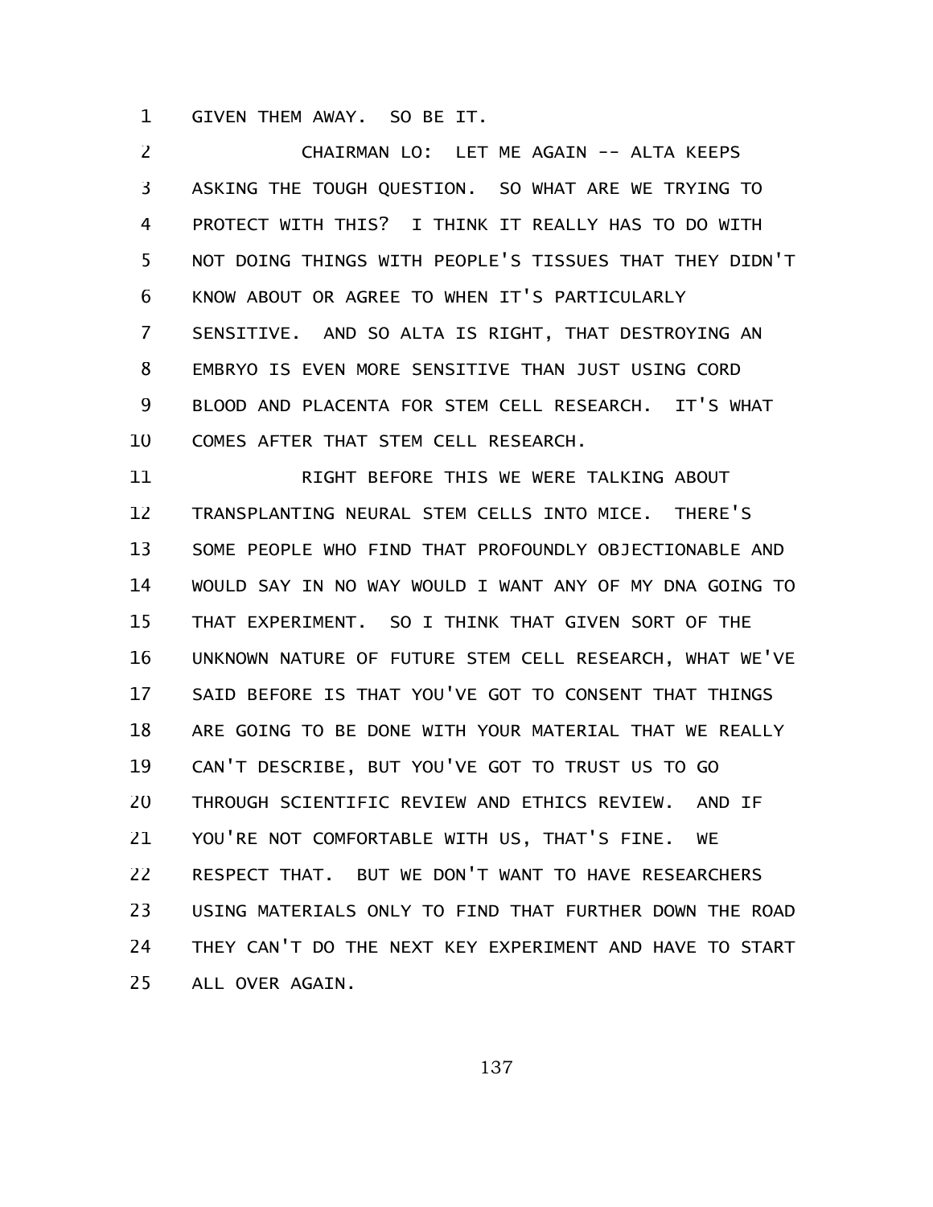GIVEN THEM AWAY. SO BE IT.

CHAIRMAN LO: LET ME AGAIN -- ALTA KEEPS ASKING THE TOUGH QUESTION. SO WHAT ARE WE TRYING TO PROTECT WITH THIS? I THINK IT REALLY HAS TO DO WITH NOT DOING THINGS WITH PEOPLE'S TISSUES THAT THEY DIDN'T KNOW ABOUT OR AGREE TO WHEN IT'S PARTICULARLY SENSITIVE. AND SO ALTA IS RIGHT, THAT DESTROYING AN EMBRYO IS EVEN MORE SENSITIVE THAN JUST USING CORD BLOOD AND PLACENTA FOR STEM CELL RESEARCH. IT'S WHAT COMES AFTER THAT STEM CELL RESEARCH.

RIGHT BEFORE THIS WE WERE TALKING ABOUT TRANSPLANTING NEURAL STEM CELLS INTO MICE. THERE'S SOME PEOPLE WHO FIND THAT PROFOUNDLY OBJECTIONABLE AND WOULD SAY IN NO WAY WOULD I WANT ANY OF MY DNA GOING TO THAT EXPERIMENT. SO I THINK THAT GIVEN SORT OF THE UNKNOWN NATURE OF FUTURE STEM CELL RESEARCH, WHAT WE'VE SAID BEFORE IS THAT YOU'VE GOT TO CONSENT THAT THINGS ARE GOING TO BE DONE WITH YOUR MATERIAL THAT WE REALLY CAN'T DESCRIBE, BUT YOU'VE GOT TO TRUST US TO GO THROUGH SCIENTIFIC REVIEW AND ETHICS REVIEW. AND IF YOU'RE NOT COMFORTABLE WITH US, THAT'S FINE. WE RESPECT THAT. BUT WE DON'T WANT TO HAVE RESEARCHERS USING MATERIALS ONLY TO FIND THAT FURTHER DOWN THE ROAD THEY CAN'T DO THE NEXT KEY EXPERIMENT AND HAVE TO START ALL OVER AGAIN.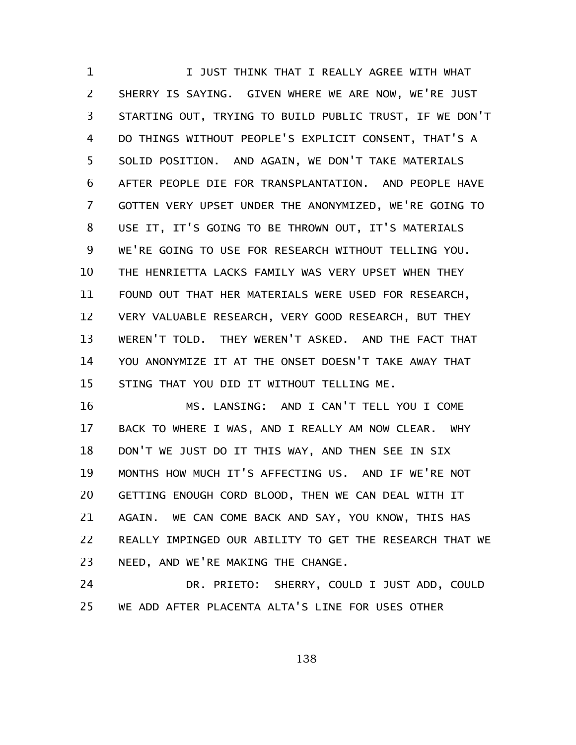I JUST THINK THAT I REALLY AGREE WITH WHAT SHERRY IS SAYING. GIVEN WHERE WE ARE NOW, WE'RE JUST STARTING OUT, TRYING TO BUILD PUBLIC TRUST, IF WE DON'T DO THINGS WITHOUT PEOPLE'S EXPLICIT CONSENT, THAT'S A SOLID POSITION. AND AGAIN, WE DON'T TAKE MATERIALS AFTER PEOPLE DIE FOR TRANSPLANTATION. AND PEOPLE HAVE GOTTEN VERY UPSET UNDER THE ANONYMIZED, WE'RE GOING TO USE IT, IT'S GOING TO BE THROWN OUT, IT'S MATERIALS WE'RE GOING TO USE FOR RESEARCH WITHOUT TELLING YOU. THE HENRIETTA LACKS FAMILY WAS VERY UPSET WHEN THEY FOUND OUT THAT HER MATERIALS WERE USED FOR RESEARCH, VERY VALUABLE RESEARCH, VERY GOOD RESEARCH, BUT THEY WEREN'T TOLD. THEY WEREN'T ASKED. AND THE FACT THAT YOU ANONYMIZE IT AT THE ONSET DOESN'T TAKE AWAY THAT STING THAT YOU DID IT WITHOUT TELLING ME.

MS. LANSING: AND I CAN'T TELL YOU I COME BACK TO WHERE I WAS, AND I REALLY AM NOW CLEAR. WHY DON'T WE JUST DO IT THIS WAY, AND THEN SEE IN SIX MONTHS HOW MUCH IT'S AFFECTING US. AND IF WE'RE NOT GETTING ENOUGH CORD BLOOD, THEN WE CAN DEAL WITH IT AGAIN. WE CAN COME BACK AND SAY, YOU KNOW, THIS HAS REALLY IMPINGED OUR ABILITY TO GET THE RESEARCH THAT WE NEED, AND WE'RE MAKING THE CHANGE.

DR. PRIETO: SHERRY, COULD I JUST ADD, COULD WE ADD AFTER PLACENTA ALTA'S LINE FOR USES OTHER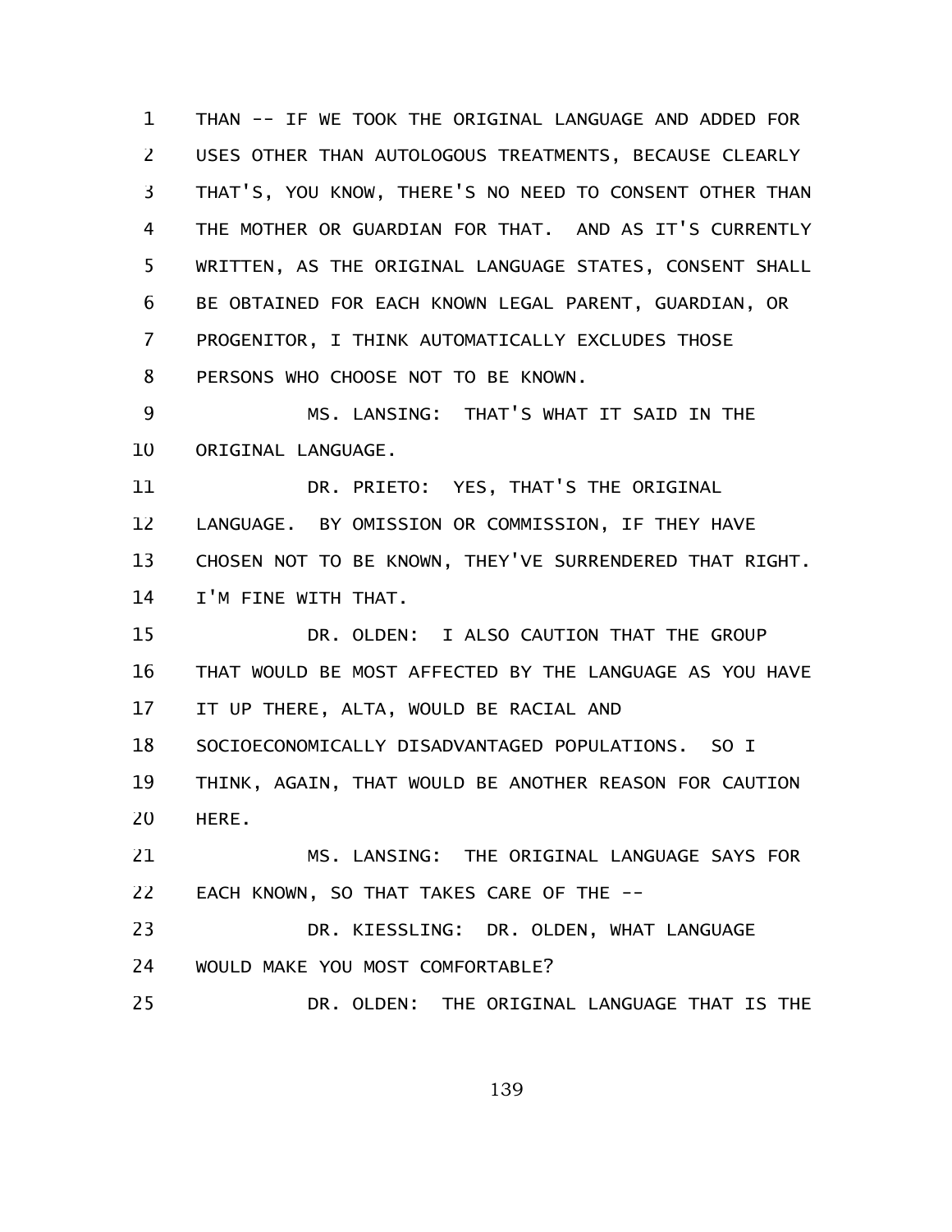THAN -- IF WE TOOK THE ORIGINAL LANGUAGE AND ADDED FOR USES OTHER THAN AUTOLOGOUS TREATMENTS, BECAUSE CLEARLY THAT'S, YOU KNOW, THERE'S NO NEED TO CONSENT OTHER THAN THE MOTHER OR GUARDIAN FOR THAT. AND AS IT'S CURRENTLY WRITTEN, AS THE ORIGINAL LANGUAGE STATES, CONSENT SHALL BE OBTAINED FOR EACH KNOWN LEGAL PARENT, GUARDIAN, OR PROGENITOR, I THINK AUTOMATICALLY EXCLUDES THOSE PERSONS WHO CHOOSE NOT TO BE KNOWN.

MS. LANSING: THAT'S WHAT IT SAID IN THE ORIGINAL LANGUAGE.

DR. PRIETO: YES, THAT'S THE ORIGINAL LANGUAGE. BY OMISSION OR COMMISSION, IF THEY HAVE CHOSEN NOT TO BE KNOWN, THEY'VE SURRENDERED THAT RIGHT. I'M FINE WITH THAT.

DR. OLDEN: I ALSO CAUTION THAT THE GROUP THAT WOULD BE MOST AFFECTED BY THE LANGUAGE AS YOU HAVE IT UP THERE, ALTA, WOULD BE RACIAL AND SOCIOECONOMICALLY DISADVANTAGED POPULATIONS. SO I THINK, AGAIN, THAT WOULD BE ANOTHER REASON FOR CAUTION HERE.

MS. LANSING: THE ORIGINAL LANGUAGE SAYS FOR EACH KNOWN, SO THAT TAKES CARE OF THE --

DR. KIESSLING: DR. OLDEN, WHAT LANGUAGE WOULD MAKE YOU MOST COMFORTABLE?

DR. OLDEN: THE ORIGINAL LANGUAGE THAT IS THE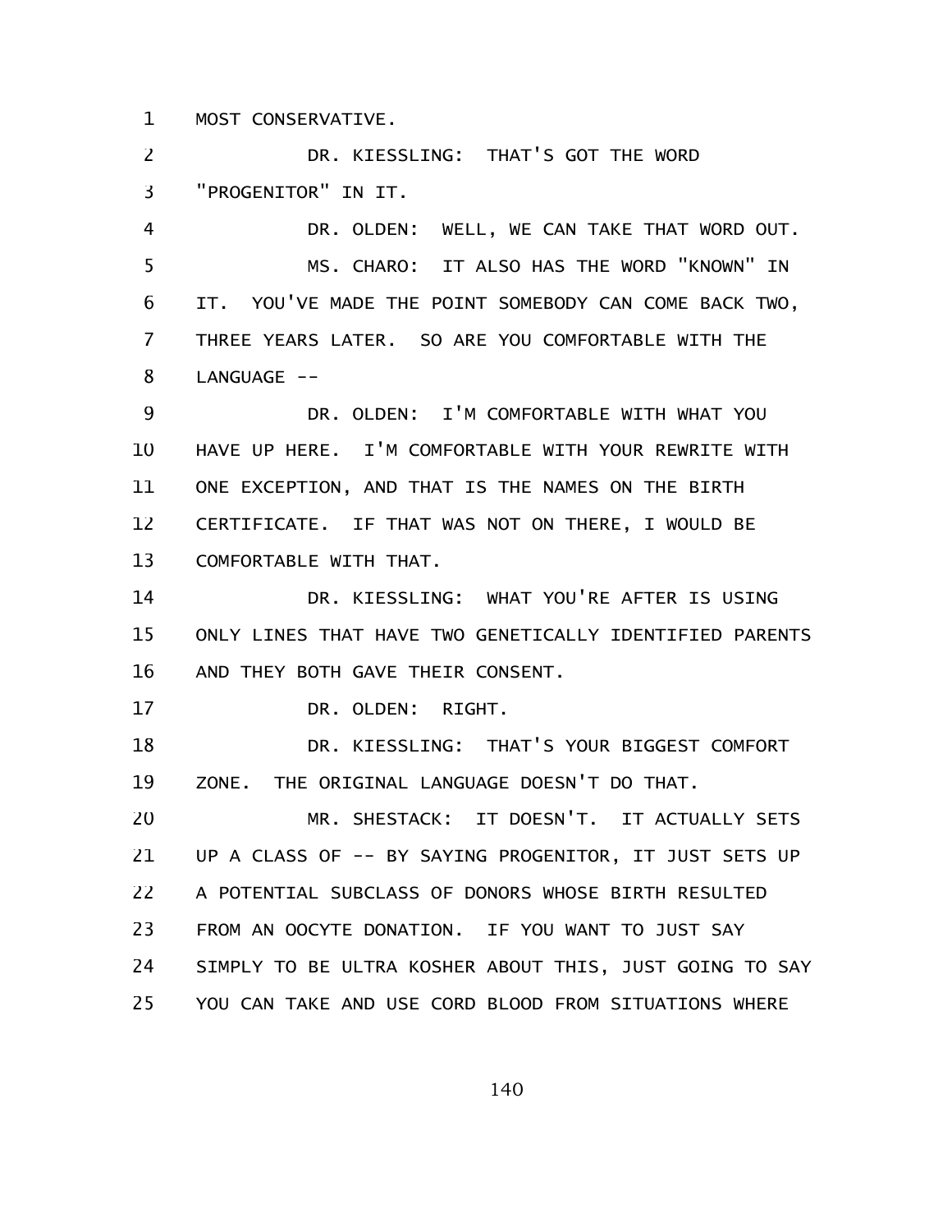MOST CONSERVATIVE.

DR. KIESSLING: THAT'S GOT THE WORD "PROGENITOR" IN IT.

DR. OLDEN: WELL, WE CAN TAKE THAT WORD OUT.

MS. CHARO: IT ALSO HAS THE WORD "KNOWN" IN IT. YOU'VE MADE THE POINT SOMEBODY CAN COME BACK TWO, THREE YEARS LATER. SO ARE YOU COMFORTABLE WITH THE LANGUAGE --

DR. OLDEN: I'M COMFORTABLE WITH WHAT YOU HAVE UP HERE. I'M COMFORTABLE WITH YOUR REWRITE WITH ONE EXCEPTION, AND THAT IS THE NAMES ON THE BIRTH CERTIFICATE. IF THAT WAS NOT ON THERE, I WOULD BE COMFORTABLE WITH THAT.

DR. KIESSLING: WHAT YOU'RE AFTER IS USING ONLY LINES THAT HAVE TWO GENETICALLY IDENTIFIED PARENTS AND THEY BOTH GAVE THEIR CONSENT.

DR. OLDEN: RIGHT.

DR. KIESSLING: THAT'S YOUR BIGGEST COMFORT ZONE. THE ORIGINAL LANGUAGE DOESN'T DO THAT.

MR. SHESTACK: IT DOESN'T. IT ACTUALLY SETS UP A CLASS OF -- BY SAYING PROGENITOR, IT JUST SETS UP A POTENTIAL SUBCLASS OF DONORS WHOSE BIRTH RESULTED FROM AN OOCYTE DONATION. IF YOU WANT TO JUST SAY SIMPLY TO BE ULTRA KOSHER ABOUT THIS, JUST GOING TO SAY YOU CAN TAKE AND USE CORD BLOOD FROM SITUATIONS WHERE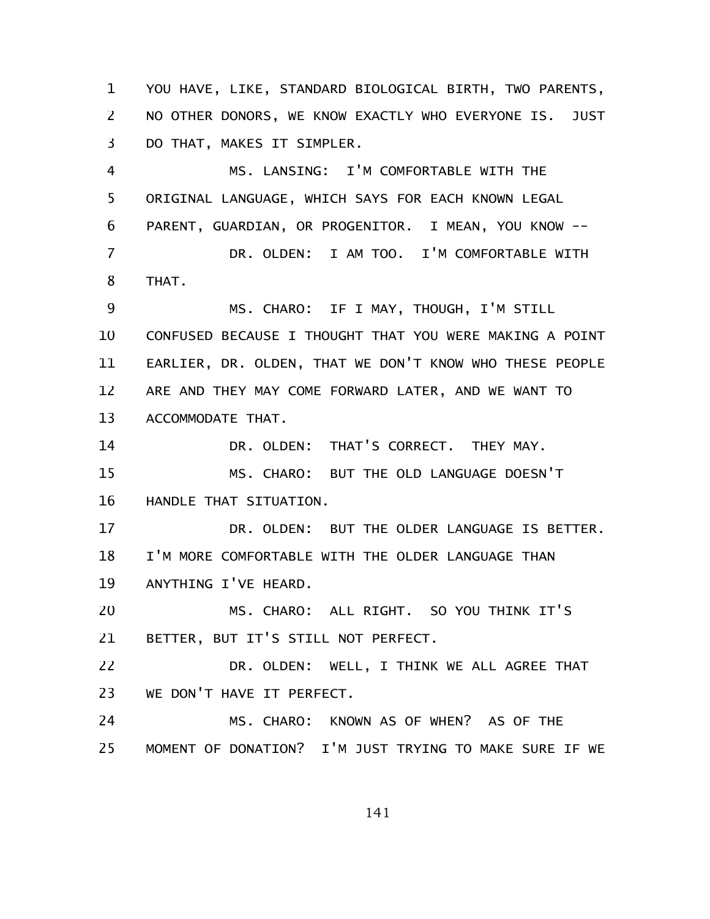YOU HAVE, LIKE, STANDARD BIOLOGICAL BIRTH, TWO PARENTS, NO OTHER DONORS, WE KNOW EXACTLY WHO EVERYONE IS. JUST DO THAT, MAKES IT SIMPLER.

MS. LANSING: I'M COMFORTABLE WITH THE ORIGINAL LANGUAGE, WHICH SAYS FOR EACH KNOWN LEGAL PARENT, GUARDIAN, OR PROGENITOR. I MEAN, YOU KNOW --

DR. OLDEN: I AM TOO. I'M COMFORTABLE WITH THAT.

MS. CHARO: IF I MAY, THOUGH, I'M STILL CONFUSED BECAUSE I THOUGHT THAT YOU WERE MAKING A POINT EARLIER, DR. OLDEN, THAT WE DON'T KNOW WHO THESE PEOPLE ARE AND THEY MAY COME FORWARD LATER, AND WE WANT TO ACCOMMODATE THAT.

DR. OLDEN: THAT'S CORRECT. THEY MAY.

MS. CHARO: BUT THE OLD LANGUAGE DOESN'T HANDLE THAT SITUATION.

DR. OLDEN: BUT THE OLDER LANGUAGE IS BETTER. I'M MORE COMFORTABLE WITH THE OLDER LANGUAGE THAN ANYTHING I'VE HEARD.

MS. CHARO: ALL RIGHT. SO YOU THINK IT'S BETTER, BUT IT'S STILL NOT PERFECT.

DR. OLDEN: WELL, I THINK WE ALL AGREE THAT WE DON'T HAVE IT PERFECT.

MS. CHARO: KNOWN AS OF WHEN? AS OF THE MOMENT OF DONATION? I'M JUST TRYING TO MAKE SURE IF WE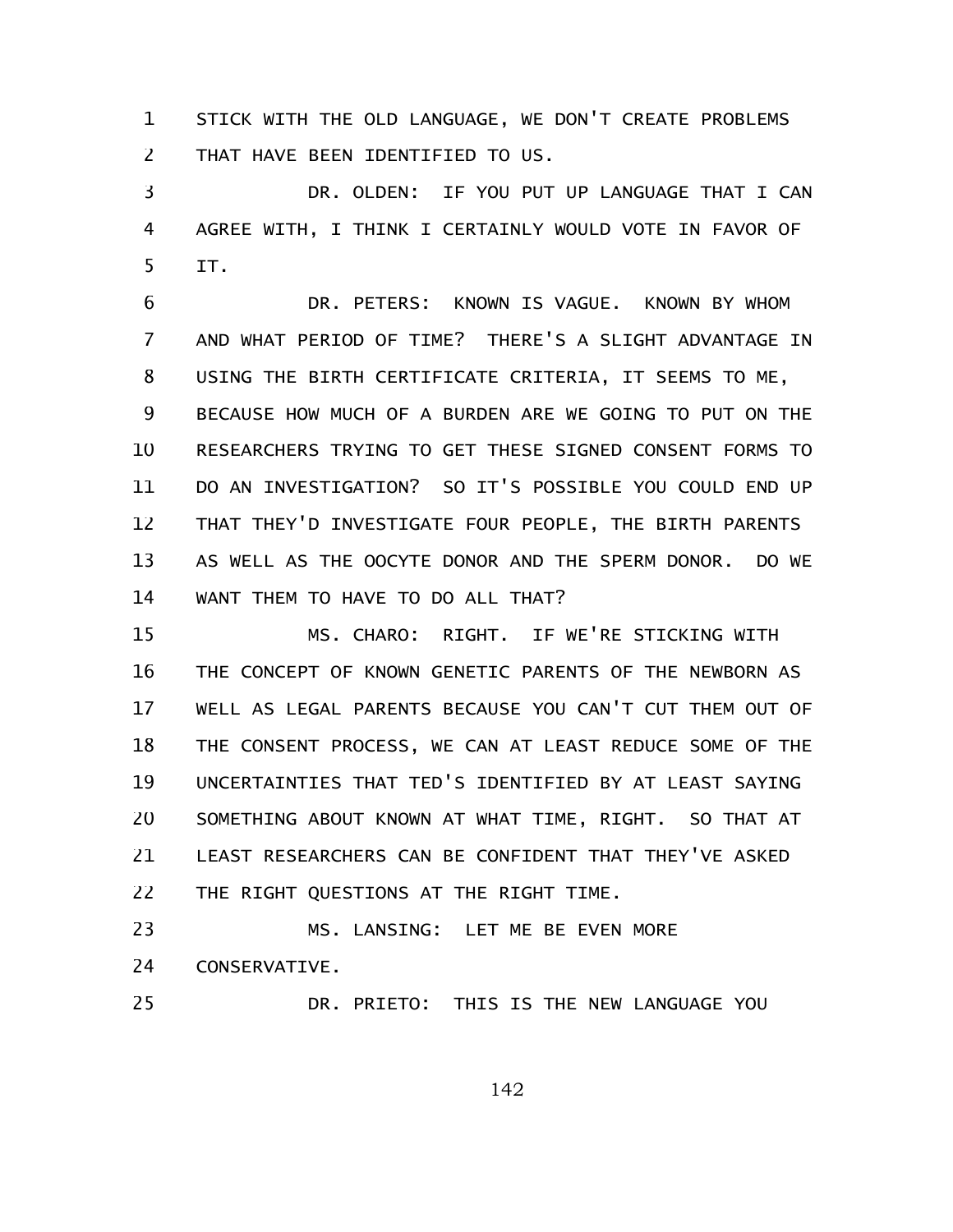STICK WITH THE OLD LANGUAGE, WE DON'T CREATE PROBLEMS THAT HAVE BEEN IDENTIFIED TO US.

DR. OLDEN: IF YOU PUT UP LANGUAGE THAT I CAN AGREE WITH, I THINK I CERTAINLY WOULD VOTE IN FAVOR OF IT.

DR. PETERS: KNOWN IS VAGUE. KNOWN BY WHOM AND WHAT PERIOD OF TIME? THERE'S A SLIGHT ADVANTAGE IN USING THE BIRTH CERTIFICATE CRITERIA, IT SEEMS TO ME, BECAUSE HOW MUCH OF A BURDEN ARE WE GOING TO PUT ON THE RESEARCHERS TRYING TO GET THESE SIGNED CONSENT FORMS TO DO AN INVESTIGATION? SO IT'S POSSIBLE YOU COULD END UP THAT THEY'D INVESTIGATE FOUR PEOPLE, THE BIRTH PARENTS AS WELL AS THE OOCYTE DONOR AND THE SPERM DONOR. DO WE WANT THEM TO HAVE TO DO ALL THAT?

MS. CHARO: RIGHT. IF WE'RE STICKING WITH THE CONCEPT OF KNOWN GENETIC PARENTS OF THE NEWBORN AS WELL AS LEGAL PARENTS BECAUSE YOU CAN'T CUT THEM OUT OF THE CONSENT PROCESS, WE CAN AT LEAST REDUCE SOME OF THE UNCERTAINTIES THAT TED'S IDENTIFIED BY AT LEAST SAYING SOMETHING ABOUT KNOWN AT WHAT TIME, RIGHT. SO THAT AT LEAST RESEARCHERS CAN BE CONFIDENT THAT THEY'VE ASKED THE RIGHT QUESTIONS AT THE RIGHT TIME.

MS. LANSING: LET ME BE EVEN MORE CONSERVATIVE.

DR. PRIETO: THIS IS THE NEW LANGUAGE YOU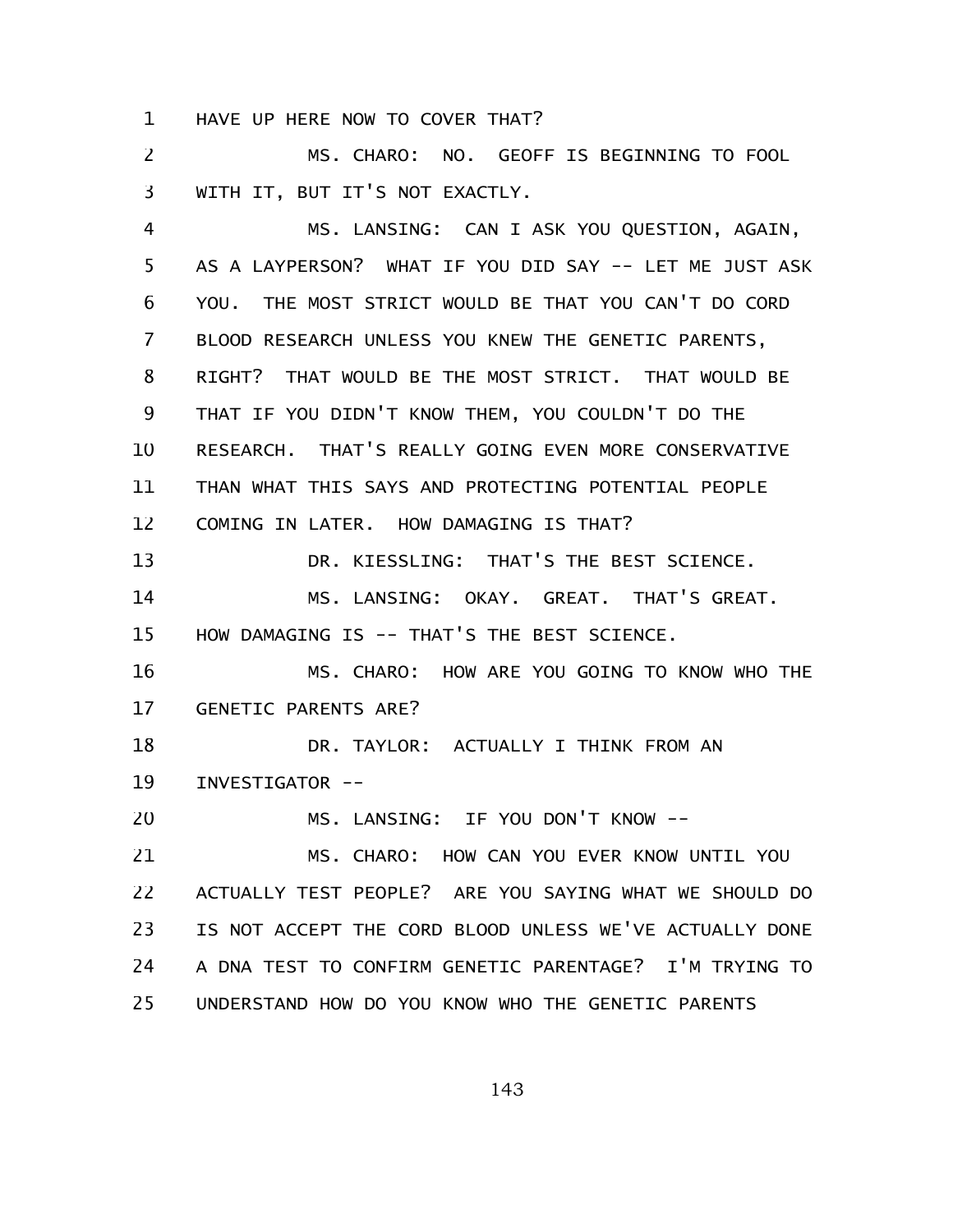HAVE UP HERE NOW TO COVER THAT?

MS. CHARO: NO. GEOFF IS BEGINNING TO FOOL WITH IT, BUT IT'S NOT EXACTLY.

MS. LANSING: CAN I ASK YOU QUESTION, AGAIN, AS A LAYPERSON? WHAT IF YOU DID SAY -- LET ME JUST ASK YOU. THE MOST STRICT WOULD BE THAT YOU CAN'T DO CORD BLOOD RESEARCH UNLESS YOU KNEW THE GENETIC PARENTS, RIGHT? THAT WOULD BE THE MOST STRICT. THAT WOULD BE THAT IF YOU DIDN'T KNOW THEM, YOU COULDN'T DO THE RESEARCH. THAT'S REALLY GOING EVEN MORE CONSERVATIVE THAN WHAT THIS SAYS AND PROTECTING POTENTIAL PEOPLE COMING IN LATER. HOW DAMAGING IS THAT?

DR. KIESSLING: THAT'S THE BEST SCIENCE.

MS. LANSING: OKAY. GREAT. THAT'S GREAT. HOW DAMAGING IS -- THAT'S THE BEST SCIENCE.

MS. CHARO: HOW ARE YOU GOING TO KNOW WHO THE GENETIC PARENTS ARE?

DR. TAYLOR: ACTUALLY I THINK FROM AN INVESTIGATOR --

MS. LANSING: IF YOU DON'T KNOW --

MS. CHARO: HOW CAN YOU EVER KNOW UNTIL YOU ACTUALLY TEST PEOPLE? ARE YOU SAYING WHAT WE SHOULD DO IS NOT ACCEPT THE CORD BLOOD UNLESS WE'VE ACTUALLY DONE A DNA TEST TO CONFIRM GENETIC PARENTAGE? I'M TRYING TO UNDERSTAND HOW DO YOU KNOW WHO THE GENETIC PARENTS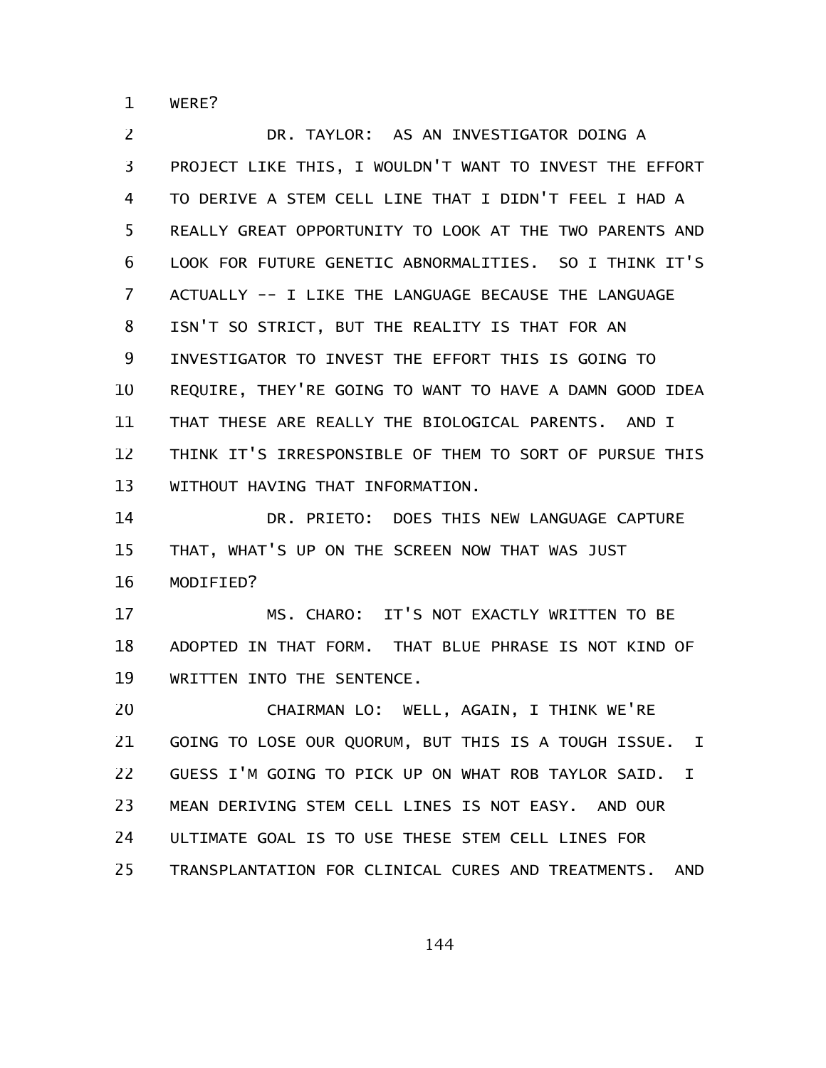WERE?

DR. TAYLOR: AS AN INVESTIGATOR DOING A PROJECT LIKE THIS, I WOULDN'T WANT TO INVEST THE EFFORT TO DERIVE A STEM CELL LINE THAT I DIDN'T FEEL I HAD A REALLY GREAT OPPORTUNITY TO LOOK AT THE TWO PARENTS AND LOOK FOR FUTURE GENETIC ABNORMALITIES. SO I THINK IT'S ACTUALLY -- I LIKE THE LANGUAGE BECAUSE THE LANGUAGE ISN'T SO STRICT, BUT THE REALITY IS THAT FOR AN INVESTIGATOR TO INVEST THE EFFORT THIS IS GOING TO REQUIRE, THEY'RE GOING TO WANT TO HAVE A DAMN GOOD IDEA THAT THESE ARE REALLY THE BIOLOGICAL PARENTS. AND I THINK IT'S IRRESPONSIBLE OF THEM TO SORT OF PURSUE THIS WITHOUT HAVING THAT INFORMATION.

DR. PRIETO: DOES THIS NEW LANGUAGE CAPTURE THAT, WHAT'S UP ON THE SCREEN NOW THAT WAS JUST MODIFIED?

MS. CHARO: IT'S NOT EXACTLY WRITTEN TO BE ADOPTED IN THAT FORM. THAT BLUE PHRASE IS NOT KIND OF WRITTEN INTO THE SENTENCE.

CHAIRMAN LO: WELL, AGAIN, I THINK WE'RE GOING TO LOSE OUR QUORUM, BUT THIS IS A TOUGH ISSUE. I GUESS I'M GOING TO PICK UP ON WHAT ROB TAYLOR SAID. I MEAN DERIVING STEM CELL LINES IS NOT EASY. AND OUR ULTIMATE GOAL IS TO USE THESE STEM CELL LINES FOR TRANSPLANTATION FOR CLINICAL CURES AND TREATMENTS. AND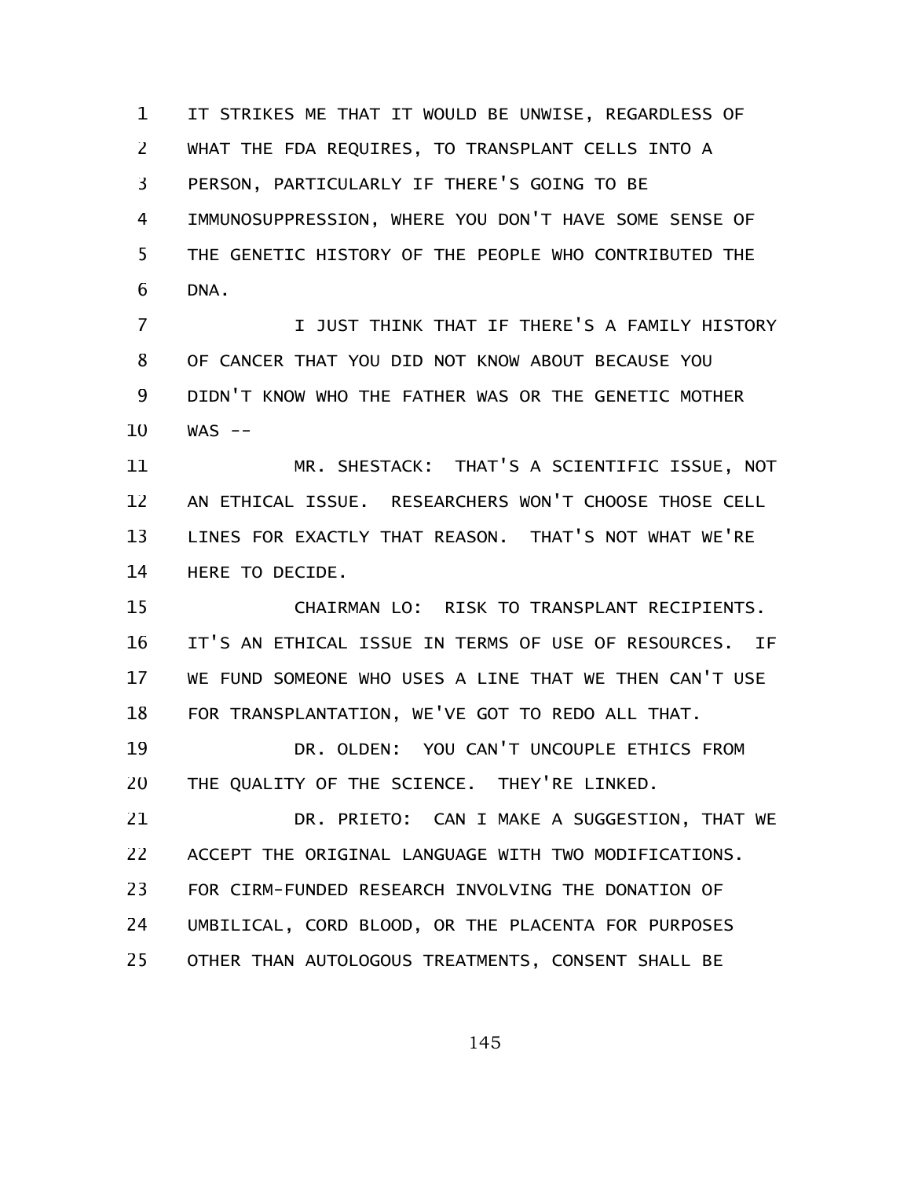IT STRIKES ME THAT IT WOULD BE UNWISE, REGARDLESS OF WHAT THE FDA REQUIRES, TO TRANSPLANT CELLS INTO A PERSON, PARTICULARLY IF THERE'S GOING TO BE IMMUNOSUPPRESSION, WHERE YOU DON'T HAVE SOME SENSE OF THE GENETIC HISTORY OF THE PEOPLE WHO CONTRIBUTED THE DNA.

I JUST THINK THAT IF THERE'S A FAMILY HISTORY OF CANCER THAT YOU DID NOT KNOW ABOUT BECAUSE YOU DIDN'T KNOW WHO THE FATHER WAS OR THE GENETIC MOTHER WAS --

MR. SHESTACK: THAT'S A SCIENTIFIC ISSUE, NOT AN ETHICAL ISSUE. RESEARCHERS WON'T CHOOSE THOSE CELL LINES FOR EXACTLY THAT REASON. THAT'S NOT WHAT WE'RE HERE TO DECIDE.

CHAIRMAN LO: RISK TO TRANSPLANT RECIPIENTS. IT'S AN ETHICAL ISSUE IN TERMS OF USE OF RESOURCES. IF WE FUND SOMEONE WHO USES A LINE THAT WE THEN CAN'T USE FOR TRANSPLANTATION, WE'VE GOT TO REDO ALL THAT.

DR. OLDEN: YOU CAN'T UNCOUPLE ETHICS FROM THE QUALITY OF THE SCIENCE. THEY'RE LINKED.

DR. PRIETO: CAN I MAKE A SUGGESTION, THAT WE ACCEPT THE ORIGINAL LANGUAGE WITH TWO MODIFICATIONS. FOR CIRM-FUNDED RESEARCH INVOLVING THE DONATION OF UMBILICAL, CORD BLOOD, OR THE PLACENTA FOR PURPOSES OTHER THAN AUTOLOGOUS TREATMENTS, CONSENT SHALL BE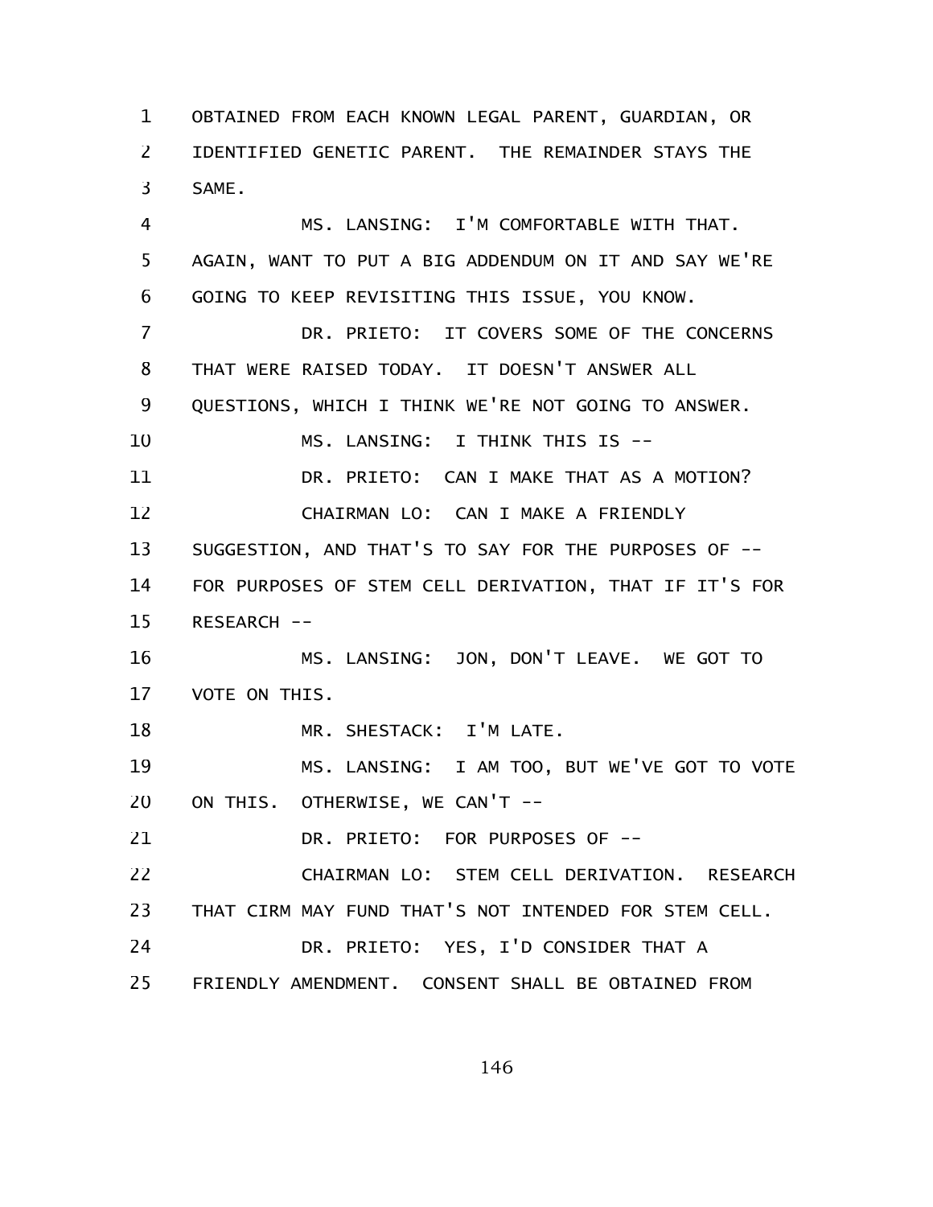OBTAINED FROM EACH KNOWN LEGAL PARENT, GUARDIAN, OR IDENTIFIED GENETIC PARENT. THE REMAINDER STAYS THE SAME.

MS. LANSING: I'M COMFORTABLE WITH THAT. AGAIN, WANT TO PUT A BIG ADDENDUM ON IT AND SAY WE'RE GOING TO KEEP REVISITING THIS ISSUE, YOU KNOW.

DR. PRIETO: IT COVERS SOME OF THE CONCERNS THAT WERE RAISED TODAY. IT DOESN'T ANSWER ALL QUESTIONS, WHICH I THINK WE'RE NOT GOING TO ANSWER.

MS. LANSING: I THINK THIS IS --

DR. PRIETO: CAN I MAKE THAT AS A MOTION?

CHAIRMAN LO: CAN I MAKE A FRIENDLY SUGGESTION, AND THAT'S TO SAY FOR THE PURPOSES OF -- FOR PURPOSES OF STEM CELL DERIVATION, THAT IF IT'S FOR RESEARCH --

MS. LANSING: JON, DON'T LEAVE. WE GOT TO VOTE ON THIS.

MR. SHESTACK: I'M LATE.

MS. LANSING: I AM TOO, BUT WE'VE GOT TO VOTE ON THIS. OTHERWISE, WE CAN'T --

DR. PRIETO: FOR PURPOSES OF --

CHAIRMAN LO: STEM CELL DERIVATION. RESEARCH THAT CIRM MAY FUND THAT'S NOT INTENDED FOR STEM CELL.

DR. PRIETO: YES, I'D CONSIDER THAT A FRIENDLY AMENDMENT. CONSENT SHALL BE OBTAINED FROM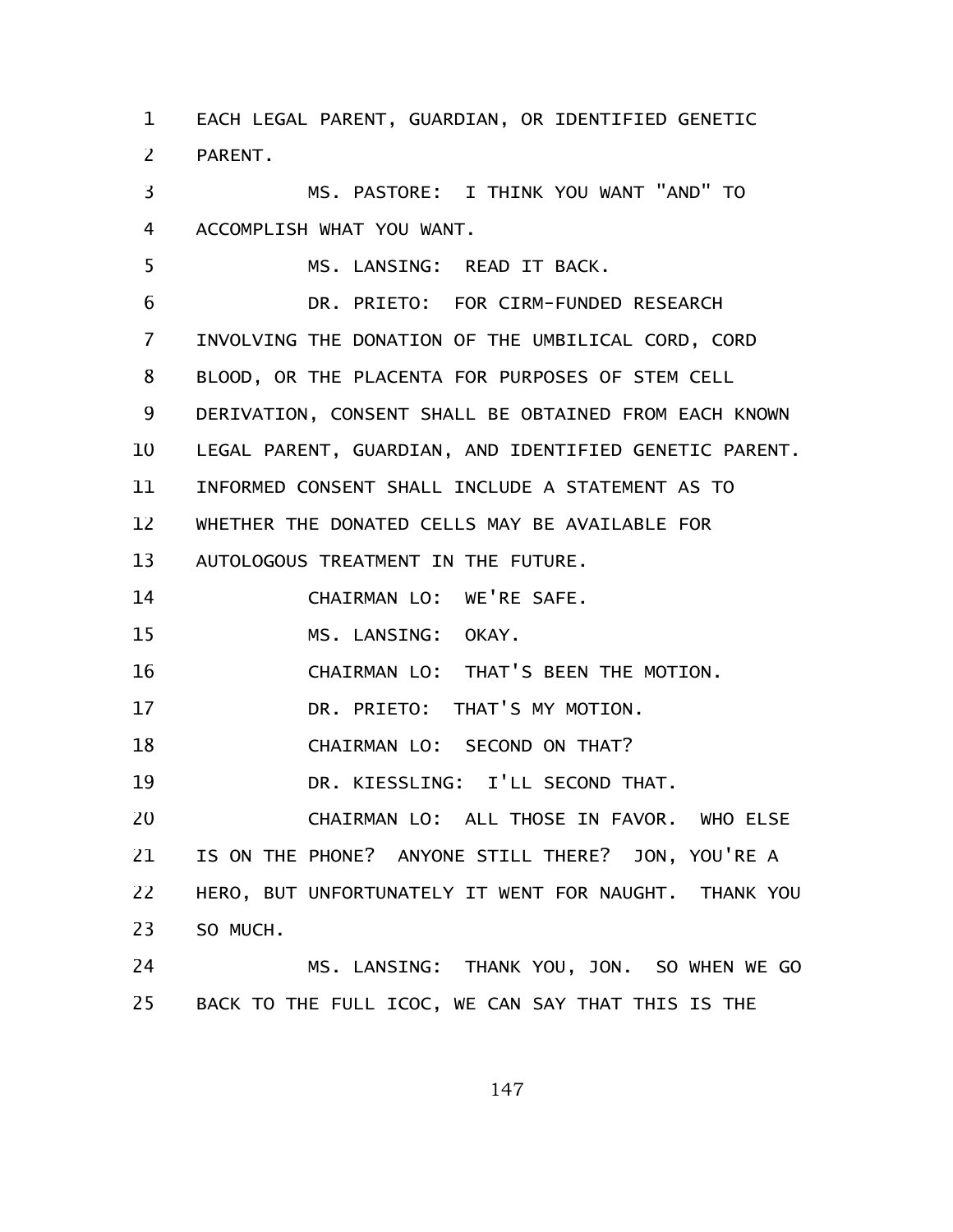EACH LEGAL PARENT, GUARDIAN, OR IDENTIFIED GENETIC PARENT.

MS. PASTORE: I THINK YOU WANT "AND" TO ACCOMPLISH WHAT YOU WANT.

MS. LANSING: READ IT BACK.

DR. PRIETO: FOR CIRM-FUNDED RESEARCH INVOLVING THE DONATION OF THE UMBILICAL CORD, CORD BLOOD, OR THE PLACENTA FOR PURPOSES OF STEM CELL DERIVATION, CONSENT SHALL BE OBTAINED FROM EACH KNOWN LEGAL PARENT, GUARDIAN, AND IDENTIFIED GENETIC PARENT. INFORMED CONSENT SHALL INCLUDE A STATEMENT AS TO WHETHER THE DONATED CELLS MAY BE AVAILABLE FOR AUTOLOGOUS TREATMENT IN THE FUTURE.

CHAIRMAN LO: WE'RE SAFE.

MS. LANSING: OKAY.

CHAIRMAN LO: THAT'S BEEN THE MOTION.

DR. PRIETO: THAT'S MY MOTION.

CHAIRMAN LO: SECOND ON THAT?

DR. KIESSLING: I'LL SECOND THAT.

CHAIRMAN LO: ALL THOSE IN FAVOR. WHO ELSE IS ON THE PHONE? ANYONE STILL THERE? JON, YOU'RE A HERO, BUT UNFORTUNATELY IT WENT FOR NAUGHT. THANK YOU SO MUCH.

MS. LANSING: THANK YOU, JON. SO WHEN WE GO BACK TO THE FULL ICOC, WE CAN SAY THAT THIS IS THE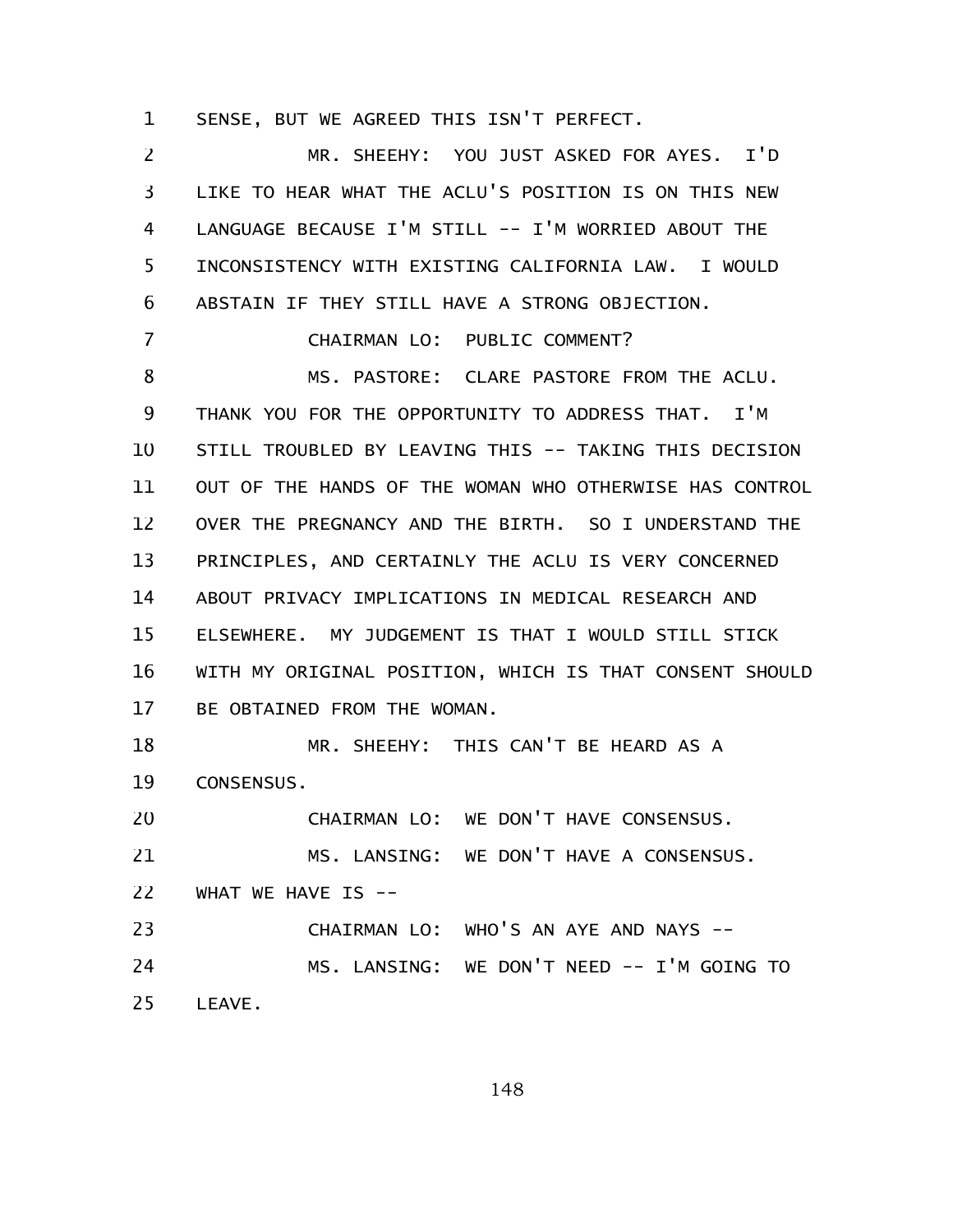SENSE, BUT WE AGREED THIS ISN'T PERFECT.

MR. SHEEHY: YOU JUST ASKED FOR AYES. I'D LIKE TO HEAR WHAT THE ACLU'S POSITION IS ON THIS NEW LANGUAGE BECAUSE I'M STILL -- I'M WORRIED ABOUT THE INCONSISTENCY WITH EXISTING CALIFORNIA LAW. I WOULD ABSTAIN IF THEY STILL HAVE A STRONG OBJECTION.

CHAIRMAN LO: PUBLIC COMMENT?

MS. PASTORE: CLARE PASTORE FROM THE ACLU. THANK YOU FOR THE OPPORTUNITY TO ADDRESS THAT. I'M STILL TROUBLED BY LEAVING THIS -- TAKING THIS DECISION OUT OF THE HANDS OF THE WOMAN WHO OTHERWISE HAS CONTROL OVER THE PREGNANCY AND THE BIRTH. SO I UNDERSTAND THE PRINCIPLES, AND CERTAINLY THE ACLU IS VERY CONCERNED ABOUT PRIVACY IMPLICATIONS IN MEDICAL RESEARCH AND ELSEWHERE. MY JUDGEMENT IS THAT I WOULD STILL STICK WITH MY ORIGINAL POSITION, WHICH IS THAT CONSENT SHOULD BE OBTAINED FROM THE WOMAN.

MR. SHEEHY: THIS CAN'T BE HEARD AS A CONSENSUS.

CHAIRMAN LO: WE DON'T HAVE CONSENSUS.

MS. LANSING: WE DON'T HAVE A CONSENSUS. WHAT WE HAVE IS --

CHAIRMAN LO: WHO'S AN AYE AND NAYS --

MS. LANSING: WE DON'T NEED -- I'M GOING TO LEAVE.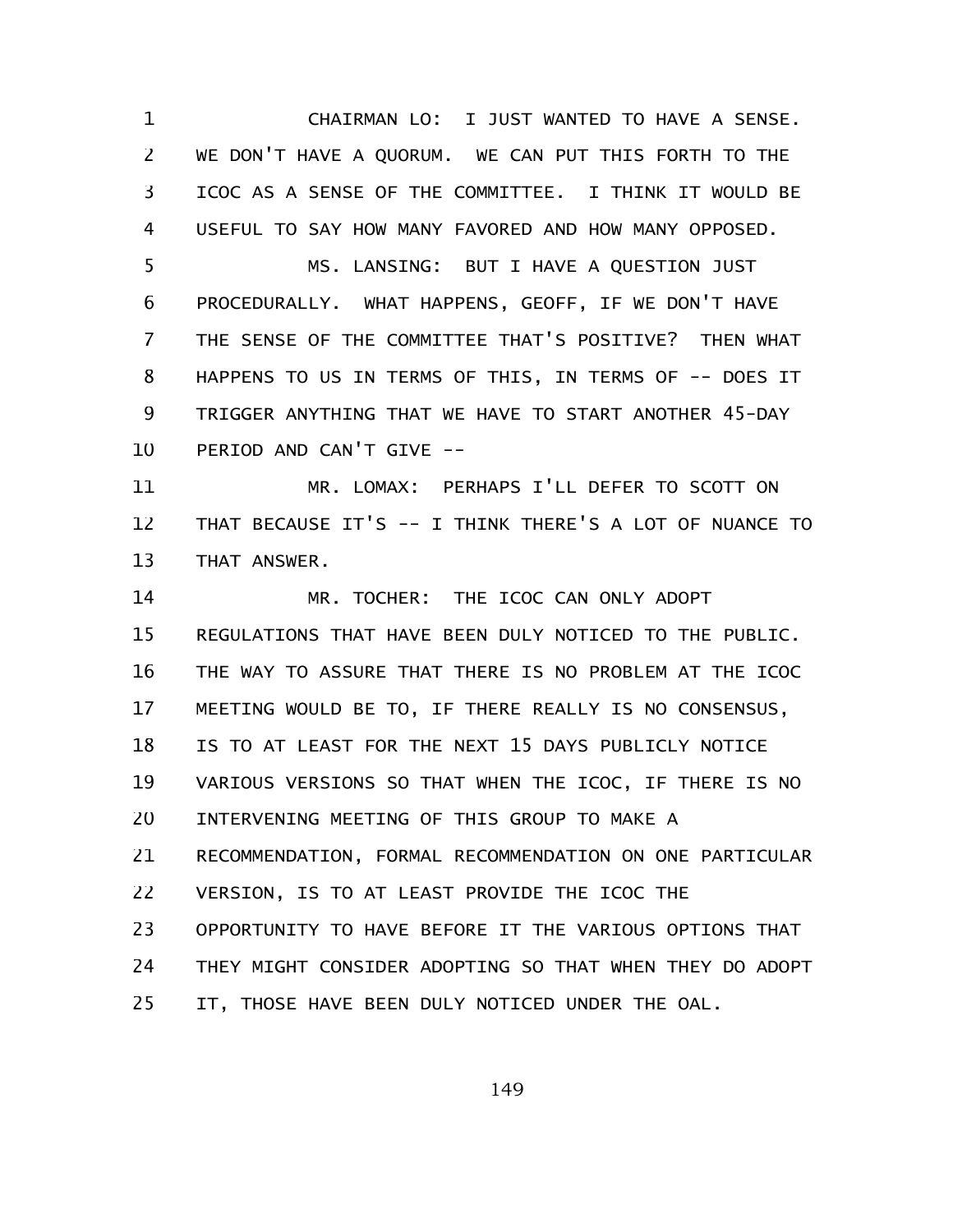CHAIRMAN LO: I JUST WANTED TO HAVE A SENSE. WE DON'T HAVE A QUORUM. WE CAN PUT THIS FORTH TO THE ICOC AS A SENSE OF THE COMMITTEE. I THINK IT WOULD BE USEFUL TO SAY HOW MANY FAVORED AND HOW MANY OPPOSED.

MS. LANSING: BUT I HAVE A QUESTION JUST PROCEDURALLY. WHAT HAPPENS, GEOFF, IF WE DON'T HAVE THE SENSE OF THE COMMITTEE THAT'S POSITIVE? THEN WHAT HAPPENS TO US IN TERMS OF THIS, IN TERMS OF -- DOES IT TRIGGER ANYTHING THAT WE HAVE TO START ANOTHER 45-DAY PERIOD AND CAN'T GIVE --

MR. LOMAX: PERHAPS I'LL DEFER TO SCOTT ON THAT BECAUSE IT'S -- I THINK THERE'S A LOT OF NUANCE TO THAT ANSWER.

MR. TOCHER: THE ICOC CAN ONLY ADOPT REGULATIONS THAT HAVE BEEN DULY NOTICED TO THE PUBLIC. THE WAY TO ASSURE THAT THERE IS NO PROBLEM AT THE ICOC MEETING WOULD BE TO, IF THERE REALLY IS NO CONSENSUS, IS TO AT LEAST FOR THE NEXT 15 DAYS PUBLICLY NOTICE VARIOUS VERSIONS SO THAT WHEN THE ICOC, IF THERE IS NO INTERVENING MEETING OF THIS GROUP TO MAKE A RECOMMENDATION, FORMAL RECOMMENDATION ON ONE PARTICULAR VERSION, IS TO AT LEAST PROVIDE THE ICOC THE OPPORTUNITY TO HAVE BEFORE IT THE VARIOUS OPTIONS THAT THEY MIGHT CONSIDER ADOPTING SO THAT WHEN THEY DO ADOPT IT, THOSE HAVE BEEN DULY NOTICED UNDER THE OAL.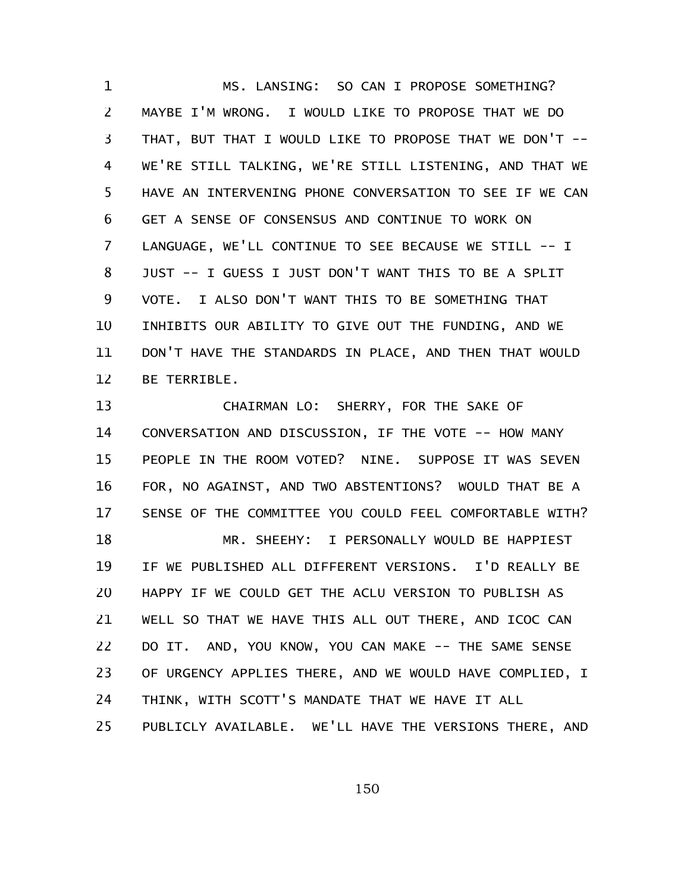MS. LANSING: SO CAN I PROPOSE SOMETHING? MAYBE I'M WRONG. I WOULD LIKE TO PROPOSE THAT WE DO THAT, BUT THAT I WOULD LIKE TO PROPOSE THAT WE DON'T -- WE'RE STILL TALKING, WE'RE STILL LISTENING, AND THAT WE HAVE AN INTERVENING PHONE CONVERSATION TO SEE IF WE CAN GET A SENSE OF CONSENSUS AND CONTINUE TO WORK ON LANGUAGE, WE'LL CONTINUE TO SEE BECAUSE WE STILL -- I JUST -- I GUESS I JUST DON'T WANT THIS TO BE A SPLIT VOTE. I ALSO DON'T WANT THIS TO BE SOMETHING THAT INHIBITS OUR ABILITY TO GIVE OUT THE FUNDING, AND WE DON'T HAVE THE STANDARDS IN PLACE, AND THEN THAT WOULD BE TERRIBLE.

CHAIRMAN LO: SHERRY, FOR THE SAKE OF CONVERSATION AND DISCUSSION, IF THE VOTE -- HOW MANY PEOPLE IN THE ROOM VOTED? NINE. SUPPOSE IT WAS SEVEN FOR, NO AGAINST, AND TWO ABSTENTIONS? WOULD THAT BE A SENSE OF THE COMMITTEE YOU COULD FEEL COMFORTABLE WITH?

MR. SHEEHY: I PERSONALLY WOULD BE HAPPIEST IF WE PUBLISHED ALL DIFFERENT VERSIONS. I'D REALLY BE HAPPY IF WE COULD GET THE ACLU VERSION TO PUBLISH AS WELL SO THAT WE HAVE THIS ALL OUT THERE, AND ICOC CAN DO IT. AND, YOU KNOW, YOU CAN MAKE -- THE SAME SENSE OF URGENCY APPLIES THERE, AND WE WOULD HAVE COMPLIED, I THINK, WITH SCOTT'S MANDATE THAT WE HAVE IT ALL PUBLICLY AVAILABLE. WE'LL HAVE THE VERSIONS THERE, AND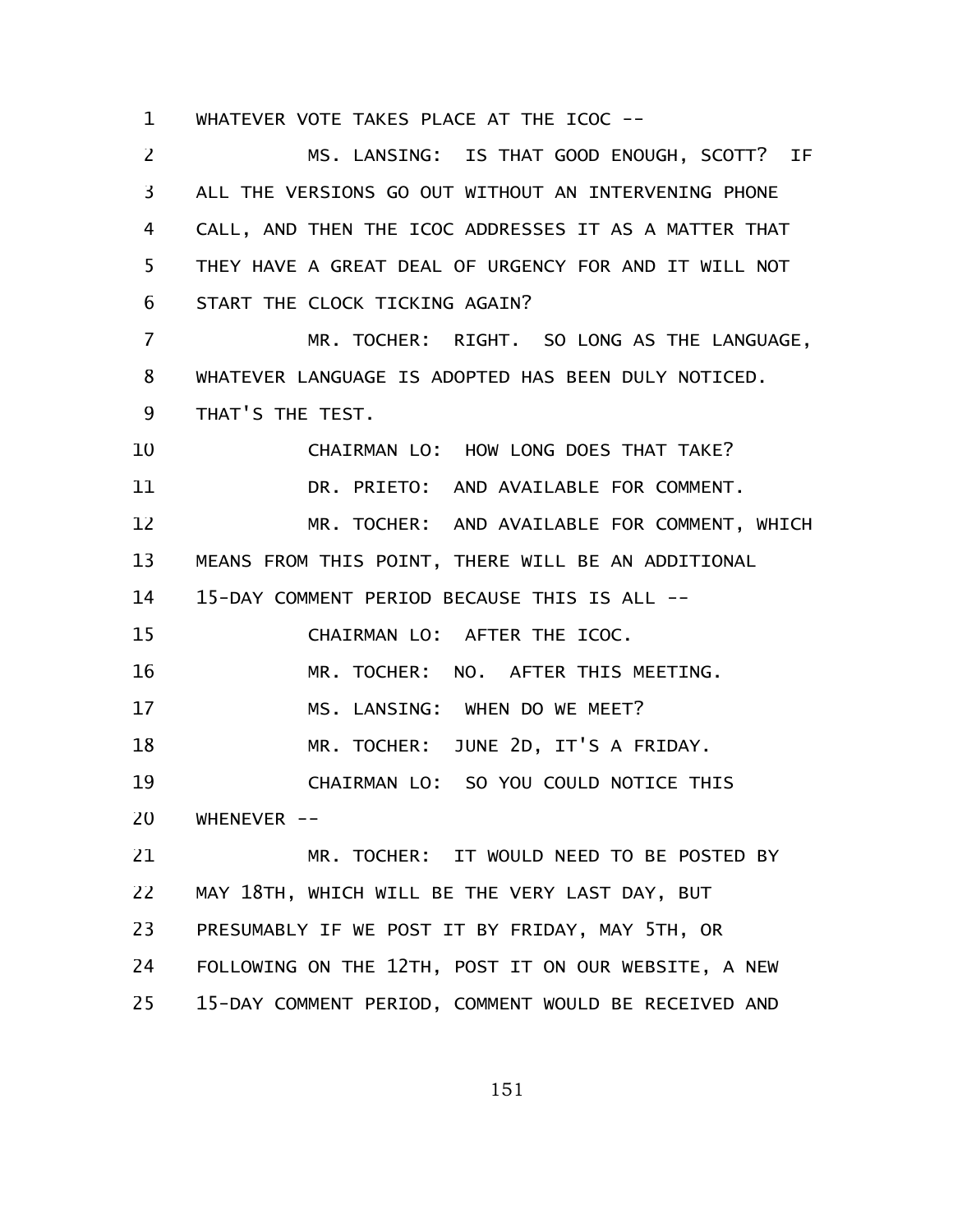WHATEVER VOTE TAKES PLACE AT THE ICOC --

MS. LANSING: IS THAT GOOD ENOUGH, SCOTT? IF ALL THE VERSIONS GO OUT WITHOUT AN INTERVENING PHONE CALL, AND THEN THE ICOC ADDRESSES IT AS A MATTER THAT THEY HAVE A GREAT DEAL OF URGENCY FOR AND IT WILL NOT START THE CLOCK TICKING AGAIN?

MR. TOCHER: RIGHT. SO LONG AS THE LANGUAGE, WHATEVER LANGUAGE IS ADOPTED HAS BEEN DULY NOTICED. THAT'S THE TEST.

CHAIRMAN LO: HOW LONG DOES THAT TAKE?

DR. PRIETO: AND AVAILABLE FOR COMMENT.

MR. TOCHER: AND AVAILABLE FOR COMMENT, WHICH MEANS FROM THIS POINT, THERE WILL BE AN ADDITIONAL 15-DAY COMMENT PERIOD BECAUSE THIS IS ALL --

CHAIRMAN LO: AFTER THE ICOC.

MR. TOCHER: NO. AFTER THIS MEETING.

MS. LANSING: WHEN DO WE MEET?

MR. TOCHER: JUNE 2D, IT'S A FRIDAY.

CHAIRMAN LO: SO YOU COULD NOTICE THIS WHENEVER --

MR. TOCHER: IT WOULD NEED TO BE POSTED BY MAY 18TH, WHICH WILL BE THE VERY LAST DAY, BUT PRESUMABLY IF WE POST IT BY FRIDAY, MAY 5TH, OR FOLLOWING ON THE 12TH, POST IT ON OUR WEBSITE, A NEW 15-DAY COMMENT PERIOD, COMMENT WOULD BE RECEIVED AND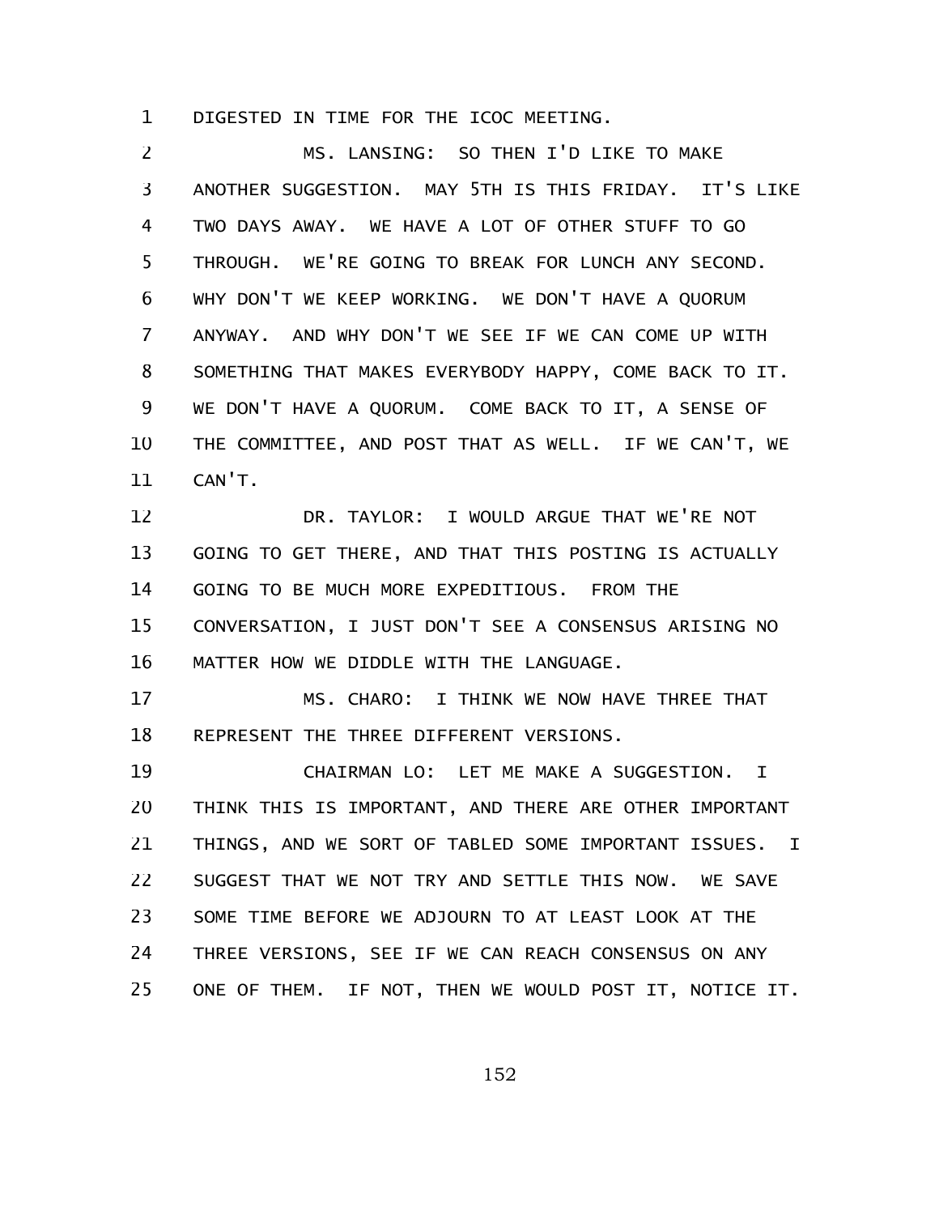DIGESTED IN TIME FOR THE ICOC MEETING.

MS. LANSING: SO THEN I'D LIKE TO MAKE ANOTHER SUGGESTION. MAY 5TH IS THIS FRIDAY. IT'S LIKE TWO DAYS AWAY. WE HAVE A LOT OF OTHER STUFF TO GO THROUGH. WE'RE GOING TO BREAK FOR LUNCH ANY SECOND. WHY DON'T WE KEEP WORKING. WE DON'T HAVE A QUORUM ANYWAY. AND WHY DON'T WE SEE IF WE CAN COME UP WITH SOMETHING THAT MAKES EVERYBODY HAPPY, COME BACK TO IT. WE DON'T HAVE A QUORUM. COME BACK TO IT, A SENSE OF THE COMMITTEE, AND POST THAT AS WELL. IF WE CAN'T, WE CAN'T.

DR. TAYLOR: I WOULD ARGUE THAT WE'RE NOT GOING TO GET THERE, AND THAT THIS POSTING IS ACTUALLY GOING TO BE MUCH MORE EXPEDITIOUS. FROM THE CONVERSATION, I JUST DON'T SEE A CONSENSUS ARISING NO MATTER HOW WE DIDDLE WITH THE LANGUAGE.

MS. CHARO: I THINK WE NOW HAVE THREE THAT REPRESENT THE THREE DIFFERENT VERSIONS.

CHAIRMAN LO: LET ME MAKE A SUGGESTION. I THINK THIS IS IMPORTANT, AND THERE ARE OTHER IMPORTANT THINGS, AND WE SORT OF TABLED SOME IMPORTANT ISSUES. I SUGGEST THAT WE NOT TRY AND SETTLE THIS NOW. WE SAVE SOME TIME BEFORE WE ADJOURN TO AT LEAST LOOK AT THE THREE VERSIONS, SEE IF WE CAN REACH CONSENSUS ON ANY ONE OF THEM. IF NOT, THEN WE WOULD POST IT, NOTICE IT.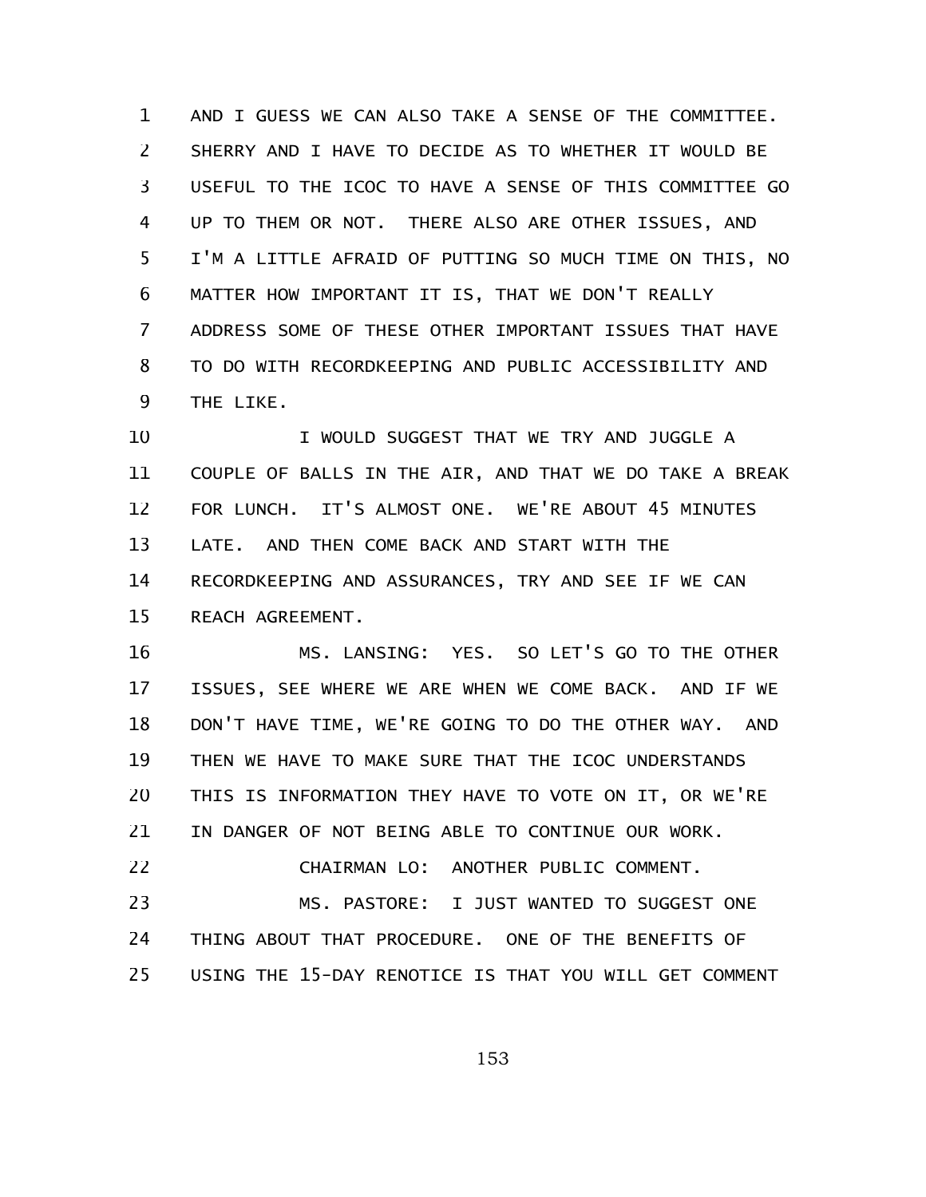AND I GUESS WE CAN ALSO TAKE A SENSE OF THE COMMITTEE. SHERRY AND I HAVE TO DECIDE AS TO WHETHER IT WOULD BE USEFUL TO THE ICOC TO HAVE A SENSE OF THIS COMMITTEE GO UP TO THEM OR NOT. THERE ALSO ARE OTHER ISSUES, AND I'M A LITTLE AFRAID OF PUTTING SO MUCH TIME ON THIS, NO MATTER HOW IMPORTANT IT IS, THAT WE DON'T REALLY ADDRESS SOME OF THESE OTHER IMPORTANT ISSUES THAT HAVE TO DO WITH RECORDKEEPING AND PUBLIC ACCESSIBILITY AND THE LIKE.

I WOULD SUGGEST THAT WE TRY AND JUGGLE A COUPLE OF BALLS IN THE AIR, AND THAT WE DO TAKE A BREAK FOR LUNCH. IT'S ALMOST ONE. WE'RE ABOUT 45 MINUTES LATE. AND THEN COME BACK AND START WITH THE RECORDKEEPING AND ASSURANCES, TRY AND SEE IF WE CAN REACH AGREEMENT.

MS. LANSING: YES. SO LET'S GO TO THE OTHER ISSUES, SEE WHERE WE ARE WHEN WE COME BACK. AND IF WE DON'T HAVE TIME, WE'RE GOING TO DO THE OTHER WAY. AND THEN WE HAVE TO MAKE SURE THAT THE ICOC UNDERSTANDS THIS IS INFORMATION THEY HAVE TO VOTE ON IT, OR WE'RE IN DANGER OF NOT BEING ABLE TO CONTINUE OUR WORK.

CHAIRMAN LO: ANOTHER PUBLIC COMMENT.

MS. PASTORE: I JUST WANTED TO SUGGEST ONE THING ABOUT THAT PROCEDURE. ONE OF THE BENEFITS OF USING THE 15-DAY RENOTICE IS THAT YOU WILL GET COMMENT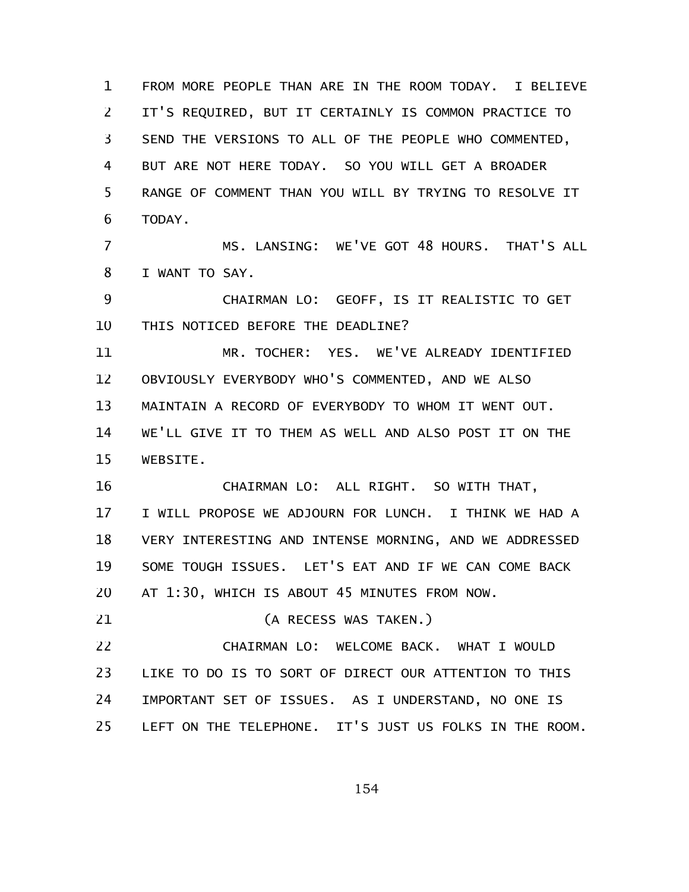FROM MORE PEOPLE THAN ARE IN THE ROOM TODAY. I BELIEVE IT'S REQUIRED, BUT IT CERTAINLY IS COMMON PRACTICE TO SEND THE VERSIONS TO ALL OF THE PEOPLE WHO COMMENTED, BUT ARE NOT HERE TODAY. SO YOU WILL GET A BROADER RANGE OF COMMENT THAN YOU WILL BY TRYING TO RESOLVE IT TODAY.

MS. LANSING: WE'VE GOT 48 HOURS. THAT'S ALL I WANT TO SAY.

CHAIRMAN LO: GEOFF, IS IT REALISTIC TO GET THIS NOTICED BEFORE THE DEADLINE?

MR. TOCHER: YES. WE'VE ALREADY IDENTIFIED OBVIOUSLY EVERYBODY WHO'S COMMENTED, AND WE ALSO MAINTAIN A RECORD OF EVERYBODY TO WHOM IT WENT OUT. WE'LL GIVE IT TO THEM AS WELL AND ALSO POST IT ON THE WEBSITE.

CHAIRMAN LO: ALL RIGHT. SO WITH THAT, I WILL PROPOSE WE ADJOURN FOR LUNCH. I THINK WE HAD A VERY INTERESTING AND INTENSE MORNING, AND WE ADDRESSED SOME TOUGH ISSUES. LET'S EAT AND IF WE CAN COME BACK AT 1:30, WHICH IS ABOUT 45 MINUTES FROM NOW.

(A RECESS WAS TAKEN.)

CHAIRMAN LO: WELCOME BACK. WHAT I WOULD LIKE TO DO IS TO SORT OF DIRECT OUR ATTENTION TO THIS IMPORTANT SET OF ISSUES. AS I UNDERSTAND, NO ONE IS LEFT ON THE TELEPHONE. IT'S JUST US FOLKS IN THE ROOM.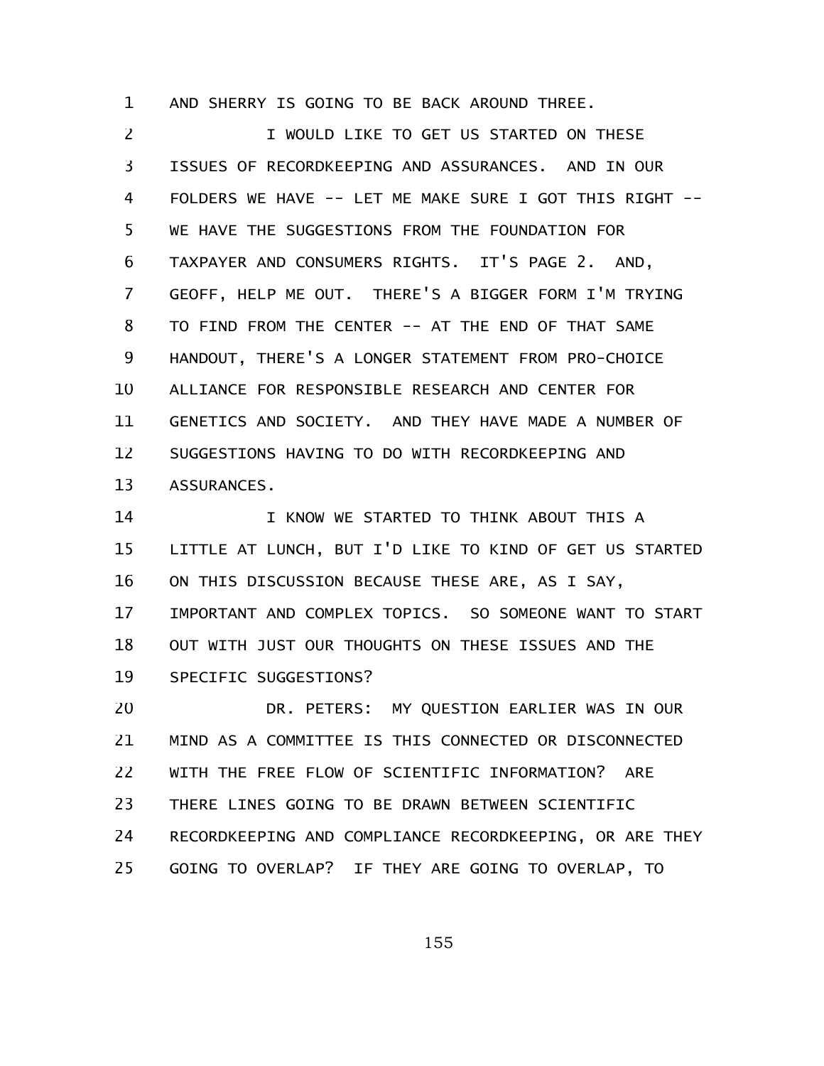AND SHERRY IS GOING TO BE BACK AROUND THREE.

I WOULD LIKE TO GET US STARTED ON THESE ISSUES OF RECORDKEEPING AND ASSURANCES. AND IN OUR FOLDERS WE HAVE -- LET ME MAKE SURE I GOT THIS RIGHT -- WE HAVE THE SUGGESTIONS FROM THE FOUNDATION FOR TAXPAYER AND CONSUMERS RIGHTS. IT'S PAGE 2. AND, GEOFF, HELP ME OUT. THERE'S A BIGGER FORM I'M TRYING TO FIND FROM THE CENTER -- AT THE END OF THAT SAME HANDOUT, THERE'S A LONGER STATEMENT FROM PRO-CHOICE ALLIANCE FOR RESPONSIBLE RESEARCH AND CENTER FOR GENETICS AND SOCIETY. AND THEY HAVE MADE A NUMBER OF SUGGESTIONS HAVING TO DO WITH RECORDKEEPING AND ASSURANCES.

I KNOW WE STARTED TO THINK ABOUT THIS A LITTLE AT LUNCH, BUT I'D LIKE TO KIND OF GET US STARTED ON THIS DISCUSSION BECAUSE THESE ARE, AS I SAY, IMPORTANT AND COMPLEX TOPICS. SO SOMEONE WANT TO START OUT WITH JUST OUR THOUGHTS ON THESE ISSUES AND THE SPECIFIC SUGGESTIONS?

DR. PETERS: MY QUESTION EARLIER WAS IN OUR MIND AS A COMMITTEE IS THIS CONNECTED OR DISCONNECTED WITH THE FREE FLOW OF SCIENTIFIC INFORMATION? ARE THERE LINES GOING TO BE DRAWN BETWEEN SCIENTIFIC RECORDKEEPING AND COMPLIANCE RECORDKEEPING, OR ARE THEY GOING TO OVERLAP? IF THEY ARE GOING TO OVERLAP, TO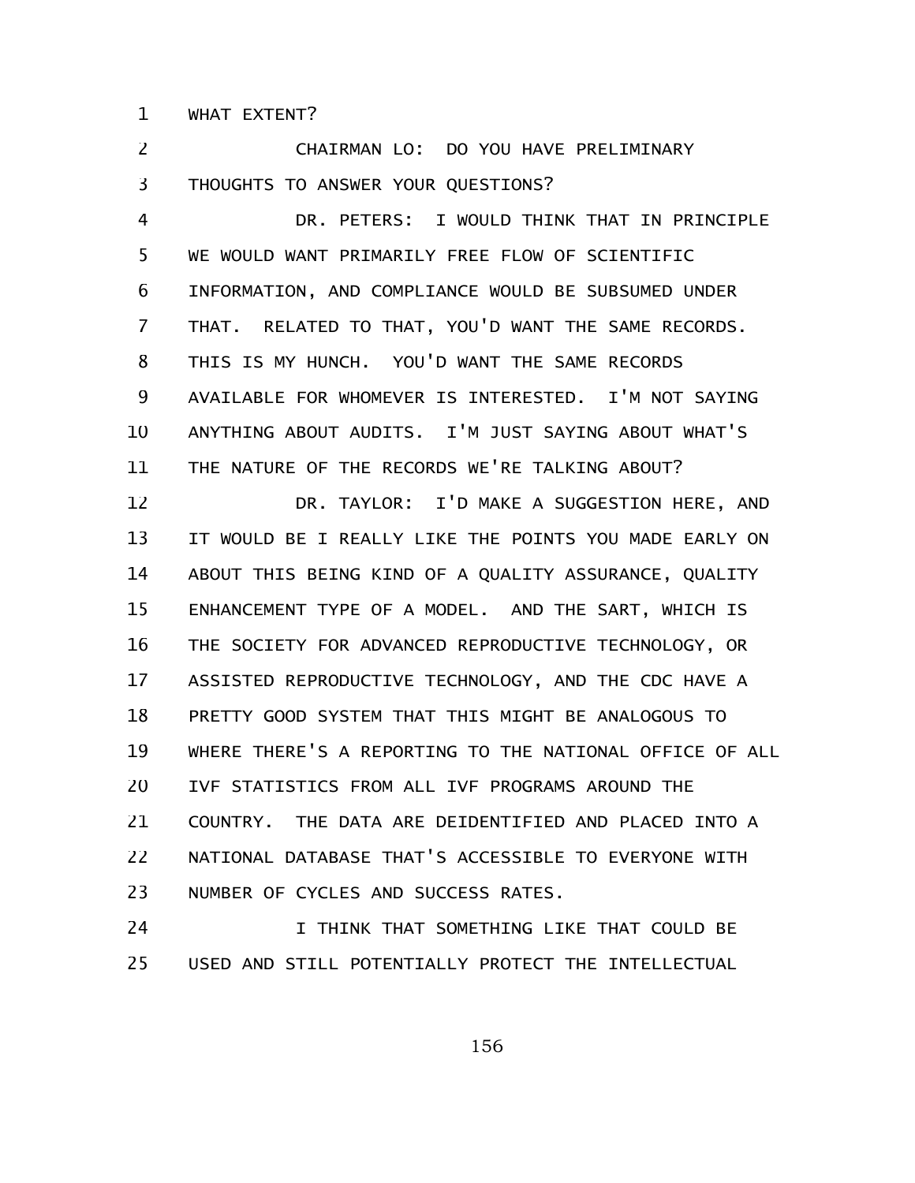WHAT EXTENT?

CHAIRMAN LO: DO YOU HAVE PRELIMINARY THOUGHTS TO ANSWER YOUR QUESTIONS?

DR. PETERS: I WOULD THINK THAT IN PRINCIPLE WE WOULD WANT PRIMARILY FREE FLOW OF SCIENTIFIC INFORMATION, AND COMPLIANCE WOULD BE SUBSUMED UNDER THAT. RELATED TO THAT, YOU'D WANT THE SAME RECORDS. THIS IS MY HUNCH. YOU'D WANT THE SAME RECORDS AVAILABLE FOR WHOMEVER IS INTERESTED. I'M NOT SAYING ANYTHING ABOUT AUDITS. I'M JUST SAYING ABOUT WHAT'S THE NATURE OF THE RECORDS WE'RE TALKING ABOUT?

DR. TAYLOR: I'D MAKE A SUGGESTION HERE, AND IT WOULD BE I REALLY LIKE THE POINTS YOU MADE EARLY ON ABOUT THIS BEING KIND OF A QUALITY ASSURANCE, QUALITY ENHANCEMENT TYPE OF A MODEL. AND THE SART, WHICH IS THE SOCIETY FOR ADVANCED REPRODUCTIVE TECHNOLOGY, OR ASSISTED REPRODUCTIVE TECHNOLOGY, AND THE CDC HAVE A PRETTY GOOD SYSTEM THAT THIS MIGHT BE ANALOGOUS TO WHERE THERE'S A REPORTING TO THE NATIONAL OFFICE OF ALL IVF STATISTICS FROM ALL IVF PROGRAMS AROUND THE COUNTRY. THE DATA ARE DEIDENTIFIED AND PLACED INTO A NATIONAL DATABASE THAT'S ACCESSIBLE TO EVERYONE WITH NUMBER OF CYCLES AND SUCCESS RATES.

I THINK THAT SOMETHING LIKE THAT COULD BE USED AND STILL POTENTIALLY PROTECT THE INTELLECTUAL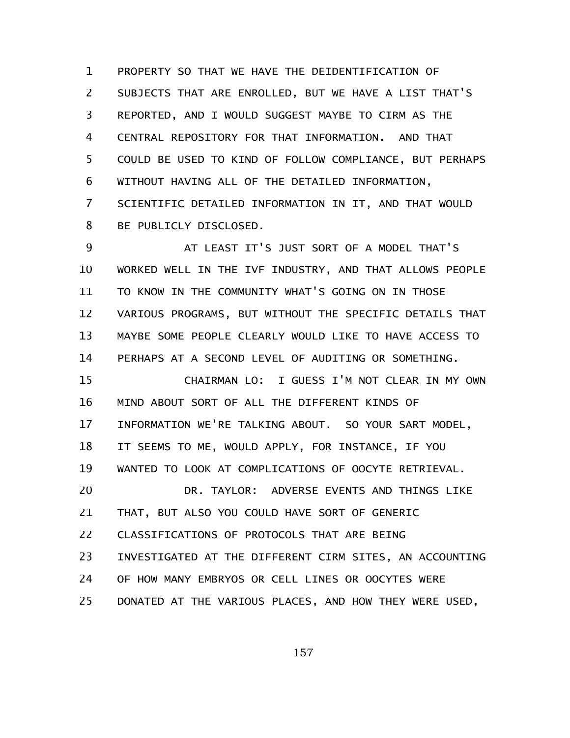PROPERTY SO THAT WE HAVE THE DEIDENTIFICATION OF SUBJECTS THAT ARE ENROLLED, BUT WE HAVE A LIST THAT'S REPORTED, AND I WOULD SUGGEST MAYBE TO CIRM AS THE CENTRAL REPOSITORY FOR THAT INFORMATION. AND THAT COULD BE USED TO KIND OF FOLLOW COMPLIANCE, BUT PERHAPS WITHOUT HAVING ALL OF THE DETAILED INFORMATION, SCIENTIFIC DETAILED INFORMATION IN IT, AND THAT WOULD BE PUBLICLY DISCLOSED.

AT LEAST IT'S JUST SORT OF A MODEL THAT'S WORKED WELL IN THE IVF INDUSTRY, AND THAT ALLOWS PEOPLE TO KNOW IN THE COMMUNITY WHAT'S GOING ON IN THOSE VARIOUS PROGRAMS, BUT WITHOUT THE SPECIFIC DETAILS THAT MAYBE SOME PEOPLE CLEARLY WOULD LIKE TO HAVE ACCESS TO PERHAPS AT A SECOND LEVEL OF AUDITING OR SOMETHING.

CHAIRMAN LO: I GUESS I'M NOT CLEAR IN MY OWN MIND ABOUT SORT OF ALL THE DIFFERENT KINDS OF INFORMATION WE'RE TALKING ABOUT. SO YOUR SART MODEL, IT SEEMS TO ME, WOULD APPLY, FOR INSTANCE, IF YOU WANTED TO LOOK AT COMPLICATIONS OF OOCYTE RETRIEVAL.

DR. TAYLOR: ADVERSE EVENTS AND THINGS LIKE THAT, BUT ALSO YOU COULD HAVE SORT OF GENERIC CLASSIFICATIONS OF PROTOCOLS THAT ARE BEING INVESTIGATED AT THE DIFFERENT CIRM SITES, AN ACCOUNTING OF HOW MANY EMBRYOS OR CELL LINES OR OOCYTES WERE DONATED AT THE VARIOUS PLACES, AND HOW THEY WERE USED,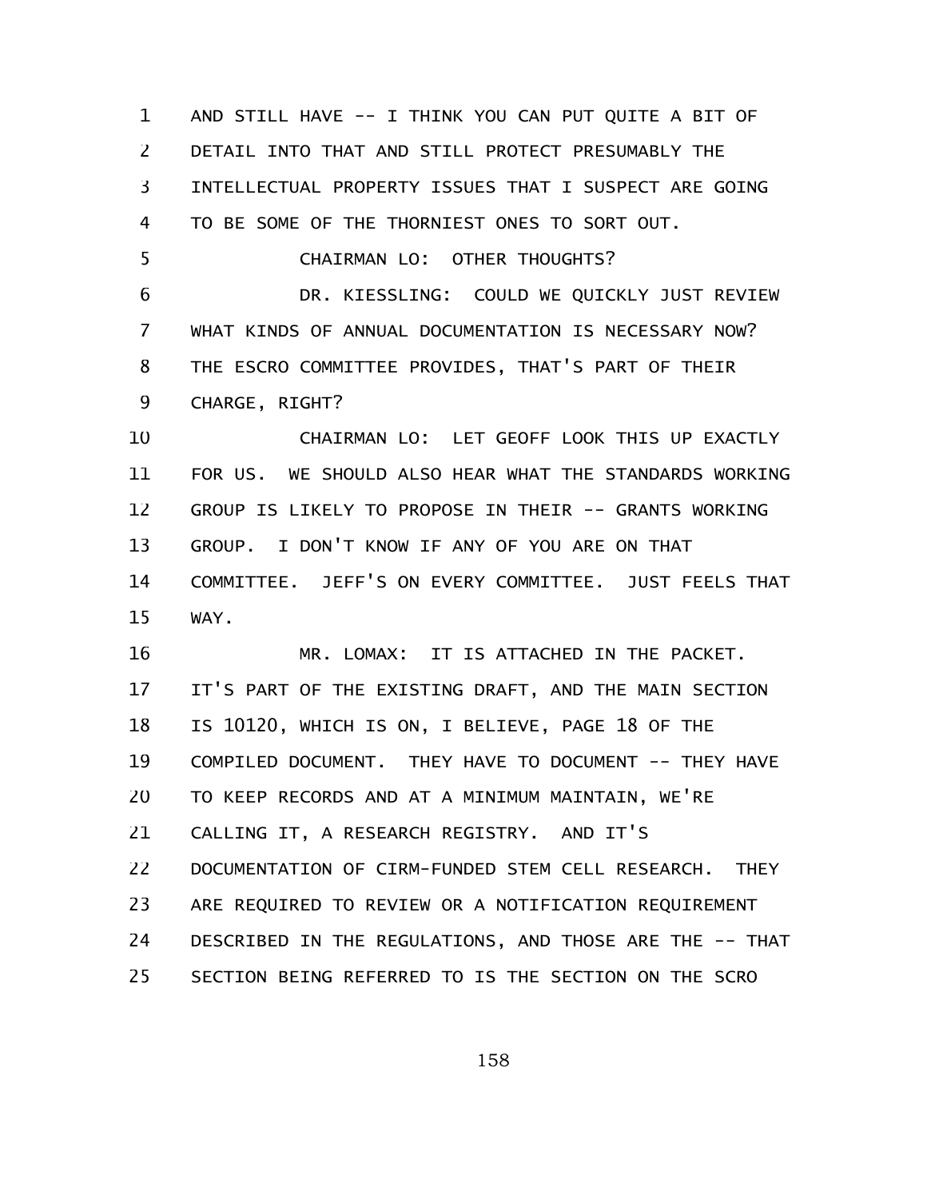AND STILL HAVE -- I THINK YOU CAN PUT QUITE A BIT OF DETAIL INTO THAT AND STILL PROTECT PRESUMABLY THE INTELLECTUAL PROPERTY ISSUES THAT I SUSPECT ARE GOING TO BE SOME OF THE THORNIEST ONES TO SORT OUT.

CHAIRMAN LO: OTHER THOUGHTS?

DR. KIESSLING: COULD WE QUICKLY JUST REVIEW WHAT KINDS OF ANNUAL DOCUMENTATION IS NECESSARY NOW? THE ESCRO COMMITTEE PROVIDES, THAT'S PART OF THEIR CHARGE, RIGHT?

CHAIRMAN LO: LET GEOFF LOOK THIS UP EXACTLY FOR US. WE SHOULD ALSO HEAR WHAT THE STANDARDS WORKING GROUP IS LIKELY TO PROPOSE IN THEIR -- GRANTS WORKING GROUP. I DON'T KNOW IF ANY OF YOU ARE ON THAT COMMITTEE. JEFF'S ON EVERY COMMITTEE. JUST FEELS THAT WAY.

MR. LOMAX: IT IS ATTACHED IN THE PACKET. IT'S PART OF THE EXISTING DRAFT, AND THE MAIN SECTION IS 10120, WHICH IS ON, I BELIEVE, PAGE 18 OF THE COMPILED DOCUMENT. THEY HAVE TO DOCUMENT -- THEY HAVE TO KEEP RECORDS AND AT A MINIMUM MAINTAIN, WE'RE CALLING IT, A RESEARCH REGISTRY. AND IT'S DOCUMENTATION OF CIRM-FUNDED STEM CELL RESEARCH. THEY ARE REQUIRED TO REVIEW OR A NOTIFICATION REQUIREMENT DESCRIBED IN THE REGULATIONS, AND THOSE ARE THE -- THAT SECTION BEING REFERRED TO IS THE SECTION ON THE SCRO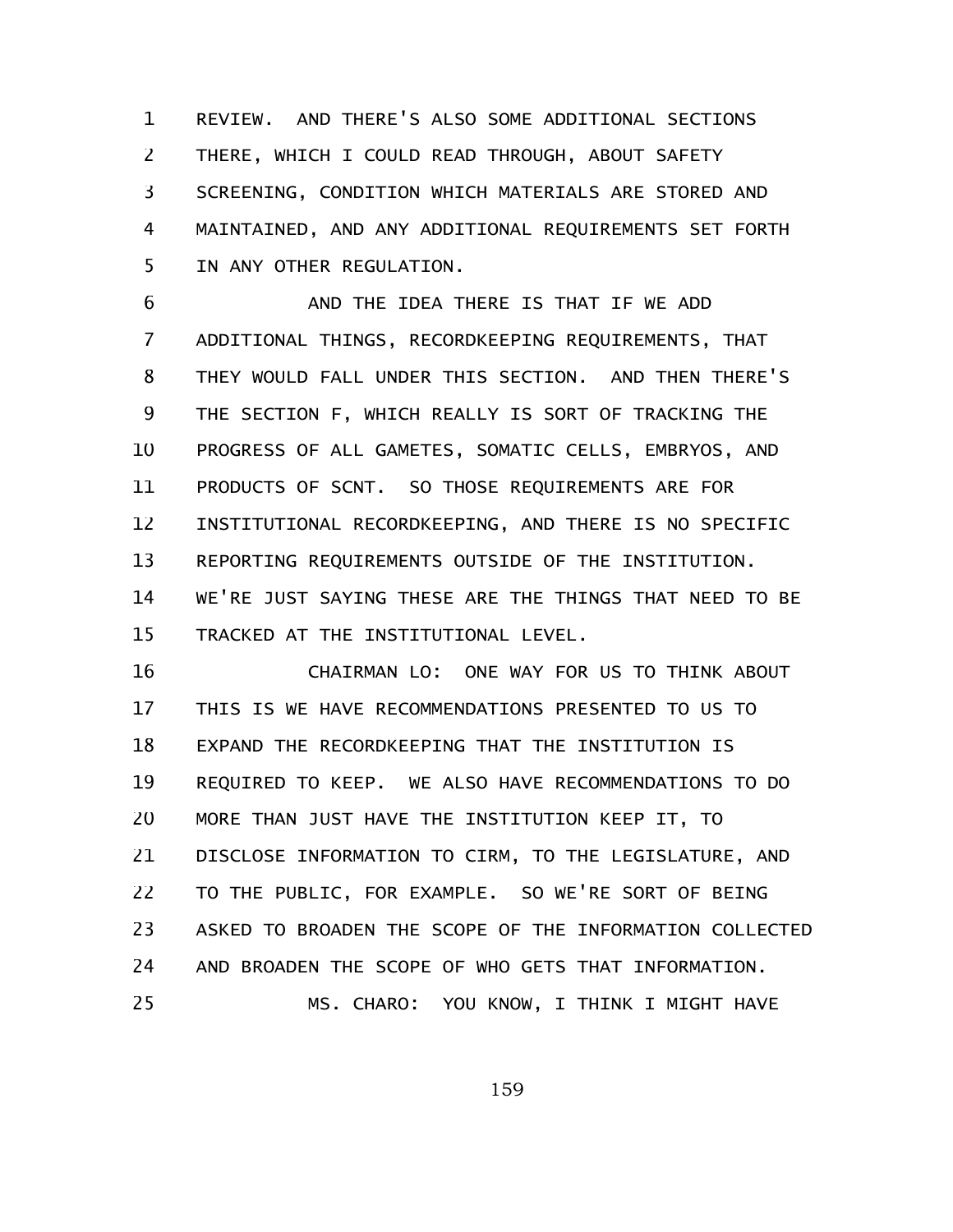REVIEW. AND THERE'S ALSO SOME ADDITIONAL SECTIONS THERE, WHICH I COULD READ THROUGH, ABOUT SAFETY SCREENING, CONDITION WHICH MATERIALS ARE STORED AND MAINTAINED, AND ANY ADDITIONAL REQUIREMENTS SET FORTH IN ANY OTHER REGULATION.

AND THE IDEA THERE IS THAT IF WE ADD ADDITIONAL THINGS, RECORDKEEPING REQUIREMENTS, THAT THEY WOULD FALL UNDER THIS SECTION. AND THEN THERE'S THE SECTION F, WHICH REALLY IS SORT OF TRACKING THE PROGRESS OF ALL GAMETES, SOMATIC CELLS, EMBRYOS, AND PRODUCTS OF SCNT. SO THOSE REQUIREMENTS ARE FOR INSTITUTIONAL RECORDKEEPING, AND THERE IS NO SPECIFIC REPORTING REQUIREMENTS OUTSIDE OF THE INSTITUTION. WE'RE JUST SAYING THESE ARE THE THINGS THAT NEED TO BE TRACKED AT THE INSTITUTIONAL LEVEL.

CHAIRMAN LO: ONE WAY FOR US TO THINK ABOUT THIS IS WE HAVE RECOMMENDATIONS PRESENTED TO US TO EXPAND THE RECORDKEEPING THAT THE INSTITUTION IS REQUIRED TO KEEP. WE ALSO HAVE RECOMMENDATIONS TO DO MORE THAN JUST HAVE THE INSTITUTION KEEP IT, TO DISCLOSE INFORMATION TO CIRM, TO THE LEGISLATURE, AND TO THE PUBLIC, FOR EXAMPLE. SO WE'RE SORT OF BEING ASKED TO BROADEN THE SCOPE OF THE INFORMATION COLLECTED AND BROADEN THE SCOPE OF WHO GETS THAT INFORMATION.

MS. CHARO: YOU KNOW, I THINK I MIGHT HAVE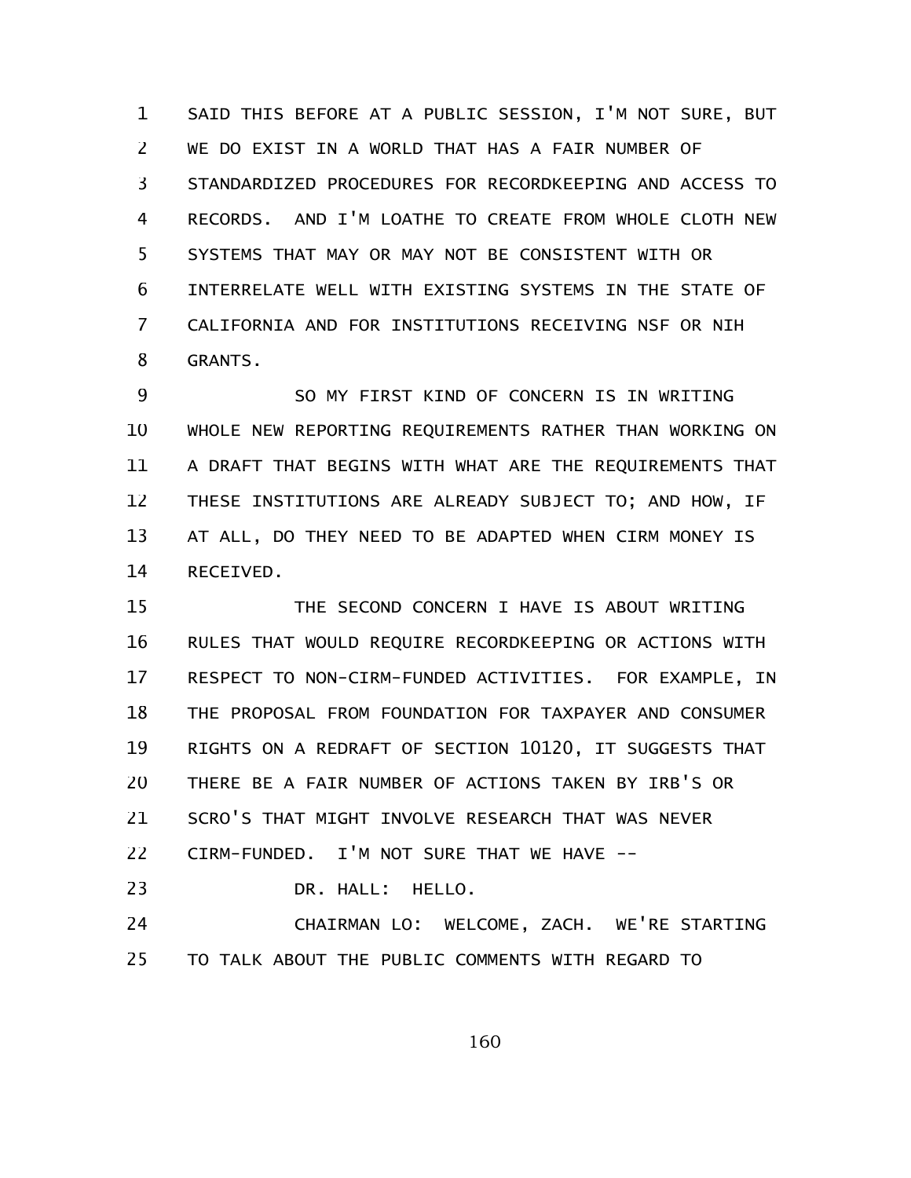SAID THIS BEFORE AT A PUBLIC SESSION, I'M NOT SURE, BUT WE DO EXIST IN A WORLD THAT HAS A FAIR NUMBER OF STANDARDIZED PROCEDURES FOR RECORDKEEPING AND ACCESS TO RECORDS. AND I'M LOATHE TO CREATE FROM WHOLE CLOTH NEW SYSTEMS THAT MAY OR MAY NOT BE CONSISTENT WITH OR INTERRELATE WELL WITH EXISTING SYSTEMS IN THE STATE OF CALIFORNIA AND FOR INSTITUTIONS RECEIVING NSF OR NIH GRANTS.

SO MY FIRST KIND OF CONCERN IS IN WRITING WHOLE NEW REPORTING REQUIREMENTS RATHER THAN WORKING ON A DRAFT THAT BEGINS WITH WHAT ARE THE REQUIREMENTS THAT THESE INSTITUTIONS ARE ALREADY SUBJECT TO; AND HOW, IF AT ALL, DO THEY NEED TO BE ADAPTED WHEN CIRM MONEY IS RECEIVED.

THE SECOND CONCERN I HAVE IS ABOUT WRITING RULES THAT WOULD REQUIRE RECORDKEEPING OR ACTIONS WITH RESPECT TO NON-CIRM-FUNDED ACTIVITIES. FOR EXAMPLE, IN THE PROPOSAL FROM FOUNDATION FOR TAXPAYER AND CONSUMER RIGHTS ON A REDRAFT OF SECTION 10120, IT SUGGESTS THAT THERE BE A FAIR NUMBER OF ACTIONS TAKEN BY IRB'S OR SCRO'S THAT MIGHT INVOLVE RESEARCH THAT WAS NEVER CIRM-FUNDED. I'M NOT SURE THAT WE HAVE --

DR. HALL: HELLO.

CHAIRMAN LO: WELCOME, ZACH. WE'RE STARTING TO TALK ABOUT THE PUBLIC COMMENTS WITH REGARD TO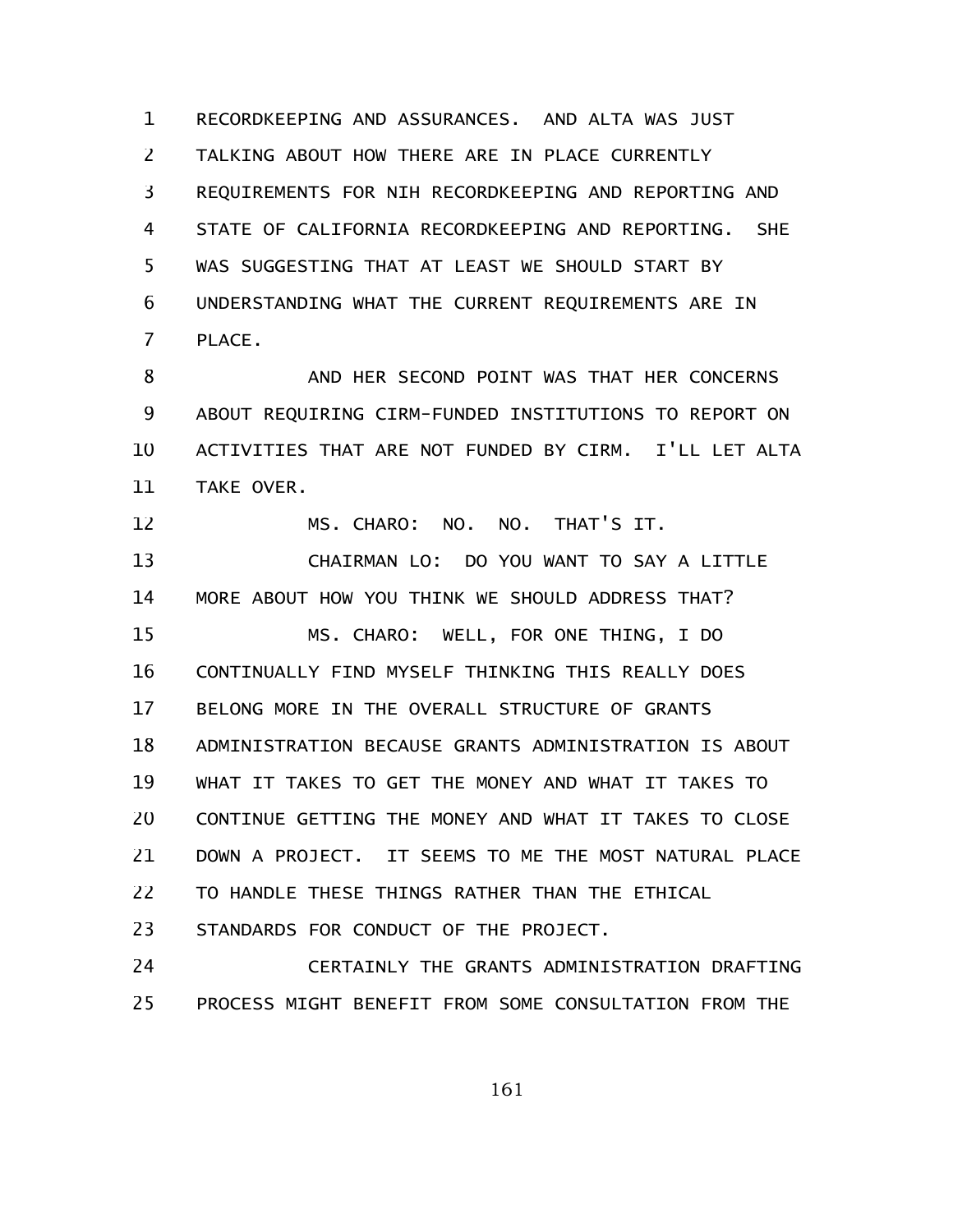RECORDKEEPING AND ASSURANCES. AND ALTA WAS JUST TALKING ABOUT HOW THERE ARE IN PLACE CURRENTLY REQUIREMENTS FOR NIH RECORDKEEPING AND REPORTING AND STATE OF CALIFORNIA RECORDKEEPING AND REPORTING. SHE WAS SUGGESTING THAT AT LEAST WE SHOULD START BY UNDERSTANDING WHAT THE CURRENT REQUIREMENTS ARE IN PLACE.

AND HER SECOND POINT WAS THAT HER CONCERNS ABOUT REQUIRING CIRM-FUNDED INSTITUTIONS TO REPORT ON ACTIVITIES THAT ARE NOT FUNDED BY CIRM. I'LL LET ALTA TAKE OVER.

MS. CHARO: NO. NO. THAT'S IT.

CHAIRMAN LO: DO YOU WANT TO SAY A LITTLE MORE ABOUT HOW YOU THINK WE SHOULD ADDRESS THAT?

MS. CHARO: WELL, FOR ONE THING, I DO CONTINUALLY FIND MYSELF THINKING THIS REALLY DOES BELONG MORE IN THE OVERALL STRUCTURE OF GRANTS ADMINISTRATION BECAUSE GRANTS ADMINISTRATION IS ABOUT WHAT IT TAKES TO GET THE MONEY AND WHAT IT TAKES TO CONTINUE GETTING THE MONEY AND WHAT IT TAKES TO CLOSE DOWN A PROJECT. IT SEEMS TO ME THE MOST NATURAL PLACE TO HANDLE THESE THINGS RATHER THAN THE ETHICAL STANDARDS FOR CONDUCT OF THE PROJECT.

CERTAINLY THE GRANTS ADMINISTRATION DRAFTING PROCESS MIGHT BENEFIT FROM SOME CONSULTATION FROM THE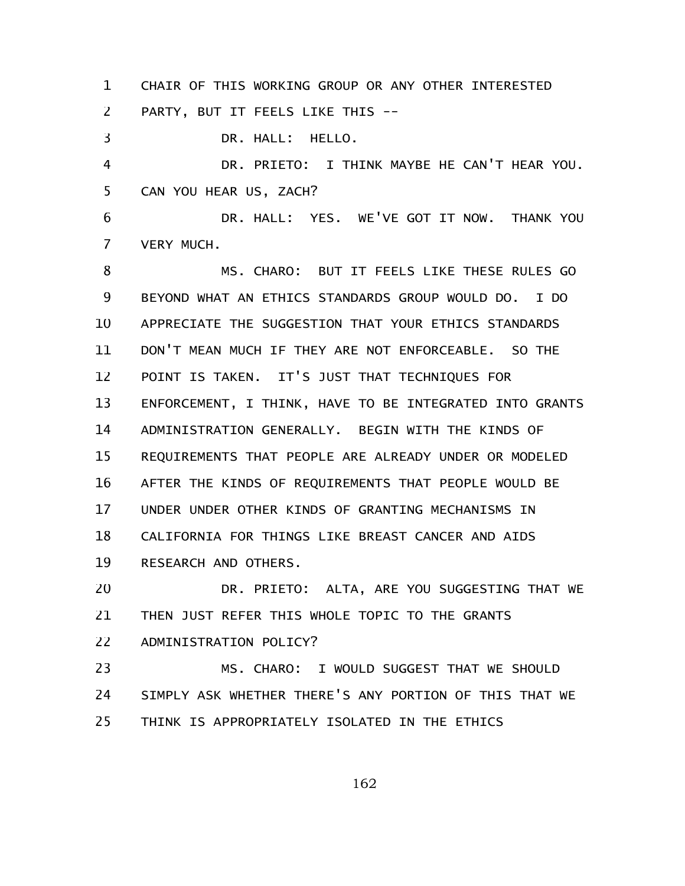CHAIR OF THIS WORKING GROUP OR ANY OTHER INTERESTED PARTY, BUT IT FEELS LIKE THIS --

DR. HALL: HELLO.

DR. PRIETO: I THINK MAYBE HE CAN'T HEAR YOU. CAN YOU HEAR US, ZACH?

DR. HALL: YES. WE'VE GOT IT NOW. THANK YOU VERY MUCH.

MS. CHARO: BUT IT FEELS LIKE THESE RULES GO BEYOND WHAT AN ETHICS STANDARDS GROUP WOULD DO. I DO APPRECIATE THE SUGGESTION THAT YOUR ETHICS STANDARDS DON'T MEAN MUCH IF THEY ARE NOT ENFORCEABLE. SO THE POINT IS TAKEN. IT'S JUST THAT TECHNIQUES FOR ENFORCEMENT, I THINK, HAVE TO BE INTEGRATED INTO GRANTS ADMINISTRATION GENERALLY. BEGIN WITH THE KINDS OF REQUIREMENTS THAT PEOPLE ARE ALREADY UNDER OR MODELED AFTER THE KINDS OF REQUIREMENTS THAT PEOPLE WOULD BE UNDER UNDER OTHER KINDS OF GRANTING MECHANISMS IN CALIFORNIA FOR THINGS LIKE BREAST CANCER AND AIDS RESEARCH AND OTHERS.

DR. PRIETO: ALTA, ARE YOU SUGGESTING THAT WE THEN JUST REFER THIS WHOLE TOPIC TO THE GRANTS ADMINISTRATION POLICY?

MS. CHARO: I WOULD SUGGEST THAT WE SHOULD SIMPLY ASK WHETHER THERE'S ANY PORTION OF THIS THAT WE THINK IS APPROPRIATELY ISOLATED IN THE ETHICS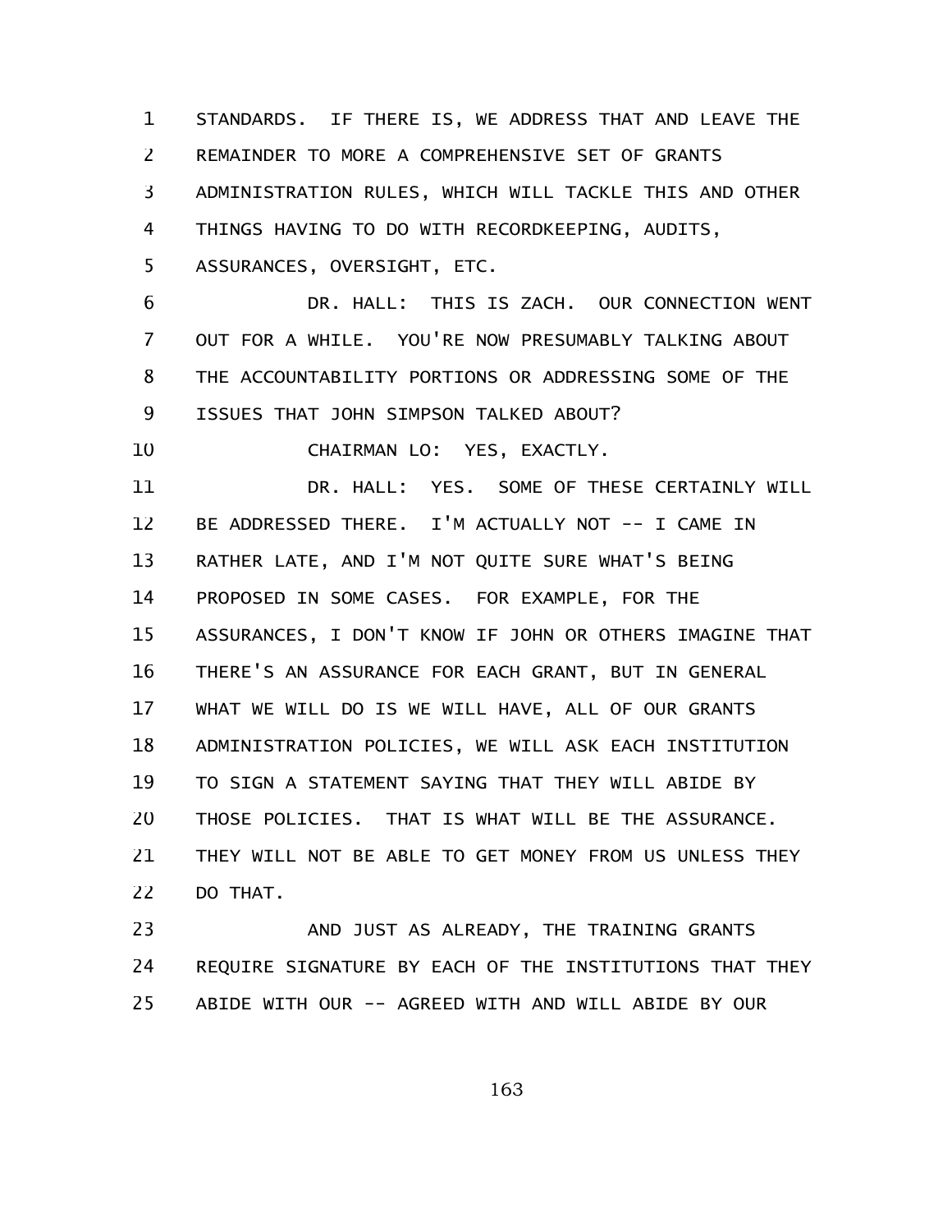STANDARDS. IF THERE IS, WE ADDRESS THAT AND LEAVE THE REMAINDER TO MORE A COMPREHENSIVE SET OF GRANTS ADMINISTRATION RULES, WHICH WILL TACKLE THIS AND OTHER THINGS HAVING TO DO WITH RECORDKEEPING, AUDITS, ASSURANCES, OVERSIGHT, ETC.

DR. HALL: THIS IS ZACH. OUR CONNECTION WENT OUT FOR A WHILE. YOU'RE NOW PRESUMABLY TALKING ABOUT THE ACCOUNTABILITY PORTIONS OR ADDRESSING SOME OF THE ISSUES THAT JOHN SIMPSON TALKED ABOUT?

CHAIRMAN LO: YES, EXACTLY.

DR. HALL: YES. SOME OF THESE CERTAINLY WILL BE ADDRESSED THERE. I'M ACTUALLY NOT -- I CAME IN RATHER LATE, AND I'M NOT QUITE SURE WHAT'S BEING PROPOSED IN SOME CASES. FOR EXAMPLE, FOR THE ASSURANCES, I DON'T KNOW IF JOHN OR OTHERS IMAGINE THAT THERE'S AN ASSURANCE FOR EACH GRANT, BUT IN GENERAL WHAT WE WILL DO IS WE WILL HAVE, ALL OF OUR GRANTS ADMINISTRATION POLICIES, WE WILL ASK EACH INSTITUTION TO SIGN A STATEMENT SAYING THAT THEY WILL ABIDE BY THOSE POLICIES. THAT IS WHAT WILL BE THE ASSURANCE. THEY WILL NOT BE ABLE TO GET MONEY FROM US UNLESS THEY DO THAT.

AND JUST AS ALREADY, THE TRAINING GRANTS REQUIRE SIGNATURE BY EACH OF THE INSTITUTIONS THAT THEY ABIDE WITH OUR -- AGREED WITH AND WILL ABIDE BY OUR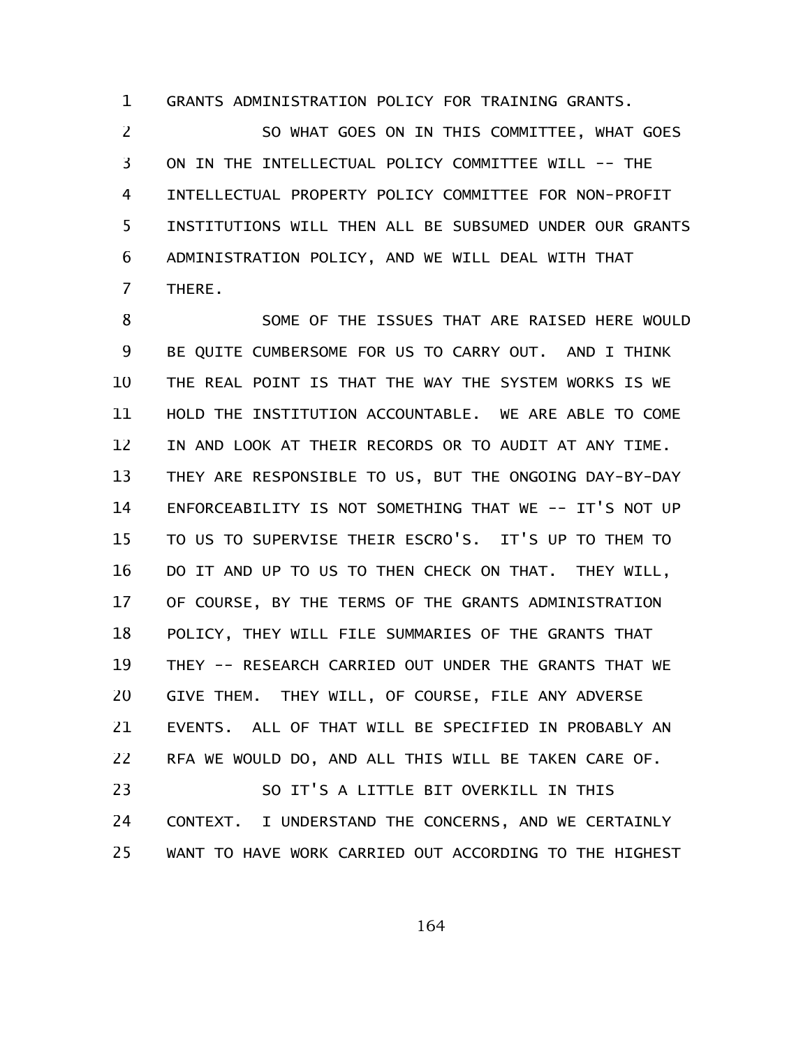GRANTS ADMINISTRATION POLICY FOR TRAINING GRANTS.

SO WHAT GOES ON IN THIS COMMITTEE, WHAT GOES ON IN THE INTELLECTUAL POLICY COMMITTEE WILL -- THE INTELLECTUAL PROPERTY POLICY COMMITTEE FOR NON-PROFIT INSTITUTIONS WILL THEN ALL BE SUBSUMED UNDER OUR GRANTS ADMINISTRATION POLICY, AND WE WILL DEAL WITH THAT THERE.

SOME OF THE ISSUES THAT ARE RAISED HERE WOULD BE QUITE CUMBERSOME FOR US TO CARRY OUT. AND I THINK THE REAL POINT IS THAT THE WAY THE SYSTEM WORKS IS WE HOLD THE INSTITUTION ACCOUNTABLE. WE ARE ABLE TO COME IN AND LOOK AT THEIR RECORDS OR TO AUDIT AT ANY TIME. THEY ARE RESPONSIBLE TO US, BUT THE ONGOING DAY-BY-DAY ENFORCEABILITY IS NOT SOMETHING THAT WE -- IT'S NOT UP TO US TO SUPERVISE THEIR ESCRO'S. IT'S UP TO THEM TO DO IT AND UP TO US TO THEN CHECK ON THAT. THEY WILL, OF COURSE, BY THE TERMS OF THE GRANTS ADMINISTRATION POLICY, THEY WILL FILE SUMMARIES OF THE GRANTS THAT THEY -- RESEARCH CARRIED OUT UNDER THE GRANTS THAT WE GIVE THEM. THEY WILL, OF COURSE, FILE ANY ADVERSE EVENTS. ALL OF THAT WILL BE SPECIFIED IN PROBABLY AN RFA WE WOULD DO, AND ALL THIS WILL BE TAKEN CARE OF.

SO IT'S A LITTLE BIT OVERKILL IN THIS CONTEXT. I UNDERSTAND THE CONCERNS, AND WE CERTAINLY WANT TO HAVE WORK CARRIED OUT ACCORDING TO THE HIGHEST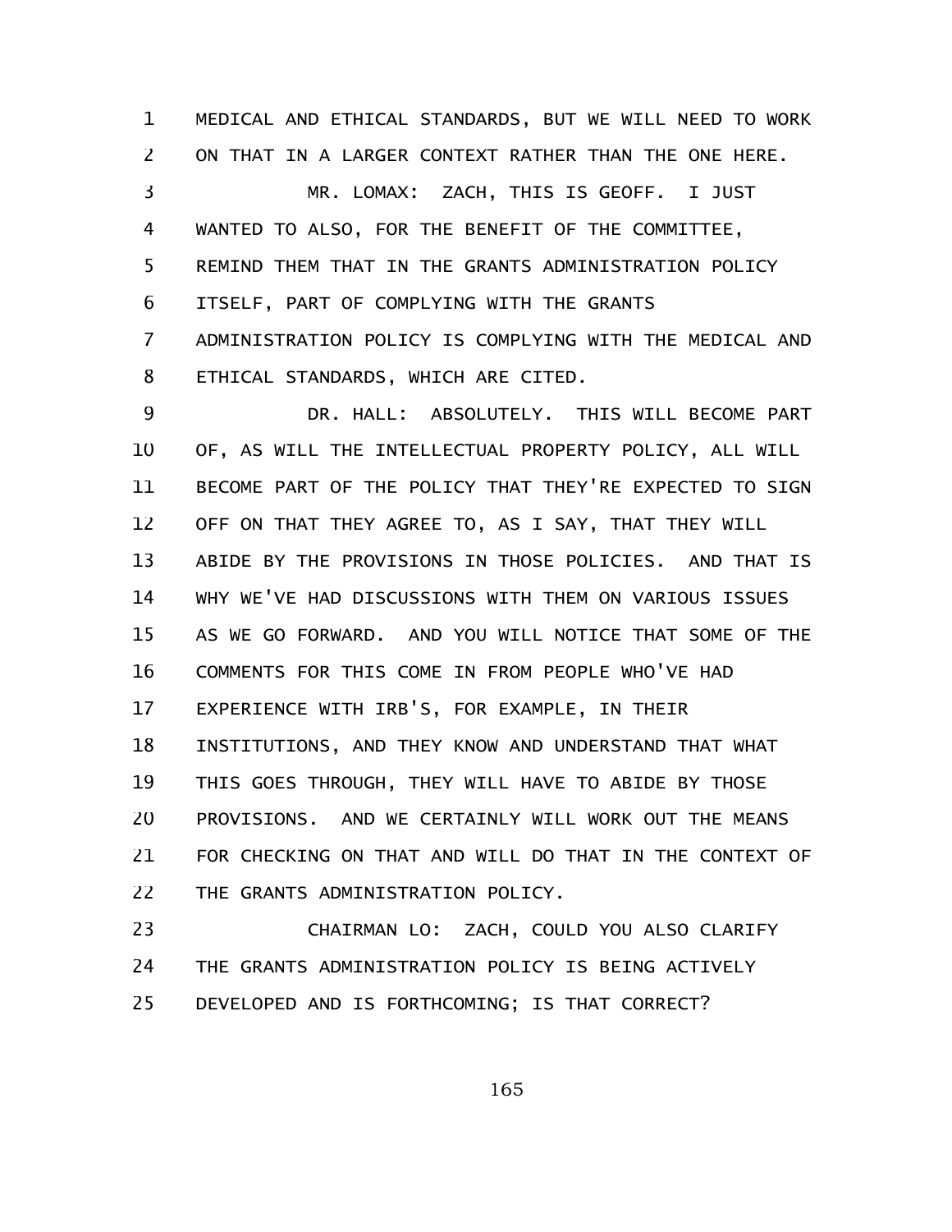MEDICAL AND ETHICAL STANDARDS, BUT WE WILL NEED TO WORK ON THAT IN A LARGER CONTEXT RATHER THAN THE ONE HERE.

MR. LOMAX: ZACH, THIS IS GEOFF. I JUST WANTED TO ALSO, FOR THE BENEFIT OF THE COMMITTEE, REMIND THEM THAT IN THE GRANTS ADMINISTRATION POLICY ITSELF, PART OF COMPLYING WITH THE GRANTS ADMINISTRATION POLICY IS COMPLYING WITH THE MEDICAL AND ETHICAL STANDARDS, WHICH ARE CITED.

DR. HALL: ABSOLUTELY. THIS WILL BECOME PART OF, AS WILL THE INTELLECTUAL PROPERTY POLICY, ALL WILL BECOME PART OF THE POLICY THAT THEY'RE EXPECTED TO SIGN OFF ON THAT THEY AGREE TO, AS I SAY, THAT THEY WILL ABIDE BY THE PROVISIONS IN THOSE POLICIES. AND THAT IS WHY WE'VE HAD DISCUSSIONS WITH THEM ON VARIOUS ISSUES AS WE GO FORWARD. AND YOU WILL NOTICE THAT SOME OF THE COMMENTS FOR THIS COME IN FROM PEOPLE WHO'VE HAD EXPERIENCE WITH IRB'S, FOR EXAMPLE, IN THEIR INSTITUTIONS, AND THEY KNOW AND UNDERSTAND THAT WHAT THIS GOES THROUGH, THEY WILL HAVE TO ABIDE BY THOSE PROVISIONS. AND WE CERTAINLY WILL WORK OUT THE MEANS FOR CHECKING ON THAT AND WILL DO THAT IN THE CONTEXT OF THE GRANTS ADMINISTRATION POLICY.

CHAIRMAN LO: ZACH, COULD YOU ALSO CLARIFY THE GRANTS ADMINISTRATION POLICY IS BEING ACTIVELY DEVELOPED AND IS FORTHCOMING; IS THAT CORRECT?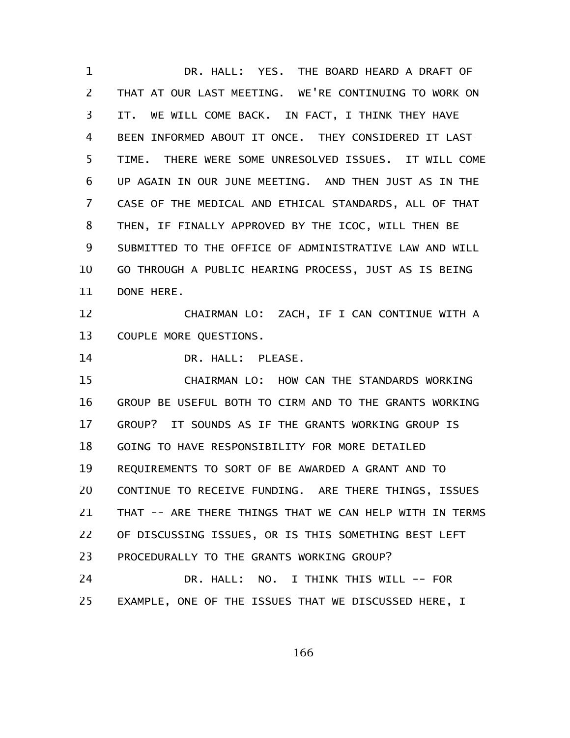DR. HALL: YES. THE BOARD HEARD A DRAFT OF THAT AT OUR LAST MEETING. WE'RE CONTINUING TO WORK ON IT. WE WILL COME BACK. IN FACT, I THINK THEY HAVE BEEN INFORMED ABOUT IT ONCE. THEY CONSIDERED IT LAST TIME. THERE WERE SOME UNRESOLVED ISSUES. IT WILL COME UP AGAIN IN OUR JUNE MEETING. AND THEN JUST AS IN THE CASE OF THE MEDICAL AND ETHICAL STANDARDS, ALL OF THAT THEN, IF FINALLY APPROVED BY THE ICOC, WILL THEN BE SUBMITTED TO THE OFFICE OF ADMINISTRATIVE LAW AND WILL GO THROUGH A PUBLIC HEARING PROCESS, JUST AS IS BEING DONE HERE.

CHAIRMAN LO: ZACH, IF I CAN CONTINUE WITH A COUPLE MORE QUESTIONS.

DR. HALL: PLEASE.

CHAIRMAN LO: HOW CAN THE STANDARDS WORKING GROUP BE USEFUL BOTH TO CIRM AND TO THE GRANTS WORKING GROUP? IT SOUNDS AS IF THE GRANTS WORKING GROUP IS GOING TO HAVE RESPONSIBILITY FOR MORE DETAILED REQUIREMENTS TO SORT OF BE AWARDED A GRANT AND TO CONTINUE TO RECEIVE FUNDING. ARE THERE THINGS, ISSUES THAT -- ARE THERE THINGS THAT WE CAN HELP WITH IN TERMS OF DISCUSSING ISSUES, OR IS THIS SOMETHING BEST LEFT PROCEDURALLY TO THE GRANTS WORKING GROUP?

DR. HALL: NO. I THINK THIS WILL -- FOR EXAMPLE, ONE OF THE ISSUES THAT WE DISCUSSED HERE, I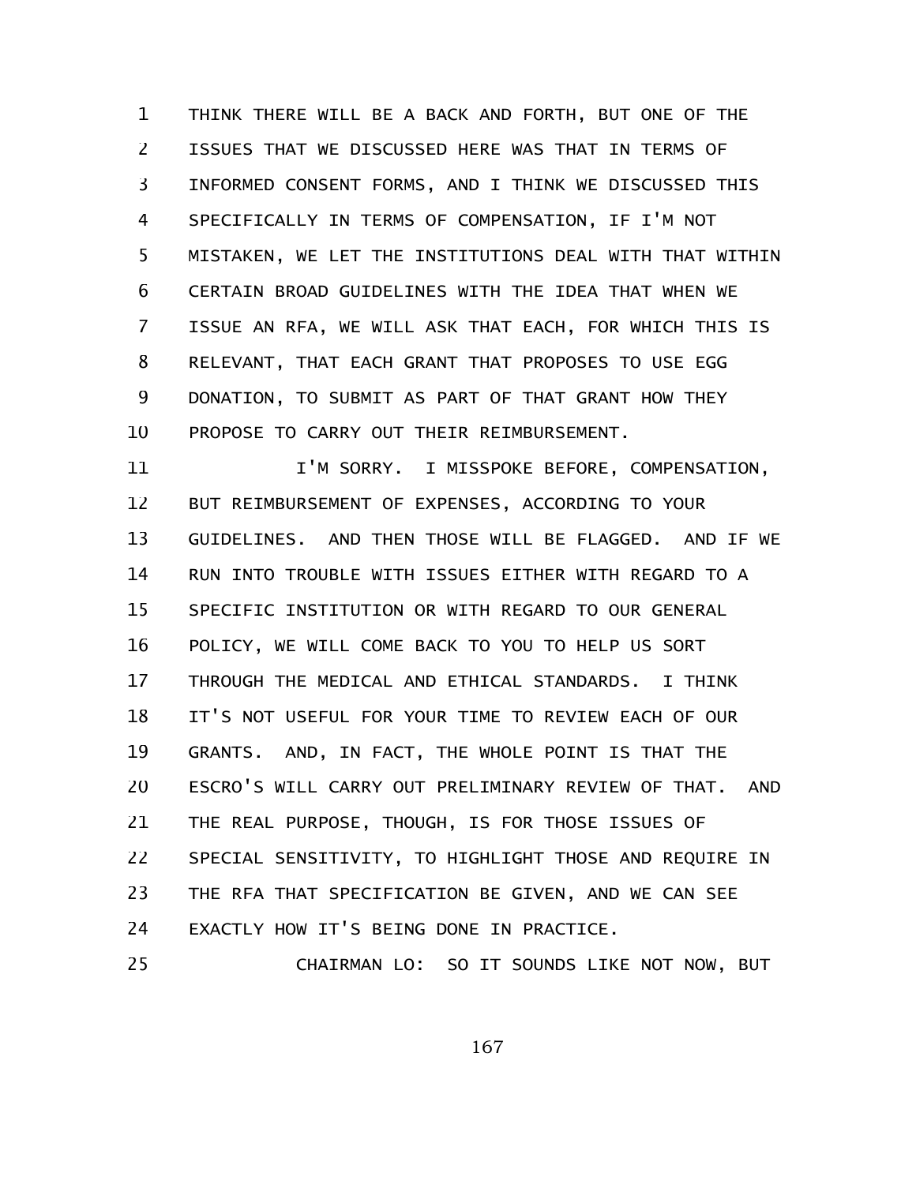THINK THERE WILL BE A BACK AND FORTH, BUT ONE OF THE ISSUES THAT WE DISCUSSED HERE WAS THAT IN TERMS OF INFORMED CONSENT FORMS, AND I THINK WE DISCUSSED THIS SPECIFICALLY IN TERMS OF COMPENSATION, IF I'M NOT MISTAKEN, WE LET THE INSTITUTIONS DEAL WITH THAT WITHIN CERTAIN BROAD GUIDELINES WITH THE IDEA THAT WHEN WE ISSUE AN RFA, WE WILL ASK THAT EACH, FOR WHICH THIS IS RELEVANT, THAT EACH GRANT THAT PROPOSES TO USE EGG DONATION, TO SUBMIT AS PART OF THAT GRANT HOW THEY PROPOSE TO CARRY OUT THEIR REIMBURSEMENT.

I'M SORRY. I MISSPOKE BEFORE, COMPENSATION, BUT REIMBURSEMENT OF EXPENSES, ACCORDING TO YOUR GUIDELINES. AND THEN THOSE WILL BE FLAGGED. AND IF WE RUN INTO TROUBLE WITH ISSUES EITHER WITH REGARD TO A SPECIFIC INSTITUTION OR WITH REGARD TO OUR GENERAL POLICY, WE WILL COME BACK TO YOU TO HELP US SORT THROUGH THE MEDICAL AND ETHICAL STANDARDS. I THINK IT'S NOT USEFUL FOR YOUR TIME TO REVIEW EACH OF OUR GRANTS. AND, IN FACT, THE WHOLE POINT IS THAT THE ESCRO'S WILL CARRY OUT PRELIMINARY REVIEW OF THAT. AND THE REAL PURPOSE, THOUGH, IS FOR THOSE ISSUES OF SPECIAL SENSITIVITY, TO HIGHLIGHT THOSE AND REQUIRE IN THE RFA THAT SPECIFICATION BE GIVEN, AND WE CAN SEE EXACTLY HOW IT'S BEING DONE IN PRACTICE.

CHAIRMAN LO: SO IT SOUNDS LIKE NOT NOW, BUT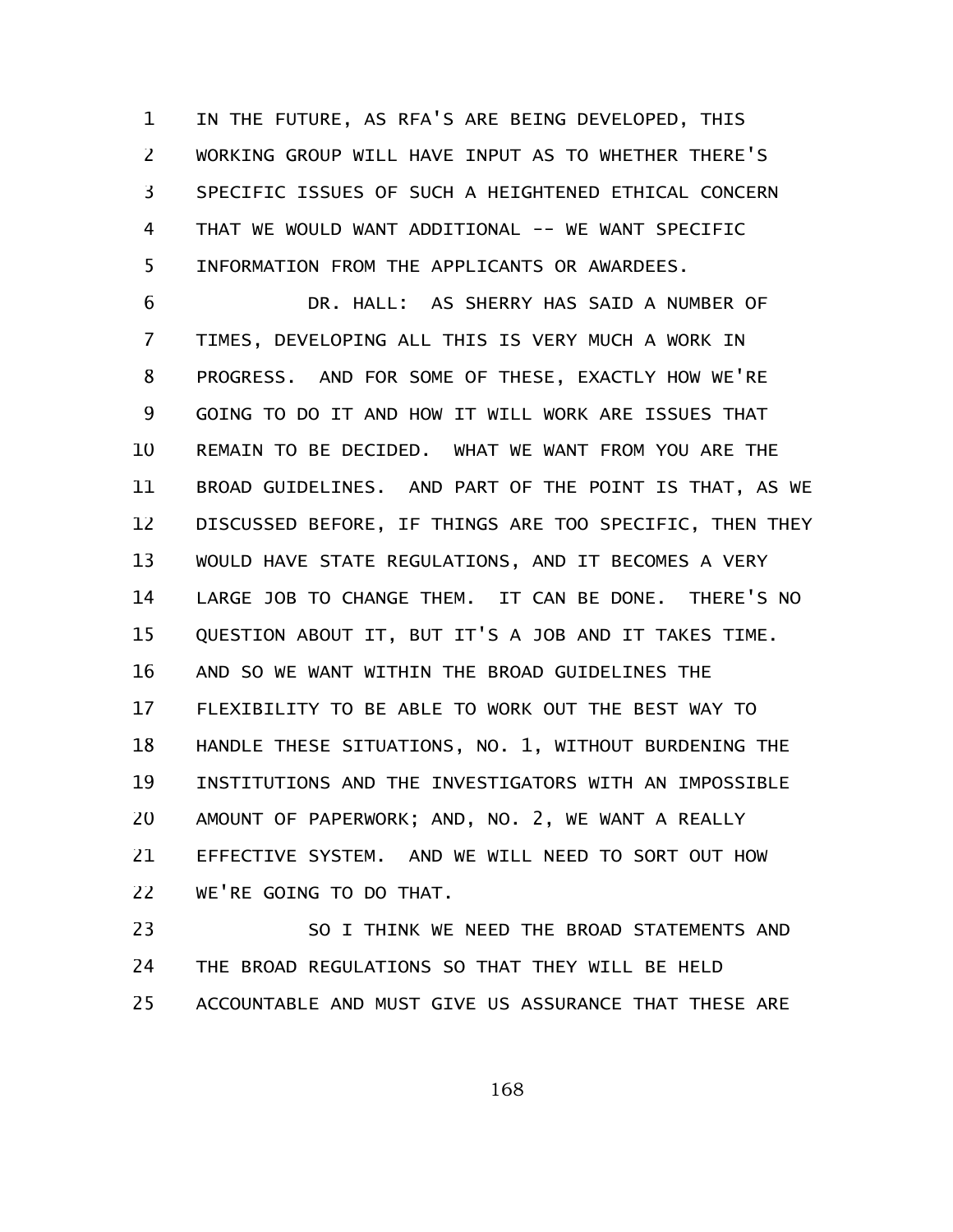IN THE FUTURE, AS RFA'S ARE BEING DEVELOPED, THIS WORKING GROUP WILL HAVE INPUT AS TO WHETHER THERE'S SPECIFIC ISSUES OF SUCH A HEIGHTENED ETHICAL CONCERN THAT WE WOULD WANT ADDITIONAL -- WE WANT SPECIFIC INFORMATION FROM THE APPLICANTS OR AWARDEES.

DR. HALL: AS SHERRY HAS SAID A NUMBER OF TIMES, DEVELOPING ALL THIS IS VERY MUCH A WORK IN PROGRESS. AND FOR SOME OF THESE, EXACTLY HOW WE'RE GOING TO DO IT AND HOW IT WILL WORK ARE ISSUES THAT REMAIN TO BE DECIDED. WHAT WE WANT FROM YOU ARE THE BROAD GUIDELINES. AND PART OF THE POINT IS THAT, AS WE DISCUSSED BEFORE, IF THINGS ARE TOO SPECIFIC, THEN THEY WOULD HAVE STATE REGULATIONS, AND IT BECOMES A VERY LARGE JOB TO CHANGE THEM. IT CAN BE DONE. THERE'S NO QUESTION ABOUT IT, BUT IT'S A JOB AND IT TAKES TIME. AND SO WE WANT WITHIN THE BROAD GUIDELINES THE FLEXIBILITY TO BE ABLE TO WORK OUT THE BEST WAY TO HANDLE THESE SITUATIONS, NO. 1, WITHOUT BURDENING THE INSTITUTIONS AND THE INVESTIGATORS WITH AN IMPOSSIBLE AMOUNT OF PAPERWORK; AND, NO. 2, WE WANT A REALLY EFFECTIVE SYSTEM. AND WE WILL NEED TO SORT OUT HOW WE'RE GOING TO DO THAT.

SO I THINK WE NEED THE BROAD STATEMENTS AND THE BROAD REGULATIONS SO THAT THEY WILL BE HELD ACCOUNTABLE AND MUST GIVE US ASSURANCE THAT THESE ARE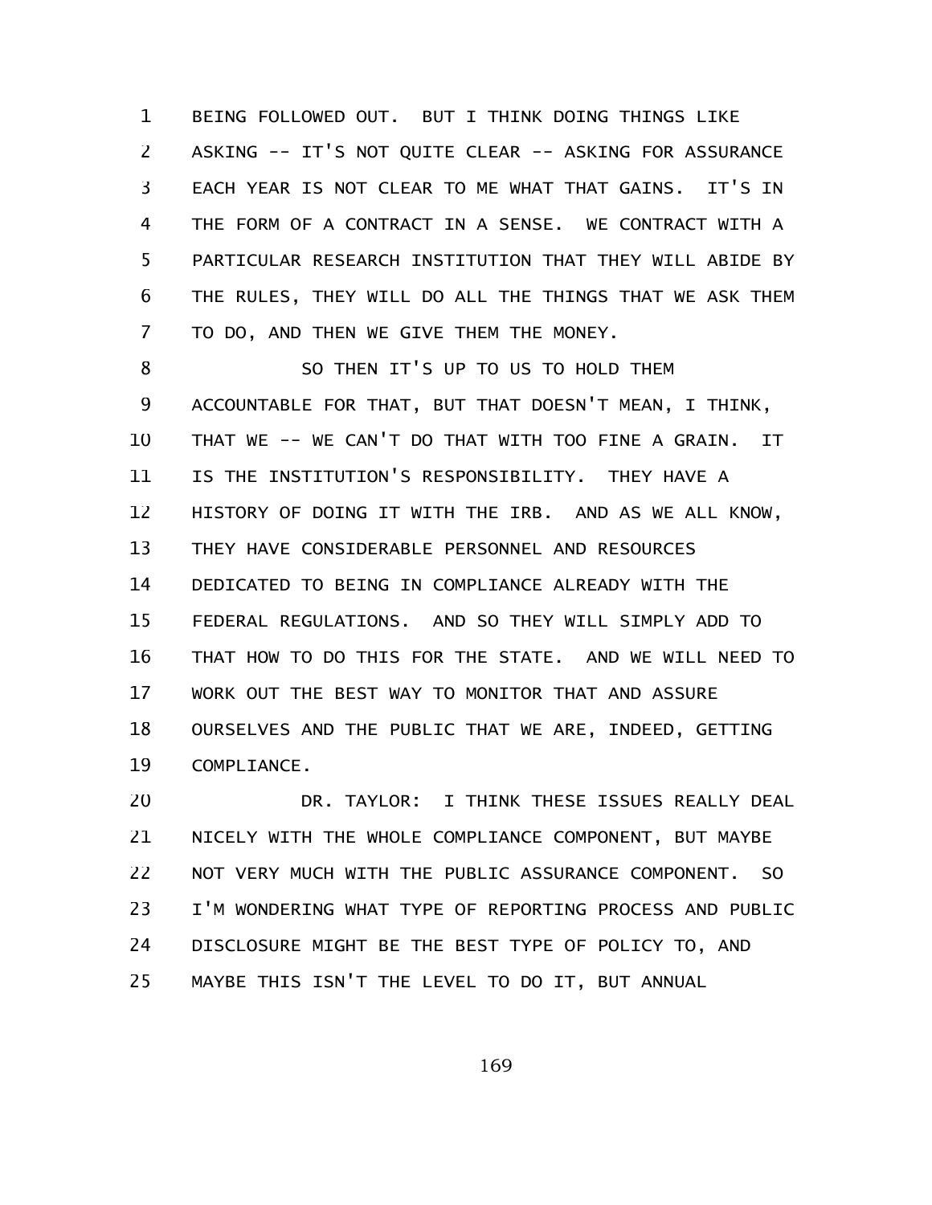BEING FOLLOWED OUT. BUT I THINK DOING THINGS LIKE ASKING -- IT'S NOT QUITE CLEAR -- ASKING FOR ASSURANCE EACH YEAR IS NOT CLEAR TO ME WHAT THAT GAINS. IT'S IN THE FORM OF A CONTRACT IN A SENSE. WE CONTRACT WITH A PARTICULAR RESEARCH INSTITUTION THAT THEY WILL ABIDE BY THE RULES, THEY WILL DO ALL THE THINGS THAT WE ASK THEM TO DO, AND THEN WE GIVE THEM THE MONEY.

SO THEN IT'S UP TO US TO HOLD THEM ACCOUNTABLE FOR THAT, BUT THAT DOESN'T MEAN, I THINK, THAT WE -- WE CAN'T DO THAT WITH TOO FINE A GRAIN. IT IS THE INSTITUTION'S RESPONSIBILITY. THEY HAVE A HISTORY OF DOING IT WITH THE IRB. AND AS WE ALL KNOW, THEY HAVE CONSIDERABLE PERSONNEL AND RESOURCES DEDICATED TO BEING IN COMPLIANCE ALREADY WITH THE FEDERAL REGULATIONS. AND SO THEY WILL SIMPLY ADD TO THAT HOW TO DO THIS FOR THE STATE. AND WE WILL NEED TO WORK OUT THE BEST WAY TO MONITOR THAT AND ASSURE OURSELVES AND THE PUBLIC THAT WE ARE, INDEED, GETTING COMPLIANCE.

DR. TAYLOR: I THINK THESE ISSUES REALLY DEAL NICELY WITH THE WHOLE COMPLIANCE COMPONENT, BUT MAYBE NOT VERY MUCH WITH THE PUBLIC ASSURANCE COMPONENT. SO I'M WONDERING WHAT TYPE OF REPORTING PROCESS AND PUBLIC DISCLOSURE MIGHT BE THE BEST TYPE OF POLICY TO, AND MAYBE THIS ISN'T THE LEVEL TO DO IT, BUT ANNUAL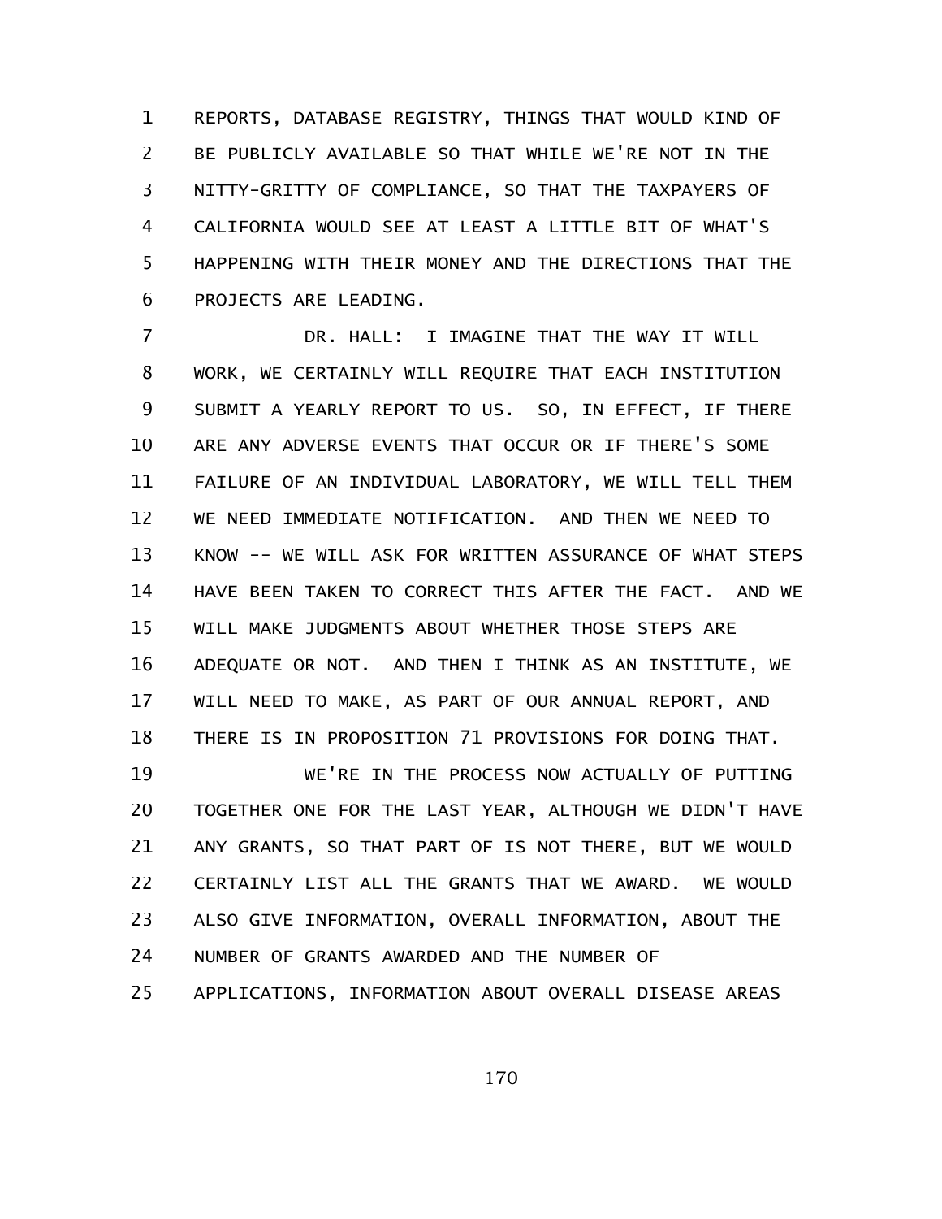REPORTS, DATABASE REGISTRY, THINGS THAT WOULD KIND OF BE PUBLICLY AVAILABLE SO THAT WHILE WE'RE NOT IN THE NITTY-GRITTY OF COMPLIANCE, SO THAT THE TAXPAYERS OF CALIFORNIA WOULD SEE AT LEAST A LITTLE BIT OF WHAT'S HAPPENING WITH THEIR MONEY AND THE DIRECTIONS THAT THE PROJECTS ARE LEADING.

DR. HALL: I IMAGINE THAT THE WAY IT WILL WORK, WE CERTAINLY WILL REQUIRE THAT EACH INSTITUTION SUBMIT A YEARLY REPORT TO US. SO, IN EFFECT, IF THERE ARE ANY ADVERSE EVENTS THAT OCCUR OR IF THERE'S SOME FAILURE OF AN INDIVIDUAL LABORATORY, WE WILL TELL THEM WE NEED IMMEDIATE NOTIFICATION. AND THEN WE NEED TO KNOW -- WE WILL ASK FOR WRITTEN ASSURANCE OF WHAT STEPS HAVE BEEN TAKEN TO CORRECT THIS AFTER THE FACT. AND WE WILL MAKE JUDGMENTS ABOUT WHETHER THOSE STEPS ARE ADEQUATE OR NOT. AND THEN I THINK AS AN INSTITUTE, WE WILL NEED TO MAKE, AS PART OF OUR ANNUAL REPORT, AND THERE IS IN PROPOSITION 71 PROVISIONS FOR DOING THAT.

WE'RE IN THE PROCESS NOW ACTUALLY OF PUTTING TOGETHER ONE FOR THE LAST YEAR, ALTHOUGH WE DIDN'T HAVE ANY GRANTS, SO THAT PART OF IS NOT THERE, BUT WE WOULD CERTAINLY LIST ALL THE GRANTS THAT WE AWARD. WE WOULD ALSO GIVE INFORMATION, OVERALL INFORMATION, ABOUT THE NUMBER OF GRANTS AWARDED AND THE NUMBER OF APPLICATIONS, INFORMATION ABOUT OVERALL DISEASE AREAS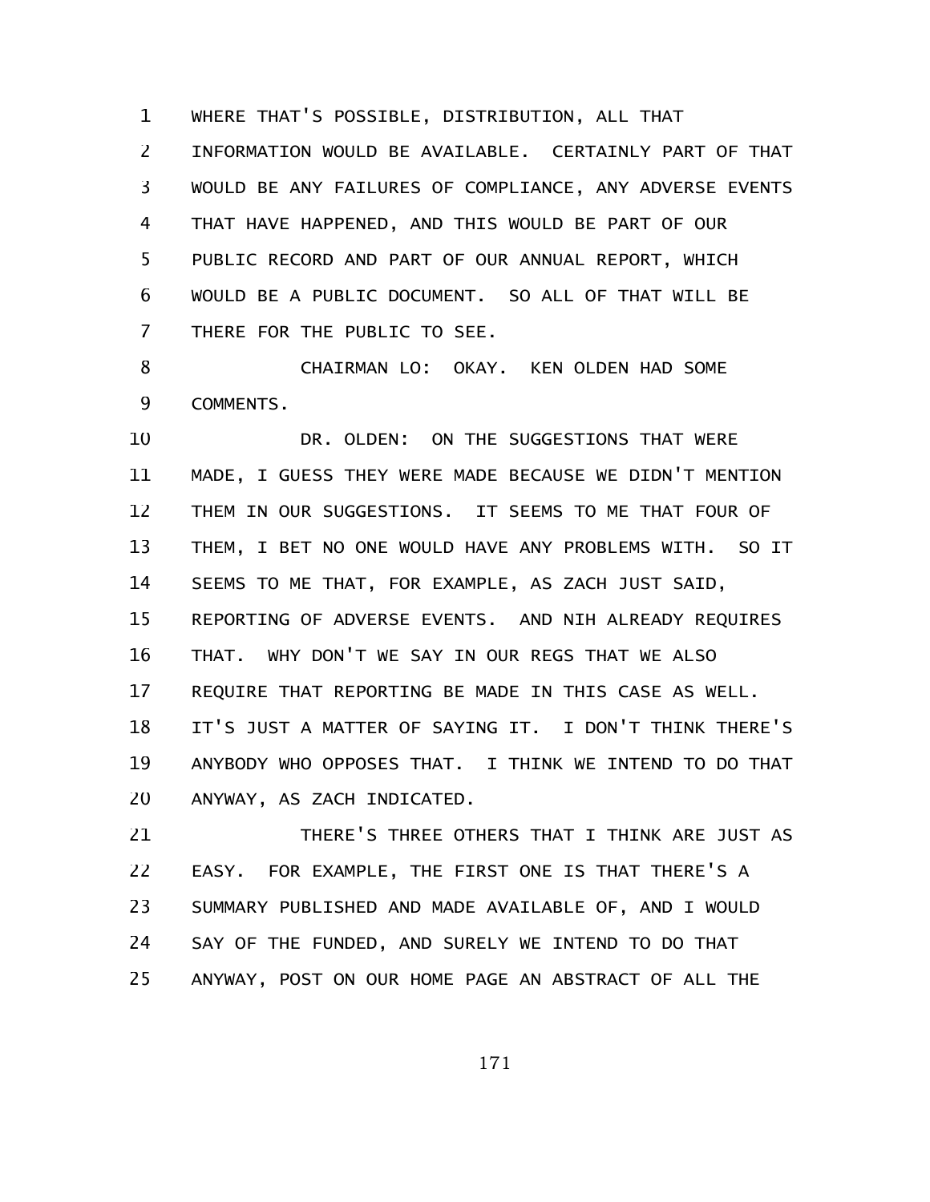WHERE THAT'S POSSIBLE, DISTRIBUTION, ALL THAT INFORMATION WOULD BE AVAILABLE. CERTAINLY PART OF THAT WOULD BE ANY FAILURES OF COMPLIANCE, ANY ADVERSE EVENTS THAT HAVE HAPPENED, AND THIS WOULD BE PART OF OUR PUBLIC RECORD AND PART OF OUR ANNUAL REPORT, WHICH WOULD BE A PUBLIC DOCUMENT. SO ALL OF THAT WILL BE THERE FOR THE PUBLIC TO SEE.

CHAIRMAN LO: OKAY. KEN OLDEN HAD SOME COMMENTS.

DR. OLDEN: ON THE SUGGESTIONS THAT WERE MADE, I GUESS THEY WERE MADE BECAUSE WE DIDN'T MENTION THEM IN OUR SUGGESTIONS. IT SEEMS TO ME THAT FOUR OF THEM, I BET NO ONE WOULD HAVE ANY PROBLEMS WITH. SO IT SEEMS TO ME THAT, FOR EXAMPLE, AS ZACH JUST SAID, REPORTING OF ADVERSE EVENTS. AND NIH ALREADY REQUIRES THAT. WHY DON'T WE SAY IN OUR REGS THAT WE ALSO REQUIRE THAT REPORTING BE MADE IN THIS CASE AS WELL. IT'S JUST A MATTER OF SAYING IT. I DON'T THINK THERE'S ANYBODY WHO OPPOSES THAT. I THINK WE INTEND TO DO THAT ANYWAY, AS ZACH INDICATED.

THERE'S THREE OTHERS THAT I THINK ARE JUST AS EASY. FOR EXAMPLE, THE FIRST ONE IS THAT THERE'S A SUMMARY PUBLISHED AND MADE AVAILABLE OF, AND I WOULD SAY OF THE FUNDED, AND SURELY WE INTEND TO DO THAT ANYWAY, POST ON OUR HOME PAGE AN ABSTRACT OF ALL THE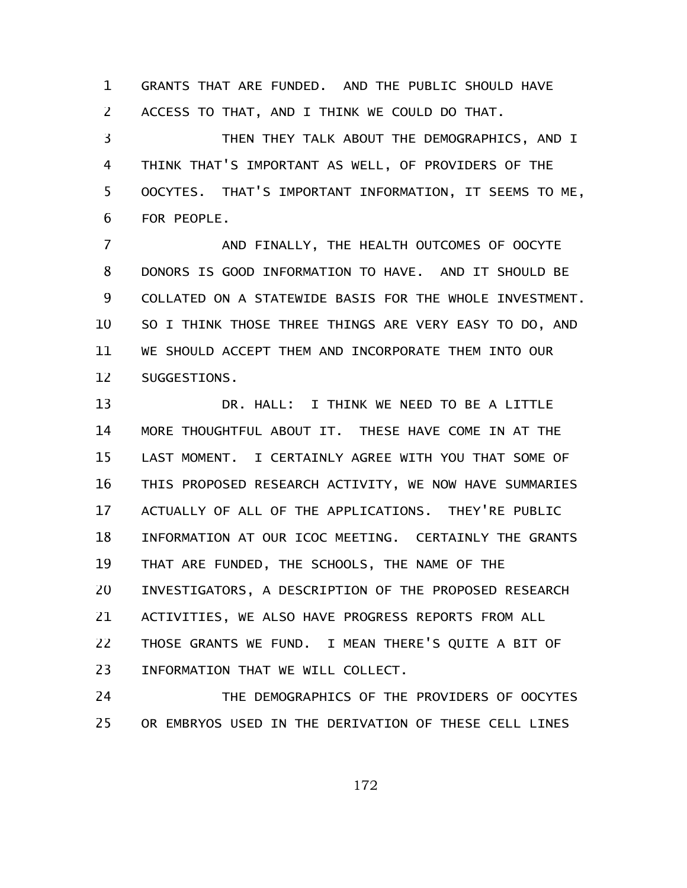GRANTS THAT ARE FUNDED. AND THE PUBLIC SHOULD HAVE ACCESS TO THAT, AND I THINK WE COULD DO THAT.

THEN THEY TALK ABOUT THE DEMOGRAPHICS, AND I THINK THAT'S IMPORTANT AS WELL, OF PROVIDERS OF THE OOCYTES. THAT'S IMPORTANT INFORMATION, IT SEEMS TO ME, FOR PEOPLE.

AND FINALLY, THE HEALTH OUTCOMES OF OOCYTE DONORS IS GOOD INFORMATION TO HAVE. AND IT SHOULD BE COLLATED ON A STATEWIDE BASIS FOR THE WHOLE INVESTMENT. SO I THINK THOSE THREE THINGS ARE VERY EASY TO DO, AND WE SHOULD ACCEPT THEM AND INCORPORATE THEM INTO OUR SUGGESTIONS.

DR. HALL: I THINK WE NEED TO BE A LITTLE MORE THOUGHTFUL ABOUT IT. THESE HAVE COME IN AT THE LAST MOMENT. I CERTAINLY AGREE WITH YOU THAT SOME OF THIS PROPOSED RESEARCH ACTIVITY, WE NOW HAVE SUMMARIES ACTUALLY OF ALL OF THE APPLICATIONS. THEY'RE PUBLIC INFORMATION AT OUR ICOC MEETING. CERTAINLY THE GRANTS THAT ARE FUNDED, THE SCHOOLS, THE NAME OF THE INVESTIGATORS, A DESCRIPTION OF THE PROPOSED RESEARCH ACTIVITIES, WE ALSO HAVE PROGRESS REPORTS FROM ALL THOSE GRANTS WE FUND. I MEAN THERE'S QUITE A BIT OF INFORMATION THAT WE WILL COLLECT.

THE DEMOGRAPHICS OF THE PROVIDERS OF OOCYTES OR EMBRYOS USED IN THE DERIVATION OF THESE CELL LINES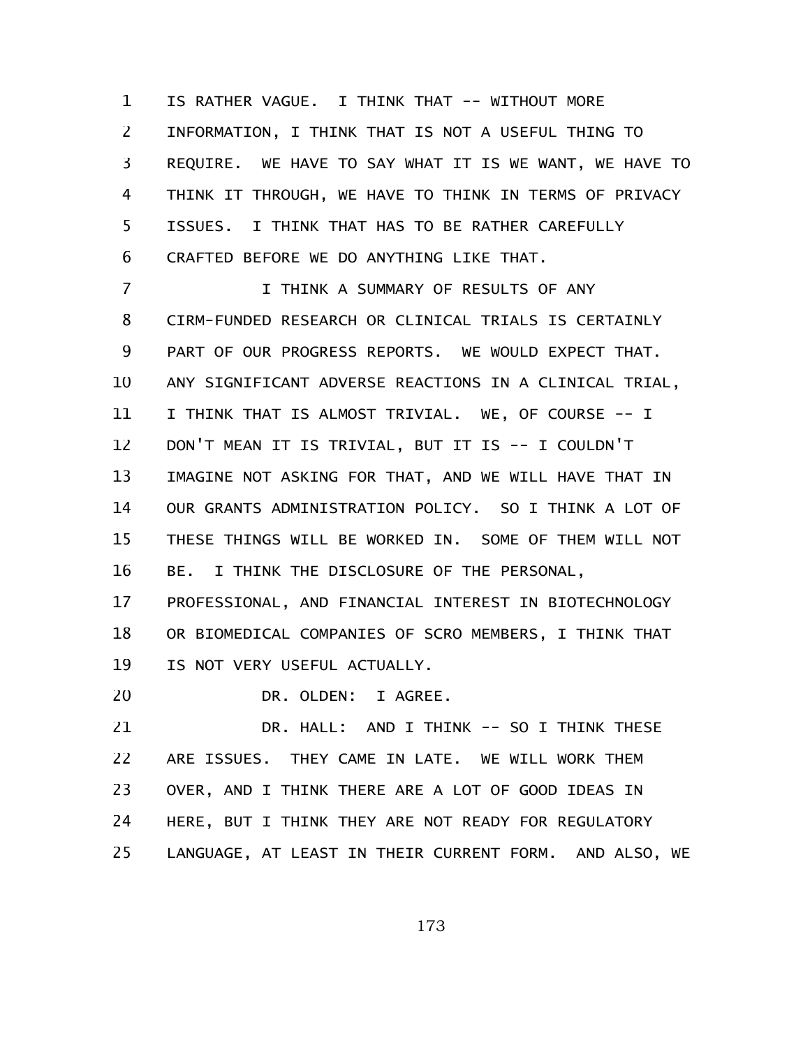IS RATHER VAGUE. I THINK THAT -- WITHOUT MORE INFORMATION, I THINK THAT IS NOT A USEFUL THING TO REQUIRE. WE HAVE TO SAY WHAT IT IS WE WANT, WE HAVE TO THINK IT THROUGH, WE HAVE TO THINK IN TERMS OF PRIVACY ISSUES. I THINK THAT HAS TO BE RATHER CAREFULLY CRAFTED BEFORE WE DO ANYTHING LIKE THAT.

I THINK A SUMMARY OF RESULTS OF ANY CIRM-FUNDED RESEARCH OR CLINICAL TRIALS IS CERTAINLY PART OF OUR PROGRESS REPORTS. WE WOULD EXPECT THAT. ANY SIGNIFICANT ADVERSE REACTIONS IN A CLINICAL TRIAL, I THINK THAT IS ALMOST TRIVIAL. WE, OF COURSE -- I DON'T MEAN IT IS TRIVIAL, BUT IT IS -- I COULDN'T IMAGINE NOT ASKING FOR THAT, AND WE WILL HAVE THAT IN OUR GRANTS ADMINISTRATION POLICY. SO I THINK A LOT OF THESE THINGS WILL BE WORKED IN. SOME OF THEM WILL NOT BE. I THINK THE DISCLOSURE OF THE PERSONAL, PROFESSIONAL, AND FINANCIAL INTEREST IN BIOTECHNOLOGY OR BIOMEDICAL COMPANIES OF SCRO MEMBERS, I THINK THAT IS NOT VERY USEFUL ACTUALLY.

DR. OLDEN: I AGREE.

DR. HALL: AND I THINK -- SO I THINK THESE ARE ISSUES. THEY CAME IN LATE. WE WILL WORK THEM OVER, AND I THINK THERE ARE A LOT OF GOOD IDEAS IN HERE, BUT I THINK THEY ARE NOT READY FOR REGULATORY LANGUAGE, AT LEAST IN THEIR CURRENT FORM. AND ALSO, WE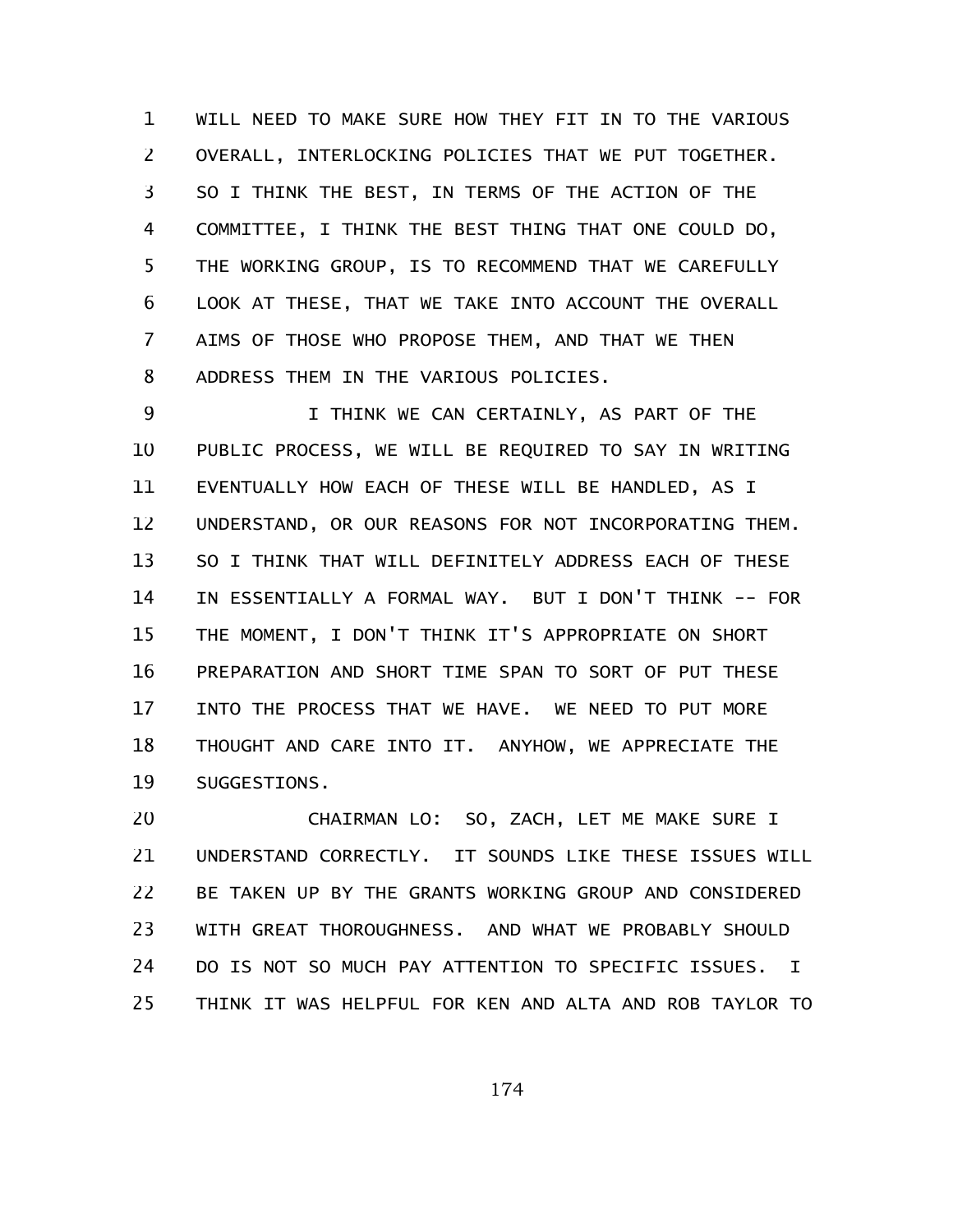WILL NEED TO MAKE SURE HOW THEY FIT IN TO THE VARIOUS OVERALL, INTERLOCKING POLICIES THAT WE PUT TOGETHER. SO I THINK THE BEST, IN TERMS OF THE ACTION OF THE COMMITTEE, I THINK THE BEST THING THAT ONE COULD DO, THE WORKING GROUP, IS TO RECOMMEND THAT WE CAREFULLY LOOK AT THESE, THAT WE TAKE INTO ACCOUNT THE OVERALL AIMS OF THOSE WHO PROPOSE THEM, AND THAT WE THEN ADDRESS THEM IN THE VARIOUS POLICIES.

I THINK WE CAN CERTAINLY, AS PART OF THE PUBLIC PROCESS, WE WILL BE REQUIRED TO SAY IN WRITING EVENTUALLY HOW EACH OF THESE WILL BE HANDLED, AS I UNDERSTAND, OR OUR REASONS FOR NOT INCORPORATING THEM. SO I THINK THAT WILL DEFINITELY ADDRESS EACH OF THESE IN ESSENTIALLY A FORMAL WAY. BUT I DON'T THINK -- FOR THE MOMENT, I DON'T THINK IT'S APPROPRIATE ON SHORT PREPARATION AND SHORT TIME SPAN TO SORT OF PUT THESE INTO THE PROCESS THAT WE HAVE. WE NEED TO PUT MORE THOUGHT AND CARE INTO IT. ANYHOW, WE APPRECIATE THE SUGGESTIONS.

CHAIRMAN LO: SO, ZACH, LET ME MAKE SURE I UNDERSTAND CORRECTLY. IT SOUNDS LIKE THESE ISSUES WILL BE TAKEN UP BY THE GRANTS WORKING GROUP AND CONSIDERED WITH GREAT THOROUGHNESS. AND WHAT WE PROBABLY SHOULD DO IS NOT SO MUCH PAY ATTENTION TO SPECIFIC ISSUES. I THINK IT WAS HELPFUL FOR KEN AND ALTA AND ROB TAYLOR TO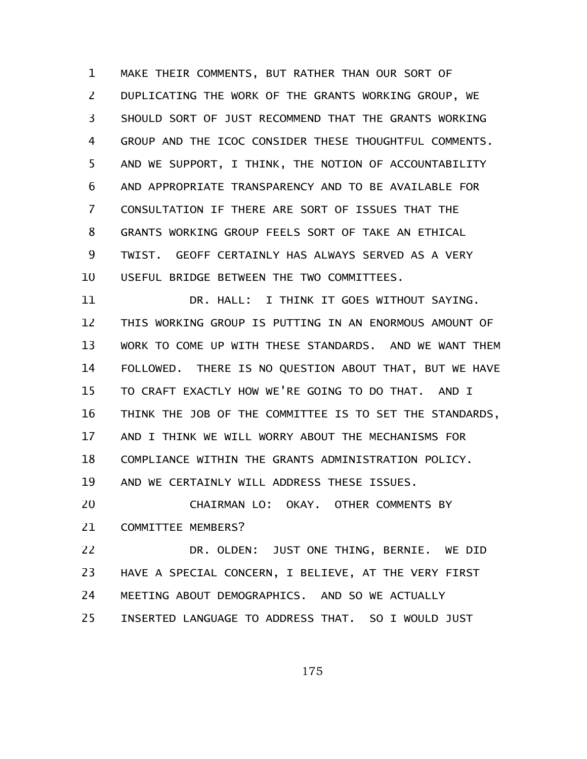MAKE THEIR COMMENTS, BUT RATHER THAN OUR SORT OF DUPLICATING THE WORK OF THE GRANTS WORKING GROUP, WE SHOULD SORT OF JUST RECOMMEND THAT THE GRANTS WORKING GROUP AND THE ICOC CONSIDER THESE THOUGHTFUL COMMENTS. AND WE SUPPORT, I THINK, THE NOTION OF ACCOUNTABILITY AND APPROPRIATE TRANSPARENCY AND TO BE AVAILABLE FOR CONSULTATION IF THERE ARE SORT OF ISSUES THAT THE GRANTS WORKING GROUP FEELS SORT OF TAKE AN ETHICAL TWIST. GEOFF CERTAINLY HAS ALWAYS SERVED AS A VERY USEFUL BRIDGE BETWEEN THE TWO COMMITTEES.

DR. HALL: I THINK IT GOES WITHOUT SAYING. THIS WORKING GROUP IS PUTTING IN AN ENORMOUS AMOUNT OF WORK TO COME UP WITH THESE STANDARDS. AND WE WANT THEM FOLLOWED. THERE IS NO QUESTION ABOUT THAT, BUT WE HAVE TO CRAFT EXACTLY HOW WE'RE GOING TO DO THAT. AND I THINK THE JOB OF THE COMMITTEE IS TO SET THE STANDARDS, AND I THINK WE WILL WORRY ABOUT THE MECHANISMS FOR COMPLIANCE WITHIN THE GRANTS ADMINISTRATION POLICY. AND WE CERTAINLY WILL ADDRESS THESE ISSUES.

CHAIRMAN LO: OKAY. OTHER COMMENTS BY COMMITTEE MEMBERS?

DR. OLDEN: JUST ONE THING, BERNIE. WE DID HAVE A SPECIAL CONCERN, I BELIEVE, AT THE VERY FIRST MEETING ABOUT DEMOGRAPHICS. AND SO WE ACTUALLY INSERTED LANGUAGE TO ADDRESS THAT. SO I WOULD JUST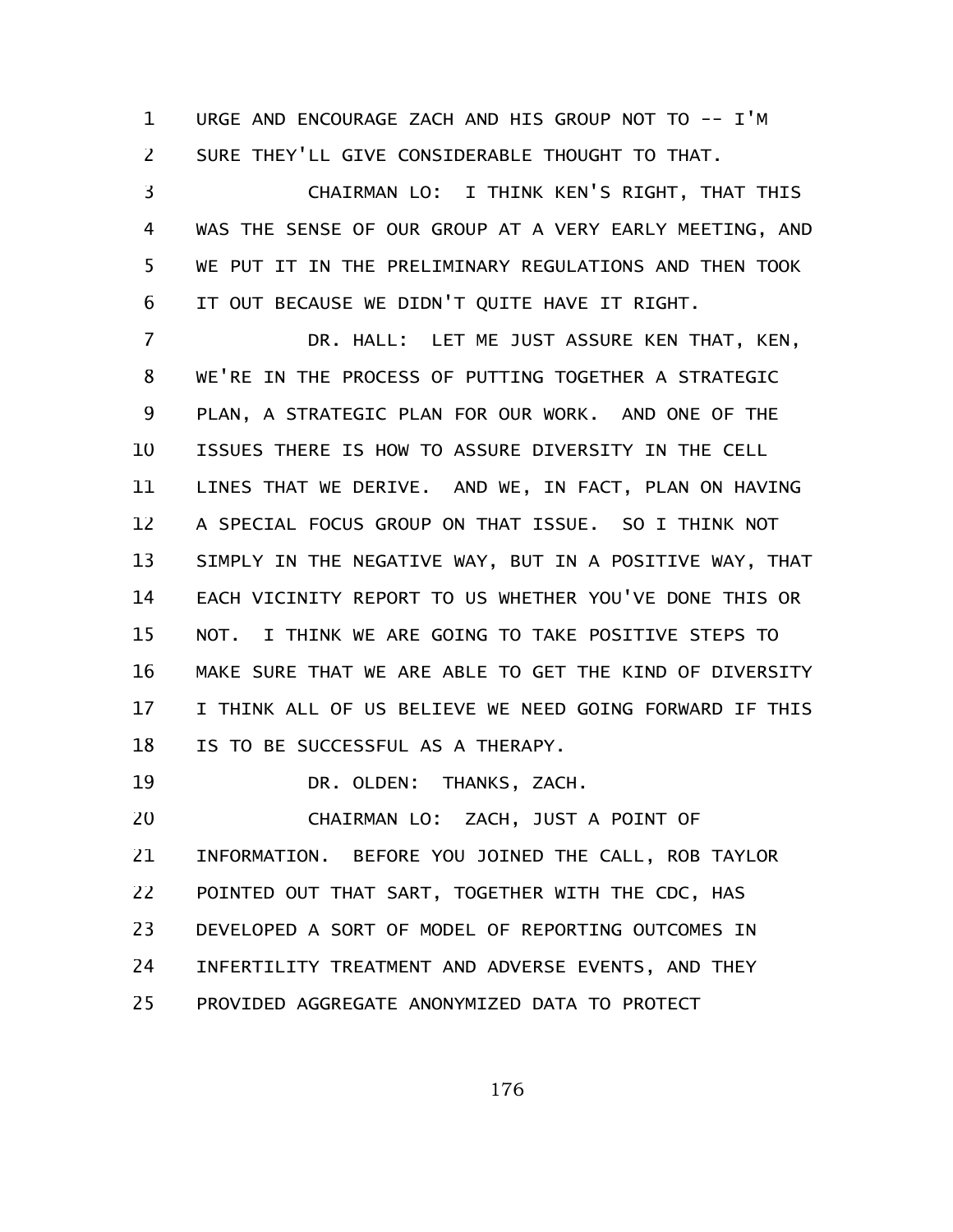URGE AND ENCOURAGE ZACH AND HIS GROUP NOT TO -- I'M SURE THEY'LL GIVE CONSIDERABLE THOUGHT TO THAT.

CHAIRMAN LO: I THINK KEN'S RIGHT, THAT THIS WAS THE SENSE OF OUR GROUP AT A VERY EARLY MEETING, AND WE PUT IT IN THE PRELIMINARY REGULATIONS AND THEN TOOK IT OUT BECAUSE WE DIDN'T QUITE HAVE IT RIGHT.

DR. HALL: LET ME JUST ASSURE KEN THAT, KEN, WE'RE IN THE PROCESS OF PUTTING TOGETHER A STRATEGIC PLAN, A STRATEGIC PLAN FOR OUR WORK. AND ONE OF THE ISSUES THERE IS HOW TO ASSURE DIVERSITY IN THE CELL LINES THAT WE DERIVE. AND WE, IN FACT, PLAN ON HAVING A SPECIAL FOCUS GROUP ON THAT ISSUE. SO I THINK NOT SIMPLY IN THE NEGATIVE WAY, BUT IN A POSITIVE WAY, THAT EACH VICINITY REPORT TO US WHETHER YOU'VE DONE THIS OR NOT. I THINK WE ARE GOING TO TAKE POSITIVE STEPS TO MAKE SURE THAT WE ARE ABLE TO GET THE KIND OF DIVERSITY I THINK ALL OF US BELIEVE WE NEED GOING FORWARD IF THIS IS TO BE SUCCESSFUL AS A THERAPY.

DR. OLDEN: THANKS, ZACH.

CHAIRMAN LO: ZACH, JUST A POINT OF INFORMATION. BEFORE YOU JOINED THE CALL, ROB TAYLOR POINTED OUT THAT SART, TOGETHER WITH THE CDC, HAS DEVELOPED A SORT OF MODEL OF REPORTING OUTCOMES IN INFERTILITY TREATMENT AND ADVERSE EVENTS, AND THEY PROVIDED AGGREGATE ANONYMIZED DATA TO PROTECT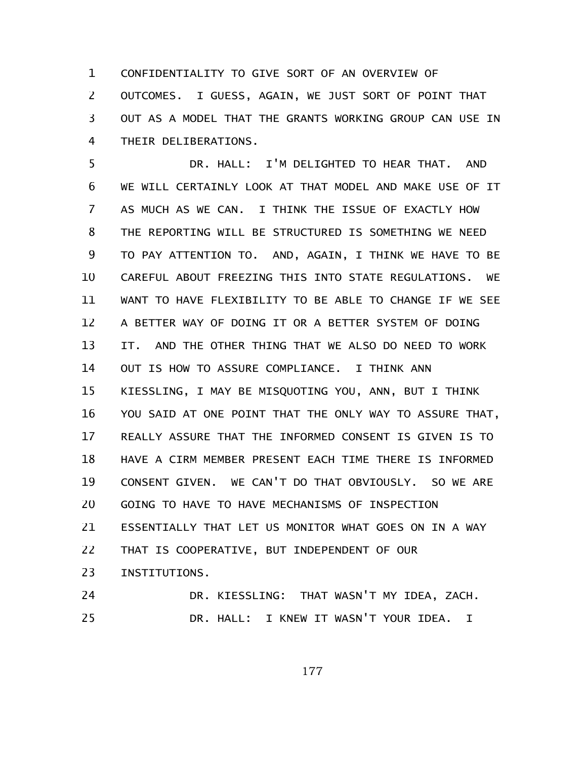CONFIDENTIALITY TO GIVE SORT OF AN OVERVIEW OF OUTCOMES. I GUESS, AGAIN, WE JUST SORT OF POINT THAT OUT AS A MODEL THAT THE GRANTS WORKING GROUP CAN USE IN THEIR DELIBERATIONS.

DR. HALL: I'M DELIGHTED TO HEAR THAT. AND WE WILL CERTAINLY LOOK AT THAT MODEL AND MAKE USE OF IT AS MUCH AS WE CAN. I THINK THE ISSUE OF EXACTLY HOW THE REPORTING WILL BE STRUCTURED IS SOMETHING WE NEED TO PAY ATTENTION TO. AND, AGAIN, I THINK WE HAVE TO BE CAREFUL ABOUT FREEZING THIS INTO STATE REGULATIONS. WE WANT TO HAVE FLEXIBILITY TO BE ABLE TO CHANGE IF WE SEE A BETTER WAY OF DOING IT OR A BETTER SYSTEM OF DOING IT. AND THE OTHER THING THAT WE ALSO DO NEED TO WORK OUT IS HOW TO ASSURE COMPLIANCE. I THINK ANN KIESSLING, I MAY BE MISQUOTING YOU, ANN, BUT I THINK YOU SAID AT ONE POINT THAT THE ONLY WAY TO ASSURE THAT, REALLY ASSURE THAT THE INFORMED CONSENT IS GIVEN IS TO HAVE A CIRM MEMBER PRESENT EACH TIME THERE IS INFORMED CONSENT GIVEN. WE CAN'T DO THAT OBVIOUSLY. SO WE ARE GOING TO HAVE TO HAVE MECHANISMS OF INSPECTION ESSENTIALLY THAT LET US MONITOR WHAT GOES ON IN A WAY THAT IS COOPERATIVE, BUT INDEPENDENT OF OUR INSTITUTIONS.

DR. KIESSLING: THAT WASN'T MY IDEA, ZACH.

DR. HALL: I KNEW IT WASN'T YOUR IDEA. I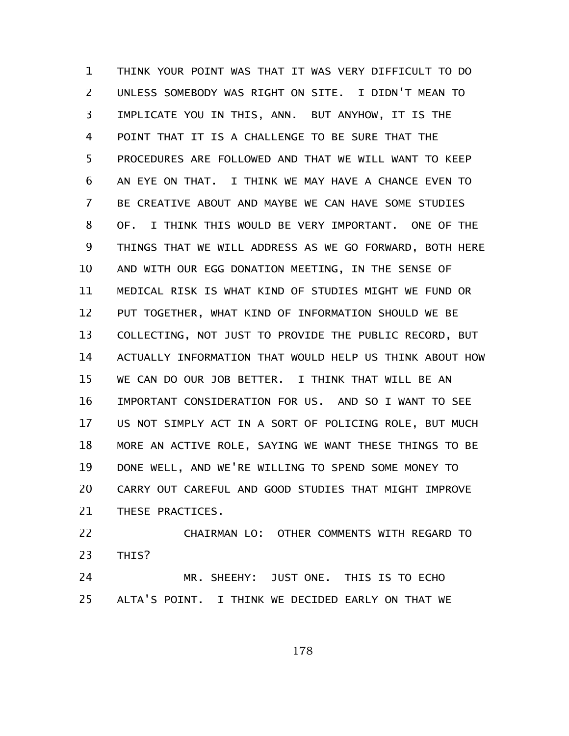THINK YOUR POINT WAS THAT IT WAS VERY DIFFICULT TO DO UNLESS SOMEBODY WAS RIGHT ON SITE. I DIDN'T MEAN TO IMPLICATE YOU IN THIS, ANN. BUT ANYHOW, IT IS THE POINT THAT IT IS A CHALLENGE TO BE SURE THAT THE PROCEDURES ARE FOLLOWED AND THAT WE WILL WANT TO KEEP AN EYE ON THAT. I THINK WE MAY HAVE A CHANCE EVEN TO BE CREATIVE ABOUT AND MAYBE WE CAN HAVE SOME STUDIES OF. I THINK THIS WOULD BE VERY IMPORTANT. ONE OF THE THINGS THAT WE WILL ADDRESS AS WE GO FORWARD, BOTH HERE AND WITH OUR EGG DONATION MEETING, IN THE SENSE OF MEDICAL RISK IS WHAT KIND OF STUDIES MIGHT WE FUND OR PUT TOGETHER, WHAT KIND OF INFORMATION SHOULD WE BE COLLECTING, NOT JUST TO PROVIDE THE PUBLIC RECORD, BUT ACTUALLY INFORMATION THAT WOULD HELP US THINK ABOUT HOW WE CAN DO OUR JOB BETTER. I THINK THAT WILL BE AN IMPORTANT CONSIDERATION FOR US. AND SO I WANT TO SEE US NOT SIMPLY ACT IN A SORT OF POLICING ROLE, BUT MUCH MORE AN ACTIVE ROLE, SAYING WE WANT THESE THINGS TO BE DONE WELL, AND WE'RE WILLING TO SPEND SOME MONEY TO CARRY OUT CAREFUL AND GOOD STUDIES THAT MIGHT IMPROVE THESE PRACTICES.

CHAIRMAN LO: OTHER COMMENTS WITH REGARD TO THIS?

MR. SHEEHY: JUST ONE. THIS IS TO ECHO ALTA'S POINT. I THINK WE DECIDED EARLY ON THAT WE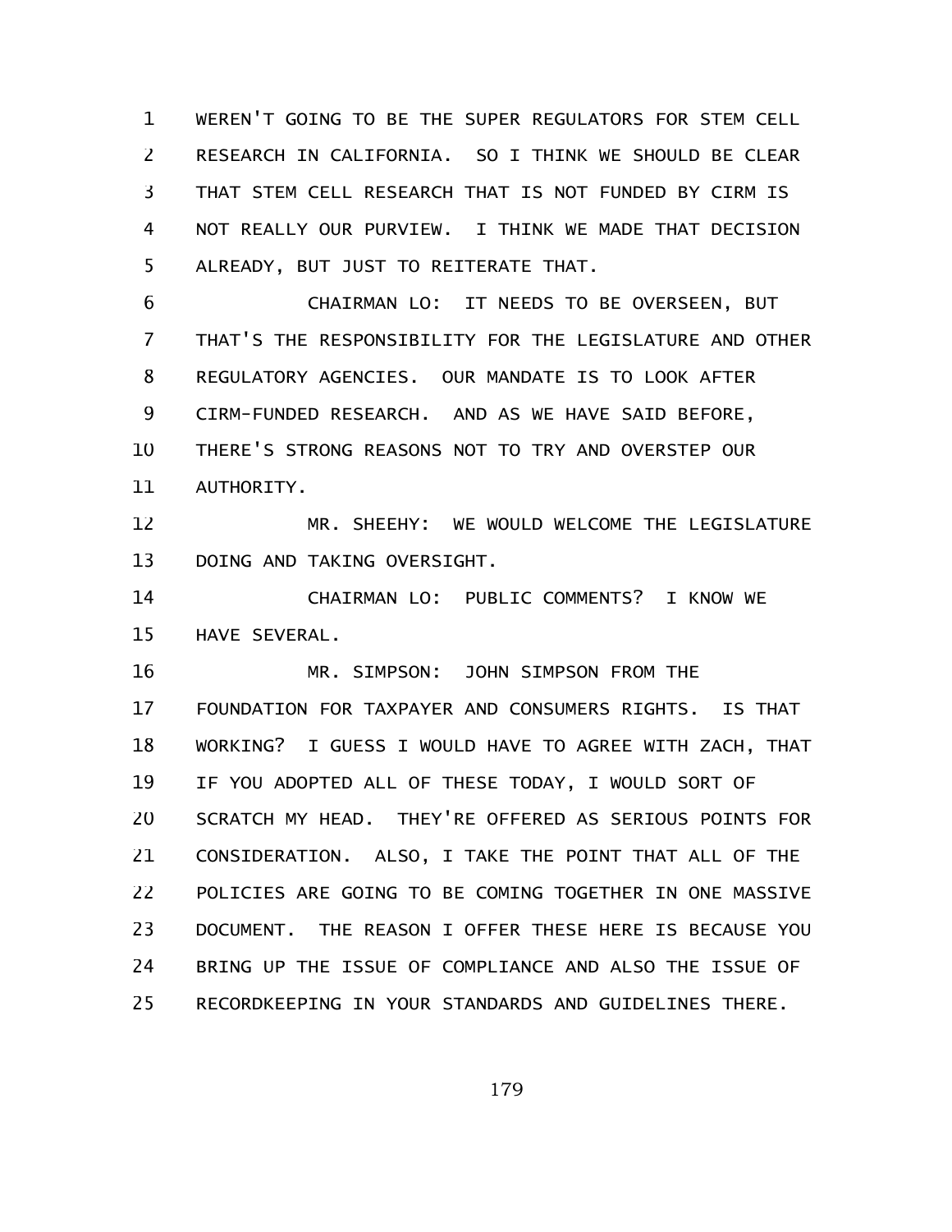WEREN'T GOING TO BE THE SUPER REGULATORS FOR STEM CELL RESEARCH IN CALIFORNIA. SO I THINK WE SHOULD BE CLEAR THAT STEM CELL RESEARCH THAT IS NOT FUNDED BY CIRM IS NOT REALLY OUR PURVIEW. I THINK WE MADE THAT DECISION ALREADY, BUT JUST TO REITERATE THAT.

CHAIRMAN LO: IT NEEDS TO BE OVERSEEN, BUT THAT'S THE RESPONSIBILITY FOR THE LEGISLATURE AND OTHER REGULATORY AGENCIES. OUR MANDATE IS TO LOOK AFTER CIRM-FUNDED RESEARCH. AND AS WE HAVE SAID BEFORE, THERE'S STRONG REASONS NOT TO TRY AND OVERSTEP OUR AUTHORITY.

MR. SHEEHY: WE WOULD WELCOME THE LEGISLATURE DOING AND TAKING OVERSIGHT.

CHAIRMAN LO: PUBLIC COMMENTS? I KNOW WE HAVE SEVERAL.

MR. SIMPSON: JOHN SIMPSON FROM THE FOUNDATION FOR TAXPAYER AND CONSUMERS RIGHTS. IS THAT WORKING? I GUESS I WOULD HAVE TO AGREE WITH ZACH, THAT IF YOU ADOPTED ALL OF THESE TODAY, I WOULD SORT OF SCRATCH MY HEAD. THEY'RE OFFERED AS SERIOUS POINTS FOR CONSIDERATION. ALSO, I TAKE THE POINT THAT ALL OF THE POLICIES ARE GOING TO BE COMING TOGETHER IN ONE MASSIVE DOCUMENT. THE REASON I OFFER THESE HERE IS BECAUSE YOU BRING UP THE ISSUE OF COMPLIANCE AND ALSO THE ISSUE OF RECORDKEEPING IN YOUR STANDARDS AND GUIDELINES THERE.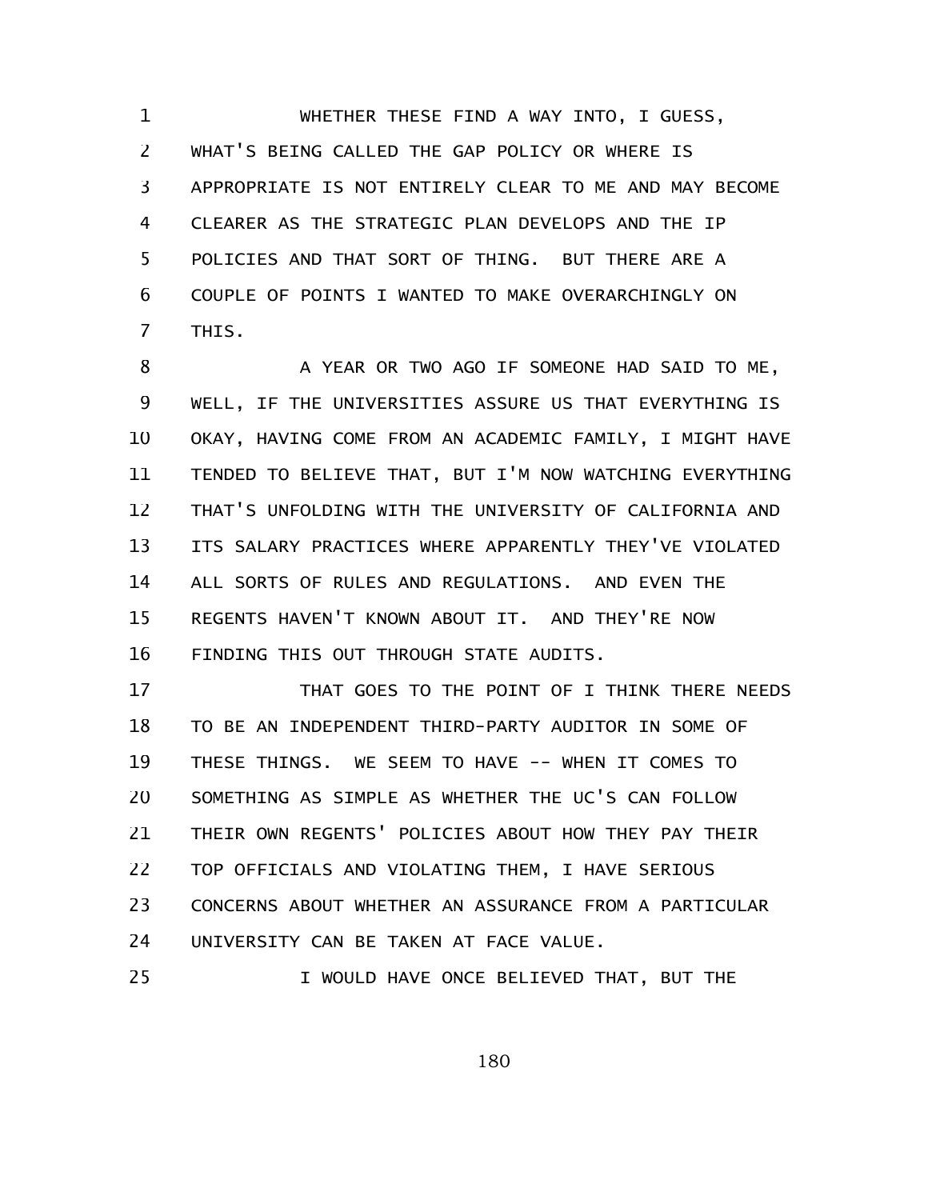WHETHER THESE FIND A WAY INTO, I GUESS, WHAT'S BEING CALLED THE GAP POLICY OR WHERE IS APPROPRIATE IS NOT ENTIRELY CLEAR TO ME AND MAY BECOME CLEARER AS THE STRATEGIC PLAN DEVELOPS AND THE IP POLICIES AND THAT SORT OF THING. BUT THERE ARE A COUPLE OF POINTS I WANTED TO MAKE OVERARCHINGLY ON THIS.

A YEAR OR TWO AGO IF SOMEONE HAD SAID TO ME, WELL, IF THE UNIVERSITIES ASSURE US THAT EVERYTHING IS OKAY, HAVING COME FROM AN ACADEMIC FAMILY, I MIGHT HAVE TENDED TO BELIEVE THAT, BUT I'M NOW WATCHING EVERYTHING THAT'S UNFOLDING WITH THE UNIVERSITY OF CALIFORNIA AND ITS SALARY PRACTICES WHERE APPARENTLY THEY'VE VIOLATED ALL SORTS OF RULES AND REGULATIONS. AND EVEN THE REGENTS HAVEN'T KNOWN ABOUT IT. AND THEY'RE NOW FINDING THIS OUT THROUGH STATE AUDITS.

THAT GOES TO THE POINT OF I THINK THERE NEEDS TO BE AN INDEPENDENT THIRD-PARTY AUDITOR IN SOME OF THESE THINGS. WE SEEM TO HAVE -- WHEN IT COMES TO SOMETHING AS SIMPLE AS WHETHER THE UC'S CAN FOLLOW THEIR OWN REGENTS' POLICIES ABOUT HOW THEY PAY THEIR TOP OFFICIALS AND VIOLATING THEM, I HAVE SERIOUS CONCERNS ABOUT WHETHER AN ASSURANCE FROM A PARTICULAR UNIVERSITY CAN BE TAKEN AT FACE VALUE.

I WOULD HAVE ONCE BELIEVED THAT, BUT THE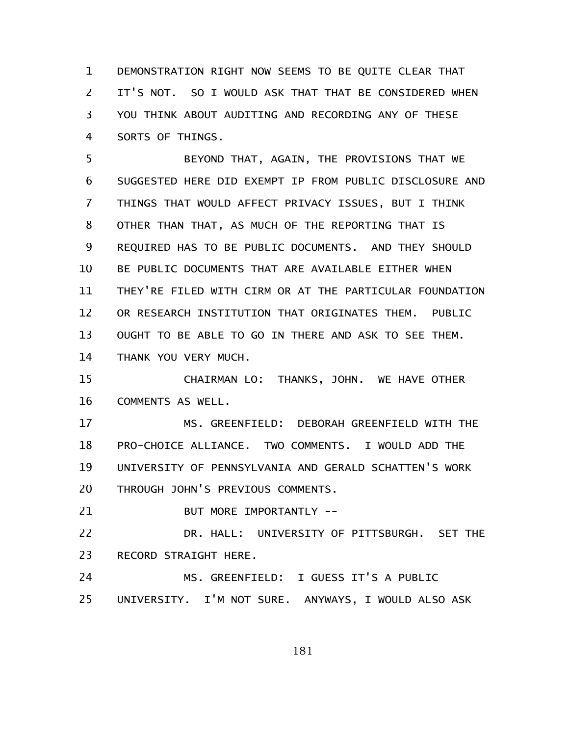DEMONSTRATION RIGHT NOW SEEMS TO BE QUITE CLEAR THAT IT'S NOT. SO I WOULD ASK THAT THAT BE CONSIDERED WHEN YOU THINK ABOUT AUDITING AND RECORDING ANY OF THESE SORTS OF THINGS.

BEYOND THAT, AGAIN, THE PROVISIONS THAT WE SUGGESTED HERE DID EXEMPT IP FROM PUBLIC DISCLOSURE AND THINGS THAT WOULD AFFECT PRIVACY ISSUES, BUT I THINK OTHER THAN THAT, AS MUCH OF THE REPORTING THAT IS REQUIRED HAS TO BE PUBLIC DOCUMENTS. AND THEY SHOULD BE PUBLIC DOCUMENTS THAT ARE AVAILABLE EITHER WHEN THEY'RE FILED WITH CIRM OR AT THE PARTICULAR FOUNDATION OR RESEARCH INSTITUTION THAT ORIGINATES THEM. PUBLIC OUGHT TO BE ABLE TO GO IN THERE AND ASK TO SEE THEM. THANK YOU VERY MUCH.

CHAIRMAN LO: THANKS, JOHN. WE HAVE OTHER COMMENTS AS WELL.

MS. GREENFIELD: DEBORAH GREENFIELD WITH THE PRO-CHOICE ALLIANCE. TWO COMMENTS. I WOULD ADD THE UNIVERSITY OF PENNSYLVANIA AND GERALD SCHATTEN'S WORK THROUGH JOHN'S PREVIOUS COMMENTS.

BUT MORE IMPORTANTLY --

DR. HALL: UNIVERSITY OF PITTSBURGH. SET THE RECORD STRAIGHT HERE.

MS. GREENFIELD: I GUESS IT'S A PUBLIC UNIVERSITY. I'M NOT SURE. ANYWAYS, I WOULD ALSO ASK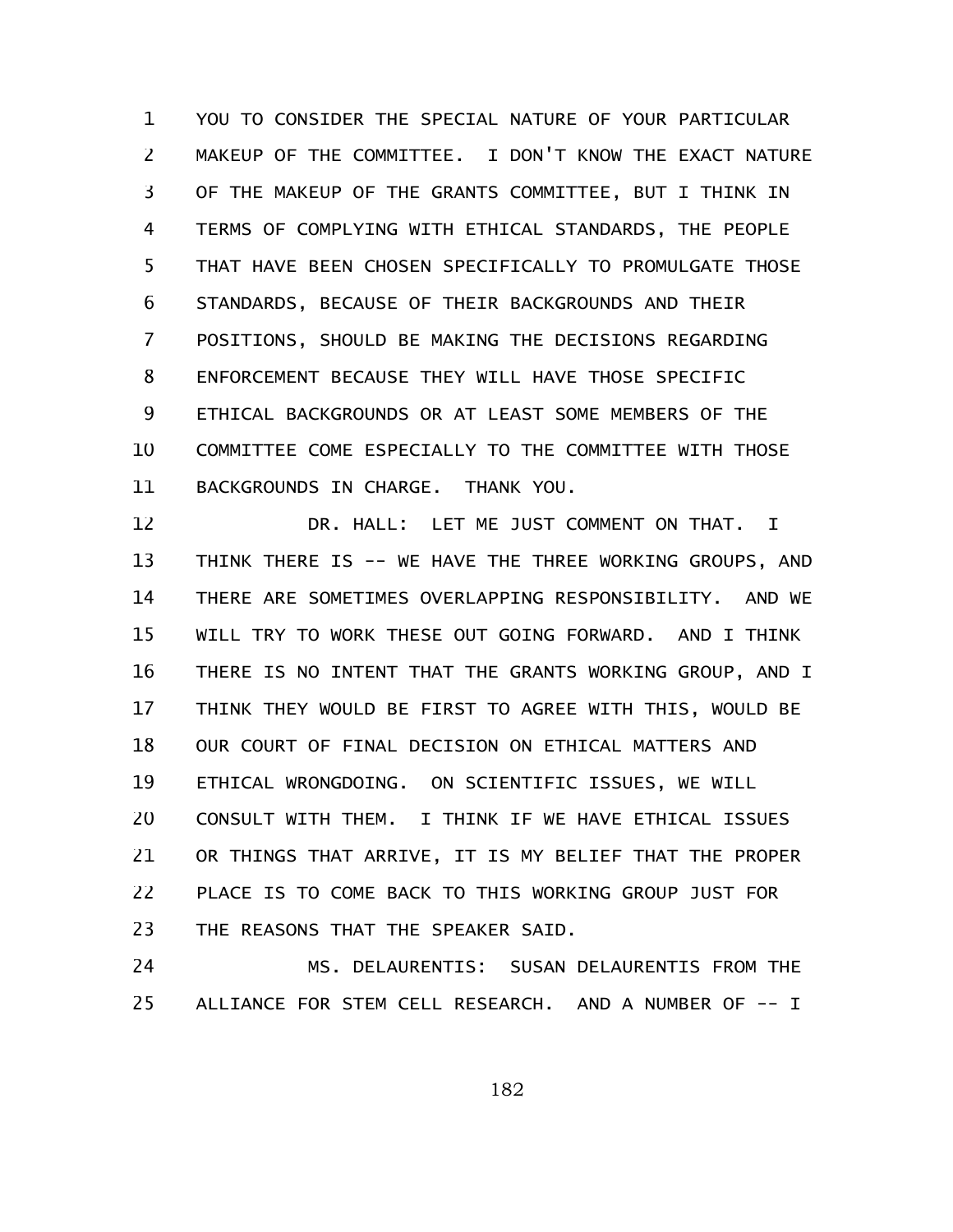YOU TO CONSIDER THE SPECIAL NATURE OF YOUR PARTICULAR MAKEUP OF THE COMMITTEE. I DON'T KNOW THE EXACT NATURE OF THE MAKEUP OF THE GRANTS COMMITTEE, BUT I THINK IN TERMS OF COMPLYING WITH ETHICAL STANDARDS, THE PEOPLE THAT HAVE BEEN CHOSEN SPECIFICALLY TO PROMULGATE THOSE STANDARDS, BECAUSE OF THEIR BACKGROUNDS AND THEIR POSITIONS, SHOULD BE MAKING THE DECISIONS REGARDING ENFORCEMENT BECAUSE THEY WILL HAVE THOSE SPECIFIC ETHICAL BACKGROUNDS OR AT LEAST SOME MEMBERS OF THE COMMITTEE COME ESPECIALLY TO THE COMMITTEE WITH THOSE BACKGROUNDS IN CHARGE. THANK YOU.

DR. HALL: LET ME JUST COMMENT ON THAT. I THINK THERE IS -- WE HAVE THE THREE WORKING GROUPS, AND THERE ARE SOMETIMES OVERLAPPING RESPONSIBILITY. AND WE WILL TRY TO WORK THESE OUT GOING FORWARD. AND I THINK THERE IS NO INTENT THAT THE GRANTS WORKING GROUP, AND I THINK THEY WOULD BE FIRST TO AGREE WITH THIS, WOULD BE OUR COURT OF FINAL DECISION ON ETHICAL MATTERS AND ETHICAL WRONGDOING. ON SCIENTIFIC ISSUES, WE WILL CONSULT WITH THEM. I THINK IF WE HAVE ETHICAL ISSUES OR THINGS THAT ARRIVE, IT IS MY BELIEF THAT THE PROPER PLACE IS TO COME BACK TO THIS WORKING GROUP JUST FOR THE REASONS THAT THE SPEAKER SAID.

MS. DELAURENTIS: SUSAN DELAURENTIS FROM THE ALLIANCE FOR STEM CELL RESEARCH. AND A NUMBER OF -- I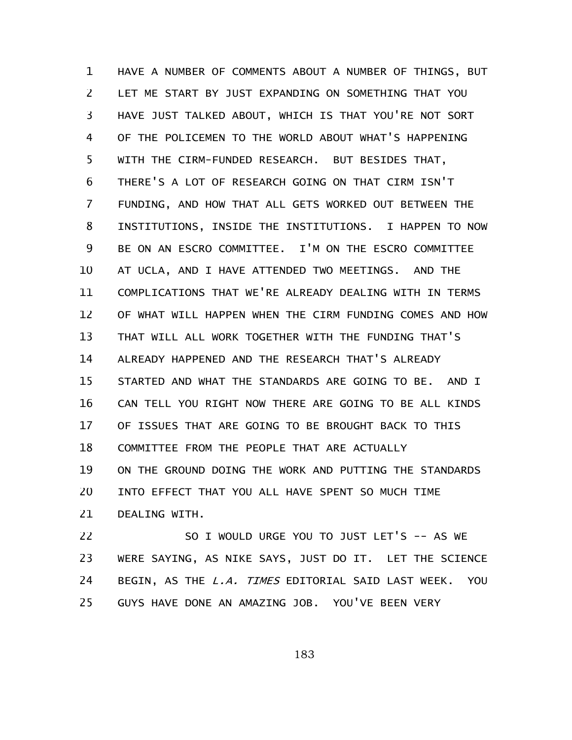HAVE A NUMBER OF COMMENTS ABOUT A NUMBER OF THINGS, BUT LET ME START BY JUST EXPANDING ON SOMETHING THAT YOU HAVE JUST TALKED ABOUT, WHICH IS THAT YOU'RE NOT SORT OF THE POLICEMEN TO THE WORLD ABOUT WHAT'S HAPPENING WITH THE CIRM-FUNDED RESEARCH. BUT BESIDES THAT, THERE'S A LOT OF RESEARCH GOING ON THAT CIRM ISN'T FUNDING, AND HOW THAT ALL GETS WORKED OUT BETWEEN THE INSTITUTIONS, INSIDE THE INSTITUTIONS. I HAPPEN TO NOW BE ON AN ESCRO COMMITTEE. I'M ON THE ESCRO COMMITTEE AT UCLA, AND I HAVE ATTENDED TWO MEETINGS. AND THE COMPLICATIONS THAT WE'RE ALREADY DEALING WITH IN TERMS OF WHAT WILL HAPPEN WHEN THE CIRM FUNDING COMES AND HOW THAT WILL ALL WORK TOGETHER WITH THE FUNDING THAT'S ALREADY HAPPENED AND THE RESEARCH THAT'S ALREADY STARTED AND WHAT THE STANDARDS ARE GOING TO BE. AND I CAN TELL YOU RIGHT NOW THERE ARE GOING TO BE ALL KINDS OF ISSUES THAT ARE GOING TO BE BROUGHT BACK TO THIS COMMITTEE FROM THE PEOPLE THAT ARE ACTUALLY ON THE GROUND DOING THE WORK AND PUTTING THE STANDARDS INTO EFFECT THAT YOU ALL HAVE SPENT SO MUCH TIME DEALING WITH.

SO I WOULD URGE YOU TO JUST LET'S -- AS WE WERE SAYING, AS NIKE SAYS, JUST DO IT. LET THE SCIENCE BEGIN, AS THE *L.A. TIMES* EDITORIAL SAID LAST WEEK. YOU GUYS HAVE DONE AN AMAZING JOB. YOU'VE BEEN VERY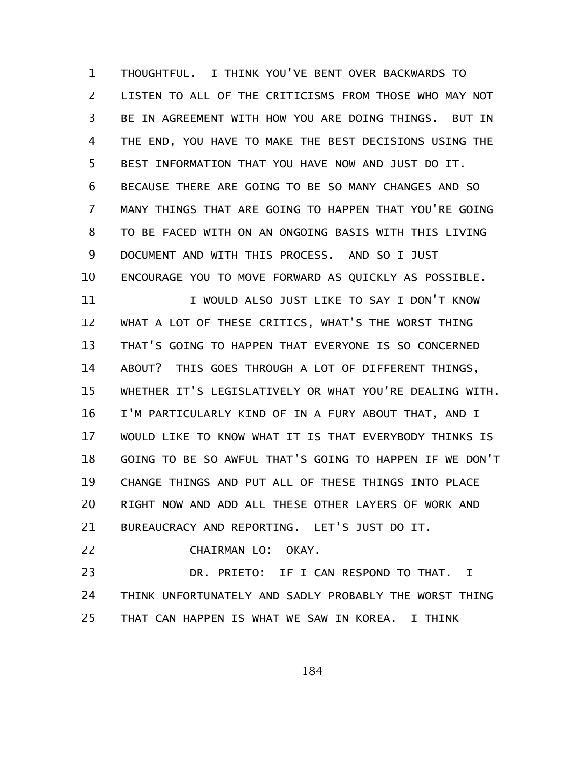THOUGHTFUL. I THINK YOU'VE BENT OVER BACKWARDS TO LISTEN TO ALL OF THE CRITICISMS FROM THOSE WHO MAY NOT BE IN AGREEMENT WITH HOW YOU ARE DOING THINGS. BUT IN THE END, YOU HAVE TO MAKE THE BEST DECISIONS USING THE BEST INFORMATION THAT YOU HAVE NOW AND JUST DO IT. BECAUSE THERE ARE GOING TO BE SO MANY CHANGES AND SO MANY THINGS THAT ARE GOING TO HAPPEN THAT YOU'RE GOING TO BE FACED WITH ON AN ONGOING BASIS WITH THIS LIVING DOCUMENT AND WITH THIS PROCESS. AND SO I JUST ENCOURAGE YOU TO MOVE FORWARD AS QUICKLY AS POSSIBLE.

I WOULD ALSO JUST LIKE TO SAY I DON'T KNOW WHAT A LOT OF THESE CRITICS, WHAT'S THE WORST THING THAT'S GOING TO HAPPEN THAT EVERYONE IS SO CONCERNED ABOUT? THIS GOES THROUGH A LOT OF DIFFERENT THINGS, WHETHER IT'S LEGISLATIVELY OR WHAT YOU'RE DEALING WITH. I'M PARTICULARLY KIND OF IN A FURY ABOUT THAT, AND I WOULD LIKE TO KNOW WHAT IT IS THAT EVERYBODY THINKS IS GOING TO BE SO AWFUL THAT'S GOING TO HAPPEN IF WE DON'T CHANGE THINGS AND PUT ALL OF THESE THINGS INTO PLACE RIGHT NOW AND ADD ALL THESE OTHER LAYERS OF WORK AND BUREAUCRACY AND REPORTING. LET'S JUST DO IT.

CHAIRMAN LO: OKAY.

DR. PRIETO: IF I CAN RESPOND TO THAT. I THINK UNFORTUNATELY AND SADLY PROBABLY THE WORST THING THAT CAN HAPPEN IS WHAT WE SAW IN KOREA. I THINK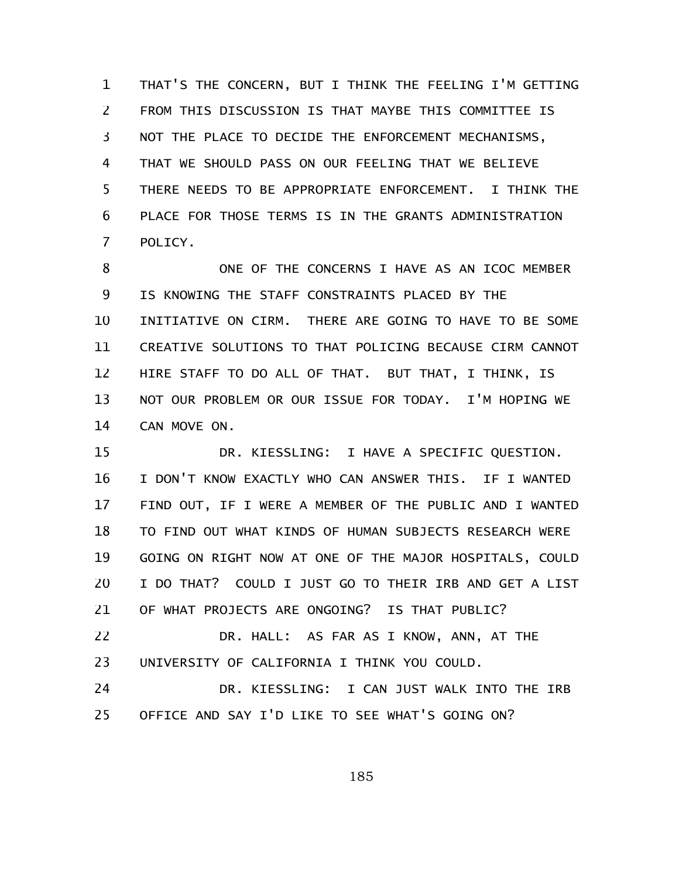THAT'S THE CONCERN, BUT I THINK THE FEELING I'M GETTING FROM THIS DISCUSSION IS THAT MAYBE THIS COMMITTEE IS NOT THE PLACE TO DECIDE THE ENFORCEMENT MECHANISMS, THAT WE SHOULD PASS ON OUR FEELING THAT WE BELIEVE THERE NEEDS TO BE APPROPRIATE ENFORCEMENT. I THINK THE PLACE FOR THOSE TERMS IS IN THE GRANTS ADMINISTRATION POLICY.

ONE OF THE CONCERNS I HAVE AS AN ICOC MEMBER IS KNOWING THE STAFF CONSTRAINTS PLACED BY THE INITIATIVE ON CIRM. THERE ARE GOING TO HAVE TO BE SOME CREATIVE SOLUTIONS TO THAT POLICING BECAUSE CIRM CANNOT HIRE STAFF TO DO ALL OF THAT. BUT THAT, I THINK, IS NOT OUR PROBLEM OR OUR ISSUE FOR TODAY. I'M HOPING WE CAN MOVE ON.

DR. KIESSLING: I HAVE A SPECIFIC QUESTION. I DON'T KNOW EXACTLY WHO CAN ANSWER THIS. IF I WANTED FIND OUT, IF I WERE A MEMBER OF THE PUBLIC AND I WANTED TO FIND OUT WHAT KINDS OF HUMAN SUBJECTS RESEARCH WERE GOING ON RIGHT NOW AT ONE OF THE MAJOR HOSPITALS, COULD I DO THAT? COULD I JUST GO TO THEIR IRB AND GET A LIST OF WHAT PROJECTS ARE ONGOING? IS THAT PUBLIC?

DR. HALL: AS FAR AS I KNOW, ANN, AT THE UNIVERSITY OF CALIFORNIA I THINK YOU COULD.

DR. KIESSLING: I CAN JUST WALK INTO THE IRB OFFICE AND SAY I'D LIKE TO SEE WHAT'S GOING ON?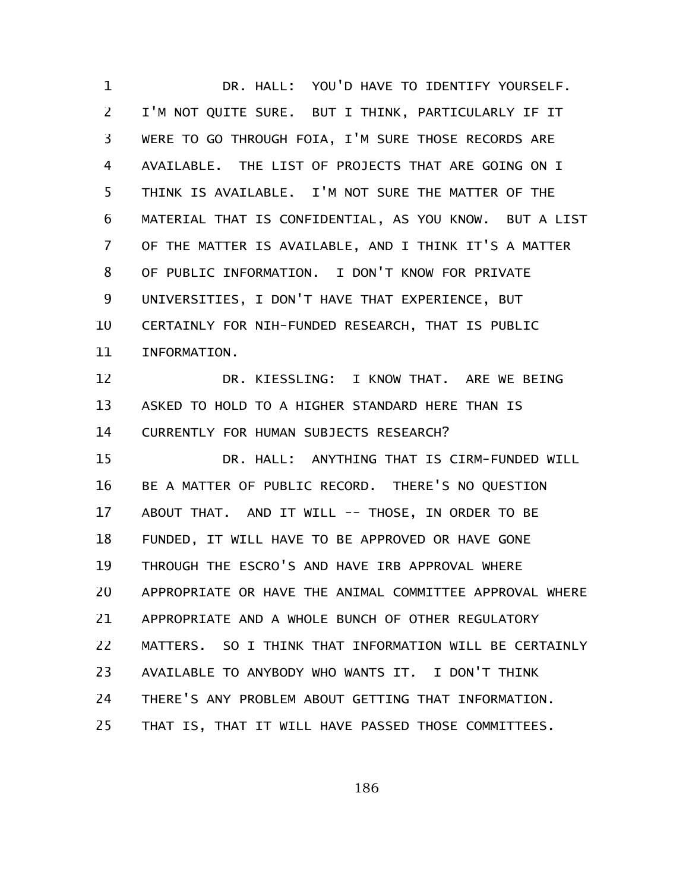DR. HALL: YOU'D HAVE TO IDENTIFY YOURSELF. I'M NOT QUITE SURE. BUT I THINK, PARTICULARLY IF IT WERE TO GO THROUGH FOIA, I'M SURE THOSE RECORDS ARE AVAILABLE. THE LIST OF PROJECTS THAT ARE GOING ON I THINK IS AVAILABLE. I'M NOT SURE THE MATTER OF THE MATERIAL THAT IS CONFIDENTIAL, AS YOU KNOW. BUT A LIST OF THE MATTER IS AVAILABLE, AND I THINK IT'S A MATTER OF PUBLIC INFORMATION. I DON'T KNOW FOR PRIVATE UNIVERSITIES, I DON'T HAVE THAT EXPERIENCE, BUT CERTAINLY FOR NIH-FUNDED RESEARCH, THAT IS PUBLIC INFORMATION.

DR. KIESSLING: I KNOW THAT. ARE WE BEING ASKED TO HOLD TO A HIGHER STANDARD HERE THAN IS CURRENTLY FOR HUMAN SUBJECTS RESEARCH?

DR. HALL: ANYTHING THAT IS CIRM-FUNDED WILL BE A MATTER OF PUBLIC RECORD. THERE'S NO QUESTION ABOUT THAT. AND IT WILL -- THOSE, IN ORDER TO BE FUNDED, IT WILL HAVE TO BE APPROVED OR HAVE GONE THROUGH THE ESCRO'S AND HAVE IRB APPROVAL WHERE APPROPRIATE OR HAVE THE ANIMAL COMMITTEE APPROVAL WHERE APPROPRIATE AND A WHOLE BUNCH OF OTHER REGULATORY MATTERS. SO I THINK THAT INFORMATION WILL BE CERTAINLY AVAILABLE TO ANYBODY WHO WANTS IT. I DON'T THINK THERE'S ANY PROBLEM ABOUT GETTING THAT INFORMATION. THAT IS, THAT IT WILL HAVE PASSED THOSE COMMITTEES.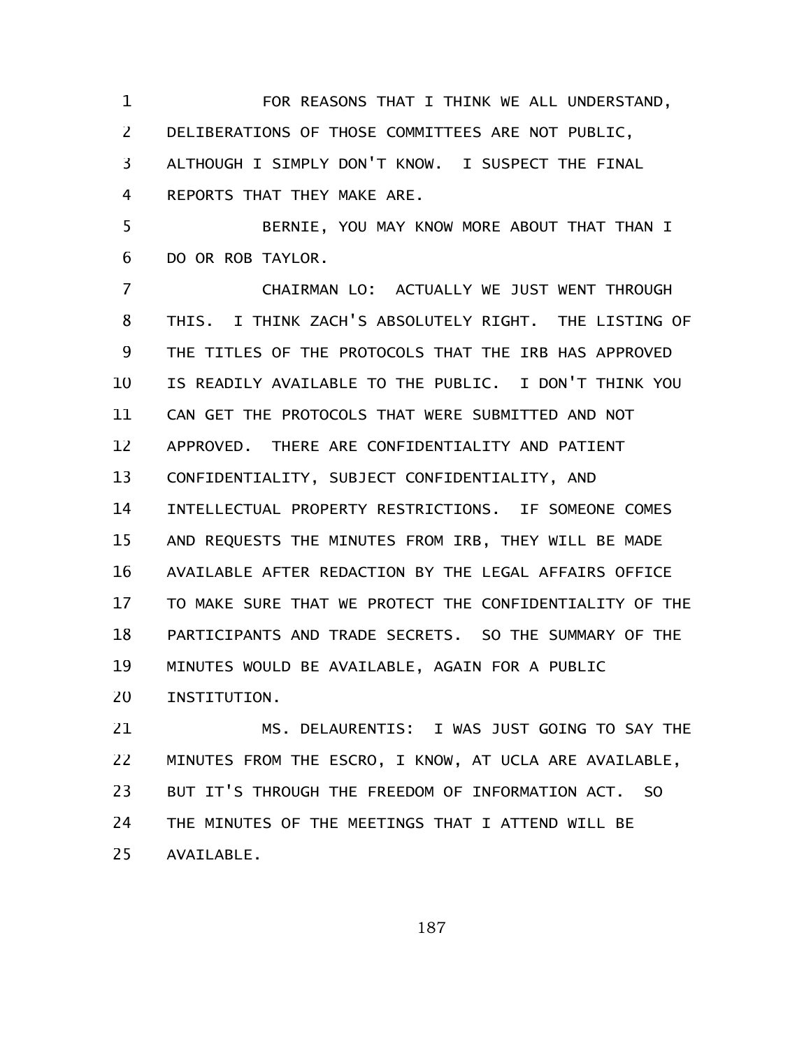FOR REASONS THAT I THINK WE ALL UNDERSTAND, DELIBERATIONS OF THOSE COMMITTEES ARE NOT PUBLIC, ALTHOUGH I SIMPLY DON'T KNOW. I SUSPECT THE FINAL REPORTS THAT THEY MAKE ARE.

BERNIE, YOU MAY KNOW MORE ABOUT THAT THAN I DO OR ROB TAYLOR.

CHAIRMAN LO: ACTUALLY WE JUST WENT THROUGH THIS. I THINK ZACH'S ABSOLUTELY RIGHT. THE LISTING OF THE TITLES OF THE PROTOCOLS THAT THE IRB HAS APPROVED IS READILY AVAILABLE TO THE PUBLIC. I DON'T THINK YOU CAN GET THE PROTOCOLS THAT WERE SUBMITTED AND NOT APPROVED. THERE ARE CONFIDENTIALITY AND PATIENT CONFIDENTIALITY, SUBJECT CONFIDENTIALITY, AND INTELLECTUAL PROPERTY RESTRICTIONS. IF SOMEONE COMES AND REQUESTS THE MINUTES FROM IRB, THEY WILL BE MADE AVAILABLE AFTER REDACTION BY THE LEGAL AFFAIRS OFFICE TO MAKE SURE THAT WE PROTECT THE CONFIDENTIALITY OF THE PARTICIPANTS AND TRADE SECRETS. SO THE SUMMARY OF THE MINUTES WOULD BE AVAILABLE, AGAIN FOR A PUBLIC INSTITUTION.

MS. DELAURENTIS: I WAS JUST GOING TO SAY THE MINUTES FROM THE ESCRO, I KNOW, AT UCLA ARE AVAILABLE, BUT IT'S THROUGH THE FREEDOM OF INFORMATION ACT. SO THE MINUTES OF THE MEETINGS THAT I ATTEND WILL BE AVAILABLE.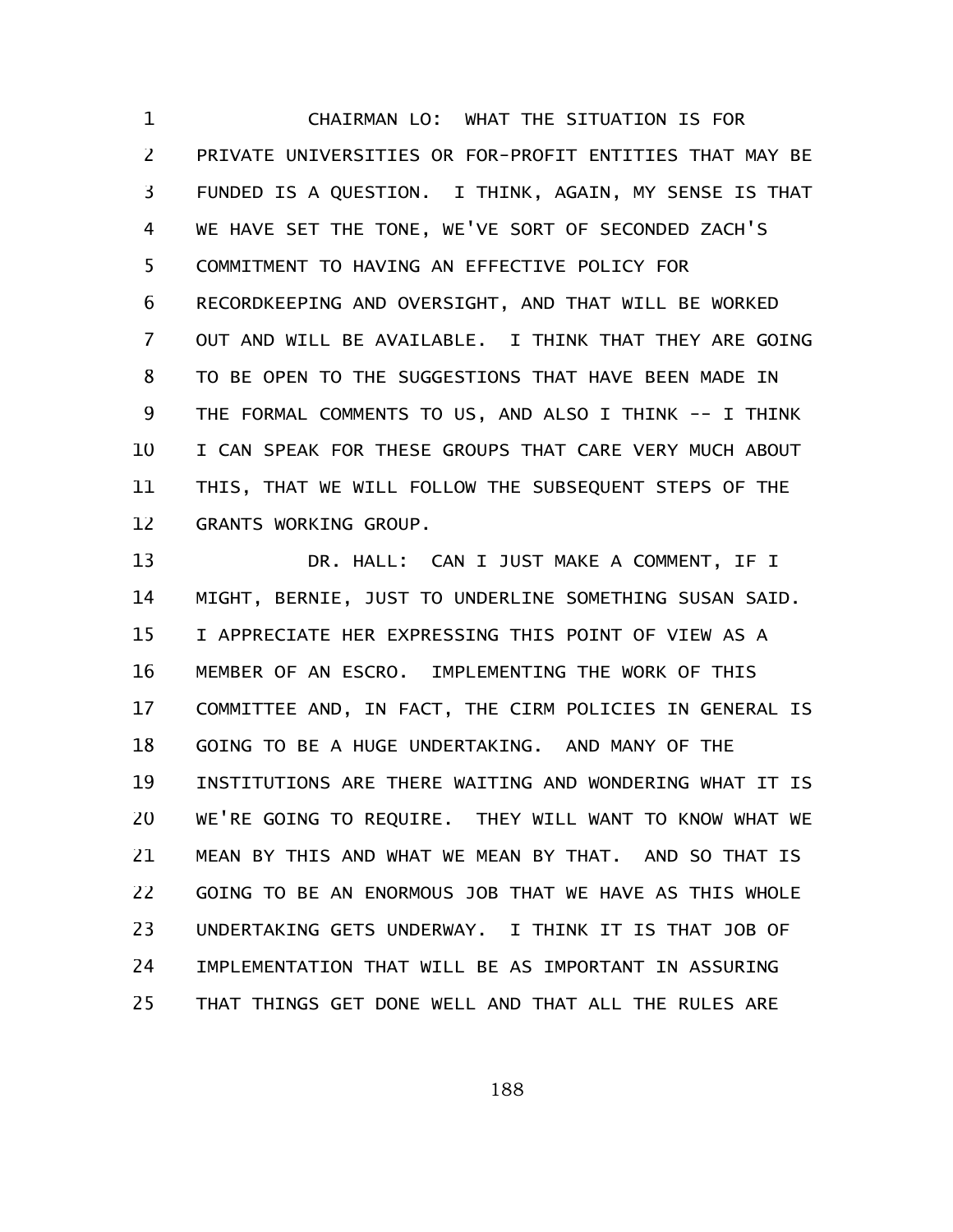CHAIRMAN LO: WHAT THE SITUATION IS FOR PRIVATE UNIVERSITIES OR FOR-PROFIT ENTITIES THAT MAY BE FUNDED IS A QUESTION. I THINK, AGAIN, MY SENSE IS THAT WE HAVE SET THE TONE, WE'VE SORT OF SECONDED ZACH'S COMMITMENT TO HAVING AN EFFECTIVE POLICY FOR RECORDKEEPING AND OVERSIGHT, AND THAT WILL BE WORKED OUT AND WILL BE AVAILABLE. I THINK THAT THEY ARE GOING TO BE OPEN TO THE SUGGESTIONS THAT HAVE BEEN MADE IN THE FORMAL COMMENTS TO US, AND ALSO I THINK -- I THINK I CAN SPEAK FOR THESE GROUPS THAT CARE VERY MUCH ABOUT THIS, THAT WE WILL FOLLOW THE SUBSEQUENT STEPS OF THE GRANTS WORKING GROUP.

DR. HALL: CAN I JUST MAKE A COMMENT, IF I MIGHT, BERNIE, JUST TO UNDERLINE SOMETHING SUSAN SAID. I APPRECIATE HER EXPRESSING THIS POINT OF VIEW AS A MEMBER OF AN ESCRO. IMPLEMENTING THE WORK OF THIS COMMITTEE AND, IN FACT, THE CIRM POLICIES IN GENERAL IS GOING TO BE A HUGE UNDERTAKING. AND MANY OF THE INSTITUTIONS ARE THERE WAITING AND WONDERING WHAT IT IS WE'RE GOING TO REQUIRE. THEY WILL WANT TO KNOW WHAT WE MEAN BY THIS AND WHAT WE MEAN BY THAT. AND SO THAT IS GOING TO BE AN ENORMOUS JOB THAT WE HAVE AS THIS WHOLE UNDERTAKING GETS UNDERWAY. I THINK IT IS THAT JOB OF IMPLEMENTATION THAT WILL BE AS IMPORTANT IN ASSURING THAT THINGS GET DONE WELL AND THAT ALL THE RULES ARE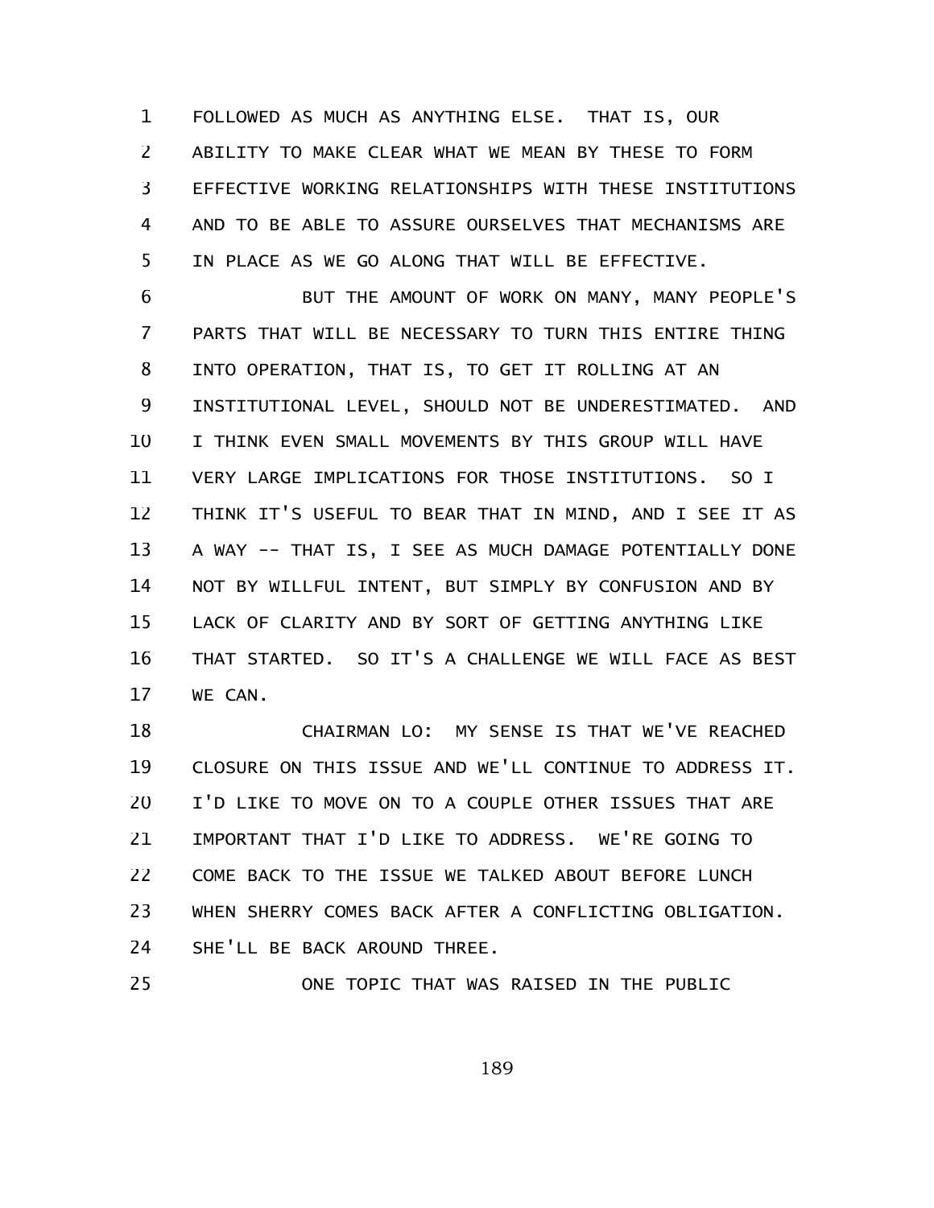FOLLOWED AS MUCH AS ANYTHING ELSE. THAT IS, OUR ABILITY TO MAKE CLEAR WHAT WE MEAN BY THESE TO FORM EFFECTIVE WORKING RELATIONSHIPS WITH THESE INSTITUTIONS AND TO BE ABLE TO ASSURE OURSELVES THAT MECHANISMS ARE IN PLACE AS WE GO ALONG THAT WILL BE EFFECTIVE.

BUT THE AMOUNT OF WORK ON MANY, MANY PEOPLE'S PARTS THAT WILL BE NECESSARY TO TURN THIS ENTIRE THING INTO OPERATION, THAT IS, TO GET IT ROLLING AT AN INSTITUTIONAL LEVEL, SHOULD NOT BE UNDERESTIMATED. AND I THINK EVEN SMALL MOVEMENTS BY THIS GROUP WILL HAVE VERY LARGE IMPLICATIONS FOR THOSE INSTITUTIONS. SO I THINK IT'S USEFUL TO BEAR THAT IN MIND, AND I SEE IT AS A WAY -- THAT IS, I SEE AS MUCH DAMAGE POTENTIALLY DONE NOT BY WILLFUL INTENT, BUT SIMPLY BY CONFUSION AND BY LACK OF CLARITY AND BY SORT OF GETTING ANYTHING LIKE THAT STARTED. SO IT'S A CHALLENGE WE WILL FACE AS BEST WE CAN.

CHAIRMAN LO: MY SENSE IS THAT WE'VE REACHED CLOSURE ON THIS ISSUE AND WE'LL CONTINUE TO ADDRESS IT. I'D LIKE TO MOVE ON TO A COUPLE OTHER ISSUES THAT ARE IMPORTANT THAT I'D LIKE TO ADDRESS. WE'RE GOING TO COME BACK TO THE ISSUE WE TALKED ABOUT BEFORE LUNCH WHEN SHERRY COMES BACK AFTER A CONFLICTING OBLIGATION. SHE'LL BE BACK AROUND THREE.

ONE TOPIC THAT WAS RAISED IN THE PUBLIC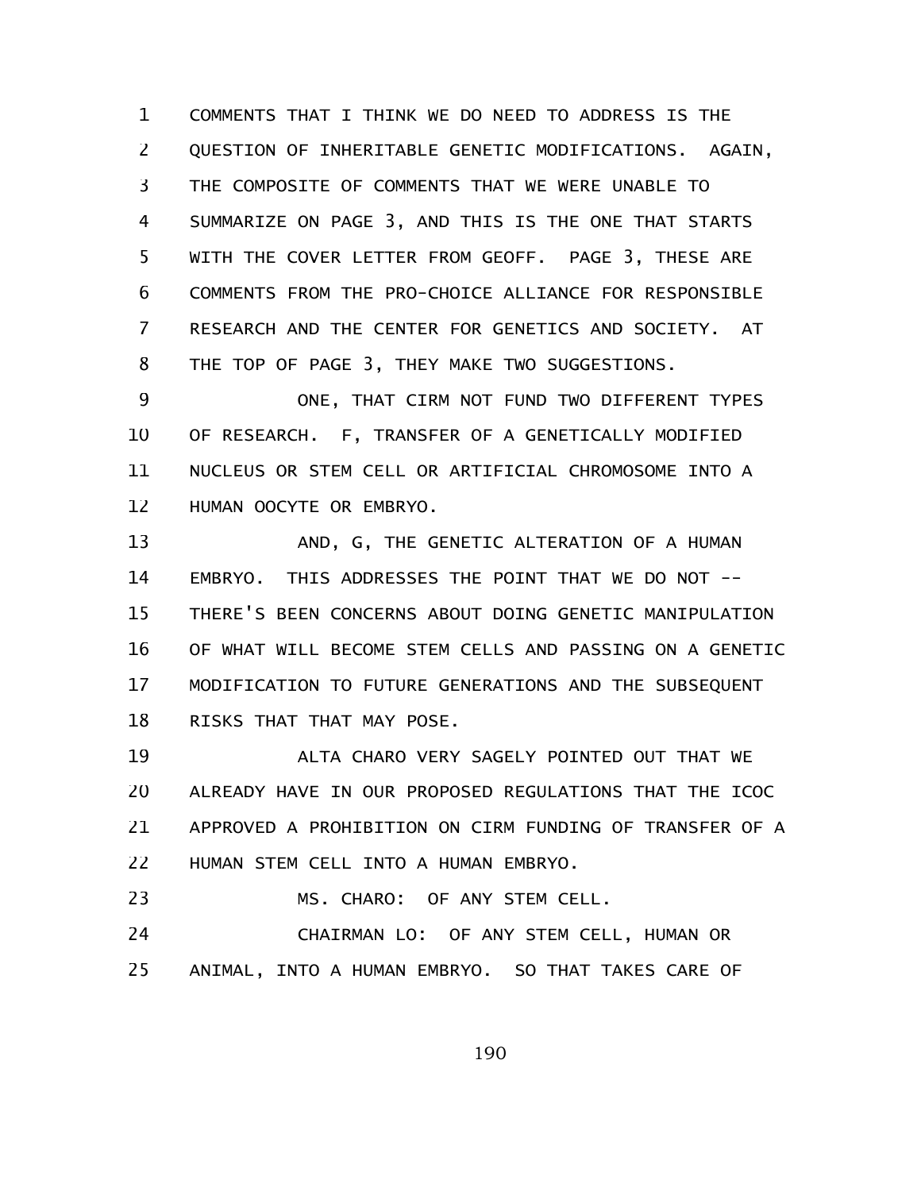COMMENTS THAT I THINK WE DO NEED TO ADDRESS IS THE QUESTION OF INHERITABLE GENETIC MODIFICATIONS. AGAIN, THE COMPOSITE OF COMMENTS THAT WE WERE UNABLE TO SUMMARIZE ON PAGE 3, AND THIS IS THE ONE THAT STARTS WITH THE COVER LETTER FROM GEOFF. PAGE 3, THESE ARE COMMENTS FROM THE PRO-CHOICE ALLIANCE FOR RESPONSIBLE RESEARCH AND THE CENTER FOR GENETICS AND SOCIETY. AT THE TOP OF PAGE 3, THEY MAKE TWO SUGGESTIONS.

ONE, THAT CIRM NOT FUND TWO DIFFERENT TYPES OF RESEARCH. F, TRANSFER OF A GENETICALLY MODIFIED NUCLEUS OR STEM CELL OR ARTIFICIAL CHROMOSOME INTO A HUMAN OOCYTE OR EMBRYO.

AND, G, THE GENETIC ALTERATION OF A HUMAN EMBRYO. THIS ADDRESSES THE POINT THAT WE DO NOT -- THERE'S BEEN CONCERNS ABOUT DOING GENETIC MANIPULATION OF WHAT WILL BECOME STEM CELLS AND PASSING ON A GENETIC MODIFICATION TO FUTURE GENERATIONS AND THE SUBSEQUENT RISKS THAT THAT MAY POSE.

ALTA CHARO VERY SAGELY POINTED OUT THAT WE ALREADY HAVE IN OUR PROPOSED REGULATIONS THAT THE ICOC APPROVED A PROHIBITION ON CIRM FUNDING OF TRANSFER OF A HUMAN STEM CELL INTO A HUMAN EMBRYO.

MS. CHARO: OF ANY STEM CELL.

CHAIRMAN LO: OF ANY STEM CELL, HUMAN OR ANIMAL, INTO A HUMAN EMBRYO. SO THAT TAKES CARE OF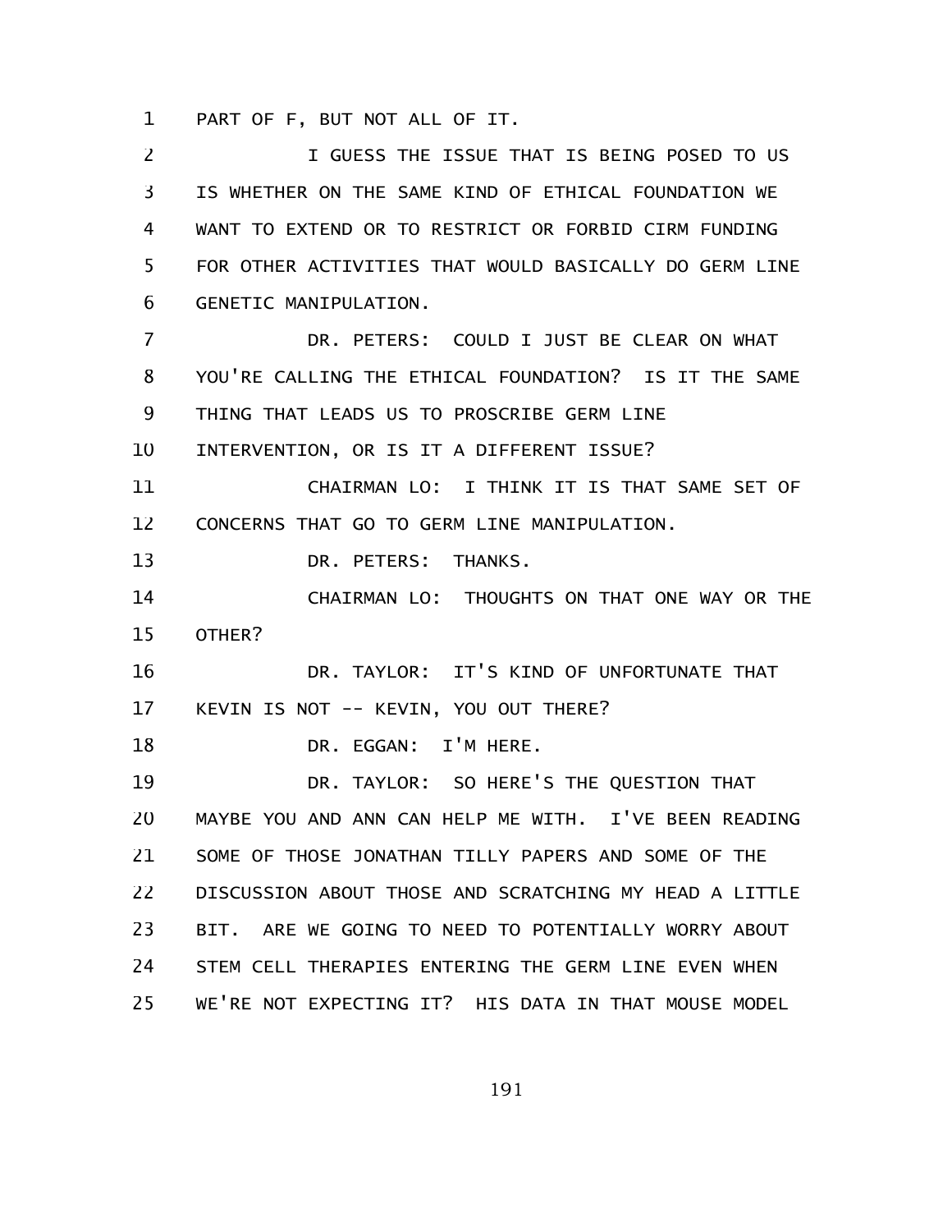PART OF F, BUT NOT ALL OF IT.

I GUESS THE ISSUE THAT IS BEING POSED TO US IS WHETHER ON THE SAME KIND OF ETHICAL FOUNDATION WE WANT TO EXTEND OR TO RESTRICT OR FORBID CIRM FUNDING FOR OTHER ACTIVITIES THAT WOULD BASICALLY DO GERM LINE GENETIC MANIPULATION.

DR. PETERS: COULD I JUST BE CLEAR ON WHAT YOU'RE CALLING THE ETHICAL FOUNDATION? IS IT THE SAME THING THAT LEADS US TO PROSCRIBE GERM LINE INTERVENTION, OR IS IT A DIFFERENT ISSUE?

CHAIRMAN LO: I THINK IT IS THAT SAME SET OF CONCERNS THAT GO TO GERM LINE MANIPULATION.

DR. PETERS: THANKS.

CHAIRMAN LO: THOUGHTS ON THAT ONE WAY OR THE OTHER?

DR. TAYLOR: IT'S KIND OF UNFORTUNATE THAT KEVIN IS NOT -- KEVIN, YOU OUT THERE?

DR. EGGAN: I'M HERE.

DR. TAYLOR: SO HERE'S THE QUESTION THAT MAYBE YOU AND ANN CAN HELP ME WITH. I'VE BEEN READING SOME OF THOSE JONATHAN TILLY PAPERS AND SOME OF THE DISCUSSION ABOUT THOSE AND SCRATCHING MY HEAD A LITTLE BIT. ARE WE GOING TO NEED TO POTENTIALLY WORRY ABOUT STEM CELL THERAPIES ENTERING THE GERM LINE EVEN WHEN WE'RE NOT EXPECTING IT? HIS DATA IN THAT MOUSE MODEL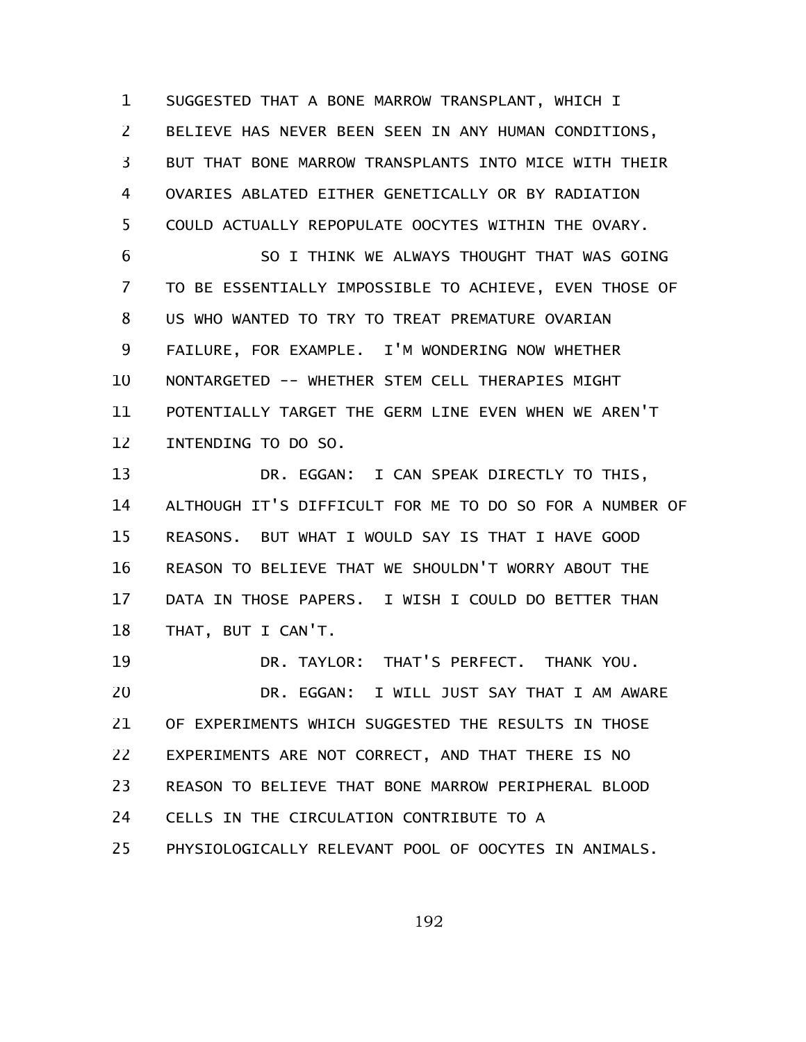SUGGESTED THAT A BONE MARROW TRANSPLANT, WHICH I BELIEVE HAS NEVER BEEN SEEN IN ANY HUMAN CONDITIONS, BUT THAT BONE MARROW TRANSPLANTS INTO MICE WITH THEIR OVARIES ABLATED EITHER GENETICALLY OR BY RADIATION COULD ACTUALLY REPOPULATE OOCYTES WITHIN THE OVARY.

SO I THINK WE ALWAYS THOUGHT THAT WAS GOING TO BE ESSENTIALLY IMPOSSIBLE TO ACHIEVE, EVEN THOSE OF US WHO WANTED TO TRY TO TREAT PREMATURE OVARIAN FAILURE, FOR EXAMPLE. I'M WONDERING NOW WHETHER NONTARGETED -- WHETHER STEM CELL THERAPIES MIGHT POTENTIALLY TARGET THE GERM LINE EVEN WHEN WE AREN'T INTENDING TO DO SO.

DR. EGGAN: I CAN SPEAK DIRECTLY TO THIS, ALTHOUGH IT'S DIFFICULT FOR ME TO DO SO FOR A NUMBER OF REASONS. BUT WHAT I WOULD SAY IS THAT I HAVE GOOD REASON TO BELIEVE THAT WE SHOULDN'T WORRY ABOUT THE DATA IN THOSE PAPERS. I WISH I COULD DO BETTER THAN THAT, BUT I CAN'T.

DR. TAYLOR: THAT'S PERFECT. THANK YOU.

DR. EGGAN: I WILL JUST SAY THAT I AM AWARE OF EXPERIMENTS WHICH SUGGESTED THE RESULTS IN THOSE EXPERIMENTS ARE NOT CORRECT, AND THAT THERE IS NO REASON TO BELIEVE THAT BONE MARROW PERIPHERAL BLOOD CELLS IN THE CIRCULATION CONTRIBUTE TO A PHYSIOLOGICALLY RELEVANT POOL OF OOCYTES IN ANIMALS.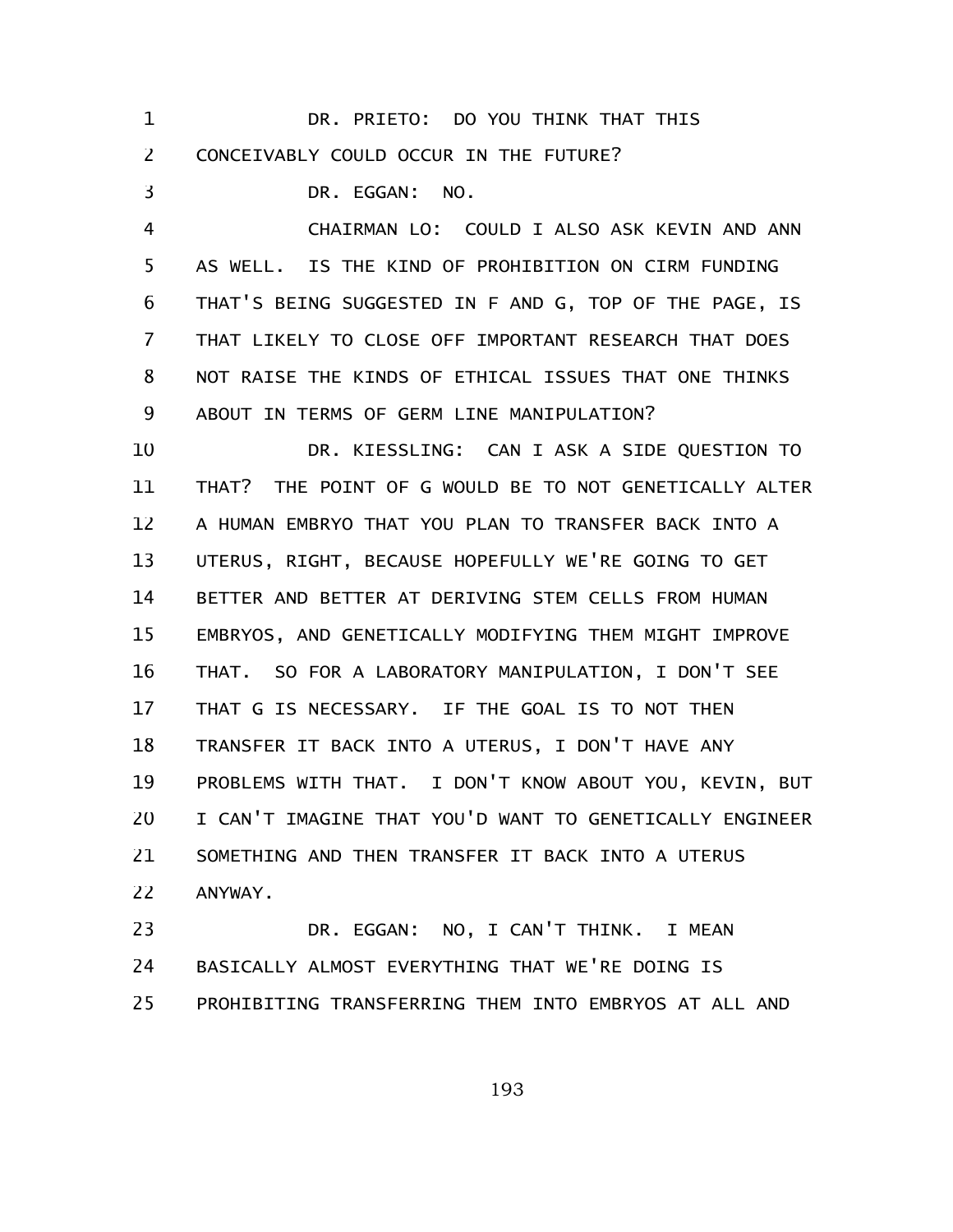DR. PRIETO: DO YOU THINK THAT THIS CONCEIVABLY COULD OCCUR IN THE FUTURE?

DR. EGGAN: NO.

CHAIRMAN LO: COULD I ALSO ASK KEVIN AND ANN AS WELL. IS THE KIND OF PROHIBITION ON CIRM FUNDING THAT'S BEING SUGGESTED IN F AND G, TOP OF THE PAGE, IS THAT LIKELY TO CLOSE OFF IMPORTANT RESEARCH THAT DOES NOT RAISE THE KINDS OF ETHICAL ISSUES THAT ONE THINKS ABOUT IN TERMS OF GERM LINE MANIPULATION?

DR. KIESSLING: CAN I ASK A SIDE QUESTION TO THAT? THE POINT OF G WOULD BE TO NOT GENETICALLY ALTER A HUMAN EMBRYO THAT YOU PLAN TO TRANSFER BACK INTO A UTERUS, RIGHT, BECAUSE HOPEFULLY WE'RE GOING TO GET BETTER AND BETTER AT DERIVING STEM CELLS FROM HUMAN EMBRYOS, AND GENETICALLY MODIFYING THEM MIGHT IMPROVE THAT. SO FOR A LABORATORY MANIPULATION, I DON'T SEE THAT G IS NECESSARY. IF THE GOAL IS TO NOT THEN TRANSFER IT BACK INTO A UTERUS, I DON'T HAVE ANY PROBLEMS WITH THAT. I DON'T KNOW ABOUT YOU, KEVIN, BUT I CAN'T IMAGINE THAT YOU'D WANT TO GENETICALLY ENGINEER SOMETHING AND THEN TRANSFER IT BACK INTO A UTERUS ANYWAY.

DR. EGGAN: NO, I CAN'T THINK. I MEAN BASICALLY ALMOST EVERYTHING THAT WE'RE DOING IS PROHIBITING TRANSFERRING THEM INTO EMBRYOS AT ALL AND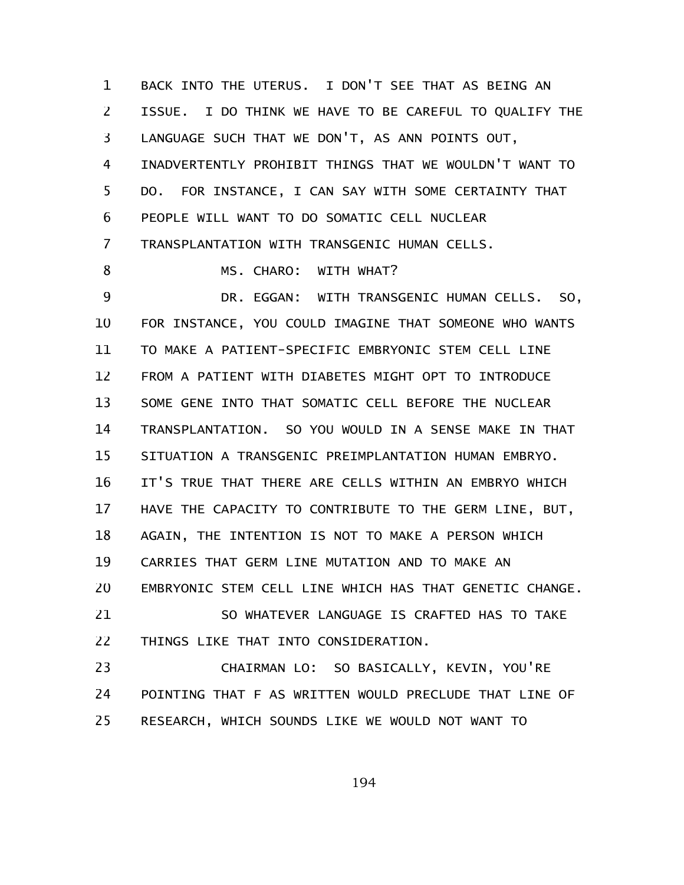BACK INTO THE UTERUS. I DON'T SEE THAT AS BEING AN ISSUE. I DO THINK WE HAVE TO BE CAREFUL TO QUALIFY THE LANGUAGE SUCH THAT WE DON'T, AS ANN POINTS OUT, INADVERTENTLY PROHIBIT THINGS THAT WE WOULDN'T WANT TO DO. FOR INSTANCE, I CAN SAY WITH SOME CERTAINTY THAT PEOPLE WILL WANT TO DO SOMATIC CELL NUCLEAR TRANSPLANTATION WITH TRANSGENIC HUMAN CELLS.

MS. CHARO: WITH WHAT?

DR. EGGAN: WITH TRANSGENIC HUMAN CELLS. SO, FOR INSTANCE, YOU COULD IMAGINE THAT SOMEONE WHO WANTS TO MAKE A PATIENT-SPECIFIC EMBRYONIC STEM CELL LINE FROM A PATIENT WITH DIABETES MIGHT OPT TO INTRODUCE SOME GENE INTO THAT SOMATIC CELL BEFORE THE NUCLEAR TRANSPLANTATION. SO YOU WOULD IN A SENSE MAKE IN THAT SITUATION A TRANSGENIC PREIMPLANTATION HUMAN EMBRYO. IT'S TRUE THAT THERE ARE CELLS WITHIN AN EMBRYO WHICH HAVE THE CAPACITY TO CONTRIBUTE TO THE GERM LINE, BUT, AGAIN, THE INTENTION IS NOT TO MAKE A PERSON WHICH CARRIES THAT GERM LINE MUTATION AND TO MAKE AN EMBRYONIC STEM CELL LINE WHICH HAS THAT GENETIC CHANGE.

SO WHATEVER LANGUAGE IS CRAFTED HAS TO TAKE THINGS LIKE THAT INTO CONSIDERATION.

CHAIRMAN LO: SO BASICALLY, KEVIN, YOU'RE POINTING THAT F AS WRITTEN WOULD PRECLUDE THAT LINE OF RESEARCH, WHICH SOUNDS LIKE WE WOULD NOT WANT TO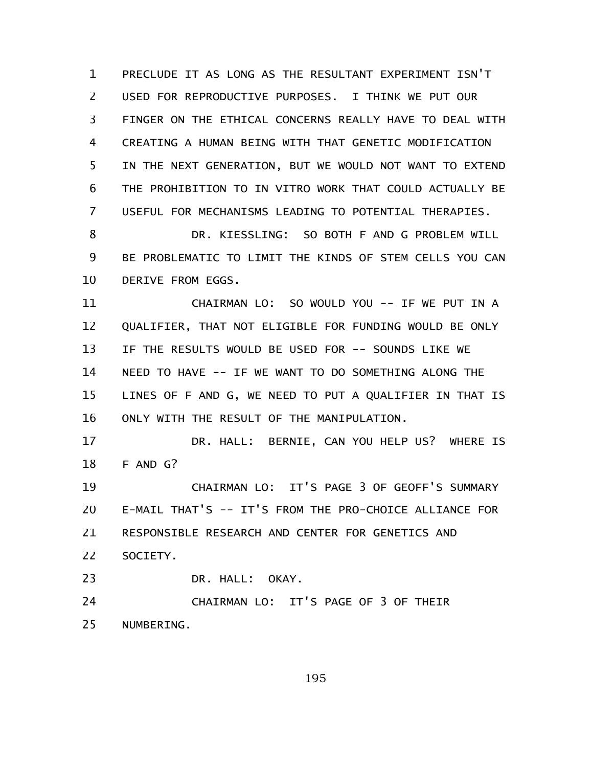PRECLUDE IT AS LONG AS THE RESULTANT EXPERIMENT ISN'T USED FOR REPRODUCTIVE PURPOSES. I THINK WE PUT OUR FINGER ON THE ETHICAL CONCERNS REALLY HAVE TO DEAL WITH CREATING A HUMAN BEING WITH THAT GENETIC MODIFICATION IN THE NEXT GENERATION, BUT WE WOULD NOT WANT TO EXTEND THE PROHIBITION TO IN VITRO WORK THAT COULD ACTUALLY BE USEFUL FOR MECHANISMS LEADING TO POTENTIAL THERAPIES.

DR. KIESSLING: SO BOTH F AND G PROBLEM WILL BE PROBLEMATIC TO LIMIT THE KINDS OF STEM CELLS YOU CAN DERIVE FROM EGGS.

CHAIRMAN LO: SO WOULD YOU -- IF WE PUT IN A QUALIFIER, THAT NOT ELIGIBLE FOR FUNDING WOULD BE ONLY IF THE RESULTS WOULD BE USED FOR -- SOUNDS LIKE WE NEED TO HAVE -- IF WE WANT TO DO SOMETHING ALONG THE LINES OF F AND G, WE NEED TO PUT A QUALIFIER IN THAT IS ONLY WITH THE RESULT OF THE MANIPULATION.

DR. HALL: BERNIE, CAN YOU HELP US? WHERE IS F AND G?

CHAIRMAN LO: IT'S PAGE 3 OF GEOFF'S SUMMARY E-MAIL THAT'S -- IT'S FROM THE PRO-CHOICE ALLIANCE FOR RESPONSIBLE RESEARCH AND CENTER FOR GENETICS AND SOCIETY.

DR. HALL: OKAY.

CHAIRMAN LO: IT'S PAGE OF 3 OF THEIR NUMBERING.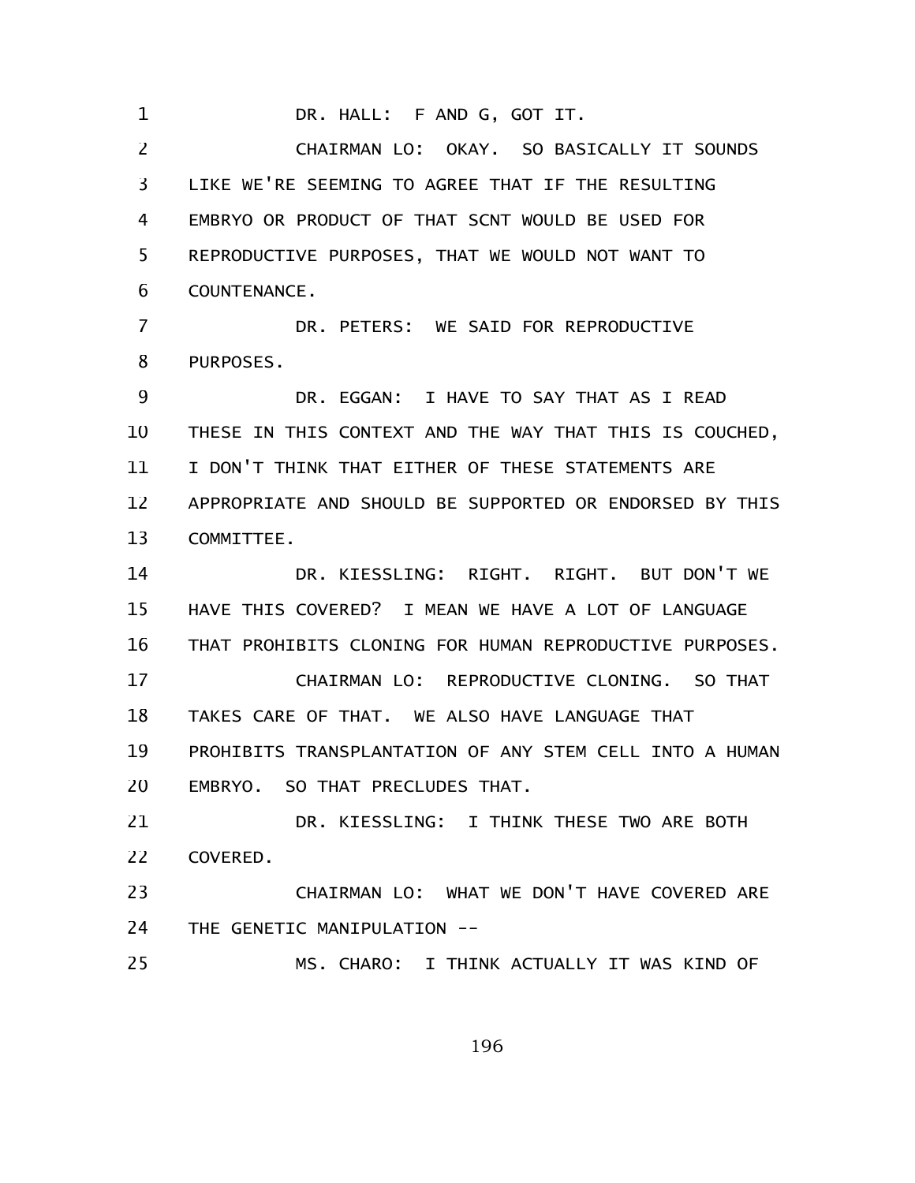DR. HALL: F AND G, GOT IT.

CHAIRMAN LO: OKAY. SO BASICALLY IT SOUNDS LIKE WE'RE SEEMING TO AGREE THAT IF THE RESULTING EMBRYO OR PRODUCT OF THAT SCNT WOULD BE USED FOR REPRODUCTIVE PURPOSES, THAT WE WOULD NOT WANT TO COUNTENANCE.

DR. PETERS: WE SAID FOR REPRODUCTIVE PURPOSES.

DR. EGGAN: I HAVE TO SAY THAT AS I READ THESE IN THIS CONTEXT AND THE WAY THAT THIS IS COUCHED, I DON'T THINK THAT EITHER OF THESE STATEMENTS ARE APPROPRIATE AND SHOULD BE SUPPORTED OR ENDORSED BY THIS COMMITTEE.

DR. KIESSLING: RIGHT. RIGHT. BUT DON'T WE HAVE THIS COVERED? I MEAN WE HAVE A LOT OF LANGUAGE THAT PROHIBITS CLONING FOR HUMAN REPRODUCTIVE PURPOSES.

CHAIRMAN LO: REPRODUCTIVE CLONING. SO THAT TAKES CARE OF THAT. WE ALSO HAVE LANGUAGE THAT PROHIBITS TRANSPLANTATION OF ANY STEM CELL INTO A HUMAN EMBRYO. SO THAT PRECLUDES THAT.

DR. KIESSLING: I THINK THESE TWO ARE BOTH COVERED.

CHAIRMAN LO: WHAT WE DON'T HAVE COVERED ARE THE GENETIC MANIPULATION --

MS. CHARO: I THINK ACTUALLY IT WAS KIND OF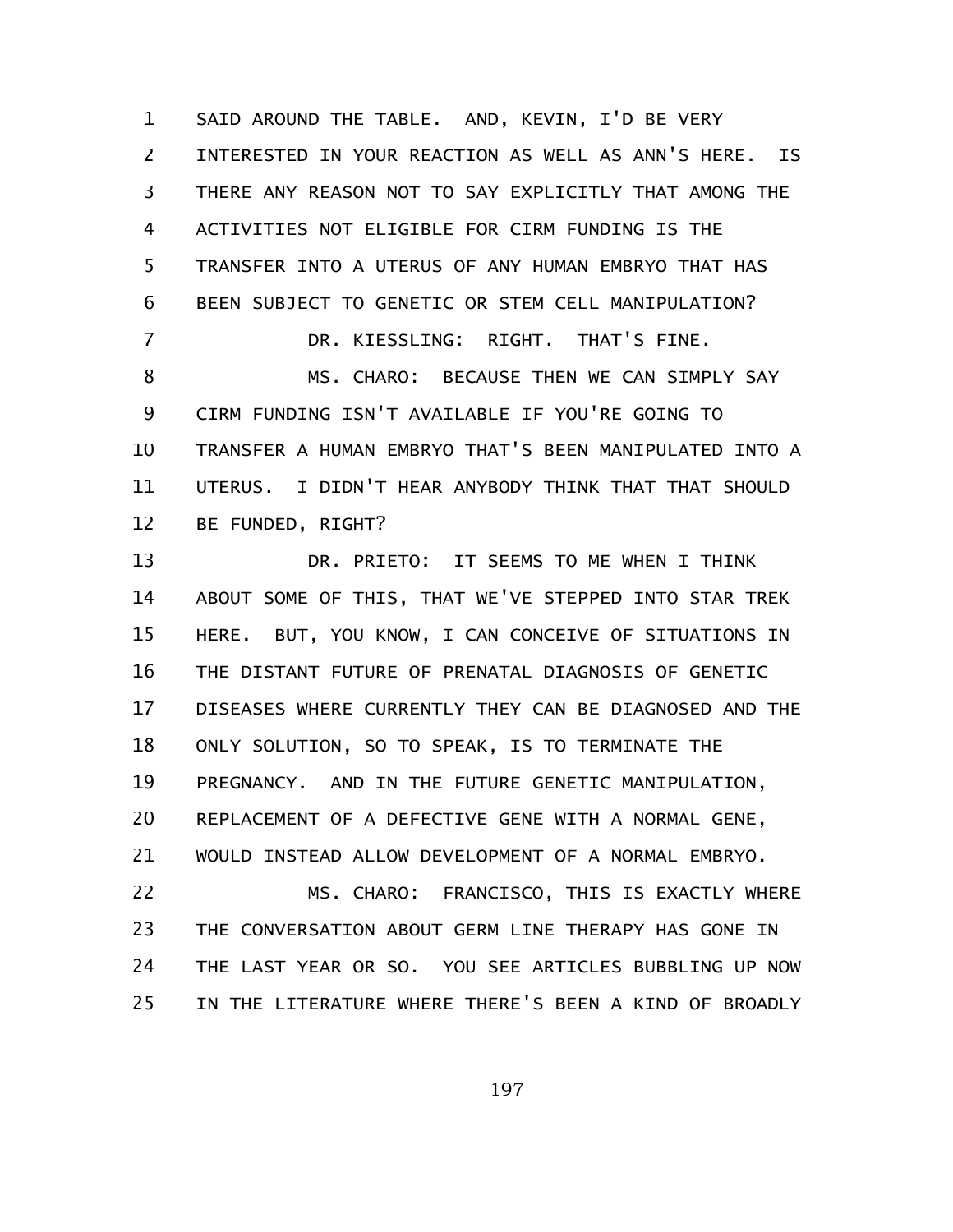SAID AROUND THE TABLE. AND, KEVIN, I'D BE VERY INTERESTED IN YOUR REACTION AS WELL AS ANN'S HERE. IS THERE ANY REASON NOT TO SAY EXPLICITLY THAT AMONG THE ACTIVITIES NOT ELIGIBLE FOR CIRM FUNDING IS THE TRANSFER INTO A UTERUS OF ANY HUMAN EMBRYO THAT HAS BEEN SUBJECT TO GENETIC OR STEM CELL MANIPULATION?

DR. KIESSLING: RIGHT. THAT'S FINE.

MS. CHARO: BECAUSE THEN WE CAN SIMPLY SAY CIRM FUNDING ISN'T AVAILABLE IF YOU'RE GOING TO TRANSFER A HUMAN EMBRYO THAT'S BEEN MANIPULATED INTO A UTERUS. I DIDN'T HEAR ANYBODY THINK THAT THAT SHOULD BE FUNDED, RIGHT?

DR. PRIETO: IT SEEMS TO ME WHEN I THINK ABOUT SOME OF THIS, THAT WE'VE STEPPED INTO STAR TREK HERE. BUT, YOU KNOW, I CAN CONCEIVE OF SITUATIONS IN THE DISTANT FUTURE OF PRENATAL DIAGNOSIS OF GENETIC DISEASES WHERE CURRENTLY THEY CAN BE DIAGNOSED AND THE ONLY SOLUTION, SO TO SPEAK, IS TO TERMINATE THE PREGNANCY. AND IN THE FUTURE GENETIC MANIPULATION, REPLACEMENT OF A DEFECTIVE GENE WITH A NORMAL GENE, WOULD INSTEAD ALLOW DEVELOPMENT OF A NORMAL EMBRYO.

MS. CHARO: FRANCISCO, THIS IS EXACTLY WHERE THE CONVERSATION ABOUT GERM LINE THERAPY HAS GONE IN THE LAST YEAR OR SO. YOU SEE ARTICLES BUBBLING UP NOW IN THE LITERATURE WHERE THERE'S BEEN A KIND OF BROADLY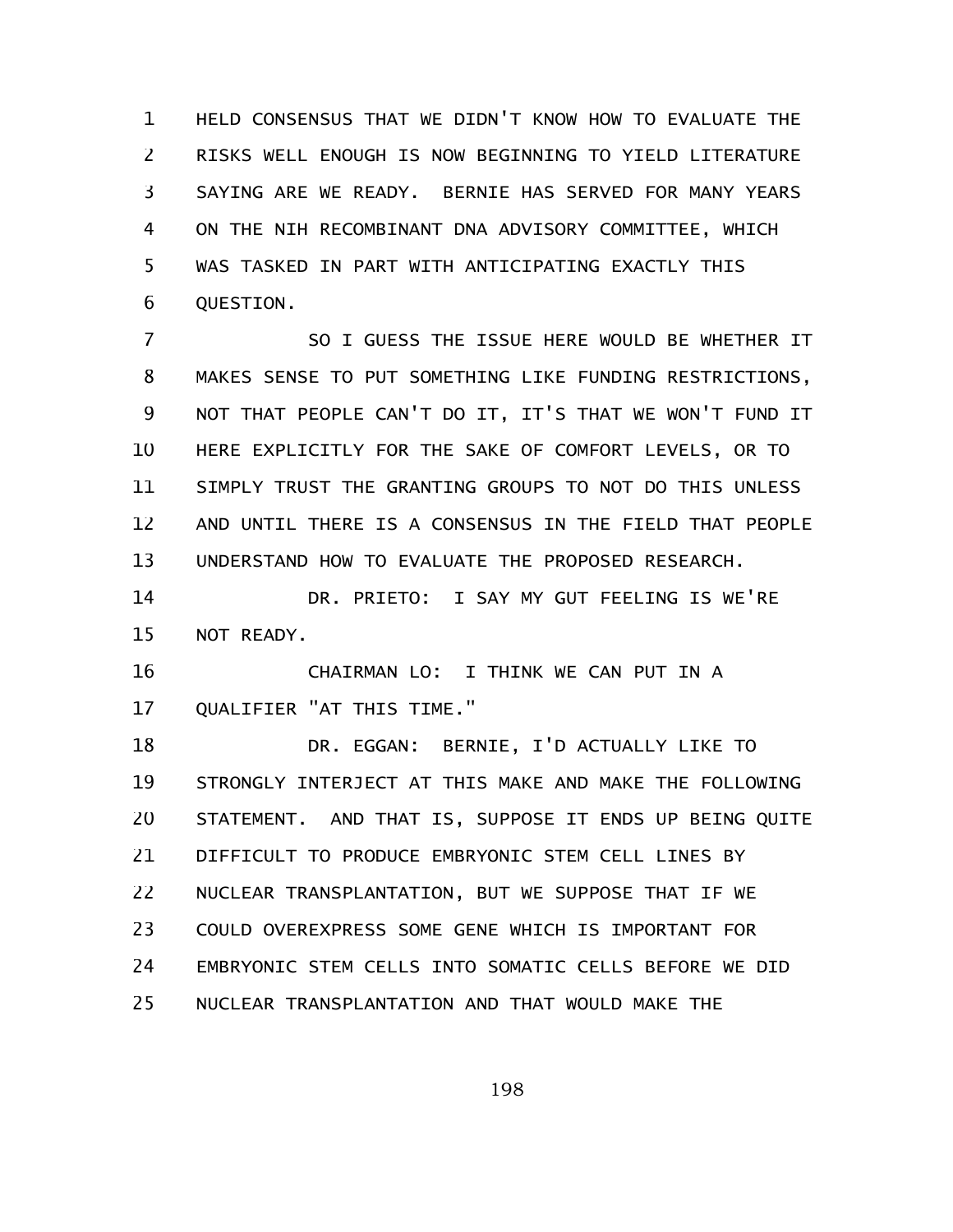HELD CONSENSUS THAT WE DIDN'T KNOW HOW TO EVALUATE THE RISKS WELL ENOUGH IS NOW BEGINNING TO YIELD LITERATURE SAYING ARE WE READY. BERNIE HAS SERVED FOR MANY YEARS ON THE NIH RECOMBINANT DNA ADVISORY COMMITTEE, WHICH WAS TASKED IN PART WITH ANTICIPATING EXACTLY THIS QUESTION.

SO I GUESS THE ISSUE HERE WOULD BE WHETHER IT MAKES SENSE TO PUT SOMETHING LIKE FUNDING RESTRICTIONS, NOT THAT PEOPLE CAN'T DO IT, IT'S THAT WE WON'T FUND IT HERE EXPLICITLY FOR THE SAKE OF COMFORT LEVELS, OR TO SIMPLY TRUST THE GRANTING GROUPS TO NOT DO THIS UNLESS AND UNTIL THERE IS A CONSENSUS IN THE FIELD THAT PEOPLE UNDERSTAND HOW TO EVALUATE THE PROPOSED RESEARCH.

DR. PRIETO: I SAY MY GUT FEELING IS WE'RE NOT READY.

CHAIRMAN LO: I THINK WE CAN PUT IN A QUALIFIER "AT THIS TIME."

DR. EGGAN: BERNIE, I'D ACTUALLY LIKE TO STRONGLY INTERJECT AT THIS MAKE AND MAKE THE FOLLOWING STATEMENT. AND THAT IS, SUPPOSE IT ENDS UP BEING QUITE DIFFICULT TO PRODUCE EMBRYONIC STEM CELL LINES BY NUCLEAR TRANSPLANTATION, BUT WE SUPPOSE THAT IF WE COULD OVEREXPRESS SOME GENE WHICH IS IMPORTANT FOR EMBRYONIC STEM CELLS INTO SOMATIC CELLS BEFORE WE DID NUCLEAR TRANSPLANTATION AND THAT WOULD MAKE THE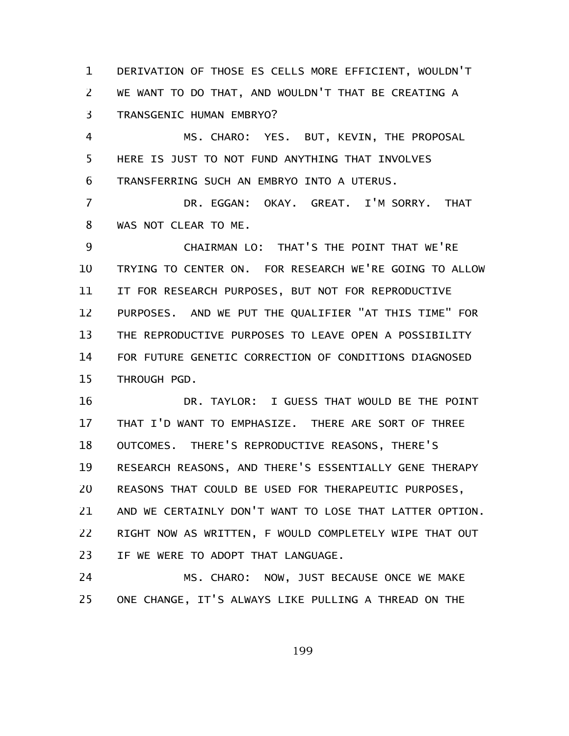DERIVATION OF THOSE ES CELLS MORE EFFICIENT, WOULDN'T WE WANT TO DO THAT, AND WOULDN'T THAT BE CREATING A TRANSGENIC HUMAN EMBRYO?

MS. CHARO: YES. BUT, KEVIN, THE PROPOSAL HERE IS JUST TO NOT FUND ANYTHING THAT INVOLVES TRANSFERRING SUCH AN EMBRYO INTO A UTERUS.

DR. EGGAN: OKAY. GREAT. I'M SORRY. THAT WAS NOT CLEAR TO ME.

CHAIRMAN LO: THAT'S THE POINT THAT WE'RE TRYING TO CENTER ON. FOR RESEARCH WE'RE GOING TO ALLOW IT FOR RESEARCH PURPOSES, BUT NOT FOR REPRODUCTIVE PURPOSES. AND WE PUT THE QUALIFIER "AT THIS TIME" FOR THE REPRODUCTIVE PURPOSES TO LEAVE OPEN A POSSIBILITY FOR FUTURE GENETIC CORRECTION OF CONDITIONS DIAGNOSED THROUGH PGD.

DR. TAYLOR: I GUESS THAT WOULD BE THE POINT THAT I'D WANT TO EMPHASIZE. THERE ARE SORT OF THREE OUTCOMES. THERE'S REPRODUCTIVE REASONS, THERE'S RESEARCH REASONS, AND THERE'S ESSENTIALLY GENE THERAPY REASONS THAT COULD BE USED FOR THERAPEUTIC PURPOSES, AND WE CERTAINLY DON'T WANT TO LOSE THAT LATTER OPTION. RIGHT NOW AS WRITTEN, F WOULD COMPLETELY WIPE THAT OUT IF WE WERE TO ADOPT THAT LANGUAGE.

MS. CHARO: NOW, JUST BECAUSE ONCE WE MAKE ONE CHANGE, IT'S ALWAYS LIKE PULLING A THREAD ON THE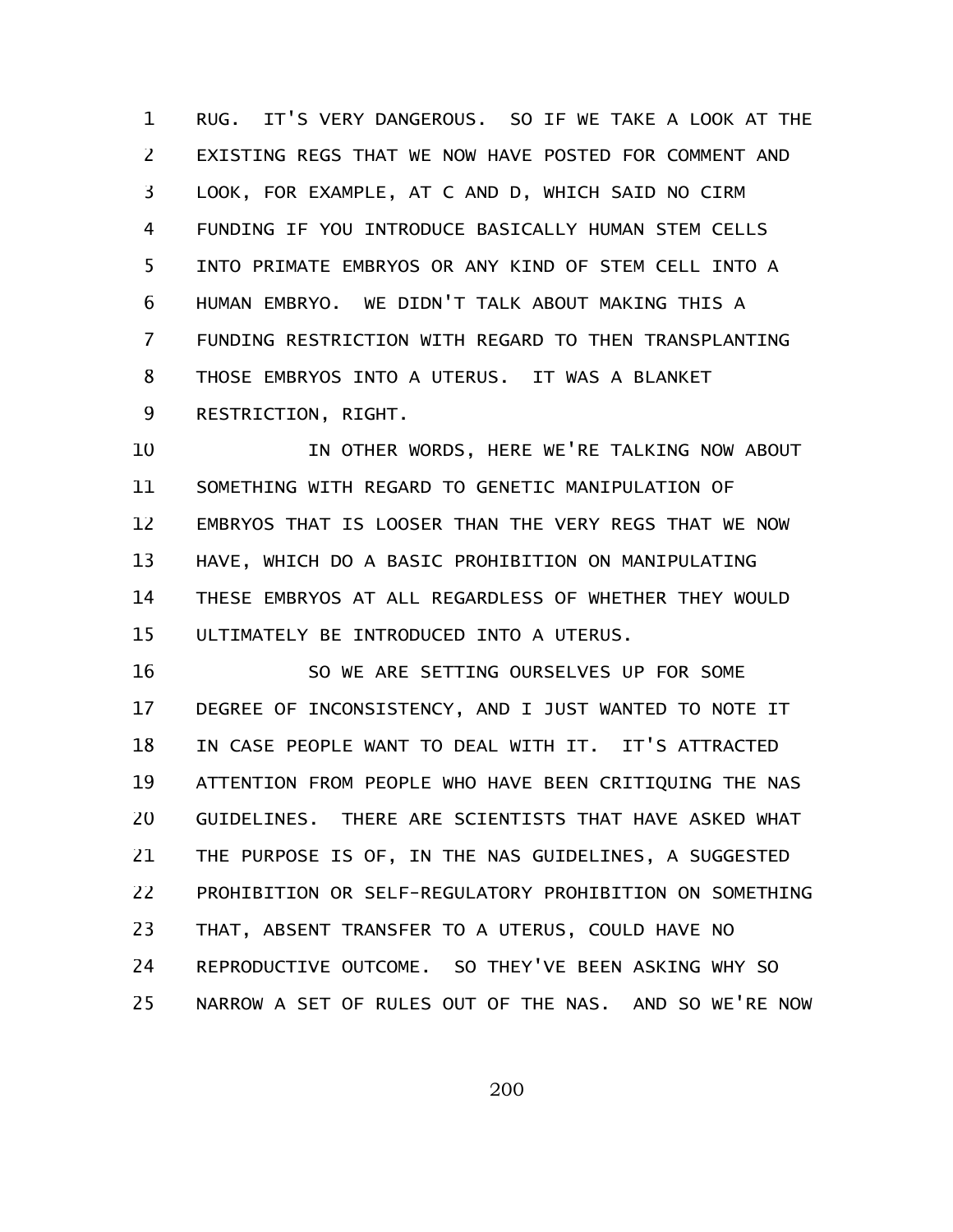RUG. IT'S VERY DANGEROUS. SO IF WE TAKE A LOOK AT THE EXISTING REGS THAT WE NOW HAVE POSTED FOR COMMENT AND LOOK, FOR EXAMPLE, AT C AND D, WHICH SAID NO CIRM FUNDING IF YOU INTRODUCE BASICALLY HUMAN STEM CELLS INTO PRIMATE EMBRYOS OR ANY KIND OF STEM CELL INTO A HUMAN EMBRYO. WE DIDN'T TALK ABOUT MAKING THIS A FUNDING RESTRICTION WITH REGARD TO THEN TRANSPLANTING THOSE EMBRYOS INTO A UTERUS. IT WAS A BLANKET RESTRICTION, RIGHT.

IN OTHER WORDS, HERE WE'RE TALKING NOW ABOUT SOMETHING WITH REGARD TO GENETIC MANIPULATION OF EMBRYOS THAT IS LOOSER THAN THE VERY REGS THAT WE NOW HAVE, WHICH DO A BASIC PROHIBITION ON MANIPULATING THESE EMBRYOS AT ALL REGARDLESS OF WHETHER THEY WOULD ULTIMATELY BE INTRODUCED INTO A UTERUS.

SO WE ARE SETTING OURSELVES UP FOR SOME DEGREE OF INCONSISTENCY, AND I JUST WANTED TO NOTE IT IN CASE PEOPLE WANT TO DEAL WITH IT. IT'S ATTRACTED ATTENTION FROM PEOPLE WHO HAVE BEEN CRITIQUING THE NAS GUIDELINES. THERE ARE SCIENTISTS THAT HAVE ASKED WHAT THE PURPOSE IS OF, IN THE NAS GUIDELINES, A SUGGESTED PROHIBITION OR SELF-REGULATORY PROHIBITION ON SOMETHING THAT, ABSENT TRANSFER TO A UTERUS, COULD HAVE NO REPRODUCTIVE OUTCOME. SO THEY'VE BEEN ASKING WHY SO NARROW A SET OF RULES OUT OF THE NAS. AND SO WE'RE NOW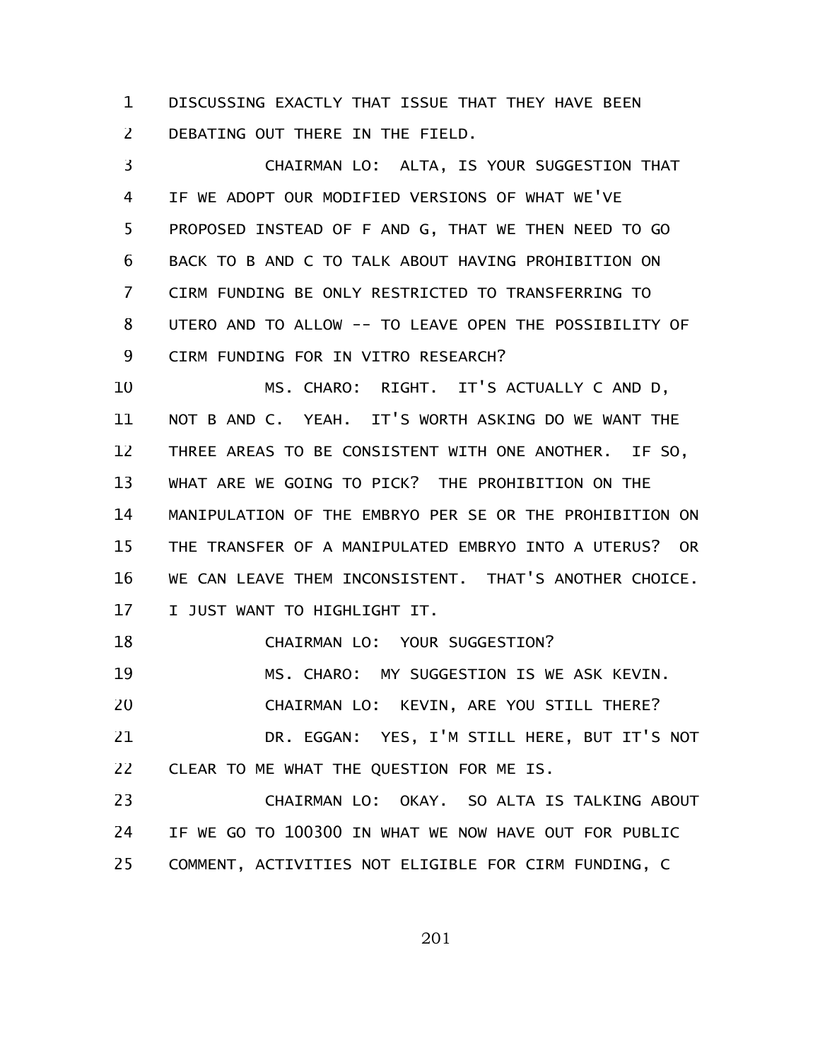DISCUSSING EXACTLY THAT ISSUE THAT THEY HAVE BEEN DEBATING OUT THERE IN THE FIELD.

CHAIRMAN LO: ALTA, IS YOUR SUGGESTION THAT IF WE ADOPT OUR MODIFIED VERSIONS OF WHAT WE'VE PROPOSED INSTEAD OF F AND G, THAT WE THEN NEED TO GO BACK TO B AND C TO TALK ABOUT HAVING PROHIBITION ON CIRM FUNDING BE ONLY RESTRICTED TO TRANSFERRING TO UTERO AND TO ALLOW -- TO LEAVE OPEN THE POSSIBILITY OF CIRM FUNDING FOR IN VITRO RESEARCH?

MS. CHARO: RIGHT. IT'S ACTUALLY C AND D, NOT B AND C. YEAH. IT'S WORTH ASKING DO WE WANT THE THREE AREAS TO BE CONSISTENT WITH ONE ANOTHER. IF SO, WHAT ARE WE GOING TO PICK? THE PROHIBITION ON THE MANIPULATION OF THE EMBRYO PER SE OR THE PROHIBITION ON THE TRANSFER OF A MANIPULATED EMBRYO INTO A UTERUS? OR WE CAN LEAVE THEM INCONSISTENT. THAT'S ANOTHER CHOICE. I JUST WANT TO HIGHLIGHT IT.

CHAIRMAN LO: YOUR SUGGESTION?

MS. CHARO: MY SUGGESTION IS WE ASK KEVIN.

CHAIRMAN LO: KEVIN, ARE YOU STILL THERE?

DR. EGGAN: YES, I'M STILL HERE, BUT IT'S NOT CLEAR TO ME WHAT THE QUESTION FOR ME IS.

CHAIRMAN LO: OKAY. SO ALTA IS TALKING ABOUT IF WE GO TO 100300 IN WHAT WE NOW HAVE OUT FOR PUBLIC COMMENT, ACTIVITIES NOT ELIGIBLE FOR CIRM FUNDING, C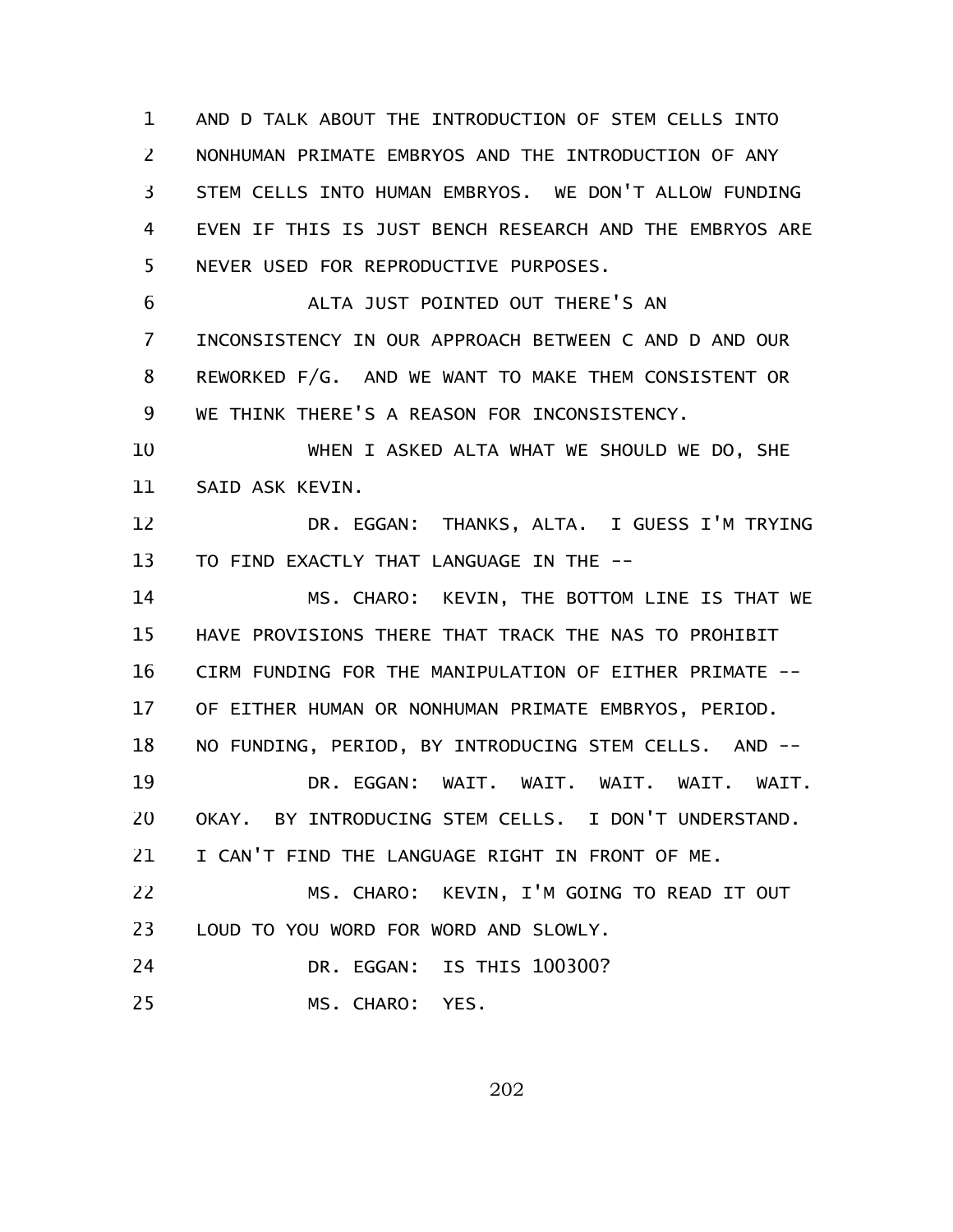AND D TALK ABOUT THE INTRODUCTION OF STEM CELLS INTO NONHUMAN PRIMATE EMBRYOS AND THE INTRODUCTION OF ANY STEM CELLS INTO HUMAN EMBRYOS. WE DON'T ALLOW FUNDING EVEN IF THIS IS JUST BENCH RESEARCH AND THE EMBRYOS ARE NEVER USED FOR REPRODUCTIVE PURPOSES.

ALTA JUST POINTED OUT THERE'S AN INCONSISTENCY IN OUR APPROACH BETWEEN C AND D AND OUR REWORKED F/G. AND WE WANT TO MAKE THEM CONSISTENT OR WE THINK THERE'S A REASON FOR INCONSISTENCY.

WHEN I ASKED ALTA WHAT WE SHOULD WE DO, SHE SAID ASK KEVIN.

DR. EGGAN: THANKS, ALTA. I GUESS I'M TRYING TO FIND EXACTLY THAT LANGUAGE IN THE --

MS. CHARO: KEVIN, THE BOTTOM LINE IS THAT WE HAVE PROVISIONS THERE THAT TRACK THE NAS TO PROHIBIT CIRM FUNDING FOR THE MANIPULATION OF EITHER PRIMATE -- OF EITHER HUMAN OR NONHUMAN PRIMATE EMBRYOS, PERIOD. NO FUNDING, PERIOD, BY INTRODUCING STEM CELLS. AND --

DR. EGGAN: WAIT. WAIT. WAIT. WAIT. WAIT. OKAY. BY INTRODUCING STEM CELLS. I DON'T UNDERSTAND. I CAN'T FIND THE LANGUAGE RIGHT IN FRONT OF ME.

MS. CHARO: KEVIN, I'M GOING TO READ IT OUT LOUD TO YOU WORD FOR WORD AND SLOWLY.

DR. EGGAN: IS THIS 100300?

MS. CHARO: YES.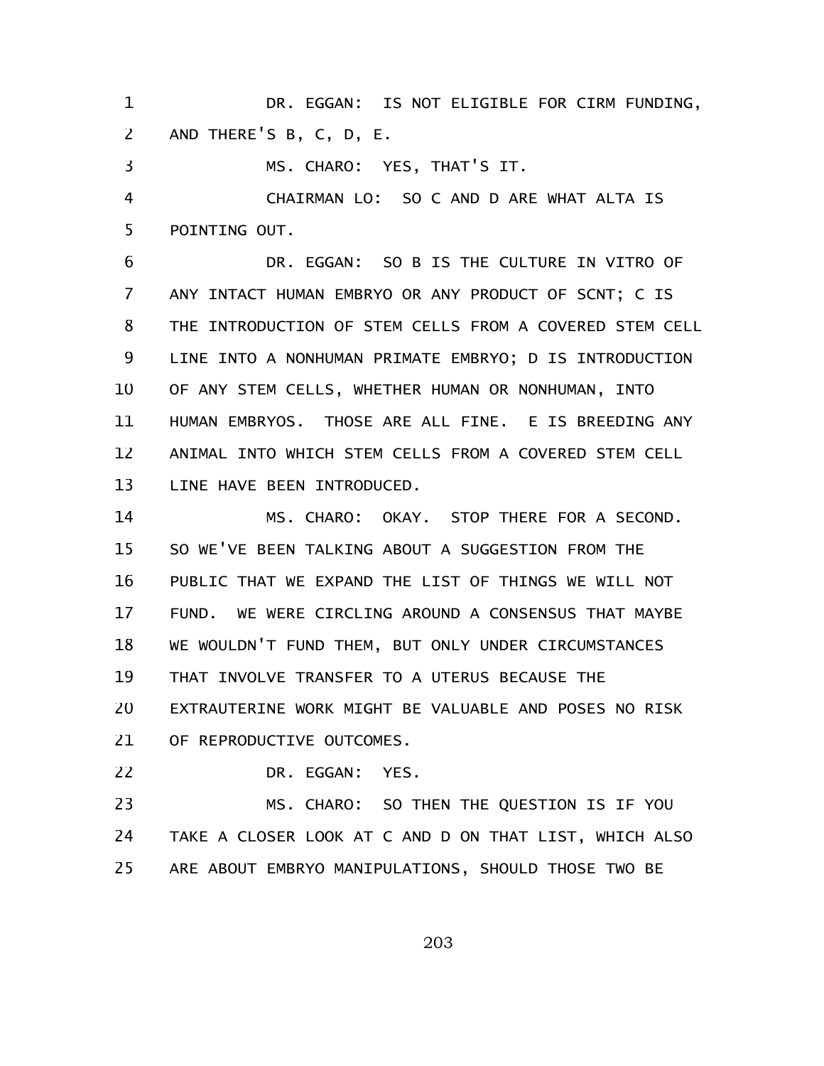DR. EGGAN: IS NOT ELIGIBLE FOR CIRM FUNDING, AND THERE'S B, C, D, E.

MS. CHARO: YES, THAT'S IT.

CHAIRMAN LO: SO C AND D ARE WHAT ALTA IS POINTING OUT.

DR. EGGAN: SO B IS THE CULTURE IN VITRO OF ANY INTACT HUMAN EMBRYO OR ANY PRODUCT OF SCNT; C IS THE INTRODUCTION OF STEM CELLS FROM A COVERED STEM CELL LINE INTO A NONHUMAN PRIMATE EMBRYO; D IS INTRODUCTION OF ANY STEM CELLS, WHETHER HUMAN OR NONHUMAN, INTO HUMAN EMBRYOS. THOSE ARE ALL FINE. E IS BREEDING ANY ANIMAL INTO WHICH STEM CELLS FROM A COVERED STEM CELL LINE HAVE BEEN INTRODUCED.

MS. CHARO: OKAY. STOP THERE FOR A SECOND. SO WE'VE BEEN TALKING ABOUT A SUGGESTION FROM THE PUBLIC THAT WE EXPAND THE LIST OF THINGS WE WILL NOT FUND. WE WERE CIRCLING AROUND A CONSENSUS THAT MAYBE WE WOULDN'T FUND THEM, BUT ONLY UNDER CIRCUMSTANCES THAT INVOLVE TRANSFER TO A UTERUS BECAUSE THE EXTRAUTERINE WORK MIGHT BE VALUABLE AND POSES NO RISK OF REPRODUCTIVE OUTCOMES.

DR. EGGAN: YES.

MS. CHARO: SO THEN THE QUESTION IS IF YOU TAKE A CLOSER LOOK AT C AND D ON THAT LIST, WHICH ALSO ARE ABOUT EMBRYO MANIPULATIONS, SHOULD THOSE TWO BE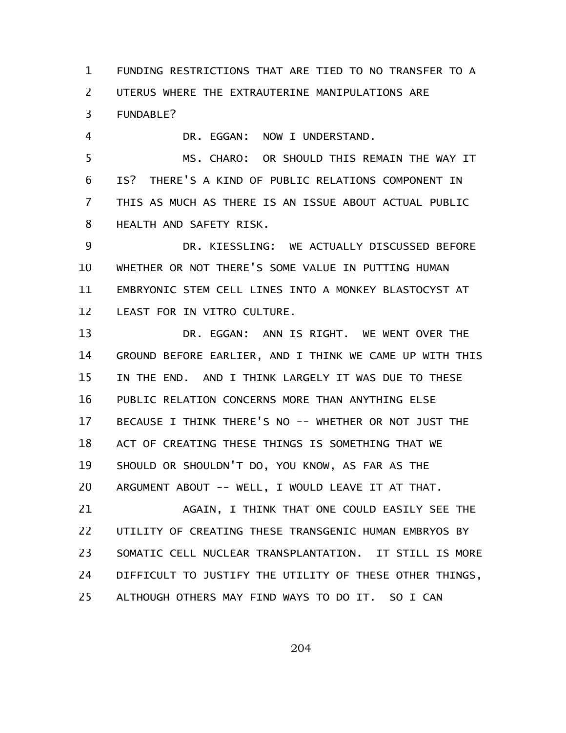FUNDING RESTRICTIONS THAT ARE TIED TO NO TRANSFER TO A UTERUS WHERE THE EXTRAUTERINE MANIPULATIONS ARE FUNDABLE?

DR. EGGAN: NOW I UNDERSTAND.

MS. CHARO: OR SHOULD THIS REMAIN THE WAY IT IS? THERE'S A KIND OF PUBLIC RELATIONS COMPONENT IN THIS AS MUCH AS THERE IS AN ISSUE ABOUT ACTUAL PUBLIC HEALTH AND SAFETY RISK.

DR. KIESSLING: WE ACTUALLY DISCUSSED BEFORE WHETHER OR NOT THERE'S SOME VALUE IN PUTTING HUMAN EMBRYONIC STEM CELL LINES INTO A MONKEY BLASTOCYST AT LEAST FOR IN VITRO CULTURE.

DR. EGGAN: ANN IS RIGHT. WE WENT OVER THE GROUND BEFORE EARLIER, AND I THINK WE CAME UP WITH THIS IN THE END. AND I THINK LARGELY IT WAS DUE TO THESE PUBLIC RELATION CONCERNS MORE THAN ANYTHING ELSE BECAUSE I THINK THERE'S NO -- WHETHER OR NOT JUST THE ACT OF CREATING THESE THINGS IS SOMETHING THAT WE SHOULD OR SHOULDN'T DO, YOU KNOW, AS FAR AS THE ARGUMENT ABOUT -- WELL, I WOULD LEAVE IT AT THAT.

AGAIN, I THINK THAT ONE COULD EASILY SEE THE UTILITY OF CREATING THESE TRANSGENIC HUMAN EMBRYOS BY SOMATIC CELL NUCLEAR TRANSPLANTATION. IT STILL IS MORE DIFFICULT TO JUSTIFY THE UTILITY OF THESE OTHER THINGS, ALTHOUGH OTHERS MAY FIND WAYS TO DO IT. SO I CAN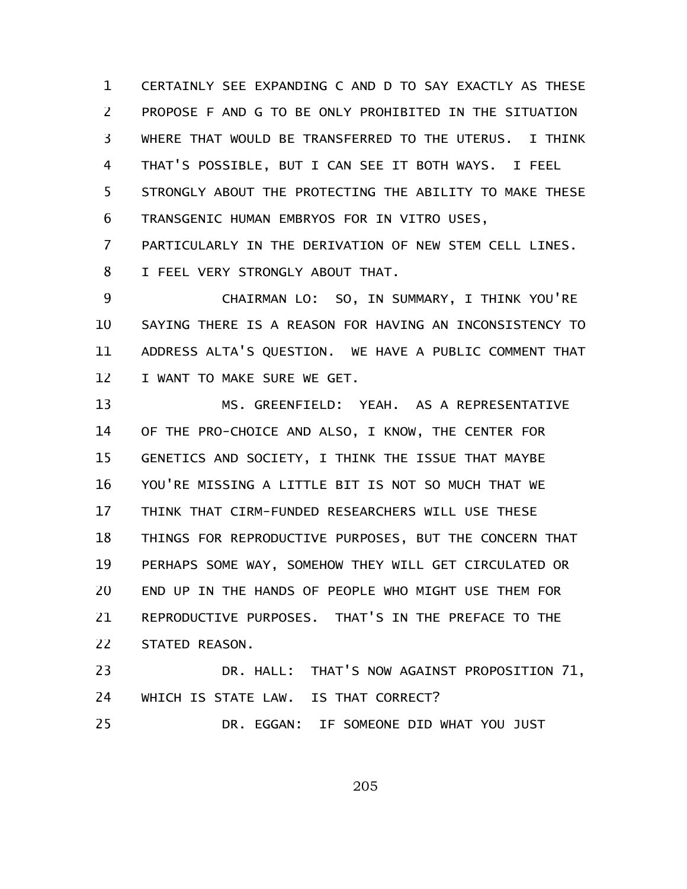CERTAINLY SEE EXPANDING C AND D TO SAY EXACTLY AS THESE PROPOSE F AND G TO BE ONLY PROHIBITED IN THE SITUATION WHERE THAT WOULD BE TRANSFERRED TO THE UTERUS. I THINK THAT'S POSSIBLE, BUT I CAN SEE IT BOTH WAYS. I FEEL STRONGLY ABOUT THE PROTECTING THE ABILITY TO MAKE THESE TRANSGENIC HUMAN EMBRYOS FOR IN VITRO USES, PARTICULARLY IN THE DERIVATION OF NEW STEM CELL LINES. I FEEL VERY STRONGLY ABOUT THAT.

CHAIRMAN LO: SO, IN SUMMARY, I THINK YOU'RE SAYING THERE IS A REASON FOR HAVING AN INCONSISTENCY TO ADDRESS ALTA'S QUESTION. WE HAVE A PUBLIC COMMENT THAT I WANT TO MAKE SURE WE GET.

MS. GREENFIELD: YEAH. AS A REPRESENTATIVE OF THE PRO-CHOICE AND ALSO, I KNOW, THE CENTER FOR GENETICS AND SOCIETY, I THINK THE ISSUE THAT MAYBE YOU'RE MISSING A LITTLE BIT IS NOT SO MUCH THAT WE THINK THAT CIRM-FUNDED RESEARCHERS WILL USE THESE THINGS FOR REPRODUCTIVE PURPOSES, BUT THE CONCERN THAT PERHAPS SOME WAY, SOMEHOW THEY WILL GET CIRCULATED OR END UP IN THE HANDS OF PEOPLE WHO MIGHT USE THEM FOR REPRODUCTIVE PURPOSES. THAT'S IN THE PREFACE TO THE STATED REASON.

DR. HALL: THAT'S NOW AGAINST PROPOSITION 71, WHICH IS STATE LAW. IS THAT CORRECT?

DR. EGGAN: IF SOMEONE DID WHAT YOU JUST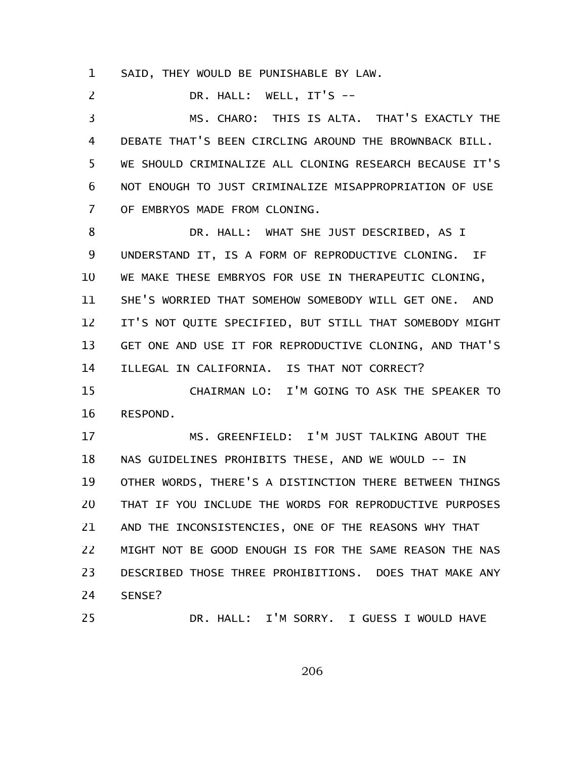SAID, THEY WOULD BE PUNISHABLE BY LAW.

DR. HALL: WELL, IT'S --

MS. CHARO: THIS IS ALTA. THAT'S EXACTLY THE DEBATE THAT'S BEEN CIRCLING AROUND THE BROWNBACK BILL. WE SHOULD CRIMINALIZE ALL CLONING RESEARCH BECAUSE IT'S NOT ENOUGH TO JUST CRIMINALIZE MISAPPROPRIATION OF USE OF EMBRYOS MADE FROM CLONING.

DR. HALL: WHAT SHE JUST DESCRIBED, AS I UNDERSTAND IT, IS A FORM OF REPRODUCTIVE CLONING. IF WE MAKE THESE EMBRYOS FOR USE IN THERAPEUTIC CLONING, SHE'S WORRIED THAT SOMEHOW SOMEBODY WILL GET ONE. AND IT'S NOT QUITE SPECIFIED, BUT STILL THAT SOMEBODY MIGHT GET ONE AND USE IT FOR REPRODUCTIVE CLONING, AND THAT'S ILLEGAL IN CALIFORNIA. IS THAT NOT CORRECT?

CHAIRMAN LO: I'M GOING TO ASK THE SPEAKER TO RESPOND.

MS. GREENFIELD: I'M JUST TALKING ABOUT THE NAS GUIDELINES PROHIBITS THESE, AND WE WOULD -- IN OTHER WORDS, THERE'S A DISTINCTION THERE BETWEEN THINGS THAT IF YOU INCLUDE THE WORDS FOR REPRODUCTIVE PURPOSES AND THE INCONSISTENCIES, ONE OF THE REASONS WHY THAT MIGHT NOT BE GOOD ENOUGH IS FOR THE SAME REASON THE NAS DESCRIBED THOSE THREE PROHIBITIONS. DOES THAT MAKE ANY SENSE?

DR. HALL: I'M SORRY. I GUESS I WOULD HAVE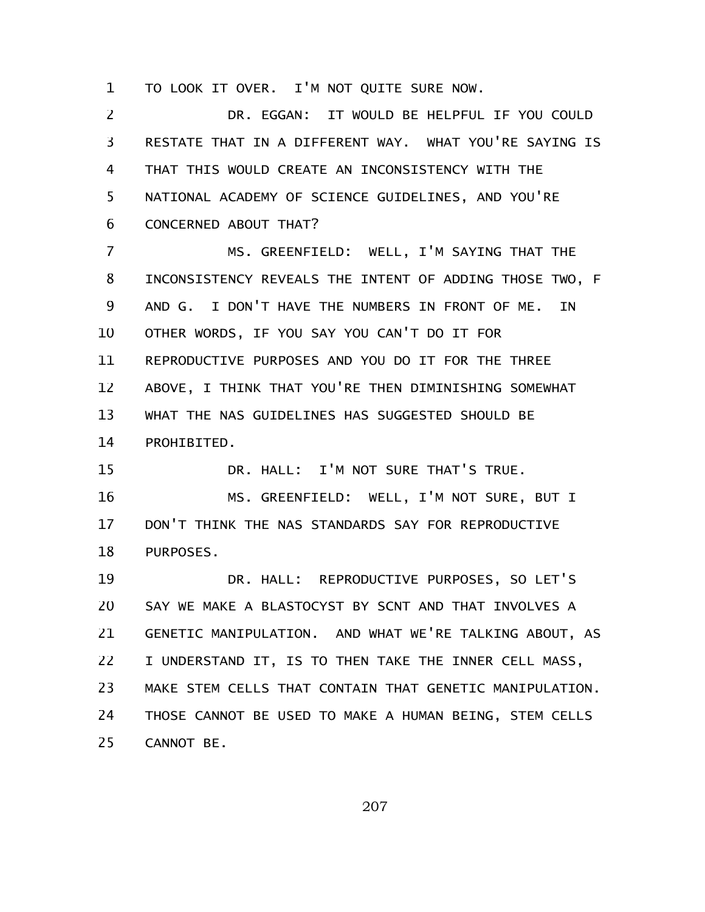TO LOOK IT OVER. I'M NOT QUITE SURE NOW.

DR. EGGAN: IT WOULD BE HELPFUL IF YOU COULD RESTATE THAT IN A DIFFERENT WAY. WHAT YOU'RE SAYING IS THAT THIS WOULD CREATE AN INCONSISTENCY WITH THE NATIONAL ACADEMY OF SCIENCE GUIDELINES, AND YOU'RE CONCERNED ABOUT THAT?

MS. GREENFIELD: WELL, I'M SAYING THAT THE INCONSISTENCY REVEALS THE INTENT OF ADDING THOSE TWO, F AND G. I DON'T HAVE THE NUMBERS IN FRONT OF ME. IN OTHER WORDS, IF YOU SAY YOU CAN'T DO IT FOR REPRODUCTIVE PURPOSES AND YOU DO IT FOR THE THREE ABOVE, I THINK THAT YOU'RE THEN DIMINISHING SOMEWHAT WHAT THE NAS GUIDELINES HAS SUGGESTED SHOULD BE PROHIBITED.

DR. HALL: I'M NOT SURE THAT'S TRUE.

MS. GREENFIELD: WELL, I'M NOT SURE, BUT I DON'T THINK THE NAS STANDARDS SAY FOR REPRODUCTIVE PURPOSES.

DR. HALL: REPRODUCTIVE PURPOSES, SO LET'S SAY WE MAKE A BLASTOCYST BY SCNT AND THAT INVOLVES A GENETIC MANIPULATION. AND WHAT WE'RE TALKING ABOUT, AS I UNDERSTAND IT, IS TO THEN TAKE THE INNER CELL MASS, MAKE STEM CELLS THAT CONTAIN THAT GENETIC MANIPULATION. THOSE CANNOT BE USED TO MAKE A HUMAN BEING, STEM CELLS CANNOT BE.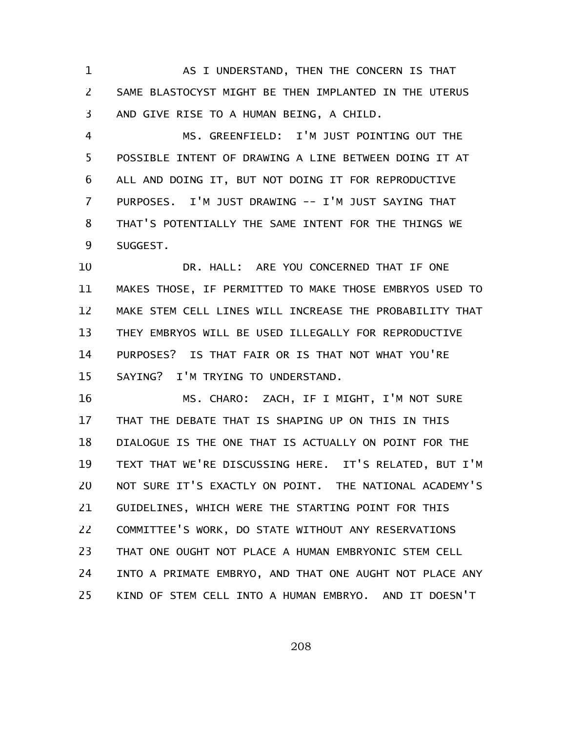AS I UNDERSTAND, THEN THE CONCERN IS THAT SAME BLASTOCYST MIGHT BE THEN IMPLANTED IN THE UTERUS AND GIVE RISE TO A HUMAN BEING, A CHILD.

MS. GREENFIELD: I'M JUST POINTING OUT THE POSSIBLE INTENT OF DRAWING A LINE BETWEEN DOING IT AT ALL AND DOING IT, BUT NOT DOING IT FOR REPRODUCTIVE PURPOSES. I'M JUST DRAWING -- I'M JUST SAYING THAT THAT'S POTENTIALLY THE SAME INTENT FOR THE THINGS WE SUGGEST.

DR. HALL: ARE YOU CONCERNED THAT IF ONE MAKES THOSE, IF PERMITTED TO MAKE THOSE EMBRYOS USED TO MAKE STEM CELL LINES WILL INCREASE THE PROBABILITY THAT THEY EMBRYOS WILL BE USED ILLEGALLY FOR REPRODUCTIVE PURPOSES? IS THAT FAIR OR IS THAT NOT WHAT YOU'RE SAYING? I'M TRYING TO UNDERSTAND.

MS. CHARO: ZACH, IF I MIGHT, I'M NOT SURE THAT THE DEBATE THAT IS SHAPING UP ON THIS IN THIS DIALOGUE IS THE ONE THAT IS ACTUALLY ON POINT FOR THE TEXT THAT WE'RE DISCUSSING HERE. IT'S RELATED, BUT I'M NOT SURE IT'S EXACTLY ON POINT. THE NATIONAL ACADEMY'S GUIDELINES, WHICH WERE THE STARTING POINT FOR THIS COMMITTEE'S WORK, DO STATE WITHOUT ANY RESERVATIONS THAT ONE OUGHT NOT PLACE A HUMAN EMBRYONIC STEM CELL INTO A PRIMATE EMBRYO, AND THAT ONE AUGHT NOT PLACE ANY KIND OF STEM CELL INTO A HUMAN EMBRYO. AND IT DOESN'T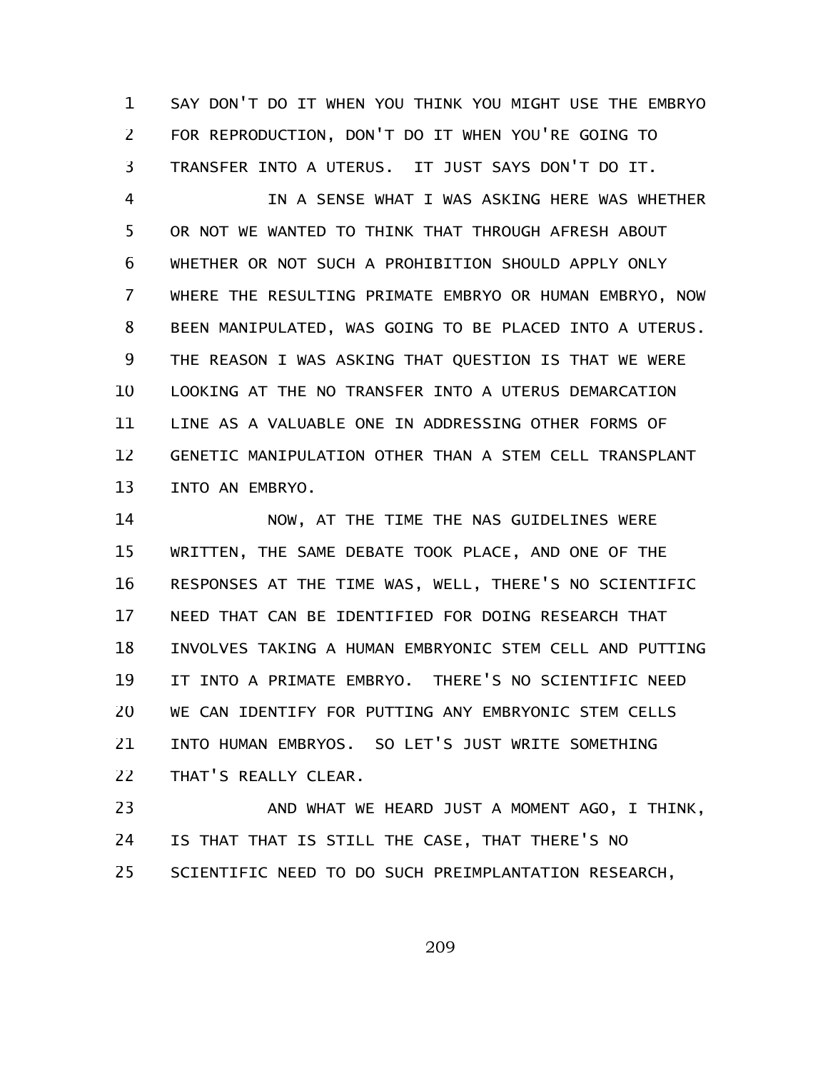SAY DON'T DO IT WHEN YOU THINK YOU MIGHT USE THE EMBRYO FOR REPRODUCTION, DON'T DO IT WHEN YOU'RE GOING TO TRANSFER INTO A UTERUS. IT JUST SAYS DON'T DO IT.

IN A SENSE WHAT I WAS ASKING HERE WAS WHETHER OR NOT WE WANTED TO THINK THAT THROUGH AFRESH ABOUT WHETHER OR NOT SUCH A PROHIBITION SHOULD APPLY ONLY WHERE THE RESULTING PRIMATE EMBRYO OR HUMAN EMBRYO, NOW BEEN MANIPULATED, WAS GOING TO BE PLACED INTO A UTERUS. THE REASON I WAS ASKING THAT QUESTION IS THAT WE WERE LOOKING AT THE NO TRANSFER INTO A UTERUS DEMARCATION LINE AS A VALUABLE ONE IN ADDRESSING OTHER FORMS OF GENETIC MANIPULATION OTHER THAN A STEM CELL TRANSPLANT INTO AN EMBRYO.

NOW, AT THE TIME THE NAS GUIDELINES WERE WRITTEN, THE SAME DEBATE TOOK PLACE, AND ONE OF THE RESPONSES AT THE TIME WAS, WELL, THERE'S NO SCIENTIFIC NEED THAT CAN BE IDENTIFIED FOR DOING RESEARCH THAT INVOLVES TAKING A HUMAN EMBRYONIC STEM CELL AND PUTTING IT INTO A PRIMATE EMBRYO. THERE'S NO SCIENTIFIC NEED WE CAN IDENTIFY FOR PUTTING ANY EMBRYONIC STEM CELLS INTO HUMAN EMBRYOS. SO LET'S JUST WRITE SOMETHING THAT'S REALLY CLEAR.

AND WHAT WE HEARD JUST A MOMENT AGO, I THINK, IS THAT THAT IS STILL THE CASE, THAT THERE'S NO SCIENTIFIC NEED TO DO SUCH PREIMPLANTATION RESEARCH,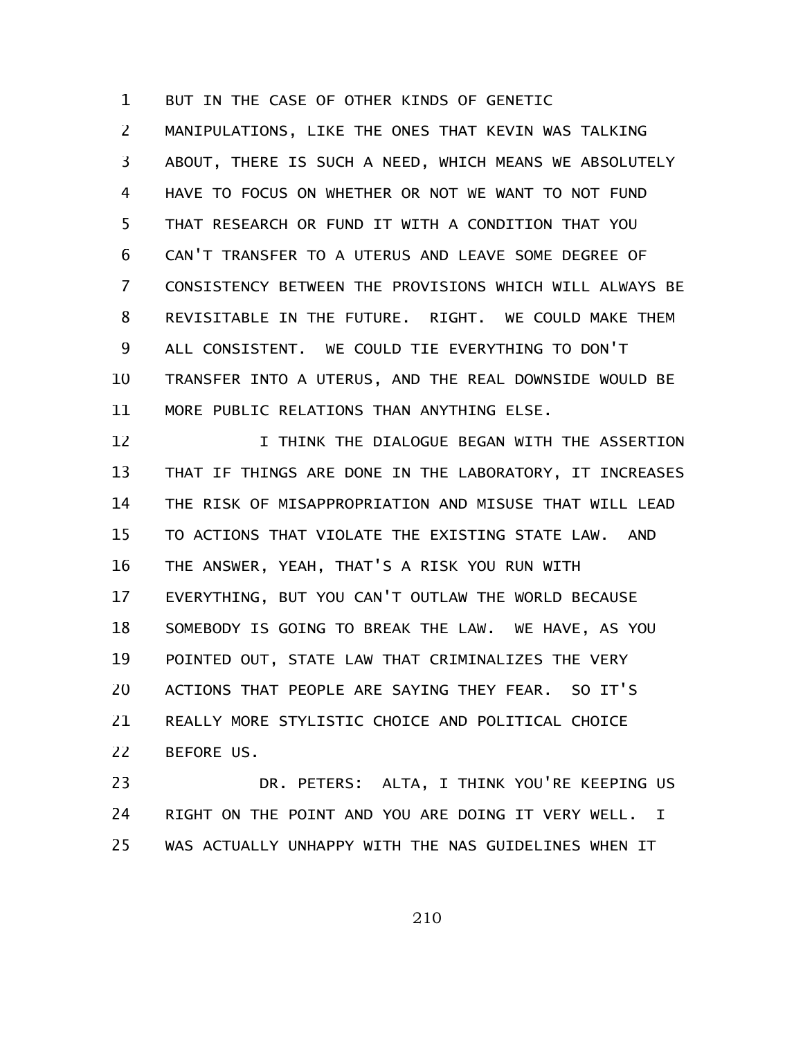BUT IN THE CASE OF OTHER KINDS OF GENETIC MANIPULATIONS, LIKE THE ONES THAT KEVIN WAS TALKING ABOUT, THERE IS SUCH A NEED, WHICH MEANS WE ABSOLUTELY HAVE TO FOCUS ON WHETHER OR NOT WE WANT TO NOT FUND THAT RESEARCH OR FUND IT WITH A CONDITION THAT YOU CAN'T TRANSFER TO A UTERUS AND LEAVE SOME DEGREE OF CONSISTENCY BETWEEN THE PROVISIONS WHICH WILL ALWAYS BE REVISITABLE IN THE FUTURE. RIGHT. WE COULD MAKE THEM ALL CONSISTENT. WE COULD TIE EVERYTHING TO DON'T TRANSFER INTO A UTERUS, AND THE REAL DOWNSIDE WOULD BE MORE PUBLIC RELATIONS THAN ANYTHING ELSE.

I THINK THE DIALOGUE BEGAN WITH THE ASSERTION THAT IF THINGS ARE DONE IN THE LABORATORY, IT INCREASES THE RISK OF MISAPPROPRIATION AND MISUSE THAT WILL LEAD TO ACTIONS THAT VIOLATE THE EXISTING STATE LAW. AND THE ANSWER, YEAH, THAT'S A RISK YOU RUN WITH EVERYTHING, BUT YOU CAN'T OUTLAW THE WORLD BECAUSE SOMEBODY IS GOING TO BREAK THE LAW. WE HAVE, AS YOU POINTED OUT, STATE LAW THAT CRIMINALIZES THE VERY ACTIONS THAT PEOPLE ARE SAYING THEY FEAR. SO IT'S REALLY MORE STYLISTIC CHOICE AND POLITICAL CHOICE BEFORE US.

DR. PETERS: ALTA, I THINK YOU'RE KEEPING US RIGHT ON THE POINT AND YOU ARE DOING IT VERY WELL. I WAS ACTUALLY UNHAPPY WITH THE NAS GUIDELINES WHEN IT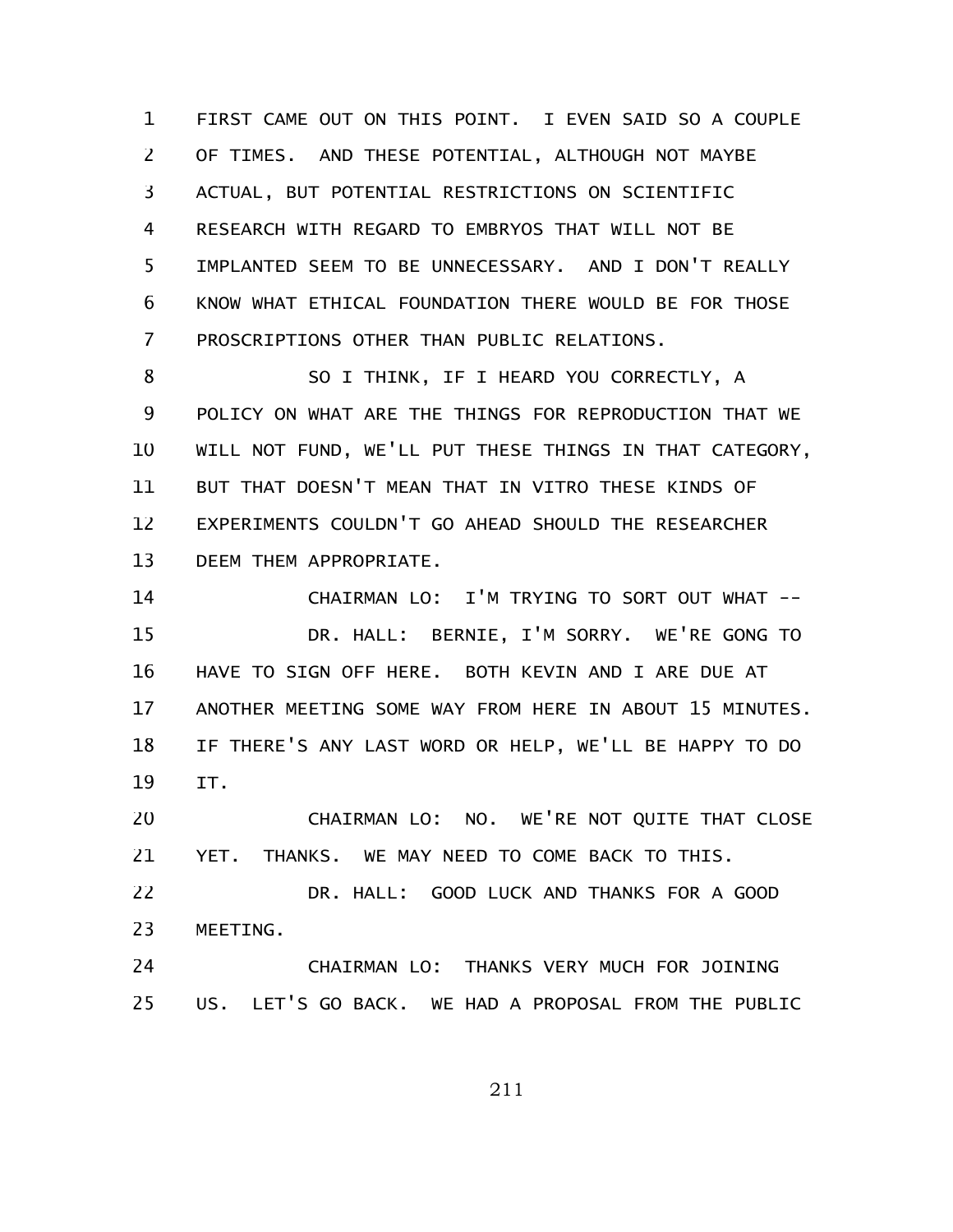FIRST CAME OUT ON THIS POINT. I EVEN SAID SO A COUPLE OF TIMES. AND THESE POTENTIAL, ALTHOUGH NOT MAYBE ACTUAL, BUT POTENTIAL RESTRICTIONS ON SCIENTIFIC RESEARCH WITH REGARD TO EMBRYOS THAT WILL NOT BE IMPLANTED SEEM TO BE UNNECESSARY. AND I DON'T REALLY KNOW WHAT ETHICAL FOUNDATION THERE WOULD BE FOR THOSE PROSCRIPTIONS OTHER THAN PUBLIC RELATIONS.

SO I THINK, IF I HEARD YOU CORRECTLY, A POLICY ON WHAT ARE THE THINGS FOR REPRODUCTION THAT WE WILL NOT FUND, WE'LL PUT THESE THINGS IN THAT CATEGORY, BUT THAT DOESN'T MEAN THAT IN VITRO THESE KINDS OF EXPERIMENTS COULDN'T GO AHEAD SHOULD THE RESEARCHER DEEM THEM APPROPRIATE.

CHAIRMAN LO: I'M TRYING TO SORT OUT WHAT --

DR. HALL: BERNIE, I'M SORRY. WE'RE GONG TO HAVE TO SIGN OFF HERE. BOTH KEVIN AND I ARE DUE AT ANOTHER MEETING SOME WAY FROM HERE IN ABOUT 15 MINUTES. IF THERE'S ANY LAST WORD OR HELP, WE'LL BE HAPPY TO DO IT.

CHAIRMAN LO: NO. WE'RE NOT QUITE THAT CLOSE YET. THANKS. WE MAY NEED TO COME BACK TO THIS.

DR. HALL: GOOD LUCK AND THANKS FOR A GOOD MEETING.

CHAIRMAN LO: THANKS VERY MUCH FOR JOINING US. LET'S GO BACK. WE HAD A PROPOSAL FROM THE PUBLIC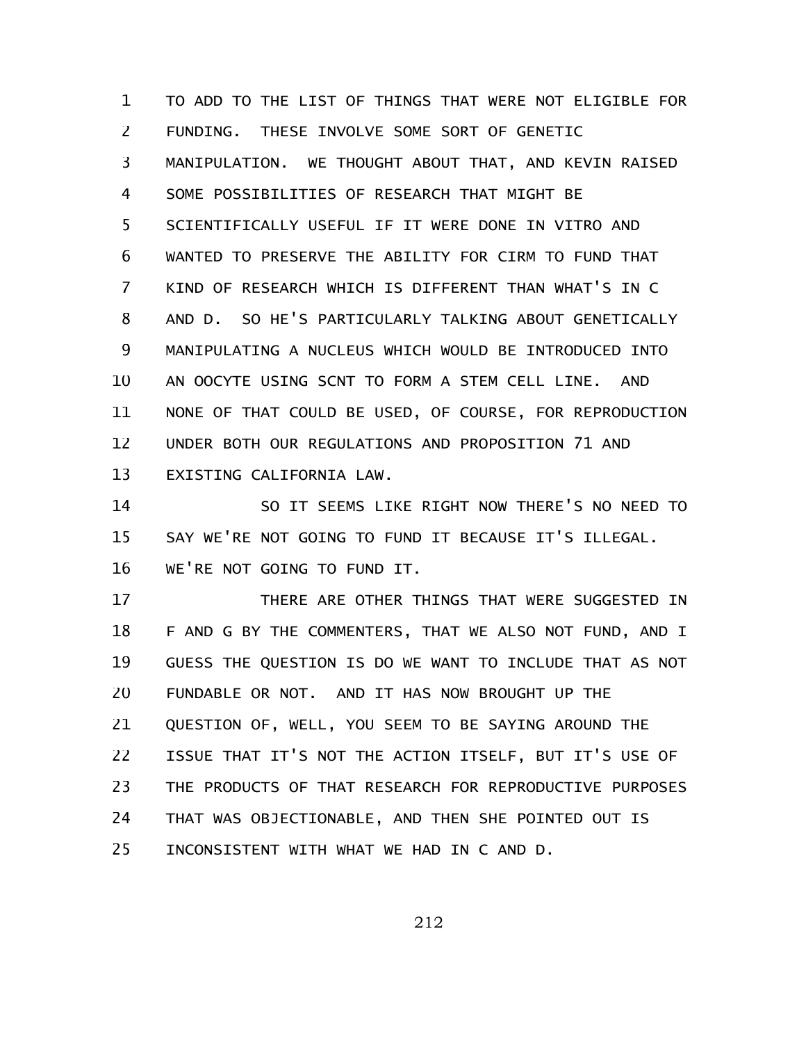TO ADD TO THE LIST OF THINGS THAT WERE NOT ELIGIBLE FOR FUNDING. THESE INVOLVE SOME SORT OF GENETIC MANIPULATION. WE THOUGHT ABOUT THAT, AND KEVIN RAISED SOME POSSIBILITIES OF RESEARCH THAT MIGHT BE SCIENTIFICALLY USEFUL IF IT WERE DONE IN VITRO AND WANTED TO PRESERVE THE ABILITY FOR CIRM TO FUND THAT KIND OF RESEARCH WHICH IS DIFFERENT THAN WHAT'S IN C AND D. SO HE'S PARTICULARLY TALKING ABOUT GENETICALLY MANIPULATING A NUCLEUS WHICH WOULD BE INTRODUCED INTO AN OOCYTE USING SCNT TO FORM A STEM CELL LINE. AND NONE OF THAT COULD BE USED, OF COURSE, FOR REPRODUCTION UNDER BOTH OUR REGULATIONS AND PROPOSITION 71 AND EXISTING CALIFORNIA LAW.

SO IT SEEMS LIKE RIGHT NOW THERE'S NO NEED TO SAY WE'RE NOT GOING TO FUND IT BECAUSE IT'S ILLEGAL. WE'RE NOT GOING TO FUND IT.

THERE ARE OTHER THINGS THAT WERE SUGGESTED IN F AND G BY THE COMMENTERS, THAT WE ALSO NOT FUND, AND I GUESS THE QUESTION IS DO WE WANT TO INCLUDE THAT AS NOT FUNDABLE OR NOT. AND IT HAS NOW BROUGHT UP THE QUESTION OF, WELL, YOU SEEM TO BE SAYING AROUND THE ISSUE THAT IT'S NOT THE ACTION ITSELF, BUT IT'S USE OF THE PRODUCTS OF THAT RESEARCH FOR REPRODUCTIVE PURPOSES THAT WAS OBJECTIONABLE, AND THEN SHE POINTED OUT IS INCONSISTENT WITH WHAT WE HAD IN C AND D.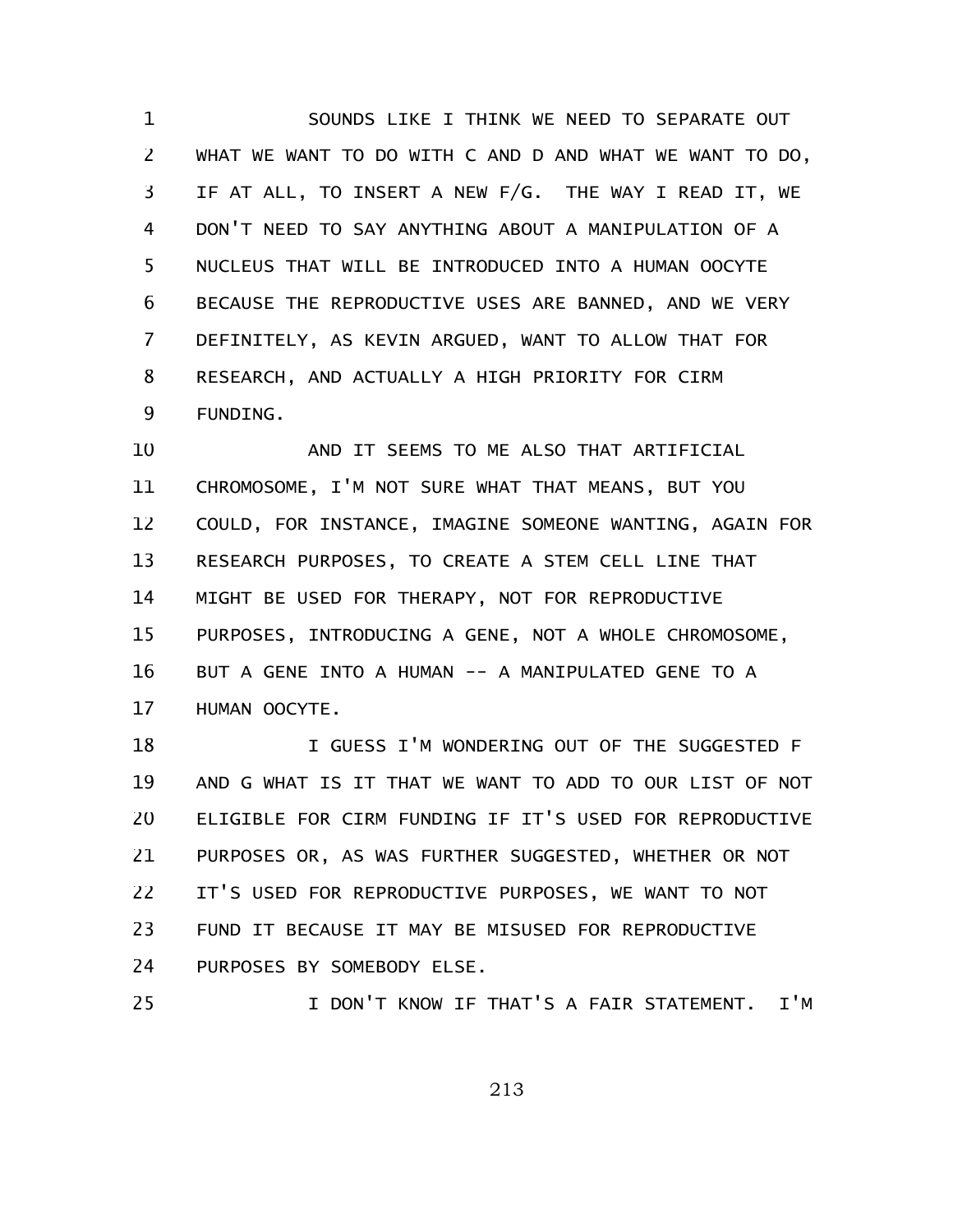SOUNDS LIKE I THINK WE NEED TO SEPARATE OUT WHAT WE WANT TO DO WITH C AND D AND WHAT WE WANT TO DO, IF AT ALL, TO INSERT A NEW F/G. THE WAY I READ IT, WE DON'T NEED TO SAY ANYTHING ABOUT A MANIPULATION OF A NUCLEUS THAT WILL BE INTRODUCED INTO A HUMAN OOCYTE BECAUSE THE REPRODUCTIVE USES ARE BANNED, AND WE VERY DEFINITELY, AS KEVIN ARGUED, WANT TO ALLOW THAT FOR RESEARCH, AND ACTUALLY A HIGH PRIORITY FOR CIRM FUNDING.

AND IT SEEMS TO ME ALSO THAT ARTIFICIAL CHROMOSOME, I'M NOT SURE WHAT THAT MEANS, BUT YOU COULD, FOR INSTANCE, IMAGINE SOMEONE WANTING, AGAIN FOR RESEARCH PURPOSES, TO CREATE A STEM CELL LINE THAT MIGHT BE USED FOR THERAPY, NOT FOR REPRODUCTIVE PURPOSES, INTRODUCING A GENE, NOT A WHOLE CHROMOSOME, BUT A GENE INTO A HUMAN -- A MANIPULATED GENE TO A HUMAN OOCYTE.

I GUESS I'M WONDERING OUT OF THE SUGGESTED F AND G WHAT IS IT THAT WE WANT TO ADD TO OUR LIST OF NOT ELIGIBLE FOR CIRM FUNDING IF IT'S USED FOR REPRODUCTIVE PURPOSES OR, AS WAS FURTHER SUGGESTED, WHETHER OR NOT IT'S USED FOR REPRODUCTIVE PURPOSES, WE WANT TO NOT FUND IT BECAUSE IT MAY BE MISUSED FOR REPRODUCTIVE PURPOSES BY SOMEBODY ELSE.

I DON'T KNOW IF THAT'S A FAIR STATEMENT. I'M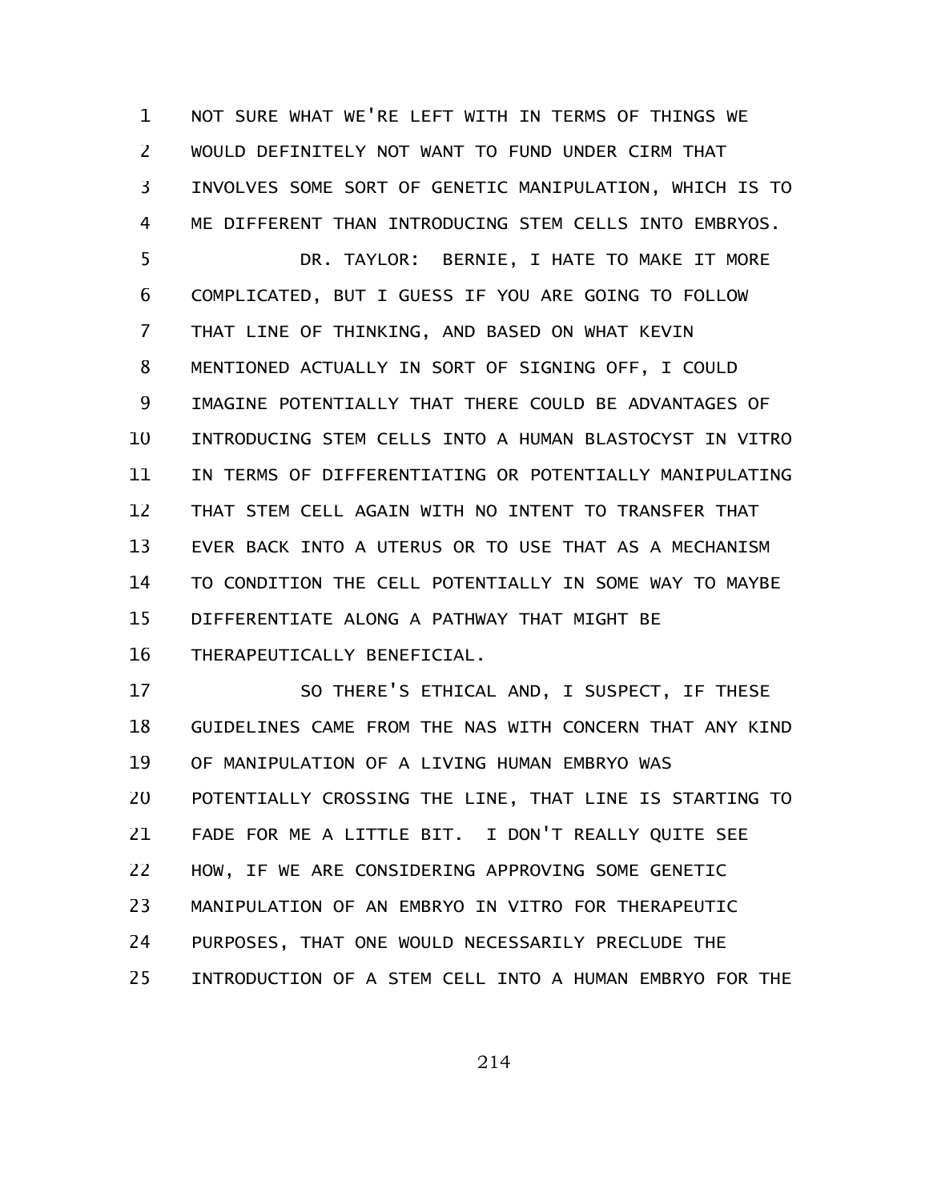NOT SURE WHAT WE'RE LEFT WITH IN TERMS OF THINGS WE WOULD DEFINITELY NOT WANT TO FUND UNDER CIRM THAT INVOLVES SOME SORT OF GENETIC MANIPULATION, WHICH IS TO ME DIFFERENT THAN INTRODUCING STEM CELLS INTO EMBRYOS.

DR. TAYLOR: BERNIE, I HATE TO MAKE IT MORE COMPLICATED, BUT I GUESS IF YOU ARE GOING TO FOLLOW THAT LINE OF THINKING, AND BASED ON WHAT KEVIN MENTIONED ACTUALLY IN SORT OF SIGNING OFF, I COULD IMAGINE POTENTIALLY THAT THERE COULD BE ADVANTAGES OF INTRODUCING STEM CELLS INTO A HUMAN BLASTOCYST IN VITRO IN TERMS OF DIFFERENTIATING OR POTENTIALLY MANIPULATING THAT STEM CELL AGAIN WITH NO INTENT TO TRANSFER THAT EVER BACK INTO A UTERUS OR TO USE THAT AS A MECHANISM TO CONDITION THE CELL POTENTIALLY IN SOME WAY TO MAYBE DIFFERENTIATE ALONG A PATHWAY THAT MIGHT BE THERAPEUTICALLY BENEFICIAL.

SO THERE'S ETHICAL AND, I SUSPECT, IF THESE GUIDELINES CAME FROM THE NAS WITH CONCERN THAT ANY KIND OF MANIPULATION OF A LIVING HUMAN EMBRYO WAS POTENTIALLY CROSSING THE LINE, THAT LINE IS STARTING TO FADE FOR ME A LITTLE BIT. I DON'T REALLY QUITE SEE HOW, IF WE ARE CONSIDERING APPROVING SOME GENETIC MANIPULATION OF AN EMBRYO IN VITRO FOR THERAPEUTIC PURPOSES, THAT ONE WOULD NECESSARILY PRECLUDE THE INTRODUCTION OF A STEM CELL INTO A HUMAN EMBRYO FOR THE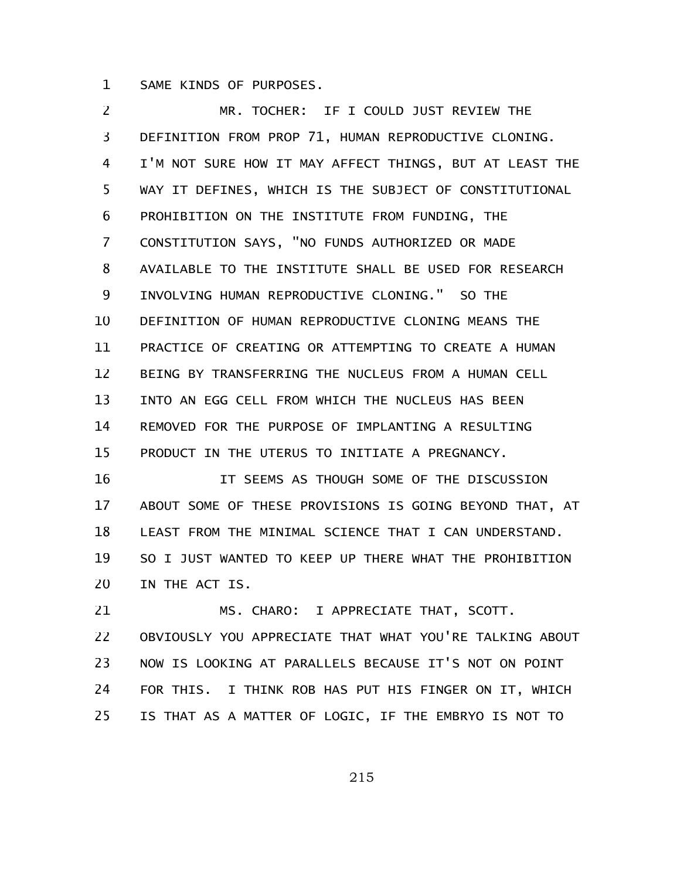SAME KINDS OF PURPOSES.

MR. TOCHER: IF I COULD JUST REVIEW THE DEFINITION FROM PROP 71, HUMAN REPRODUCTIVE CLONING. I'M NOT SURE HOW IT MAY AFFECT THINGS, BUT AT LEAST THE WAY IT DEFINES, WHICH IS THE SUBJECT OF CONSTITUTIONAL PROHIBITION ON THE INSTITUTE FROM FUNDING, THE CONSTITUTION SAYS, "NO FUNDS AUTHORIZED OR MADE AVAILABLE TO THE INSTITUTE SHALL BE USED FOR RESEARCH INVOLVING HUMAN REPRODUCTIVE CLONING." SO THE DEFINITION OF HUMAN REPRODUCTIVE CLONING MEANS THE PRACTICE OF CREATING OR ATTEMPTING TO CREATE A HUMAN BEING BY TRANSFERRING THE NUCLEUS FROM A HUMAN CELL INTO AN EGG CELL FROM WHICH THE NUCLEUS HAS BEEN REMOVED FOR THE PURPOSE OF IMPLANTING A RESULTING PRODUCT IN THE UTERUS TO INITIATE A PREGNANCY.

IT SEEMS AS THOUGH SOME OF THE DISCUSSION ABOUT SOME OF THESE PROVISIONS IS GOING BEYOND THAT, AT LEAST FROM THE MINIMAL SCIENCE THAT I CAN UNDERSTAND. SO I JUST WANTED TO KEEP UP THERE WHAT THE PROHIBITION IN THE ACT IS.

MS. CHARO: I APPRECIATE THAT, SCOTT. OBVIOUSLY YOU APPRECIATE THAT WHAT YOU'RE TALKING ABOUT NOW IS LOOKING AT PARALLELS BECAUSE IT'S NOT ON POINT FOR THIS. I THINK ROB HAS PUT HIS FINGER ON IT, WHICH IS THAT AS A MATTER OF LOGIC, IF THE EMBRYO IS NOT TO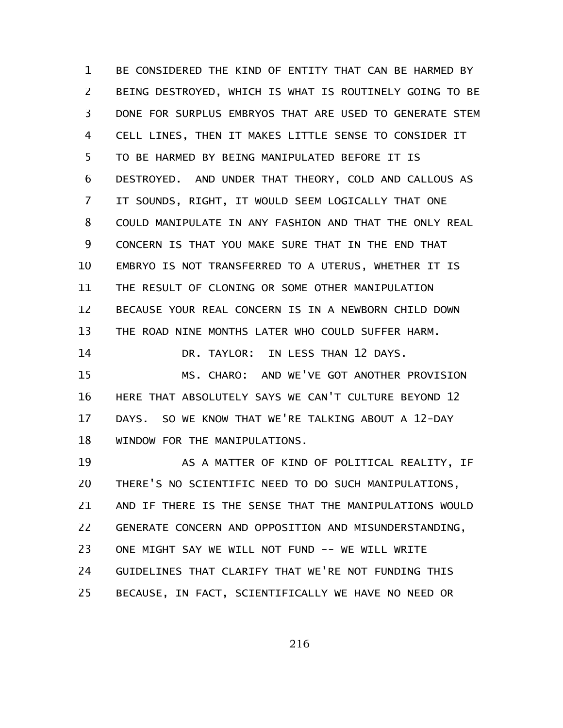BE CONSIDERED THE KIND OF ENTITY THAT CAN BE HARMED BY BEING DESTROYED, WHICH IS WHAT IS ROUTINELY GOING TO BE DONE FOR SURPLUS EMBRYOS THAT ARE USED TO GENERATE STEM CELL LINES, THEN IT MAKES LITTLE SENSE TO CONSIDER IT TO BE HARMED BY BEING MANIPULATED BEFORE IT IS DESTROYED. AND UNDER THAT THEORY, COLD AND CALLOUS AS IT SOUNDS, RIGHT, IT WOULD SEEM LOGICALLY THAT ONE COULD MANIPULATE IN ANY FASHION AND THAT THE ONLY REAL CONCERN IS THAT YOU MAKE SURE THAT IN THE END THAT EMBRYO IS NOT TRANSFERRED TO A UTERUS, WHETHER IT IS THE RESULT OF CLONING OR SOME OTHER MANIPULATION BECAUSE YOUR REAL CONCERN IS IN A NEWBORN CHILD DOWN THE ROAD NINE MONTHS LATER WHO COULD SUFFER HARM.

DR. TAYLOR: IN LESS THAN 12 DAYS.

MS. CHARO: AND WE'VE GOT ANOTHER PROVISION HERE THAT ABSOLUTELY SAYS WE CAN'T CULTURE BEYOND 12 DAYS. SO WE KNOW THAT WE'RE TALKING ABOUT A 12-DAY WINDOW FOR THE MANIPULATIONS.

AS A MATTER OF KIND OF POLITICAL REALITY, IF THERE'S NO SCIENTIFIC NEED TO DO SUCH MANIPULATIONS, AND IF THERE IS THE SENSE THAT THE MANIPULATIONS WOULD GENERATE CONCERN AND OPPOSITION AND MISUNDERSTANDING, ONE MIGHT SAY WE WILL NOT FUND -- WE WILL WRITE GUIDELINES THAT CLARIFY THAT WE'RE NOT FUNDING THIS BECAUSE, IN FACT, SCIENTIFICALLY WE HAVE NO NEED OR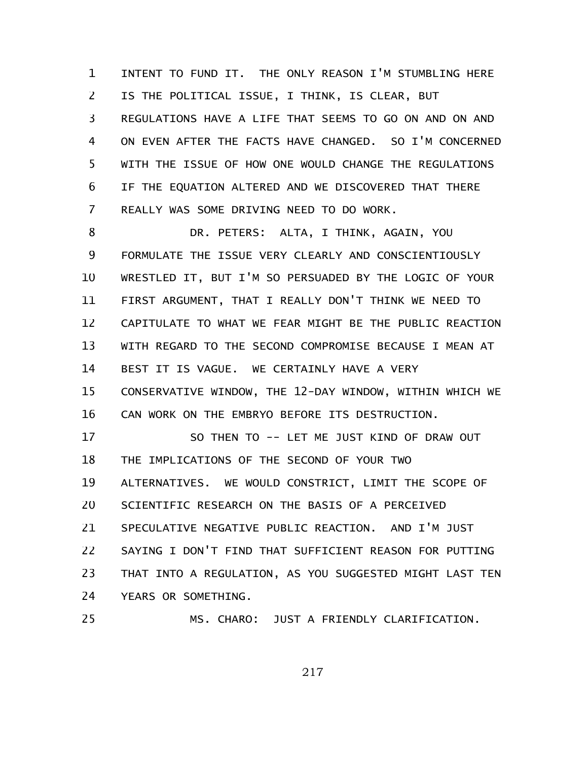INTENT TO FUND IT. THE ONLY REASON I'M STUMBLING HERE IS THE POLITICAL ISSUE, I THINK, IS CLEAR, BUT REGULATIONS HAVE A LIFE THAT SEEMS TO GO ON AND ON AND ON EVEN AFTER THE FACTS HAVE CHANGED. SO I'M CONCERNED WITH THE ISSUE OF HOW ONE WOULD CHANGE THE REGULATIONS IF THE EQUATION ALTERED AND WE DISCOVERED THAT THERE REALLY WAS SOME DRIVING NEED TO DO WORK.

DR. PETERS: ALTA, I THINK, AGAIN, YOU FORMULATE THE ISSUE VERY CLEARLY AND CONSCIENTIOUSLY WRESTLED IT, BUT I'M SO PERSUADED BY THE LOGIC OF YOUR FIRST ARGUMENT, THAT I REALLY DON'T THINK WE NEED TO CAPITULATE TO WHAT WE FEAR MIGHT BE THE PUBLIC REACTION WITH REGARD TO THE SECOND COMPROMISE BECAUSE I MEAN AT BEST IT IS VAGUE. WE CERTAINLY HAVE A VERY CONSERVATIVE WINDOW, THE 12-DAY WINDOW, WITHIN WHICH WE CAN WORK ON THE EMBRYO BEFORE ITS DESTRUCTION.

SO THEN TO -- LET ME JUST KIND OF DRAW OUT THE IMPLICATIONS OF THE SECOND OF YOUR TWO ALTERNATIVES. WE WOULD CONSTRICT, LIMIT THE SCOPE OF SCIENTIFIC RESEARCH ON THE BASIS OF A PERCEIVED SPECULATIVE NEGATIVE PUBLIC REACTION. AND I'M JUST SAYING I DON'T FIND THAT SUFFICIENT REASON FOR PUTTING THAT INTO A REGULATION, AS YOU SUGGESTED MIGHT LAST TEN YEARS OR SOMETHING.

MS. CHARO: JUST A FRIENDLY CLARIFICATION.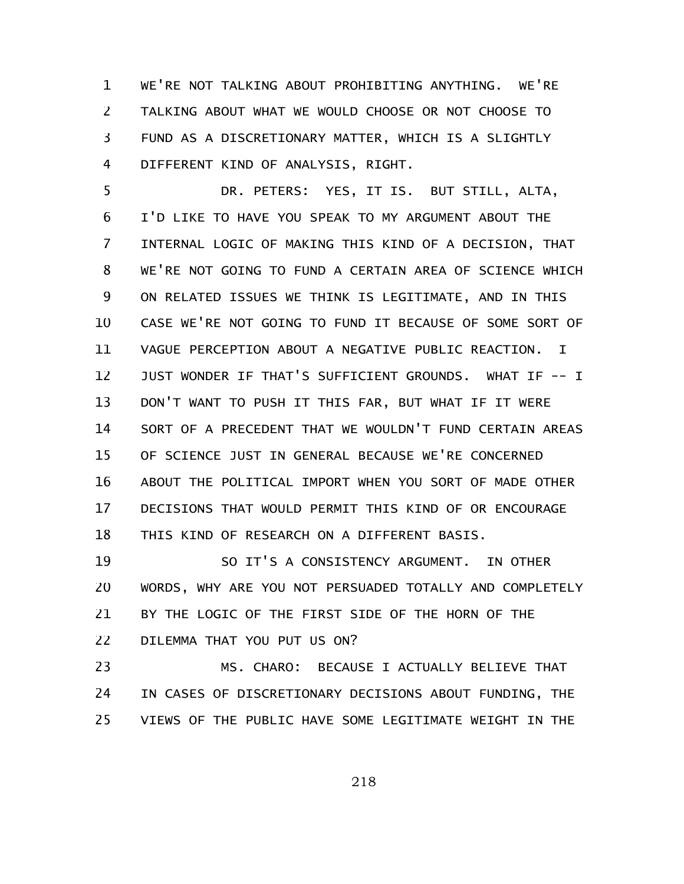WE'RE NOT TALKING ABOUT PROHIBITING ANYTHING. WE'RE TALKING ABOUT WHAT WE WOULD CHOOSE OR NOT CHOOSE TO FUND AS A DISCRETIONARY MATTER, WHICH IS A SLIGHTLY DIFFERENT KIND OF ANALYSIS, RIGHT.

DR. PETERS: YES, IT IS. BUT STILL, ALTA, I'D LIKE TO HAVE YOU SPEAK TO MY ARGUMENT ABOUT THE INTERNAL LOGIC OF MAKING THIS KIND OF A DECISION, THAT WE'RE NOT GOING TO FUND A CERTAIN AREA OF SCIENCE WHICH ON RELATED ISSUES WE THINK IS LEGITIMATE, AND IN THIS CASE WE'RE NOT GOING TO FUND IT BECAUSE OF SOME SORT OF VAGUE PERCEPTION ABOUT A NEGATIVE PUBLIC REACTION. I JUST WONDER IF THAT'S SUFFICIENT GROUNDS. WHAT IF -- I DON'T WANT TO PUSH IT THIS FAR, BUT WHAT IF IT WERE SORT OF A PRECEDENT THAT WE WOULDN'T FUND CERTAIN AREAS OF SCIENCE JUST IN GENERAL BECAUSE WE'RE CONCERNED ABOUT THE POLITICAL IMPORT WHEN YOU SORT OF MADE OTHER DECISIONS THAT WOULD PERMIT THIS KIND OF OR ENCOURAGE THIS KIND OF RESEARCH ON A DIFFERENT BASIS.

SO IT'S A CONSISTENCY ARGUMENT. IN OTHER WORDS, WHY ARE YOU NOT PERSUADED TOTALLY AND COMPLETELY BY THE LOGIC OF THE FIRST SIDE OF THE HORN OF THE DILEMMA THAT YOU PUT US ON?

MS. CHARO: BECAUSE I ACTUALLY BELIEVE THAT IN CASES OF DISCRETIONARY DECISIONS ABOUT FUNDING, THE VIEWS OF THE PUBLIC HAVE SOME LEGITIMATE WEIGHT IN THE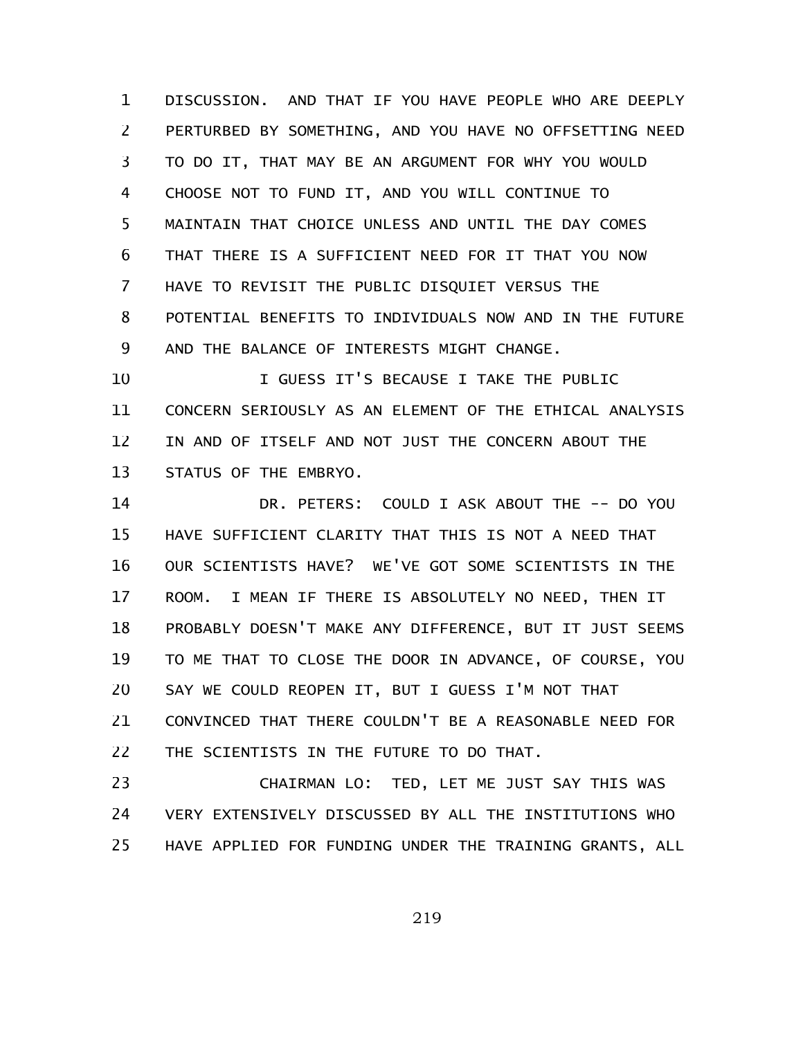DISCUSSION. AND THAT IF YOU HAVE PEOPLE WHO ARE DEEPLY PERTURBED BY SOMETHING, AND YOU HAVE NO OFFSETTING NEED TO DO IT, THAT MAY BE AN ARGUMENT FOR WHY YOU WOULD CHOOSE NOT TO FUND IT, AND YOU WILL CONTINUE TO MAINTAIN THAT CHOICE UNLESS AND UNTIL THE DAY COMES THAT THERE IS A SUFFICIENT NEED FOR IT THAT YOU NOW HAVE TO REVISIT THE PUBLIC DISQUIET VERSUS THE POTENTIAL BENEFITS TO INDIVIDUALS NOW AND IN THE FUTURE AND THE BALANCE OF INTERESTS MIGHT CHANGE.

I GUESS IT'S BECAUSE I TAKE THE PUBLIC CONCERN SERIOUSLY AS AN ELEMENT OF THE ETHICAL ANALYSIS IN AND OF ITSELF AND NOT JUST THE CONCERN ABOUT THE STATUS OF THE EMBRYO.

DR. PETERS: COULD I ASK ABOUT THE -- DO YOU HAVE SUFFICIENT CLARITY THAT THIS IS NOT A NEED THAT OUR SCIENTISTS HAVE? WE'VE GOT SOME SCIENTISTS IN THE ROOM. I MEAN IF THERE IS ABSOLUTELY NO NEED, THEN IT PROBABLY DOESN'T MAKE ANY DIFFERENCE, BUT IT JUST SEEMS TO ME THAT TO CLOSE THE DOOR IN ADVANCE, OF COURSE, YOU SAY WE COULD REOPEN IT, BUT I GUESS I'M NOT THAT CONVINCED THAT THERE COULDN'T BE A REASONABLE NEED FOR THE SCIENTISTS IN THE FUTURE TO DO THAT.

CHAIRMAN LO: TED, LET ME JUST SAY THIS WAS VERY EXTENSIVELY DISCUSSED BY ALL THE INSTITUTIONS WHO HAVE APPLIED FOR FUNDING UNDER THE TRAINING GRANTS, ALL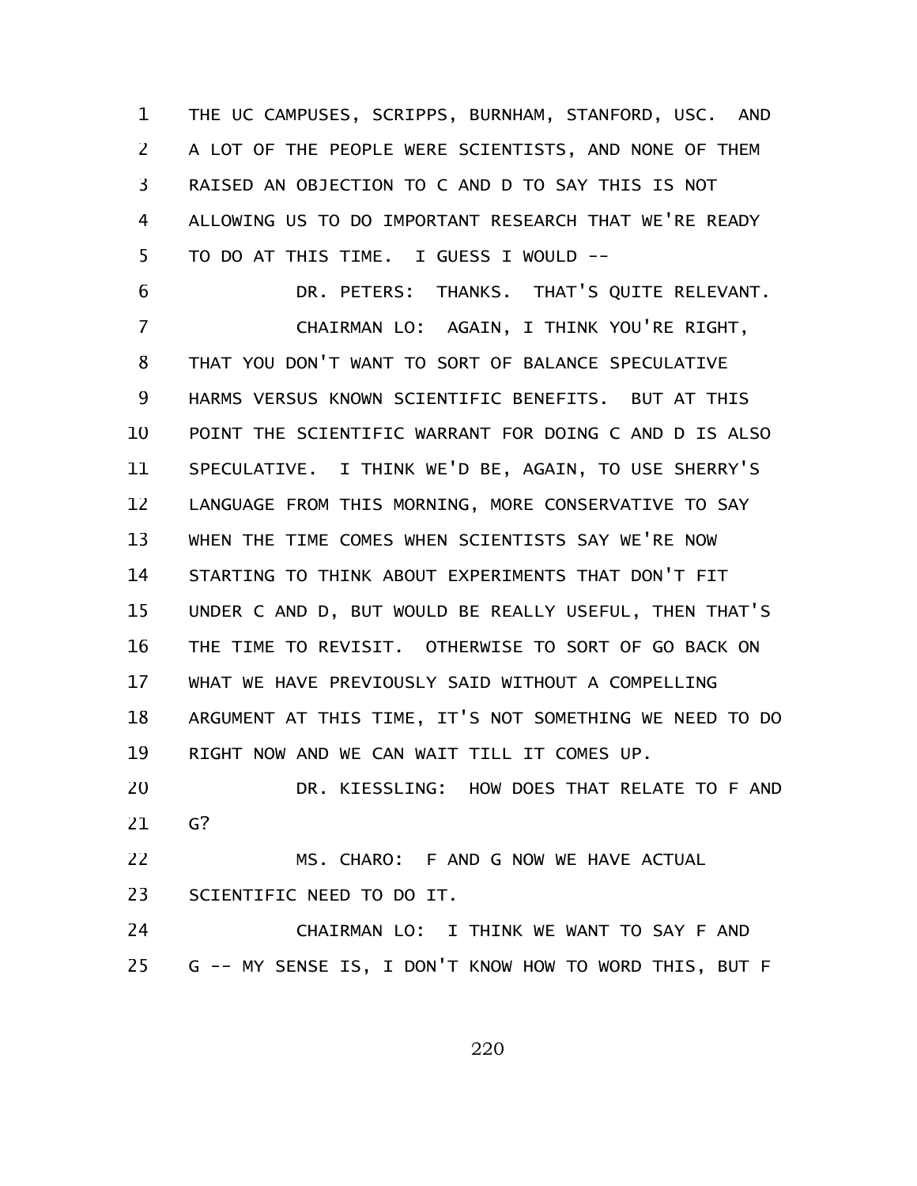THE UC CAMPUSES, SCRIPPS, BURNHAM, STANFORD, USC. AND A LOT OF THE PEOPLE WERE SCIENTISTS, AND NONE OF THEM RAISED AN OBJECTION TO C AND D TO SAY THIS IS NOT ALLOWING US TO DO IMPORTANT RESEARCH THAT WE'RE READY TO DO AT THIS TIME. I GUESS I WOULD --

DR. PETERS: THANKS. THAT'S QUITE RELEVANT.

CHAIRMAN LO: AGAIN, I THINK YOU'RE RIGHT, THAT YOU DON'T WANT TO SORT OF BALANCE SPECULATIVE HARMS VERSUS KNOWN SCIENTIFIC BENEFITS. BUT AT THIS POINT THE SCIENTIFIC WARRANT FOR DOING C AND D IS ALSO SPECULATIVE. I THINK WE'D BE, AGAIN, TO USE SHERRY'S LANGUAGE FROM THIS MORNING, MORE CONSERVATIVE TO SAY WHEN THE TIME COMES WHEN SCIENTISTS SAY WE'RE NOW STARTING TO THINK ABOUT EXPERIMENTS THAT DON'T FIT UNDER C AND D, BUT WOULD BE REALLY USEFUL, THEN THAT'S THE TIME TO REVISIT. OTHERWISE TO SORT OF GO BACK ON WHAT WE HAVE PREVIOUSLY SAID WITHOUT A COMPELLING ARGUMENT AT THIS TIME, IT'S NOT SOMETHING WE NEED TO DO RIGHT NOW AND WE CAN WAIT TILL IT COMES UP.

DR. KIESSLING: HOW DOES THAT RELATE TO F AND G?

MS. CHARO: F AND G NOW WE HAVE ACTUAL SCIENTIFIC NEED TO DO IT.

CHAIRMAN LO: I THINK WE WANT TO SAY F AND G -- MY SENSE IS, I DON'T KNOW HOW TO WORD THIS, BUT F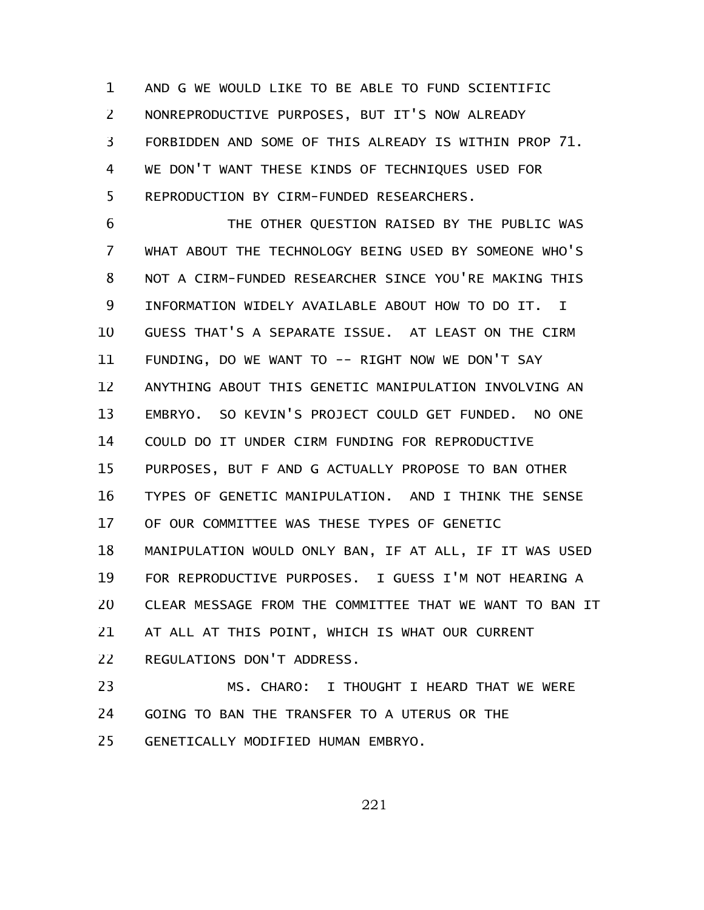AND G WE WOULD LIKE TO BE ABLE TO FUND SCIENTIFIC NONREPRODUCTIVE PURPOSES, BUT IT'S NOW ALREADY FORBIDDEN AND SOME OF THIS ALREADY IS WITHIN PROP 71. WE DON'T WANT THESE KINDS OF TECHNIQUES USED FOR REPRODUCTION BY CIRM-FUNDED RESEARCHERS.

THE OTHER QUESTION RAISED BY THE PUBLIC WAS WHAT ABOUT THE TECHNOLOGY BEING USED BY SOMEONE WHO'S NOT A CIRM-FUNDED RESEARCHER SINCE YOU'RE MAKING THIS INFORMATION WIDELY AVAILABLE ABOUT HOW TO DO IT. I GUESS THAT'S A SEPARATE ISSUE. AT LEAST ON THE CIRM FUNDING, DO WE WANT TO -- RIGHT NOW WE DON'T SAY ANYTHING ABOUT THIS GENETIC MANIPULATION INVOLVING AN EMBRYO. SO KEVIN'S PROJECT COULD GET FUNDED. NO ONE COULD DO IT UNDER CIRM FUNDING FOR REPRODUCTIVE PURPOSES, BUT F AND G ACTUALLY PROPOSE TO BAN OTHER TYPES OF GENETIC MANIPULATION. AND I THINK THE SENSE OF OUR COMMITTEE WAS THESE TYPES OF GENETIC MANIPULATION WOULD ONLY BAN, IF AT ALL, IF IT WAS USED FOR REPRODUCTIVE PURPOSES. I GUESS I'M NOT HEARING A CLEAR MESSAGE FROM THE COMMITTEE THAT WE WANT TO BAN IT AT ALL AT THIS POINT, WHICH IS WHAT OUR CURRENT REGULATIONS DON'T ADDRESS.

MS. CHARO: I THOUGHT I HEARD THAT WE WERE GOING TO BAN THE TRANSFER TO A UTERUS OR THE GENETICALLY MODIFIED HUMAN EMBRYO.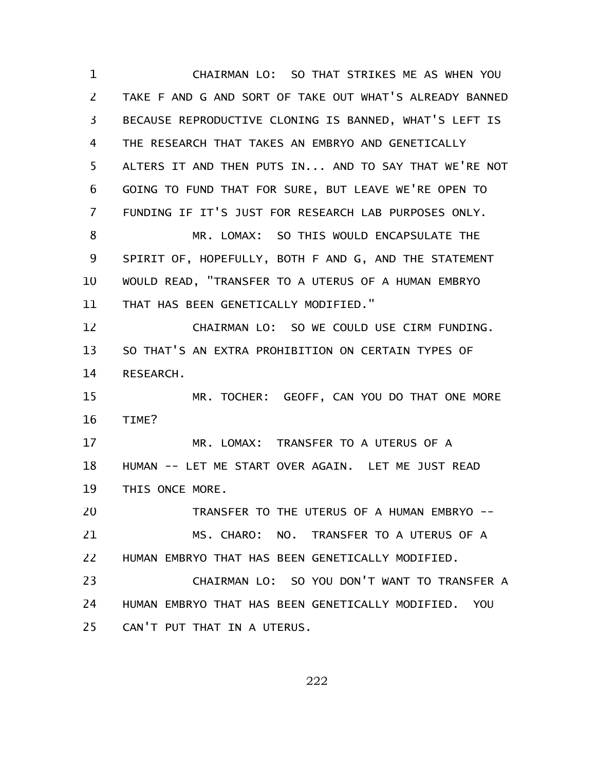CHAIRMAN LO: SO THAT STRIKES ME AS WHEN YOU TAKE F AND G AND SORT OF TAKE OUT WHAT'S ALREADY BANNED BECAUSE REPRODUCTIVE CLONING IS BANNED, WHAT'S LEFT IS THE RESEARCH THAT TAKES AN EMBRYO AND GENETICALLY ALTERS IT AND THEN PUTS IN... AND TO SAY THAT WE'RE NOT GOING TO FUND THAT FOR SURE, BUT LEAVE WE'RE OPEN TO FUNDING IF IT'S JUST FOR RESEARCH LAB PURPOSES ONLY.

MR. LOMAX: SO THIS WOULD ENCAPSULATE THE SPIRIT OF, HOPEFULLY, BOTH F AND G, AND THE STATEMENT WOULD READ, "TRANSFER TO A UTERUS OF A HUMAN EMBRYO THAT HAS BEEN GENETICALLY MODIFIED."

CHAIRMAN LO: SO WE COULD USE CIRM FUNDING. SO THAT'S AN EXTRA PROHIBITION ON CERTAIN TYPES OF RESEARCH.

MR. TOCHER: GEOFF, CAN YOU DO THAT ONE MORE TIME?

MR. LOMAX: TRANSFER TO A UTERUS OF A HUMAN -- LET ME START OVER AGAIN. LET ME JUST READ THIS ONCE MORE.

TRANSFER TO THE UTERUS OF A HUMAN EMBRYO --

MS. CHARO: NO. TRANSFER TO A UTERUS OF A HUMAN EMBRYO THAT HAS BEEN GENETICALLY MODIFIED.

CHAIRMAN LO: SO YOU DON'T WANT TO TRANSFER A HUMAN EMBRYO THAT HAS BEEN GENETICALLY MODIFIED. YOU CAN'T PUT THAT IN A UTERUS.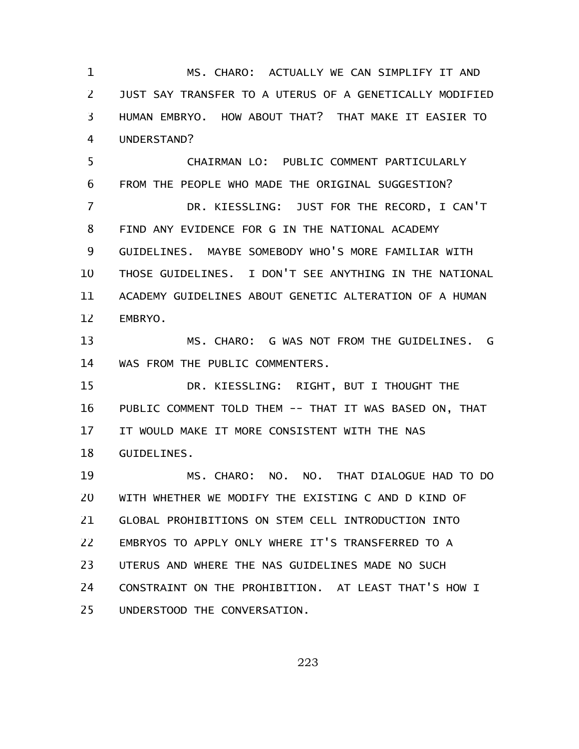MS. CHARO: ACTUALLY WE CAN SIMPLIFY IT AND JUST SAY TRANSFER TO A UTERUS OF A GENETICALLY MODIFIED HUMAN EMBRYO. HOW ABOUT THAT? THAT MAKE IT EASIER TO UNDERSTAND?

CHAIRMAN LO: PUBLIC COMMENT PARTICULARLY FROM THE PEOPLE WHO MADE THE ORIGINAL SUGGESTION?

DR. KIESSLING: JUST FOR THE RECORD, I CAN'T FIND ANY EVIDENCE FOR G IN THE NATIONAL ACADEMY GUIDELINES. MAYBE SOMEBODY WHO'S MORE FAMILIAR WITH THOSE GUIDELINES. I DON'T SEE ANYTHING IN THE NATIONAL ACADEMY GUIDELINES ABOUT GENETIC ALTERATION OF A HUMAN EMBRYO.

MS. CHARO: G WAS NOT FROM THE GUIDELINES. G WAS FROM THE PUBLIC COMMENTERS.

DR. KIESSLING: RIGHT, BUT I THOUGHT THE PUBLIC COMMENT TOLD THEM -- THAT IT WAS BASED ON, THAT IT WOULD MAKE IT MORE CONSISTENT WITH THE NAS GUIDELINES.

MS. CHARO: NO. NO. THAT DIALOGUE HAD TO DO WITH WHETHER WE MODIFY THE EXISTING C AND D KIND OF GLOBAL PROHIBITIONS ON STEM CELL INTRODUCTION INTO EMBRYOS TO APPLY ONLY WHERE IT'S TRANSFERRED TO A UTERUS AND WHERE THE NAS GUIDELINES MADE NO SUCH CONSTRAINT ON THE PROHIBITION. AT LEAST THAT'S HOW I UNDERSTOOD THE CONVERSATION.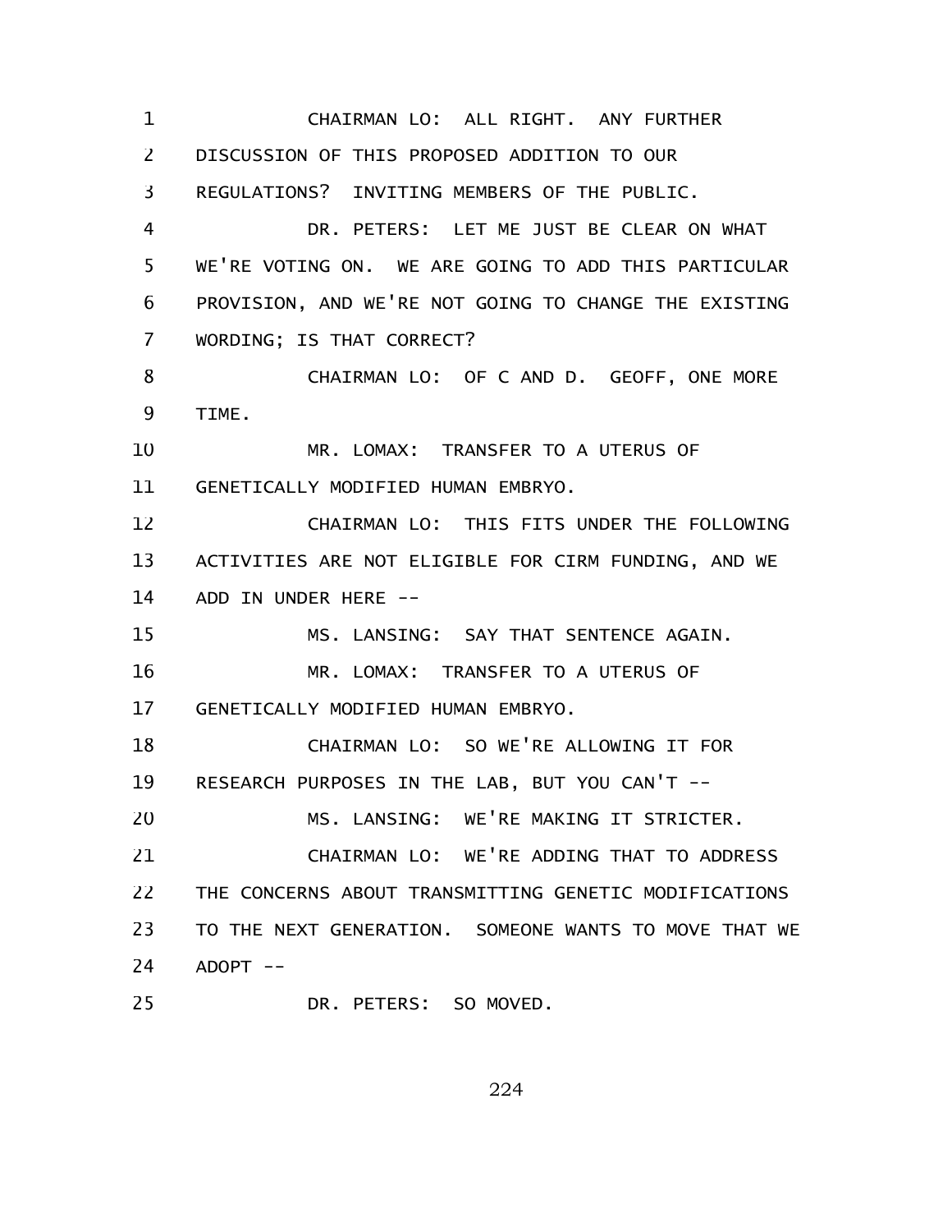CHAIRMAN LO: ALL RIGHT. ANY FURTHER DISCUSSION OF THIS PROPOSED ADDITION TO OUR REGULATIONS? INVITING MEMBERS OF THE PUBLIC.

DR. PETERS: LET ME JUST BE CLEAR ON WHAT WE'RE VOTING ON. WE ARE GOING TO ADD THIS PARTICULAR PROVISION, AND WE'RE NOT GOING TO CHANGE THE EXISTING WORDING; IS THAT CORRECT?

CHAIRMAN LO: OF C AND D. GEOFF, ONE MORE TIME.

MR. LOMAX: TRANSFER TO A UTERUS OF GENETICALLY MODIFIED HUMAN EMBRYO.

CHAIRMAN LO: THIS FITS UNDER THE FOLLOWING ACTIVITIES ARE NOT ELIGIBLE FOR CIRM FUNDING, AND WE ADD IN UNDER HERE --

MS. LANSING: SAY THAT SENTENCE AGAIN.

MR. LOMAX: TRANSFER TO A UTERUS OF GENETICALLY MODIFIED HUMAN EMBRYO.

CHAIRMAN LO: SO WE'RE ALLOWING IT FOR RESEARCH PURPOSES IN THE LAB, BUT YOU CAN'T --

MS. LANSING: WE'RE MAKING IT STRICTER.

CHAIRMAN LO: WE'RE ADDING THAT TO ADDRESS THE CONCERNS ABOUT TRANSMITTING GENETIC MODIFICATIONS TO THE NEXT GENERATION. SOMEONE WANTS TO MOVE THAT WE ADOPT --

DR. PETERS: SO MOVED.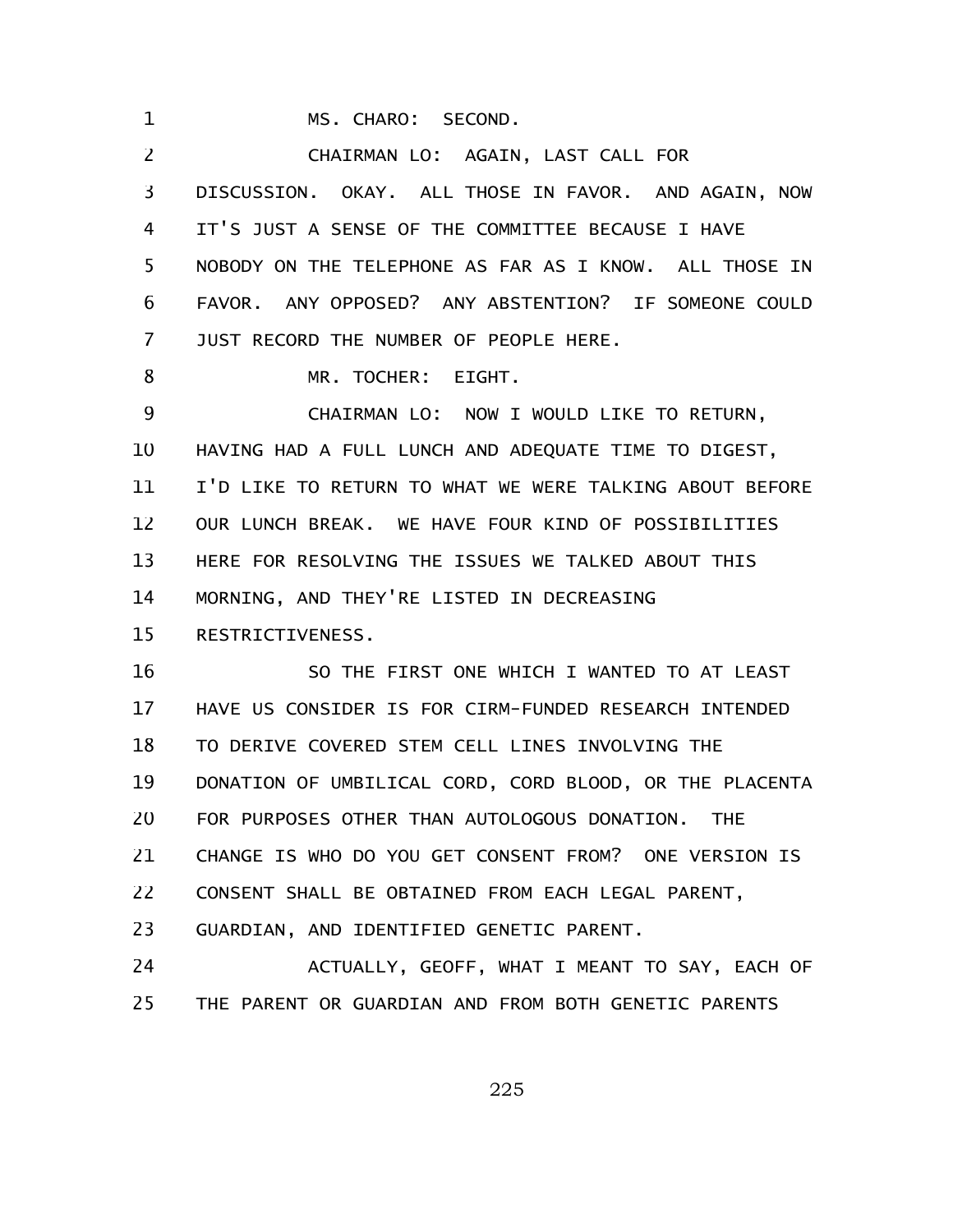MS. CHARO: SECOND.

CHAIRMAN LO: AGAIN, LAST CALL FOR DISCUSSION. OKAY. ALL THOSE IN FAVOR. AND AGAIN, NOW IT'S JUST A SENSE OF THE COMMITTEE BECAUSE I HAVE NOBODY ON THE TELEPHONE AS FAR AS I KNOW. ALL THOSE IN FAVOR. ANY OPPOSED? ANY ABSTENTION? IF SOMEONE COULD JUST RECORD THE NUMBER OF PEOPLE HERE.

MR. TOCHER: EIGHT.

CHAIRMAN LO: NOW I WOULD LIKE TO RETURN, HAVING HAD A FULL LUNCH AND ADEQUATE TIME TO DIGEST, I'D LIKE TO RETURN TO WHAT WE WERE TALKING ABOUT BEFORE OUR LUNCH BREAK. WE HAVE FOUR KIND OF POSSIBILITIES HERE FOR RESOLVING THE ISSUES WE TALKED ABOUT THIS MORNING, AND THEY'RE LISTED IN DECREASING RESTRICTIVENESS.

SO THE FIRST ONE WHICH I WANTED TO AT LEAST HAVE US CONSIDER IS FOR CIRM-FUNDED RESEARCH INTENDED TO DERIVE COVERED STEM CELL LINES INVOLVING THE DONATION OF UMBILICAL CORD, CORD BLOOD, OR THE PLACENTA FOR PURPOSES OTHER THAN AUTOLOGOUS DONATION. THE CHANGE IS WHO DO YOU GET CONSENT FROM? ONE VERSION IS CONSENT SHALL BE OBTAINED FROM EACH LEGAL PARENT, GUARDIAN, AND IDENTIFIED GENETIC PARENT.

ACTUALLY, GEOFF, WHAT I MEANT TO SAY, EACH OF THE PARENT OR GUARDIAN AND FROM BOTH GENETIC PARENTS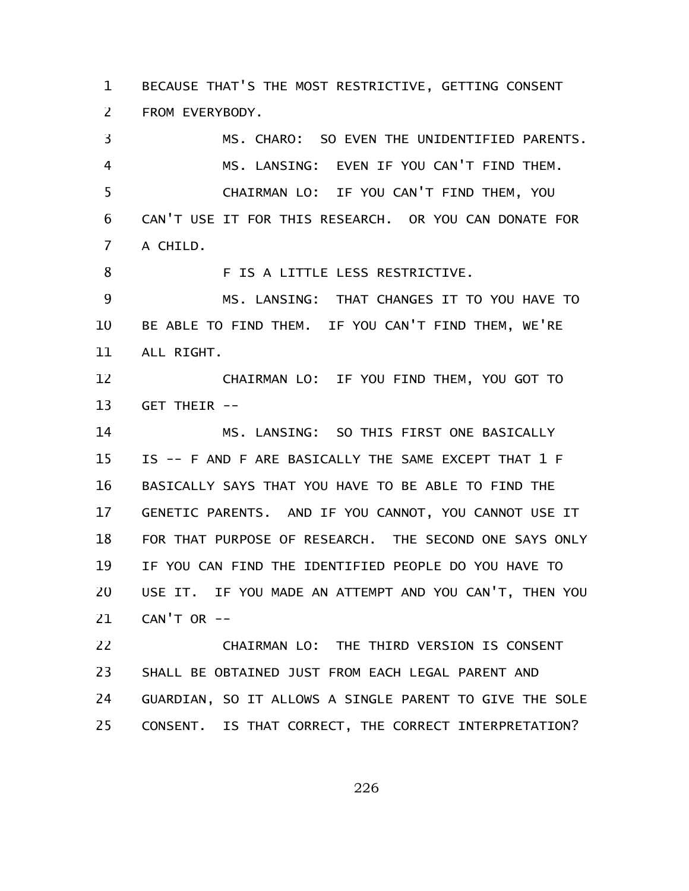BECAUSE THAT'S THE MOST RESTRICTIVE, GETTING CONSENT FROM EVERYBODY.

MS. CHARO: SO EVEN THE UNIDENTIFIED PARENTS.

MS. LANSING: EVEN IF YOU CAN'T FIND THEM.

CHAIRMAN LO: IF YOU CAN'T FIND THEM, YOU CAN'T USE IT FOR THIS RESEARCH. OR YOU CAN DONATE FOR A CHILD.

F IS A LITTLE LESS RESTRICTIVE.

MS. LANSING: THAT CHANGES IT TO YOU HAVE TO BE ABLE TO FIND THEM. IF YOU CAN'T FIND THEM, WE'RE ALL RIGHT.

CHAIRMAN LO: IF YOU FIND THEM, YOU GOT TO GET THEIR --

MS. LANSING: SO THIS FIRST ONE BASICALLY IS -- F AND F ARE BASICALLY THE SAME EXCEPT THAT 1 F BASICALLY SAYS THAT YOU HAVE TO BE ABLE TO FIND THE GENETIC PARENTS. AND IF YOU CANNOT, YOU CANNOT USE IT FOR THAT PURPOSE OF RESEARCH. THE SECOND ONE SAYS ONLY IF YOU CAN FIND THE IDENTIFIED PEOPLE DO YOU HAVE TO USE IT. IF YOU MADE AN ATTEMPT AND YOU CAN'T, THEN YOU CAN'T OR --

CHAIRMAN LO: THE THIRD VERSION IS CONSENT SHALL BE OBTAINED JUST FROM EACH LEGAL PARENT AND GUARDIAN, SO IT ALLOWS A SINGLE PARENT TO GIVE THE SOLE CONSENT. IS THAT CORRECT, THE CORRECT INTERPRETATION?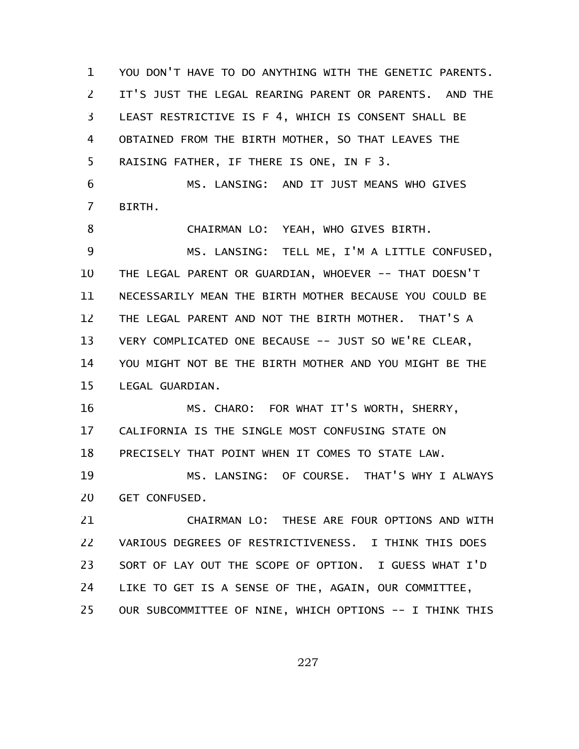YOU DON'T HAVE TO DO ANYTHING WITH THE GENETIC PARENTS. IT'S JUST THE LEGAL REARING PARENT OR PARENTS. AND THE LEAST RESTRICTIVE IS F 4, WHICH IS CONSENT SHALL BE OBTAINED FROM THE BIRTH MOTHER, SO THAT LEAVES THE RAISING FATHER, IF THERE IS ONE, IN F 3.

MS. LANSING: AND IT JUST MEANS WHO GIVES BIRTH.

CHAIRMAN LO: YEAH, WHO GIVES BIRTH.

MS. LANSING: TELL ME, I'M A LITTLE CONFUSED, THE LEGAL PARENT OR GUARDIAN, WHOEVER -- THAT DOESN'T NECESSARILY MEAN THE BIRTH MOTHER BECAUSE YOU COULD BE THE LEGAL PARENT AND NOT THE BIRTH MOTHER. THAT'S A VERY COMPLICATED ONE BECAUSE -- JUST SO WE'RE CLEAR, YOU MIGHT NOT BE THE BIRTH MOTHER AND YOU MIGHT BE THE LEGAL GUARDIAN.

MS. CHARO: FOR WHAT IT'S WORTH, SHERRY, CALIFORNIA IS THE SINGLE MOST CONFUSING STATE ON PRECISELY THAT POINT WHEN IT COMES TO STATE LAW.

MS. LANSING: OF COURSE. THAT'S WHY I ALWAYS GET CONFUSED.

CHAIRMAN LO: THESE ARE FOUR OPTIONS AND WITH VARIOUS DEGREES OF RESTRICTIVENESS. I THINK THIS DOES SORT OF LAY OUT THE SCOPE OF OPTION. I GUESS WHAT I'D LIKE TO GET IS A SENSE OF THE, AGAIN, OUR COMMITTEE, OUR SUBCOMMITTEE OF NINE, WHICH OPTIONS -- I THINK THIS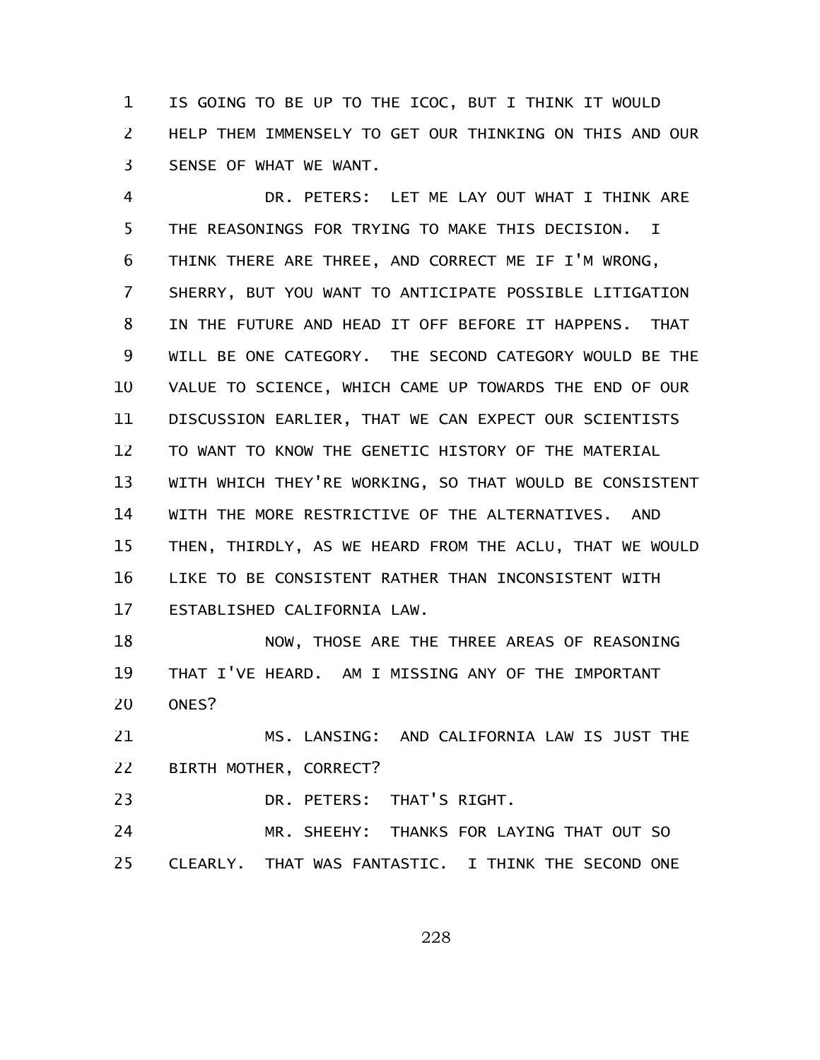IS GOING TO BE UP TO THE ICOC, BUT I THINK IT WOULD HELP THEM IMMENSELY TO GET OUR THINKING ON THIS AND OUR SENSE OF WHAT WE WANT.

DR. PETERS: LET ME LAY OUT WHAT I THINK ARE THE REASONINGS FOR TRYING TO MAKE THIS DECISION. I THINK THERE ARE THREE, AND CORRECT ME IF I'M WRONG, SHERRY, BUT YOU WANT TO ANTICIPATE POSSIBLE LITIGATION IN THE FUTURE AND HEAD IT OFF BEFORE IT HAPPENS. THAT WILL BE ONE CATEGORY. THE SECOND CATEGORY WOULD BE THE VALUE TO SCIENCE, WHICH CAME UP TOWARDS THE END OF OUR DISCUSSION EARLIER, THAT WE CAN EXPECT OUR SCIENTISTS TO WANT TO KNOW THE GENETIC HISTORY OF THE MATERIAL WITH WHICH THEY'RE WORKING, SO THAT WOULD BE CONSISTENT WITH THE MORE RESTRICTIVE OF THE ALTERNATIVES. AND THEN, THIRDLY, AS WE HEARD FROM THE ACLU, THAT WE WOULD LIKE TO BE CONSISTENT RATHER THAN INCONSISTENT WITH ESTABLISHED CALIFORNIA LAW.

NOW, THOSE ARE THE THREE AREAS OF REASONING THAT I'VE HEARD. AM I MISSING ANY OF THE IMPORTANT ONES?

MS. LANSING: AND CALIFORNIA LAW IS JUST THE BIRTH MOTHER, CORRECT?

DR. PETERS: THAT'S RIGHT.

MR. SHEEHY: THANKS FOR LAYING THAT OUT SO CLEARLY. THAT WAS FANTASTIC. I THINK THE SECOND ONE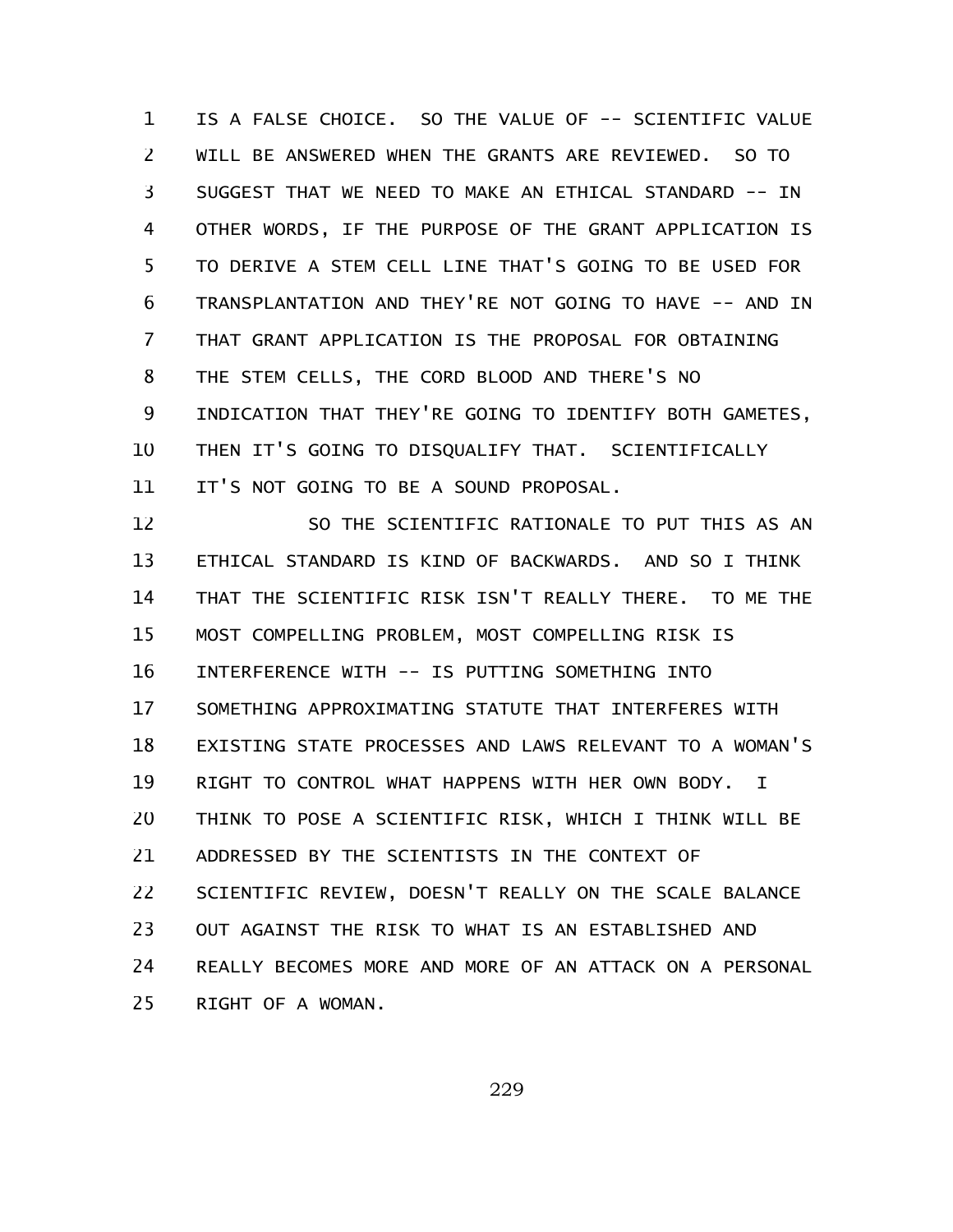IS A FALSE CHOICE. SO THE VALUE OF -- SCIENTIFIC VALUE WILL BE ANSWERED WHEN THE GRANTS ARE REVIEWED. SO TO SUGGEST THAT WE NEED TO MAKE AN ETHICAL STANDARD -- IN OTHER WORDS, IF THE PURPOSE OF THE GRANT APPLICATION IS TO DERIVE A STEM CELL LINE THAT'S GOING TO BE USED FOR TRANSPLANTATION AND THEY'RE NOT GOING TO HAVE -- AND IN THAT GRANT APPLICATION IS THE PROPOSAL FOR OBTAINING THE STEM CELLS, THE CORD BLOOD AND THERE'S NO INDICATION THAT THEY'RE GOING TO IDENTIFY BOTH GAMETES, THEN IT'S GOING TO DISQUALIFY THAT. SCIENTIFICALLY IT'S NOT GOING TO BE A SOUND PROPOSAL.

SO THE SCIENTIFIC RATIONALE TO PUT THIS AS AN ETHICAL STANDARD IS KIND OF BACKWARDS. AND SO I THINK THAT THE SCIENTIFIC RISK ISN'T REALLY THERE. TO ME THE MOST COMPELLING PROBLEM, MOST COMPELLING RISK IS INTERFERENCE WITH -- IS PUTTING SOMETHING INTO SOMETHING APPROXIMATING STATUTE THAT INTERFERES WITH EXISTING STATE PROCESSES AND LAWS RELEVANT TO A WOMAN'S RIGHT TO CONTROL WHAT HAPPENS WITH HER OWN BODY. I THINK TO POSE A SCIENTIFIC RISK, WHICH I THINK WILL BE ADDRESSED BY THE SCIENTISTS IN THE CONTEXT OF SCIENTIFIC REVIEW, DOESN'T REALLY ON THE SCALE BALANCE OUT AGAINST THE RISK TO WHAT IS AN ESTABLISHED AND REALLY BECOMES MORE AND MORE OF AN ATTACK ON A PERSONAL RIGHT OF A WOMAN.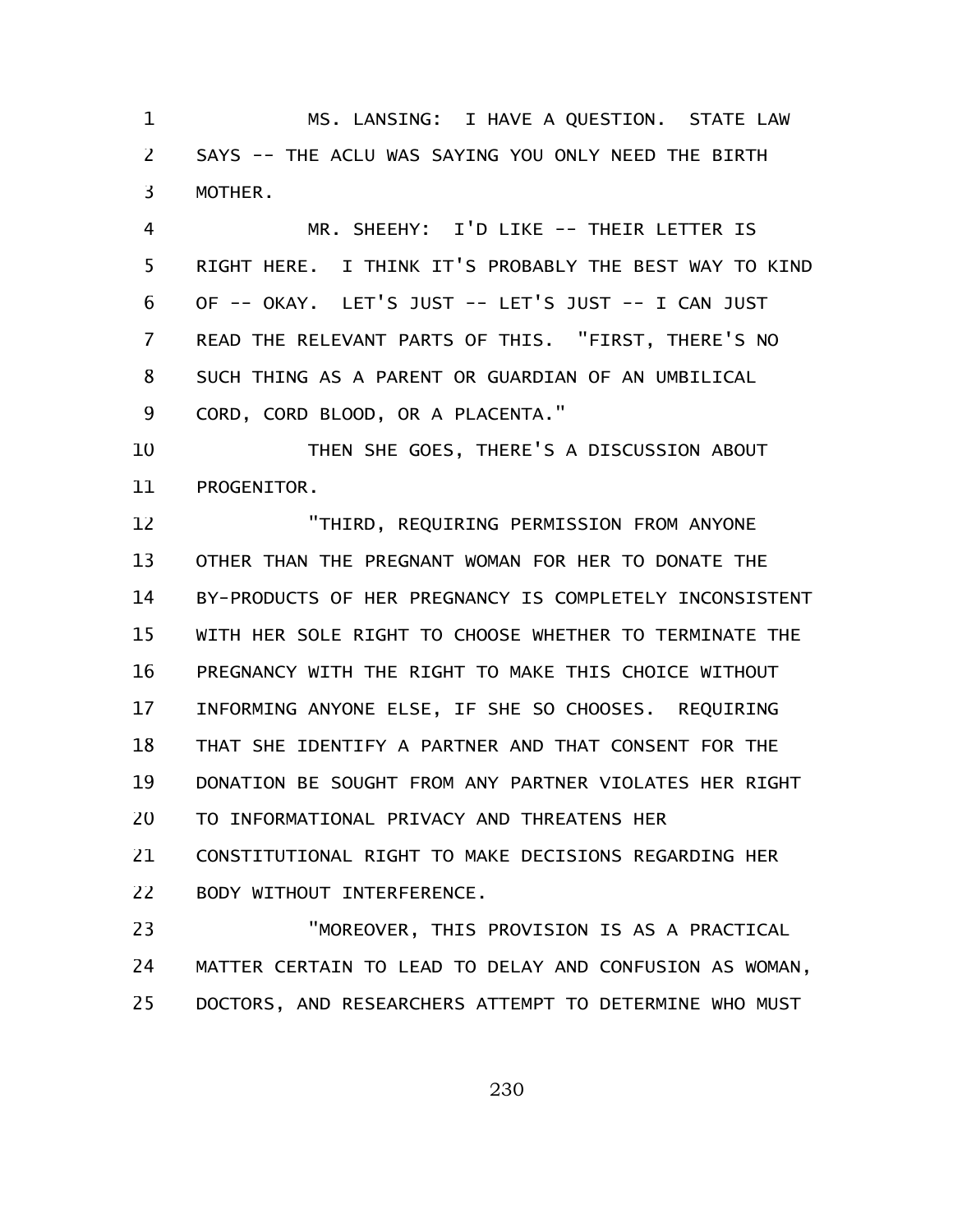MS. LANSING: I HAVE A QUESTION. STATE LAW SAYS -- THE ACLU WAS SAYING YOU ONLY NEED THE BIRTH MOTHER.

MR. SHEEHY: I'D LIKE -- THEIR LETTER IS RIGHT HERE. I THINK IT'S PROBABLY THE BEST WAY TO KIND OF -- OKAY. LET'S JUST -- LET'S JUST -- I CAN JUST READ THE RELEVANT PARTS OF THIS. "FIRST, THERE'S NO SUCH THING AS A PARENT OR GUARDIAN OF AN UMBILICAL CORD, CORD BLOOD, OR A PLACENTA."

THEN SHE GOES, THERE'S A DISCUSSION ABOUT PROGENITOR.

"THIRD, REQUIRING PERMISSION FROM ANYONE OTHER THAN THE PREGNANT WOMAN FOR HER TO DONATE THE BY-PRODUCTS OF HER PREGNANCY IS COMPLETELY INCONSISTENT WITH HER SOLE RIGHT TO CHOOSE WHETHER TO TERMINATE THE PREGNANCY WITH THE RIGHT TO MAKE THIS CHOICE WITHOUT INFORMING ANYONE ELSE, IF SHE SO CHOOSES. REQUIRING THAT SHE IDENTIFY A PARTNER AND THAT CONSENT FOR THE DONATION BE SOUGHT FROM ANY PARTNER VIOLATES HER RIGHT TO INFORMATIONAL PRIVACY AND THREATENS HER CONSTITUTIONAL RIGHT TO MAKE DECISIONS REGARDING HER BODY WITHOUT INTERFERENCE.

"MOREOVER, THIS PROVISION IS AS A PRACTICAL MATTER CERTAIN TO LEAD TO DELAY AND CONFUSION AS WOMAN, DOCTORS, AND RESEARCHERS ATTEMPT TO DETERMINE WHO MUST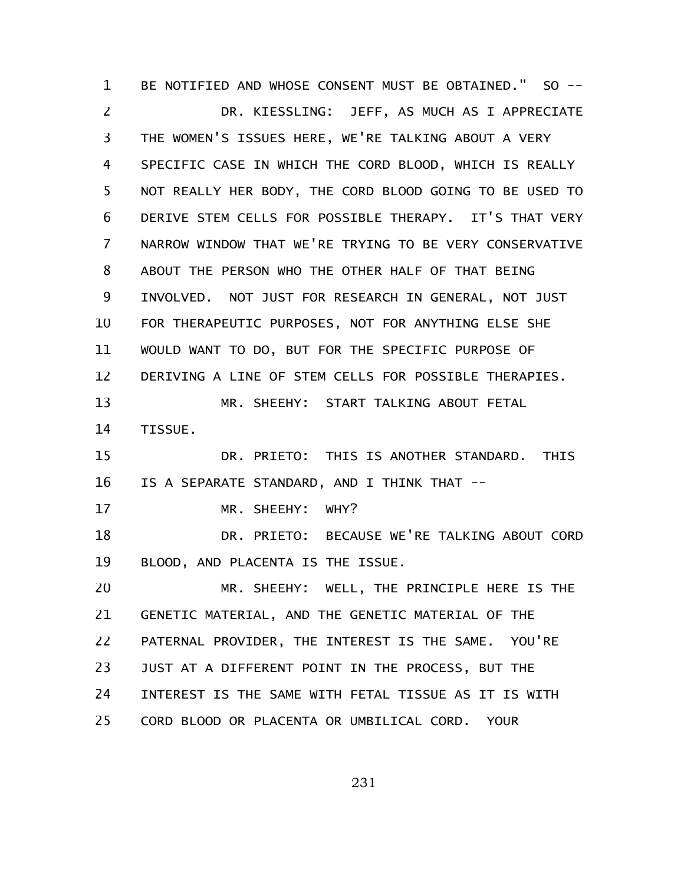BE NOTIFIED AND WHOSE CONSENT MUST BE OBTAINED." SO --

DR. KIESSLING: JEFF, AS MUCH AS I APPRECIATE THE WOMEN'S ISSUES HERE, WE'RE TALKING ABOUT A VERY SPECIFIC CASE IN WHICH THE CORD BLOOD, WHICH IS REALLY NOT REALLY HER BODY, THE CORD BLOOD GOING TO BE USED TO DERIVE STEM CELLS FOR POSSIBLE THERAPY. IT'S THAT VERY NARROW WINDOW THAT WE'RE TRYING TO BE VERY CONSERVATIVE ABOUT THE PERSON WHO THE OTHER HALF OF THAT BEING INVOLVED. NOT JUST FOR RESEARCH IN GENERAL, NOT JUST FOR THERAPEUTIC PURPOSES, NOT FOR ANYTHING ELSE SHE WOULD WANT TO DO, BUT FOR THE SPECIFIC PURPOSE OF DERIVING A LINE OF STEM CELLS FOR POSSIBLE THERAPIES.

MR. SHEEHY: START TALKING ABOUT FETAL TISSUE.

DR. PRIETO: THIS IS ANOTHER STANDARD. THIS IS A SEPARATE STANDARD, AND I THINK THAT --

MR. SHEEHY: WHY?

DR. PRIETO: BECAUSE WE'RE TALKING ABOUT CORD BLOOD, AND PLACENTA IS THE ISSUE.

MR. SHEEHY: WELL, THE PRINCIPLE HERE IS THE GENETIC MATERIAL, AND THE GENETIC MATERIAL OF THE PATERNAL PROVIDER, THE INTEREST IS THE SAME. YOU'RE JUST AT A DIFFERENT POINT IN THE PROCESS, BUT THE INTEREST IS THE SAME WITH FETAL TISSUE AS IT IS WITH CORD BLOOD OR PLACENTA OR UMBILICAL CORD. YOUR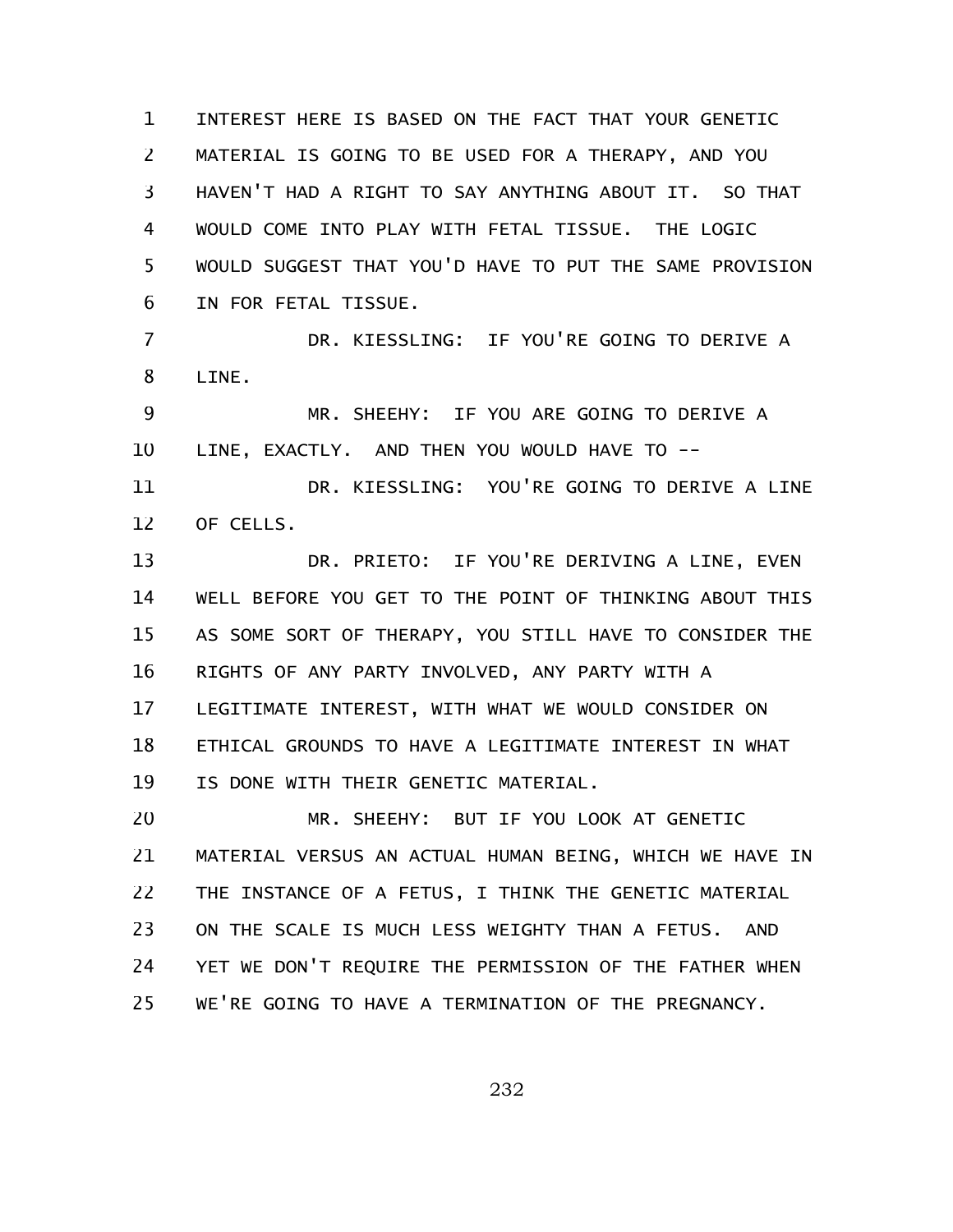INTEREST HERE IS BASED ON THE FACT THAT YOUR GENETIC MATERIAL IS GOING TO BE USED FOR A THERAPY, AND YOU HAVEN'T HAD A RIGHT TO SAY ANYTHING ABOUT IT. SO THAT WOULD COME INTO PLAY WITH FETAL TISSUE. THE LOGIC WOULD SUGGEST THAT YOU'D HAVE TO PUT THE SAME PROVISION IN FOR FETAL TISSUE.

DR. KIESSLING: IF YOU'RE GOING TO DERIVE A LINE.

MR. SHEEHY: IF YOU ARE GOING TO DERIVE A LINE, EXACTLY. AND THEN YOU WOULD HAVE TO --

DR. KIESSLING: YOU'RE GOING TO DERIVE A LINE OF CELLS.

DR. PRIETO: IF YOU'RE DERIVING A LINE, EVEN WELL BEFORE YOU GET TO THE POINT OF THINKING ABOUT THIS AS SOME SORT OF THERAPY, YOU STILL HAVE TO CONSIDER THE RIGHTS OF ANY PARTY INVOLVED, ANY PARTY WITH A LEGITIMATE INTEREST, WITH WHAT WE WOULD CONSIDER ON ETHICAL GROUNDS TO HAVE A LEGITIMATE INTEREST IN WHAT IS DONE WITH THEIR GENETIC MATERIAL.

MR. SHEEHY: BUT IF YOU LOOK AT GENETIC MATERIAL VERSUS AN ACTUAL HUMAN BEING, WHICH WE HAVE IN THE INSTANCE OF A FETUS, I THINK THE GENETIC MATERIAL ON THE SCALE IS MUCH LESS WEIGHTY THAN A FETUS. AND YET WE DON'T REQUIRE THE PERMISSION OF THE FATHER WHEN WE'RE GOING TO HAVE A TERMINATION OF THE PREGNANCY.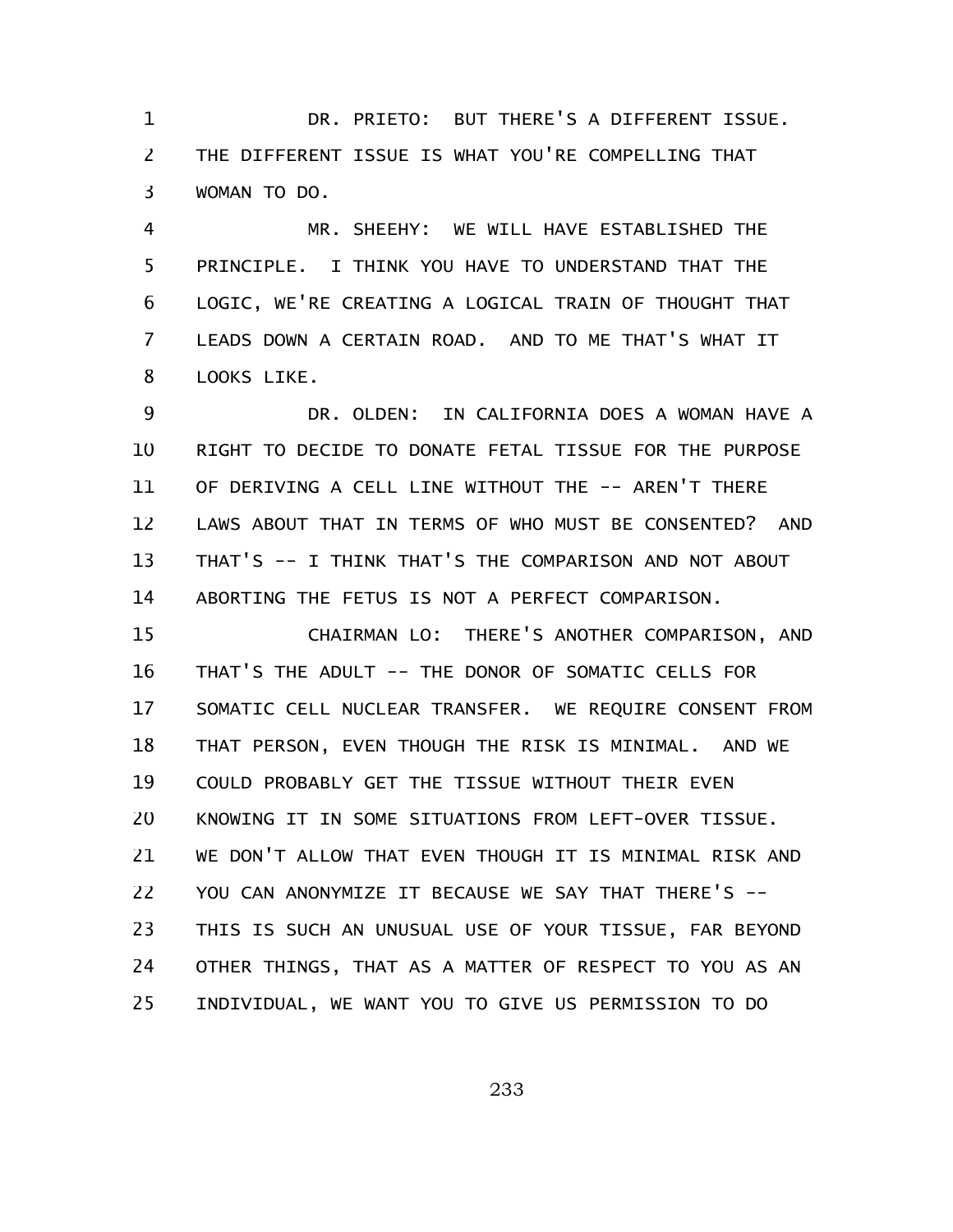DR. PRIETO: BUT THERE'S A DIFFERENT ISSUE. THE DIFFERENT ISSUE IS WHAT YOU'RE COMPELLING THAT WOMAN TO DO.

MR. SHEEHY: WE WILL HAVE ESTABLISHED THE PRINCIPLE. I THINK YOU HAVE TO UNDERSTAND THAT THE LOGIC, WE'RE CREATING A LOGICAL TRAIN OF THOUGHT THAT LEADS DOWN A CERTAIN ROAD. AND TO ME THAT'S WHAT IT LOOKS LIKE.

DR. OLDEN: IN CALIFORNIA DOES A WOMAN HAVE A RIGHT TO DECIDE TO DONATE FETAL TISSUE FOR THE PURPOSE OF DERIVING A CELL LINE WITHOUT THE -- AREN'T THERE LAWS ABOUT THAT IN TERMS OF WHO MUST BE CONSENTED? AND THAT'S -- I THINK THAT'S THE COMPARISON AND NOT ABOUT ABORTING THE FETUS IS NOT A PERFECT COMPARISON.

CHAIRMAN LO: THERE'S ANOTHER COMPARISON, AND THAT'S THE ADULT -- THE DONOR OF SOMATIC CELLS FOR SOMATIC CELL NUCLEAR TRANSFER. WE REQUIRE CONSENT FROM THAT PERSON, EVEN THOUGH THE RISK IS MINIMAL. AND WE COULD PROBABLY GET THE TISSUE WITHOUT THEIR EVEN KNOWING IT IN SOME SITUATIONS FROM LEFT-OVER TISSUE. WE DON'T ALLOW THAT EVEN THOUGH IT IS MINIMAL RISK AND YOU CAN ANONYMIZE IT BECAUSE WE SAY THAT THERE'S -- THIS IS SUCH AN UNUSUAL USE OF YOUR TISSUE, FAR BEYOND OTHER THINGS, THAT AS A MATTER OF RESPECT TO YOU AS AN INDIVIDUAL, WE WANT YOU TO GIVE US PERMISSION TO DO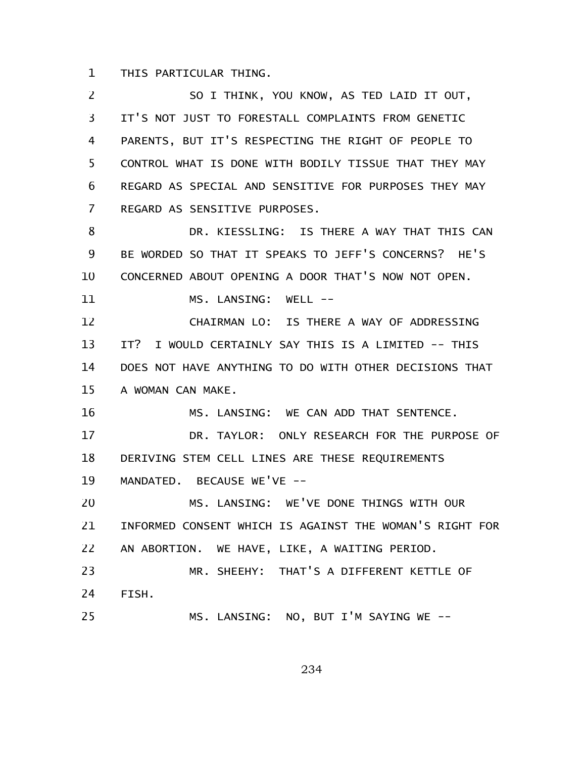THIS PARTICULAR THING.

SO I THINK, YOU KNOW, AS TED LAID IT OUT, IT'S NOT JUST TO FORESTALL COMPLAINTS FROM GENETIC PARENTS, BUT IT'S RESPECTING THE RIGHT OF PEOPLE TO CONTROL WHAT IS DONE WITH BODILY TISSUE THAT THEY MAY REGARD AS SPECIAL AND SENSITIVE FOR PURPOSES THEY MAY REGARD AS SENSITIVE PURPOSES.

DR. KIESSLING: IS THERE A WAY THAT THIS CAN BE WORDED SO THAT IT SPEAKS TO JEFF'S CONCERNS? HE'S CONCERNED ABOUT OPENING A DOOR THAT'S NOW NOT OPEN.

MS. LANSING: WELL --

CHAIRMAN LO: IS THERE A WAY OF ADDRESSING IT? I WOULD CERTAINLY SAY THIS IS A LIMITED -- THIS DOES NOT HAVE ANYTHING TO DO WITH OTHER DECISIONS THAT A WOMAN CAN MAKE.

MS. LANSING: WE CAN ADD THAT SENTENCE.

DR. TAYLOR: ONLY RESEARCH FOR THE PURPOSE OF DERIVING STEM CELL LINES ARE THESE REQUIREMENTS MANDATED. BECAUSE WE'VE --

MS. LANSING: WE'VE DONE THINGS WITH OUR INFORMED CONSENT WHICH IS AGAINST THE WOMAN'S RIGHT FOR AN ABORTION. WE HAVE, LIKE, A WAITING PERIOD.

MR. SHEEHY: THAT'S A DIFFERENT KETTLE OF FISH.

MS. LANSING: NO, BUT I'M SAYING WE --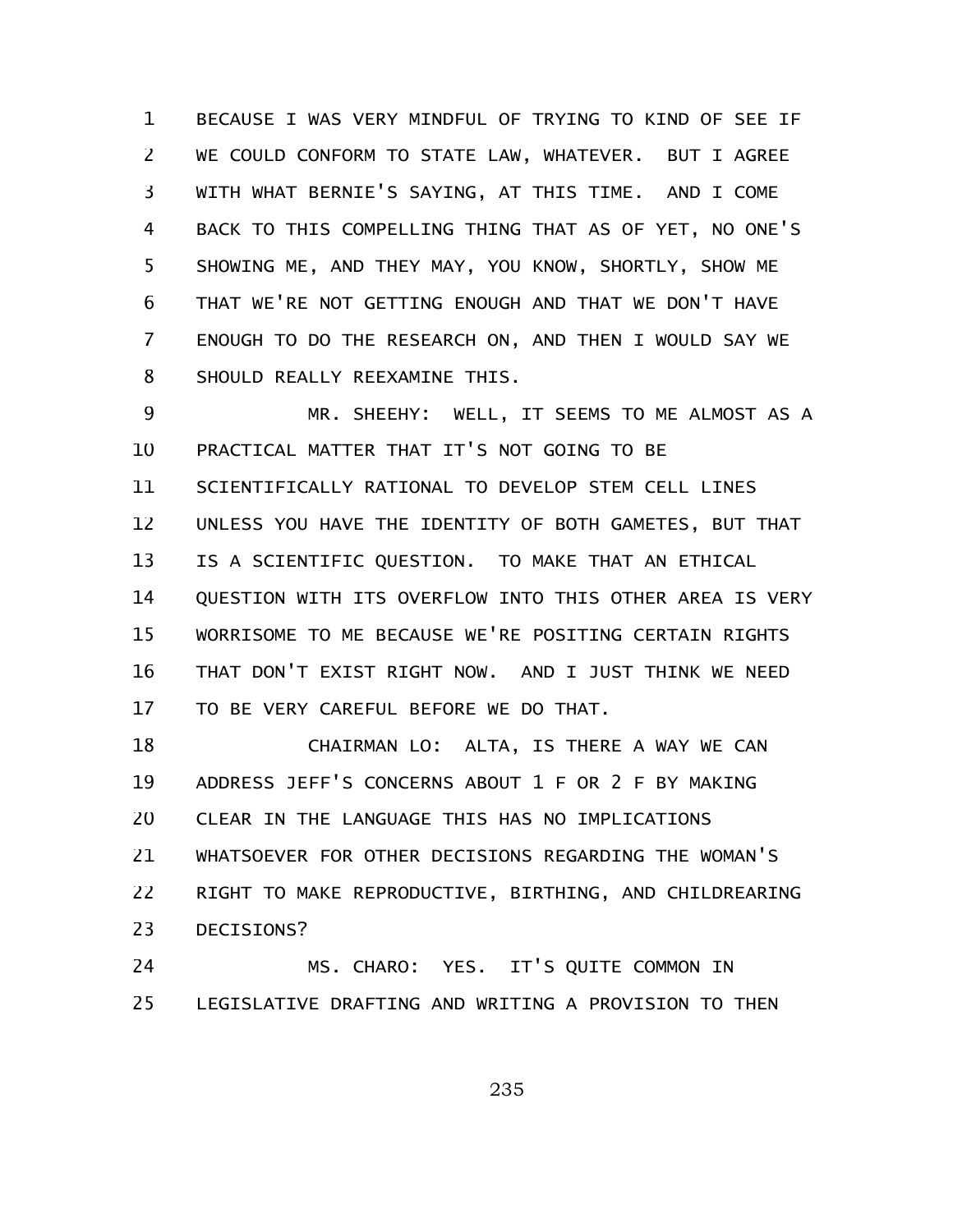BECAUSE I WAS VERY MINDFUL OF TRYING TO KIND OF SEE IF WE COULD CONFORM TO STATE LAW, WHATEVER. BUT I AGREE WITH WHAT BERNIE'S SAYING, AT THIS TIME. AND I COME BACK TO THIS COMPELLING THING THAT AS OF YET, NO ONE'S SHOWING ME, AND THEY MAY, YOU KNOW, SHORTLY, SHOW ME THAT WE'RE NOT GETTING ENOUGH AND THAT WE DON'T HAVE ENOUGH TO DO THE RESEARCH ON, AND THEN I WOULD SAY WE SHOULD REALLY REEXAMINE THIS.

MR. SHEEHY: WELL, IT SEEMS TO ME ALMOST AS A PRACTICAL MATTER THAT IT'S NOT GOING TO BE SCIENTIFICALLY RATIONAL TO DEVELOP STEM CELL LINES UNLESS YOU HAVE THE IDENTITY OF BOTH GAMETES, BUT THAT IS A SCIENTIFIC QUESTION. TO MAKE THAT AN ETHICAL QUESTION WITH ITS OVERFLOW INTO THIS OTHER AREA IS VERY WORRISOME TO ME BECAUSE WE'RE POSITING CERTAIN RIGHTS THAT DON'T EXIST RIGHT NOW. AND I JUST THINK WE NEED TO BE VERY CAREFUL BEFORE WE DO THAT.

CHAIRMAN LO: ALTA, IS THERE A WAY WE CAN ADDRESS JEFF'S CONCERNS ABOUT 1 F OR 2 F BY MAKING CLEAR IN THE LANGUAGE THIS HAS NO IMPLICATIONS WHATSOEVER FOR OTHER DECISIONS REGARDING THE WOMAN'S RIGHT TO MAKE REPRODUCTIVE, BIRTHING, AND CHILDREARING DECISIONS?

MS. CHARO: YES. IT'S QUITE COMMON IN LEGISLATIVE DRAFTING AND WRITING A PROVISION TO THEN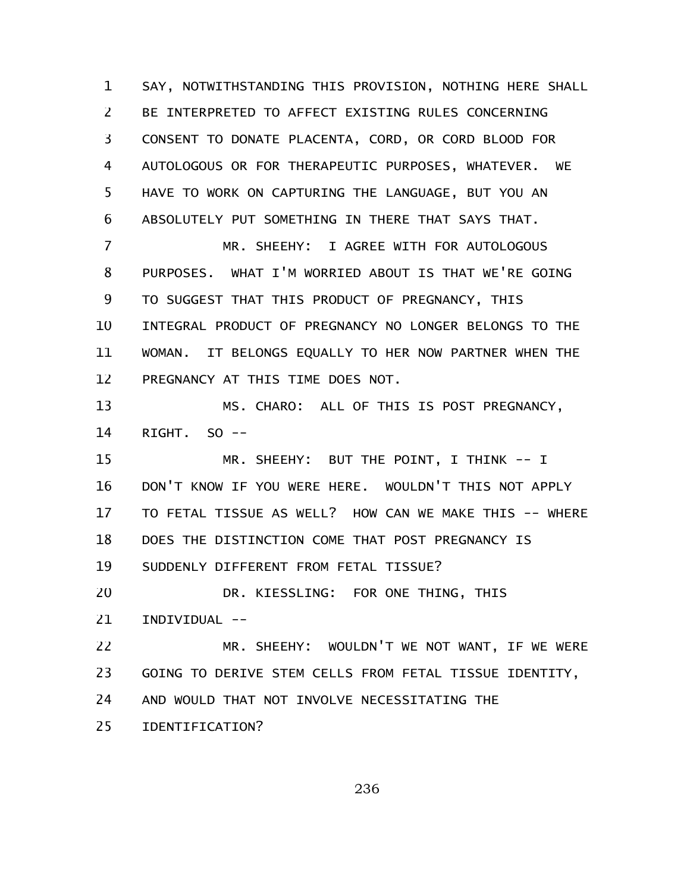SAY, NOTWITHSTANDING THIS PROVISION, NOTHING HERE SHALL BE INTERPRETED TO AFFECT EXISTING RULES CONCERNING CONSENT TO DONATE PLACENTA, CORD, OR CORD BLOOD FOR AUTOLOGOUS OR FOR THERAPEUTIC PURPOSES, WHATEVER. WE HAVE TO WORK ON CAPTURING THE LANGUAGE, BUT YOU AN ABSOLUTELY PUT SOMETHING IN THERE THAT SAYS THAT.

MR. SHEEHY: I AGREE WITH FOR AUTOLOGOUS PURPOSES. WHAT I'M WORRIED ABOUT IS THAT WE'RE GOING TO SUGGEST THAT THIS PRODUCT OF PREGNANCY, THIS INTEGRAL PRODUCT OF PREGNANCY NO LONGER BELONGS TO THE WOMAN. IT BELONGS EQUALLY TO HER NOW PARTNER WHEN THE PREGNANCY AT THIS TIME DOES NOT.

MS. CHARO: ALL OF THIS IS POST PREGNANCY, RIGHT. SO --

MR. SHEEHY: BUT THE POINT, I THINK -- I DON'T KNOW IF YOU WERE HERE. WOULDN'T THIS NOT APPLY TO FETAL TISSUE AS WELL? HOW CAN WE MAKE THIS -- WHERE DOES THE DISTINCTION COME THAT POST PREGNANCY IS SUDDENLY DIFFERENT FROM FETAL TISSUE?

DR. KIESSLING: FOR ONE THING, THIS INDIVIDUAL --

MR. SHEEHY: WOULDN'T WE NOT WANT, IF WE WERE GOING TO DERIVE STEM CELLS FROM FETAL TISSUE IDENTITY, AND WOULD THAT NOT INVOLVE NECESSITATING THE IDENTIFICATION?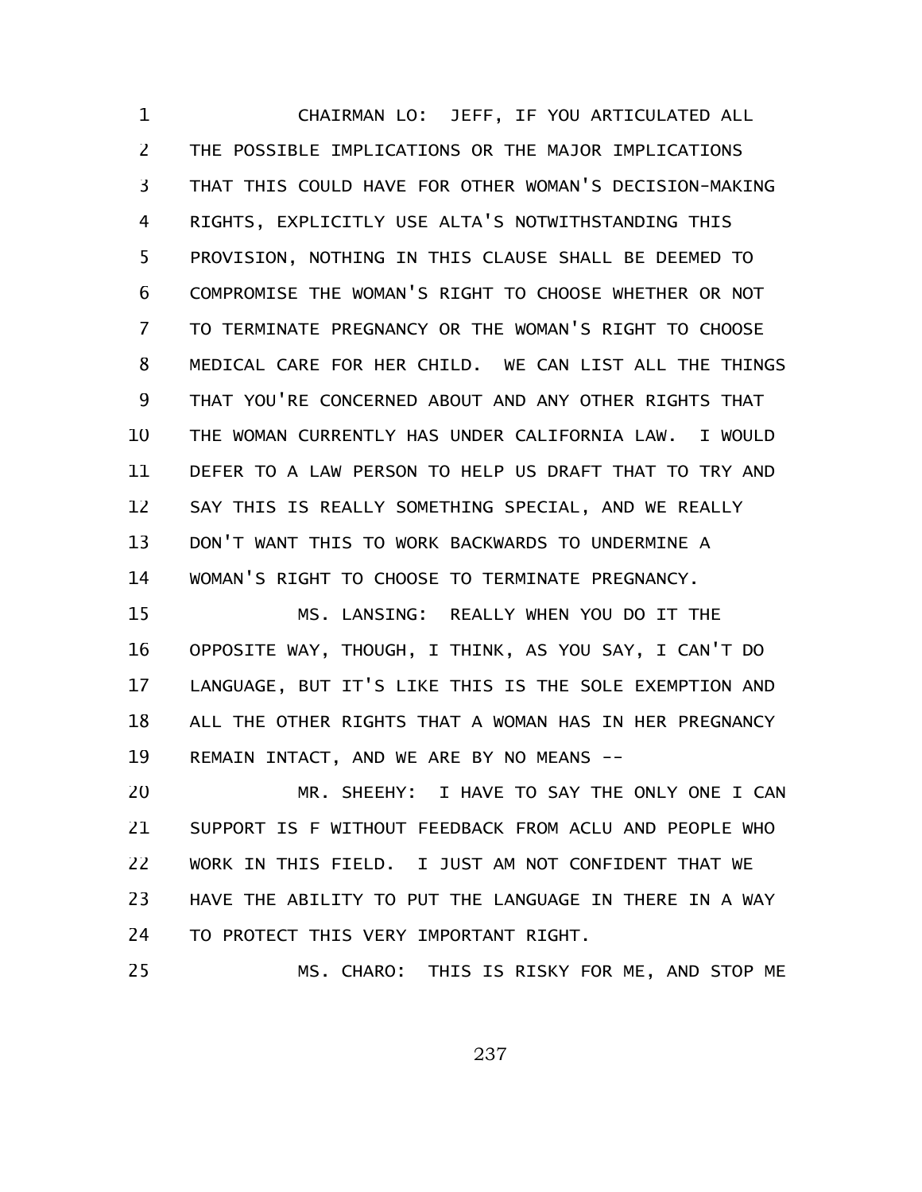CHAIRMAN LO: JEFF, IF YOU ARTICULATED ALL THE POSSIBLE IMPLICATIONS OR THE MAJOR IMPLICATIONS THAT THIS COULD HAVE FOR OTHER WOMAN'S DECISION-MAKING RIGHTS, EXPLICITLY USE ALTA'S NOTWITHSTANDING THIS PROVISION, NOTHING IN THIS CLAUSE SHALL BE DEEMED TO COMPROMISE THE WOMAN'S RIGHT TO CHOOSE WHETHER OR NOT TO TERMINATE PREGNANCY OR THE WOMAN'S RIGHT TO CHOOSE MEDICAL CARE FOR HER CHILD. WE CAN LIST ALL THE THINGS THAT YOU'RE CONCERNED ABOUT AND ANY OTHER RIGHTS THAT THE WOMAN CURRENTLY HAS UNDER CALIFORNIA LAW. I WOULD DEFER TO A LAW PERSON TO HELP US DRAFT THAT TO TRY AND SAY THIS IS REALLY SOMETHING SPECIAL, AND WE REALLY DON'T WANT THIS TO WORK BACKWARDS TO UNDERMINE A WOMAN'S RIGHT TO CHOOSE TO TERMINATE PREGNANCY.

MS. LANSING: REALLY WHEN YOU DO IT THE OPPOSITE WAY, THOUGH, I THINK, AS YOU SAY, I CAN'T DO LANGUAGE, BUT IT'S LIKE THIS IS THE SOLE EXEMPTION AND ALL THE OTHER RIGHTS THAT A WOMAN HAS IN HER PREGNANCY REMAIN INTACT, AND WE ARE BY NO MEANS --

MR. SHEEHY: I HAVE TO SAY THE ONLY ONE I CAN SUPPORT IS F WITHOUT FEEDBACK FROM ACLU AND PEOPLE WHO WORK IN THIS FIELD. I JUST AM NOT CONFIDENT THAT WE HAVE THE ABILITY TO PUT THE LANGUAGE IN THERE IN A WAY TO PROTECT THIS VERY IMPORTANT RIGHT.

MS. CHARO: THIS IS RISKY FOR ME, AND STOP ME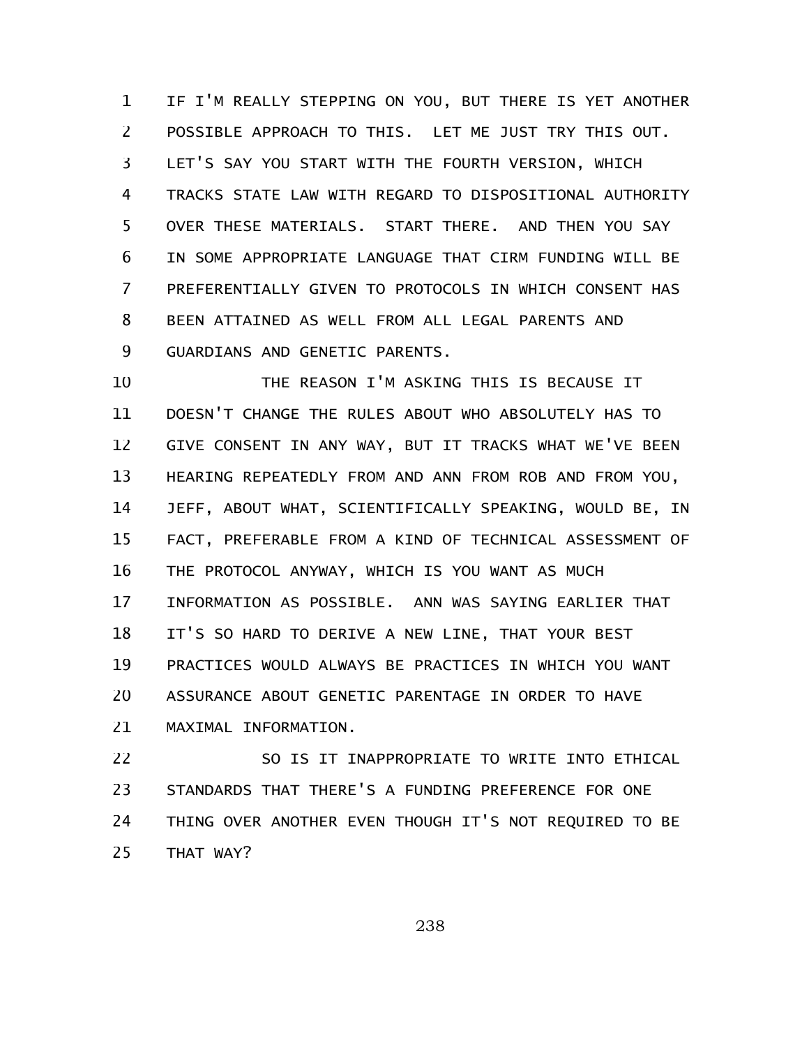IF I'M REALLY STEPPING ON YOU, BUT THERE IS YET ANOTHER POSSIBLE APPROACH TO THIS. LET ME JUST TRY THIS OUT. LET'S SAY YOU START WITH THE FOURTH VERSION, WHICH TRACKS STATE LAW WITH REGARD TO DISPOSITIONAL AUTHORITY OVER THESE MATERIALS. START THERE. AND THEN YOU SAY IN SOME APPROPRIATE LANGUAGE THAT CIRM FUNDING WILL BE PREFERENTIALLY GIVEN TO PROTOCOLS IN WHICH CONSENT HAS BEEN ATTAINED AS WELL FROM ALL LEGAL PARENTS AND GUARDIANS AND GENETIC PARENTS.

THE REASON I'M ASKING THIS IS BECAUSE IT DOESN'T CHANGE THE RULES ABOUT WHO ABSOLUTELY HAS TO GIVE CONSENT IN ANY WAY, BUT IT TRACKS WHAT WE'VE BEEN HEARING REPEATEDLY FROM AND ANN FROM ROB AND FROM YOU, JEFF, ABOUT WHAT, SCIENTIFICALLY SPEAKING, WOULD BE, IN FACT, PREFERABLE FROM A KIND OF TECHNICAL ASSESSMENT OF THE PROTOCOL ANYWAY, WHICH IS YOU WANT AS MUCH INFORMATION AS POSSIBLE. ANN WAS SAYING EARLIER THAT IT'S SO HARD TO DERIVE A NEW LINE, THAT YOUR BEST PRACTICES WOULD ALWAYS BE PRACTICES IN WHICH YOU WANT ASSURANCE ABOUT GENETIC PARENTAGE IN ORDER TO HAVE MAXIMAL INFORMATION.

SO IS IT INAPPROPRIATE TO WRITE INTO ETHICAL STANDARDS THAT THERE'S A FUNDING PREFERENCE FOR ONE THING OVER ANOTHER EVEN THOUGH IT'S NOT REQUIRED TO BE THAT WAY?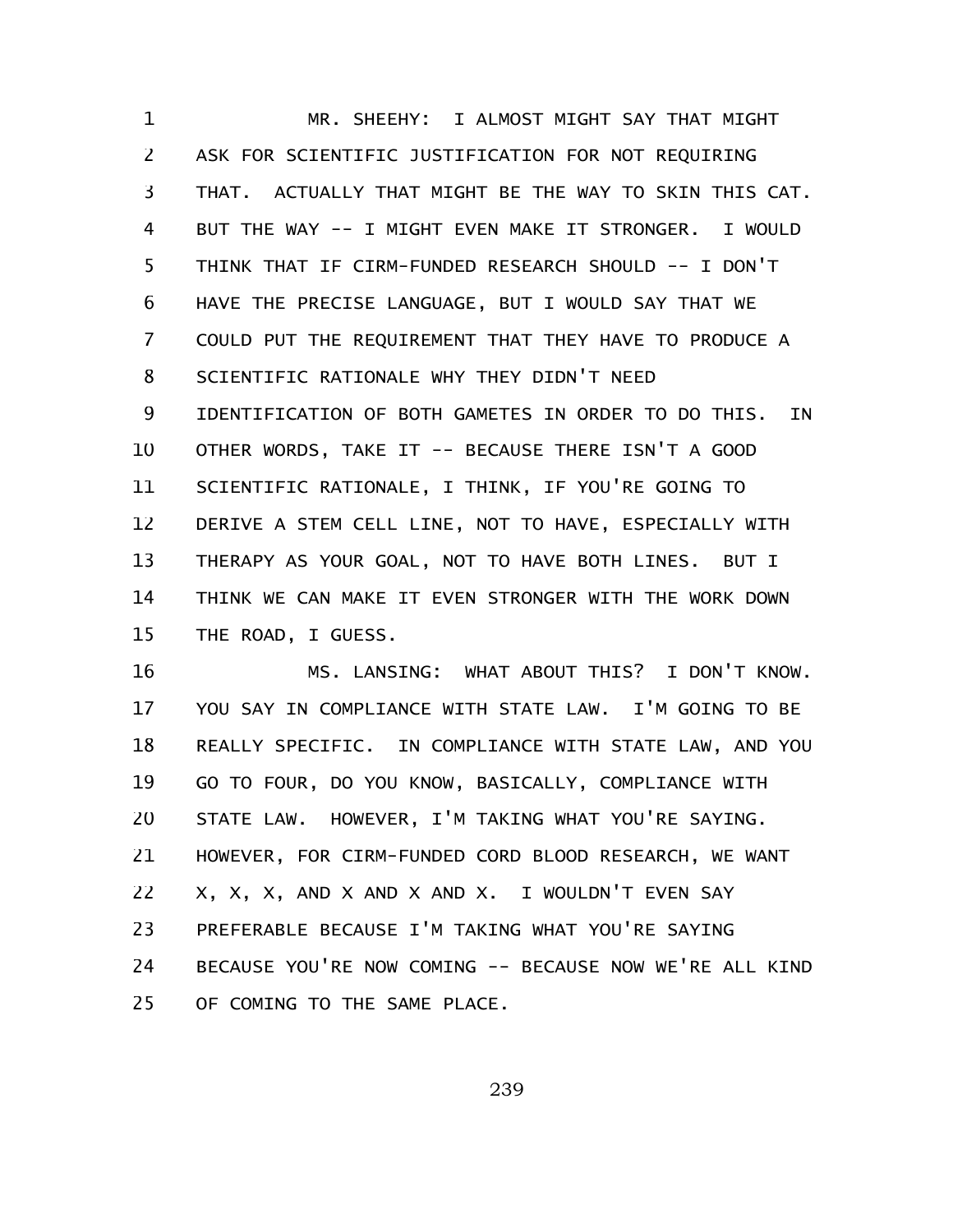MR. SHEEHY: I ALMOST MIGHT SAY THAT MIGHT ASK FOR SCIENTIFIC JUSTIFICATION FOR NOT REQUIRING THAT. ACTUALLY THAT MIGHT BE THE WAY TO SKIN THIS CAT. BUT THE WAY -- I MIGHT EVEN MAKE IT STRONGER. I WOULD THINK THAT IF CIRM-FUNDED RESEARCH SHOULD -- I DON'T HAVE THE PRECISE LANGUAGE, BUT I WOULD SAY THAT WE COULD PUT THE REQUIREMENT THAT THEY HAVE TO PRODUCE A SCIENTIFIC RATIONALE WHY THEY DIDN'T NEED IDENTIFICATION OF BOTH GAMETES IN ORDER TO DO THIS. IN OTHER WORDS, TAKE IT -- BECAUSE THERE ISN'T A GOOD SCIENTIFIC RATIONALE, I THINK, IF YOU'RE GOING TO DERIVE A STEM CELL LINE, NOT TO HAVE, ESPECIALLY WITH THERAPY AS YOUR GOAL, NOT TO HAVE BOTH LINES. BUT I THINK WE CAN MAKE IT EVEN STRONGER WITH THE WORK DOWN THE ROAD, I GUESS.

MS. LANSING: WHAT ABOUT THIS? I DON'T KNOW. YOU SAY IN COMPLIANCE WITH STATE LAW. I'M GOING TO BE REALLY SPECIFIC. IN COMPLIANCE WITH STATE LAW, AND YOU GO TO FOUR, DO YOU KNOW, BASICALLY, COMPLIANCE WITH STATE LAW. HOWEVER, I'M TAKING WHAT YOU'RE SAYING. HOWEVER, FOR CIRM-FUNDED CORD BLOOD RESEARCH, WE WANT X, X, X, AND X AND X AND X. I WOULDN'T EVEN SAY PREFERABLE BECAUSE I'M TAKING WHAT YOU'RE SAYING BECAUSE YOU'RE NOW COMING -- BECAUSE NOW WE'RE ALL KIND OF COMING TO THE SAME PLACE.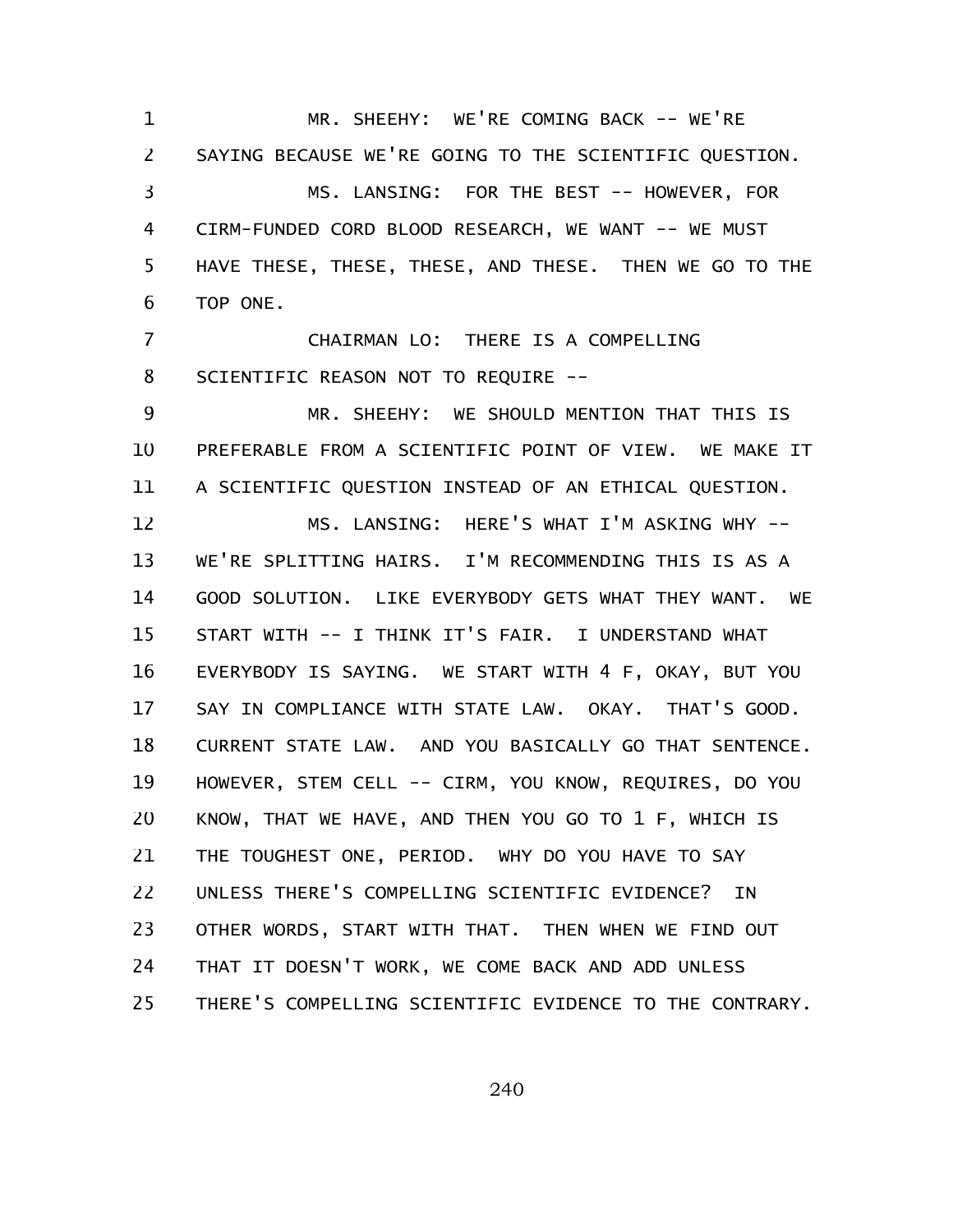MR. SHEEHY: WE'RE COMING BACK -- WE'RE SAYING BECAUSE WE'RE GOING TO THE SCIENTIFIC QUESTION.

MS. LANSING: FOR THE BEST -- HOWEVER, FOR CIRM-FUNDED CORD BLOOD RESEARCH, WE WANT -- WE MUST HAVE THESE, THESE, THESE, AND THESE. THEN WE GO TO THE TOP ONE.

CHAIRMAN LO: THERE IS A COMPELLING SCIENTIFIC REASON NOT TO REQUIRE --

MR. SHEEHY: WE SHOULD MENTION THAT THIS IS PREFERABLE FROM A SCIENTIFIC POINT OF VIEW. WE MAKE IT A SCIENTIFIC QUESTION INSTEAD OF AN ETHICAL QUESTION.

MS. LANSING: HERE'S WHAT I'M ASKING WHY -- WE'RE SPLITTING HAIRS. I'M RECOMMENDING THIS IS AS A GOOD SOLUTION. LIKE EVERYBODY GETS WHAT THEY WANT. WE START WITH -- I THINK IT'S FAIR. I UNDERSTAND WHAT EVERYBODY IS SAYING. WE START WITH 4 F, OKAY, BUT YOU SAY IN COMPLIANCE WITH STATE LAW. OKAY. THAT'S GOOD. CURRENT STATE LAW. AND YOU BASICALLY GO THAT SENTENCE. HOWEVER, STEM CELL -- CIRM, YOU KNOW, REQUIRES, DO YOU KNOW, THAT WE HAVE, AND THEN YOU GO TO 1 F, WHICH IS THE TOUGHEST ONE, PERIOD. WHY DO YOU HAVE TO SAY UNLESS THERE'S COMPELLING SCIENTIFIC EVIDENCE? IN OTHER WORDS, START WITH THAT. THEN WHEN WE FIND OUT THAT IT DOESN'T WORK, WE COME BACK AND ADD UNLESS THERE'S COMPELLING SCIENTIFIC EVIDENCE TO THE CONTRARY.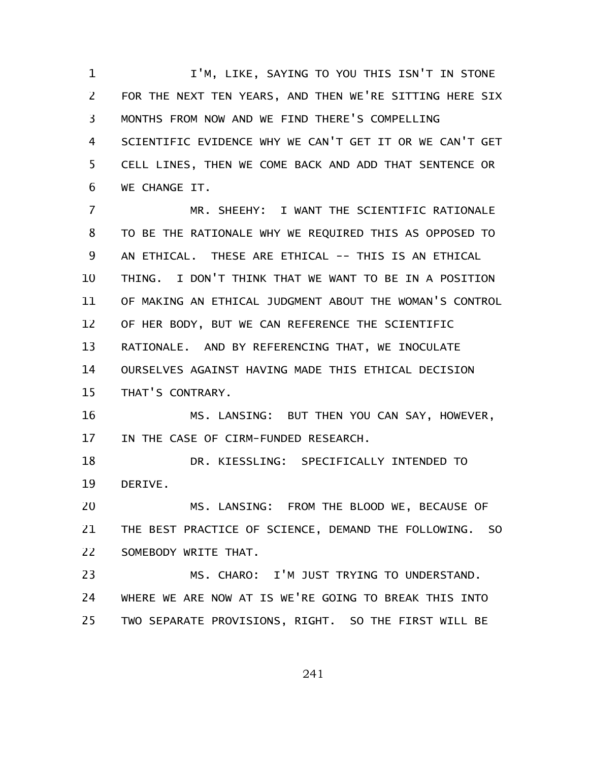I'M, LIKE, SAYING TO YOU THIS ISN'T IN STONE FOR THE NEXT TEN YEARS, AND THEN WE'RE SITTING HERE SIX MONTHS FROM NOW AND WE FIND THERE'S COMPELLING SCIENTIFIC EVIDENCE WHY WE CAN'T GET IT OR WE CAN'T GET CELL LINES, THEN WE COME BACK AND ADD THAT SENTENCE OR WE CHANGE IT.

MR. SHEEHY: I WANT THE SCIENTIFIC RATIONALE TO BE THE RATIONALE WHY WE REQUIRED THIS AS OPPOSED TO AN ETHICAL. THESE ARE ETHICAL -- THIS IS AN ETHICAL THING. I DON'T THINK THAT WE WANT TO BE IN A POSITION OF MAKING AN ETHICAL JUDGMENT ABOUT THE WOMAN'S CONTROL OF HER BODY, BUT WE CAN REFERENCE THE SCIENTIFIC RATIONALE. AND BY REFERENCING THAT, WE INOCULATE OURSELVES AGAINST HAVING MADE THIS ETHICAL DECISION THAT'S CONTRARY.

MS. LANSING: BUT THEN YOU CAN SAY, HOWEVER, IN THE CASE OF CIRM-FUNDED RESEARCH.

DR. KIESSLING: SPECIFICALLY INTENDED TO DERIVE.

MS. LANSING: FROM THE BLOOD WE, BECAUSE OF THE BEST PRACTICE OF SCIENCE, DEMAND THE FOLLOWING. SO SOMEBODY WRITE THAT.

MS. CHARO: I'M JUST TRYING TO UNDERSTAND. WHERE WE ARE NOW AT IS WE'RE GOING TO BREAK THIS INTO TWO SEPARATE PROVISIONS, RIGHT. SO THE FIRST WILL BE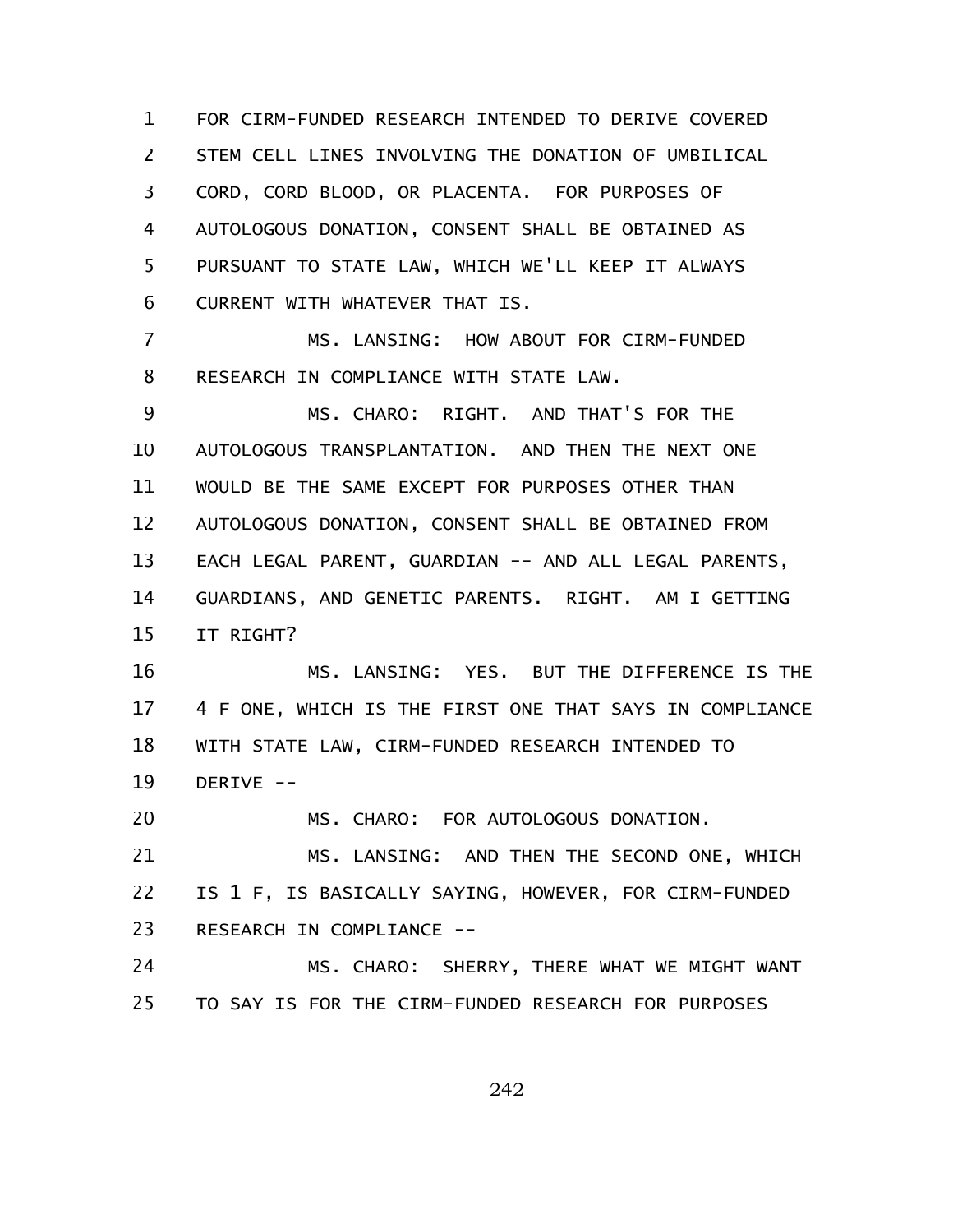FOR CIRM-FUNDED RESEARCH INTENDED TO DERIVE COVERED STEM CELL LINES INVOLVING THE DONATION OF UMBILICAL CORD, CORD BLOOD, OR PLACENTA. FOR PURPOSES OF AUTOLOGOUS DONATION, CONSENT SHALL BE OBTAINED AS PURSUANT TO STATE LAW, WHICH WE'LL KEEP IT ALWAYS CURRENT WITH WHATEVER THAT IS.

MS. LANSING: HOW ABOUT FOR CIRM-FUNDED RESEARCH IN COMPLIANCE WITH STATE LAW.

MS. CHARO: RIGHT. AND THAT'S FOR THE AUTOLOGOUS TRANSPLANTATION. AND THEN THE NEXT ONE WOULD BE THE SAME EXCEPT FOR PURPOSES OTHER THAN AUTOLOGOUS DONATION, CONSENT SHALL BE OBTAINED FROM EACH LEGAL PARENT, GUARDIAN -- AND ALL LEGAL PARENTS, GUARDIANS, AND GENETIC PARENTS. RIGHT. AM I GETTING IT RIGHT?

MS. LANSING: YES. BUT THE DIFFERENCE IS THE 4 F ONE, WHICH IS THE FIRST ONE THAT SAYS IN COMPLIANCE WITH STATE LAW, CIRM-FUNDED RESEARCH INTENDED TO DERIVE --

MS. CHARO: FOR AUTOLOGOUS DONATION.

MS. LANSING: AND THEN THE SECOND ONE, WHICH IS 1 F, IS BASICALLY SAYING, HOWEVER, FOR CIRM-FUNDED RESEARCH IN COMPLIANCE --

MS. CHARO: SHERRY, THERE WHAT WE MIGHT WANT TO SAY IS FOR THE CIRM-FUNDED RESEARCH FOR PURPOSES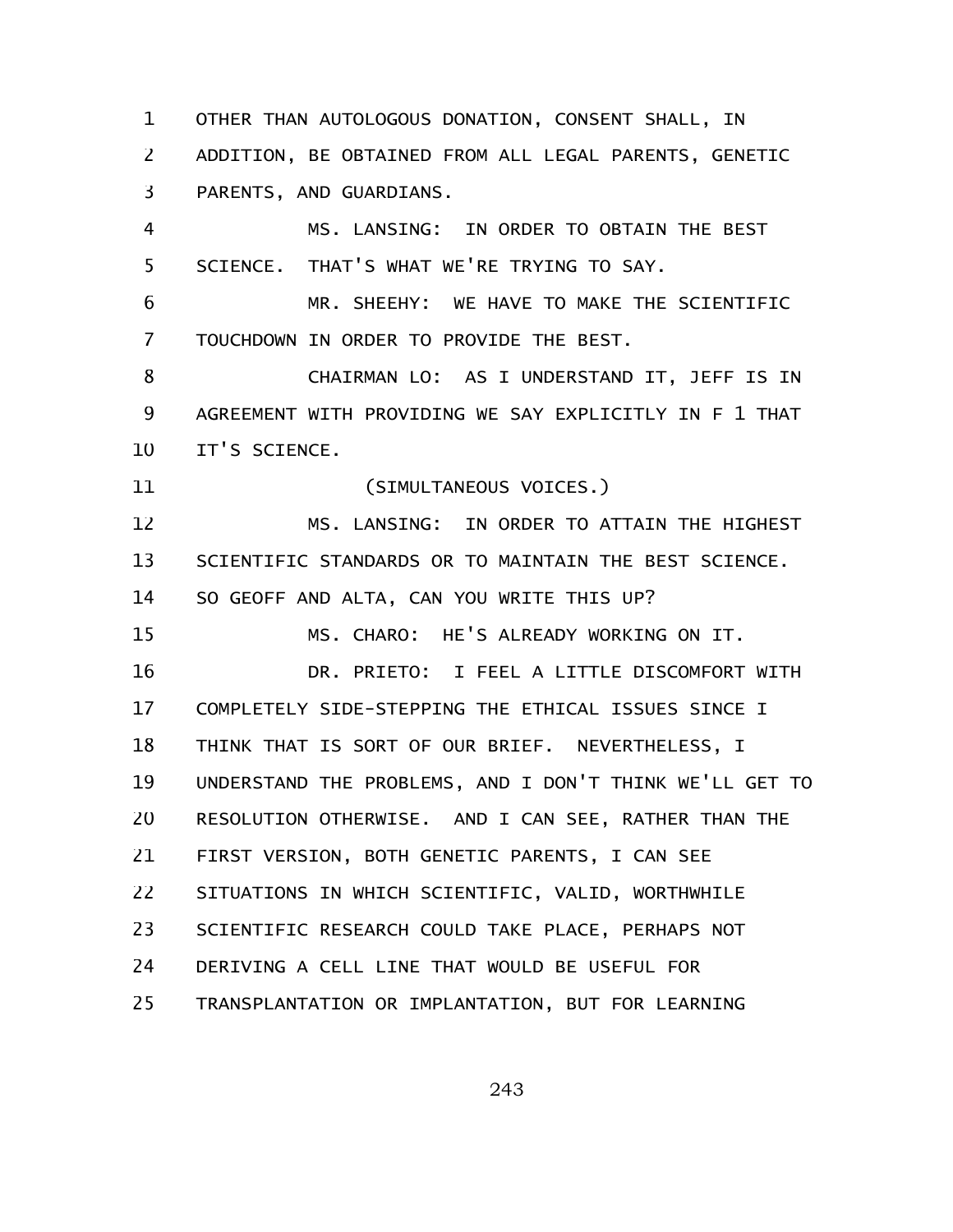OTHER THAN AUTOLOGOUS DONATION, CONSENT SHALL, IN ADDITION, BE OBTAINED FROM ALL LEGAL PARENTS, GENETIC PARENTS, AND GUARDIANS.

MS. LANSING: IN ORDER TO OBTAIN THE BEST SCIENCE. THAT'S WHAT WE'RE TRYING TO SAY.

MR. SHEEHY: WE HAVE TO MAKE THE SCIENTIFIC TOUCHDOWN IN ORDER TO PROVIDE THE BEST.

CHAIRMAN LO: AS I UNDERSTAND IT, JEFF IS IN AGREEMENT WITH PROVIDING WE SAY EXPLICITLY IN F 1 THAT IT'S SCIENCE.

(SIMULTANEOUS VOICES.)

MS. LANSING: IN ORDER TO ATTAIN THE HIGHEST SCIENTIFIC STANDARDS OR TO MAINTAIN THE BEST SCIENCE. SO GEOFF AND ALTA, CAN YOU WRITE THIS UP?

MS. CHARO: HE'S ALREADY WORKING ON IT.

DR. PRIETO: I FEEL A LITTLE DISCOMFORT WITH COMPLETELY SIDE-STEPPING THE ETHICAL ISSUES SINCE I THINK THAT IS SORT OF OUR BRIEF. NEVERTHELESS, I UNDERSTAND THE PROBLEMS, AND I DON'T THINK WE'LL GET TO RESOLUTION OTHERWISE. AND I CAN SEE, RATHER THAN THE FIRST VERSION, BOTH GENETIC PARENTS, I CAN SEE SITUATIONS IN WHICH SCIENTIFIC, VALID, WORTHWHILE SCIENTIFIC RESEARCH COULD TAKE PLACE, PERHAPS NOT DERIVING A CELL LINE THAT WOULD BE USEFUL FOR TRANSPLANTATION OR IMPLANTATION, BUT FOR LEARNING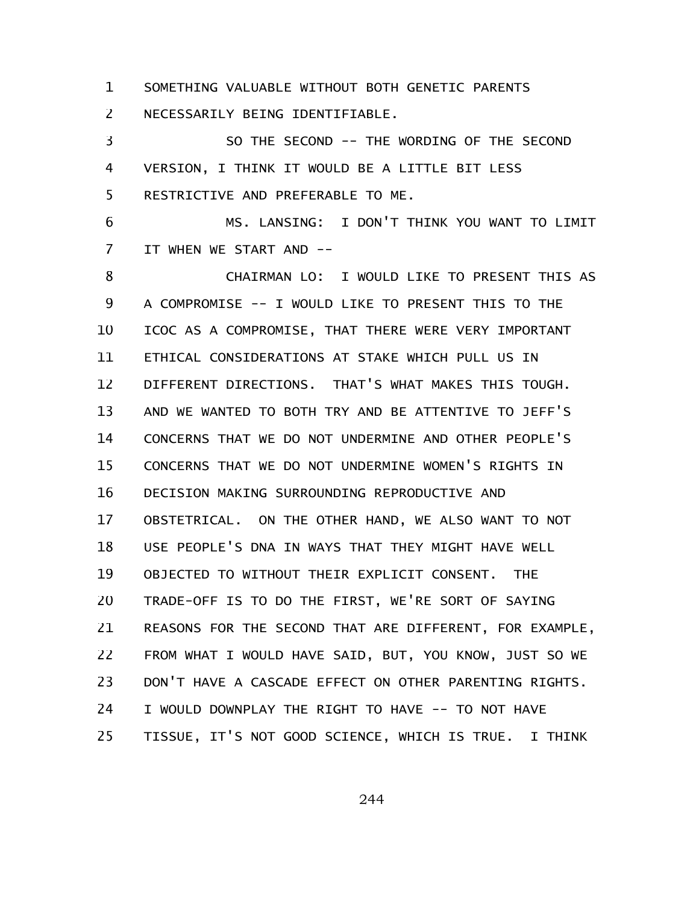SOMETHING VALUABLE WITHOUT BOTH GENETIC PARENTS NECESSARILY BEING IDENTIFIABLE.

SO THE SECOND -- THE WORDING OF THE SECOND VERSION, I THINK IT WOULD BE A LITTLE BIT LESS RESTRICTIVE AND PREFERABLE TO ME.

MS. LANSING: I DON'T THINK YOU WANT TO LIMIT IT WHEN WE START AND --

CHAIRMAN LO: I WOULD LIKE TO PRESENT THIS AS A COMPROMISE -- I WOULD LIKE TO PRESENT THIS TO THE ICOC AS A COMPROMISE, THAT THERE WERE VERY IMPORTANT ETHICAL CONSIDERATIONS AT STAKE WHICH PULL US IN DIFFERENT DIRECTIONS. THAT'S WHAT MAKES THIS TOUGH. AND WE WANTED TO BOTH TRY AND BE ATTENTIVE TO JEFF'S CONCERNS THAT WE DO NOT UNDERMINE AND OTHER PEOPLE'S CONCERNS THAT WE DO NOT UNDERMINE WOMEN'S RIGHTS IN DECISION MAKING SURROUNDING REPRODUCTIVE AND OBSTETRICAL. ON THE OTHER HAND, WE ALSO WANT TO NOT USE PEOPLE'S DNA IN WAYS THAT THEY MIGHT HAVE WELL OBJECTED TO WITHOUT THEIR EXPLICIT CONSENT. THE TRADE-OFF IS TO DO THE FIRST, WE'RE SORT OF SAYING REASONS FOR THE SECOND THAT ARE DIFFERENT, FOR EXAMPLE, FROM WHAT I WOULD HAVE SAID, BUT, YOU KNOW, JUST SO WE DON'T HAVE A CASCADE EFFECT ON OTHER PARENTING RIGHTS. I WOULD DOWNPLAY THE RIGHT TO HAVE -- TO NOT HAVE TISSUE, IT'S NOT GOOD SCIENCE, WHICH IS TRUE. I THINK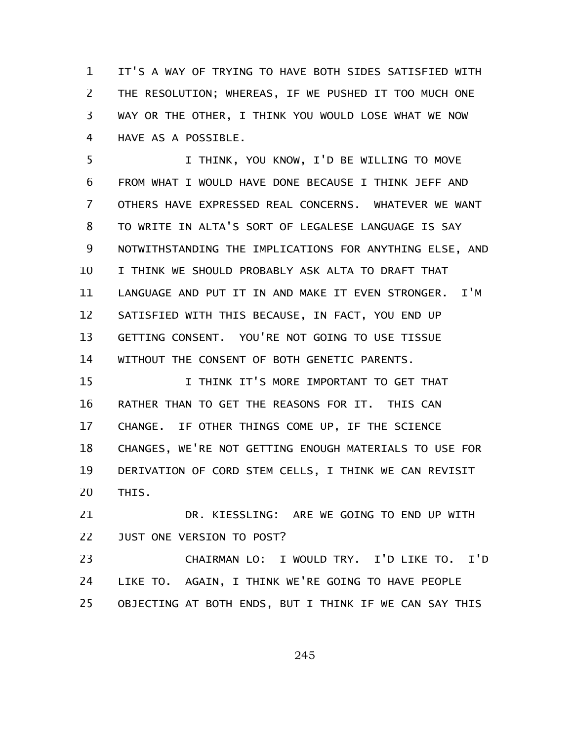IT'S A WAY OF TRYING TO HAVE BOTH SIDES SATISFIED WITH THE RESOLUTION; WHEREAS, IF WE PUSHED IT TOO MUCH ONE WAY OR THE OTHER, I THINK YOU WOULD LOSE WHAT WE NOW HAVE AS A POSSIBLE.

I THINK, YOU KNOW, I'D BE WILLING TO MOVE FROM WHAT I WOULD HAVE DONE BECAUSE I THINK JEFF AND OTHERS HAVE EXPRESSED REAL CONCERNS. WHATEVER WE WANT TO WRITE IN ALTA'S SORT OF LEGALESE LANGUAGE IS SAY NOTWITHSTANDING THE IMPLICATIONS FOR ANYTHING ELSE, AND I THINK WE SHOULD PROBABLY ASK ALTA TO DRAFT THAT LANGUAGE AND PUT IT IN AND MAKE IT EVEN STRONGER. I'M SATISFIED WITH THIS BECAUSE, IN FACT, YOU END UP GETTING CONSENT. YOU'RE NOT GOING TO USE TISSUE WITHOUT THE CONSENT OF BOTH GENETIC PARENTS.

I THINK IT'S MORE IMPORTANT TO GET THAT RATHER THAN TO GET THE REASONS FOR IT. THIS CAN CHANGE. IF OTHER THINGS COME UP, IF THE SCIENCE CHANGES, WE'RE NOT GETTING ENOUGH MATERIALS TO USE FOR DERIVATION OF CORD STEM CELLS, I THINK WE CAN REVISIT THIS.

DR. KIESSLING: ARE WE GOING TO END UP WITH JUST ONE VERSION TO POST?

CHAIRMAN LO: I WOULD TRY. I'D LIKE TO. I'D LIKE TO. AGAIN, I THINK WE'RE GOING TO HAVE PEOPLE OBJECTING AT BOTH ENDS, BUT I THINK IF WE CAN SAY THIS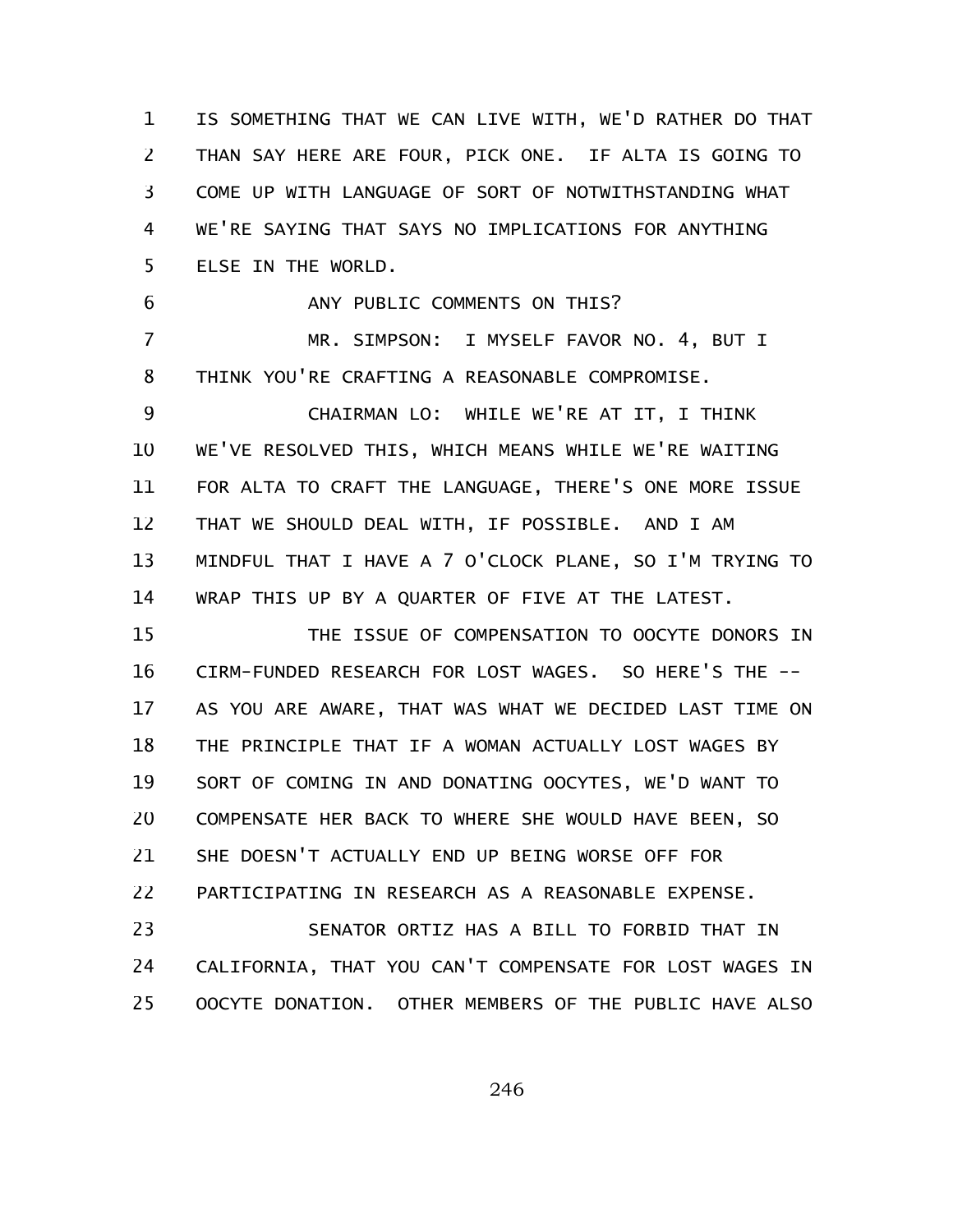IS SOMETHING THAT WE CAN LIVE WITH, WE'D RATHER DO THAT THAN SAY HERE ARE FOUR, PICK ONE. IF ALTA IS GOING TO COME UP WITH LANGUAGE OF SORT OF NOTWITHSTANDING WHAT WE'RE SAYING THAT SAYS NO IMPLICATIONS FOR ANYTHING ELSE IN THE WORLD.

ANY PUBLIC COMMENTS ON THIS?

MR. SIMPSON: I MYSELF FAVOR NO. 4, BUT I THINK YOU'RE CRAFTING A REASONABLE COMPROMISE.

CHAIRMAN LO: WHILE WE'RE AT IT, I THINK WE'VE RESOLVED THIS, WHICH MEANS WHILE WE'RE WAITING FOR ALTA TO CRAFT THE LANGUAGE, THERE'S ONE MORE ISSUE THAT WE SHOULD DEAL WITH, IF POSSIBLE. AND I AM MINDFUL THAT I HAVE A 7 O'CLOCK PLANE, SO I'M TRYING TO WRAP THIS UP BY A QUARTER OF FIVE AT THE LATEST.

THE ISSUE OF COMPENSATION TO OOCYTE DONORS IN CIRM-FUNDED RESEARCH FOR LOST WAGES. SO HERE'S THE -- AS YOU ARE AWARE, THAT WAS WHAT WE DECIDED LAST TIME ON THE PRINCIPLE THAT IF A WOMAN ACTUALLY LOST WAGES BY SORT OF COMING IN AND DONATING OOCYTES, WE'D WANT TO COMPENSATE HER BACK TO WHERE SHE WOULD HAVE BEEN, SO SHE DOESN'T ACTUALLY END UP BEING WORSE OFF FOR PARTICIPATING IN RESEARCH AS A REASONABLE EXPENSE.

SENATOR ORTIZ HAS A BILL TO FORBID THAT IN CALIFORNIA, THAT YOU CAN'T COMPENSATE FOR LOST WAGES IN OOCYTE DONATION. OTHER MEMBERS OF THE PUBLIC HAVE ALSO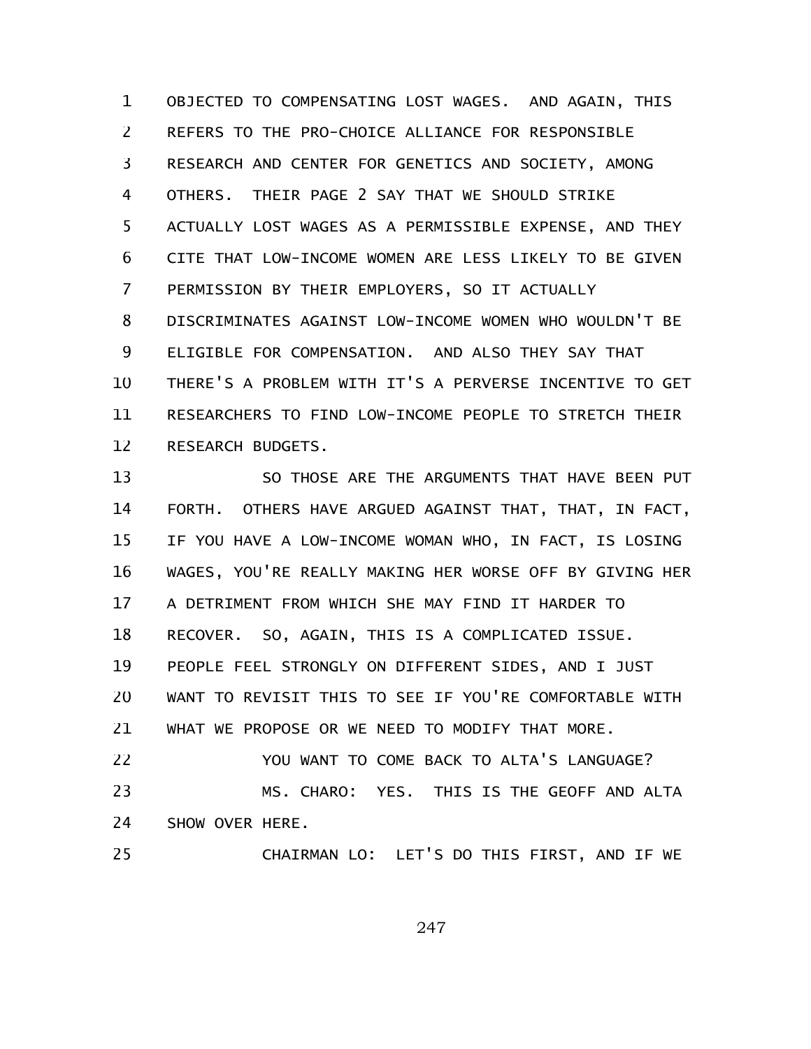OBJECTED TO COMPENSATING LOST WAGES. AND AGAIN, THIS REFERS TO THE PRO-CHOICE ALLIANCE FOR RESPONSIBLE RESEARCH AND CENTER FOR GENETICS AND SOCIETY, AMONG OTHERS. THEIR PAGE 2 SAY THAT WE SHOULD STRIKE ACTUALLY LOST WAGES AS A PERMISSIBLE EXPENSE, AND THEY CITE THAT LOW-INCOME WOMEN ARE LESS LIKELY TO BE GIVEN PERMISSION BY THEIR EMPLOYERS, SO IT ACTUALLY DISCRIMINATES AGAINST LOW-INCOME WOMEN WHO WOULDN'T BE ELIGIBLE FOR COMPENSATION. AND ALSO THEY SAY THAT THERE'S A PROBLEM WITH IT'S A PERVERSE INCENTIVE TO GET RESEARCHERS TO FIND LOW-INCOME PEOPLE TO STRETCH THEIR RESEARCH BUDGETS.

SO THOSE ARE THE ARGUMENTS THAT HAVE BEEN PUT FORTH. OTHERS HAVE ARGUED AGAINST THAT, THAT, IN FACT, IF YOU HAVE A LOW-INCOME WOMAN WHO, IN FACT, IS LOSING WAGES, YOU'RE REALLY MAKING HER WORSE OFF BY GIVING HER A DETRIMENT FROM WHICH SHE MAY FIND IT HARDER TO RECOVER. SO, AGAIN, THIS IS A COMPLICATED ISSUE. PEOPLE FEEL STRONGLY ON DIFFERENT SIDES, AND I JUST WANT TO REVISIT THIS TO SEE IF YOU'RE COMFORTABLE WITH WHAT WE PROPOSE OR WE NEED TO MODIFY THAT MORE.

YOU WANT TO COME BACK TO ALTA'S LANGUAGE?

MS. CHARO: YES. THIS IS THE GEOFF AND ALTA SHOW OVER HERE.

CHAIRMAN LO: LET'S DO THIS FIRST, AND IF WE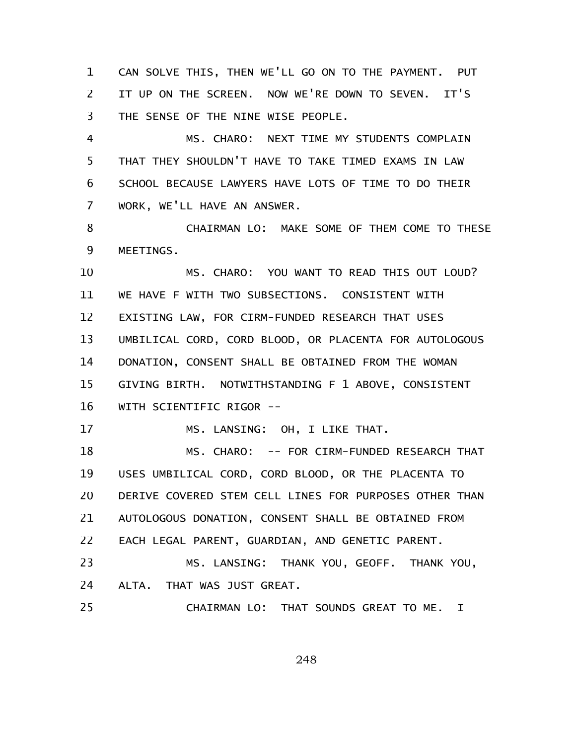CAN SOLVE THIS, THEN WE'LL GO ON TO THE PAYMENT. PUT IT UP ON THE SCREEN. NOW WE'RE DOWN TO SEVEN. IT'S THE SENSE OF THE NINE WISE PEOPLE.

MS. CHARO: NEXT TIME MY STUDENTS COMPLAIN THAT THEY SHOULDN'T HAVE TO TAKE TIMED EXAMS IN LAW SCHOOL BECAUSE LAWYERS HAVE LOTS OF TIME TO DO THEIR WORK, WE'LL HAVE AN ANSWER.

CHAIRMAN LO: MAKE SOME OF THEM COME TO THESE MEETINGS.

MS. CHARO: YOU WANT TO READ THIS OUT LOUD? WE HAVE F WITH TWO SUBSECTIONS. CONSISTENT WITH EXISTING LAW, FOR CIRM-FUNDED RESEARCH THAT USES UMBILICAL CORD, CORD BLOOD, OR PLACENTA FOR AUTOLOGOUS DONATION, CONSENT SHALL BE OBTAINED FROM THE WOMAN GIVING BIRTH. NOTWITHSTANDING F 1 ABOVE, CONSISTENT WITH SCIENTIFIC RIGOR --

MS. LANSING: OH, I LIKE THAT.

MS. CHARO: -- FOR CIRM-FUNDED RESEARCH THAT USES UMBILICAL CORD, CORD BLOOD, OR THE PLACENTA TO DERIVE COVERED STEM CELL LINES FOR PURPOSES OTHER THAN AUTOLOGOUS DONATION, CONSENT SHALL BE OBTAINED FROM EACH LEGAL PARENT, GUARDIAN, AND GENETIC PARENT.

MS. LANSING: THANK YOU, GEOFF. THANK YOU, ALTA. THAT WAS JUST GREAT.

CHAIRMAN LO: THAT SOUNDS GREAT TO ME. I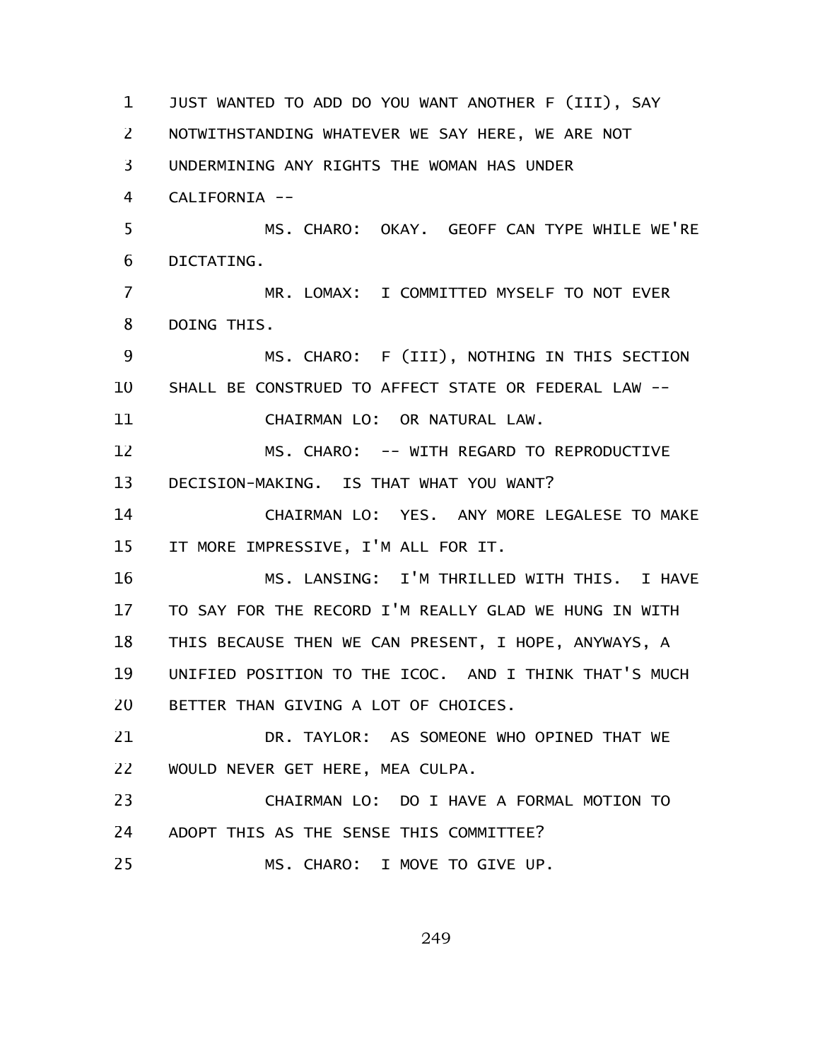JUST WANTED TO ADD DO YOU WANT ANOTHER F (III), SAY NOTWITHSTANDING WHATEVER WE SAY HERE, WE ARE NOT UNDERMINING ANY RIGHTS THE WOMAN HAS UNDER CALIFORNIA --

MS. CHARO: OKAY. GEOFF CAN TYPE WHILE WE'RE DICTATING.

MR. LOMAX: I COMMITTED MYSELF TO NOT EVER DOING THIS.

MS. CHARO: F (III), NOTHING IN THIS SECTION SHALL BE CONSTRUED TO AFFECT STATE OR FEDERAL LAW --

CHAIRMAN LO: OR NATURAL LAW.

MS. CHARO: -- WITH REGARD TO REPRODUCTIVE DECISION-MAKING. IS THAT WHAT YOU WANT?

CHAIRMAN LO: YES. ANY MORE LEGALESE TO MAKE IT MORE IMPRESSIVE, I'M ALL FOR IT.

MS. LANSING: I'M THRILLED WITH THIS. I HAVE TO SAY FOR THE RECORD I'M REALLY GLAD WE HUNG IN WITH THIS BECAUSE THEN WE CAN PRESENT, I HOPE, ANYWAYS, A UNIFIED POSITION TO THE ICOC. AND I THINK THAT'S MUCH BETTER THAN GIVING A LOT OF CHOICES.

DR. TAYLOR: AS SOMEONE WHO OPINED THAT WE WOULD NEVER GET HERE, MEA CULPA.

CHAIRMAN LO: DO I HAVE A FORMAL MOTION TO ADOPT THIS AS THE SENSE THIS COMMITTEE?

MS. CHARO: I MOVE TO GIVE UP.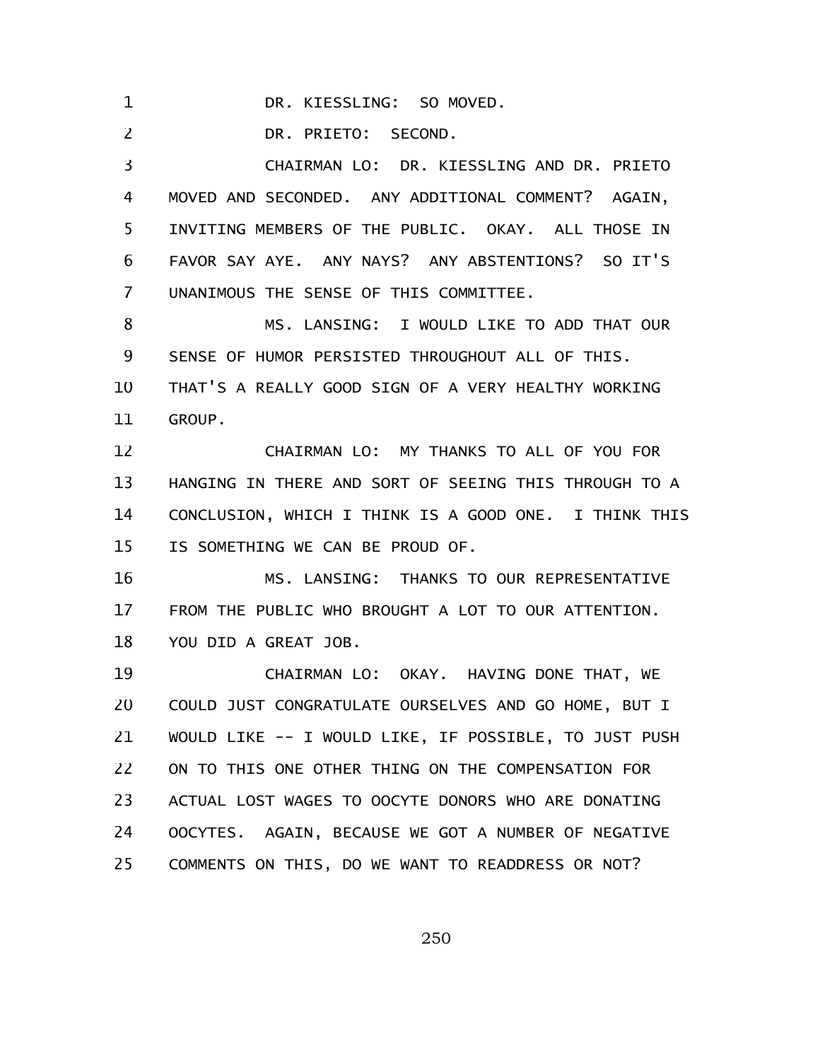DR. KIESSLING: SO MOVED.

DR. PRIETO: SECOND.

CHAIRMAN LO: DR. KIESSLING AND DR. PRIETO MOVED AND SECONDED. ANY ADDITIONAL COMMENT? AGAIN, INVITING MEMBERS OF THE PUBLIC. OKAY. ALL THOSE IN FAVOR SAY AYE. ANY NAYS? ANY ABSTENTIONS? SO IT'S UNANIMOUS THE SENSE OF THIS COMMITTEE.

MS. LANSING: I WOULD LIKE TO ADD THAT OUR SENSE OF HUMOR PERSISTED THROUGHOUT ALL OF THIS. THAT'S A REALLY GOOD SIGN OF A VERY HEALTHY WORKING GROUP.

CHAIRMAN LO: MY THANKS TO ALL OF YOU FOR HANGING IN THERE AND SORT OF SEEING THIS THROUGH TO A CONCLUSION, WHICH I THINK IS A GOOD ONE. I THINK THIS IS SOMETHING WE CAN BE PROUD OF.

MS. LANSING: THANKS TO OUR REPRESENTATIVE FROM THE PUBLIC WHO BROUGHT A LOT TO OUR ATTENTION. YOU DID A GREAT JOB.

CHAIRMAN LO: OKAY. HAVING DONE THAT, WE COULD JUST CONGRATULATE OURSELVES AND GO HOME, BUT I WOULD LIKE -- I WOULD LIKE, IF POSSIBLE, TO JUST PUSH ON TO THIS ONE OTHER THING ON THE COMPENSATION FOR ACTUAL LOST WAGES TO OOCYTE DONORS WHO ARE DONATING OOCYTES. AGAIN, BECAUSE WE GOT A NUMBER OF NEGATIVE COMMENTS ON THIS, DO WE WANT TO READDRESS OR NOT?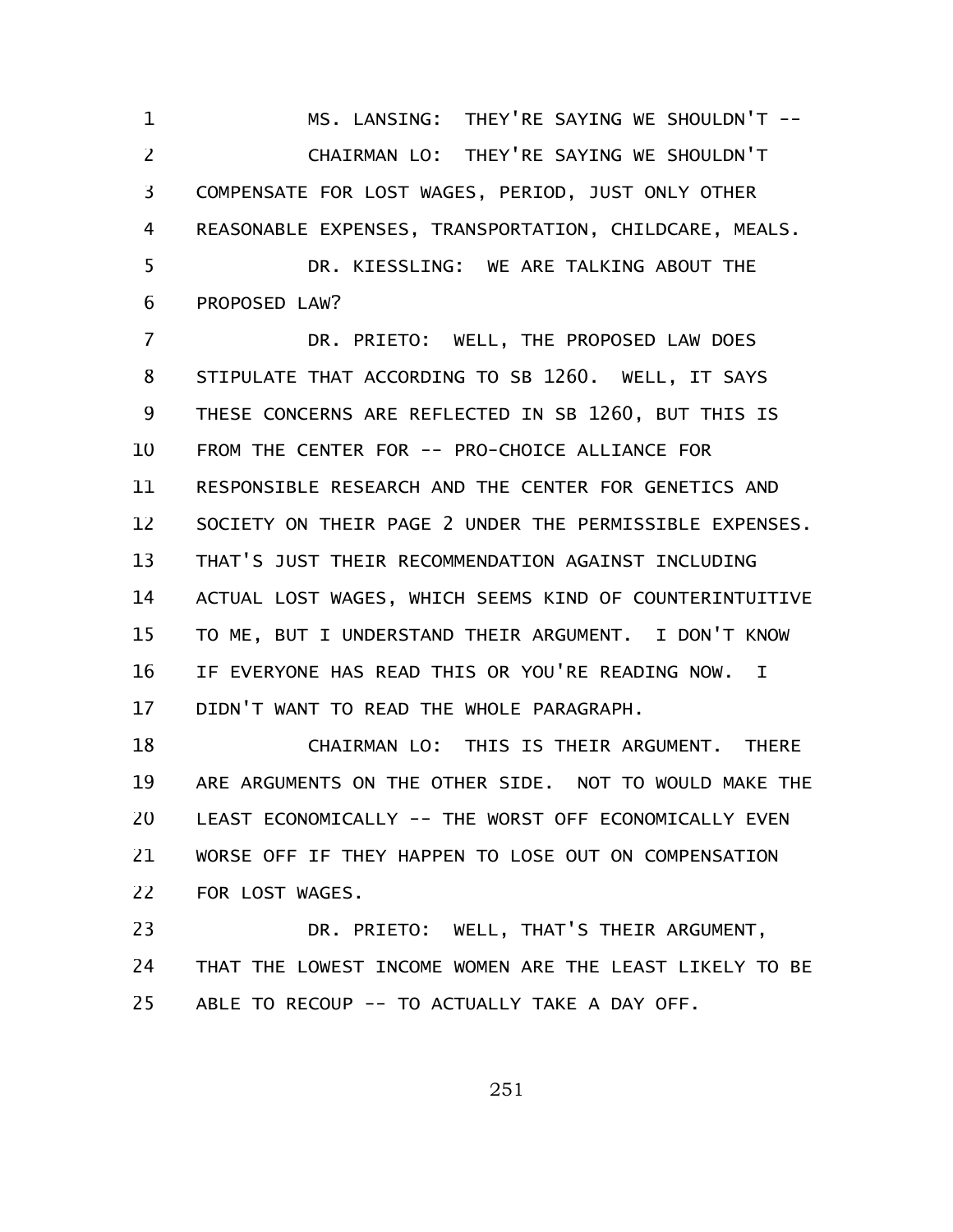MS. LANSING: THEY'RE SAYING WE SHOULDN'T --

CHAIRMAN LO: THEY'RE SAYING WE SHOULDN'T COMPENSATE FOR LOST WAGES, PERIOD, JUST ONLY OTHER REASONABLE EXPENSES, TRANSPORTATION, CHILDCARE, MEALS.

DR. KIESSLING: WE ARE TALKING ABOUT THE PROPOSED LAW?

DR. PRIETO: WELL, THE PROPOSED LAW DOES STIPULATE THAT ACCORDING TO SB 1260. WELL, IT SAYS THESE CONCERNS ARE REFLECTED IN SB 1260, BUT THIS IS FROM THE CENTER FOR -- PRO-CHOICE ALLIANCE FOR RESPONSIBLE RESEARCH AND THE CENTER FOR GENETICS AND SOCIETY ON THEIR PAGE 2 UNDER THE PERMISSIBLE EXPENSES. THAT'S JUST THEIR RECOMMENDATION AGAINST INCLUDING ACTUAL LOST WAGES, WHICH SEEMS KIND OF COUNTERINTUITIVE TO ME, BUT I UNDERSTAND THEIR ARGUMENT. I DON'T KNOW IF EVERYONE HAS READ THIS OR YOU'RE READING NOW. I DIDN'T WANT TO READ THE WHOLE PARAGRAPH.

CHAIRMAN LO: THIS IS THEIR ARGUMENT. THERE ARE ARGUMENTS ON THE OTHER SIDE. NOT TO WOULD MAKE THE LEAST ECONOMICALLY -- THE WORST OFF ECONOMICALLY EVEN WORSE OFF IF THEY HAPPEN TO LOSE OUT ON COMPENSATION FOR LOST WAGES.

DR. PRIETO: WELL, THAT'S THEIR ARGUMENT, THAT THE LOWEST INCOME WOMEN ARE THE LEAST LIKELY TO BE ABLE TO RECOUP -- TO ACTUALLY TAKE A DAY OFF.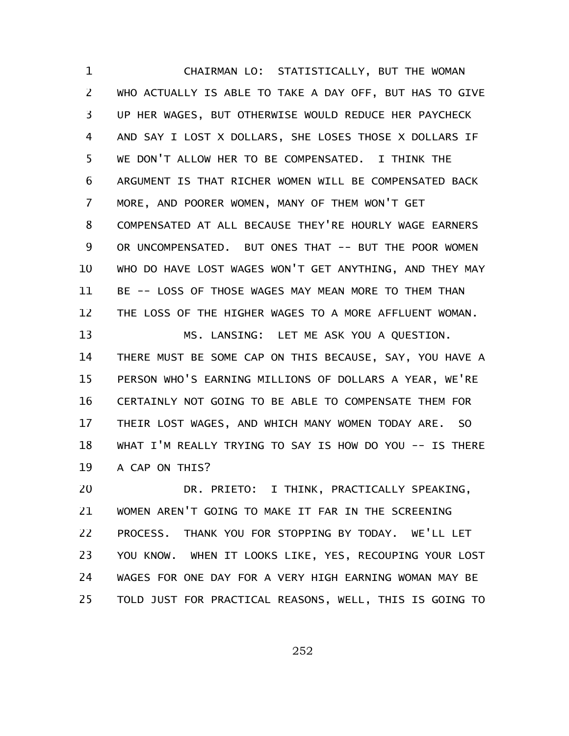CHAIRMAN LO: STATISTICALLY, BUT THE WOMAN WHO ACTUALLY IS ABLE TO TAKE A DAY OFF, BUT HAS TO GIVE UP HER WAGES, BUT OTHERWISE WOULD REDUCE HER PAYCHECK AND SAY I LOST X DOLLARS, SHE LOSES THOSE X DOLLARS IF WE DON'T ALLOW HER TO BE COMPENSATED. I THINK THE ARGUMENT IS THAT RICHER WOMEN WILL BE COMPENSATED BACK MORE, AND POORER WOMEN, MANY OF THEM WON'T GET COMPENSATED AT ALL BECAUSE THEY'RE HOURLY WAGE EARNERS OR UNCOMPENSATED. BUT ONES THAT -- BUT THE POOR WOMEN WHO DO HAVE LOST WAGES WON'T GET ANYTHING, AND THEY MAY BE -- LOSS OF THOSE WAGES MAY MEAN MORE TO THEM THAN THE LOSS OF THE HIGHER WAGES TO A MORE AFFLUENT WOMAN.

MS. LANSING: LET ME ASK YOU A QUESTION. THERE MUST BE SOME CAP ON THIS BECAUSE, SAY, YOU HAVE A PERSON WHO'S EARNING MILLIONS OF DOLLARS A YEAR, WE'RE CERTAINLY NOT GOING TO BE ABLE TO COMPENSATE THEM FOR THEIR LOST WAGES, AND WHICH MANY WOMEN TODAY ARE. SO WHAT I'M REALLY TRYING TO SAY IS HOW DO YOU -- IS THERE A CAP ON THIS?

DR. PRIETO: I THINK, PRACTICALLY SPEAKING, WOMEN AREN'T GOING TO MAKE IT FAR IN THE SCREENING PROCESS. THANK YOU FOR STOPPING BY TODAY. WE'LL LET YOU KNOW. WHEN IT LOOKS LIKE, YES, RECOUPING YOUR LOST WAGES FOR ONE DAY FOR A VERY HIGH EARNING WOMAN MAY BE TOLD JUST FOR PRACTICAL REASONS, WELL, THIS IS GOING TO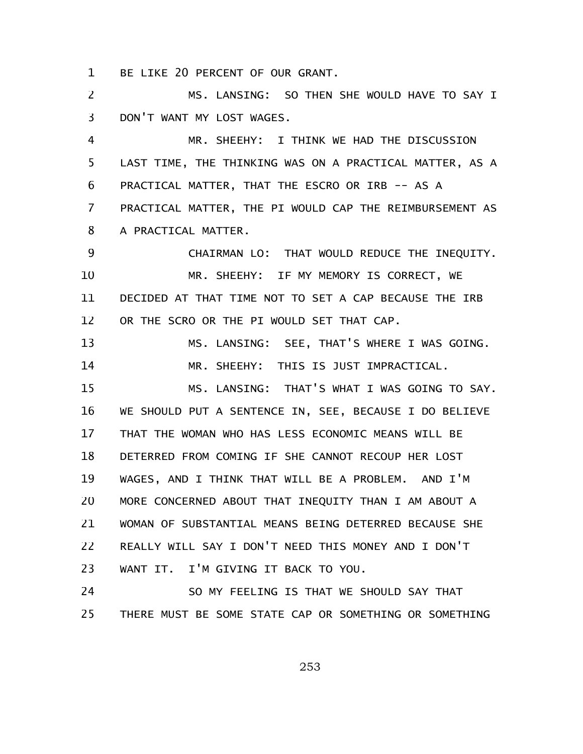BE LIKE 20 PERCENT OF OUR GRANT.

MS. LANSING: SO THEN SHE WOULD HAVE TO SAY I DON'T WANT MY LOST WAGES.

MR. SHEEHY: I THINK WE HAD THE DISCUSSION LAST TIME, THE THINKING WAS ON A PRACTICAL MATTER, AS A PRACTICAL MATTER, THAT THE ESCRO OR IRB -- AS A PRACTICAL MATTER, THE PI WOULD CAP THE REIMBURSEMENT AS A PRACTICAL MATTER.

CHAIRMAN LO: THAT WOULD REDUCE THE INEQUITY.

MR. SHEEHY: IF MY MEMORY IS CORRECT, WE DECIDED AT THAT TIME NOT TO SET A CAP BECAUSE THE IRB OR THE SCRO OR THE PI WOULD SET THAT CAP.

MS. LANSING: SEE, THAT'S WHERE I WAS GOING.

MR. SHEEHY: THIS IS JUST IMPRACTICAL.

MS. LANSING: THAT'S WHAT I WAS GOING TO SAY. WE SHOULD PUT A SENTENCE IN, SEE, BECAUSE I DO BELIEVE THAT THE WOMAN WHO HAS LESS ECONOMIC MEANS WILL BE DETERRED FROM COMING IF SHE CANNOT RECOUP HER LOST WAGES, AND I THINK THAT WILL BE A PROBLEM. AND I'M MORE CONCERNED ABOUT THAT INEQUITY THAN I AM ABOUT A WOMAN OF SUBSTANTIAL MEANS BEING DETERRED BECAUSE SHE REALLY WILL SAY I DON'T NEED THIS MONEY AND I DON'T WANT IT. I'M GIVING IT BACK TO YOU.

SO MY FEELING IS THAT WE SHOULD SAY THAT THERE MUST BE SOME STATE CAP OR SOMETHING OR SOMETHING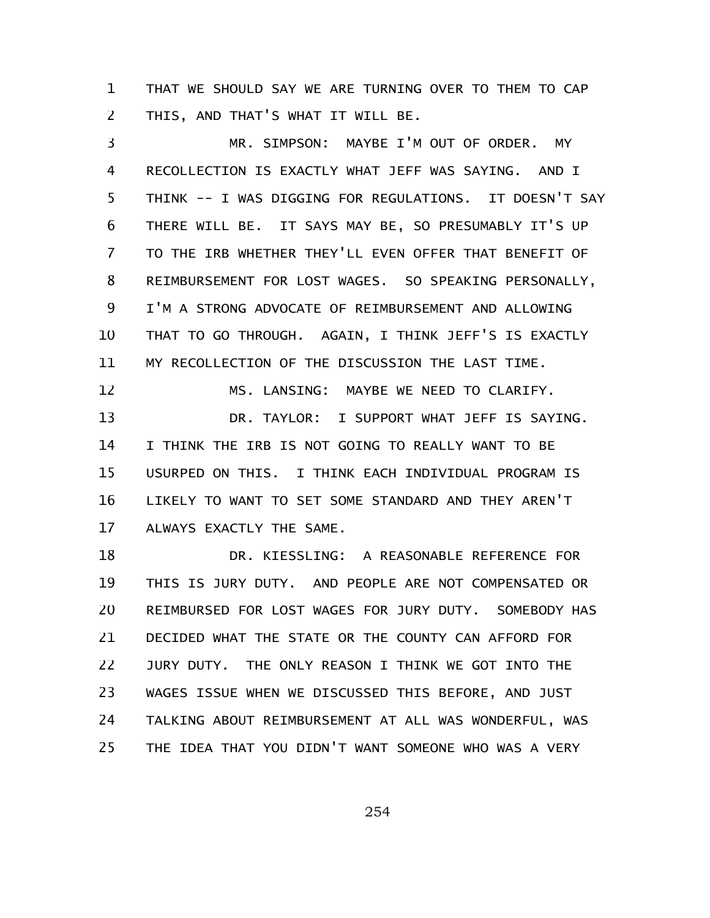THAT WE SHOULD SAY WE ARE TURNING OVER TO THEM TO CAP THIS, AND THAT'S WHAT IT WILL BE.

MR. SIMPSON: MAYBE I'M OUT OF ORDER. MY RECOLLECTION IS EXACTLY WHAT JEFF WAS SAYING. AND I THINK -- I WAS DIGGING FOR REGULATIONS. IT DOESN'T SAY THERE WILL BE. IT SAYS MAY BE, SO PRESUMABLY IT'S UP TO THE IRB WHETHER THEY'LL EVEN OFFER THAT BENEFIT OF REIMBURSEMENT FOR LOST WAGES. SO SPEAKING PERSONALLY, I'M A STRONG ADVOCATE OF REIMBURSEMENT AND ALLOWING THAT TO GO THROUGH. AGAIN, I THINK JEFF'S IS EXACTLY MY RECOLLECTION OF THE DISCUSSION THE LAST TIME.

MS. LANSING: MAYBE WE NEED TO CLARIFY.

DR. TAYLOR: I SUPPORT WHAT JEFF IS SAYING. I THINK THE IRB IS NOT GOING TO REALLY WANT TO BE USURPED ON THIS. I THINK EACH INDIVIDUAL PROGRAM IS LIKELY TO WANT TO SET SOME STANDARD AND THEY AREN'T ALWAYS EXACTLY THE SAME.

DR. KIESSLING: A REASONABLE REFERENCE FOR THIS IS JURY DUTY. AND PEOPLE ARE NOT COMPENSATED OR REIMBURSED FOR LOST WAGES FOR JURY DUTY. SOMEBODY HAS DECIDED WHAT THE STATE OR THE COUNTY CAN AFFORD FOR JURY DUTY. THE ONLY REASON I THINK WE GOT INTO THE WAGES ISSUE WHEN WE DISCUSSED THIS BEFORE, AND JUST TALKING ABOUT REIMBURSEMENT AT ALL WAS WONDERFUL, WAS THE IDEA THAT YOU DIDN'T WANT SOMEONE WHO WAS A VERY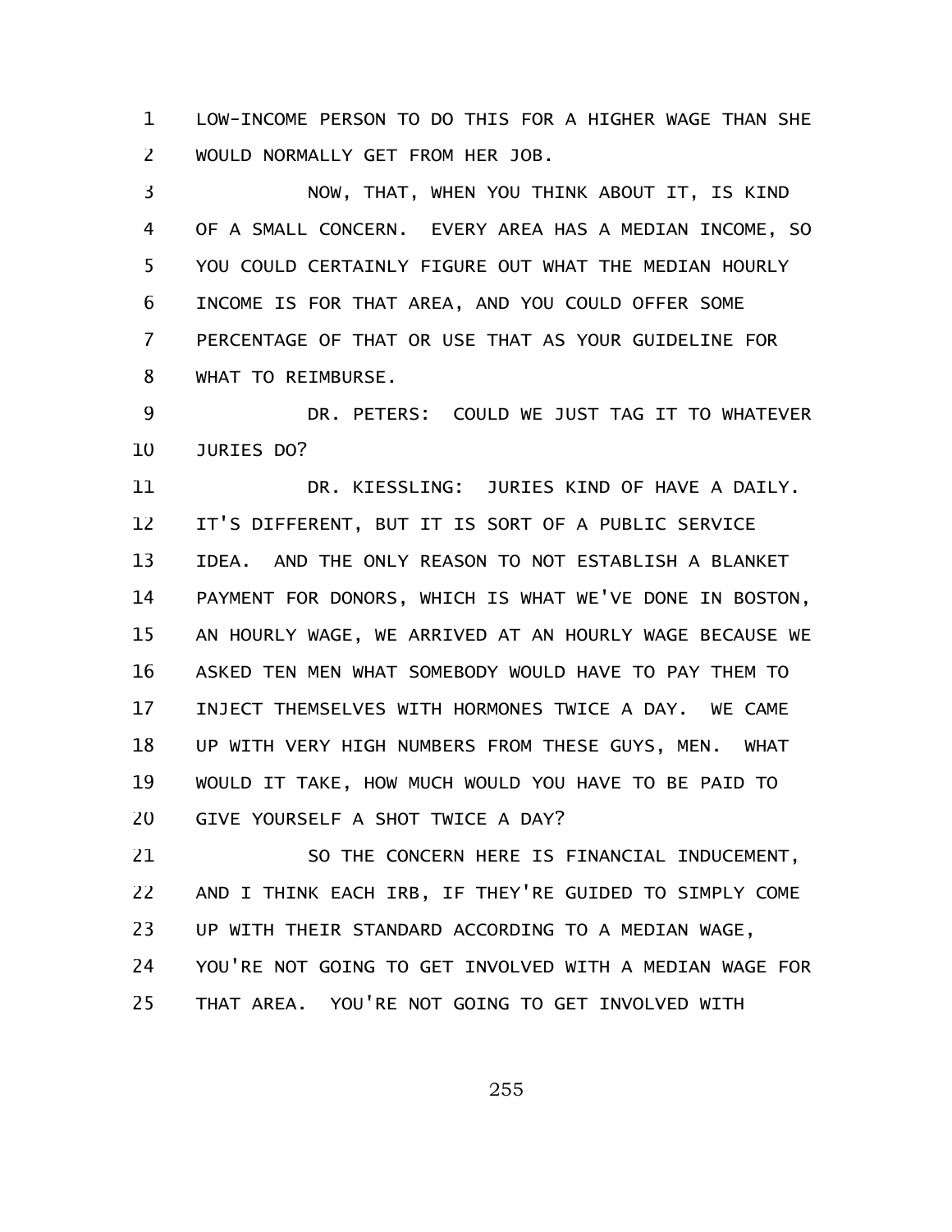LOW-INCOME PERSON TO DO THIS FOR A HIGHER WAGE THAN SHE WOULD NORMALLY GET FROM HER JOB.

NOW, THAT, WHEN YOU THINK ABOUT IT, IS KIND OF A SMALL CONCERN. EVERY AREA HAS A MEDIAN INCOME, SO YOU COULD CERTAINLY FIGURE OUT WHAT THE MEDIAN HOURLY INCOME IS FOR THAT AREA, AND YOU COULD OFFER SOME PERCENTAGE OF THAT OR USE THAT AS YOUR GUIDELINE FOR WHAT TO REIMBURSE.

DR. PETERS: COULD WE JUST TAG IT TO WHATEVER JURIES DO?

DR. KIESSLING: JURIES KIND OF HAVE A DAILY. IT'S DIFFERENT, BUT IT IS SORT OF A PUBLIC SERVICE IDEA. AND THE ONLY REASON TO NOT ESTABLISH A BLANKET PAYMENT FOR DONORS, WHICH IS WHAT WE'VE DONE IN BOSTON, AN HOURLY WAGE, WE ARRIVED AT AN HOURLY WAGE BECAUSE WE ASKED TEN MEN WHAT SOMEBODY WOULD HAVE TO PAY THEM TO INJECT THEMSELVES WITH HORMONES TWICE A DAY. WE CAME UP WITH VERY HIGH NUMBERS FROM THESE GUYS, MEN. WHAT WOULD IT TAKE, HOW MUCH WOULD YOU HAVE TO BE PAID TO GIVE YOURSELF A SHOT TWICE A DAY?

SO THE CONCERN HERE IS FINANCIAL INDUCEMENT, AND I THINK EACH IRB, IF THEY'RE GUIDED TO SIMPLY COME UP WITH THEIR STANDARD ACCORDING TO A MEDIAN WAGE, YOU'RE NOT GOING TO GET INVOLVED WITH A MEDIAN WAGE FOR THAT AREA. YOU'RE NOT GOING TO GET INVOLVED WITH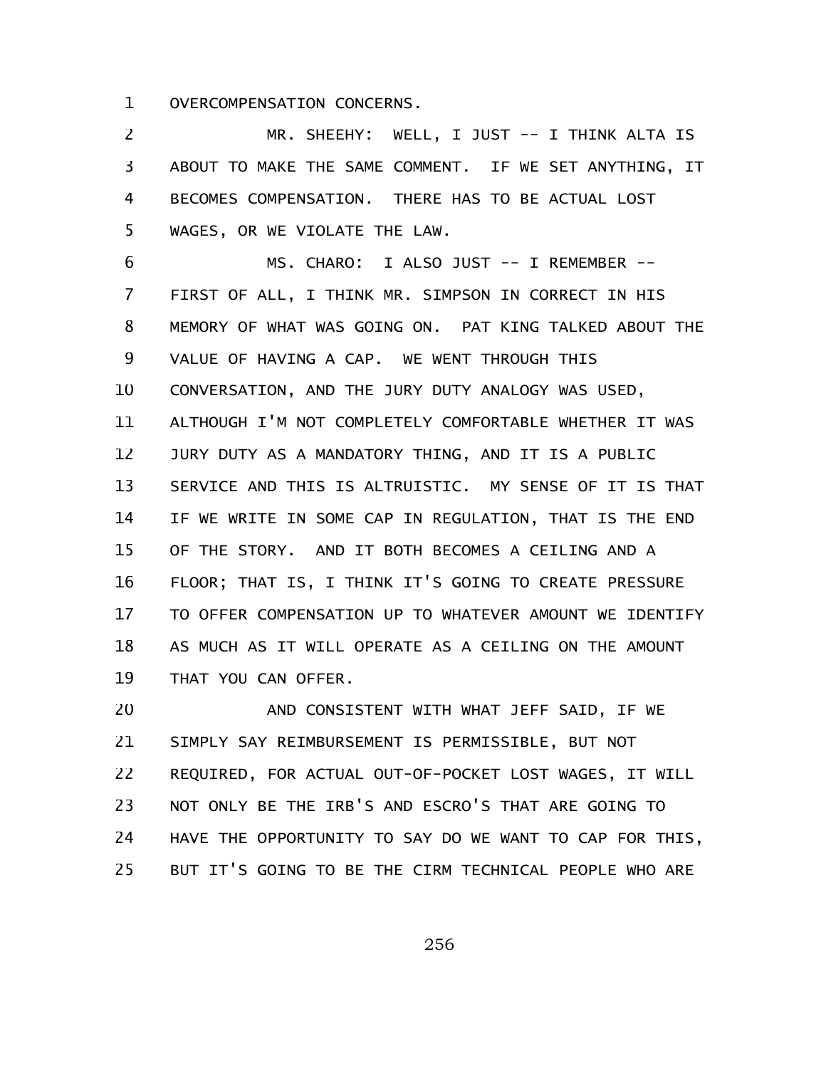OVERCOMPENSATION CONCERNS.

MR. SHEEHY: WELL, I JUST -- I THINK ALTA IS ABOUT TO MAKE THE SAME COMMENT. IF WE SET ANYTHING, IT BECOMES COMPENSATION. THERE HAS TO BE ACTUAL LOST WAGES, OR WE VIOLATE THE LAW.

MS. CHARO: I ALSO JUST -- I REMEMBER -- FIRST OF ALL, I THINK MR. SIMPSON IN CORRECT IN HIS MEMORY OF WHAT WAS GOING ON. PAT KING TALKED ABOUT THE VALUE OF HAVING A CAP. WE WENT THROUGH THIS CONVERSATION, AND THE JURY DUTY ANALOGY WAS USED, ALTHOUGH I'M NOT COMPLETELY COMFORTABLE WHETHER IT WAS JURY DUTY AS A MANDATORY THING, AND IT IS A PUBLIC SERVICE AND THIS IS ALTRUISTIC. MY SENSE OF IT IS THAT IF WE WRITE IN SOME CAP IN REGULATION, THAT IS THE END OF THE STORY. AND IT BOTH BECOMES A CEILING AND A FLOOR; THAT IS, I THINK IT'S GOING TO CREATE PRESSURE TO OFFER COMPENSATION UP TO WHATEVER AMOUNT WE IDENTIFY AS MUCH AS IT WILL OPERATE AS A CEILING ON THE AMOUNT THAT YOU CAN OFFER.

AND CONSISTENT WITH WHAT JEFF SAID, IF WE SIMPLY SAY REIMBURSEMENT IS PERMISSIBLE, BUT NOT REQUIRED, FOR ACTUAL OUT-OF-POCKET LOST WAGES, IT WILL NOT ONLY BE THE IRB'S AND ESCRO'S THAT ARE GOING TO HAVE THE OPPORTUNITY TO SAY DO WE WANT TO CAP FOR THIS, BUT IT'S GOING TO BE THE CIRM TECHNICAL PEOPLE WHO ARE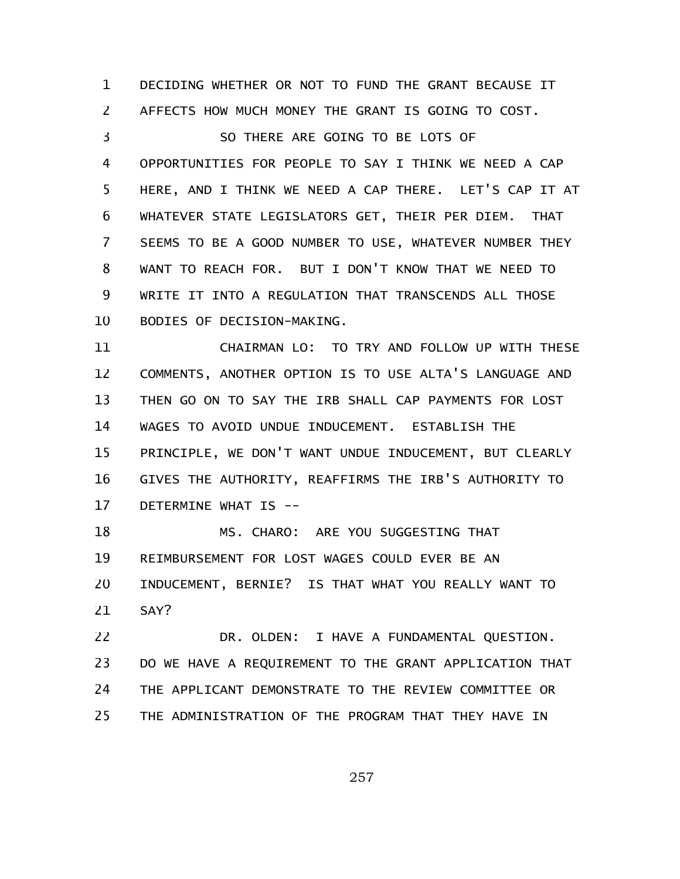DECIDING WHETHER OR NOT TO FUND THE GRANT BECAUSE IT AFFECTS HOW MUCH MONEY THE GRANT IS GOING TO COST.

SO THERE ARE GOING TO BE LOTS OF OPPORTUNITIES FOR PEOPLE TO SAY I THINK WE NEED A CAP HERE, AND I THINK WE NEED A CAP THERE. LET'S CAP IT AT WHATEVER STATE LEGISLATORS GET, THEIR PER DIEM. THAT SEEMS TO BE A GOOD NUMBER TO USE, WHATEVER NUMBER THEY WANT TO REACH FOR. BUT I DON'T KNOW THAT WE NEED TO WRITE IT INTO A REGULATION THAT TRANSCENDS ALL THOSE BODIES OF DECISION-MAKING.

CHAIRMAN LO: TO TRY AND FOLLOW UP WITH THESE COMMENTS, ANOTHER OPTION IS TO USE ALTA'S LANGUAGE AND THEN GO ON TO SAY THE IRB SHALL CAP PAYMENTS FOR LOST WAGES TO AVOID UNDUE INDUCEMENT. ESTABLISH THE PRINCIPLE, WE DON'T WANT UNDUE INDUCEMENT, BUT CLEARLY GIVES THE AUTHORITY, REAFFIRMS THE IRB'S AUTHORITY TO DETERMINE WHAT IS --

MS. CHARO: ARE YOU SUGGESTING THAT REIMBURSEMENT FOR LOST WAGES COULD EVER BE AN INDUCEMENT, BERNIE? IS THAT WHAT YOU REALLY WANT TO SAY?

DR. OLDEN: I HAVE A FUNDAMENTAL QUESTION. DO WE HAVE A REQUIREMENT TO THE GRANT APPLICATION THAT THE APPLICANT DEMONSTRATE TO THE REVIEW COMMITTEE OR THE ADMINISTRATION OF THE PROGRAM THAT THEY HAVE IN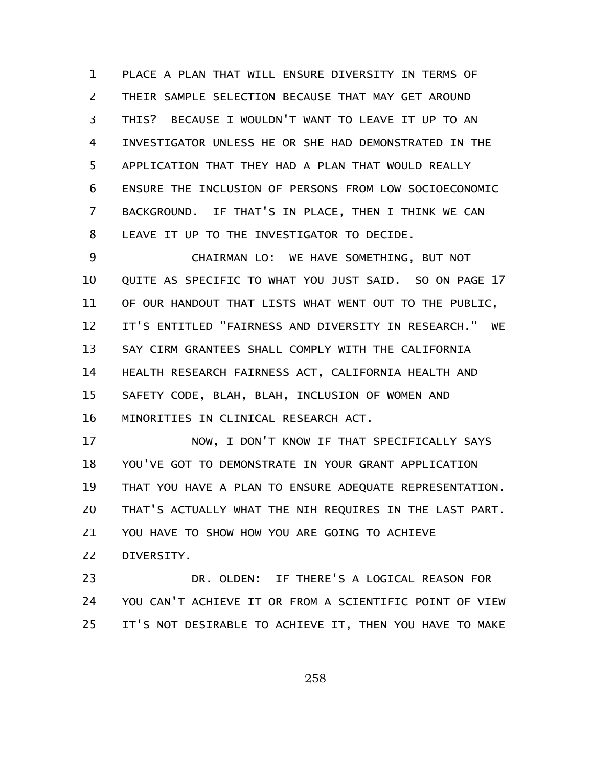PLACE A PLAN THAT WILL ENSURE DIVERSITY IN TERMS OF THEIR SAMPLE SELECTION BECAUSE THAT MAY GET AROUND THIS? BECAUSE I WOULDN'T WANT TO LEAVE IT UP TO AN INVESTIGATOR UNLESS HE OR SHE HAD DEMONSTRATED IN THE APPLICATION THAT THEY HAD A PLAN THAT WOULD REALLY ENSURE THE INCLUSION OF PERSONS FROM LOW SOCIOECONOMIC BACKGROUND. IF THAT'S IN PLACE, THEN I THINK WE CAN LEAVE IT UP TO THE INVESTIGATOR TO DECIDE.

CHAIRMAN LO: WE HAVE SOMETHING, BUT NOT QUITE AS SPECIFIC TO WHAT YOU JUST SAID. SO ON PAGE 17 OF OUR HANDOUT THAT LISTS WHAT WENT OUT TO THE PUBLIC, IT'S ENTITLED "FAIRNESS AND DIVERSITY IN RESEARCH." WE SAY CIRM GRANTEES SHALL COMPLY WITH THE CALIFORNIA HEALTH RESEARCH FAIRNESS ACT, CALIFORNIA HEALTH AND SAFETY CODE, BLAH, BLAH, INCLUSION OF WOMEN AND MINORITIES IN CLINICAL RESEARCH ACT.

NOW, I DON'T KNOW IF THAT SPECIFICALLY SAYS YOU'VE GOT TO DEMONSTRATE IN YOUR GRANT APPLICATION THAT YOU HAVE A PLAN TO ENSURE ADEQUATE REPRESENTATION. THAT'S ACTUALLY WHAT THE NIH REQUIRES IN THE LAST PART. YOU HAVE TO SHOW HOW YOU ARE GOING TO ACHIEVE DIVERSITY.

DR. OLDEN: IF THERE'S A LOGICAL REASON FOR YOU CAN'T ACHIEVE IT OR FROM A SCIENTIFIC POINT OF VIEW IT'S NOT DESIRABLE TO ACHIEVE IT, THEN YOU HAVE TO MAKE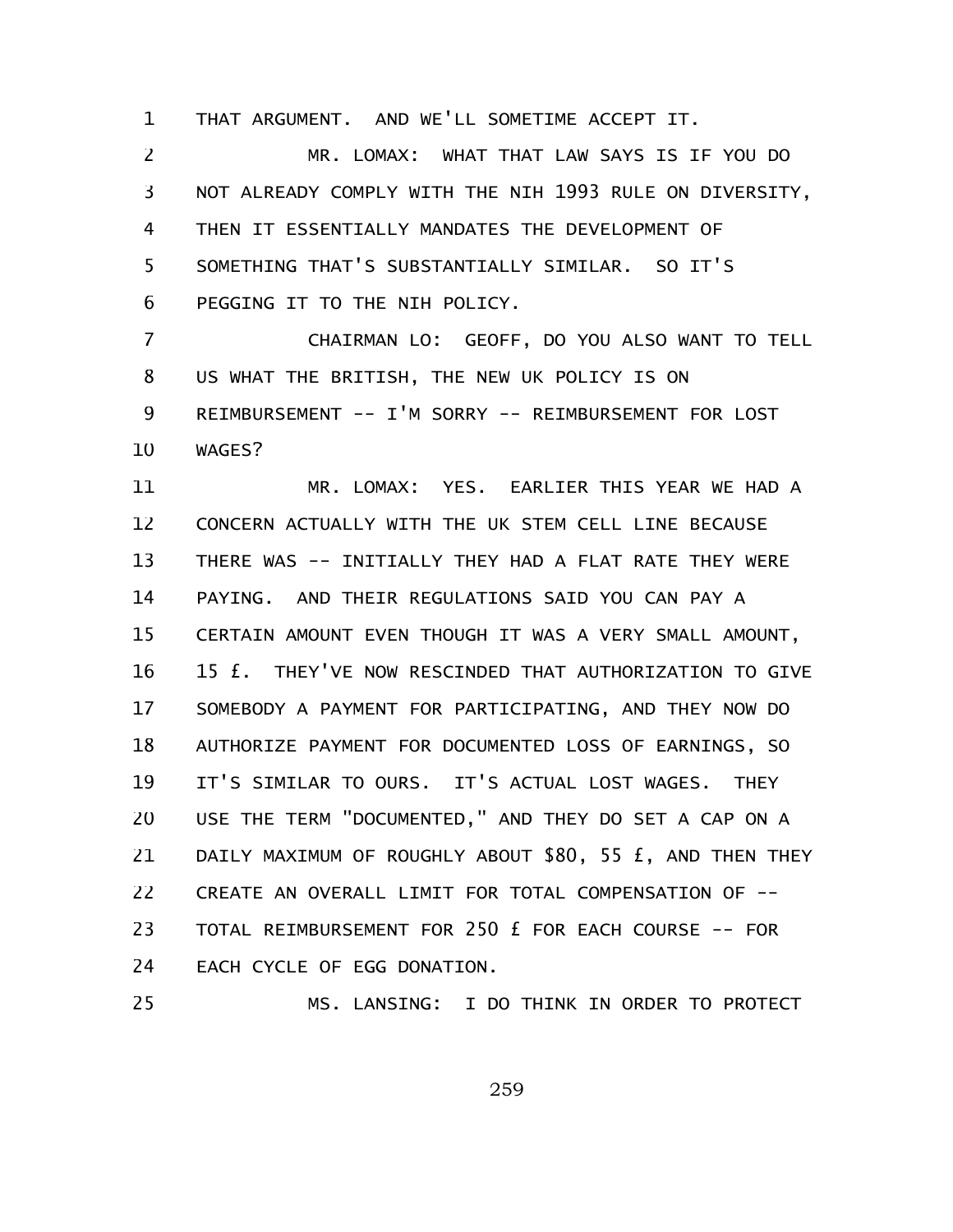THAT ARGUMENT. AND WE'LL SOMETIME ACCEPT IT.

MR. LOMAX: WHAT THAT LAW SAYS IS IF YOU DO NOT ALREADY COMPLY WITH THE NIH 1993 RULE ON DIVERSITY, THEN IT ESSENTIALLY MANDATES THE DEVELOPMENT OF SOMETHING THAT'S SUBSTANTIALLY SIMILAR. SO IT'S PEGGING IT TO THE NIH POLICY.

CHAIRMAN LO: GEOFF, DO YOU ALSO WANT TO TELL US WHAT THE BRITISH, THE NEW UK POLICY IS ON REIMBURSEMENT -- I'M SORRY -- REIMBURSEMENT FOR LOST WAGES?

MR. LOMAX: YES. EARLIER THIS YEAR WE HAD A CONCERN ACTUALLY WITH THE UK STEM CELL LINE BECAUSE THERE WAS -- INITIALLY THEY HAD A FLAT RATE THEY WERE PAYING. AND THEIR REGULATIONS SAID YOU CAN PAY A CERTAIN AMOUNT EVEN THOUGH IT WAS A VERY SMALL AMOUNT, 15 £. THEY'VE NOW RESCINDED THAT AUTHORIZATION TO GIVE SOMEBODY A PAYMENT FOR PARTICIPATING, AND THEY NOW DO AUTHORIZE PAYMENT FOR DOCUMENTED LOSS OF EARNINGS, SO IT'S SIMILAR TO OURS. IT'S ACTUAL LOST WAGES. THEY USE THE TERM "DOCUMENTED," AND THEY DO SET A CAP ON A DAILY MAXIMUM OF ROUGHLY ABOUT $80, 55 £, AND THEN THEY CREATE AN OVERALL LIMIT FOR TOTAL COMPENSATION OF -- TOTAL REIMBURSEMENT FOR 250 £ FOR EACH COURSE -- FOR EACH CYCLE OF EGG DONATION.

MS. LANSING: I DO THINK IN ORDER TO PROTECT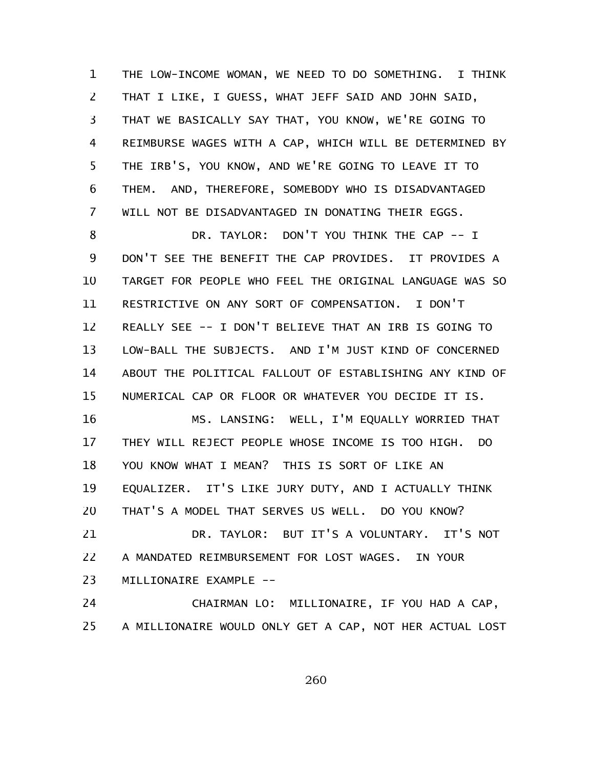THE LOW-INCOME WOMAN, WE NEED TO DO SOMETHING. I THINK THAT I LIKE, I GUESS, WHAT JEFF SAID AND JOHN SAID, THAT WE BASICALLY SAY THAT, YOU KNOW, WE'RE GOING TO REIMBURSE WAGES WITH A CAP, WHICH WILL BE DETERMINED BY THE IRB'S, YOU KNOW, AND WE'RE GOING TO LEAVE IT TO THEM. AND, THEREFORE, SOMEBODY WHO IS DISADVANTAGED WILL NOT BE DISADVANTAGED IN DONATING THEIR EGGS.

DR. TAYLOR: DON'T YOU THINK THE CAP -- I DON'T SEE THE BENEFIT THE CAP PROVIDES. IT PROVIDES A TARGET FOR PEOPLE WHO FEEL THE ORIGINAL LANGUAGE WAS SO RESTRICTIVE ON ANY SORT OF COMPENSATION. I DON'T REALLY SEE -- I DON'T BELIEVE THAT AN IRB IS GOING TO LOW-BALL THE SUBJECTS. AND I'M JUST KIND OF CONCERNED ABOUT THE POLITICAL FALLOUT OF ESTABLISHING ANY KIND OF NUMERICAL CAP OR FLOOR OR WHATEVER YOU DECIDE IT IS.

MS. LANSING: WELL, I'M EQUALLY WORRIED THAT THEY WILL REJECT PEOPLE WHOSE INCOME IS TOO HIGH. DO YOU KNOW WHAT I MEAN? THIS IS SORT OF LIKE AN EQUALIZER. IT'S LIKE JURY DUTY, AND I ACTUALLY THINK THAT'S A MODEL THAT SERVES US WELL. DO YOU KNOW?

DR. TAYLOR: BUT IT'S A VOLUNTARY. IT'S NOT A MANDATED REIMBURSEMENT FOR LOST WAGES. IN YOUR MILLIONAIRE EXAMPLE --

CHAIRMAN LO: MILLIONAIRE, IF YOU HAD A CAP, A MILLIONAIRE WOULD ONLY GET A CAP, NOT HER ACTUAL LOST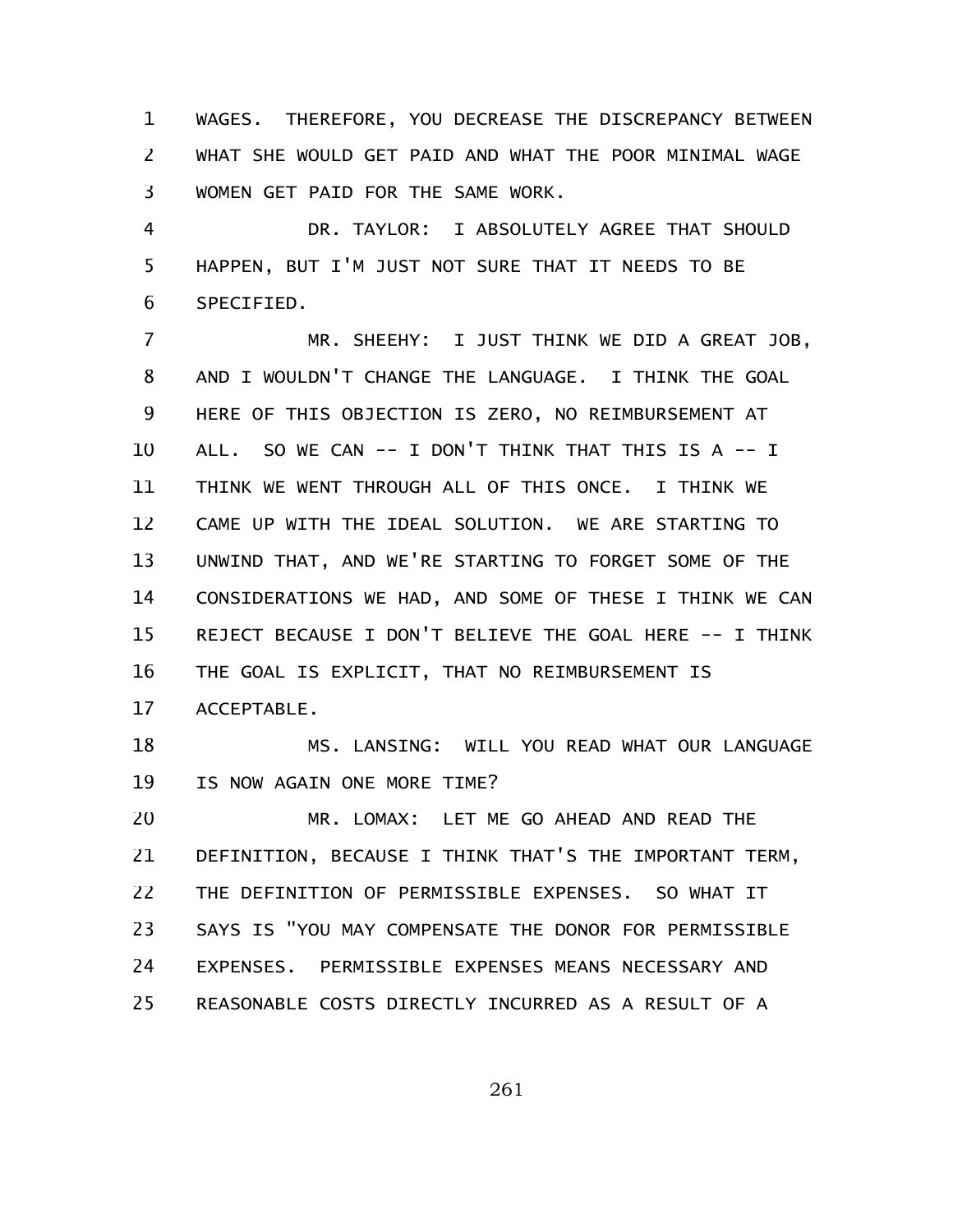WAGES. THEREFORE, YOU DECREASE THE DISCREPANCY BETWEEN WHAT SHE WOULD GET PAID AND WHAT THE POOR MINIMAL WAGE WOMEN GET PAID FOR THE SAME WORK.

DR. TAYLOR: I ABSOLUTELY AGREE THAT SHOULD HAPPEN, BUT I'M JUST NOT SURE THAT IT NEEDS TO BE SPECIFIED.

MR. SHEEHY: I JUST THINK WE DID A GREAT JOB, AND I WOULDN'T CHANGE THE LANGUAGE. I THINK THE GOAL HERE OF THIS OBJECTION IS ZERO, NO REIMBURSEMENT AT ALL. SO WE CAN -- I DON'T THINK THAT THIS IS A -- I THINK WE WENT THROUGH ALL OF THIS ONCE. I THINK WE CAME UP WITH THE IDEAL SOLUTION. WE ARE STARTING TO UNWIND THAT, AND WE'RE STARTING TO FORGET SOME OF THE CONSIDERATIONS WE HAD, AND SOME OF THESE I THINK WE CAN REJECT BECAUSE I DON'T BELIEVE THE GOAL HERE -- I THINK THE GOAL IS EXPLICIT, THAT NO REIMBURSEMENT IS ACCEPTABLE.

MS. LANSING: WILL YOU READ WHAT OUR LANGUAGE IS NOW AGAIN ONE MORE TIME?

MR. LOMAX: LET ME GO AHEAD AND READ THE DEFINITION, BECAUSE I THINK THAT'S THE IMPORTANT TERM, THE DEFINITION OF PERMISSIBLE EXPENSES. SO WHAT IT SAYS IS "YOU MAY COMPENSATE THE DONOR FOR PERMISSIBLE EXPENSES. PERMISSIBLE EXPENSES MEANS NECESSARY AND REASONABLE COSTS DIRECTLY INCURRED AS A RESULT OF A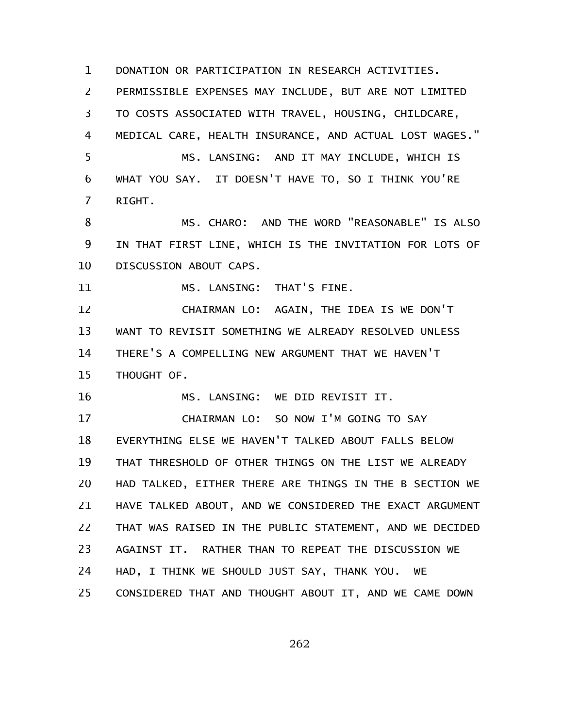DONATION OR PARTICIPATION IN RESEARCH ACTIVITIES. PERMISSIBLE EXPENSES MAY INCLUDE, BUT ARE NOT LIMITED TO COSTS ASSOCIATED WITH TRAVEL, HOUSING, CHILDCARE, MEDICAL CARE, HEALTH INSURANCE, AND ACTUAL LOST WAGES."

MS. LANSING: AND IT MAY INCLUDE, WHICH IS WHAT YOU SAY. IT DOESN'T HAVE TO, SO I THINK YOU'RE RIGHT.

MS. CHARO: AND THE WORD "REASONABLE" IS ALSO IN THAT FIRST LINE, WHICH IS THE INVITATION FOR LOTS OF DISCUSSION ABOUT CAPS.

MS. LANSING: THAT'S FINE.

CHAIRMAN LO: AGAIN, THE IDEA IS WE DON'T WANT TO REVISIT SOMETHING WE ALREADY RESOLVED UNLESS THERE'S A COMPELLING NEW ARGUMENT THAT WE HAVEN'T THOUGHT OF.

MS. LANSING: WE DID REVISIT IT.

CHAIRMAN LO: SO NOW I'M GOING TO SAY EVERYTHING ELSE WE HAVEN'T TALKED ABOUT FALLS BELOW THAT THRESHOLD OF OTHER THINGS ON THE LIST WE ALREADY HAD TALKED, EITHER THERE ARE THINGS IN THE B SECTION WE HAVE TALKED ABOUT, AND WE CONSIDERED THE EXACT ARGUMENT THAT WAS RAISED IN THE PUBLIC STATEMENT, AND WE DECIDED AGAINST IT. RATHER THAN TO REPEAT THE DISCUSSION WE HAD, I THINK WE SHOULD JUST SAY, THANK YOU. WE CONSIDERED THAT AND THOUGHT ABOUT IT, AND WE CAME DOWN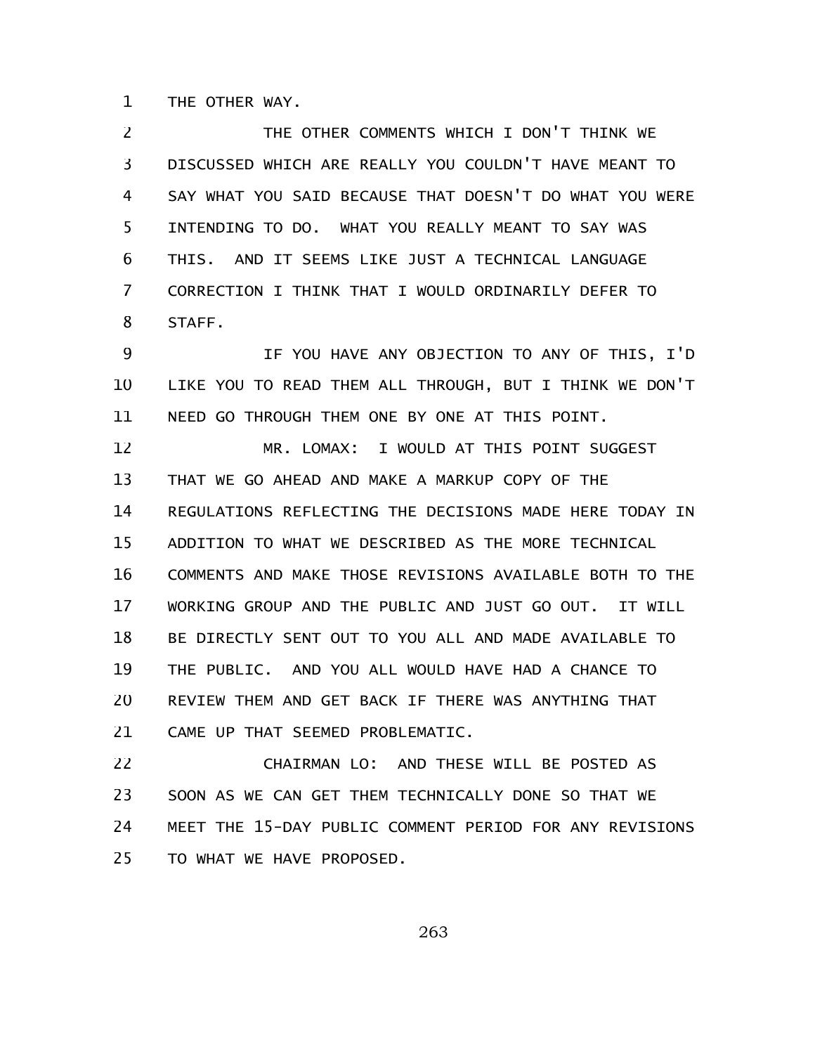THE OTHER WAY.

THE OTHER COMMENTS WHICH I DON'T THINK WE DISCUSSED WHICH ARE REALLY YOU COULDN'T HAVE MEANT TO SAY WHAT YOU SAID BECAUSE THAT DOESN'T DO WHAT YOU WERE INTENDING TO DO. WHAT YOU REALLY MEANT TO SAY WAS THIS. AND IT SEEMS LIKE JUST A TECHNICAL LANGUAGE CORRECTION I THINK THAT I WOULD ORDINARILY DEFER TO STAFF.

IF YOU HAVE ANY OBJECTION TO ANY OF THIS, I'D LIKE YOU TO READ THEM ALL THROUGH, BUT I THINK WE DON'T NEED GO THROUGH THEM ONE BY ONE AT THIS POINT.

MR. LOMAX: I WOULD AT THIS POINT SUGGEST THAT WE GO AHEAD AND MAKE A MARKUP COPY OF THE REGULATIONS REFLECTING THE DECISIONS MADE HERE TODAY IN ADDITION TO WHAT WE DESCRIBED AS THE MORE TECHNICAL COMMENTS AND MAKE THOSE REVISIONS AVAILABLE BOTH TO THE WORKING GROUP AND THE PUBLIC AND JUST GO OUT. IT WILL BE DIRECTLY SENT OUT TO YOU ALL AND MADE AVAILABLE TO THE PUBLIC. AND YOU ALL WOULD HAVE HAD A CHANCE TO REVIEW THEM AND GET BACK IF THERE WAS ANYTHING THAT CAME UP THAT SEEMED PROBLEMATIC.

CHAIRMAN LO: AND THESE WILL BE POSTED AS SOON AS WE CAN GET THEM TECHNICALLY DONE SO THAT WE MEET THE 15-DAY PUBLIC COMMENT PERIOD FOR ANY REVISIONS TO WHAT WE HAVE PROPOSED.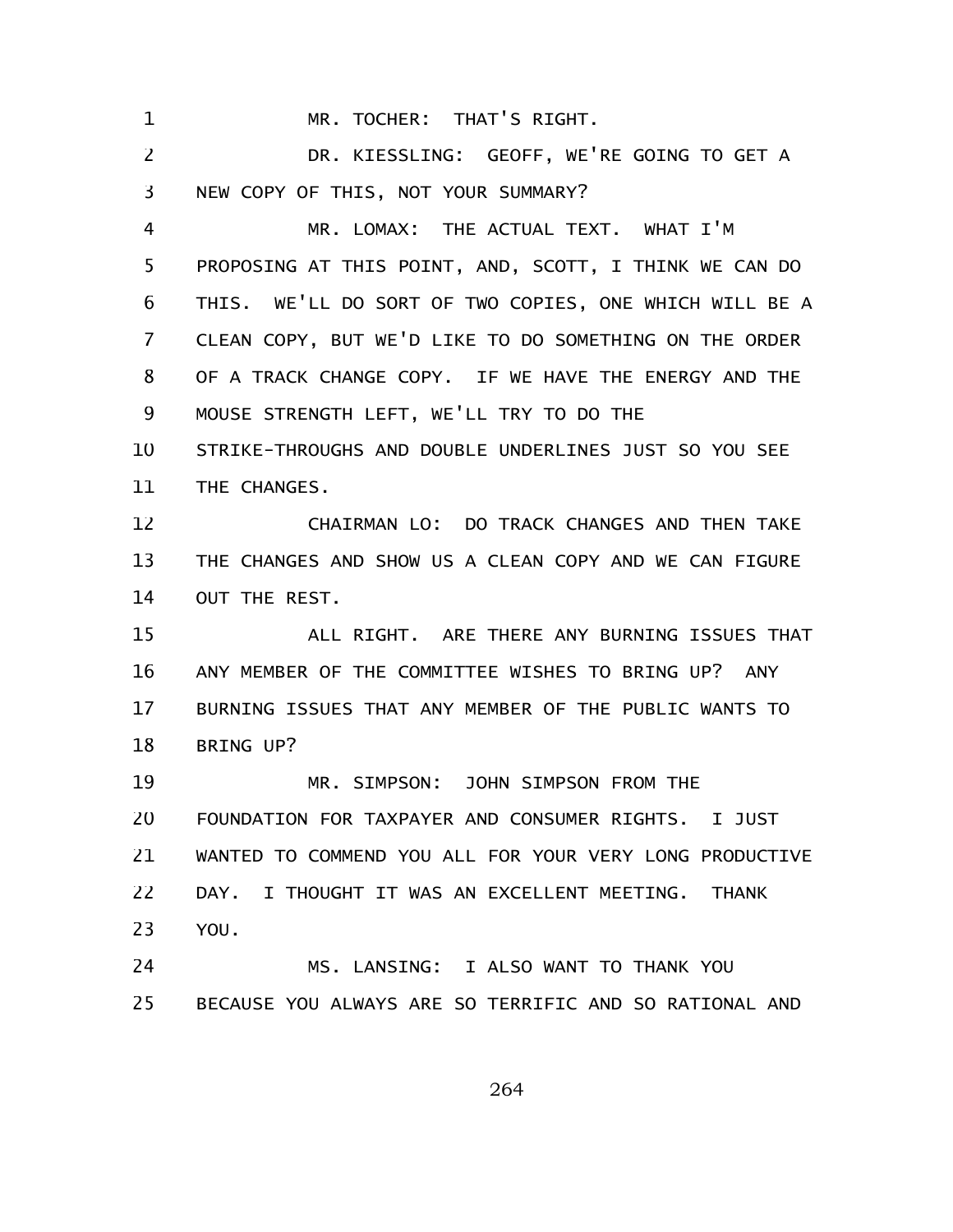MR. TOCHER: THAT'S RIGHT.

DR. KIESSLING: GEOFF, WE'RE GOING TO GET A NEW COPY OF THIS, NOT YOUR SUMMARY?

MR. LOMAX: THE ACTUAL TEXT. WHAT I'M PROPOSING AT THIS POINT, AND, SCOTT, I THINK WE CAN DO THIS. WE'LL DO SORT OF TWO COPIES, ONE WHICH WILL BE A CLEAN COPY, BUT WE'D LIKE TO DO SOMETHING ON THE ORDER OF A TRACK CHANGE COPY. IF WE HAVE THE ENERGY AND THE MOUSE STRENGTH LEFT, WE'LL TRY TO DO THE STRIKE-THROUGHS AND DOUBLE UNDERLINES JUST SO YOU SEE THE CHANGES.

CHAIRMAN LO: DO TRACK CHANGES AND THEN TAKE THE CHANGES AND SHOW US A CLEAN COPY AND WE CAN FIGURE OUT THE REST.

ALL RIGHT. ARE THERE ANY BURNING ISSUES THAT ANY MEMBER OF THE COMMITTEE WISHES TO BRING UP? ANY BURNING ISSUES THAT ANY MEMBER OF THE PUBLIC WANTS TO BRING UP?

MR. SIMPSON: JOHN SIMPSON FROM THE FOUNDATION FOR TAXPAYER AND CONSUMER RIGHTS. I JUST WANTED TO COMMEND YOU ALL FOR YOUR VERY LONG PRODUCTIVE DAY. I THOUGHT IT WAS AN EXCELLENT MEETING. THANK YOU.

MS. LANSING: I ALSO WANT TO THANK YOU BECAUSE YOU ALWAYS ARE SO TERRIFIC AND SO RATIONAL AND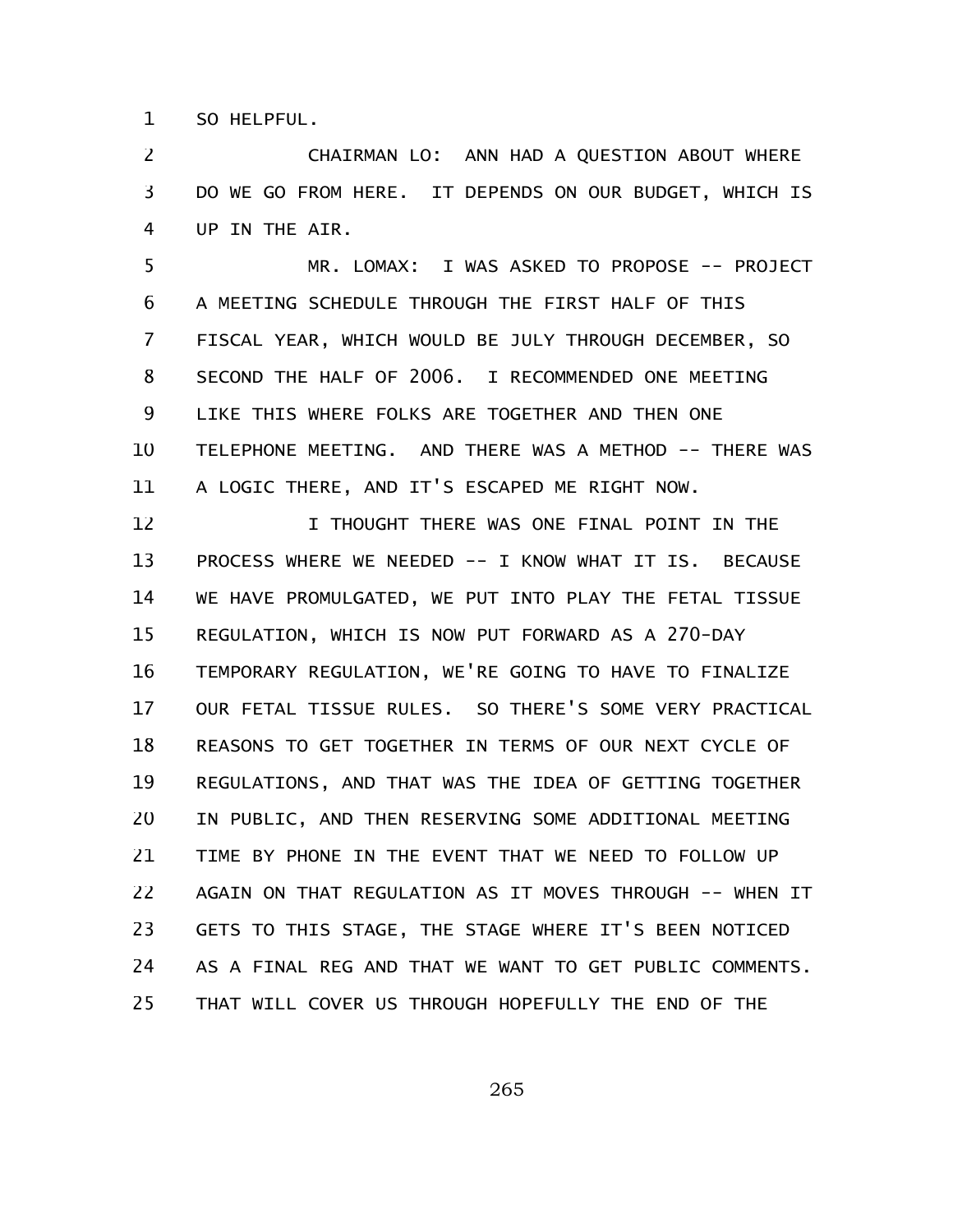SO HELPFUL.

CHAIRMAN LO: ANN HAD A QUESTION ABOUT WHERE DO WE GO FROM HERE. IT DEPENDS ON OUR BUDGET, WHICH IS UP IN THE AIR.

MR. LOMAX: I WAS ASKED TO PROPOSE -- PROJECT A MEETING SCHEDULE THROUGH THE FIRST HALF OF THIS FISCAL YEAR, WHICH WOULD BE JULY THROUGH DECEMBER, SO SECOND THE HALF OF 2006. I RECOMMENDED ONE MEETING LIKE THIS WHERE FOLKS ARE TOGETHER AND THEN ONE TELEPHONE MEETING. AND THERE WAS A METHOD -- THERE WAS A LOGIC THERE, AND IT'S ESCAPED ME RIGHT NOW.

I THOUGHT THERE WAS ONE FINAL POINT IN THE PROCESS WHERE WE NEEDED -- I KNOW WHAT IT IS. BECAUSE WE HAVE PROMULGATED, WE PUT INTO PLAY THE FETAL TISSUE REGULATION, WHICH IS NOW PUT FORWARD AS A 270-DAY TEMPORARY REGULATION, WE'RE GOING TO HAVE TO FINALIZE OUR FETAL TISSUE RULES. SO THERE'S SOME VERY PRACTICAL REASONS TO GET TOGETHER IN TERMS OF OUR NEXT CYCLE OF REGULATIONS, AND THAT WAS THE IDEA OF GETTING TOGETHER IN PUBLIC, AND THEN RESERVING SOME ADDITIONAL MEETING TIME BY PHONE IN THE EVENT THAT WE NEED TO FOLLOW UP AGAIN ON THAT REGULATION AS IT MOVES THROUGH -- WHEN IT GETS TO THIS STAGE, THE STAGE WHERE IT'S BEEN NOTICED AS A FINAL REG AND THAT WE WANT TO GET PUBLIC COMMENTS. THAT WILL COVER US THROUGH HOPEFULLY THE END OF THE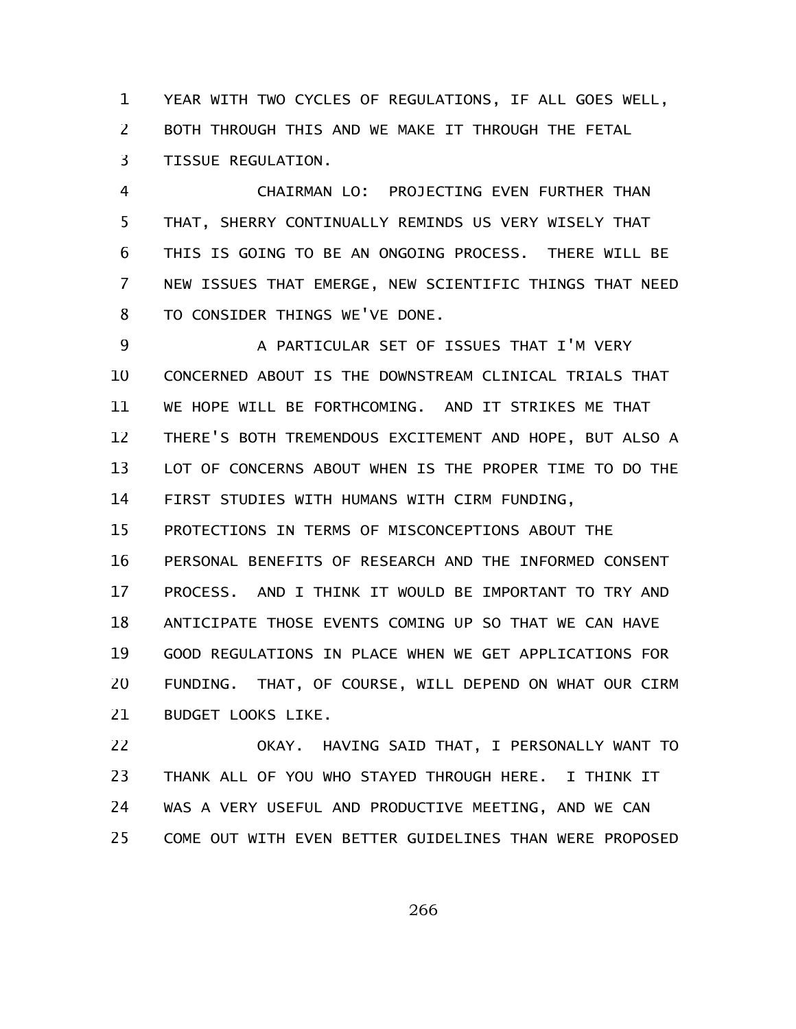YEAR WITH TWO CYCLES OF REGULATIONS, IF ALL GOES WELL, BOTH THROUGH THIS AND WE MAKE IT THROUGH THE FETAL TISSUE REGULATION.

CHAIRMAN LO: PROJECTING EVEN FURTHER THAN THAT, SHERRY CONTINUALLY REMINDS US VERY WISELY THAT THIS IS GOING TO BE AN ONGOING PROCESS. THERE WILL BE NEW ISSUES THAT EMERGE, NEW SCIENTIFIC THINGS THAT NEED TO CONSIDER THINGS WE'VE DONE.

A PARTICULAR SET OF ISSUES THAT I'M VERY CONCERNED ABOUT IS THE DOWNSTREAM CLINICAL TRIALS THAT WE HOPE WILL BE FORTHCOMING. AND IT STRIKES ME THAT THERE'S BOTH TREMENDOUS EXCITEMENT AND HOPE, BUT ALSO A LOT OF CONCERNS ABOUT WHEN IS THE PROPER TIME TO DO THE FIRST STUDIES WITH HUMANS WITH CIRM FUNDING, PROTECTIONS IN TERMS OF MISCONCEPTIONS ABOUT THE PERSONAL BENEFITS OF RESEARCH AND THE INFORMED CONSENT PROCESS. AND I THINK IT WOULD BE IMPORTANT TO TRY AND ANTICIPATE THOSE EVENTS COMING UP SO THAT WE CAN HAVE GOOD REGULATIONS IN PLACE WHEN WE GET APPLICATIONS FOR FUNDING. THAT, OF COURSE, WILL DEPEND ON WHAT OUR CIRM BUDGET LOOKS LIKE.

OKAY. HAVING SAID THAT, I PERSONALLY WANT TO THANK ALL OF YOU WHO STAYED THROUGH HERE. I THINK IT WAS A VERY USEFUL AND PRODUCTIVE MEETING, AND WE CAN COME OUT WITH EVEN BETTER GUIDELINES THAN WERE PROPOSED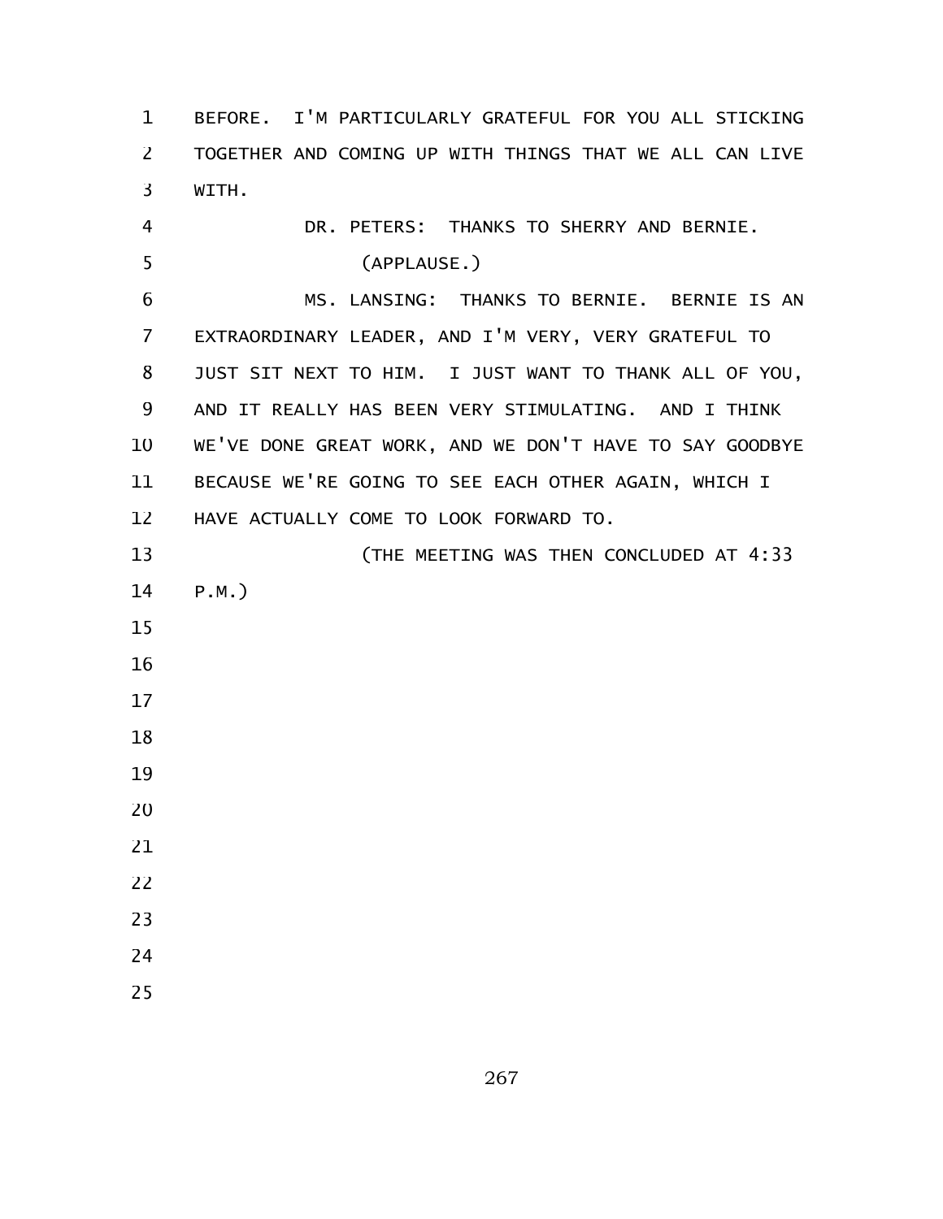BEFORE. I'M PARTICULARLY GRATEFUL FOR YOU ALL STICKING TOGETHER AND COMING UP WITH THINGS THAT WE ALL CAN LIVE WITH.

DR. PETERS: THANKS TO SHERRY AND BERNIE.

(APPLAUSE.)

MS. LANSING: THANKS TO BERNIE. BERNIE IS AN EXTRAORDINARY LEADER, AND I'M VERY, VERY GRATEFUL TO JUST SIT NEXT TO HIM. I JUST WANT TO THANK ALL OF YOU, AND IT REALLY HAS BEEN VERY STIMULATING. AND I THINK WE'VE DONE GREAT WORK, AND WE DON'T HAVE TO SAY GOODBYE BECAUSE WE'RE GOING TO SEE EACH OTHER AGAIN, WHICH I HAVE ACTUALLY COME TO LOOK FORWARD TO.

(THE MEETING WAS THEN CONCLUDED AT 4:33 P.M.)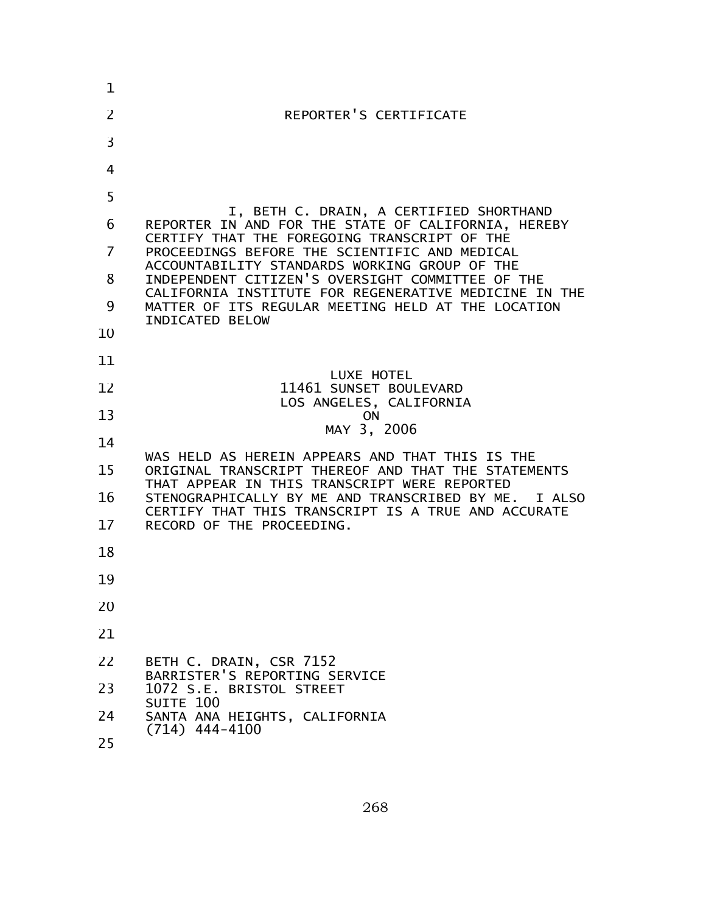## REPORTER'S CERTIFICATE

I, BETH C. DRAIN, A CERTIFIED SHORTHAND REPORTER IN AND FOR THE STATE OF CALIFORNIA, HEREBY CERTIFY THAT THE FOREGOING TRANSCRIPT OF THE PROCEEDINGS BEFORE THE SCIENTIFIC AND MEDICAL ACCOUNTABILITY STANDARDS WORKING GROUP OF THE INDEPENDENT CITIZEN'S OVERSIGHT COMMITTEE OF THE CALIFORNIA INSTITUTE FOR REGENERATIVE MEDICINE IN THE MATTER OF ITS REGULAR MEETING HELD AT THE LOCATION INDICATED BELOW

LUXE HOTEL
11461 SUNSET BOULEVARD
LOS ANGELES, CALIFORNIA
ON
MAY 3, 2006

WAS HELD AS HEREIN APPEARS AND THAT THIS IS THE ORIGINAL TRANSCRIPT THEREOF AND THAT THE STATEMENTS THAT APPEAR IN THIS TRANSCRIPT WERE REPORTED STENOGRAPHICALLY BY ME AND TRANSCRIBED BY ME. I ALSO CERTIFY THAT THIS TRANSCRIPT IS A TRUE AND ACCURATE RECORD OF THE PROCEEDING.

BETH C. DRAIN, CSR 7152
BARRISTER'S REPORTING SERVICE
1072 S.E. BRISTOL STREET
SUITE 100
SANTA ANA HEIGHTS, CALIFORNIA
(714) 444-4100